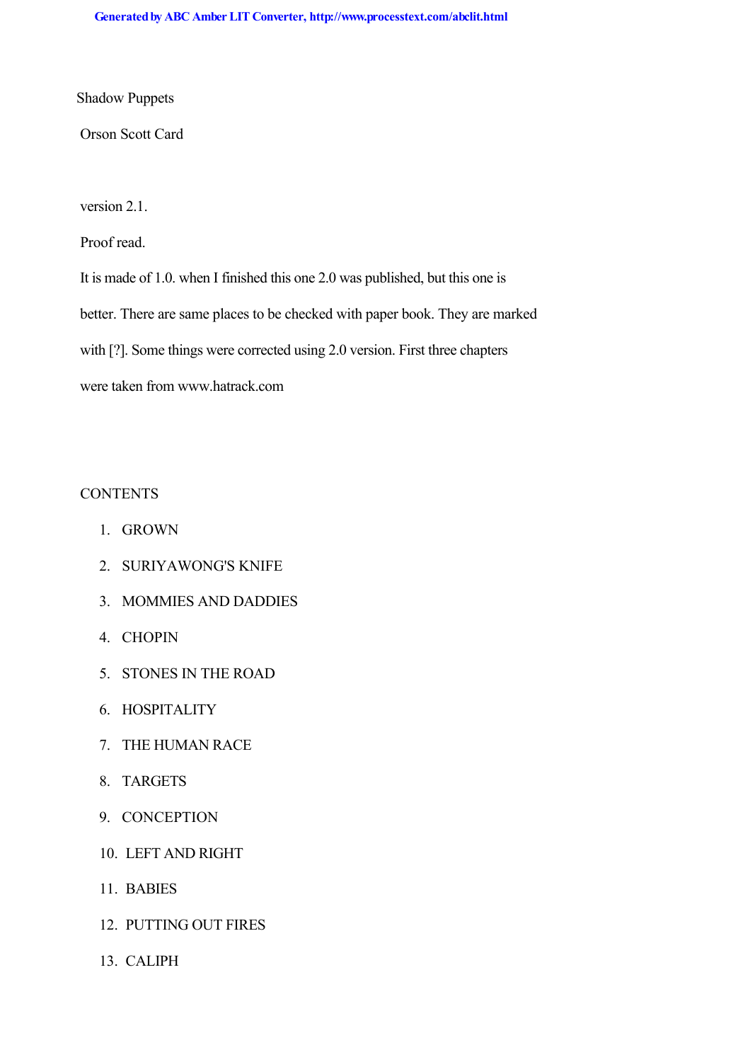Shadow Puppets

Orson Scott Card

version 2.1.

Proof read.

It is made of 1.0. when I finished this one 2.0 was published, but this one is better. There are same places to be checked with paper book. They are marked with [?]. Some things were corrected using 2.0 version. First three chapters were taken from www.hatrack.com

CONTENTS

1. GROWN
2. SURIYAWONG'S KNIFE
3. MOMMIES AND DADDIES
4. CHOPIN
5. STONES IN THE ROAD
6. HOSPITALITY
7. THE HUMAN RACE
8. TARGETS
9. CONCEPTION
10. LEFT AND RIGHT
11. BABIES
12. PUTTING OUT FIRES
13. CALIPH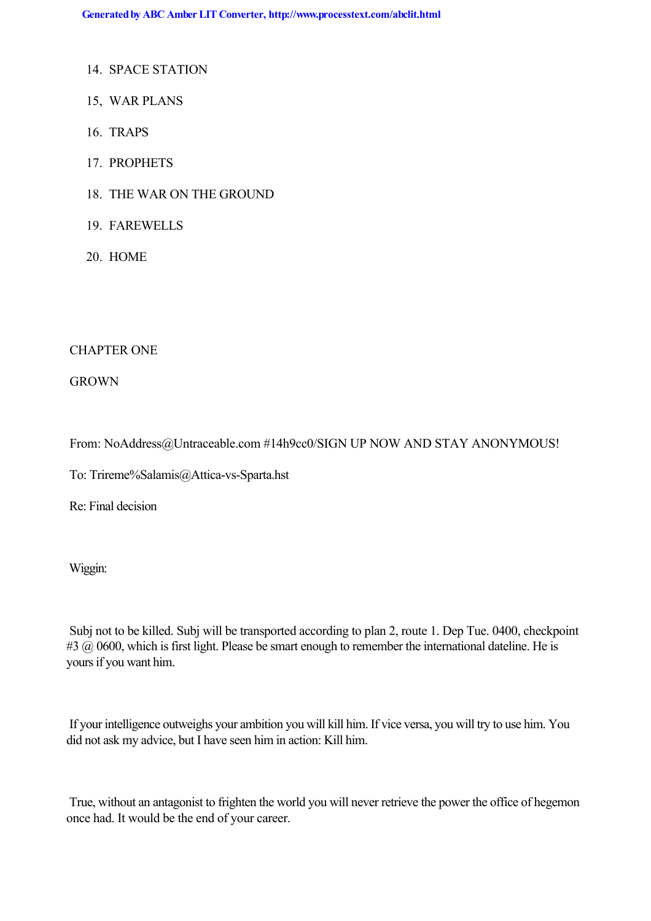14. SPACE STATION

15, WAR PLANS

16. TRAPS

17. PROPHETS

18. THE WAR ON THE GROUND

19. FAREWELLS

20. HOME

## CHAPTER ONE

## GROWN

From: NoAddress@Untraceable.com #14h9cc0/SIGN UP NOW AND STAY ANONYMOUS!

To: Trireme%Salamis@Attica-vs-Sparta.hst

Re: Final decision

Wiggin:

Subj not to be killed. Subj will be transported according to plan 2, route 1. Dep Tue. 0400, checkpoint #3 @ 0600, which is first light. Please be smart enough to remember the international dateline. He is yours if you want him.

If your intelligence outweighs your ambition you will kill him. If vice versa, you will try to use him. You did not ask my advice, but I have seen him in action: Kill him.

True, without an antagonist to frighten the world you will never retrieve the power the office of hegemon once had. It would be the end of your career.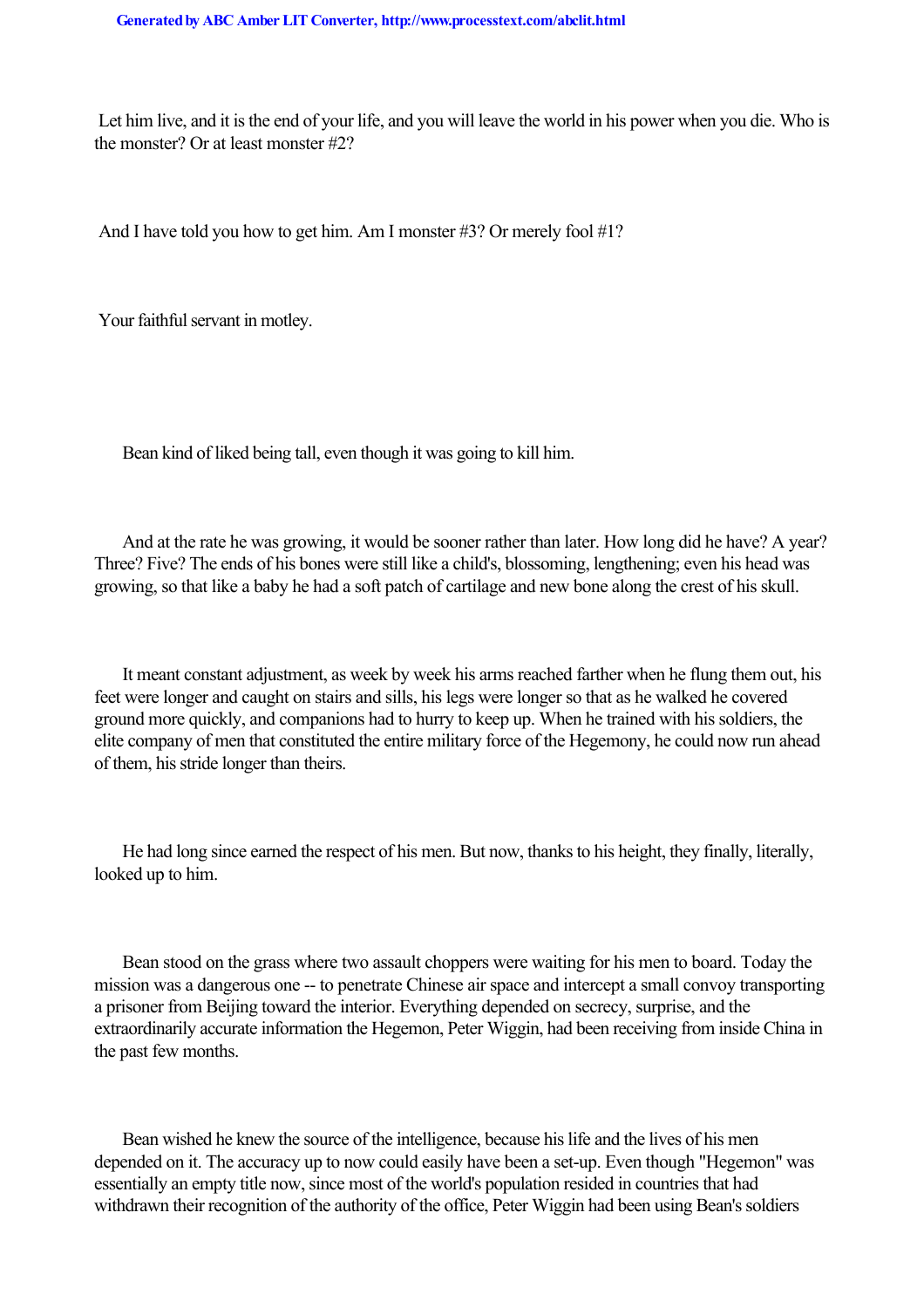Let him live, and it is the end of your life, and you will leave the world in his power when you die. Who is the monster? Or at least monster #2?

And I have told you how to get him. Am I monster #3? Or merely fool #1?

Your faithful servant in motley.

Bean kind of liked being tall, even though it was going to kill him.

And at the rate he was growing, it would be sooner rather than later. How long did he have? A year? Three? Five? The ends of his bones were still like a child's, blossoming, lengthening; even his head was growing, so that like a baby he had a soft patch of cartilage and new bone along the crest of his skull.

It meant constant adjustment, as week by week his arms reached farther when he flung them out, his feet were longer and caught on stairs and sills, his legs were longer so that as he walked he covered ground more quickly, and companions had to hurry to keep up. When he trained with his soldiers, the elite company of men that constituted the entire military force of the Hegemony, he could now run ahead of them, his stride longer than theirs.

He had long since earned the respect of his men. But now, thanks to his height, they finally, literally, looked up to him.

Bean stood on the grass where two assault choppers were waiting for his men to board. Today the mission was a dangerous one -- to penetrate Chinese air space and intercept a small convoy transporting a prisoner from Beijing toward the interior. Everything depended on secrecy, surprise, and the extraordinarily accurate information the Hegemon, Peter Wiggin, had been receiving from inside China in the past few months.

Bean wished he knew the source of the intelligence, because his life and the lives of his men depended on it. The accuracy up to now could easily have been a set-up. Even though "Hegemon" was essentially an empty title now, since most of the world's population resided in countries that had withdrawn their recognition of the authority of the office, Peter Wiggin had been using Bean's soldiers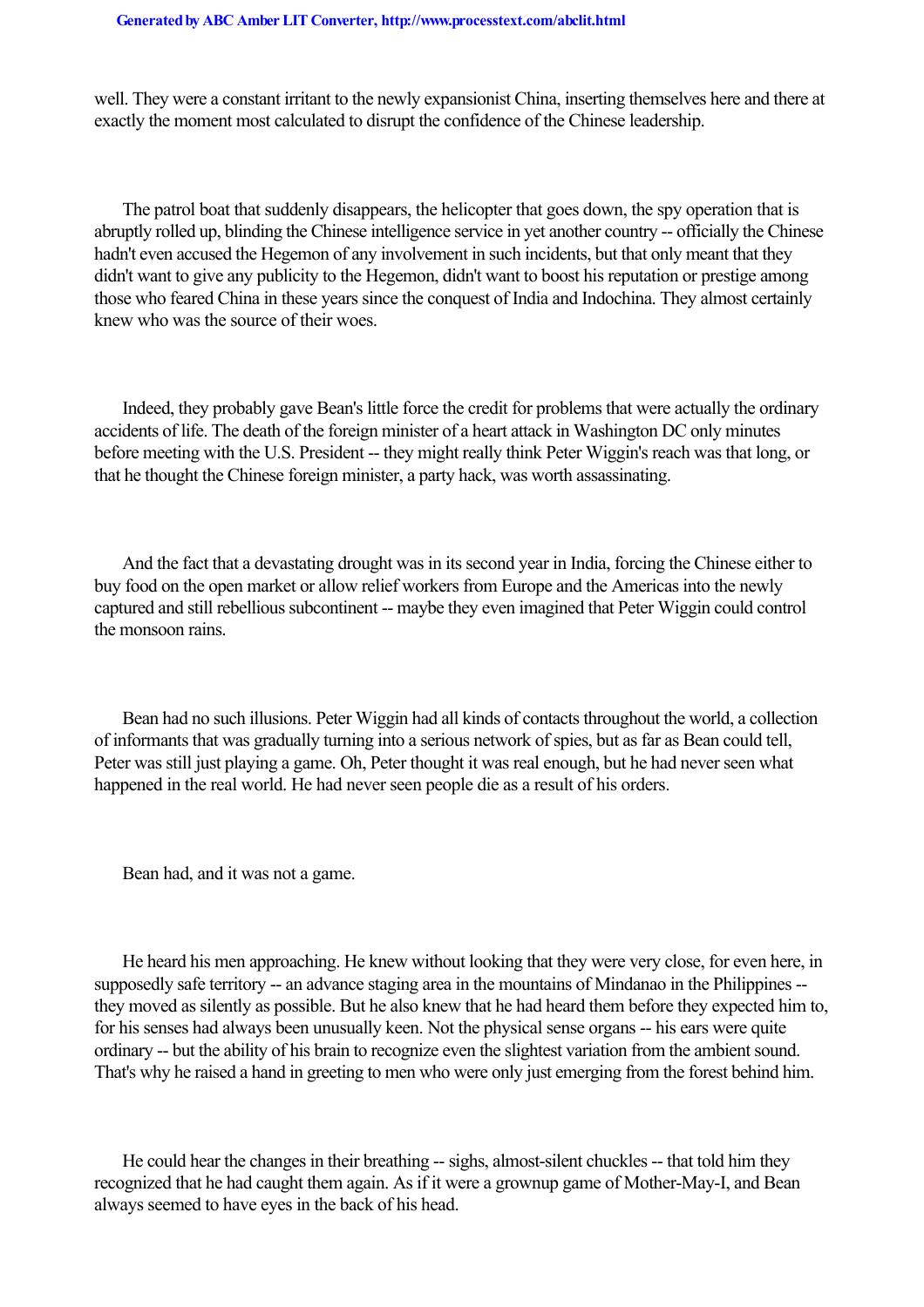well. They were a constant irritant to the newly expansionist China, inserting themselves here and there at exactly the moment most calculated to disrupt the confidence of the Chinese leadership.

The patrol boat that suddenly disappears, the helicopter that goes down, the spy operation that is abruptly rolled up, blinding the Chinese intelligence service in yet another country -- officially the Chinese hadn't even accused the Hegemon of any involvement in such incidents, but that only meant that they didn't want to give any publicity to the Hegemon, didn't want to boost his reputation or prestige among those who feared China in these years since the conquest of India and Indochina. They almost certainly knew who was the source of their woes.

Indeed, they probably gave Bean's little force the credit for problems that were actually the ordinary accidents of life. The death of the foreign minister of a heart attack in Washington DC only minutes before meeting with the U.S. President -- they might really think Peter Wiggin's reach was that long, or that he thought the Chinese foreign minister, a party hack, was worth assassinating.

And the fact that a devastating drought was in its second year in India, forcing the Chinese either to buy food on the open market or allow relief workers from Europe and the Americas into the newly captured and still rebellious subcontinent -- maybe they even imagined that Peter Wiggin could control the monsoon rains.

Bean had no such illusions. Peter Wiggin had all kinds of contacts throughout the world, a collection of informants that was gradually turning into a serious network of spies, but as far as Bean could tell, Peter was still just playing a game. Oh, Peter thought it was real enough, but he had never seen what happened in the real world. He had never seen people die as a result of his orders.

Bean had, and it was not a game.

He heard his men approaching. He knew without looking that they were very close, for even here, in supposedly safe territory -- an advance staging area in the mountains of Mindanao in the Philippines -- they moved as silently as possible. But he also knew that he had heard them before they expected him to, for his senses had always been unusually keen. Not the physical sense organs -- his ears were quite ordinary -- but the ability of his brain to recognize even the slightest variation from the ambient sound. That's why he raised a hand in greeting to men who were only just emerging from the forest behind him.

He could hear the changes in their breathing -- sighs, almost-silent chuckles -- that told him they recognized that he had caught them again. As if it were a grownup game of Mother-May-I, and Bean always seemed to have eyes in the back of his head.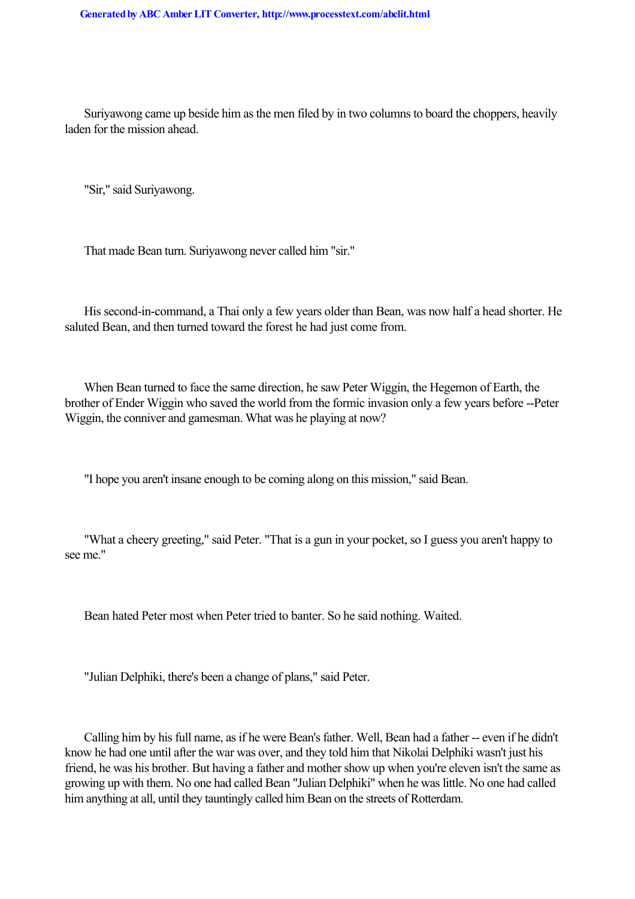Suriyawong came up beside him as the men filed by in two columns to board the choppers, heavily laden for the mission ahead.

"Sir," said Suriyawong.

That made Bean turn. Suriyawong never called him "sir."

His second-in-command, a Thai only a few years older than Bean, was now half a head shorter. He saluted Bean, and then turned toward the forest he had just come from.

When Bean turned to face the same direction, he saw Peter Wiggin, the Hegemon of Earth, the brother of Ender Wiggin who saved the world from the formic invasion only a few years before --Peter Wiggin, the conniver and gamesman. What was he playing at now?

"I hope you aren't insane enough to be coming along on this mission," said Bean.

"What a cheery greeting," said Peter. "That is a gun in your pocket, so I guess you aren't happy to see me."

Bean hated Peter most when Peter tried to banter. So he said nothing. Waited.

"Julian Delphiki, there's been a change of plans," said Peter.

Calling him by his full name, as if he were Bean's father. Well, Bean had a father -- even if he didn't know he had one until after the war was over, and they told him that Nikolai Delphiki wasn't just his friend, he was his brother. But having a father and mother show up when you're eleven isn't the same as growing up with them. No one had called Bean "Julian Delphiki" when he was little. No one had called him anything at all, until they tauntingly called him Bean on the streets of Rotterdam.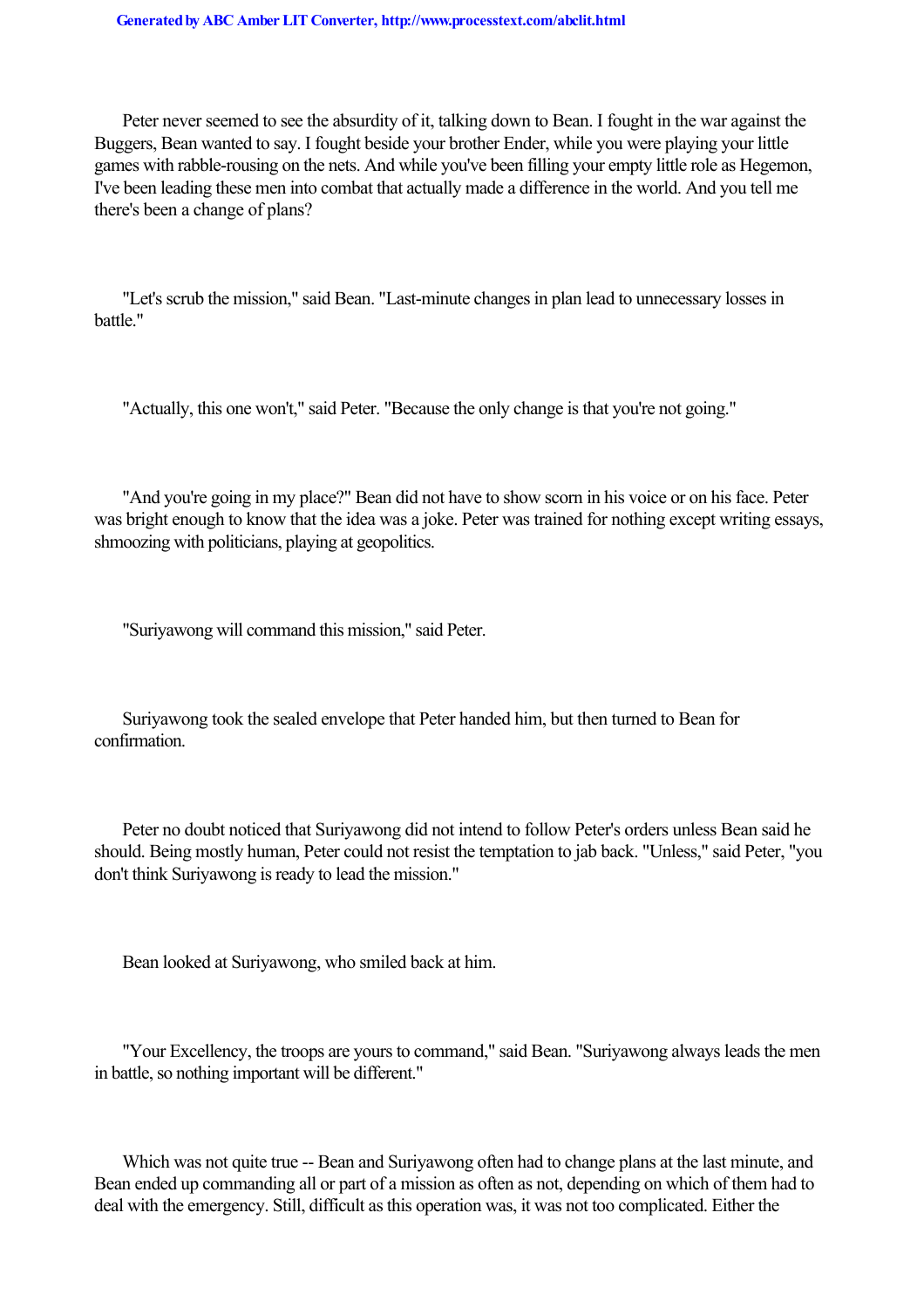Peter never seemed to see the absurdity of it, talking down to Bean. I fought in the war against the Buggers, Bean wanted to say. I fought beside your brother Ender, while you were playing your little games with rabble-rousing on the nets. And while you've been filling your empty little role as Hegemon, I've been leading these men into combat that actually made a difference in the world. And you tell me there's been a change of plans?

"Let's scrub the mission," said Bean. "Last-minute changes in plan lead to unnecessary losses in battle."

"Actually, this one won't," said Peter. "Because the only change is that you're not going."

"And you're going in my place?" Bean did not have to show scorn in his voice or on his face. Peter was bright enough to know that the idea was a joke. Peter was trained for nothing except writing essays, shmoozing with politicians, playing at geopolitics.

"Suriyawong will command this mission," said Peter.

Suriyawong took the sealed envelope that Peter handed him, but then turned to Bean for confirmation.

Peter no doubt noticed that Suriyawong did not intend to follow Peter's orders unless Bean said he should. Being mostly human, Peter could not resist the temptation to jab back. "Unless," said Peter, "you don't think Suriyawong is ready to lead the mission."

Bean looked at Suriyawong, who smiled back at him.

"Your Excellency, the troops are yours to command," said Bean. "Suriyawong always leads the men in battle, so nothing important will be different."

Which was not quite true -- Bean and Suriyawong often had to change plans at the last minute, and Bean ended up commanding all or part of a mission as often as not, depending on which of them had to deal with the emergency. Still, difficult as this operation was, it was not too complicated. Either the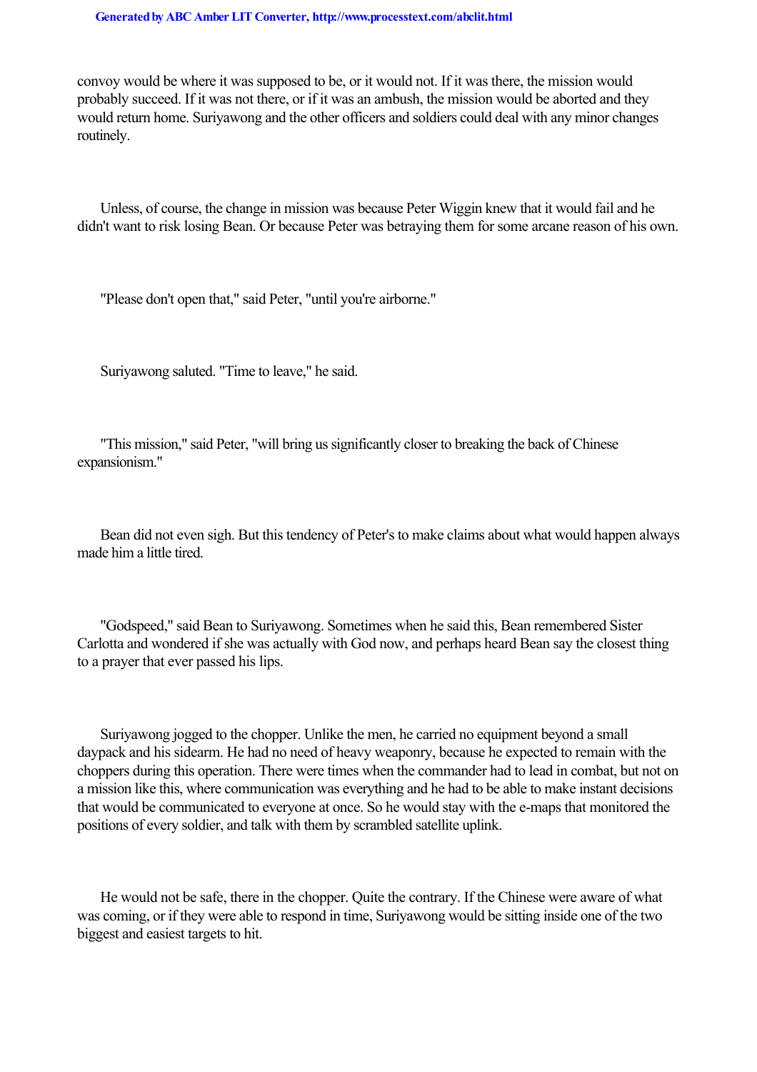convoy would be where it was supposed to be, or it would not. If it was there, the mission would probably succeed. If it was not there, or if it was an ambush, the mission would be aborted and they would return home. Suriyawong and the other officers and soldiers could deal with any minor changes routinely.

Unless, of course, the change in mission was because Peter Wiggin knew that it would fail and he didn't want to risk losing Bean. Or because Peter was betraying them for some arcane reason of his own.

"Please don't open that," said Peter, "until you're airborne."

Suriyawong saluted. "Time to leave," he said.

"This mission," said Peter, "will bring us significantly closer to breaking the back of Chinese expansionism."

Bean did not even sigh. But this tendency of Peter's to make claims about what would happen always made him a little tired.

"Godspeed," said Bean to Suriyawong. Sometimes when he said this, Bean remembered Sister Carlotta and wondered if she was actually with God now, and perhaps heard Bean say the closest thing to a prayer that ever passed his lips.

Suriyawong jogged to the chopper. Unlike the men, he carried no equipment beyond a small daypack and his sidearm. He had no need of heavy weaponry, because he expected to remain with the choppers during this operation. There were times when the commander had to lead in combat, but not on a mission like this, where communication was everything and he had to be able to make instant decisions that would be communicated to everyone at once. So he would stay with the e-maps that monitored the positions of every soldier, and talk with them by scrambled satellite uplink.

He would not be safe, there in the chopper. Quite the contrary. If the Chinese were aware of what was coming, or if they were able to respond in time, Suriyawong would be sitting inside one of the two biggest and easiest targets to hit.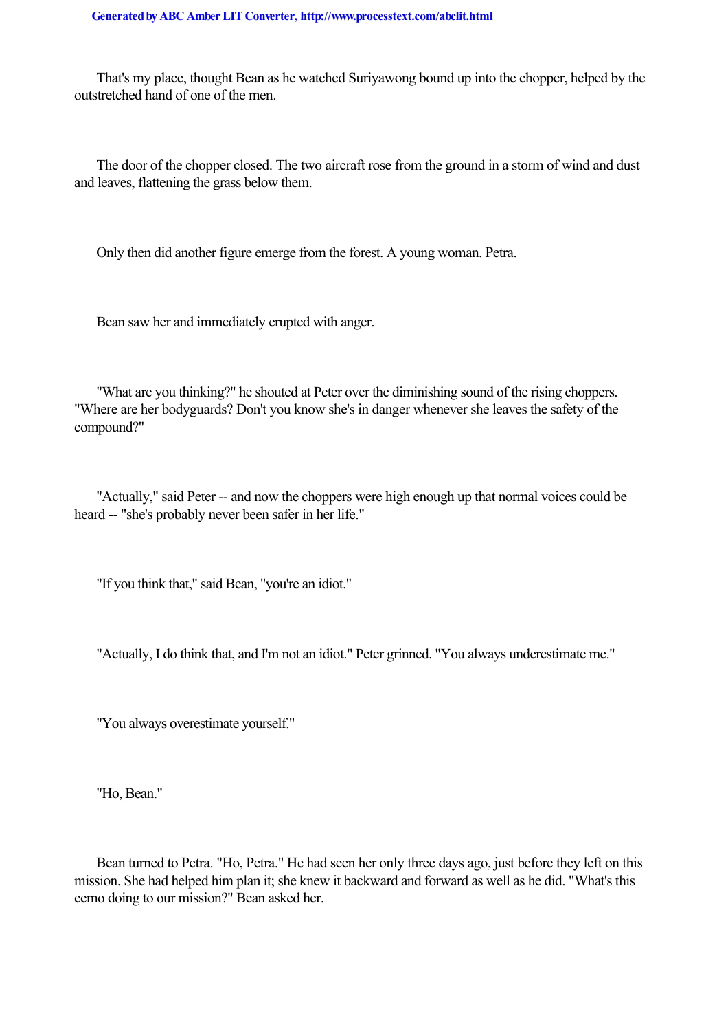That's my place, thought Bean as he watched Suriyawong bound up into the chopper, helped by the outstretched hand of one of the men.

The door of the chopper closed. The two aircraft rose from the ground in a storm of wind and dust and leaves, flattening the grass below them.

Only then did another figure emerge from the forest. A young woman. Petra.

Bean saw her and immediately erupted with anger.

"What are you thinking?" he shouted at Peter over the diminishing sound of the rising choppers. "Where are her bodyguards? Don't you know she's in danger whenever she leaves the safety of the compound?"

"Actually," said Peter -- and now the choppers were high enough up that normal voices could be heard -- "she's probably never been safer in her life."

"If you think that," said Bean, "you're an idiot."

"Actually, I do think that, and I'm not an idiot." Peter grinned. "You always underestimate me."

"You always overestimate yourself."

"Ho, Bean."

Bean turned to Petra. "Ho, Petra." He had seen her only three days ago, just before they left on this mission. She had helped him plan it; she knew it backward and forward as well as he did. "What's this eemo doing to our mission?" Bean asked her.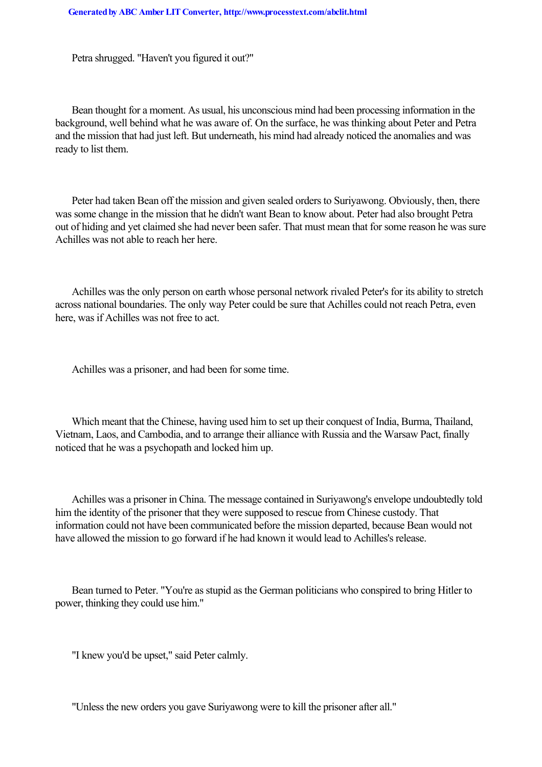Petra shrugged. "Haven't you figured it out?"

Bean thought for a moment. As usual, his unconscious mind had been processing information in the background, well behind what he was aware of. On the surface, he was thinking about Peter and Petra and the mission that had just left. But underneath, his mind had already noticed the anomalies and was ready to list them.

Peter had taken Bean off the mission and given sealed orders to Suriyawong. Obviously, then, there was some change in the mission that he didn't want Bean to know about. Peter had also brought Petra out of hiding and yet claimed she had never been safer. That must mean that for some reason he was sure Achilles was not able to reach her here.

Achilles was the only person on earth whose personal network rivaled Peter's for its ability to stretch across national boundaries. The only way Peter could be sure that Achilles could not reach Petra, even here, was if Achilles was not free to act.

Achilles was a prisoner, and had been for some time.

Which meant that the Chinese, having used him to set up their conquest of India, Burma, Thailand, Vietnam, Laos, and Cambodia, and to arrange their alliance with Russia and the Warsaw Pact, finally noticed that he was a psychopath and locked him up.

Achilles was a prisoner in China. The message contained in Suriyawong's envelope undoubtedly told him the identity of the prisoner that they were supposed to rescue from Chinese custody. That information could not have been communicated before the mission departed, because Bean would not have allowed the mission to go forward if he had known it would lead to Achilles's release.

Bean turned to Peter. "You're as stupid as the German politicians who conspired to bring Hitler to power, thinking they could use him."

"I knew you'd be upset," said Peter calmly.

"Unless the new orders you gave Suriyawong were to kill the prisoner after all."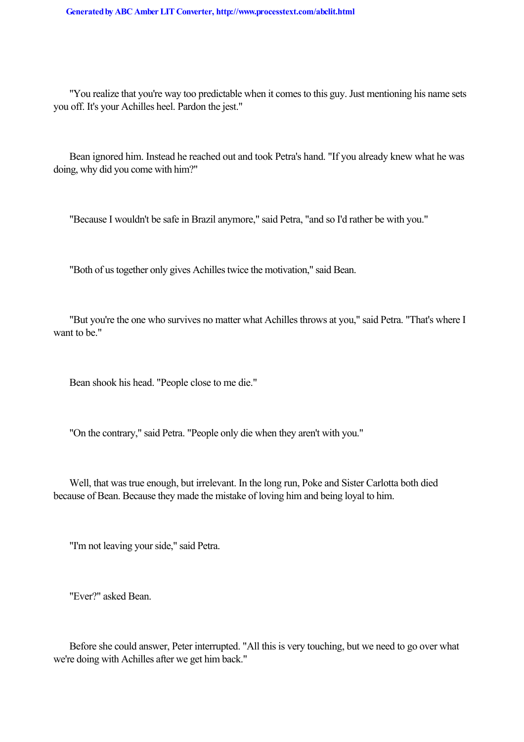"You realize that you're way too predictable when it comes to this guy. Just mentioning his name sets you off. It's your Achilles heel. Pardon the jest."

Bean ignored him. Instead he reached out and took Petra's hand. "If you already knew what he was doing, why did you come with him?"

"Because I wouldn't be safe in Brazil anymore," said Petra, "and so I'd rather be with you."

"Both of us together only gives Achilles twice the motivation," said Bean.

"But you're the one who survives no matter what Achilles throws at you," said Petra. "That's where I want to be."

Bean shook his head. "People close to me die."

"On the contrary," said Petra. "People only die when they aren't with you."

Well, that was true enough, but irrelevant. In the long run, Poke and Sister Carlotta both died because of Bean. Because they made the mistake of loving him and being loyal to him.

"I'm not leaving your side," said Petra.

"Ever?" asked Bean.

Before she could answer, Peter interrupted. "All this is very touching, but we need to go over what we're doing with Achilles after we get him back."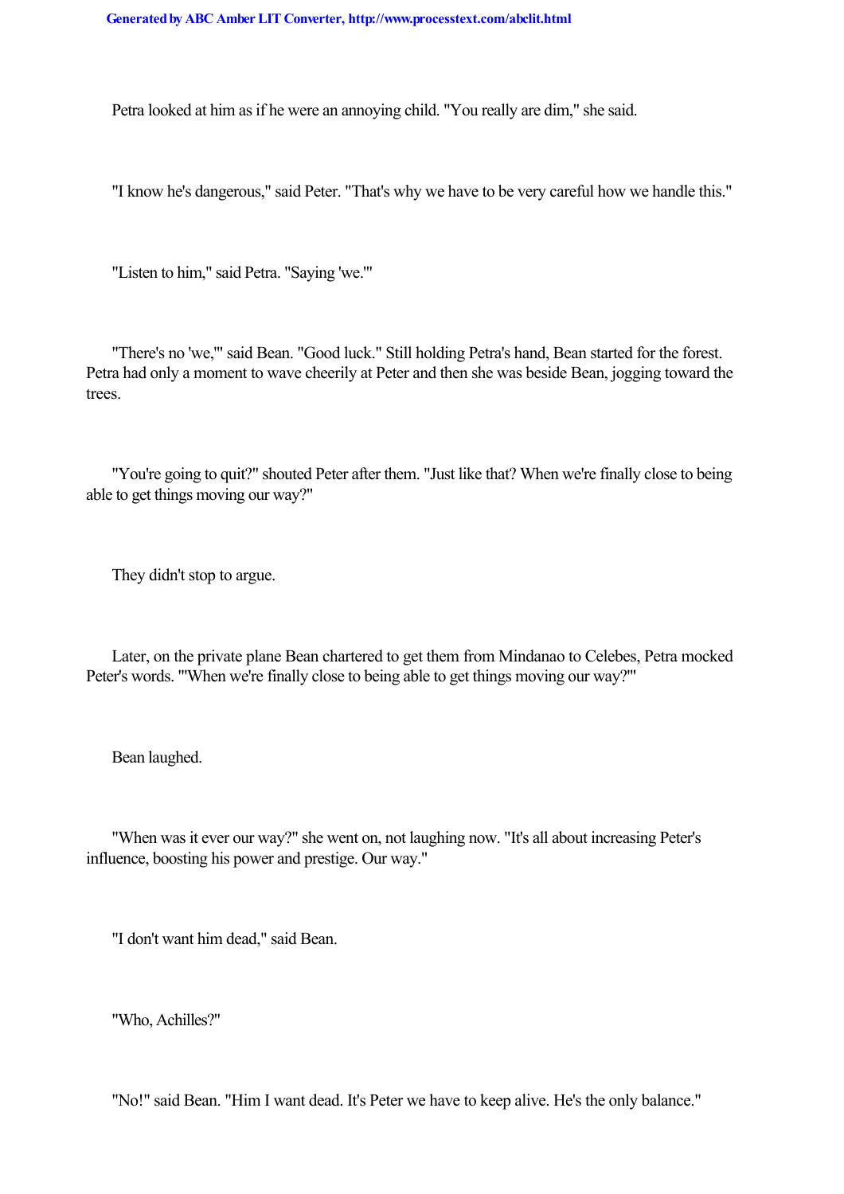Petra looked at him as if he were an annoying child. "You really are dim," she said.

"I know he's dangerous," said Peter. "That's why we have to be very careful how we handle this."

"Listen to him," said Petra. "Saying 'we.'"

"There's no 'we,'" said Bean. "Good luck." Still holding Petra's hand, Bean started for the forest. Petra had only a moment to wave cheerily at Peter and then she was beside Bean, jogging toward the trees.

"You're going to quit?" shouted Peter after them. "Just like that? When we're finally close to being able to get things moving our way?"

They didn't stop to argue.

Later, on the private plane Bean chartered to get them from Mindanao to Celebes, Petra mocked Peter's words. "'When we're finally close to being able to get things moving our way?'"

Bean laughed.

"When was it ever our way?" she went on, not laughing now. "It's all about increasing Peter's influence, boosting his power and prestige. Our way."

"I don't want him dead," said Bean.

"Who, Achilles?"

"No!" said Bean. "Him I want dead. It's Peter we have to keep alive. He's the only balance."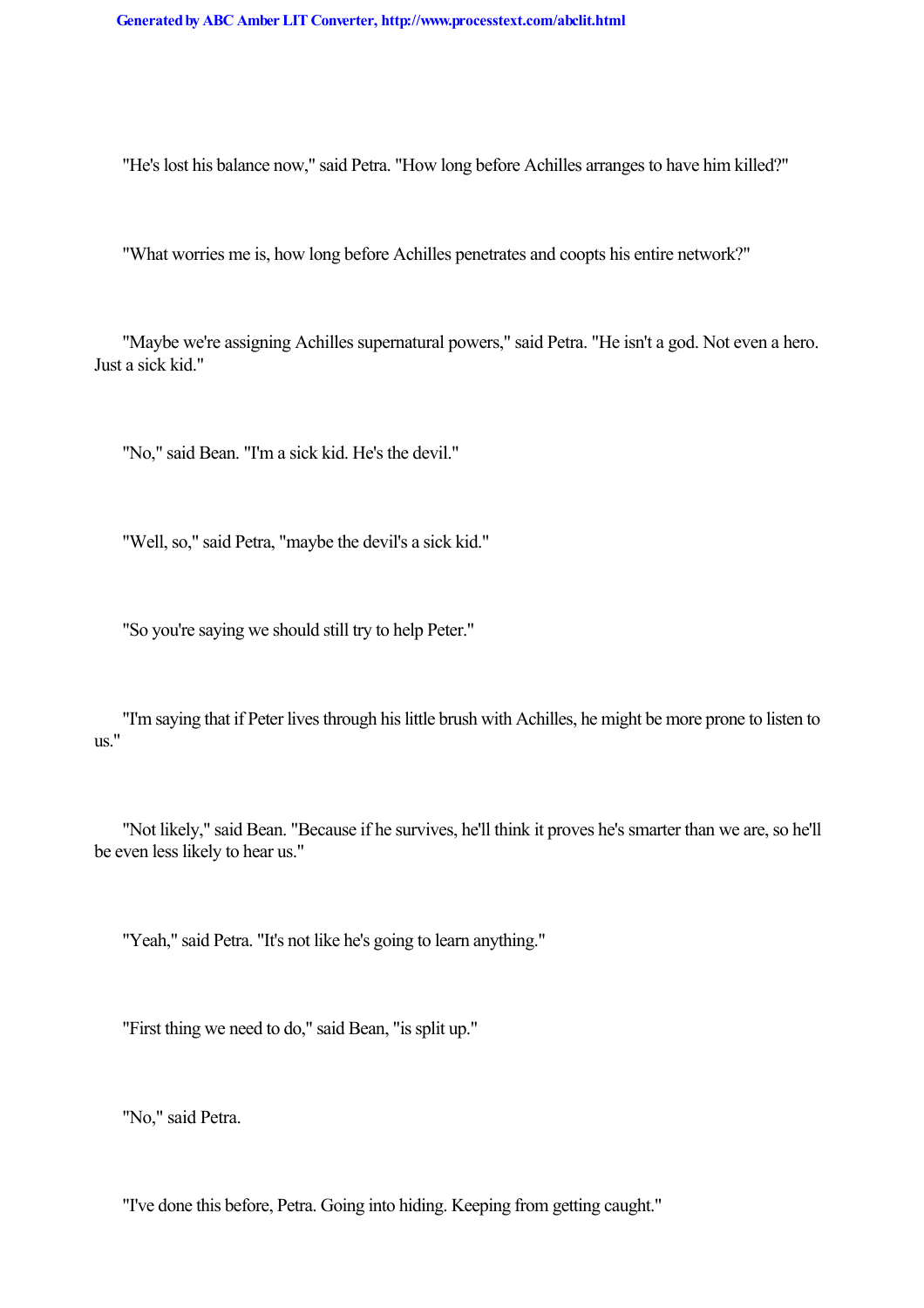"He's lost his balance now," said Petra. "How long before Achilles arranges to have him killed?"

"What worries me is, how long before Achilles penetrates and coopts his entire network?"

"Maybe we're assigning Achilles supernatural powers," said Petra. "He isn't a god. Not even a hero. Just a sick kid."

"No," said Bean. "I'm a sick kid. He's the devil."

"Well, so," said Petra, "maybe the devil's a sick kid."

"So you're saying we should still try to help Peter."

"I'm saying that if Peter lives through his little brush with Achilles, he might be more prone to listen to us."

"Not likely," said Bean. "Because if he survives, he'll think it proves he's smarter than we are, so he'll be even less likely to hear us."

"Yeah," said Petra. "It's not like he's going to learn anything."

"First thing we need to do," said Bean, "is split up."

"No," said Petra.

"I've done this before, Petra. Going into hiding. Keeping from getting caught."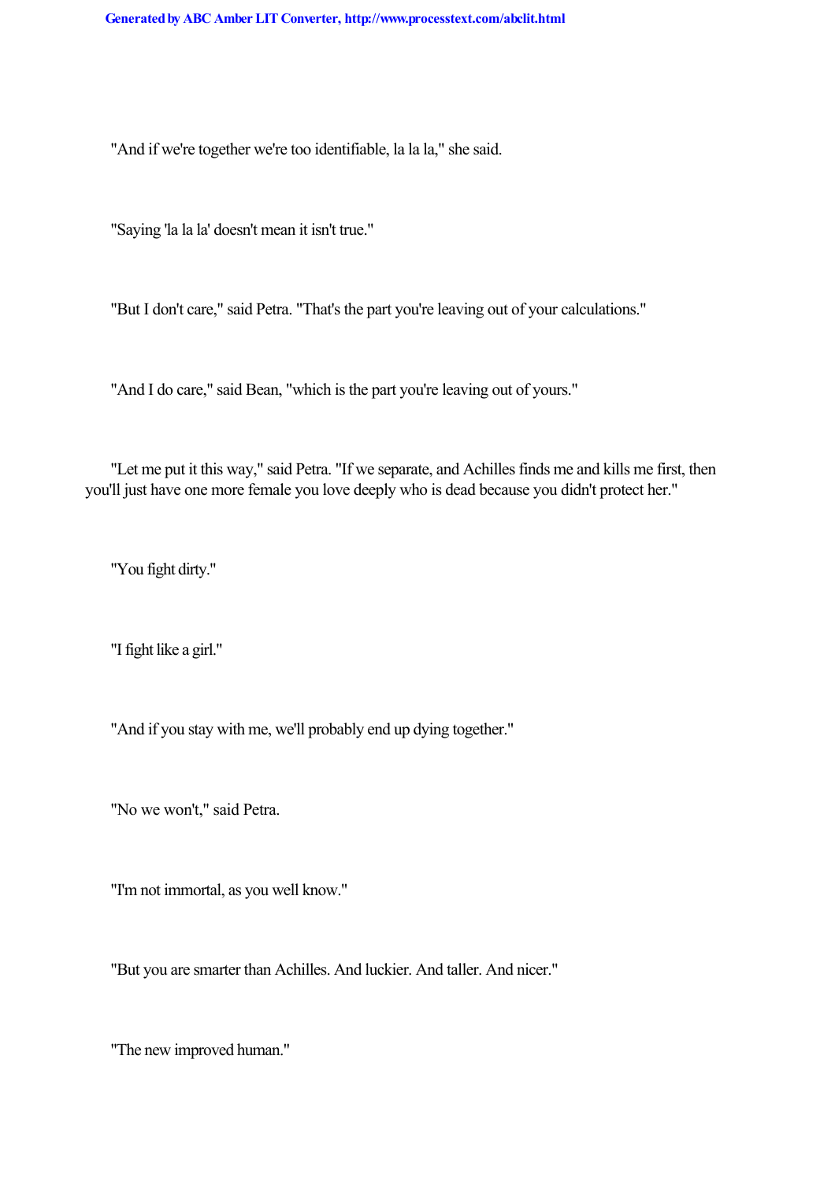"And if we're together we're too identifiable, la la la," she said.

"Saying 'la la la' doesn't mean it isn't true."

"But I don't care," said Petra. "That's the part you're leaving out of your calculations."

"And I do care," said Bean, "which is the part you're leaving out of yours."

"Let me put it this way," said Petra. "If we separate, and Achilles finds me and kills me first, then you'll just have one more female you love deeply who is dead because you didn't protect her."

"You fight dirty."

"I fight like a girl."

"And if you stay with me, we'll probably end up dying together."

"No we won't," said Petra.

"I'm not immortal, as you well know."

"But you are smarter than Achilles. And luckier. And taller. And nicer."

"The new improved human."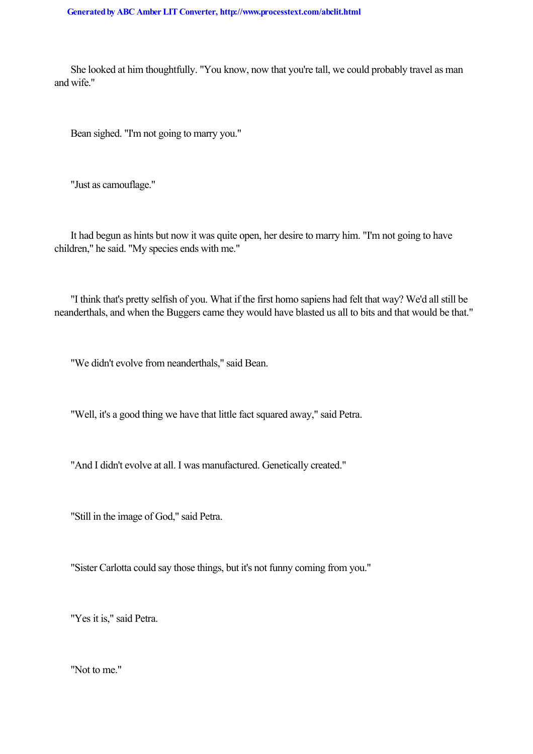She looked at him thoughtfully. "You know, now that you're tall, we could probably travel as man and wife."

Bean sighed. "I'm not going to marry you."

"Just as camouflage."

It had begun as hints but now it was quite open, her desire to marry him. "I'm not going to have children," he said. "My species ends with me."

"I think that's pretty selfish of you. What if the first homo sapiens had felt that way? We'd all still be neanderthals, and when the Buggers came they would have blasted us all to bits and that would be that."

"We didn't evolve from neanderthals," said Bean.

"Well, it's a good thing we have that little fact squared away," said Petra.

"And I didn't evolve at all. I was manufactured. Genetically created."

"Still in the image of God," said Petra.

"Sister Carlotta could say those things, but it's not funny coming from you."

"Yes it is," said Petra.

"Not to me."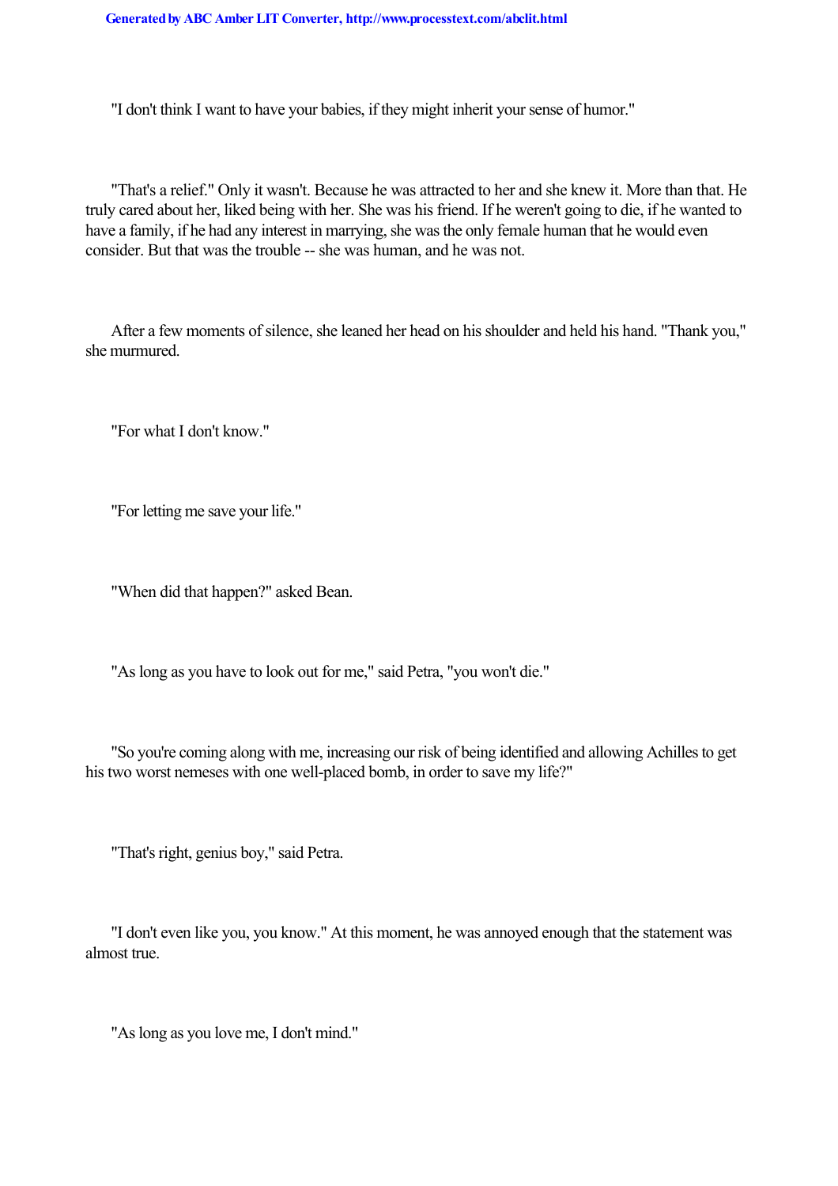"I don't think I want to have your babies, if they might inherit your sense of humor."

"That's a relief." Only it wasn't. Because he was attracted to her and she knew it. More than that. He truly cared about her, liked being with her. She was his friend. If he weren't going to die, if he wanted to have a family, if he had any interest in marrying, she was the only female human that he would even consider. But that was the trouble -- she was human, and he was not.

After a few moments of silence, she leaned her head on his shoulder and held his hand. "Thank you," she murmured.

"For what I don't know."

"For letting me save your life."

"When did that happen?" asked Bean.

"As long as you have to look out for me," said Petra, "you won't die."

"So you're coming along with me, increasing our risk of being identified and allowing Achilles to get his two worst nemeses with one well-placed bomb, in order to save my life?"

"That's right, genius boy," said Petra.

"I don't even like you, you know." At this moment, he was annoyed enough that the statement was almost true.

"As long as you love me, I don't mind."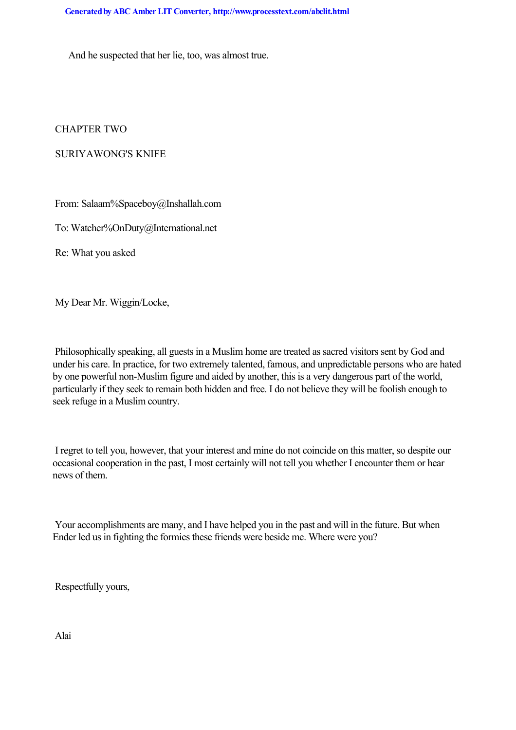And he suspected that her lie, too, was almost true.

# CHAPTER TWO

## SURIYAWONG'S KNIFE

From: Salaam%Spaceboy@Inshallah.com

To: Watcher%OnDuty@International.net

Re: What you asked

My Dear Mr. Wiggin/Locke,

Philosophically speaking, all guests in a Muslim home are treated as sacred visitors sent by God and under his care. In practice, for two extremely talented, famous, and unpredictable persons who are hated by one powerful non-Muslim figure and aided by another, this is a very dangerous part of the world, particularly if they seek to remain both hidden and free. I do not believe they will be foolish enough to seek refuge in a Muslim country.

I regret to tell you, however, that your interest and mine do not coincide on this matter, so despite our occasional cooperation in the past, I most certainly will not tell you whether I encounter them or hear news of them.

Your accomplishments are many, and I have helped you in the past and will in the future. But when Ender led us in fighting the formics these friends were beside me. Where were you?

Respectfully yours,

Alai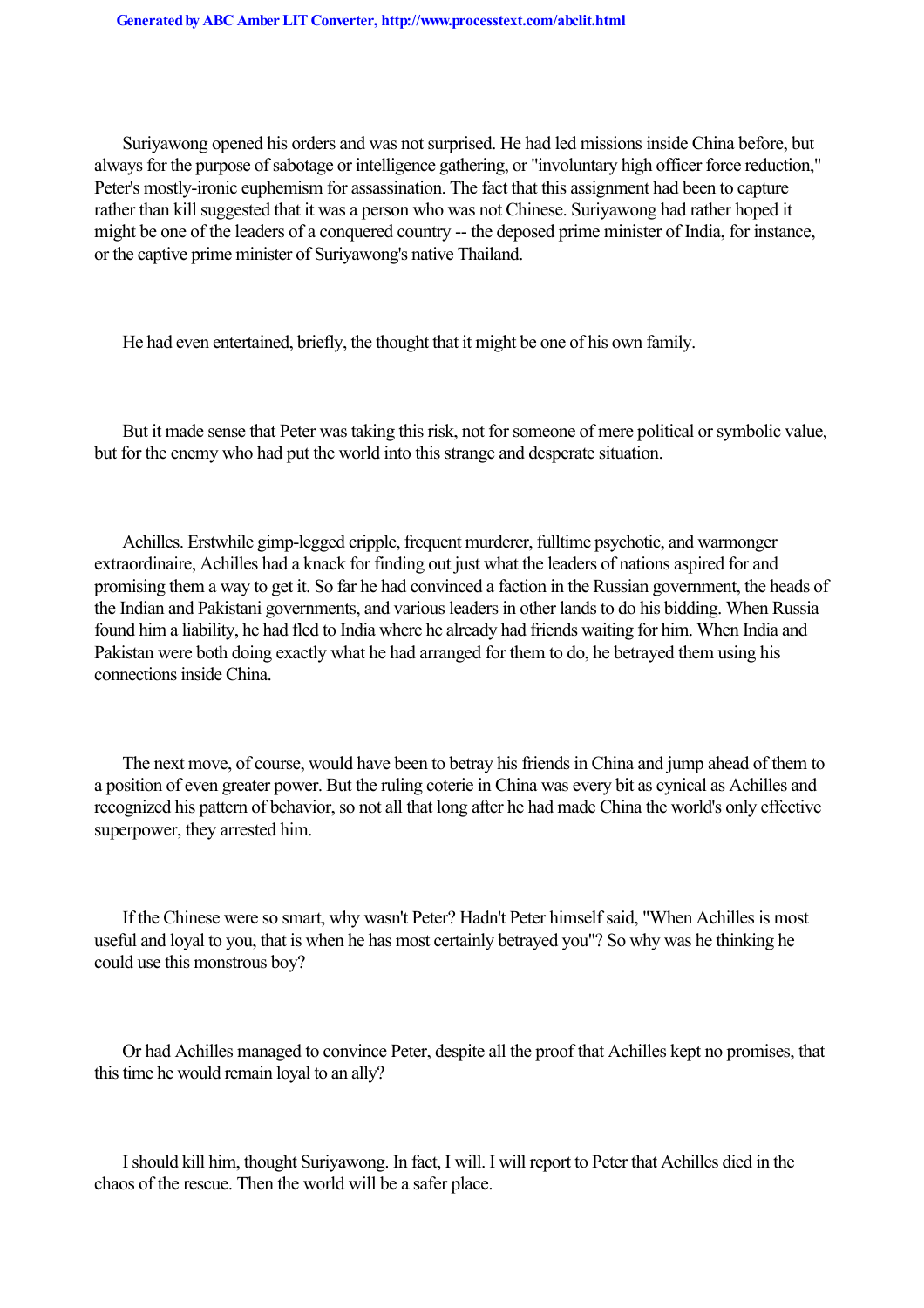Suriyawong opened his orders and was not surprised. He had led missions inside China before, but always for the purpose of sabotage or intelligence gathering, or "involuntary high officer force reduction," Peter's mostly-ironic euphemism for assassination. The fact that this assignment had been to capture rather than kill suggested that it was a person who was not Chinese. Suriyawong had rather hoped it might be one of the leaders of a conquered country -- the deposed prime minister of India, for instance, or the captive prime minister of Suriyawong's native Thailand.

He had even entertained, briefly, the thought that it might be one of his own family.

But it made sense that Peter was taking this risk, not for someone of mere political or symbolic value, but for the enemy who had put the world into this strange and desperate situation.

Achilles. Erstwhile gimp-legged cripple, frequent murderer, fulltime psychotic, and warmonger extraordinaire, Achilles had a knack for finding out just what the leaders of nations aspired for and promising them a way to get it. So far he had convinced a faction in the Russian government, the heads of the Indian and Pakistani governments, and various leaders in other lands to do his bidding. When Russia found him a liability, he had fled to India where he already had friends waiting for him. When India and Pakistan were both doing exactly what he had arranged for them to do, he betrayed them using his connections inside China.

The next move, of course, would have been to betray his friends in China and jump ahead of them to a position of even greater power. But the ruling coterie in China was every bit as cynical as Achilles and recognized his pattern of behavior, so not all that long after he had made China the world's only effective superpower, they arrested him.

If the Chinese were so smart, why wasn't Peter? Hadn't Peter himself said, "When Achilles is most useful and loyal to you, that is when he has most certainly betrayed you"? So why was he thinking he could use this monstrous boy?

Or had Achilles managed to convince Peter, despite all the proof that Achilles kept no promises, that this time he would remain loyal to an ally?

I should kill him, thought Suriyawong. In fact, I will. I will report to Peter that Achilles died in the chaos of the rescue. Then the world will be a safer place.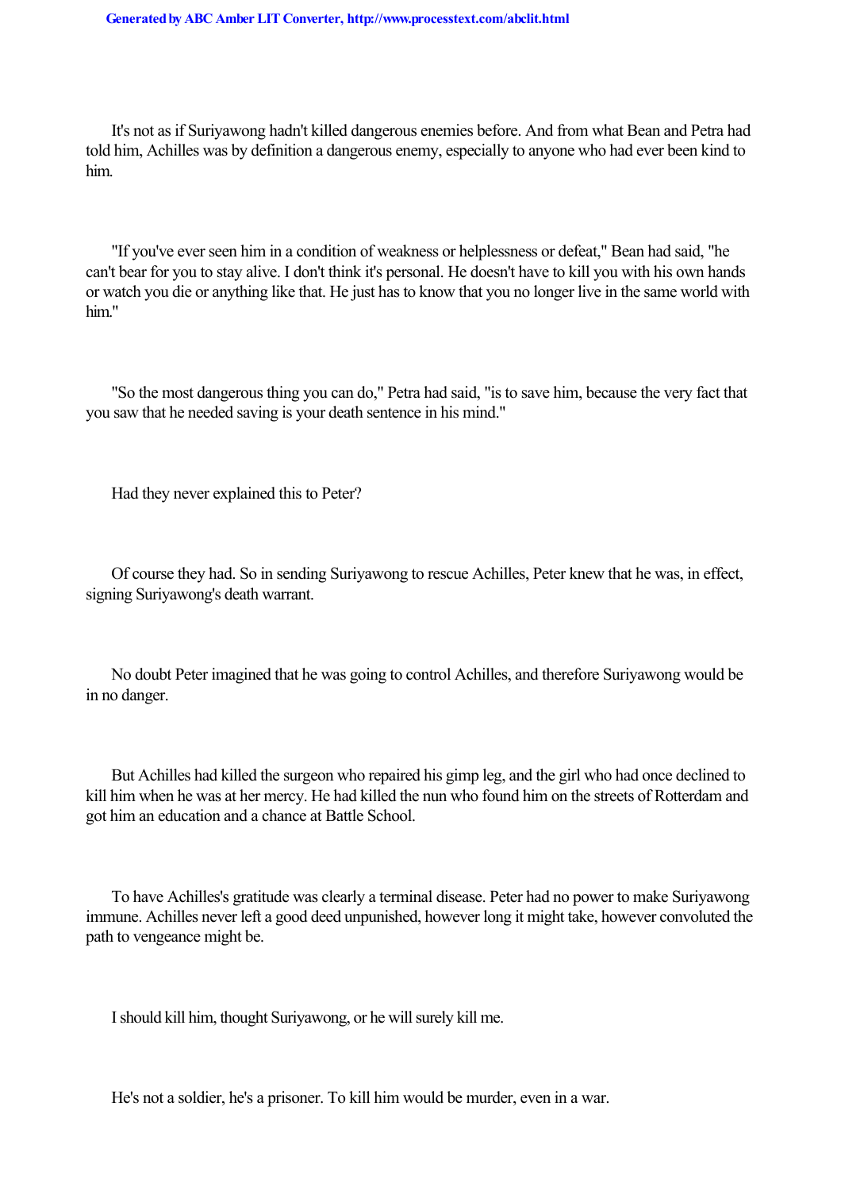It's not as if Suriyawong hadn't killed dangerous enemies before. And from what Bean and Petra had told him, Achilles was by definition a dangerous enemy, especially to anyone who had ever been kind to him.

"If you've ever seen him in a condition of weakness or helplessness or defeat," Bean had said, "he can't bear for you to stay alive. I don't think it's personal. He doesn't have to kill you with his own hands or watch you die or anything like that. He just has to know that you no longer live in the same world with him."

"So the most dangerous thing you can do," Petra had said, "is to save him, because the very fact that you saw that he needed saving is your death sentence in his mind."

Had they never explained this to Peter?

Of course they had. So in sending Suriyawong to rescue Achilles, Peter knew that he was, in effect, signing Suriyawong's death warrant.

No doubt Peter imagined that he was going to control Achilles, and therefore Suriyawong would be in no danger.

But Achilles had killed the surgeon who repaired his gimp leg, and the girl who had once declined to kill him when he was at her mercy. He had killed the nun who found him on the streets of Rotterdam and got him an education and a chance at Battle School.

To have Achilles's gratitude was clearly a terminal disease. Peter had no power to make Suriyawong immune. Achilles never left a good deed unpunished, however long it might take, however convoluted the path to vengeance might be.

I should kill him, thought Suriyawong, or he will surely kill me.

He's not a soldier, he's a prisoner. To kill him would be murder, even in a war.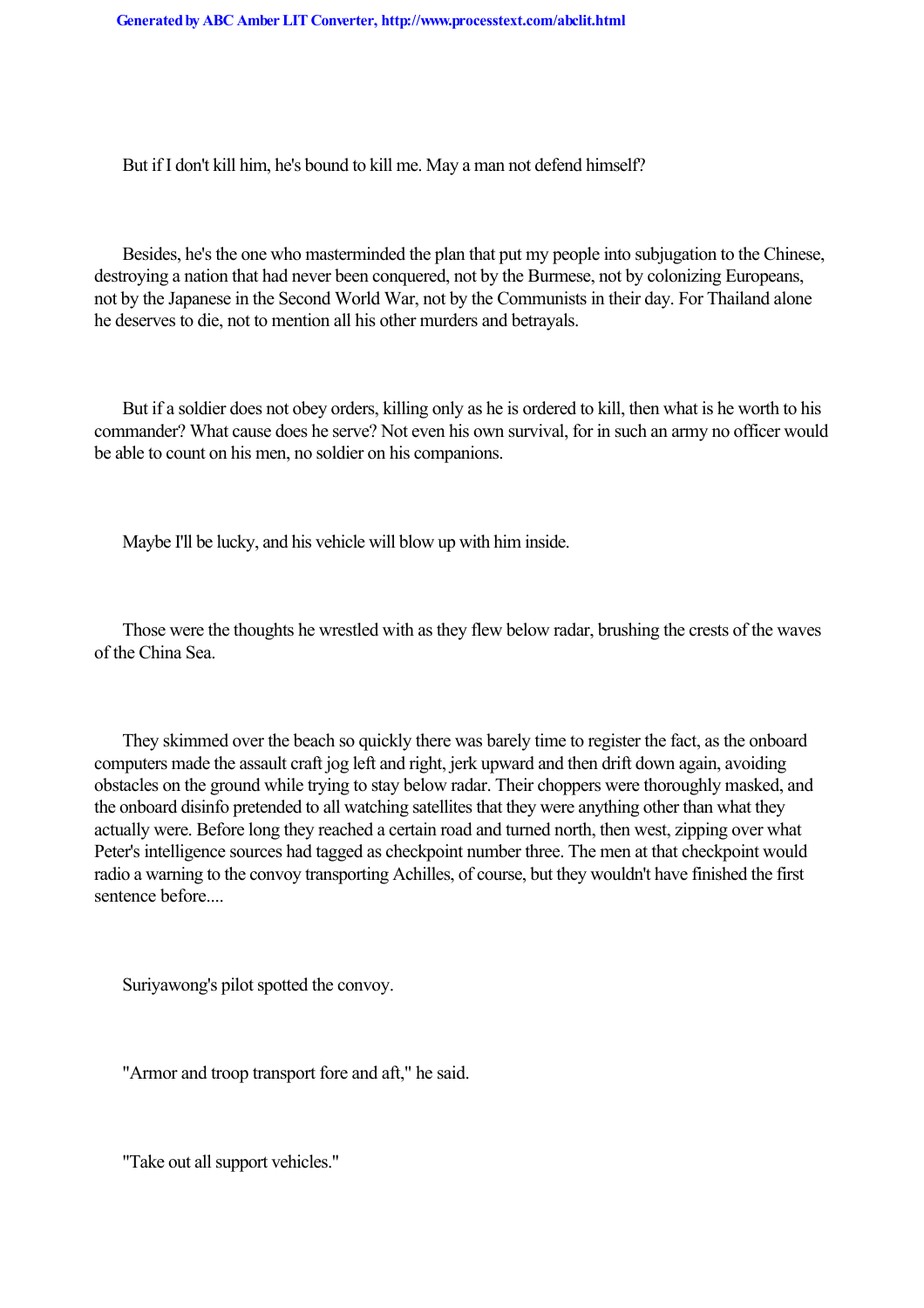But if I don't kill him, he's bound to kill me. May a man not defend himself?

Besides, he's the one who masterminded the plan that put my people into subjugation to the Chinese, destroying a nation that had never been conquered, not by the Burmese, not by colonizing Europeans, not by the Japanese in the Second World War, not by the Communists in their day. For Thailand alone he deserves to die, not to mention all his other murders and betrayals.

But if a soldier does not obey orders, killing only as he is ordered to kill, then what is he worth to his commander? What cause does he serve? Not even his own survival, for in such an army no officer would be able to count on his men, no soldier on his companions.

Maybe I'll be lucky, and his vehicle will blow up with him inside.

Those were the thoughts he wrestled with as they flew below radar, brushing the crests of the waves of the China Sea.

They skimmed over the beach so quickly there was barely time to register the fact, as the onboard computers made the assault craft jog left and right, jerk upward and then drift down again, avoiding obstacles on the ground while trying to stay below radar. Their choppers were thoroughly masked, and the onboard disinfo pretended to all watching satellites that they were anything other than what they actually were. Before long they reached a certain road and turned north, then west, zipping over what Peter's intelligence sources had tagged as checkpoint number three. The men at that checkpoint would radio a warning to the convoy transporting Achilles, of course, but they wouldn't have finished the first sentence before....

Suriyawong's pilot spotted the convoy.

"Armor and troop transport fore and aft," he said.

"Take out all support vehicles."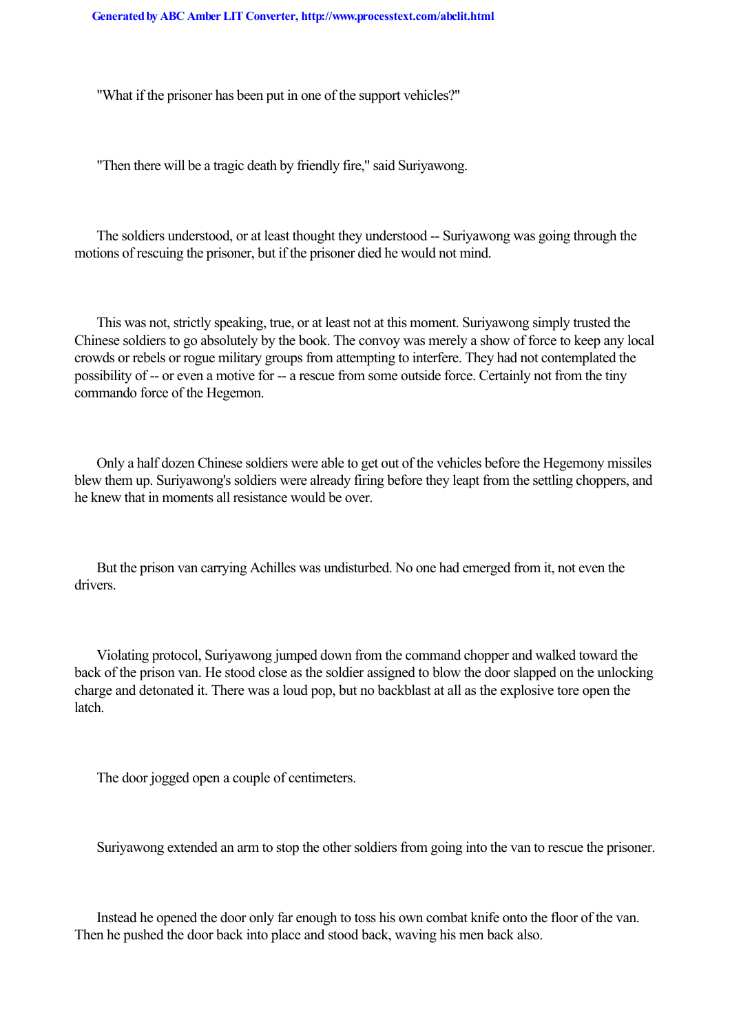"What if the prisoner has been put in one of the support vehicles?"

"Then there will be a tragic death by friendly fire," said Suriyawong.

The soldiers understood, or at least thought they understood -- Suriyawong was going through the motions of rescuing the prisoner, but if the prisoner died he would not mind.

This was not, strictly speaking, true, or at least not at this moment. Suriyawong simply trusted the Chinese soldiers to go absolutely by the book. The convoy was merely a show of force to keep any local crowds or rebels or rogue military groups from attempting to interfere. They had not contemplated the possibility of -- or even a motive for -- a rescue from some outside force. Certainly not from the tiny commando force of the Hegemon.

Only a half dozen Chinese soldiers were able to get out of the vehicles before the Hegemony missiles blew them up. Suriyawong's soldiers were already firing before they leapt from the settling choppers, and he knew that in moments all resistance would be over.

But the prison van carrying Achilles was undisturbed. No one had emerged from it, not even the drivers.

Violating protocol, Suriyawong jumped down from the command chopper and walked toward the back of the prison van. He stood close as the soldier assigned to blow the door slapped on the unlocking charge and detonated it. There was a loud pop, but no backblast at all as the explosive tore open the latch.

The door jogged open a couple of centimeters.

Suriyawong extended an arm to stop the other soldiers from going into the van to rescue the prisoner.

Instead he opened the door only far enough to toss his own combat knife onto the floor of the van. Then he pushed the door back into place and stood back, waving his men back also.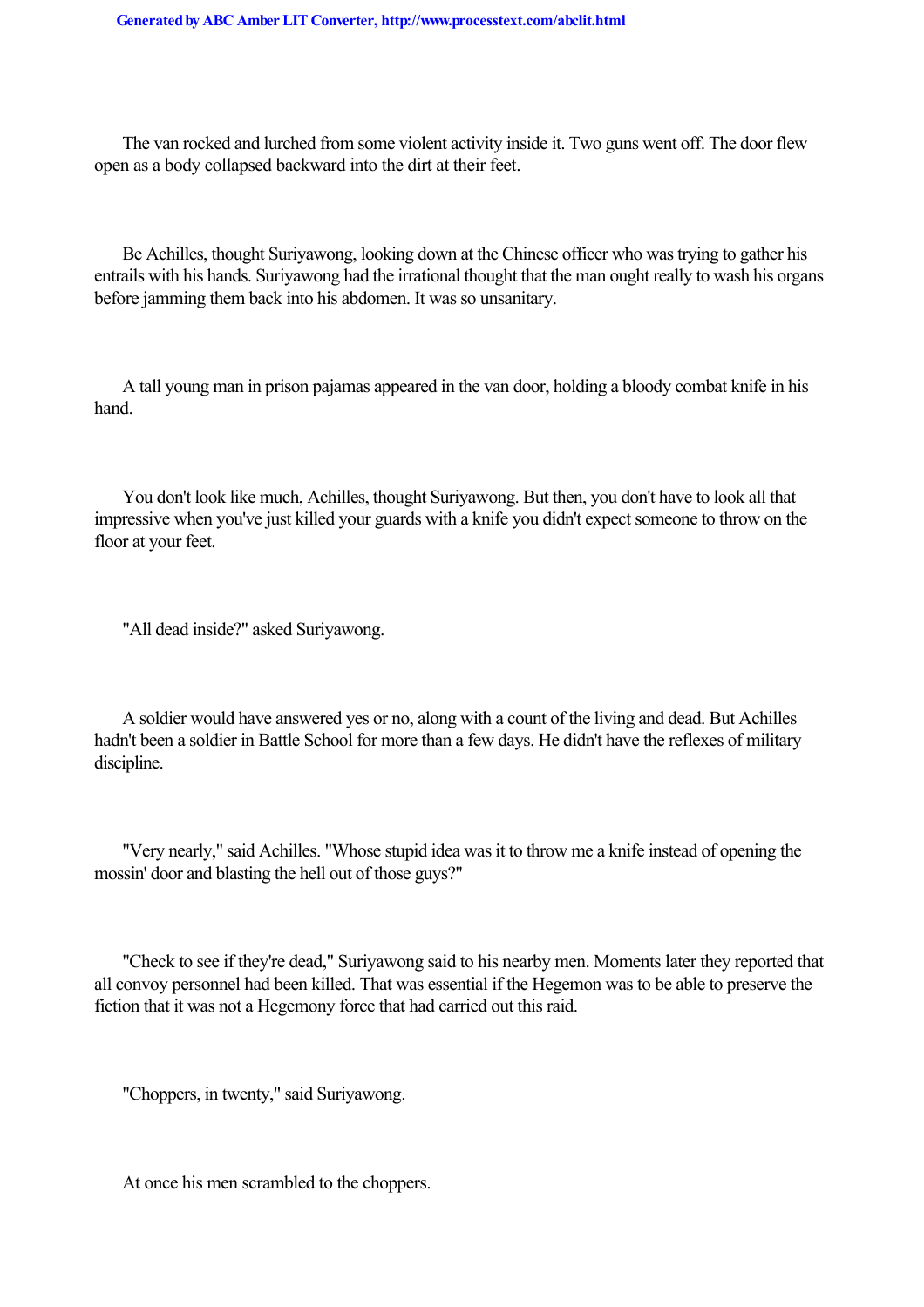The van rocked and lurched from some violent activity inside it. Two guns went off. The door flew open as a body collapsed backward into the dirt at their feet.

Be Achilles, thought Suriyawong, looking down at the Chinese officer who was trying to gather his entrails with his hands. Suriyawong had the irrational thought that the man ought really to wash his organs before jamming them back into his abdomen. It was so unsanitary.

A tall young man in prison pajamas appeared in the van door, holding a bloody combat knife in his hand.

You don't look like much, Achilles, thought Suriyawong. But then, you don't have to look all that impressive when you've just killed your guards with a knife you didn't expect someone to throw on the floor at your feet.

"All dead inside?" asked Suriyawong.

A soldier would have answered yes or no, along with a count of the living and dead. But Achilles hadn't been a soldier in Battle School for more than a few days. He didn't have the reflexes of military discipline.

"Very nearly," said Achilles. "Whose stupid idea was it to throw me a knife instead of opening the mossin' door and blasting the hell out of those guys?"

"Check to see if they're dead," Suriyawong said to his nearby men. Moments later they reported that all convoy personnel had been killed. That was essential if the Hegemon was to be able to preserve the fiction that it was not a Hegemony force that had carried out this raid.

"Choppers, in twenty," said Suriyawong.

At once his men scrambled to the choppers.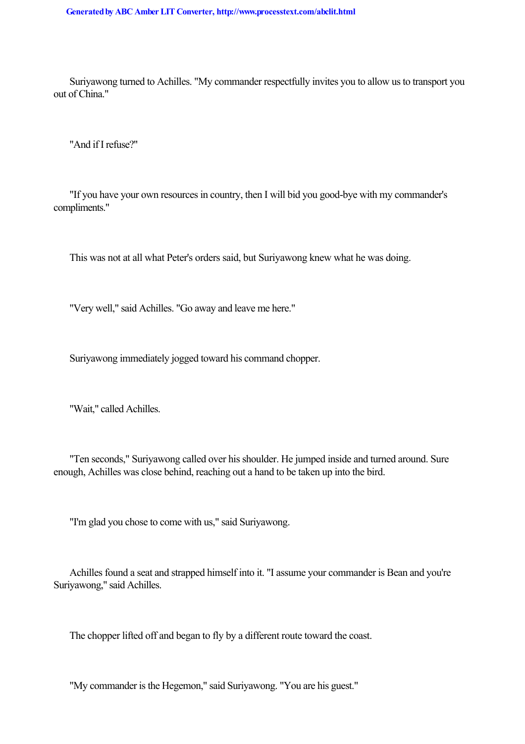Suriyawong turned to Achilles. "My commander respectfully invites you to allow us to transport you out of China."

"And if I refuse?"

"If you have your own resources in country, then I will bid you good-bye with my commander's compliments."

This was not at all what Peter's orders said, but Suriyawong knew what he was doing.

"Very well," said Achilles. "Go away and leave me here."

Suriyawong immediately jogged toward his command chopper.

"Wait," called Achilles.

"Ten seconds," Suriyawong called over his shoulder. He jumped inside and turned around. Sure enough, Achilles was close behind, reaching out a hand to be taken up into the bird.

"I'm glad you chose to come with us," said Suriyawong.

Achilles found a seat and strapped himself into it. "I assume your commander is Bean and you're Suriyawong," said Achilles.

The chopper lifted off and began to fly by a different route toward the coast.

"My commander is the Hegemon," said Suriyawong. "You are his guest."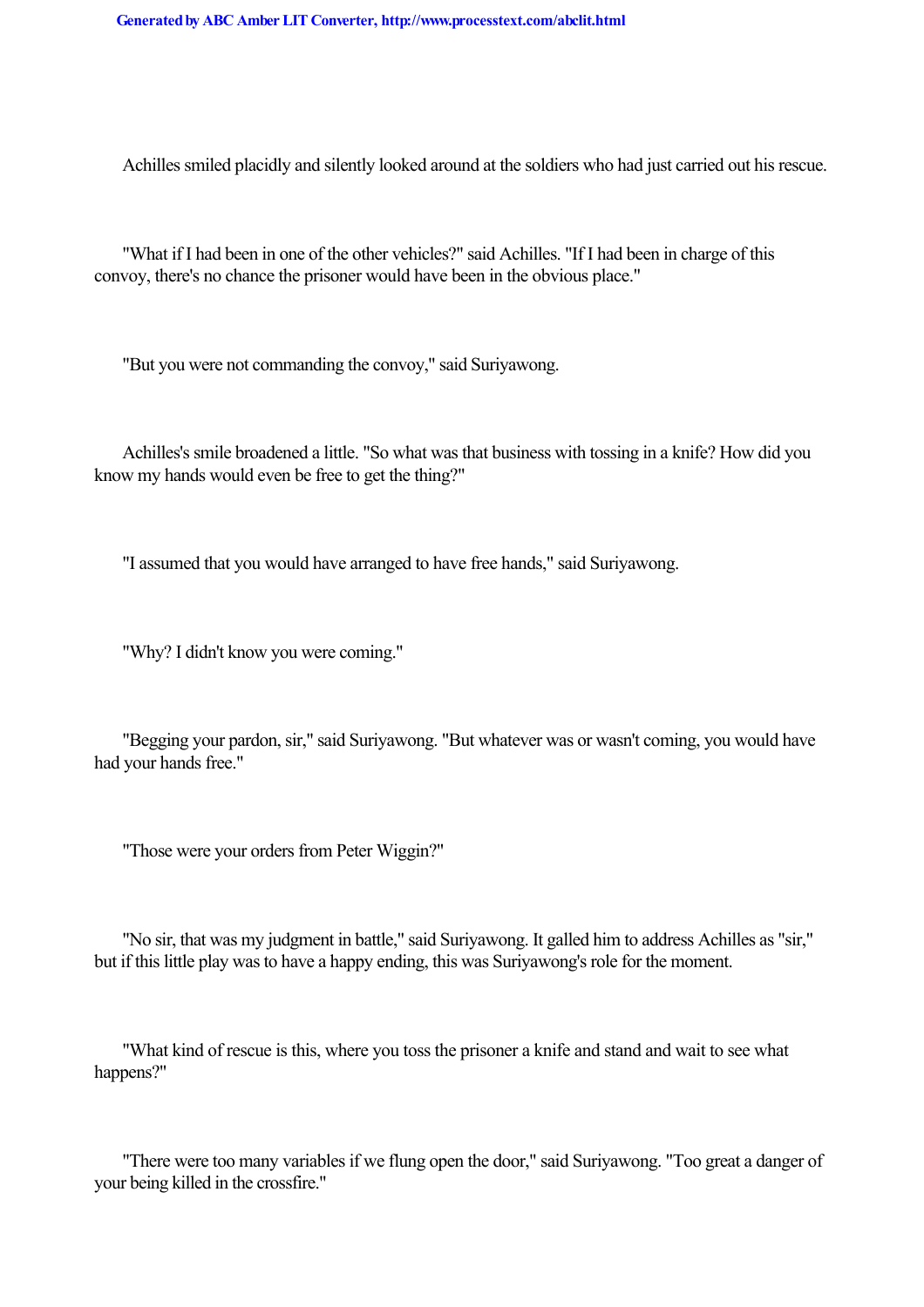Achilles smiled placidly and silently looked around at the soldiers who had just carried out his rescue.

"What if I had been in one of the other vehicles?" said Achilles. "If I had been in charge of this convoy, there's no chance the prisoner would have been in the obvious place."

"But you were not commanding the convoy," said Suriyawong.

Achilles's smile broadened a little. "So what was that business with tossing in a knife? How did you know my hands would even be free to get the thing?"

"I assumed that you would have arranged to have free hands," said Suriyawong.

"Why? I didn't know you were coming."

"Begging your pardon, sir," said Suriyawong. "But whatever was or wasn't coming, you would have had your hands free."

"Those were your orders from Peter Wiggin?"

"No sir, that was my judgment in battle," said Suriyawong. It galled him to address Achilles as "sir," but if this little play was to have a happy ending, this was Suriyawong's role for the moment.

"What kind of rescue is this, where you toss the prisoner a knife and stand and wait to see what happens?"

"There were too many variables if we flung open the door," said Suriyawong. "Too great a danger of your being killed in the crossfire."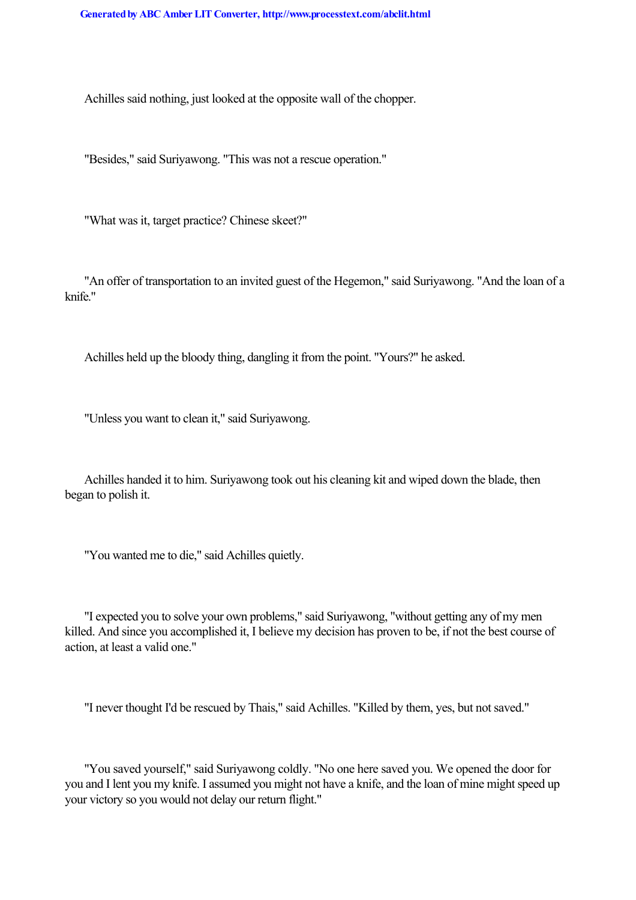Achilles said nothing, just looked at the opposite wall of the chopper.

"Besides," said Suriyawong. "This was not a rescue operation."

"What was it, target practice? Chinese skeet?"

"An offer of transportation to an invited guest of the Hegemon," said Suriyawong. "And the loan of a knife."

Achilles held up the bloody thing, dangling it from the point. "Yours?" he asked.

"Unless you want to clean it," said Suriyawong.

Achilles handed it to him. Suriyawong took out his cleaning kit and wiped down the blade, then began to polish it.

"You wanted me to die," said Achilles quietly.

"I expected you to solve your own problems," said Suriyawong, "without getting any of my men killed. And since you accomplished it, I believe my decision has proven to be, if not the best course of action, at least a valid one."

"I never thought I'd be rescued by Thais," said Achilles. "Killed by them, yes, but not saved."

"You saved yourself," said Suriyawong coldly. "No one here saved you. We opened the door for you and I lent you my knife. I assumed you might not have a knife, and the loan of mine might speed up your victory so you would not delay our return flight."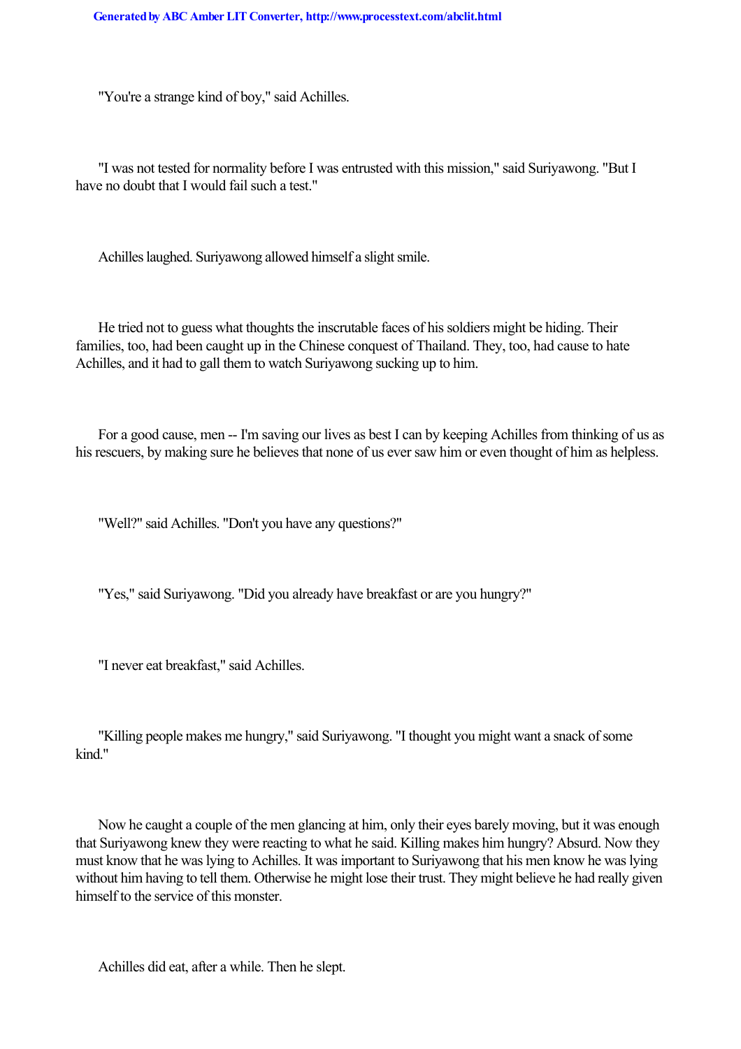"You're a strange kind of boy," said Achilles.

"I was not tested for normality before I was entrusted with this mission," said Suriyawong. "But I have no doubt that I would fail such a test."

Achilles laughed. Suriyawong allowed himself a slight smile.

He tried not to guess what thoughts the inscrutable faces of his soldiers might be hiding. Their families, too, had been caught up in the Chinese conquest of Thailand. They, too, had cause to hate Achilles, and it had to gall them to watch Suriyawong sucking up to him.

For a good cause, men -- I'm saving our lives as best I can by keeping Achilles from thinking of us as his rescuers, by making sure he believes that none of us ever saw him or even thought of him as helpless.

"Well?" said Achilles. "Don't you have any questions?"

"Yes," said Suriyawong. "Did you already have breakfast or are you hungry?"

"I never eat breakfast," said Achilles.

"Killing people makes me hungry," said Suriyawong. "I thought you might want a snack of some kind."

Now he caught a couple of the men glancing at him, only their eyes barely moving, but it was enough that Suriyawong knew they were reacting to what he said. Killing makes him hungry? Absurd. Now they must know that he was lying to Achilles. It was important to Suriyawong that his men know he was lying without him having to tell them. Otherwise he might lose their trust. They might believe he had really given himself to the service of this monster.

Achilles did eat, after a while. Then he slept.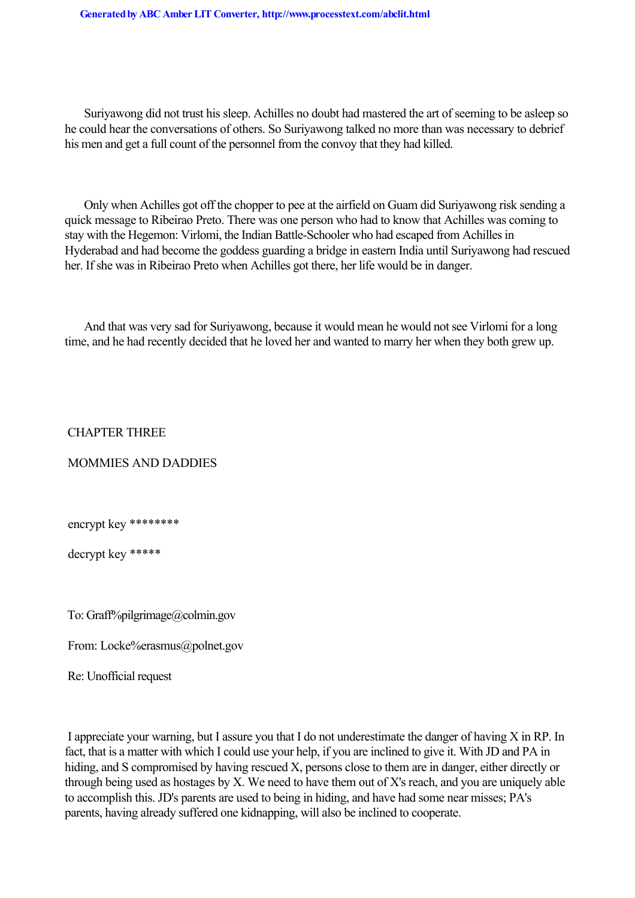Suriyawong did not trust his sleep. Achilles no doubt had mastered the art of seeming to be asleep so he could hear the conversations of others. So Suriyawong talked no more than was necessary to debrief his men and get a full count of the personnel from the convoy that they had killed.

Only when Achilles got off the chopper to pee at the airfield on Guam did Suriyawong risk sending a quick message to Ribeirao Preto. There was one person who had to know that Achilles was coming to stay with the Hegemon: Virlomi, the Indian Battle-Schooler who had escaped from Achilles in Hyderabad and had become the goddess guarding a bridge in eastern India until Suriyawong had rescued her. If she was in Ribeirao Preto when Achilles got there, her life would be in danger.

And that was very sad for Suriyawong, because it would mean he would not see Virlomi for a long time, and he had recently decided that he loved her and wanted to marry her when they both grew up.

## CHAPTER THREE

## MOMMIES AND DADDIES

encrypt key ********

decrypt key *****

To: Graff%pilgrimage@colmin.gov

From: Locke%erasmus@polnet.gov

Re: Unofficial request

I appreciate your warning, but I assure you that I do not underestimate the danger of having X in RP. In fact, that is a matter with which I could use your help, if you are inclined to give it. With JD and PA in hiding, and S compromised by having rescued X, persons close to them are in danger, either directly or through being used as hostages by X. We need to have them out of X's reach, and you are uniquely able to accomplish this. JD's parents are used to being in hiding, and have had some near misses; PA's parents, having already suffered one kidnapping, will also be inclined to cooperate.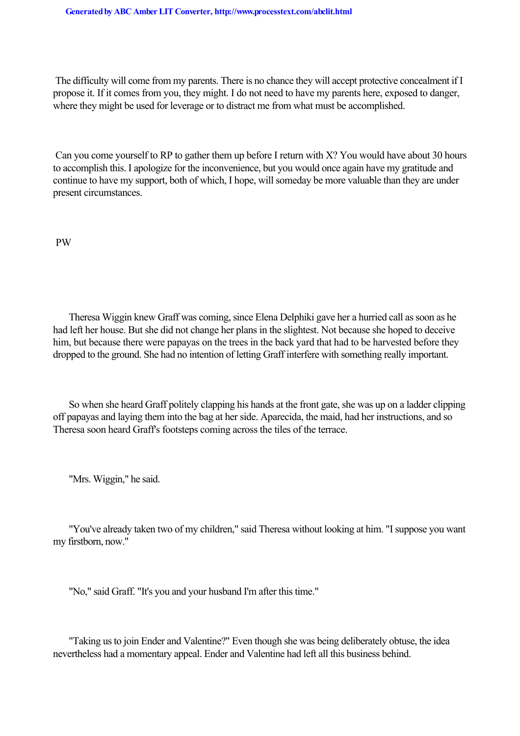The difficulty will come from my parents. There is no chance they will accept protective concealment if I propose it. If it comes from you, they might. I do not need to have my parents here, exposed to danger, where they might be used for leverage or to distract me from what must be accomplished.

Can you come yourself to RP to gather them up before I return with X? You would have about 30 hours to accomplish this. I apologize for the inconvenience, but you would once again have my gratitude and continue to have my support, both of which, I hope, will someday be more valuable than they are under present circumstances.

PW

Theresa Wiggin knew Graff was coming, since Elena Delphiki gave her a hurried call as soon as he had left her house. But she did not change her plans in the slightest. Not because she hoped to deceive him, but because there were papayas on the trees in the back yard that had to be harvested before they dropped to the ground. She had no intention of letting Graff interfere with something really important.

So when she heard Graff politely clapping his hands at the front gate, she was up on a ladder clipping off papayas and laying them into the bag at her side. Aparecida, the maid, had her instructions, and so Theresa soon heard Graff's footsteps coming across the tiles of the terrace.

"Mrs. Wiggin," he said.

"You've already taken two of my children," said Theresa without looking at him. "I suppose you want my firstborn, now."

"No," said Graff. "It's you and your husband I'm after this time."

"Taking us to join Ender and Valentine?" Even though she was being deliberately obtuse, the idea nevertheless had a momentary appeal. Ender and Valentine had left all this business behind.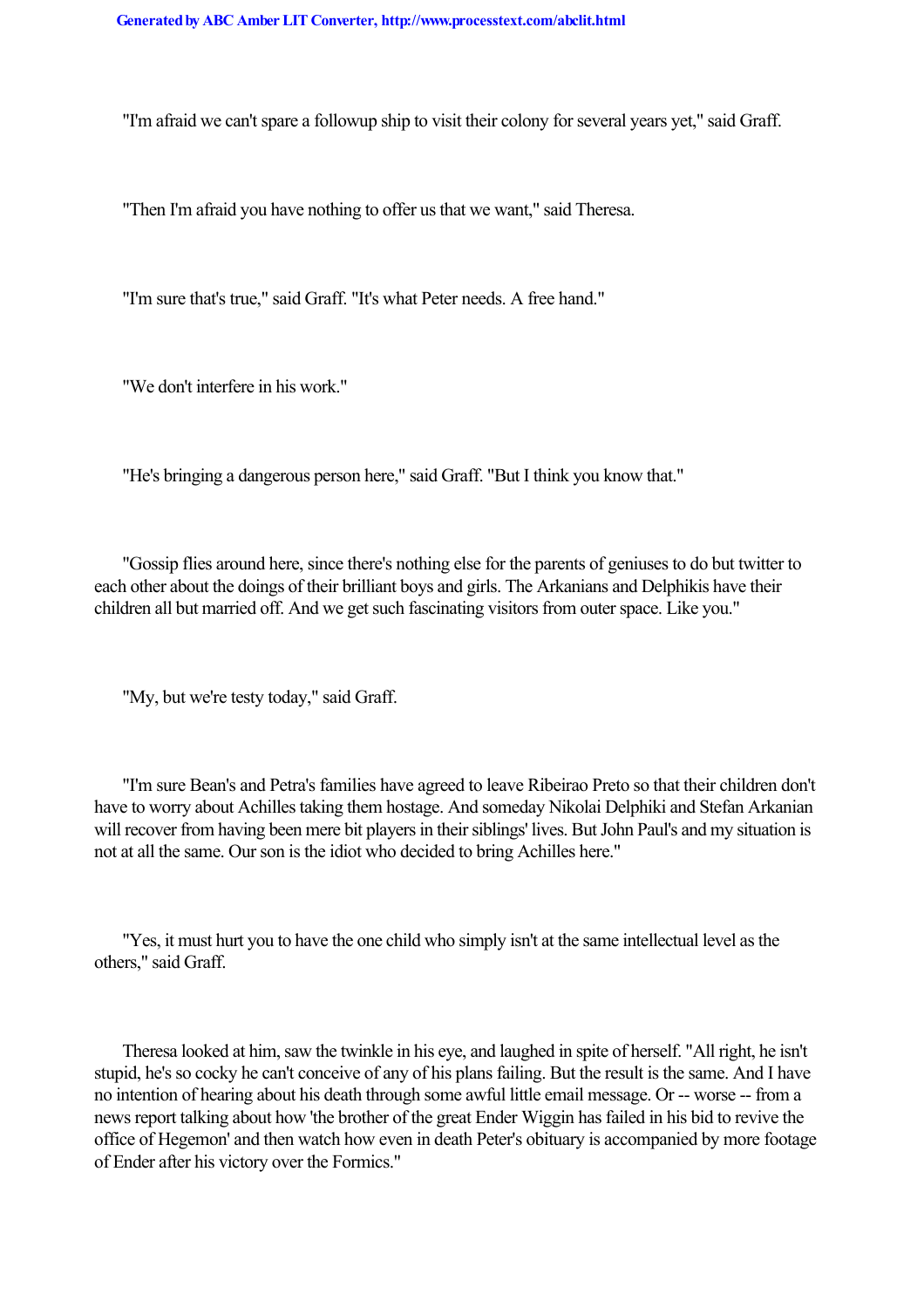"I'm afraid we can't spare a followup ship to visit their colony for several years yet," said Graff.

"Then I'm afraid you have nothing to offer us that we want," said Theresa.

"I'm sure that's true," said Graff. "It's what Peter needs. A free hand."

"We don't interfere in his work."

"He's bringing a dangerous person here," said Graff. "But I think you know that."

"Gossip flies around here, since there's nothing else for the parents of geniuses to do but twitter to each other about the doings of their brilliant boys and girls. The Arkanians and Delphikis have their children all but married off. And we get such fascinating visitors from outer space. Like you."

"My, but we're testy today," said Graff.

"I'm sure Bean's and Petra's families have agreed to leave Ribeirao Preto so that their children don't have to worry about Achilles taking them hostage. And someday Nikolai Delphiki and Stefan Arkanian will recover from having been mere bit players in their siblings' lives. But John Paul's and my situation is not at all the same. Our son is the idiot who decided to bring Achilles here."

"Yes, it must hurt you to have the one child who simply isn't at the same intellectual level as the others," said Graff.

Theresa looked at him, saw the twinkle in his eye, and laughed in spite of herself. "All right, he isn't stupid, he's so cocky he can't conceive of any of his plans failing. But the result is the same. And I have no intention of hearing about his death through some awful little email message. Or -- worse -- from a news report talking about how 'the brother of the great Ender Wiggin has failed in his bid to revive the office of Hegemon' and then watch how even in death Peter's obituary is accompanied by more footage of Ender after his victory over the Formics."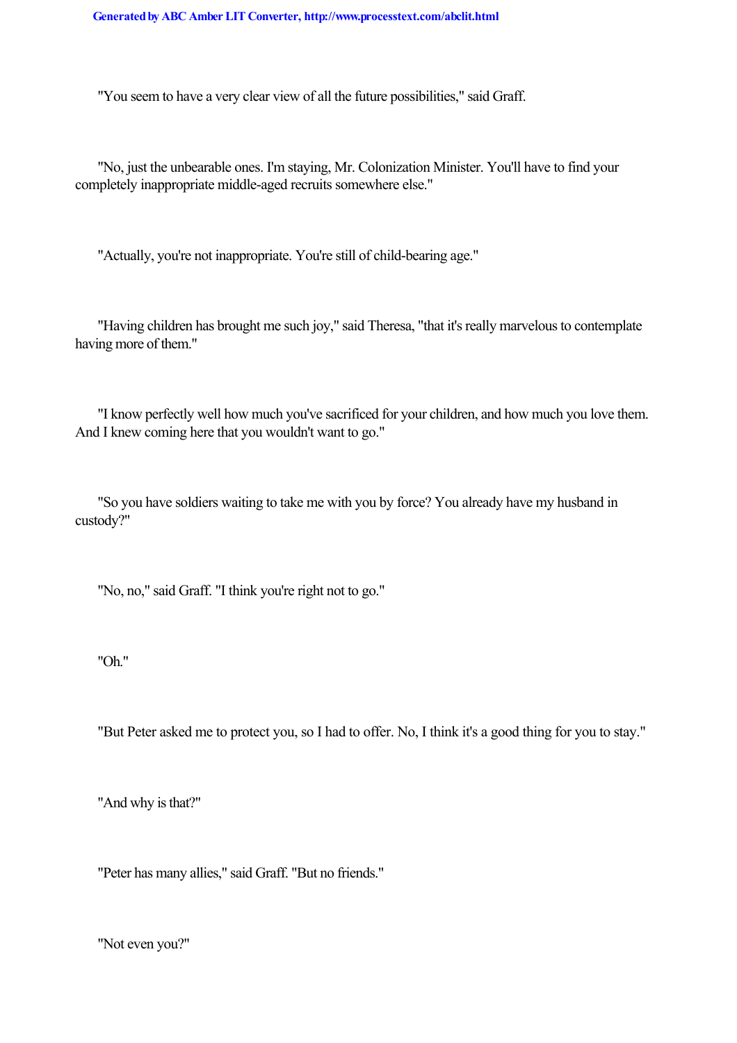"You seem to have a very clear view of all the future possibilities," said Graff.

"No, just the unbearable ones. I'm staying, Mr. Colonization Minister. You'll have to find your completely inappropriate middle-aged recruits somewhere else."

"Actually, you're not inappropriate. You're still of child-bearing age."

"Having children has brought me such joy," said Theresa, "that it's really marvelous to contemplate having more of them."

"I know perfectly well how much you've sacrificed for your children, and how much you love them. And I knew coming here that you wouldn't want to go."

"So you have soldiers waiting to take me with you by force? You already have my husband in custody?"

"No, no," said Graff. "I think you're right not to go."

"Oh."

"But Peter asked me to protect you, so I had to offer. No, I think it's a good thing for you to stay."

"And why is that?"

"Peter has many allies," said Graff. "But no friends."

"Not even you?"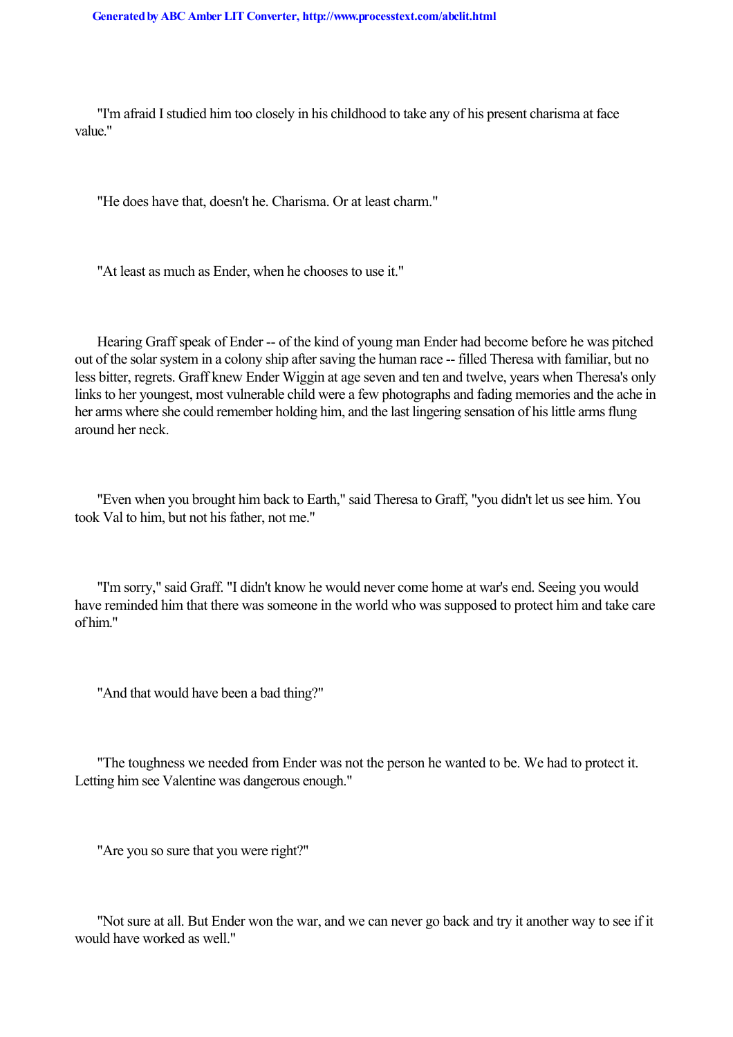"I'm afraid I studied him too closely in his childhood to take any of his present charisma at face value."

"He does have that, doesn't he. Charisma. Or at least charm."

"At least as much as Ender, when he chooses to use it."

Hearing Graff speak of Ender -- of the kind of young man Ender had become before he was pitched out of the solar system in a colony ship after saving the human race -- filled Theresa with familiar, but no less bitter, regrets. Graff knew Ender Wiggin at age seven and ten and twelve, years when Theresa's only links to her youngest, most vulnerable child were a few photographs and fading memories and the ache in her arms where she could remember holding him, and the last lingering sensation of his little arms flung around her neck.

"Even when you brought him back to Earth," said Theresa to Graff, "you didn't let us see him. You took Val to him, but not his father, not me."

"I'm sorry," said Graff. "I didn't know he would never come home at war's end. Seeing you would have reminded him that there was someone in the world who was supposed to protect him and take care of him."

"And that would have been a bad thing?"

"The toughness we needed from Ender was not the person he wanted to be. We had to protect it. Letting him see Valentine was dangerous enough."

"Are you so sure that you were right?"

"Not sure at all. But Ender won the war, and we can never go back and try it another way to see if it would have worked as well."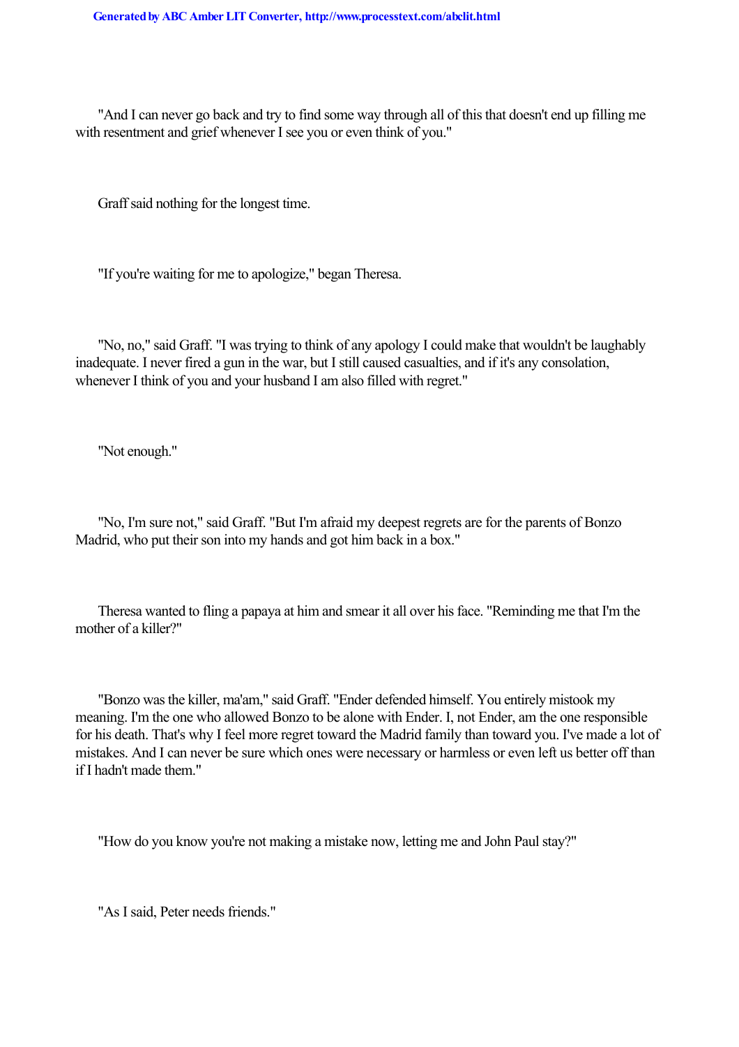"And I can never go back and try to find some way through all of this that doesn't end up filling me with resentment and grief whenever I see you or even think of you."

Graff said nothing for the longest time.

"If you're waiting for me to apologize," began Theresa.

"No, no," said Graff. "I was trying to think of any apology I could make that wouldn't be laughably inadequate. I never fired a gun in the war, but I still caused casualties, and if it's any consolation, whenever I think of you and your husband I am also filled with regret."

"Not enough."

"No, I'm sure not," said Graff. "But I'm afraid my deepest regrets are for the parents of Bonzo Madrid, who put their son into my hands and got him back in a box."

Theresa wanted to fling a papaya at him and smear it all over his face. "Reminding me that I'm the mother of a killer?"

"Bonzo was the killer, ma'am," said Graff. "Ender defended himself. You entirely mistook my meaning. I'm the one who allowed Bonzo to be alone with Ender. I, not Ender, am the one responsible for his death. That's why I feel more regret toward the Madrid family than toward you. I've made a lot of mistakes. And I can never be sure which ones were necessary or harmless or even left us better off than if I hadn't made them."

"How do you know you're not making a mistake now, letting me and John Paul stay?"

"As I said, Peter needs friends."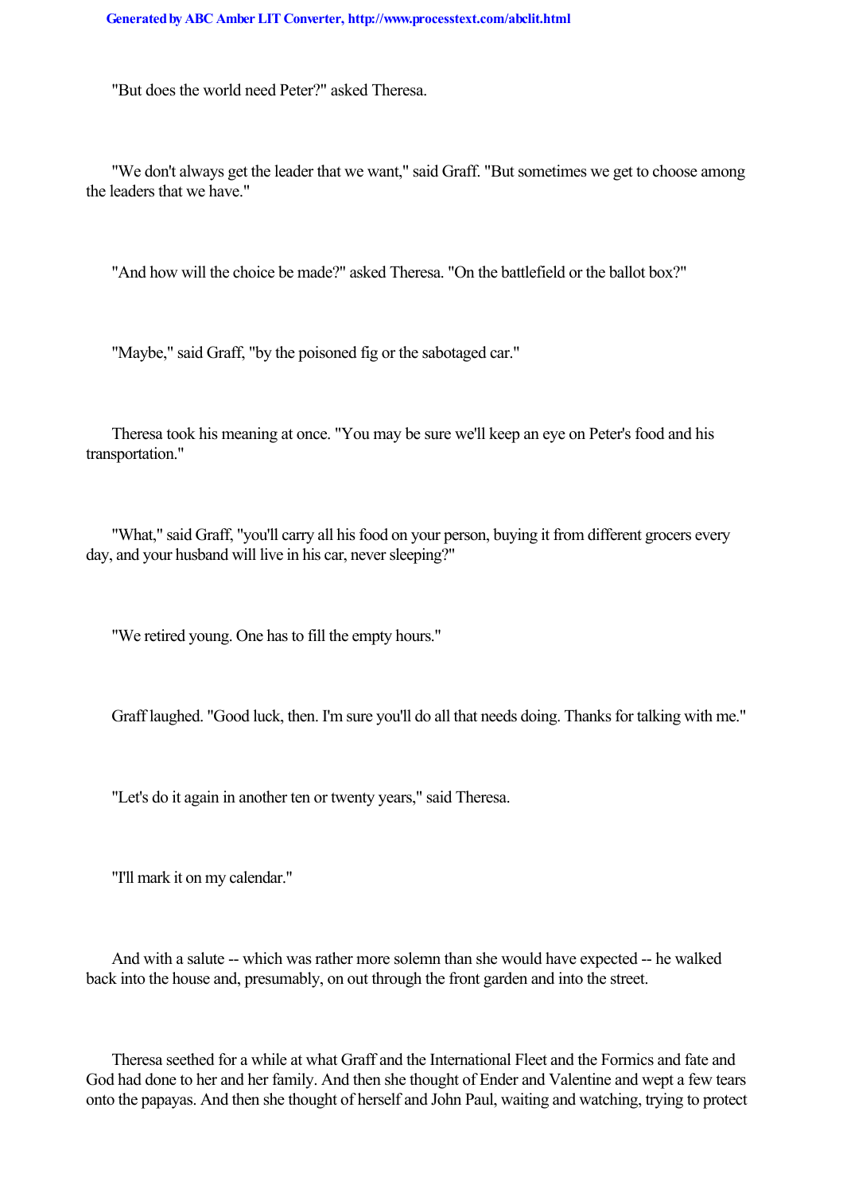"But does the world need Peter?" asked Theresa.

"We don't always get the leader that we want," said Graff. "But sometimes we get to choose among the leaders that we have."

"And how will the choice be made?" asked Theresa. "On the battlefield or the ballot box?"

"Maybe," said Graff, "by the poisoned fig or the sabotaged car."

Theresa took his meaning at once. "You may be sure we'll keep an eye on Peter's food and his transportation."

"What," said Graff, "you'll carry all his food on your person, buying it from different grocers every day, and your husband will live in his car, never sleeping?"

"We retired young. One has to fill the empty hours."

Graff laughed. "Good luck, then. I'm sure you'll do all that needs doing. Thanks for talking with me."

"Let's do it again in another ten or twenty years," said Theresa.

"I'll mark it on my calendar."

And with a salute -- which was rather more solemn than she would have expected -- he walked back into the house and, presumably, on out through the front garden and into the street.

Theresa seethed for a while at what Graff and the International Fleet and the Formics and fate and God had done to her and her family. And then she thought of Ender and Valentine and wept a few tears onto the papayas. And then she thought of herself and John Paul, waiting and watching, trying to protect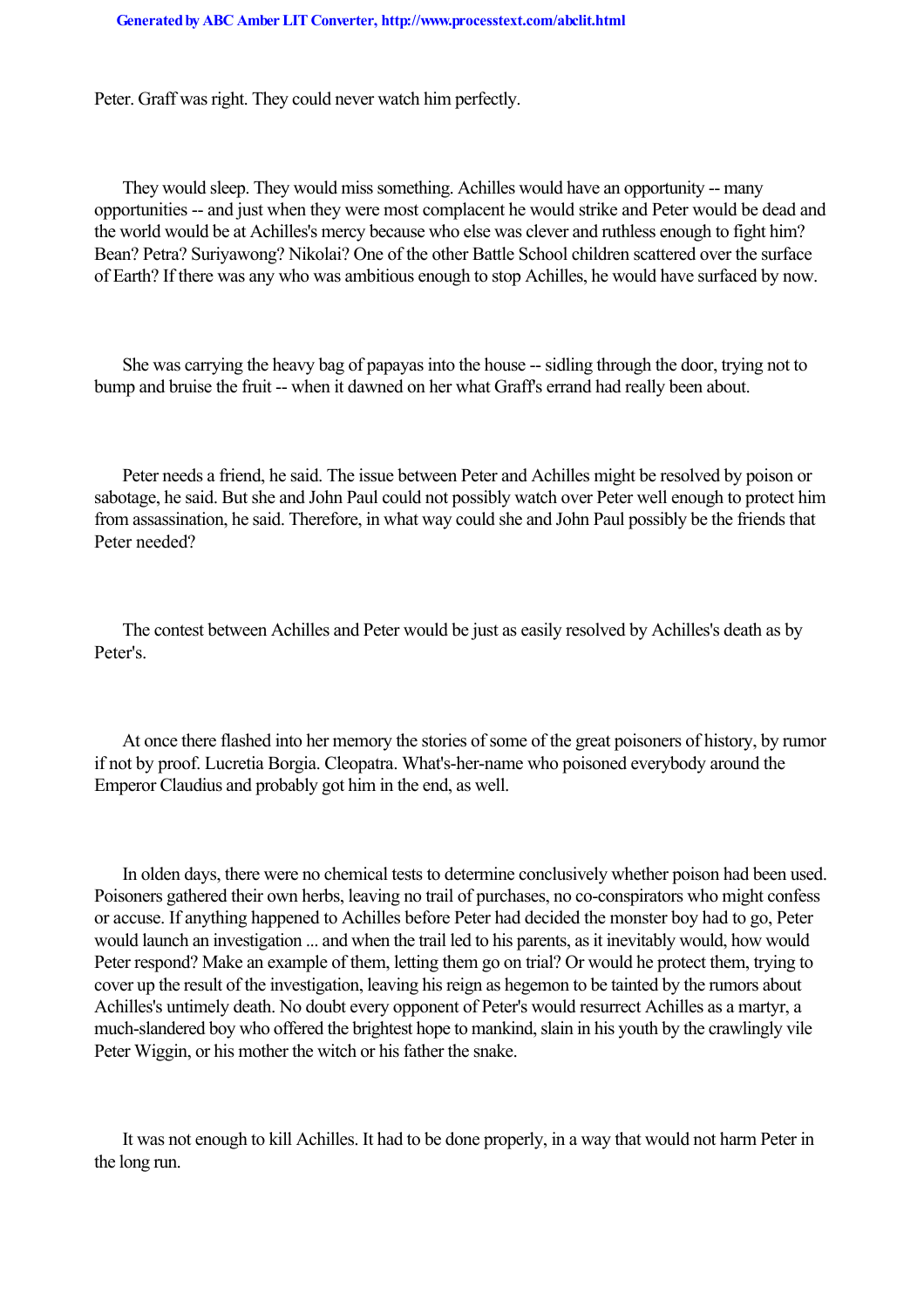Peter. Graff was right. They could never watch him perfectly.

They would sleep. They would miss something. Achilles would have an opportunity -- many opportunities -- and just when they were most complacent he would strike and Peter would be dead and the world would be at Achilles's mercy because who else was clever and ruthless enough to fight him? Bean? Petra? Suriyawong? Nikolai? One of the other Battle School children scattered over the surface of Earth? If there was any who was ambitious enough to stop Achilles, he would have surfaced by now.

She was carrying the heavy bag of papayas into the house -- sidling through the door, trying not to bump and bruise the fruit -- when it dawned on her what Graff's errand had really been about.

Peter needs a friend, he said. The issue between Peter and Achilles might be resolved by poison or sabotage, he said. But she and John Paul could not possibly watch over Peter well enough to protect him from assassination, he said. Therefore, in what way could she and John Paul possibly be the friends that Peter needed?

The contest between Achilles and Peter would be just as easily resolved by Achilles's death as by Peter's.

At once there flashed into her memory the stories of some of the great poisoners of history, by rumor if not by proof. Lucretia Borgia. Cleopatra. What's-her-name who poisoned everybody around the Emperor Claudius and probably got him in the end, as well.

In olden days, there were no chemical tests to determine conclusively whether poison had been used. Poisoners gathered their own herbs, leaving no trail of purchases, no co-conspirators who might confess or accuse. If anything happened to Achilles before Peter had decided the monster boy had to go, Peter would launch an investigation ... and when the trail led to his parents, as it inevitably would, how would Peter respond? Make an example of them, letting them go on trial? Or would he protect them, trying to cover up the result of the investigation, leaving his reign as hegemon to be tainted by the rumors about Achilles's untimely death. No doubt every opponent of Peter's would resurrect Achilles as a martyr, a much-slandered boy who offered the brightest hope to mankind, slain in his youth by the crawlingly vile Peter Wiggin, or his mother the witch or his father the snake.

It was not enough to kill Achilles. It had to be done properly, in a way that would not harm Peter in the long run.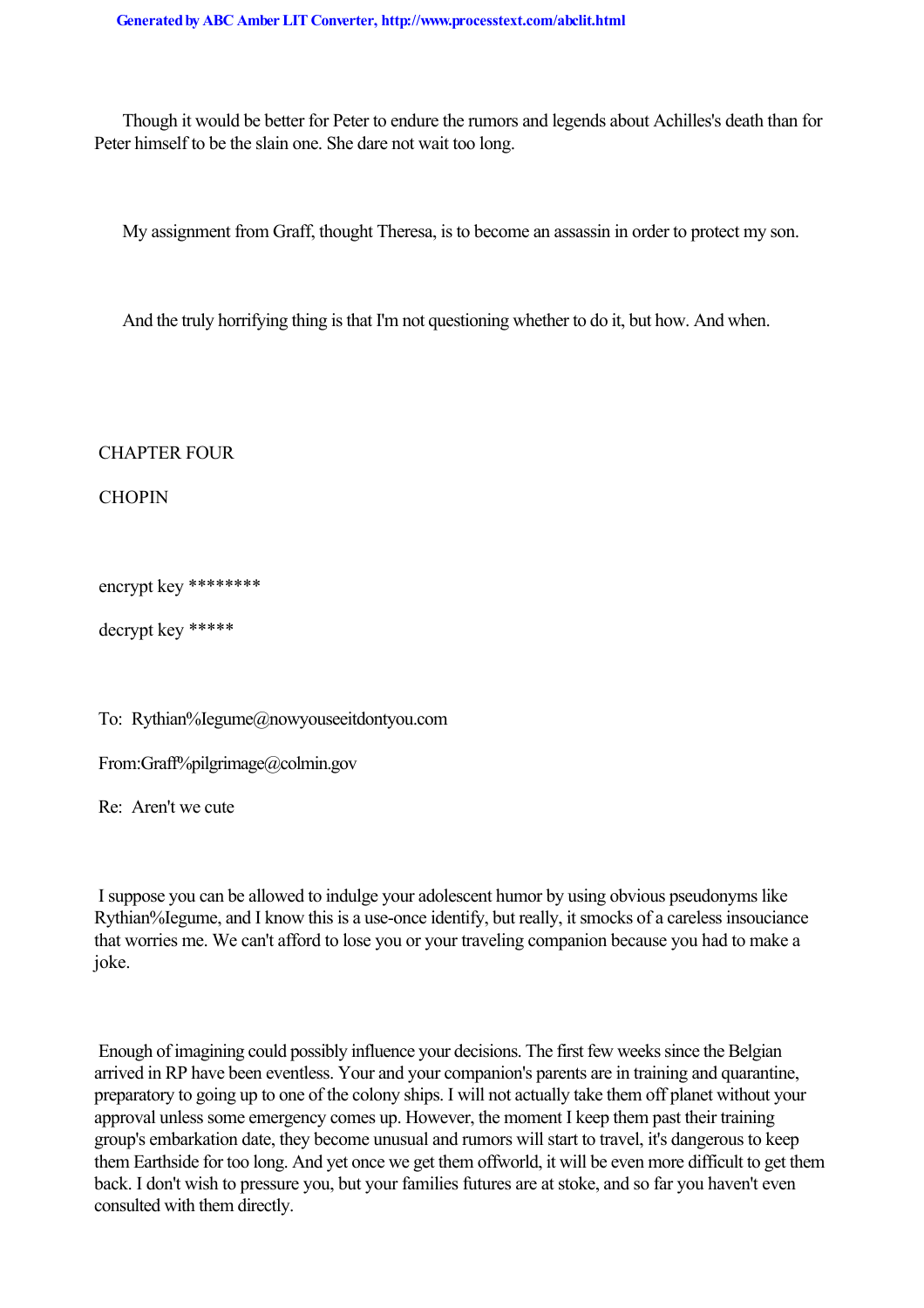Though it would be better for Peter to endure the rumors and legends about Achilles's death than for Peter himself to be the slain one. She dare not wait too long.

My assignment from Graff, thought Theresa, is to become an assassin in order to protect my son.

And the truly horrifying thing is that I'm not questioning whether to do it, but how. And when.

## CHAPTER FOUR

## CHOPIN

encrypt key ********

decrypt key *****

To: Rythian%Iegume@nowyouseeitdontyou.com

From:Graff%pilgrimage@colmin.gov

Re: Aren't we cute

I suppose you can be allowed to indulge your adolescent humor by using obvious pseudonyms like Rythian%Iegume, and I know this is a use-once identify, but really, it smocks of a careless insouciance that worries me. We can't afford to lose you or your traveling companion because you had to make a joke.

Enough of imagining could possibly influence your decisions. The first few weeks since the Belgian arrived in RP have been eventless. Your and your companion's parents are in training and quarantine, preparatory to going up to one of the colony ships. I will not actually take them off planet without your approval unless some emergency comes up. However, the moment I keep them past their training group's embarkation date, they become unusual and rumors will start to travel, it's dangerous to keep them Earthside for too long. And yet once we get them offworld, it will be even more difficult to get them back. I don't wish to pressure you, but your families futures are at stoke, and so far you haven't even consulted with them directly.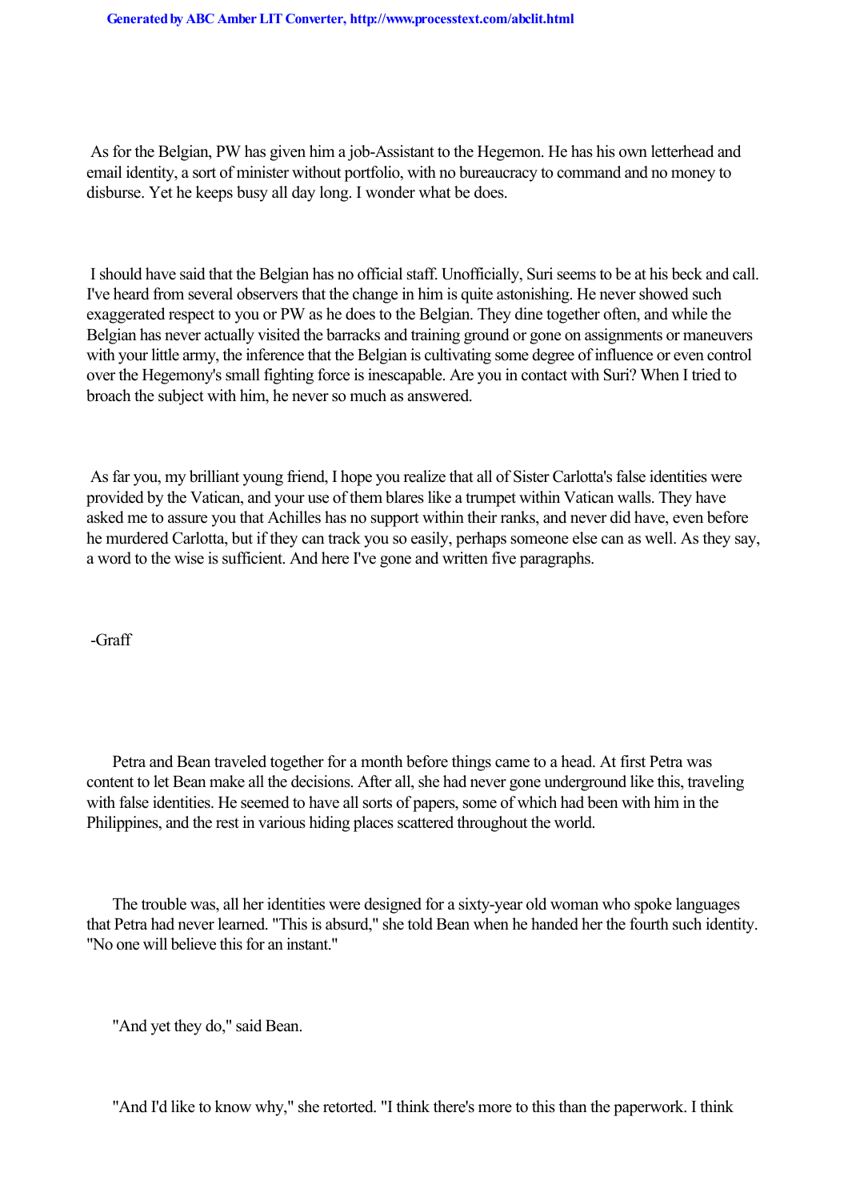As for the Belgian, PW has given him a job-Assistant to the Hegemon. He has his own letterhead and email identity, a sort of minister without portfolio, with no bureaucracy to command and no money to disburse. Yet he keeps busy all day long. I wonder what be does.

I should have said that the Belgian has no official staff. Unofficially, Suri seems to be at his beck and call. I've heard from several observers that the change in him is quite astonishing. He never showed such exaggerated respect to you or PW as he does to the Belgian. They dine together often, and while the Belgian has never actually visited the barracks and training ground or gone on assignments or maneuvers with your little army, the inference that the Belgian is cultivating some degree of influence or even control over the Hegemony's small fighting force is inescapable. Are you in contact with Suri? When I tried to broach the subject with him, he never so much as answered.

As far you, my brilliant young friend, I hope you realize that all of Sister Carlotta's false identities were provided by the Vatican, and your use of them blares like a trumpet within Vatican walls. They have asked me to assure you that Achilles has no support within their ranks, and never did have, even before he murdered Carlotta, but if they can track you so easily, perhaps someone else can as well. As they say, a word to the wise is sufficient. And here I've gone and written five paragraphs.

-Graff

Petra and Bean traveled together for a month before things came to a head. At first Petra was content to let Bean make all the decisions. After all, she had never gone underground like this, traveling with false identities. He seemed to have all sorts of papers, some of which had been with him in the Philippines, and the rest in various hiding places scattered throughout the world.

The trouble was, all her identities were designed for a sixty-year old woman who spoke languages that Petra had never learned. "This is absurd," she told Bean when he handed her the fourth such identity. "No one will believe this for an instant."

"And yet they do," said Bean.

"And I'd like to know why," she retorted. "I think there's more to this than the paperwork. I think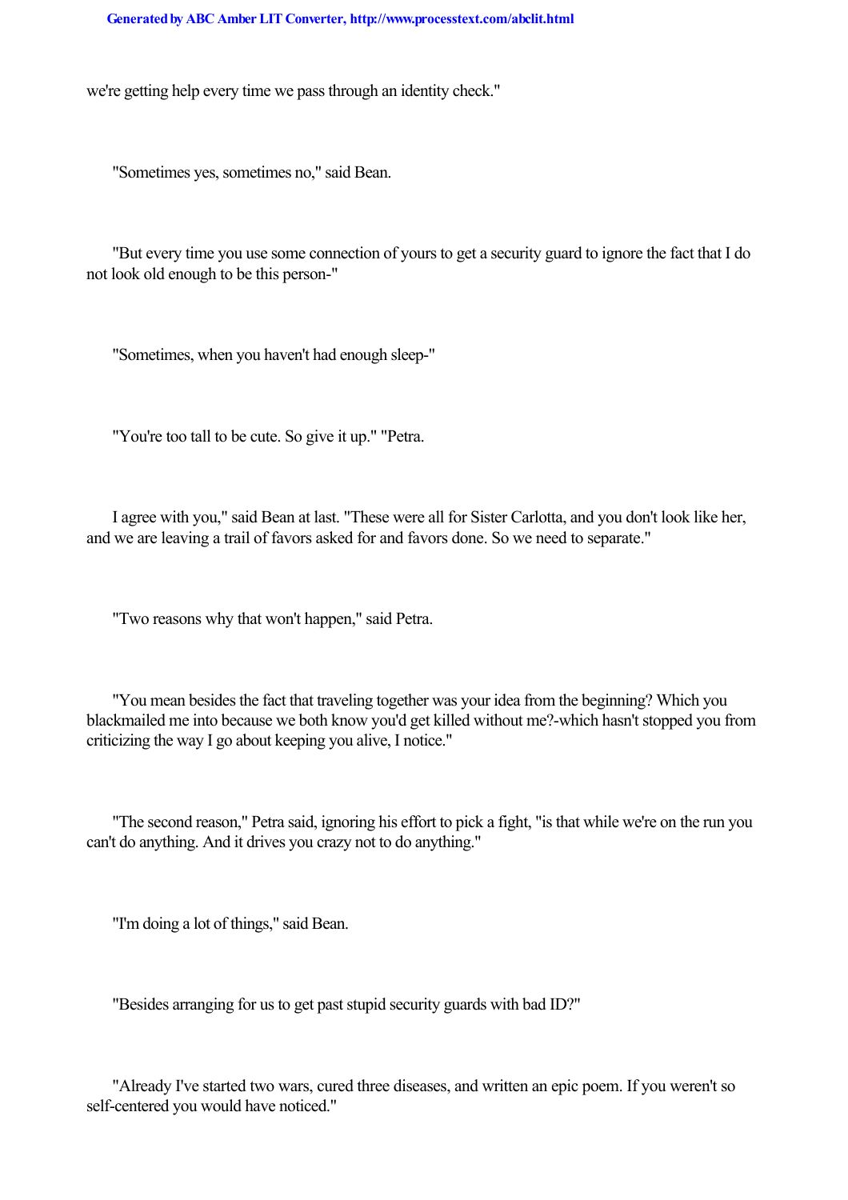we're getting help every time we pass through an identity check."

"Sometimes yes, sometimes no," said Bean.

"But every time you use some connection of yours to get a security guard to ignore the fact that I do not look old enough to be this person-"

"Sometimes, when you haven't had enough sleep-"

"You're too tall to be cute. So give it up." "Petra.

I agree with you," said Bean at last. "These were all for Sister Carlotta, and you don't look like her, and we are leaving a trail of favors asked for and favors done. So we need to separate."

"Two reasons why that won't happen," said Petra.

"You mean besides the fact that traveling together was your idea from the beginning? Which you blackmailed me into because we both know you'd get killed without me?-which hasn't stopped you from criticizing the way I go about keeping you alive, I notice."

"The second reason," Petra said, ignoring his effort to pick a fight, "is that while we're on the run you can't do anything. And it drives you crazy not to do anything."

"I'm doing a lot of things," said Bean.

"Besides arranging for us to get past stupid security guards with bad ID?"

"Already I've started two wars, cured three diseases, and written an epic poem. If you weren't so self-centered you would have noticed."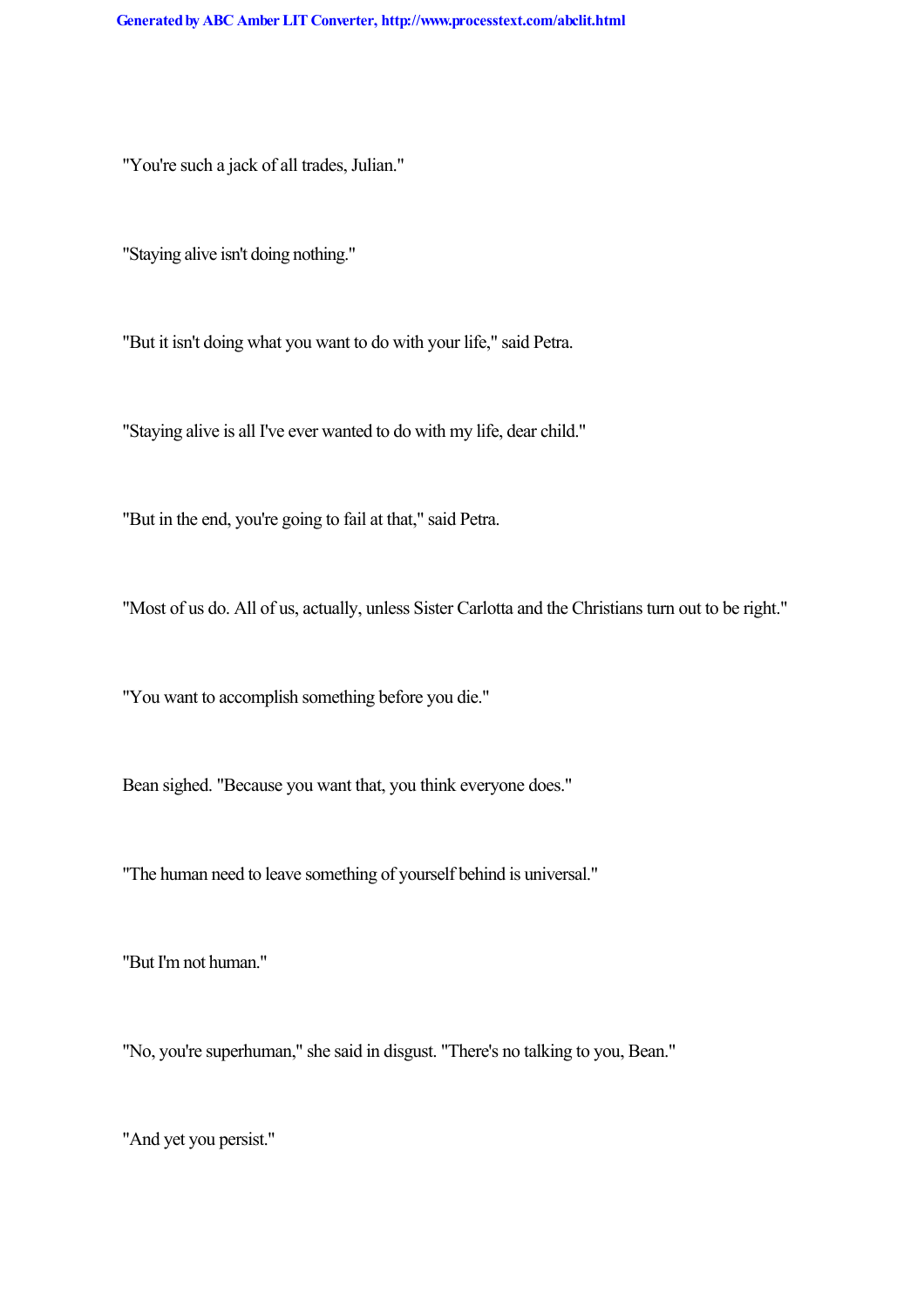"You're such a jack of all trades, Julian."

"Staying alive isn't doing nothing."

"But it isn't doing what you want to do with your life," said Petra.

"Staying alive is all I've ever wanted to do with my life, dear child."

"But in the end, you're going to fail at that," said Petra.

"Most of us do. All of us, actually, unless Sister Carlotta and the Christians turn out to be right."

"You want to accomplish something before you die."

Bean sighed. "Because you want that, you think everyone does."

"The human need to leave something of yourself behind is universal."

"But I'm not human."

"No, you're superhuman," she said in disgust. "There's no talking to you, Bean."

"And yet you persist."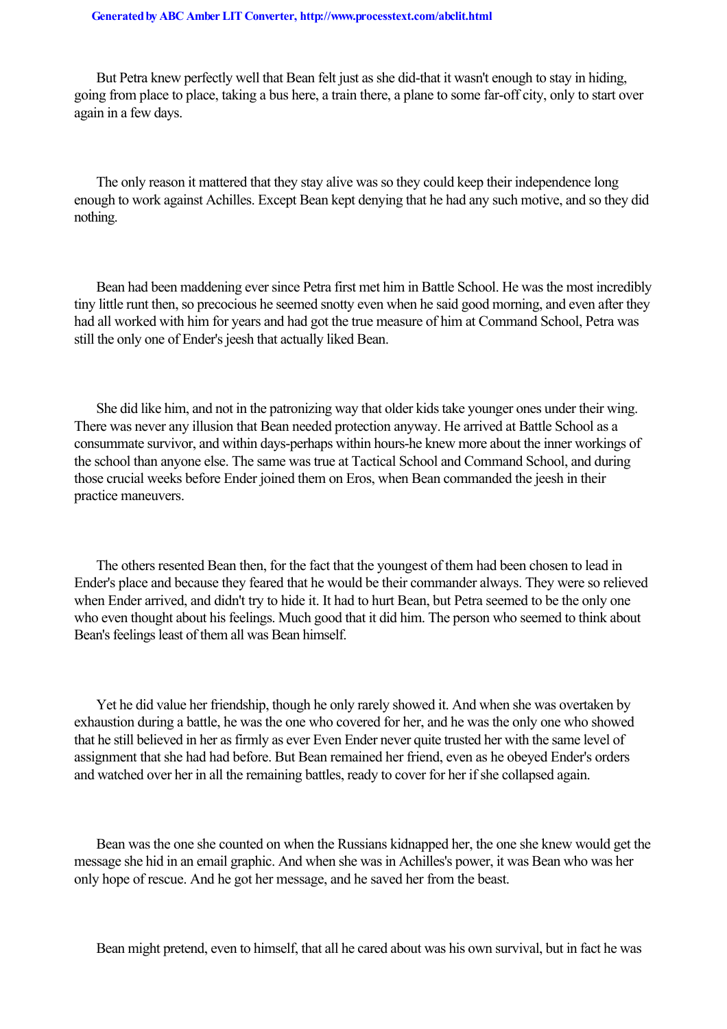But Petra knew perfectly well that Bean felt just as she did-that it wasn't enough to stay in hiding, going from place to place, taking a bus here, a train there, a plane to some far-off city, only to start over again in a few days.

The only reason it mattered that they stay alive was so they could keep their independence long enough to work against Achilles. Except Bean kept denying that he had any such motive, and so they did nothing.

Bean had been maddening ever since Petra first met him in Battle School. He was the most incredibly tiny little runt then, so precocious he seemed snotty even when he said good morning, and even after they had all worked with him for years and had got the true measure of him at Command School, Petra was still the only one of Ender's jeesh that actually liked Bean.

She did like him, and not in the patronizing way that older kids take younger ones under their wing. There was never any illusion that Bean needed protection anyway. He arrived at Battle School as a consummate survivor, and within days-perhaps within hours-he knew more about the inner workings of the school than anyone else. The same was true at Tactical School and Command School, and during those crucial weeks before Ender joined them on Eros, when Bean commanded the jeesh in their practice maneuvers.

The others resented Bean then, for the fact that the youngest of them had been chosen to lead in Ender's place and because they feared that he would be their commander always. They were so relieved when Ender arrived, and didn't try to hide it. It had to hurt Bean, but Petra seemed to be the only one who even thought about his feelings. Much good that it did him. The person who seemed to think about Bean's feelings least of them all was Bean himself.

Yet he did value her friendship, though he only rarely showed it. And when she was overtaken by exhaustion during a battle, he was the one who covered for her, and he was the only one who showed that he still believed in her as firmly as ever Even Ender never quite trusted her with the same level of assignment that she had had before. But Bean remained her friend, even as he obeyed Ender's orders and watched over her in all the remaining battles, ready to cover for her if she collapsed again.

Bean was the one she counted on when the Russians kidnapped her, the one she knew would get the message she hid in an email graphic. And when she was in Achilles's power, it was Bean who was her only hope of rescue. And he got her message, and he saved her from the beast.

Bean might pretend, even to himself, that all he cared about was his own survival, but in fact he was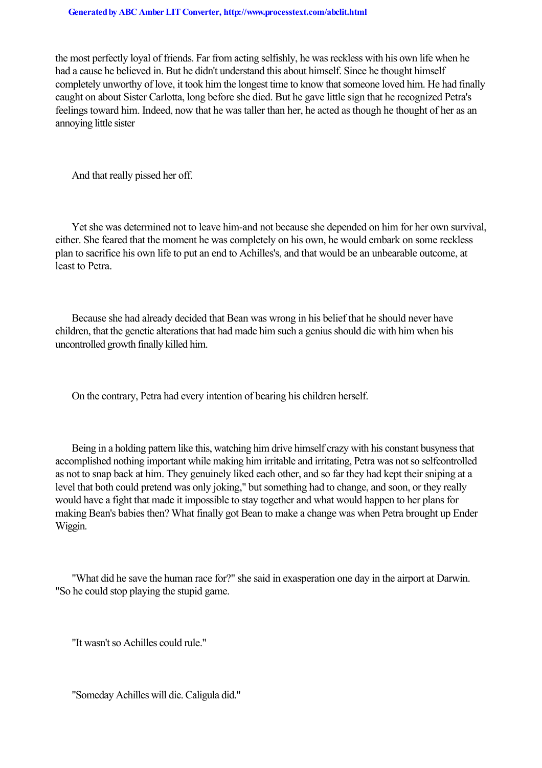the most perfectly loyal of friends. Far from acting selfishly, he was reckless with his own life when he had a cause he believed in. But he didn't understand this about himself. Since he thought himself completely unworthy of love, it took him the longest time to know that someone loved him. He had finally caught on about Sister Carlotta, long before she died. But he gave little sign that he recognized Petra's feelings toward him. Indeed, now that he was taller than her, he acted as though he thought of her as an annoying little sister

And that really pissed her off.

Yet she was determined not to leave him-and not because she depended on him for her own survival, either. She feared that the moment he was completely on his own, he would embark on some reckless plan to sacrifice his own life to put an end to Achilles's, and that would be an unbearable outcome, at least to Petra.

Because she had already decided that Bean was wrong in his belief that he should never have children, that the genetic alterations that had made him such a genius should die with him when his uncontrolled growth finally killed him.

On the contrary, Petra had every intention of bearing his children herself.

Being in a holding pattern like this, watching him drive himself crazy with his constant busyness that accomplished nothing important while making him irritable and irritating, Petra was not so selfcontrolled as not to snap back at him. They genuinely liked each other, and so far they had kept their sniping at a level that both could pretend was only joking," but something had to change, and soon, or they really would have a fight that made it impossible to stay together and what would happen to her plans for making Bean's babies then? What finally got Bean to make a change was when Petra brought up Ender Wiggin.

"What did he save the human race for?" she said in exasperation one day in the airport at Darwin. "So he could stop playing the stupid game.

"It wasn't so Achilles could rule."

"Someday Achilles will die. Caligula did."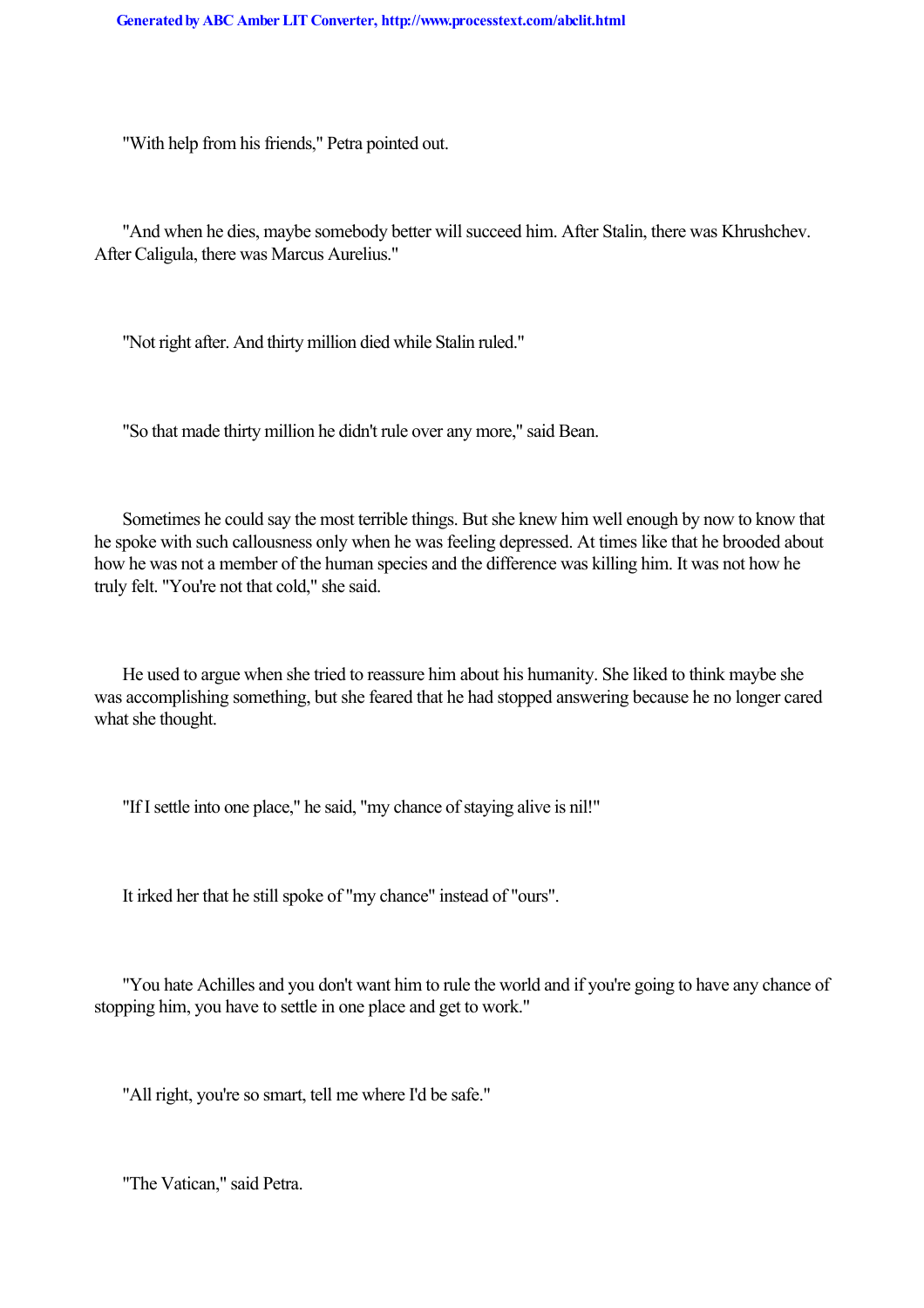"With help from his friends," Petra pointed out.

"And when he dies, maybe somebody better will succeed him. After Stalin, there was Khrushchev. After Caligula, there was Marcus Aurelius."

"Not right after. And thirty million died while Stalin ruled."

"So that made thirty million he didn't rule over any more," said Bean.

Sometimes he could say the most terrible things. But she knew him well enough by now to know that he spoke with such callousness only when he was feeling depressed. At times like that he brooded about how he was not a member of the human species and the difference was killing him. It was not how he truly felt. "You're not that cold," she said.

He used to argue when she tried to reassure him about his humanity. She liked to think maybe she was accomplishing something, but she feared that he had stopped answering because he no longer cared what she thought.

"If I settle into one place," he said, "my chance of staying alive is nil!"

It irked her that he still spoke of "my chance" instead of "ours".

"You hate Achilles and you don't want him to rule the world and if you're going to have any chance of stopping him, you have to settle in one place and get to work."

"All right, you're so smart, tell me where I'd be safe."

"The Vatican," said Petra.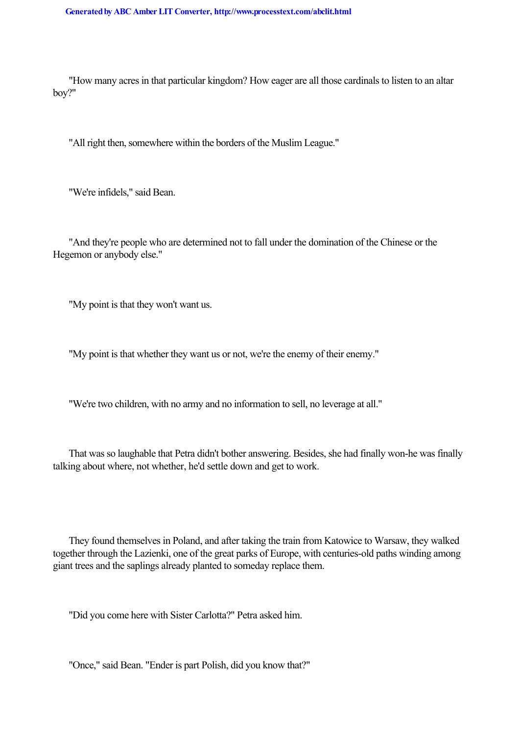"How many acres in that particular kingdom? How eager are all those cardinals to listen to an altar boy?"

"All right then, somewhere within the borders of the Muslim League."

"We're infidels," said Bean.

"And they're people who are determined not to fall under the domination of the Chinese or the Hegemon or anybody else."

"My point is that they won't want us.

"My point is that whether they want us or not, we're the enemy of their enemy."

"We're two children, with no army and no information to sell, no leverage at all."

That was so laughable that Petra didn't bother answering. Besides, she had finally won-he was finally talking about where, not whether, he'd settle down and get to work.

They found themselves in Poland, and after taking the train from Katowice to Warsaw, they walked together through the Lazienki, one of the great parks of Europe, with centuries-old paths winding among giant trees and the saplings already planted to someday replace them.

"Did you come here with Sister Carlotta?" Petra asked him.

"Once," said Bean. "Ender is part Polish, did you know that?"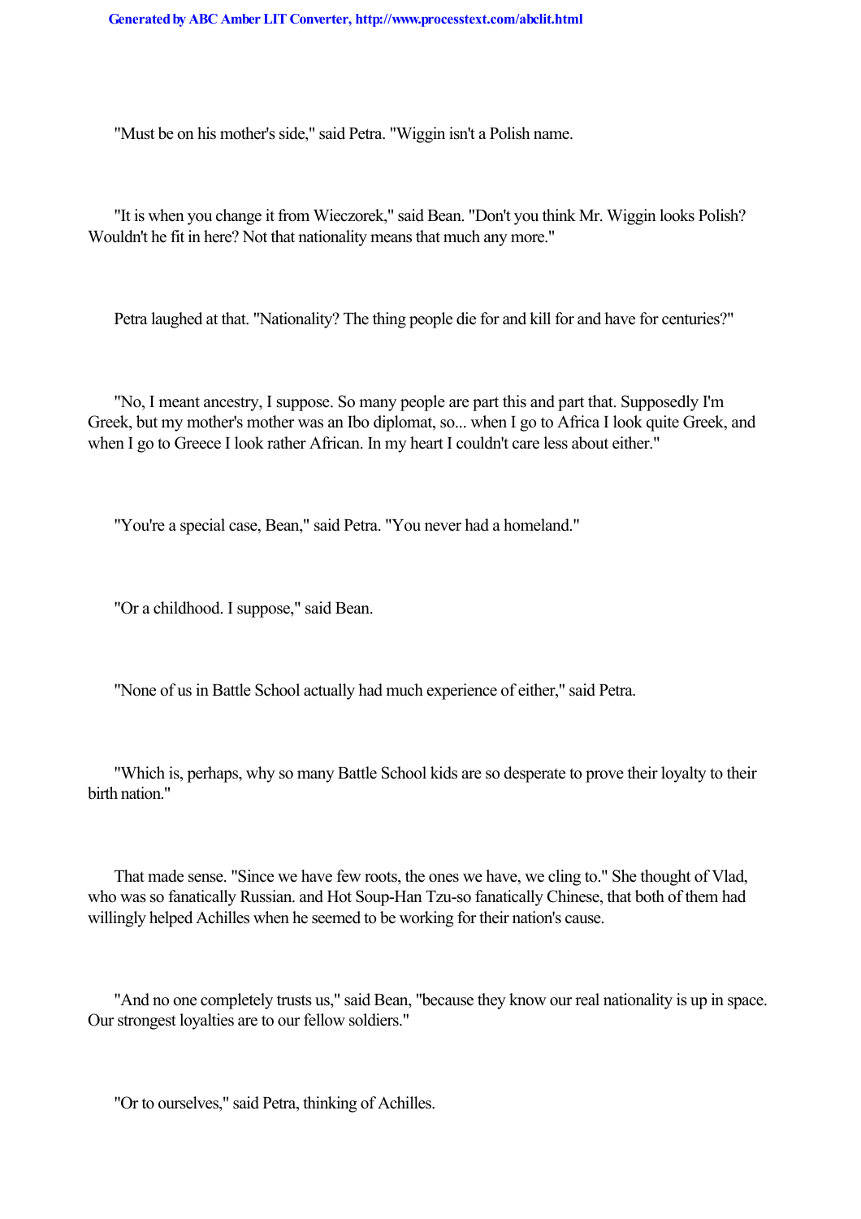"Must be on his mother's side," said Petra. "Wiggin isn't a Polish name.

"It is when you change it from Wieczorek," said Bean. "Don't you think Mr. Wiggin looks Polish? Wouldn't he fit in here? Not that nationality means that much any more."

Petra laughed at that. "Nationality? The thing people die for and kill for and have for centuries?"

"No, I meant ancestry, I suppose. So many people are part this and part that. Supposedly I'm Greek, but my mother's mother was an Ibo diplomat, so... when I go to Africa I look quite Greek, and when I go to Greece I look rather African. In my heart I couldn't care less about either."

"You're a special case, Bean," said Petra. "You never had a homeland."

"Or a childhood. I suppose," said Bean.

"None of us in Battle School actually had much experience of either," said Petra.

"Which is, perhaps, why so many Battle School kids are so desperate to prove their loyalty to their birth nation."

That made sense. "Since we have few roots, the ones we have, we cling to." She thought of Vlad, who was so fanatically Russian. and Hot Soup-Han Tzu-so fanatically Chinese, that both of them had willingly helped Achilles when he seemed to be working for their nation's cause.

"And no one completely trusts us," said Bean, "because they know our real nationality is up in space. Our strongest loyalties are to our fellow soldiers."

"Or to ourselves," said Petra, thinking of Achilles.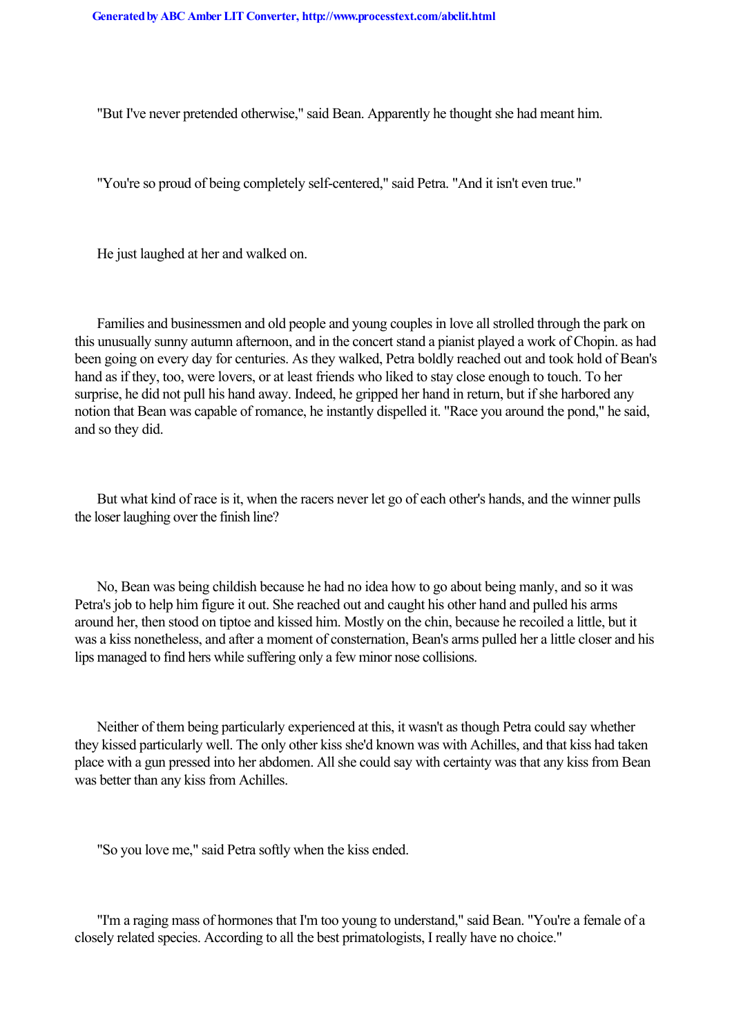"But I've never pretended otherwise," said Bean. Apparently he thought she had meant him.

"You're so proud of being completely self-centered," said Petra. "And it isn't even true."

He just laughed at her and walked on.

Families and businessmen and old people and young couples in love all strolled through the park on this unusually sunny autumn afternoon, and in the concert stand a pianist played a work of Chopin. as had been going on every day for centuries. As they walked, Petra boldly reached out and took hold of Bean's hand as if they, too, were lovers, or at least friends who liked to stay close enough to touch. To her surprise, he did not pull his hand away. Indeed, he gripped her hand in return, but if she harbored any notion that Bean was capable of romance, he instantly dispelled it. "Race you around the pond," he said, and so they did.

But what kind of race is it, when the racers never let go of each other's hands, and the winner pulls the loser laughing over the finish line?

No, Bean was being childish because he had no idea how to go about being manly, and so it was Petra's job to help him figure it out. She reached out and caught his other hand and pulled his arms around her, then stood on tiptoe and kissed him. Mostly on the chin, because he recoiled a little, but it was a kiss nonetheless, and after a moment of consternation, Bean's arms pulled her a little closer and his lips managed to find hers while suffering only a few minor nose collisions.

Neither of them being particularly experienced at this, it wasn't as though Petra could say whether they kissed particularly well. The only other kiss she'd known was with Achilles, and that kiss had taken place with a gun pressed into her abdomen. All she could say with certainty was that any kiss from Bean was better than any kiss from Achilles.

"So you love me," said Petra softly when the kiss ended.

"I'm a raging mass of hormones that I'm too young to understand," said Bean. "You're a female of a closely related species. According to all the best primatologists, I really have no choice."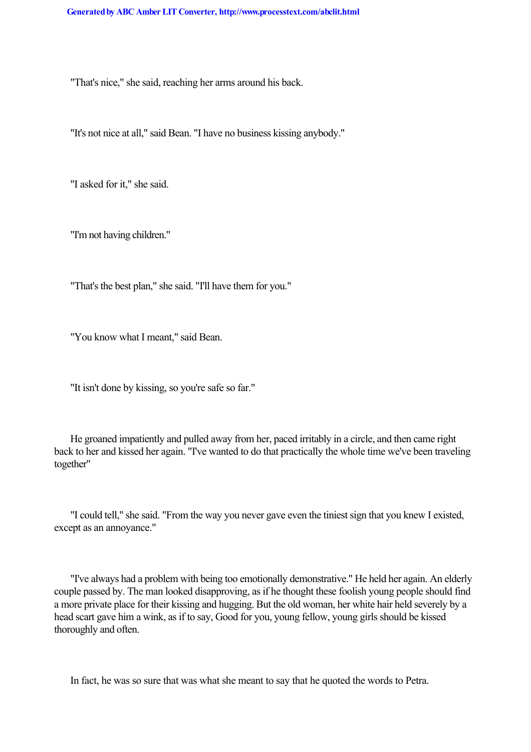"That's nice," she said, reaching her arms around his back.

"It's not nice at all," said Bean. "I have no business kissing anybody."

"I asked for it," she said.

"I'm not having children."

"That's the best plan," she said. "I'll have them for you."

"You know what I meant," said Bean.

"It isn't done by kissing, so you're safe so far."

He groaned impatiently and pulled away from her, paced irritably in a circle, and then came right back to her and kissed her again. "I've wanted to do that practically the whole time we've been traveling together"

"I could tell," she said. "From the way you never gave even the tiniest sign that you knew I existed, except as an annoyance."

"I've always had a problem with being too emotionally demonstrative." He held her again. An elderly couple passed by. The man looked disapproving, as if he thought these foolish young people should find a more private place for their kissing and hugging. But the old woman, her white hair held severely by a head scart gave him a wink, as if to say, Good for you, young fellow, young girls should be kissed thoroughly and often.

In fact, he was so sure that was what she meant to say that he quoted the words to Petra.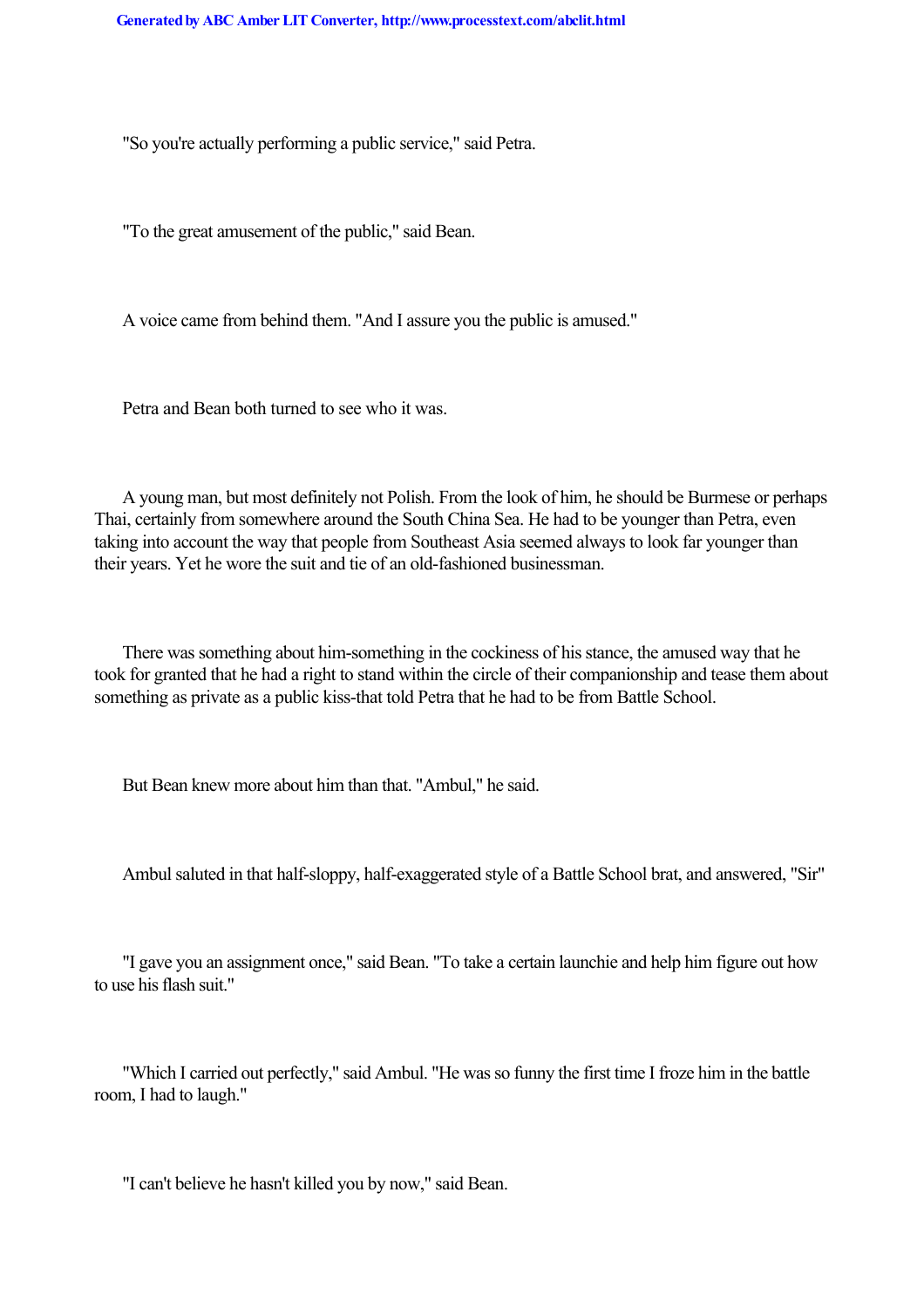"So you're actually performing a public service," said Petra.

"To the great amusement of the public," said Bean.

A voice came from behind them. "And I assure you the public is amused."

Petra and Bean both turned to see who it was.

A young man, but most definitely not Polish. From the look of him, he should be Burmese or perhaps Thai, certainly from somewhere around the South China Sea. He had to be younger than Petra, even taking into account the way that people from Southeast Asia seemed always to look far younger than their years. Yet he wore the suit and tie of an old-fashioned businessman.

There was something about him-something in the cockiness of his stance, the amused way that he took for granted that he had a right to stand within the circle of their companionship and tease them about something as private as a public kiss-that told Petra that he had to be from Battle School.

But Bean knew more about him than that. "Ambul," he said.

Ambul saluted in that half-sloppy, half-exaggerated style of a Battle School brat, and answered, "Sir"

"I gave you an assignment once," said Bean. "To take a certain launchie and help him figure out how to use his flash suit."

"Which I carried out perfectly," said Ambul. "He was so funny the first time I froze him in the battle room, I had to laugh."

"I can't believe he hasn't killed you by now," said Bean.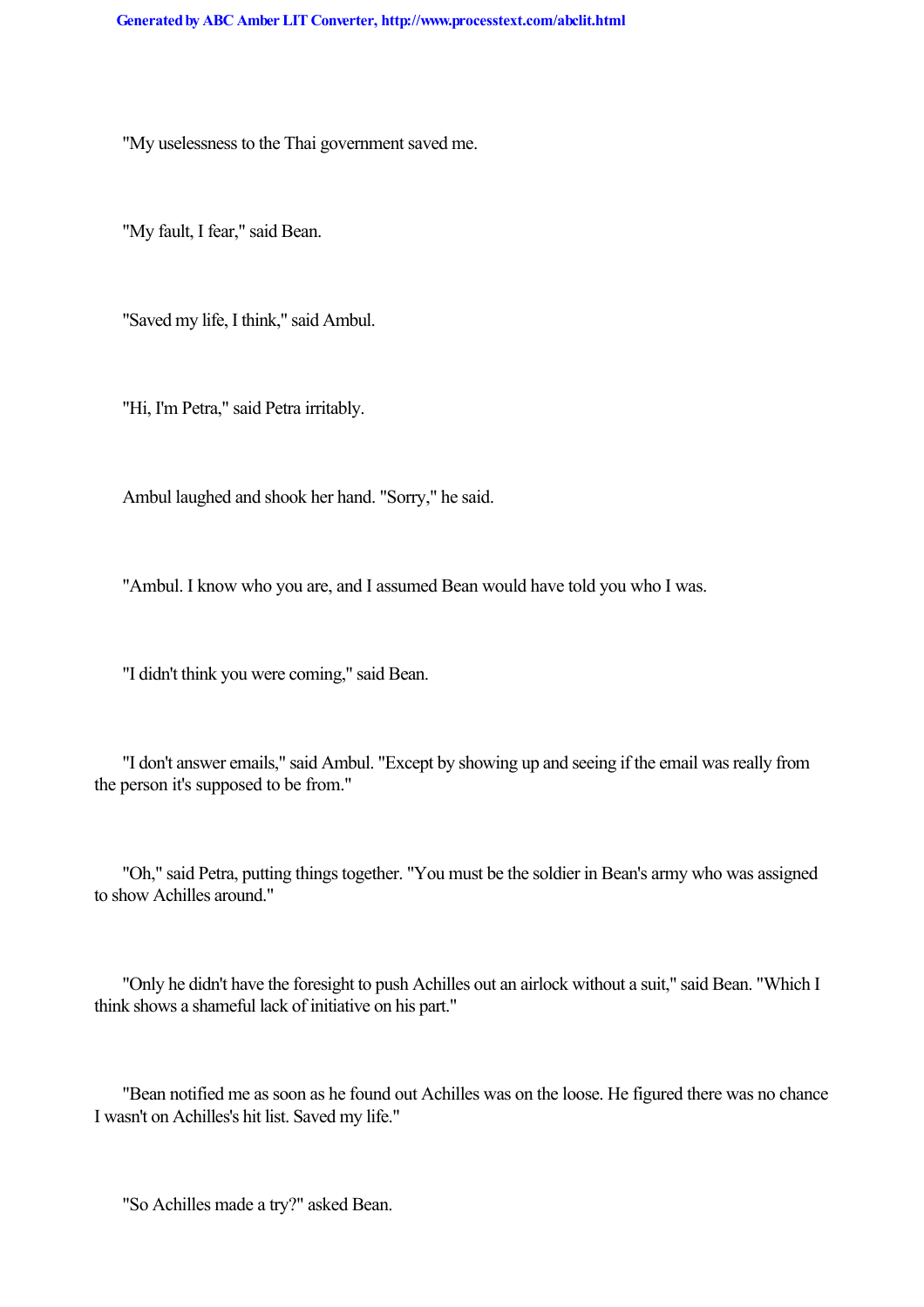"My uselessness to the Thai government saved me.

"My fault, I fear," said Bean.

"Saved my life, I think," said Ambul.

"Hi, I'm Petra," said Petra irritably.

Ambul laughed and shook her hand. "Sorry," he said.

"Ambul. I know who you are, and I assumed Bean would have told you who I was.

"I didn't think you were coming," said Bean.

"I don't answer emails," said Ambul. "Except by showing up and seeing if the email was really from the person it's supposed to be from."

"Oh," said Petra, putting things together. "You must be the soldier in Bean's army who was assigned to show Achilles around."

"Only he didn't have the foresight to push Achilles out an airlock without a suit," said Bean. "Which I think shows a shameful lack of initiative on his part."

"Bean notified me as soon as he found out Achilles was on the loose. He figured there was no chance I wasn't on Achilles's hit list. Saved my life."

"So Achilles made a try?" asked Bean.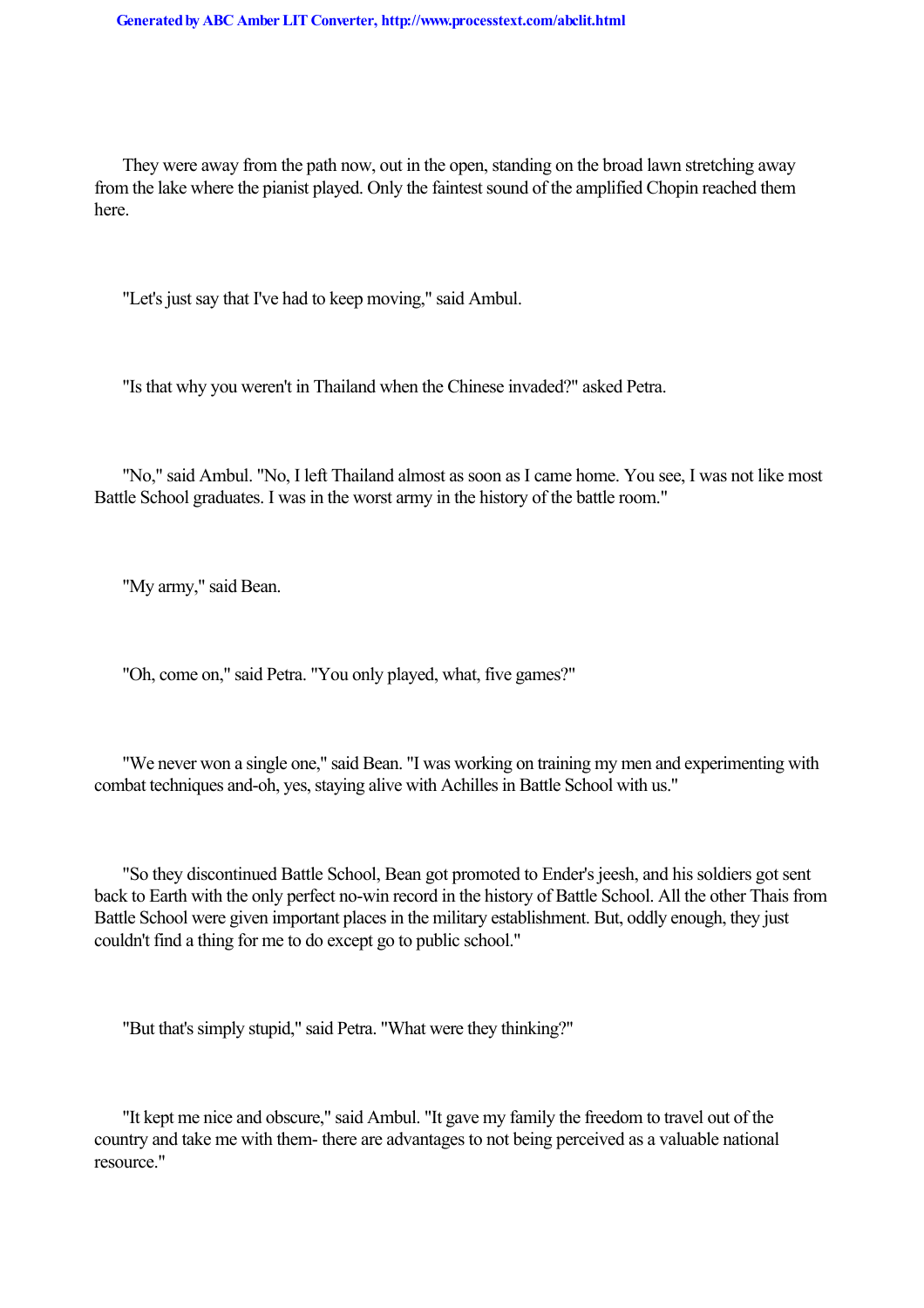They were away from the path now, out in the open, standing on the broad lawn stretching away from the lake where the pianist played. Only the faintest sound of the amplified Chopin reached them here.

"Let's just say that I've had to keep moving," said Ambul.

"Is that why you weren't in Thailand when the Chinese invaded?" asked Petra.

"No," said Ambul. "No, I left Thailand almost as soon as I came home. You see, I was not like most Battle School graduates. I was in the worst army in the history of the battle room."

"My army," said Bean.

"Oh, come on," said Petra. "You only played, what, five games?"

"We never won a single one," said Bean. "I was working on training my men and experimenting with combat techniques and-oh, yes, staying alive with Achilles in Battle School with us."

"So they discontinued Battle School, Bean got promoted to Ender's jeesh, and his soldiers got sent back to Earth with the only perfect no-win record in the history of Battle School. All the other Thais from Battle School were given important places in the military establishment. But, oddly enough, they just couldn't find a thing for me to do except go to public school."

"But that's simply stupid," said Petra. "What were they thinking?"

"It kept me nice and obscure," said Ambul. "It gave my family the freedom to travel out of the country and take me with them- there are advantages to not being perceived as a valuable national resource."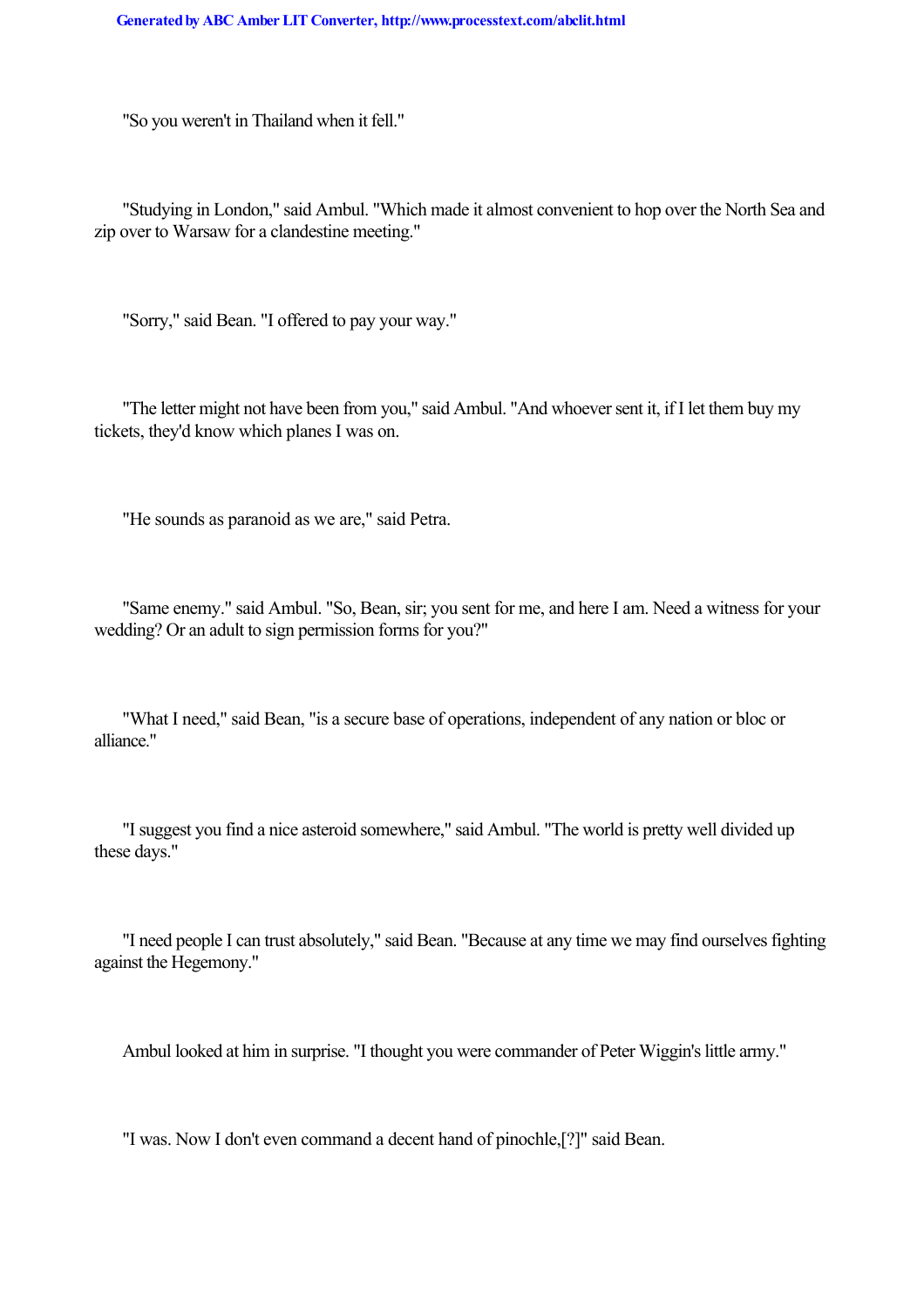"So you weren't in Thailand when it fell."

"Studying in London," said Ambul. "Which made it almost convenient to hop over the North Sea and zip over to Warsaw for a clandestine meeting."

"Sorry," said Bean. "I offered to pay your way."

"The letter might not have been from you," said Ambul. "And whoever sent it, if I let them buy my tickets, they'd know which planes I was on.

"He sounds as paranoid as we are," said Petra.

"Same enemy." said Ambul. "So, Bean, sir; you sent for me, and here I am. Need a witness for your wedding? Or an adult to sign permission forms for you?"

"What I need," said Bean, "is a secure base of operations, independent of any nation or bloc or alliance."

"I suggest you find a nice asteroid somewhere," said Ambul. "The world is pretty well divided up these days."

"I need people I can trust absolutely," said Bean. "Because at any time we may find ourselves fighting against the Hegemony."

Ambul looked at him in surprise. "I thought you were commander of Peter Wiggin's little army."

"I was. Now I don't even command a decent hand of pinochle,[?]" said Bean.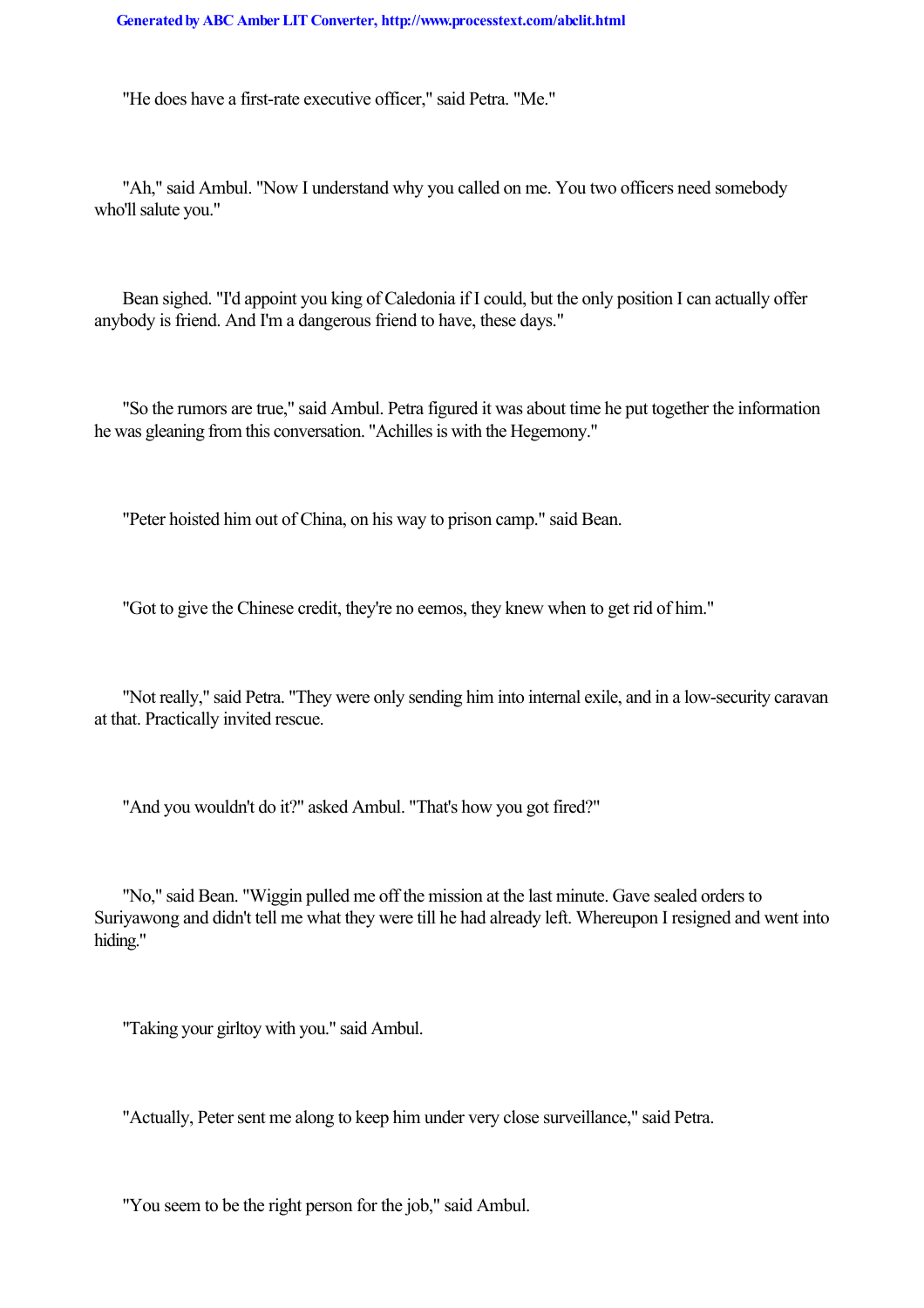"He does have a first-rate executive officer," said Petra. "Me."

"Ah," said Ambul. "Now I understand why you called on me. You two officers need somebody who'll salute you."

Bean sighed. "I'd appoint you king of Caledonia if I could, but the only position I can actually offer anybody is friend. And I'm a dangerous friend to have, these days."

"So the rumors are true," said Ambul. Petra figured it was about time he put together the information he was gleaning from this conversation. "Achilles is with the Hegemony."

"Peter hoisted him out of China, on his way to prison camp." said Bean.

"Got to give the Chinese credit, they're no eemos, they knew when to get rid of him."

"Not really," said Petra. "They were only sending him into internal exile, and in a low-security caravan at that. Practically invited rescue.

"And you wouldn't do it?" asked Ambul. "That's how you got fired?"

"No," said Bean. "Wiggin pulled me off the mission at the last minute. Gave sealed orders to Suriyawong and didn't tell me what they were till he had already left. Whereupon I resigned and went into hiding."

"Taking your girltoy with you." said Ambul.

"Actually, Peter sent me along to keep him under very close surveillance," said Petra.

"You seem to be the right person for the job," said Ambul.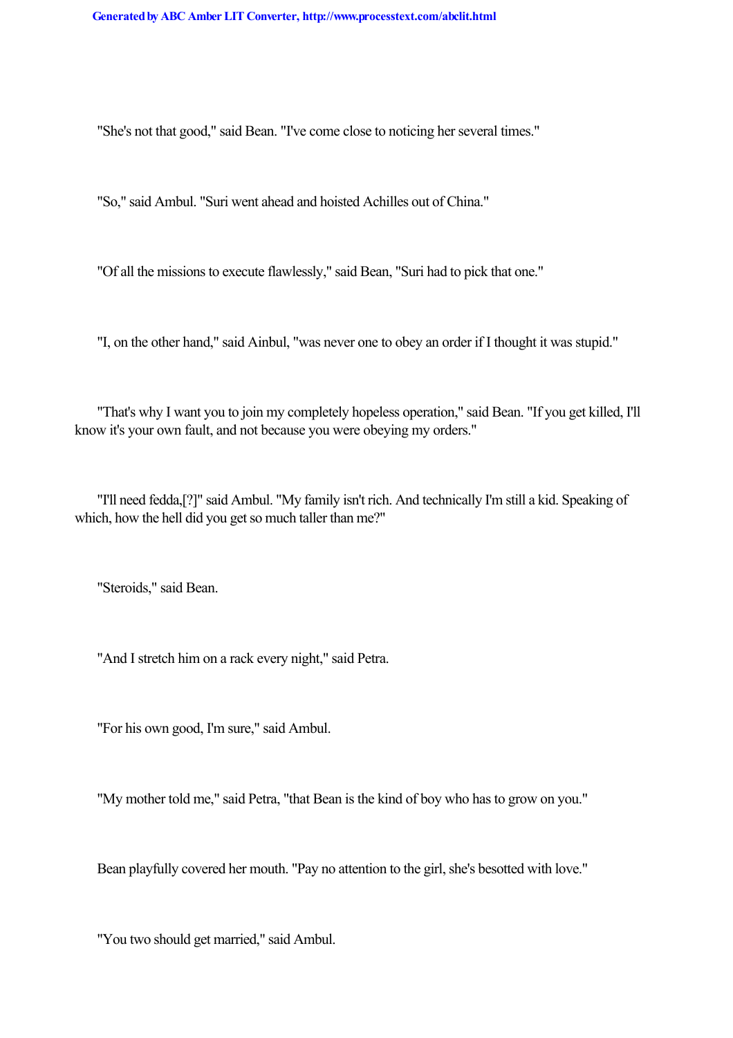"She's not that good," said Bean. "I've come close to noticing her several times."

"So," said Ambul. "Suri went ahead and hoisted Achilles out of China."

"Of all the missions to execute flawlessly," said Bean, "Suri had to pick that one."

"I, on the other hand," said Ainbul, "was never one to obey an order if I thought it was stupid."

"That's why I want you to join my completely hopeless operation," said Bean. "If you get killed, I'll know it's your own fault, and not because you were obeying my orders."

"I'll need fedda,[?]" said Ambul. "My family isn't rich. And technically I'm still a kid. Speaking of which, how the hell did you get so much taller than me?"

"Steroids," said Bean.

"And I stretch him on a rack every night," said Petra.

"For his own good, I'm sure," said Ambul.

"My mother told me," said Petra, "that Bean is the kind of boy who has to grow on you."

Bean playfully covered her mouth. "Pay no attention to the girl, she's besotted with love."

"You two should get married," said Ambul.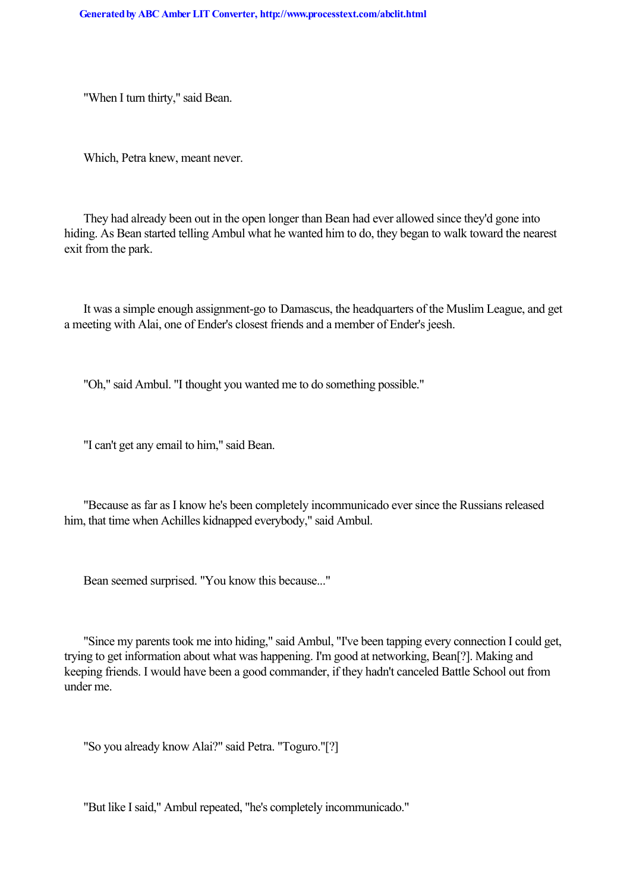"When I turn thirty," said Bean.

Which, Petra knew, meant never.

They had already been out in the open longer than Bean had ever allowed since they'd gone into hiding. As Bean started telling Ambul what he wanted him to do, they began to walk toward the nearest exit from the park.

It was a simple enough assignment-go to Damascus, the headquarters of the Muslim League, and get a meeting with Alai, one of Ender's closest friends and a member of Ender's jeesh.

"Oh," said Ambul. "I thought you wanted me to do something possible."

"I can't get any email to him," said Bean.

"Because as far as I know he's been completely incommunicado ever since the Russians released him, that time when Achilles kidnapped everybody," said Ambul.

Bean seemed surprised. "You know this because..."

"Since my parents took me into hiding," said Ambul, "I've been tapping every connection I could get, trying to get information about what was happening. I'm good at networking, Bean[?]. Making and keeping friends. I would have been a good commander, if they hadn't canceled Battle School out from under me.

"So you already know Alai?" said Petra. "Toguro."[?]

"But like I said," Ambul repeated, "he's completely incommunicado."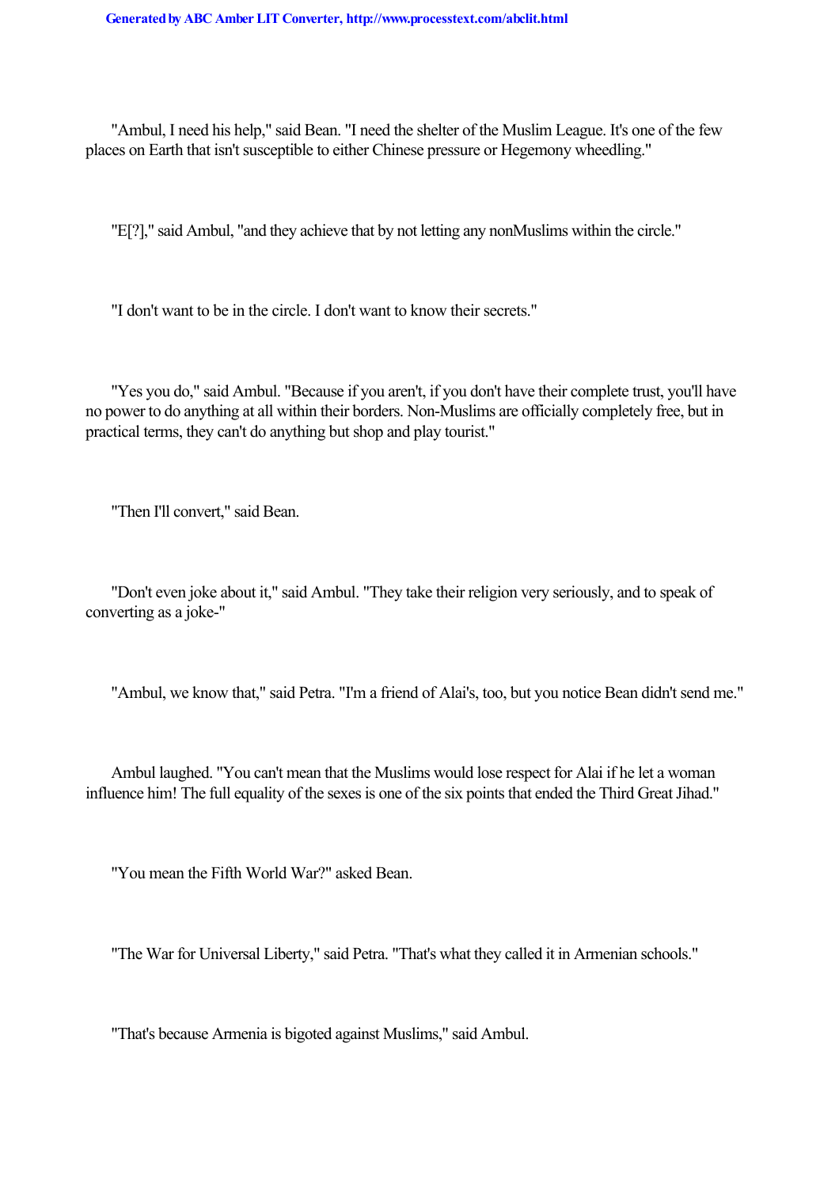"Ambul, I need his help," said Bean. "I need the shelter of the Muslim League. It's one of the few places on Earth that isn't susceptible to either Chinese pressure or Hegemony wheedling."

"E[?]," said Ambul, "and they achieve that by not letting any nonMuslims within the circle."

"I don't want to be in the circle. I don't want to know their secrets."

"Yes you do," said Ambul. "Because if you aren't, if you don't have their complete trust, you'll have no power to do anything at all within their borders. Non-Muslims are officially completely free, but in practical terms, they can't do anything but shop and play tourist."

"Then I'll convert," said Bean.

"Don't even joke about it," said Ambul. "They take their religion very seriously, and to speak of converting as a joke-"

"Ambul, we know that," said Petra. "I'm a friend of Alai's, too, but you notice Bean didn't send me."

Ambul laughed. "You can't mean that the Muslims would lose respect for Alai if he let a woman influence him! The full equality of the sexes is one of the six points that ended the Third Great Jihad."

"You mean the Fifth World War?" asked Bean.

"The War for Universal Liberty," said Petra. "That's what they called it in Armenian schools."

"That's because Armenia is bigoted against Muslims," said Ambul.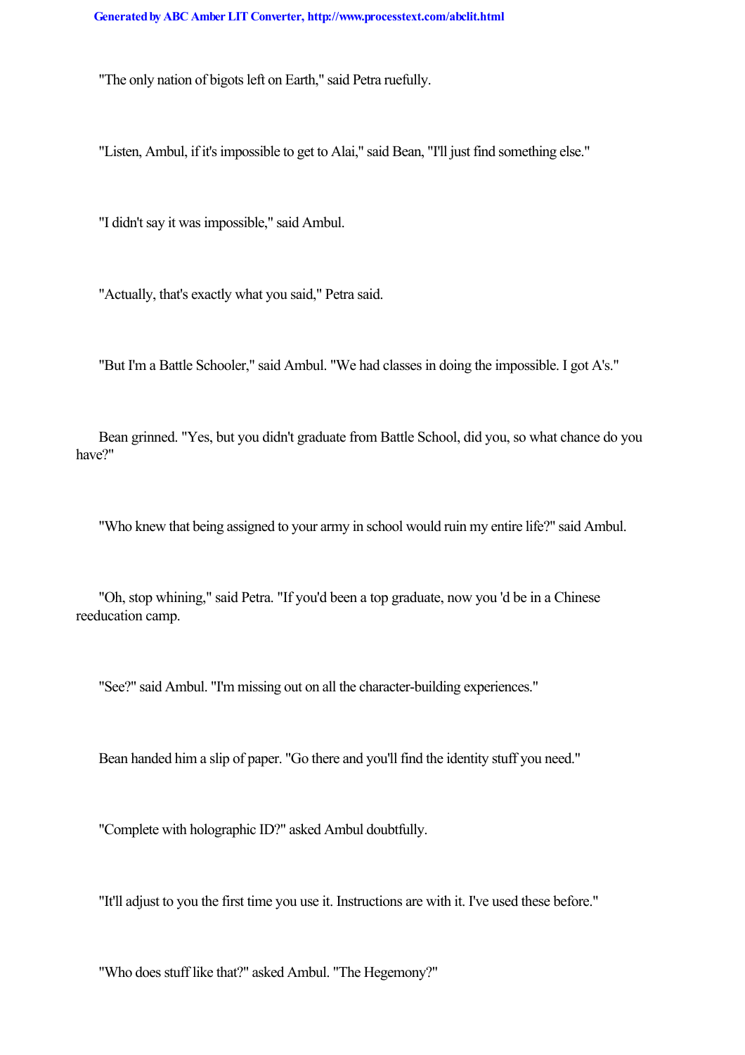"The only nation of bigots left on Earth," said Petra ruefully.

"Listen, Ambul, if it's impossible to get to Alai," said Bean, "I'll just find something else."

"I didn't say it was impossible," said Ambul.

"Actually, that's exactly what you said," Petra said.

"But I'm a Battle Schooler," said Ambul. "We had classes in doing the impossible. I got A's."

Bean grinned. "Yes, but you didn't graduate from Battle School, did you, so what chance do you have?"

"Who knew that being assigned to your army in school would ruin my entire life?" said Ambul.

"Oh, stop whining," said Petra. "If you'd been a top graduate, now you 'd be in a Chinese reeducation camp.

"See?" said Ambul. "I'm missing out on all the character-building experiences."

Bean handed him a slip of paper. "Go there and you'll find the identity stuff you need."

"Complete with holographic ID?" asked Ambul doubtfully.

"It'll adjust to you the first time you use it. Instructions are with it. I've used these before."

"Who does stuff like that?" asked Ambul. "The Hegemony?"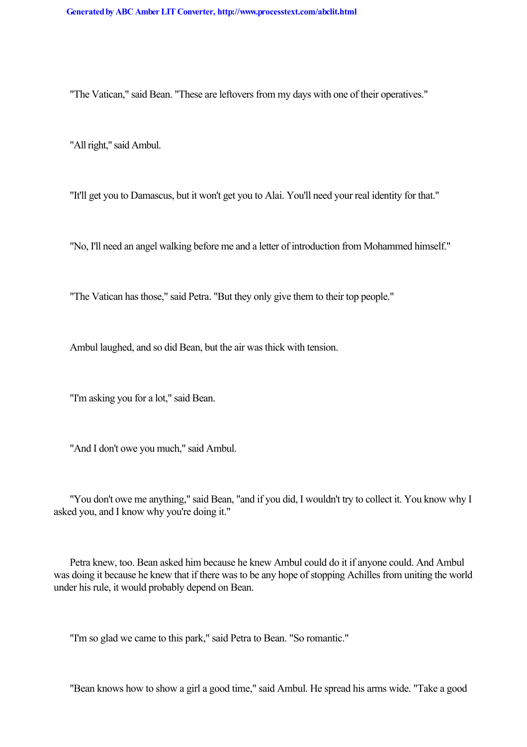"The Vatican," said Bean. "These are leftovers from my days with one of their operatives."

"All right," said Ambul.

"It'll get you to Damascus, but it won't get you to Alai. You'll need your real identity for that."

"No, I'll need an angel walking before me and a letter of introduction from Mohammed himself."

"The Vatican has those," said Petra. "But they only give them to their top people."

Ambul laughed, and so did Bean, but the air was thick with tension.

"I'm asking you for a lot," said Bean.

"And I don't owe you much," said Ambul.

"You don't owe me anything," said Bean, "and if you did, I wouldn't try to collect it. You know why I asked you, and I know why you're doing it."

Petra knew, too. Bean asked him because he knew Ambul could do it if anyone could. And Ambul was doing it because he knew that if there was to be any hope of stopping Achilles from uniting the world under his rule, it would probably depend on Bean.

"I'm so glad we came to this park," said Petra to Bean. "So romantic."

"Bean knows how to show a girl a good time," said Ambul. He spread his arms wide. "Take a good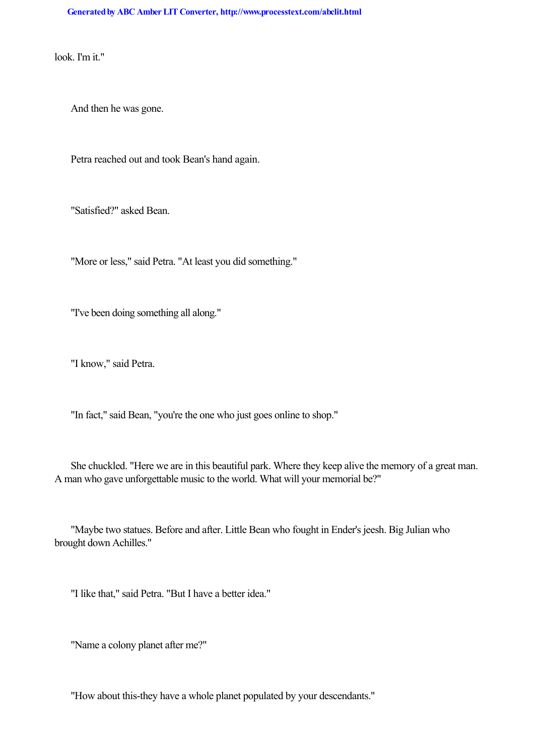look. I'm it."

And then he was gone.

Petra reached out and took Bean's hand again.

"Satisfied?" asked Bean.

"More or less," said Petra. "At least you did something."

"I've been doing something all along."

"I know," said Petra.

"In fact," said Bean, "you're the one who just goes online to shop."

She chuckled. "Here we are in this beautiful park. Where they keep alive the memory of a great man. A man who gave unforgettable music to the world. What will your memorial be?"

"Maybe two statues. Before and after. Little Bean who fought in Ender's jeesh. Big Julian who brought down Achilles."

"I like that," said Petra. "But I have a better idea."

"Name a colony planet after me?"

"How about this-they have a whole planet populated by your descendants."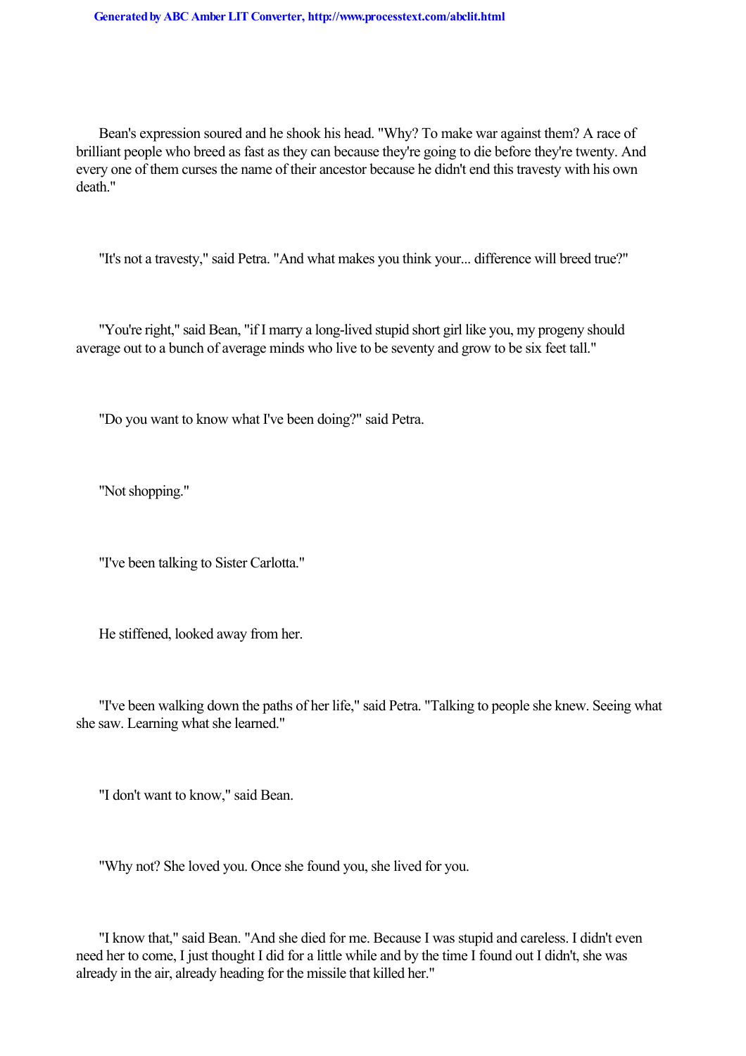Bean's expression soured and he shook his head. "Why? To make war against them? A race of brilliant people who breed as fast as they can because they're going to die before they're twenty. And every one of them curses the name of their ancestor because he didn't end this travesty with his own death."

"It's not a travesty," said Petra. "And what makes you think your... difference will breed true?"

"You're right," said Bean, "if I marry a long-lived stupid short girl like you, my progeny should average out to a bunch of average minds who live to be seventy and grow to be six feet tall."

"Do you want to know what I've been doing?" said Petra.

"Not shopping."

"I've been talking to Sister Carlotta."

He stiffened, looked away from her.

"I've been walking down the paths of her life," said Petra. "Talking to people she knew. Seeing what she saw. Learning what she learned."

"I don't want to know," said Bean.

"Why not? She loved you. Once she found you, she lived for you.

"I know that," said Bean. "And she died for me. Because I was stupid and careless. I didn't even need her to come, I just thought I did for a little while and by the time I found out I didn't, she was already in the air, already heading for the missile that killed her."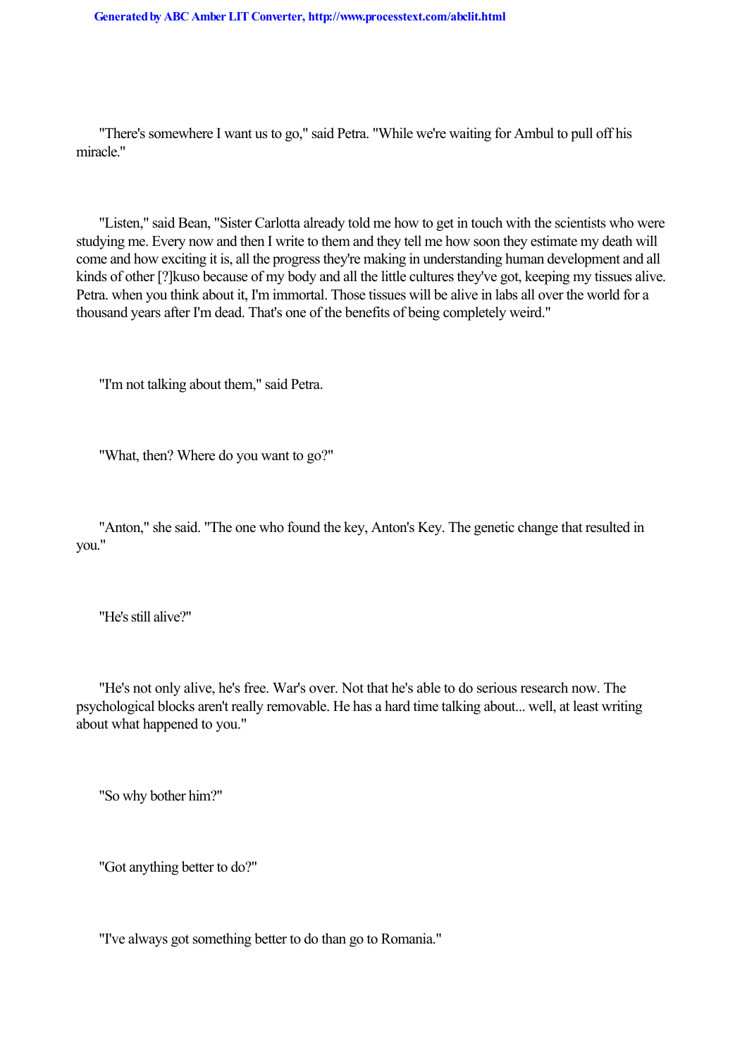"There's somewhere I want us to go," said Petra. "While we're waiting for Ambul to pull off his miracle."

"Listen," said Bean, "Sister Carlotta already told me how to get in touch with the scientists who were studying me. Every now and then I write to them and they tell me how soon they estimate my death will come and how exciting it is, all the progress they're making in understanding human development and all kinds of other [?]kuso because of my body and all the little cultures they've got, keeping my tissues alive. Petra. when you think about it, I'm immortal. Those tissues will be alive in labs all over the world for a thousand years after I'm dead. That's one of the benefits of being completely weird."

"I'm not talking about them," said Petra.

"What, then? Where do you want to go?"

"Anton," she said. "The one who found the key, Anton's Key. The genetic change that resulted in you."

"He's still alive?"

"He's not only alive, he's free. War's over. Not that he's able to do serious research now. The psychological blocks aren't really removable. He has a hard time talking about... well, at least writing about what happened to you."

"So why bother him?"

"Got anything better to do?"

"I've always got something better to do than go to Romania."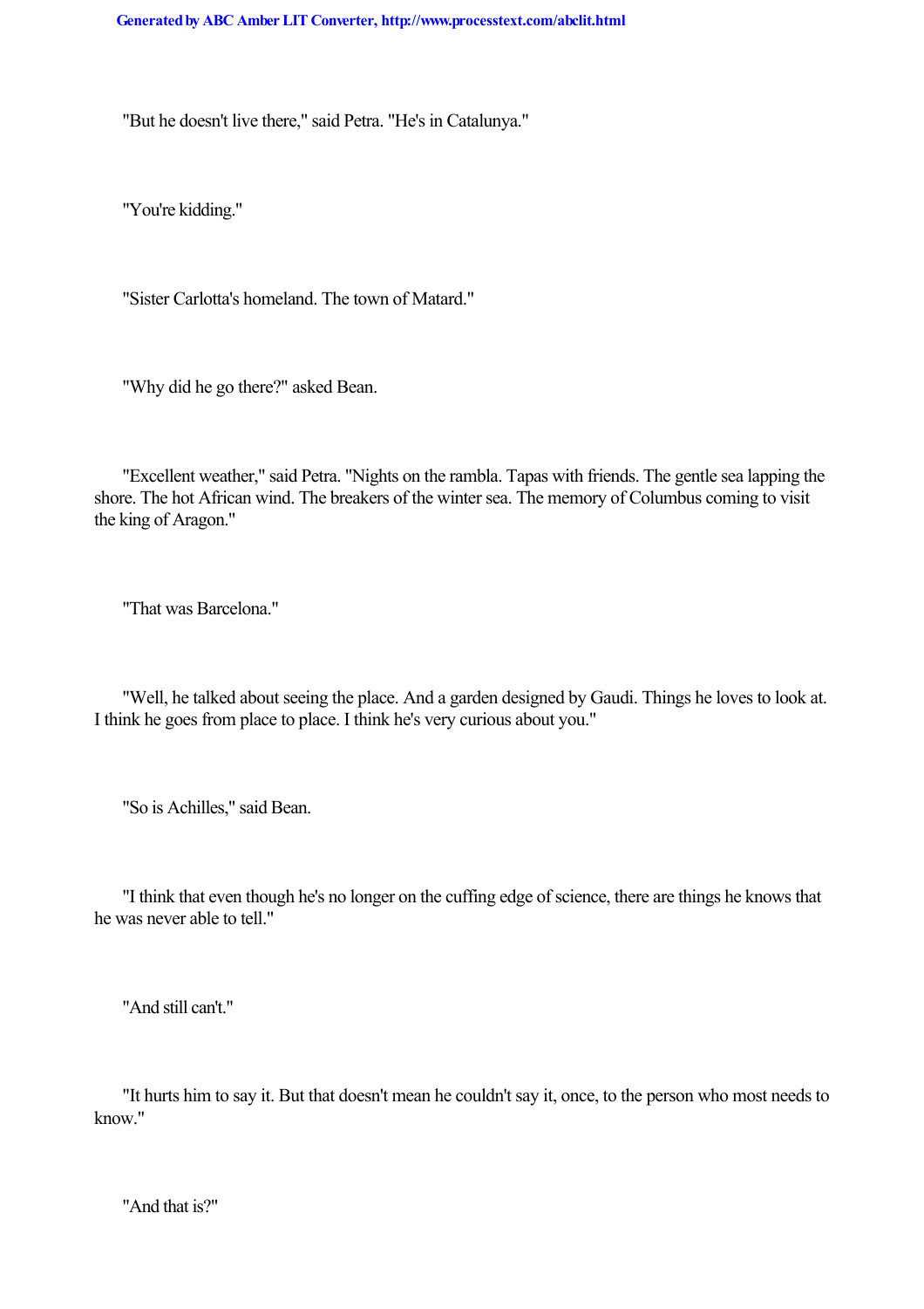"But he doesn't live there," said Petra. "He's in Catalunya."

"You're kidding."

"Sister Carlotta's homeland. The town of Matard."

"Why did he go there?" asked Bean.

"Excellent weather," said Petra. "Nights on the rambla. Tapas with friends. The gentle sea lapping the shore. The hot African wind. The breakers of the winter sea. The memory of Columbus coming to visit the king of Aragon."

"That was Barcelona."

"Well, he talked about seeing the place. And a garden designed by Gaudi. Things he loves to look at. I think he goes from place to place. I think he's very curious about you."

"So is Achilles," said Bean.

"I think that even though he's no longer on the cuffing edge of science, there are things he knows that he was never able to tell."

"And still can't."

"It hurts him to say it. But that doesn't mean he couldn't say it, once, to the person who most needs to know."

"And that is?"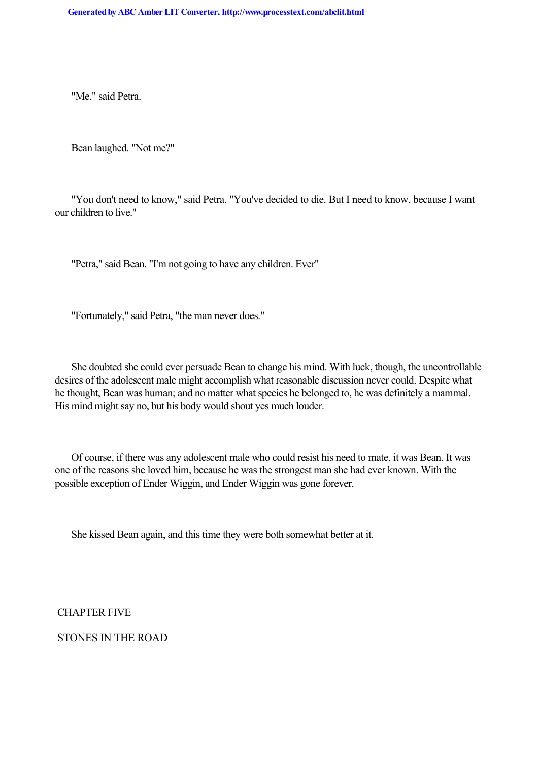"Me," said Petra.

Bean laughed. "Not me?"

"You don't need to know," said Petra. "You've decided to die. But I need to know, because I want our children to live."

"Petra," said Bean. "I'm not going to have any children. Ever"

"Fortunately," said Petra, "the man never does."

She doubted she could ever persuade Bean to change his mind. With luck, though, the uncontrollable desires of the adolescent male might accomplish what reasonable discussion never could. Despite what he thought, Bean was human; and no matter what species he belonged to, he was definitely a mammal. His mind might say no, but his body would shout yes much louder.

Of course, if there was any adolescent male who could resist his need to mate, it was Bean. It was one of the reasons she loved him, because he was the strongest man she had ever known. With the possible exception of Ender Wiggin, and Ender Wiggin was gone forever.

She kissed Bean again, and this time they were both somewhat better at it.

## CHAPTER FIVE

## STONES IN THE ROAD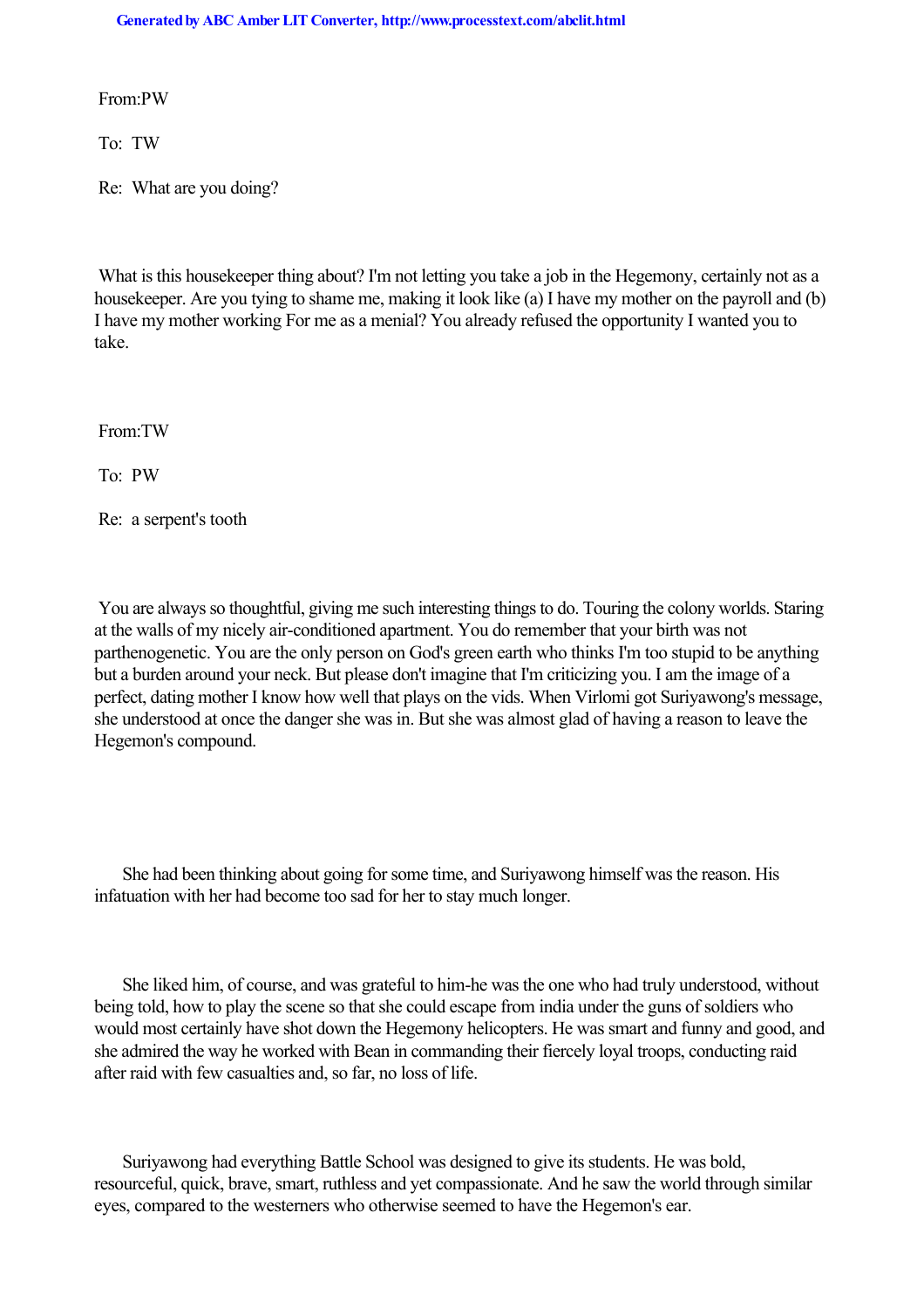From:PW

To: TW

Re: What are you doing?

What is this housekeeper thing about? I'm not letting you take a job in the Hegemony, certainly not as a housekeeper. Are you tying to shame me, making it look like (a) I have my mother on the payroll and (b) I have my mother working For me as a menial? You already refused the opportunity I wanted you to take.

From:TW

To: PW

Re: a serpent's tooth

You are always so thoughtful, giving me such interesting things to do. Touring the colony worlds. Staring at the walls of my nicely air-conditioned apartment. You do remember that your birth was not parthenogenetic. You are the only person on God's green earth who thinks I'm too stupid to be anything but a burden around your neck. But please don't imagine that I'm criticizing you. I am the image of a perfect, dating mother I know how well that plays on the vids. When Virlomi got Suriyawong's message, she understood at once the danger she was in. But she was almost glad of having a reason to leave the Hegemon's compound.

She had been thinking about going for some time, and Suriyawong himself was the reason. His infatuation with her had become too sad for her to stay much longer.

She liked him, of course, and was grateful to him-he was the one who had truly understood, without being told, how to play the scene so that she could escape from india under the guns of soldiers who would most certainly have shot down the Hegemony helicopters. He was smart and funny and good, and she admired the way he worked with Bean in commanding their fiercely loyal troops, conducting raid after raid with few casualties and, so far, no loss of life.

Suriyawong had everything Battle School was designed to give its students. He was bold, resourceful, quick, brave, smart, ruthless and yet compassionate. And he saw the world through similar eyes, compared to the westerners who otherwise seemed to have the Hegemon's ear.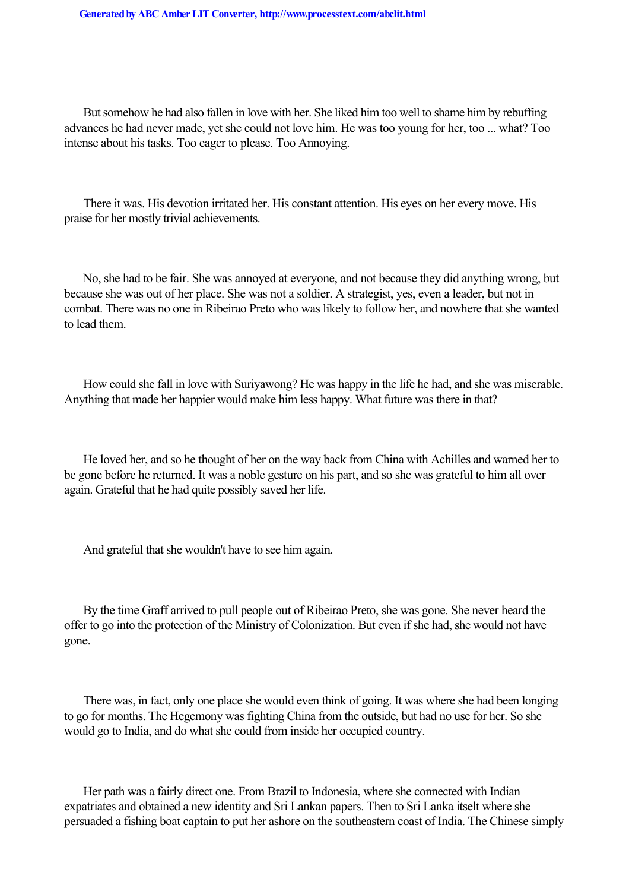But somehow he had also fallen in love with her. She liked him too well to shame him by rebuffing advances he had never made, yet she could not love him. He was too young for her, too ... what? Too intense about his tasks. Too eager to please. Too Annoying.

There it was. His devotion irritated her. His constant attention. His eyes on her every move. His praise for her mostly trivial achievements.

No, she had to be fair. She was annoyed at everyone, and not because they did anything wrong, but because she was out of her place. She was not a soldier. A strategist, yes, even a leader, but not in combat. There was no one in Ribeirao Preto who was likely to follow her, and nowhere that she wanted to lead them.

How could she fall in love with Suriyawong? He was happy in the life he had, and she was miserable. Anything that made her happier would make him less happy. What future was there in that?

He loved her, and so he thought of her on the way back from China with Achilles and warned her to be gone before he returned. It was a noble gesture on his part, and so she was grateful to him all over again. Grateful that he had quite possibly saved her life.

And grateful that she wouldn't have to see him again.

By the time Graff arrived to pull people out of Ribeirao Preto, she was gone. She never heard the offer to go into the protection of the Ministry of Colonization. But even if she had, she would not have gone.

There was, in fact, only one place she would even think of going. It was where she had been longing to go for months. The Hegemony was fighting China from the outside, but had no use for her. So she would go to India, and do what she could from inside her occupied country.

Her path was a fairly direct one. From Brazil to Indonesia, where she connected with Indian expatriates and obtained a new identity and Sri Lankan papers. Then to Sri Lanka itself where she persuaded a fishing boat captain to put her ashore on the southeastern coast of India. The Chinese simply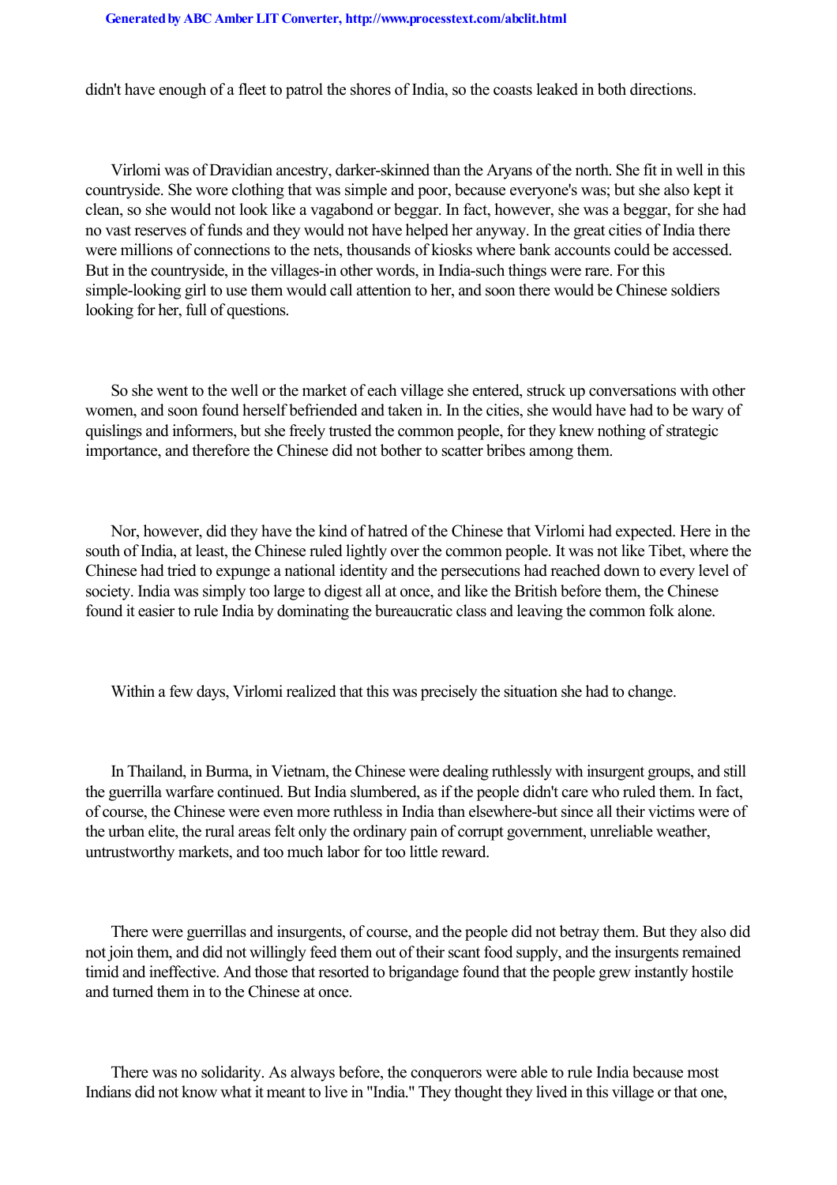didn't have enough of a fleet to patrol the shores of India, so the coasts leaked in both directions.

Virlomi was of Dravidian ancestry, darker-skinned than the Aryans of the north. She fit in well in this countryside. She wore clothing that was simple and poor, because everyone's was; but she also kept it clean, so she would not look like a vagabond or beggar. In fact, however, she was a beggar, for she had no vast reserves of funds and they would not have helped her anyway. In the great cities of India there were millions of connections to the nets, thousands of kiosks where bank accounts could be accessed. But in the countryside, in the villages-in other words, in India-such things were rare. For this simple-looking girl to use them would call attention to her, and soon there would be Chinese soldiers looking for her, full of questions.

So she went to the well or the market of each village she entered, struck up conversations with other women, and soon found herself befriended and taken in. In the cities, she would have had to be wary of quislings and informers, but she freely trusted the common people, for they knew nothing of strategic importance, and therefore the Chinese did not bother to scatter bribes among them.

Nor, however, did they have the kind of hatred of the Chinese that Virlomi had expected. Here in the south of India, at least, the Chinese ruled lightly over the common people. It was not like Tibet, where the Chinese had tried to expunge a national identity and the persecutions had reached down to every level of society. India was simply too large to digest all at once, and like the British before them, the Chinese found it easier to rule India by dominating the bureaucratic class and leaving the common folk alone.

Within a few days, Virlomi realized that this was precisely the situation she had to change.

In Thailand, in Burma, in Vietnam, the Chinese were dealing ruthlessly with insurgent groups, and still the guerrilla warfare continued. But India slumbered, as if the people didn't care who ruled them. In fact, of course, the Chinese were even more ruthless in India than elsewhere-but since all their victims were of the urban elite, the rural areas felt only the ordinary pain of corrupt government, unreliable weather, untrustworthy markets, and too much labor for too little reward.

There were guerrillas and insurgents, of course, and the people did not betray them. But they also did not join them, and did not willingly feed them out of their scant food supply, and the insurgents remained timid and ineffective. And those that resorted to brigandage found that the people grew instantly hostile and turned them in to the Chinese at once.

There was no solidarity. As always before, the conquerors were able to rule India because most Indians did not know what it meant to live in "India." They thought they lived in this village or that one,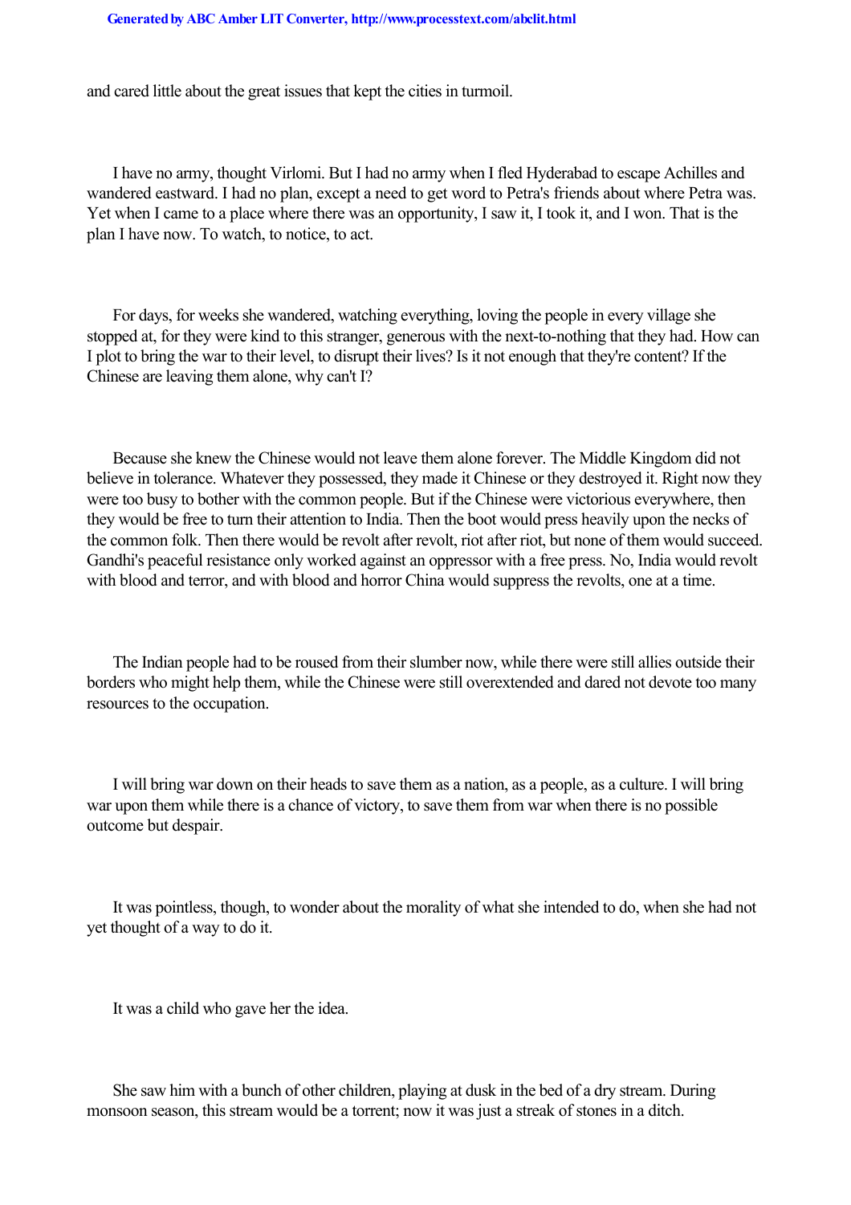and cared little about the great issues that kept the cities in turmoil.

I have no army, thought Virlomi. But I had no army when I fled Hyderabad to escape Achilles and wandered eastward. I had no plan, except a need to get word to Petra's friends about where Petra was. Yet when I came to a place where there was an opportunity, I saw it, I took it, and I won. That is the plan I have now. To watch, to notice, to act.

For days, for weeks she wandered, watching everything, loving the people in every village she stopped at, for they were kind to this stranger, generous with the next-to-nothing that they had. How can I plot to bring the war to their level, to disrupt their lives? Is it not enough that they're content? If the Chinese are leaving them alone, why can't I?

Because she knew the Chinese would not leave them alone forever. The Middle Kingdom did not believe in tolerance. Whatever they possessed, they made it Chinese or they destroyed it. Right now they were too busy to bother with the common people. But if the Chinese were victorious everywhere, then they would be free to turn their attention to India. Then the boot would press heavily upon the necks of the common folk. Then there would be revolt after revolt, riot after riot, but none of them would succeed. Gandhi's peaceful resistance only worked against an oppressor with a free press. No, India would revolt with blood and terror, and with blood and horror China would suppress the revolts, one at a time.

The Indian people had to be roused from their slumber now, while there were still allies outside their borders who might help them, while the Chinese were still overextended and dared not devote too many resources to the occupation.

I will bring war down on their heads to save them as a nation, as a people, as a culture. I will bring war upon them while there is a chance of victory, to save them from war when there is no possible outcome but despair.

It was pointless, though, to wonder about the morality of what she intended to do, when she had not yet thought of a way to do it.

It was a child who gave her the idea.

She saw him with a bunch of other children, playing at dusk in the bed of a dry stream. During monsoon season, this stream would be a torrent; now it was just a streak of stones in a ditch.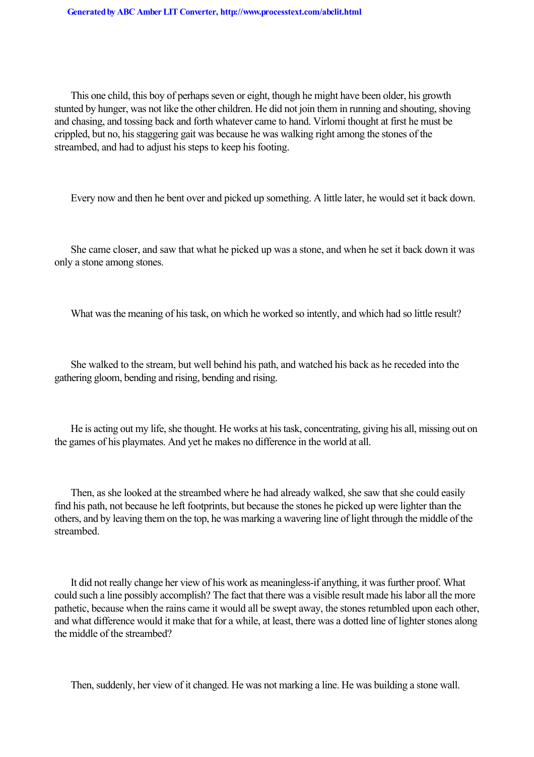This one child, this boy of perhaps seven or eight, though he might have been older, his growth stunted by hunger, was not like the other children. He did not join them in running and shouting, shoving and chasing, and tossing back and forth whatever came to hand. Virlomi thought at first he must be crippled, but no, his staggering gait was because he was walking right among the stones of the streambed, and had to adjust his steps to keep his footing.

Every now and then he bent over and picked up something. A little later, he would set it back down.

She came closer, and saw that what he picked up was a stone, and when he set it back down it was only a stone among stones.

What was the meaning of his task, on which he worked so intently, and which had so little result?

She walked to the stream, but well behind his path, and watched his back as he receded into the gathering gloom, bending and rising, bending and rising.

He is acting out my life, she thought. He works at his task, concentrating, giving his all, missing out on the games of his playmates. And yet he makes no difference in the world at all.

Then, as she looked at the streambed where he had already walked, she saw that she could easily find his path, not because he left footprints, but because the stones he picked up were lighter than the others, and by leaving them on the top, he was marking a wavering line of light through the middle of the streambed.

It did not really change her view of his work as meaningless-if anything, it was further proof. What could such a line possibly accomplish? The fact that there was a visible result made his labor all the more pathetic, because when the rains came it would all be swept away, the stones retumbled upon each other, and what difference would it make that for a while, at least, there was a dotted line of lighter stones along the middle of the streambed?

Then, suddenly, her view of it changed. He was not marking a line. He was building a stone wall.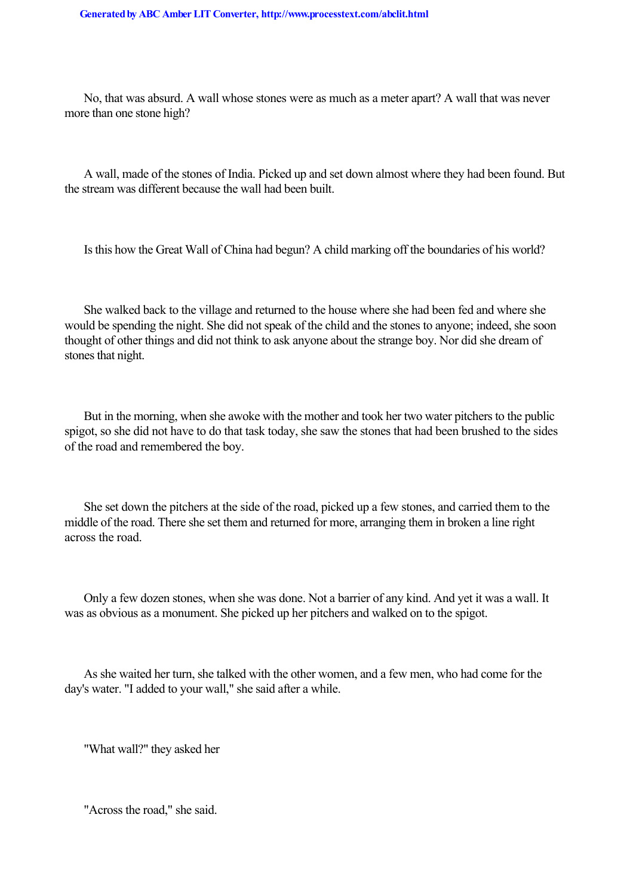No, that was absurd. A wall whose stones were as much as a meter apart? A wall that was never more than one stone high?

A wall, made of the stones of India. Picked up and set down almost where they had been found. But the stream was different because the wall had been built.

Is this how the Great Wall of China had begun? A child marking off the boundaries of his world?

She walked back to the village and returned to the house where she had been fed and where she would be spending the night. She did not speak of the child and the stones to anyone; indeed, she soon thought of other things and did not think to ask anyone about the strange boy. Nor did she dream of stones that night.

But in the morning, when she awoke with the mother and took her two water pitchers to the public spigot, so she did not have to do that task today, she saw the stones that had been brushed to the sides of the road and remembered the boy.

She set down the pitchers at the side of the road, picked up a few stones, and carried them to the middle of the road. There she set them and returned for more, arranging them in broken a line right across the road.

Only a few dozen stones, when she was done. Not a barrier of any kind. And yet it was a wall. It was as obvious as a monument. She picked up her pitchers and walked on to the spigot.

As she waited her turn, she talked with the other women, and a few men, who had come for the day's water. "I added to your wall," she said after a while.

"What wall?" they asked her

"Across the road," she said.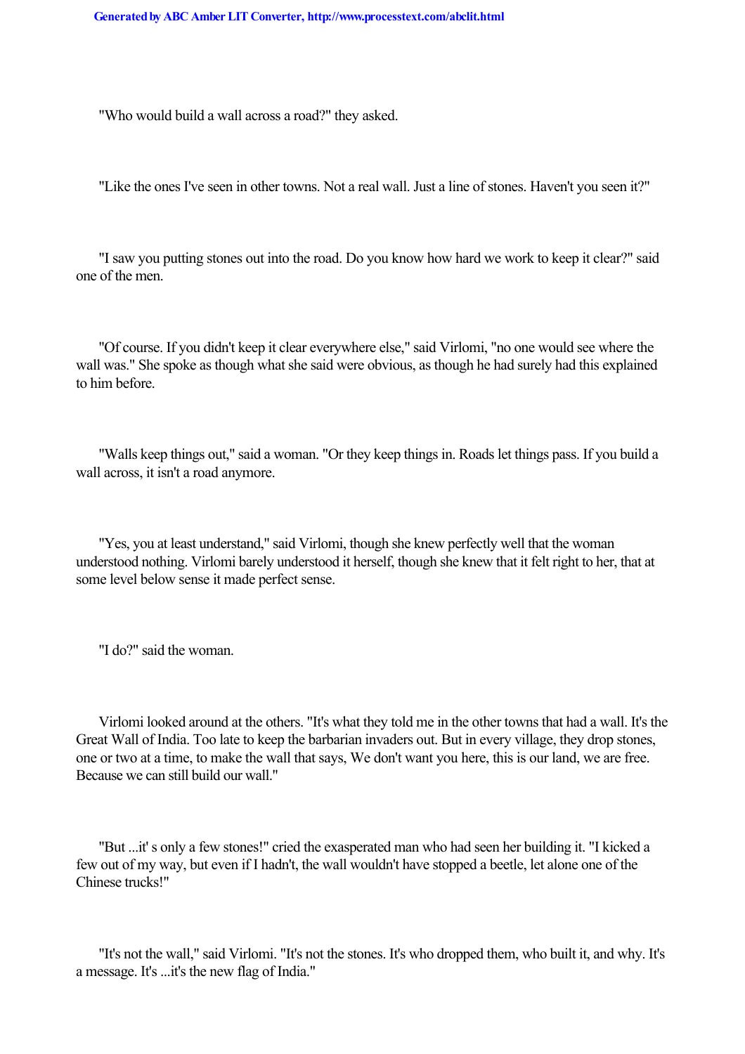"Who would build a wall across a road?" they asked.

"Like the ones I've seen in other towns. Not a real wall. Just a line of stones. Haven't you seen it?"

"I saw you putting stones out into the road. Do you know how hard we work to keep it clear?" said one of the men.

"Of course. If you didn't keep it clear everywhere else," said Virlomi, "no one would see where the wall was." She spoke as though what she said were obvious, as though he had surely had this explained to him before.

"Walls keep things out," said a woman. "Or they keep things in. Roads let things pass. If you build a wall across, it isn't a road anymore.

"Yes, you at least understand," said Virlomi, though she knew perfectly well that the woman understood nothing. Virlomi barely understood it herself, though she knew that it felt right to her, that at some level below sense it made perfect sense.

"I do?" said the woman.

Virlomi looked around at the others. "It's what they told me in the other towns that had a wall. It's the Great Wall of India. Too late to keep the barbarian invaders out. But in every village, they drop stones, one or two at a time, to make the wall that says, We don't want you here, this is our land, we are free. Because we can still build our wall."

"But ...it' s only a few stones!" cried the exasperated man who had seen her building it. "I kicked a few out of my way, but even if I hadn't, the wall wouldn't have stopped a beetle, let alone one of the Chinese trucks!"

"It's not the wall," said Virlomi. "It's not the stones. It's who dropped them, who built it, and why. It's a message. It's ...it's the new flag of India."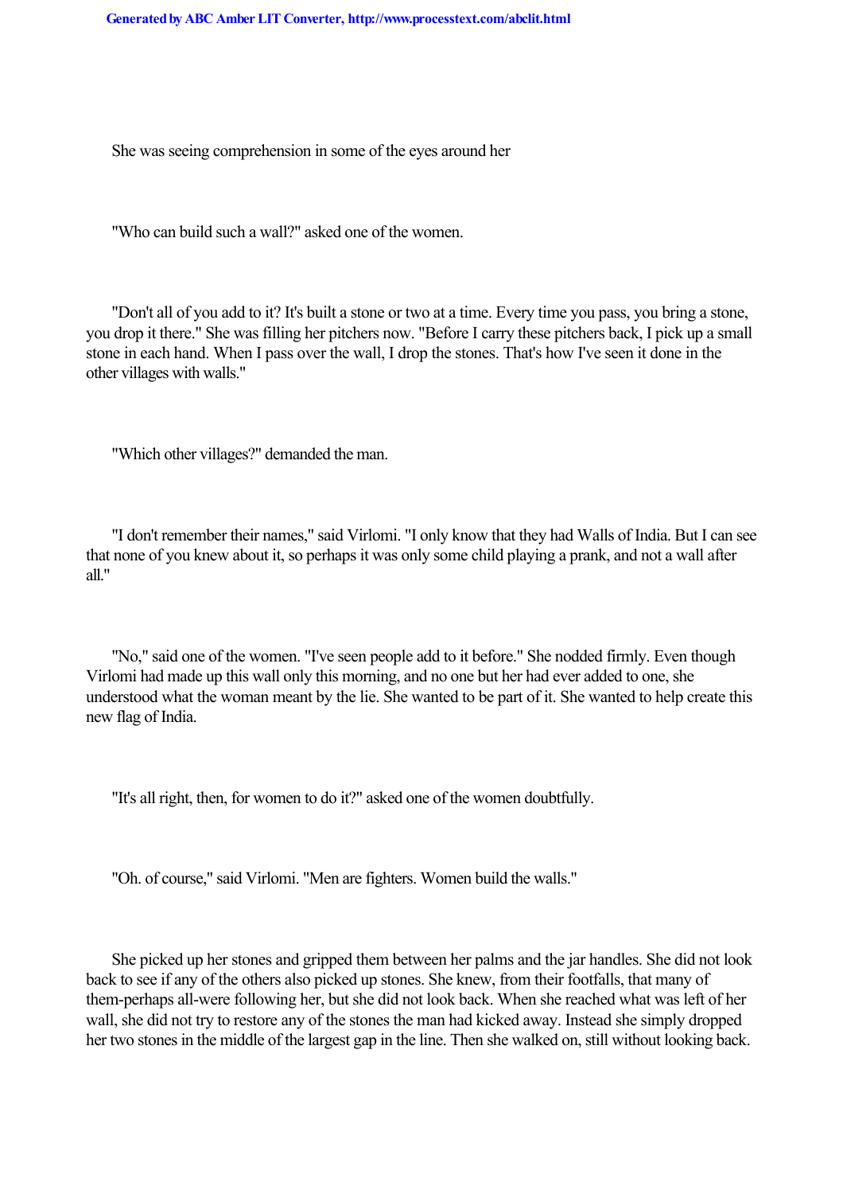She was seeing comprehension in some of the eyes around her

"Who can build such a wall?" asked one of the women.

"Don't all of you add to it? It's built a stone or two at a time. Every time you pass, you bring a stone, you drop it there." She was filling her pitchers now. "Before I carry these pitchers back, I pick up a small stone in each hand. When I pass over the wall, I drop the stones. That's how I've seen it done in the other villages with walls."

"Which other villages?" demanded the man.

"I don't remember their names," said Virlomi. "I only know that they had Walls of India. But I can see that none of you knew about it, so perhaps it was only some child playing a prank, and not a wall after all."

"No," said one of the women. "I've seen people add to it before." She nodded firmly. Even though Virlomi had made up this wall only this morning, and no one but her had ever added to one, she understood what the woman meant by the lie. She wanted to be part of it. She wanted to help create this new flag of India.

"It's all right, then, for women to do it?" asked one of the women doubtfully.

"Oh. of course," said Virlomi. "Men are fighters. Women build the walls."

She picked up her stones and gripped them between her palms and the jar handles. She did not look back to see if any of the others also picked up stones. She knew, from their footfalls, that many of them-perhaps all-were following her, but she did not look back. When she reached what was left of her wall, she did not try to restore any of the stones the man had kicked away. Instead she simply dropped her two stones in the middle of the largest gap in the line. Then she walked on, still without looking back.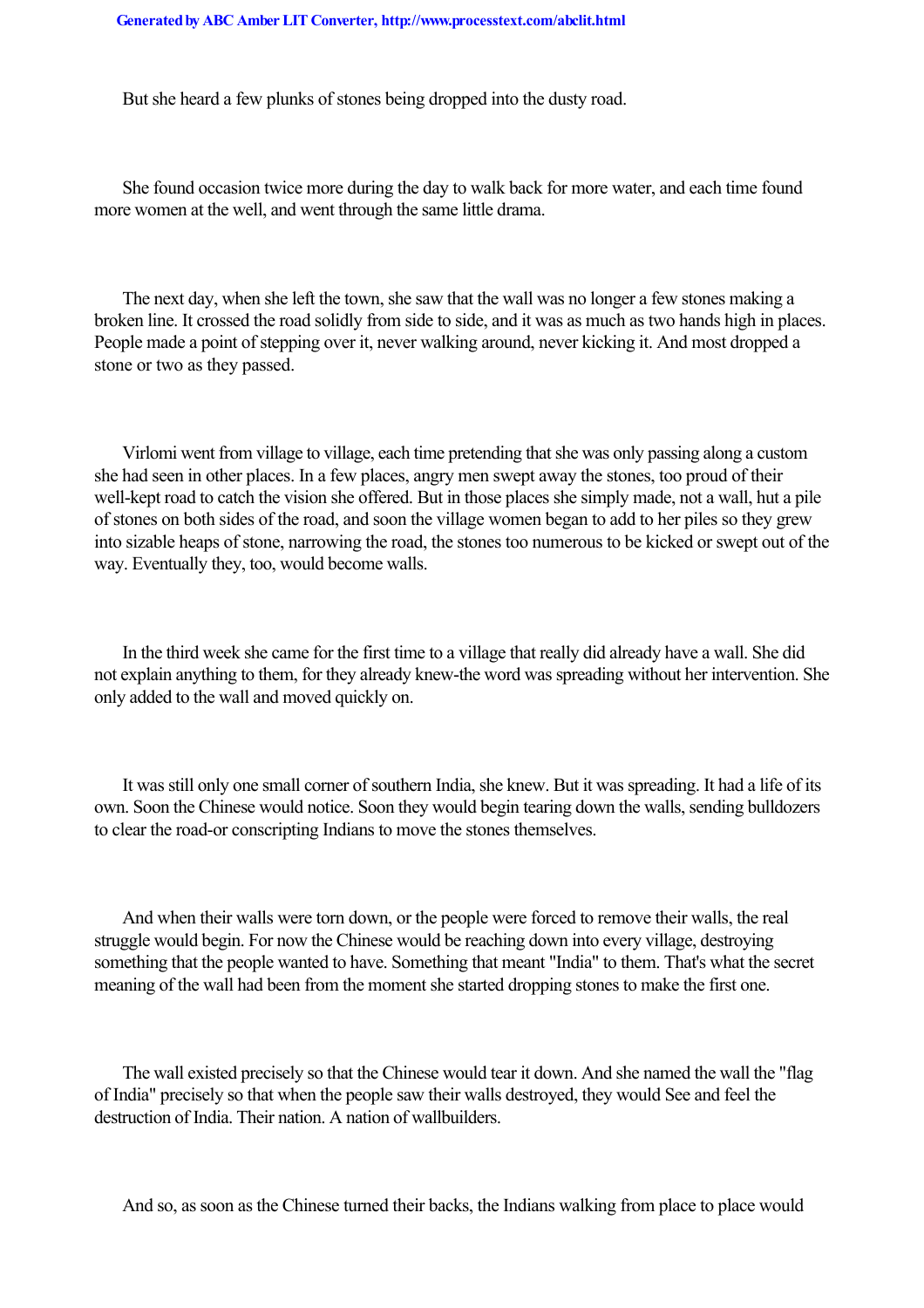But she heard a few plunks of stones being dropped into the dusty road.

She found occasion twice more during the day to walk back for more water, and each time found more women at the well, and went through the same little drama.

The next day, when she left the town, she saw that the wall was no longer a few stones making a broken line. It crossed the road solidly from side to side, and it was as much as two hands high in places. People made a point of stepping over it, never walking around, never kicking it. And most dropped a stone or two as they passed.

Virlomi went from village to village, each time pretending that she was only passing along a custom she had seen in other places. In a few places, angry men swept away the stones, too proud of their well-kept road to catch the vision she offered. But in those places she simply made, not a wall, hut a pile of stones on both sides of the road, and soon the village women began to add to her piles so they grew into sizable heaps of stone, narrowing the road, the stones too numerous to be kicked or swept out of the way. Eventually they, too, would become walls.

In the third week she came for the first time to a village that really did already have a wall. She did not explain anything to them, for they already knew-the word was spreading without her intervention. She only added to the wall and moved quickly on.

It was still only one small corner of southern India, she knew. But it was spreading. It had a life of its own. Soon the Chinese would notice. Soon they would begin tearing down the walls, sending bulldozers to clear the road-or conscripting Indians to move the stones themselves.

And when their walls were torn down, or the people were forced to remove their walls, the real struggle would begin. For now the Chinese would be reaching down into every village, destroying something that the people wanted to have. Something that meant "India" to them. That's what the secret meaning of the wall had been from the moment she started dropping stones to make the first one.

The wall existed precisely so that the Chinese would tear it down. And she named the wall the "flag of India" precisely so that when the people saw their walls destroyed, they would See and feel the destruction of India. Their nation. A nation of wallbuilders.

And so, as soon as the Chinese turned their backs, the Indians walking from place to place would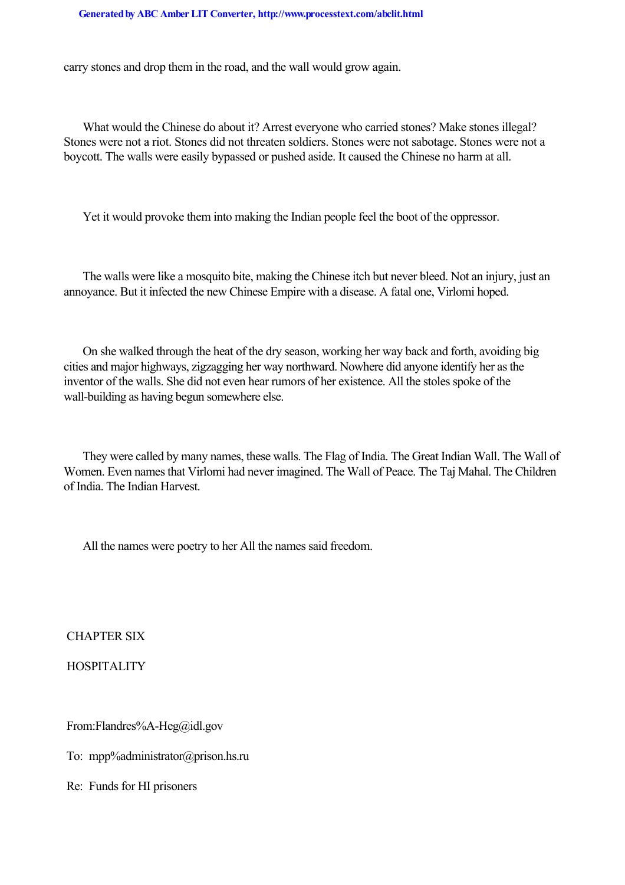carry stones and drop them in the road, and the wall would grow again.

What would the Chinese do about it? Arrest everyone who carried stones? Make stones illegal? Stones were not a riot. Stones did not threaten soldiers. Stones were not sabotage. Stones were not a boycott. The walls were easily bypassed or pushed aside. It caused the Chinese no harm at all.

Yet it would provoke them into making the Indian people feel the boot of the oppressor.

The walls were like a mosquito bite, making the Chinese itch but never bleed. Not an injury, just an annoyance. But it infected the new Chinese Empire with a disease. A fatal one, Virlomi hoped.

On she walked through the heat of the dry season, working her way back and forth, avoiding big cities and major highways, zigzagging her way northward. Nowhere did anyone identify her as the inventor of the walls. She did not even hear rumors of her existence. All the stoles spoke of the wall-building as having begun somewhere else.

They were called by many names, these walls. The Flag of India. The Great Indian Wall. The Wall of Women. Even names that Virlomi had never imagined. The Wall of Peace. The Taj Mahal. The Children of India. The Indian Harvest.

All the names were poetry to her All the names said freedom.

## CHAPTER SIX

## HOSPITALITY

From:Flandres%A-Heg@idl.gov

To: mpp%administrator@prison.hs.ru

Re: Funds for HI prisoners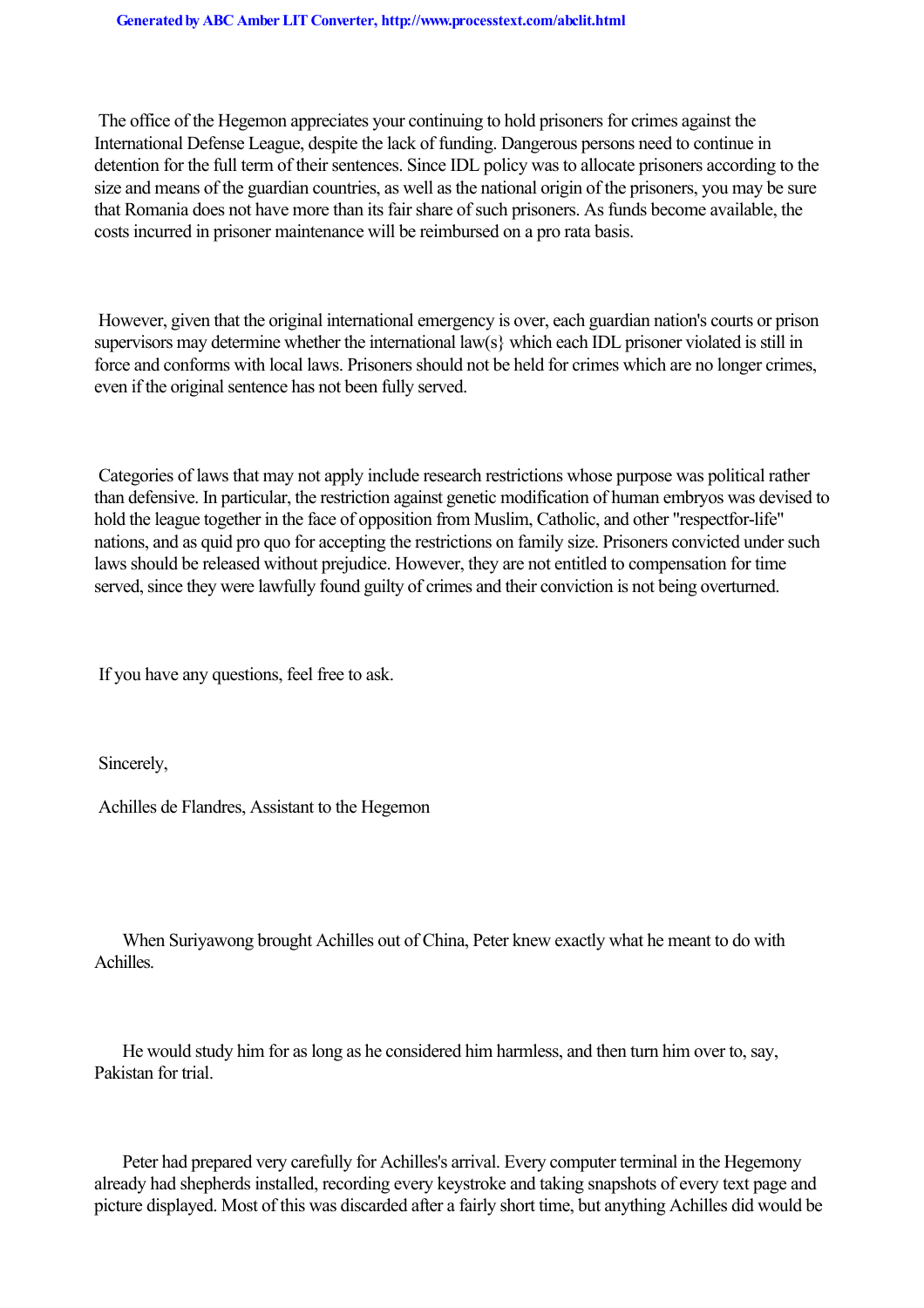The office of the Hegemon appreciates your continuing to hold prisoners for crimes against the International Defense League, despite the lack of funding. Dangerous persons need to continue in detention for the full term of their sentences. Since IDL policy was to allocate prisoners according to the size and means of the guardian countries, as well as the national origin of the prisoners, you may be sure that Romania does not have more than its fair share of such prisoners. As funds become available, the costs incurred in prisoner maintenance will be reimbursed on a pro rata basis.

However, given that the original international emergency is over, each guardian nation's courts or prison supervisors may determine whether the international law(s} which each IDL prisoner violated is still in force and conforms with local laws. Prisoners should not be held for crimes which are no longer crimes, even if the original sentence has not been fully served.

Categories of laws that may not apply include research restrictions whose purpose was political rather than defensive. In particular, the restriction against genetic modification of human embryos was devised to hold the league together in the face of opposition from Muslim, Catholic, and other "respectfor-life" nations, and as quid pro quo for accepting the restrictions on family size. Prisoners convicted under such laws should be released without prejudice. However, they are not entitled to compensation for time served, since they were lawfully found guilty of crimes and their conviction is not being overturned.

If you have any questions, feel free to ask.

Sincerely,

Achilles de Flandres, Assistant to the Hegemon

When Suriyawong brought Achilles out of China, Peter knew exactly what he meant to do with Achilles.

He would study him for as long as he considered him harmless, and then turn him over to, say, Pakistan for trial.

Peter had prepared very carefully for Achilles's arrival. Every computer terminal in the Hegemony already had shepherds installed, recording every keystroke and taking snapshots of every text page and picture displayed. Most of this was discarded after a fairly short time, but anything Achilles did would be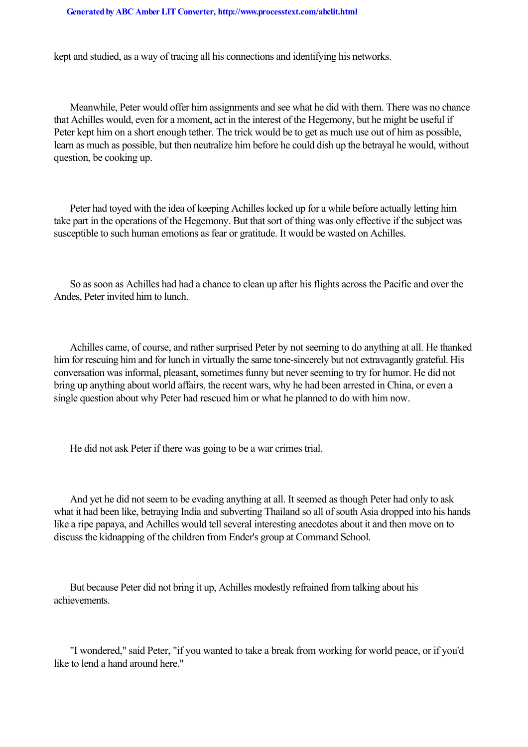kept and studied, as a way of tracing all his connections and identifying his networks.

Meanwhile, Peter would offer him assignments and see what he did with them. There was no chance that Achilles would, even for a moment, act in the interest of the Hegemony, but he might be useful if Peter kept him on a short enough tether. The trick would be to get as much use out of him as possible, learn as much as possible, but then neutralize him before he could dish up the betrayal he would, without question, be cooking up.

Peter had toyed with the idea of keeping Achilles locked up for a while before actually letting him take part in the operations of the Hegemony. But that sort of thing was only effective if the subject was susceptible to such human emotions as fear or gratitude. It would be wasted on Achilles.

So as soon as Achilles had had a chance to clean up after his flights across the Pacific and over the Andes, Peter invited him to lunch.

Achilles came, of course, and rather surprised Peter by not seeming to do anything at all. He thanked him for rescuing him and for lunch in virtually the same tone-sincerely but not extravagantly grateful. His conversation was informal, pleasant, sometimes funny but never seeming to try for humor. He did not bring up anything about world affairs, the recent wars, why he had been arrested in China, or even a single question about why Peter had rescued him or what he planned to do with him now.

He did not ask Peter if there was going to be a war crimes trial.

And yet he did not seem to be evading anything at all. It seemed as though Peter had only to ask what it had been like, betraying India and subverting Thailand so all of south Asia dropped into his hands like a ripe papaya, and Achilles would tell several interesting anecdotes about it and then move on to discuss the kidnapping of the children from Ender's group at Command School.

But because Peter did not bring it up, Achilles modestly refrained from talking about his achievements.

"I wondered," said Peter, "if you wanted to take a break from working for world peace, or if you'd like to lend a hand around here."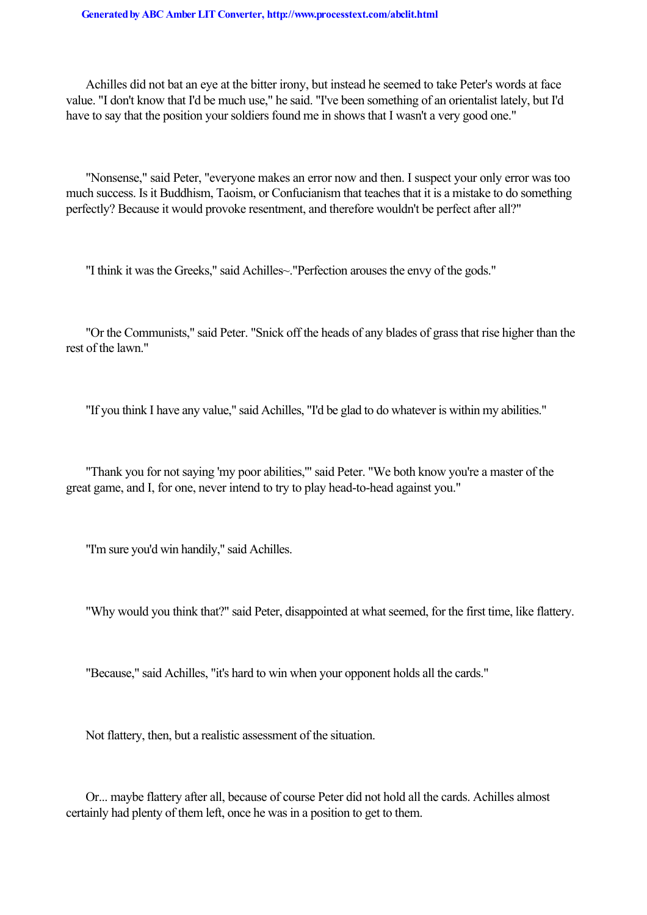Achilles did not bat an eye at the bitter irony, but instead he seemed to take Peter's words at face value. "I don't know that I'd be much use," he said. "I've been something of an orientalist lately, but I'd have to say that the position your soldiers found me in shows that I wasn't a very good one."

"Nonsense," said Peter, "everyone makes an error now and then. I suspect your only error was too much success. Is it Buddhism, Taoism, or Confucianism that teaches that it is a mistake to do something perfectly? Because it would provoke resentment, and therefore wouldn't be perfect after all?"

"I think it was the Greeks," said Achilles~."Perfection arouses the envy of the gods."

"Or the Communists," said Peter. "Snick off the heads of any blades of grass that rise higher than the rest of the lawn."

"If you think I have any value," said Achilles, "I'd be glad to do whatever is within my abilities."

"Thank you for not saying 'my poor abilities,'" said Peter. "We both know you're a master of the great game, and I, for one, never intend to try to play head-to-head against you."

"I'm sure you'd win handily," said Achilles.

"Why would you think that?" said Peter, disappointed at what seemed, for the first time, like flattery.

"Because," said Achilles, "it's hard to win when your opponent holds all the cards."

Not flattery, then, but a realistic assessment of the situation.

Or... maybe flattery after all, because of course Peter did not hold all the cards. Achilles almost certainly had plenty of them left, once he was in a position to get to them.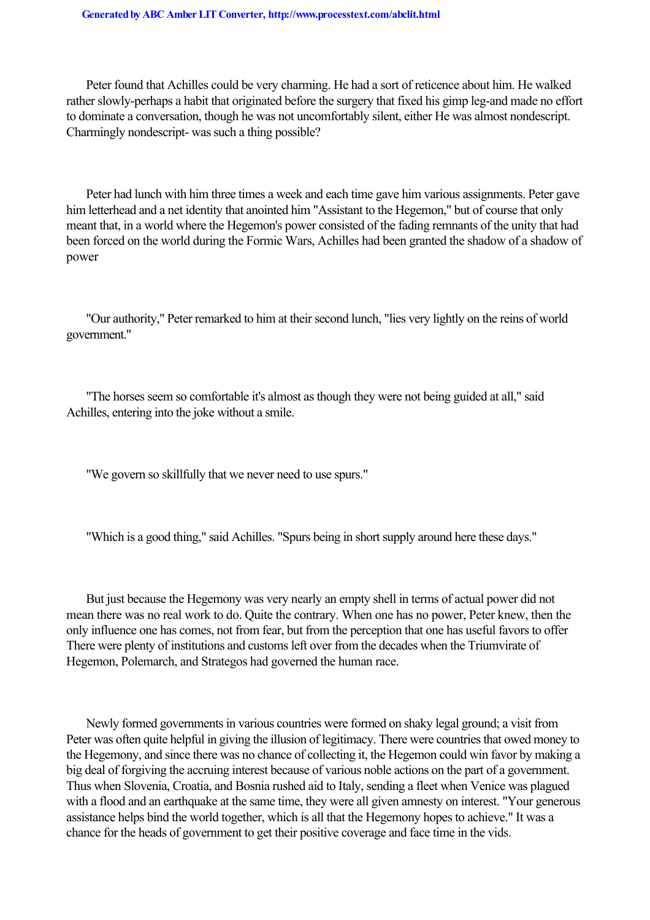Peter found that Achilles could be very charming. He had a sort of reticence about him. He walked rather slowly-perhaps a habit that originated before the surgery that fixed his gimp leg-and made no effort to dominate a conversation, though he was not uncomfortably silent, either He was almost nondescript. Charmingly nondescript- was such a thing possible?

Peter had lunch with him three times a week and each time gave him various assignments. Peter gave him letterhead and a net identity that anointed him "Assistant to the Hegemon," but of course that only meant that, in a world where the Hegemon's power consisted of the fading remnants of the unity that had been forced on the world during the Formic Wars, Achilles had been granted the shadow of a shadow of power

"Our authority," Peter remarked to him at their second lunch, "lies very lightly on the reins of world government."

"The horses seem so comfortable it's almost as though they were not being guided at all," said Achilles, entering into the joke without a smile.

"We govern so skillfully that we never need to use spurs."

"Which is a good thing," said Achilles. "Spurs being in short supply around here these days."

But just because the Hegemony was very nearly an empty shell in terms of actual power did not mean there was no real work to do. Quite the contrary. When one has no power, Peter knew, then the only influence one has comes, not from fear, but from the perception that one has useful favors to offer There were plenty of institutions and customs left over from the decades when the Triumvirate of Hegemon, Polemarch, and Strategos had governed the human race.

Newly formed governments in various countries were formed on shaky legal ground; a visit from Peter was often quite helpful in giving the illusion of legitimacy. There were countries that owed money to the Hegemony, and since there was no chance of collecting it, the Hegemon could win favor by making a big deal of forgiving the accruing interest because of various noble actions on the part of a government. Thus when Slovenia, Croatia, and Bosnia rushed aid to Italy, sending a fleet when Venice was plagued with a flood and an earthquake at the same time, they were all given amnesty on interest. "Your generous assistance helps bind the world together, which is all that the Hegemony hopes to achieve." It was a chance for the heads of government to get their positive coverage and face time in the vids.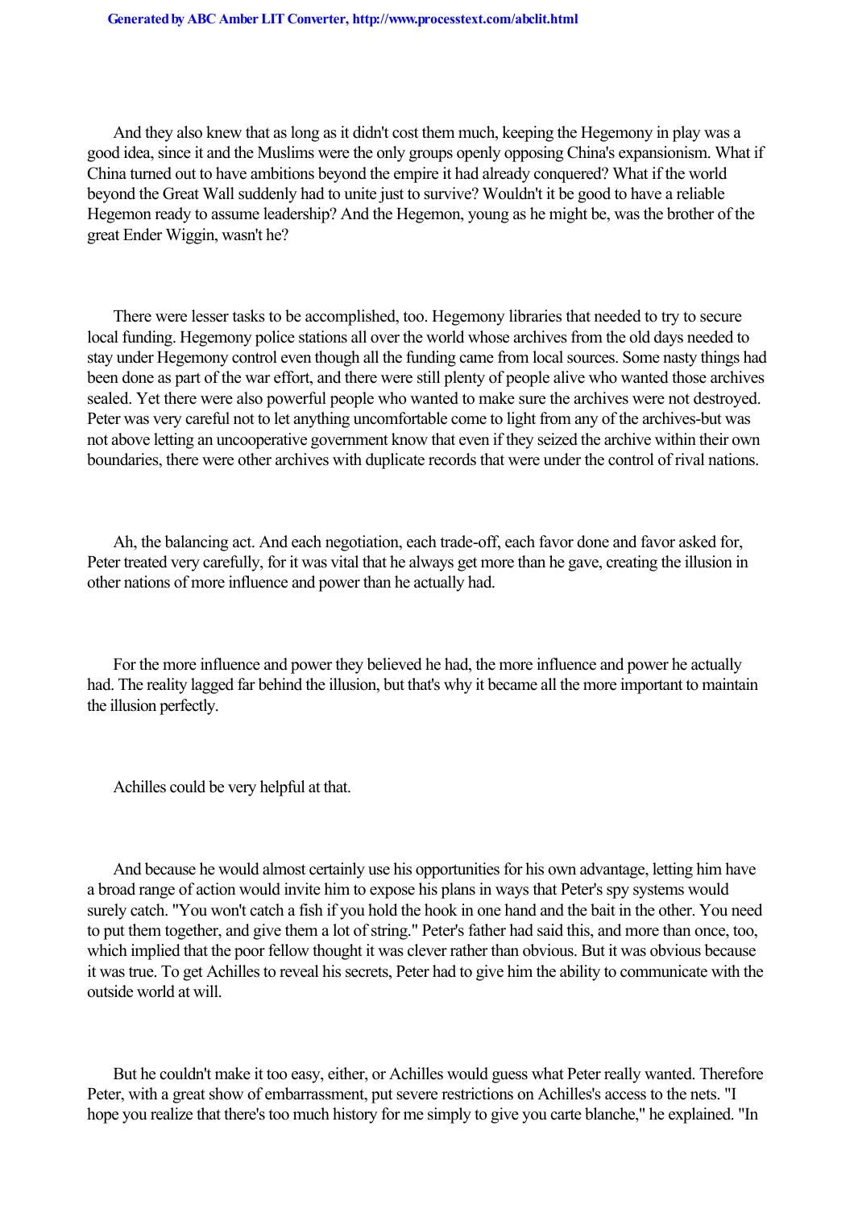And they also knew that as long as it didn't cost them much, keeping the Hegemony in play was a good idea, since it and the Muslims were the only groups openly opposing China's expansionism. What if China turned out to have ambitions beyond the empire it had already conquered? What if the world beyond the Great Wall suddenly had to unite just to survive? Wouldn't it be good to have a reliable Hegemon ready to assume leadership? And the Hegemon, young as he might be, was the brother of the great Ender Wiggin, wasn't he?

There were lesser tasks to be accomplished, too. Hegemony libraries that needed to try to secure local funding. Hegemony police stations all over the world whose archives from the old days needed to stay under Hegemony control even though all the funding came from local sources. Some nasty things had been done as part of the war effort, and there were still plenty of people alive who wanted those archives sealed. Yet there were also powerful people who wanted to make sure the archives were not destroyed. Peter was very careful not to let anything uncomfortable come to light from any of the archives-but was not above letting an uncooperative government know that even if they seized the archive within their own boundaries, there were other archives with duplicate records that were under the control of rival nations.

Ah, the balancing act. And each negotiation, each trade-off, each favor done and favor asked for, Peter treated very carefully, for it was vital that he always get more than he gave, creating the illusion in other nations of more influence and power than he actually had.

For the more influence and power they believed he had, the more influence and power he actually had. The reality lagged far behind the illusion, but that's why it became all the more important to maintain the illusion perfectly.

Achilles could be very helpful at that.

And because he would almost certainly use his opportunities for his own advantage, letting him have a broad range of action would invite him to expose his plans in ways that Peter's spy systems would surely catch. "You won't catch a fish if you hold the hook in one hand and the bait in the other. You need to put them together, and give them a lot of string." Peter's father had said this, and more than once, too, which implied that the poor fellow thought it was clever rather than obvious. But it was obvious because it was true. To get Achilles to reveal his secrets, Peter had to give him the ability to communicate with the outside world at will.

But he couldn't make it too easy, either, or Achilles would guess what Peter really wanted. Therefore Peter, with a great show of embarrassment, put severe restrictions on Achilles's access to the nets. "I hope you realize that there's too much history for me simply to give you carte blanche," he explained. "In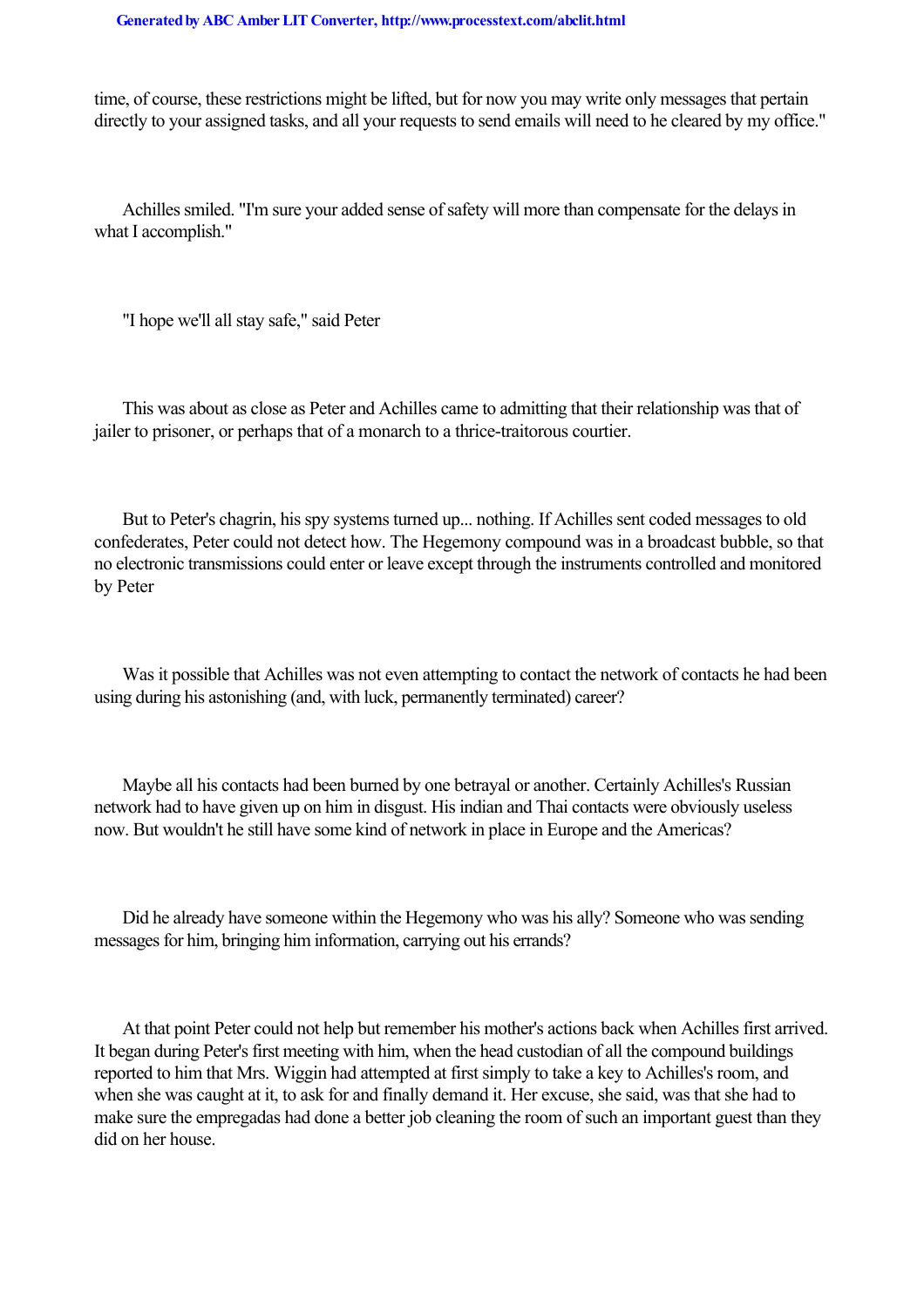time, of course, these restrictions might be lifted, but for now you may write only messages that pertain directly to your assigned tasks, and all your requests to send emails will need to he cleared by my office."

Achilles smiled. "I'm sure your added sense of safety will more than compensate for the delays in what I accomplish."

"I hope we'll all stay safe," said Peter

This was about as close as Peter and Achilles came to admitting that their relationship was that of jailer to prisoner, or perhaps that of a monarch to a thrice-traitorous courtier.

But to Peter's chagrin, his spy systems turned up... nothing. If Achilles sent coded messages to old confederates, Peter could not detect how. The Hegemony compound was in a broadcast bubble, so that no electronic transmissions could enter or leave except through the instruments controlled and monitored by Peter

Was it possible that Achilles was not even attempting to contact the network of contacts he had been using during his astonishing (and, with luck, permanently terminated) career?

Maybe all his contacts had been burned by one betrayal or another. Certainly Achilles's Russian network had to have given up on him in disgust. His indian and Thai contacts were obviously useless now. But wouldn't he still have some kind of network in place in Europe and the Americas?

Did he already have someone within the Hegemony who was his ally? Someone who was sending messages for him, bringing him information, carrying out his errands?

At that point Peter could not help but remember his mother's actions back when Achilles first arrived. It began during Peter's first meeting with him, when the head custodian of all the compound buildings reported to him that Mrs. Wiggin had attempted at first simply to take a key to Achilles's room, and when she was caught at it, to ask for and finally demand it. Her excuse, she said, was that she had to make sure the empregadas had done a better job cleaning the room of such an important guest than they did on her house.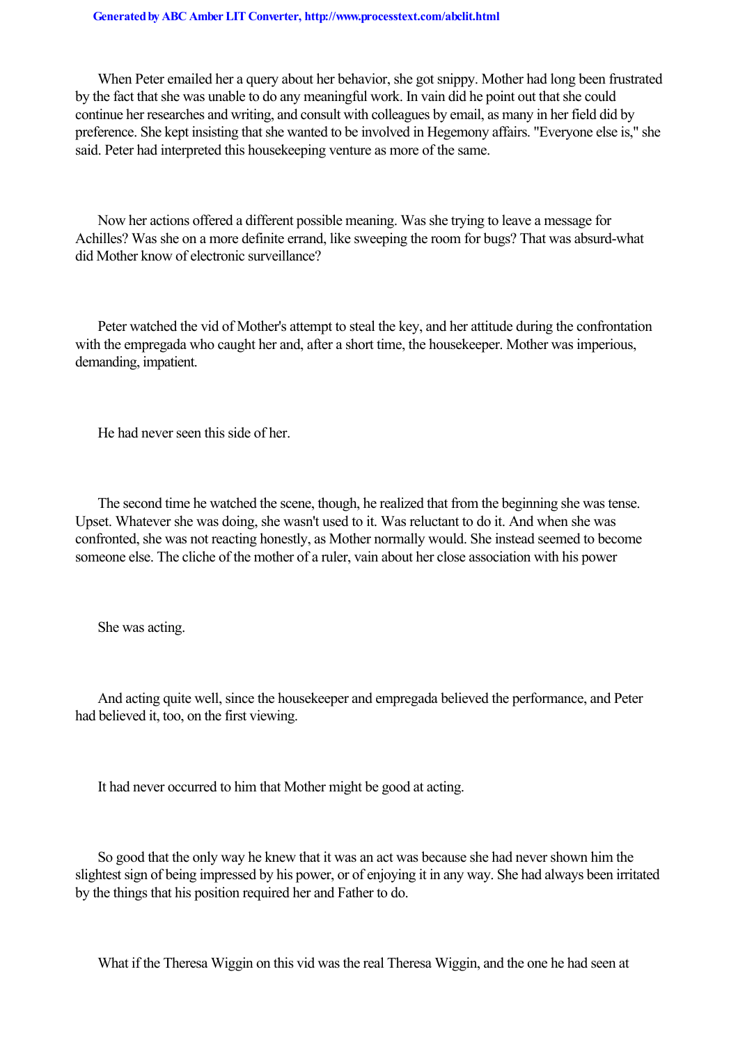When Peter emailed her a query about her behavior, she got snippy. Mother had long been frustrated by the fact that she was unable to do any meaningful work. In vain did he point out that she could continue her researches and writing, and consult with colleagues by email, as many in her field did by preference. She kept insisting that she wanted to be involved in Hegemony affairs. "Everyone else is," she said. Peter had interpreted this housekeeping venture as more of the same.

Now her actions offered a different possible meaning. Was she trying to leave a message for Achilles? Was she on a more definite errand, like sweeping the room for bugs? That was absurd-what did Mother know of electronic surveillance?

Peter watched the vid of Mother's attempt to steal the key, and her attitude during the confrontation with the empregada who caught her and, after a short time, the housekeeper. Mother was imperious, demanding, impatient.

He had never seen this side of her.

The second time he watched the scene, though, he realized that from the beginning she was tense. Upset. Whatever she was doing, she wasn't used to it. Was reluctant to do it. And when she was confronted, she was not reacting honestly, as Mother normally would. She instead seemed to become someone else. The cliche of the mother of a ruler, vain about her close association with his power

She was acting.

And acting quite well, since the housekeeper and empregada believed the performance, and Peter had believed it, too, on the first viewing.

It had never occurred to him that Mother might be good at acting.

So good that the only way he knew that it was an act was because she had never shown him the slightest sign of being impressed by his power, or of enjoying it in any way. She had always been irritated by the things that his position required her and Father to do.

What if the Theresa Wiggin on this vid was the real Theresa Wiggin, and the one he had seen at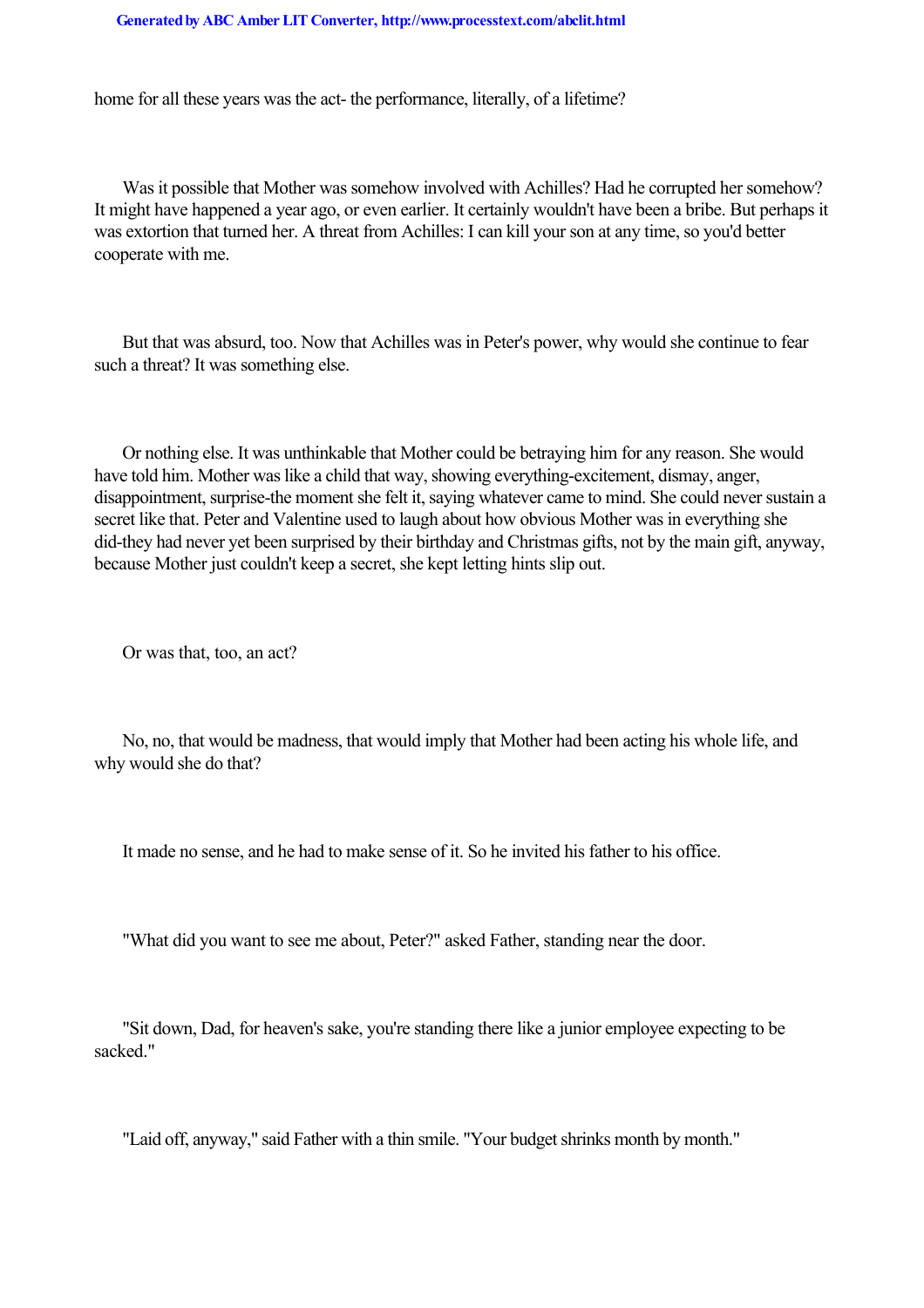home for all these years was the act- the performance, literally, of a lifetime?

Was it possible that Mother was somehow involved with Achilles? Had he corrupted her somehow? It might have happened a year ago, or even earlier. It certainly wouldn't have been a bribe. But perhaps it was extortion that turned her. A threat from Achilles: I can kill your son at any time, so you'd better cooperate with me.

But that was absurd, too. Now that Achilles was in Peter's power, why would she continue to fear such a threat? It was something else.

Or nothing else. It was unthinkable that Mother could be betraying him for any reason. She would have told him. Mother was like a child that way, showing everything-excitement, dismay, anger, disappointment, surprise-the moment she felt it, saying whatever came to mind. She could never sustain a secret like that. Peter and Valentine used to laugh about how obvious Mother was in everything she did-they had never yet been surprised by their birthday and Christmas gifts, not by the main gift, anyway, because Mother just couldn't keep a secret, she kept letting hints slip out.

Or was that, too, an act?

No, no, that would be madness, that would imply that Mother had been acting his whole life, and why would she do that?

It made no sense, and he had to make sense of it. So he invited his father to his office.

"What did you want to see me about, Peter?" asked Father, standing near the door.

"Sit down, Dad, for heaven's sake, you're standing there like a junior employee expecting to be sacked."

"Laid off, anyway," said Father with a thin smile. "Your budget shrinks month by month."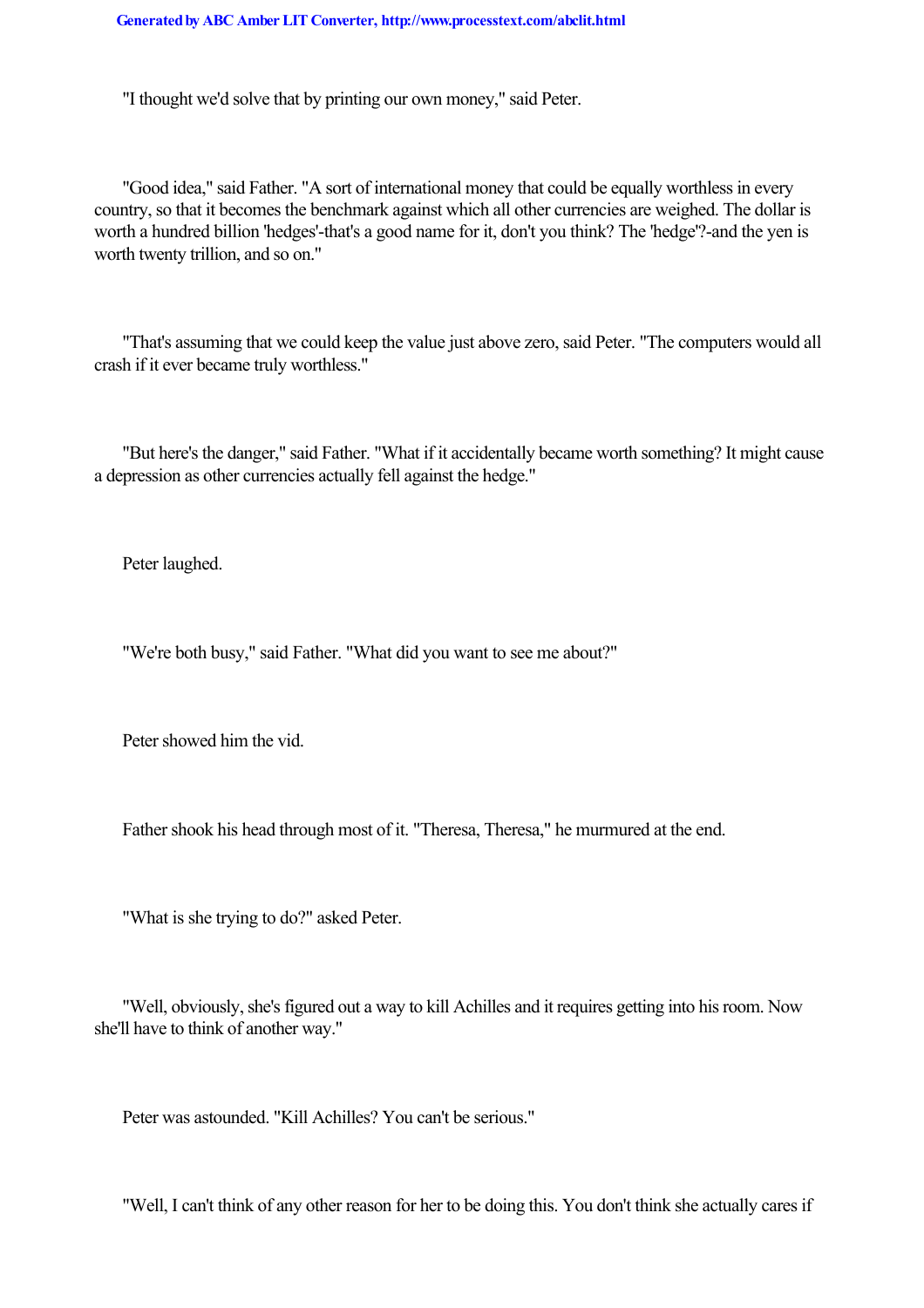"I thought we'd solve that by printing our own money," said Peter.

"Good idea," said Father. "A sort of international money that could be equally worthless in every country, so that it becomes the benchmark against which all other currencies are weighed. The dollar is worth a hundred billion 'hedges'-that's a good name for it, don't you think? The 'hedge'?-and the yen is worth twenty trillion, and so on."

"That's assuming that we could keep the value just above zero, said Peter. "The computers would all crash if it ever became truly worthless."

"But here's the danger," said Father. "What if it accidentally became worth something? It might cause a depression as other currencies actually fell against the hedge."

Peter laughed.

"We're both busy," said Father. "What did you want to see me about?"

Peter showed him the vid.

Father shook his head through most of it. "Theresa, Theresa," he murmured at the end.

"What is she trying to do?" asked Peter.

"Well, obviously, she's figured out a way to kill Achilles and it requires getting into his room. Now she'll have to think of another way."

Peter was astounded. "Kill Achilles? You can't be serious."

"Well, I can't think of any other reason for her to be doing this. You don't think she actually cares if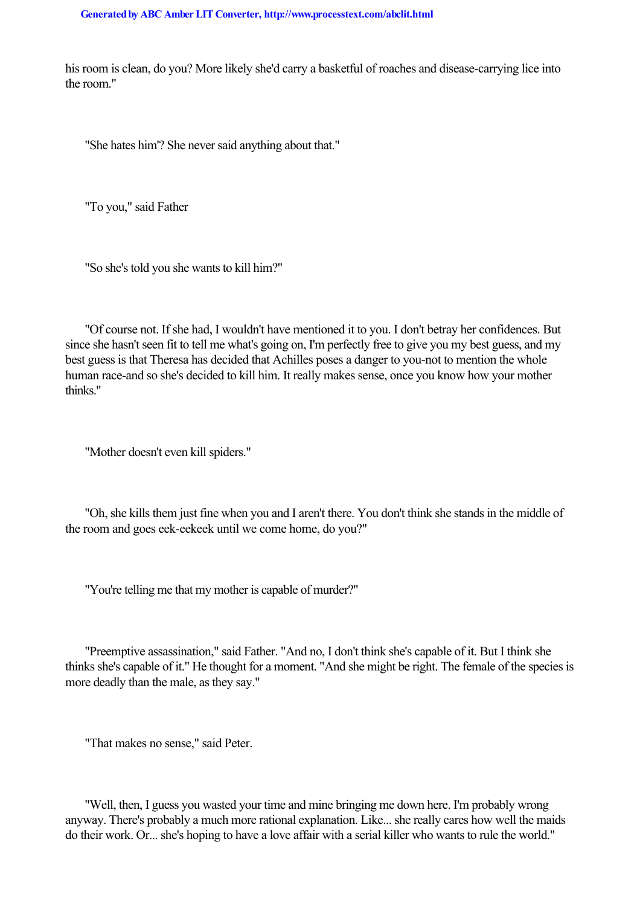his room is clean, do you? More likely she'd carry a basketful of roaches and disease-carrying lice into the room."

"She hates him'? She never said anything about that."

"To you," said Father

"So she's told you she wants to kill him?"

"Of course not. If she had, I wouldn't have mentioned it to you. I don't betray her confidences. But since she hasn't seen fit to tell me what's going on, I'm perfectly free to give you my best guess, and my best guess is that Theresa has decided that Achilles poses a danger to you-not to mention the whole human race-and so she's decided to kill him. It really makes sense, once you know how your mother thinks."

"Mother doesn't even kill spiders."

"Oh, she kills them just fine when you and I aren't there. You don't think she stands in the middle of the room and goes eek-eekeek until we come home, do you?"

"You're telling me that my mother is capable of murder?"

"Preemptive assassination," said Father. "And no, I don't think she's capable of it. But I think she thinks she's capable of it." He thought for a moment. "And she might be right. The female of the species is more deadly than the male, as they say."

"That makes no sense," said Peter.

"Well, then, I guess you wasted your time and mine bringing me down here. I'm probably wrong anyway. There's probably a much more rational explanation. Like... she really cares how well the maids do their work. Or... she's hoping to have a love affair with a serial killer who wants to rule the world."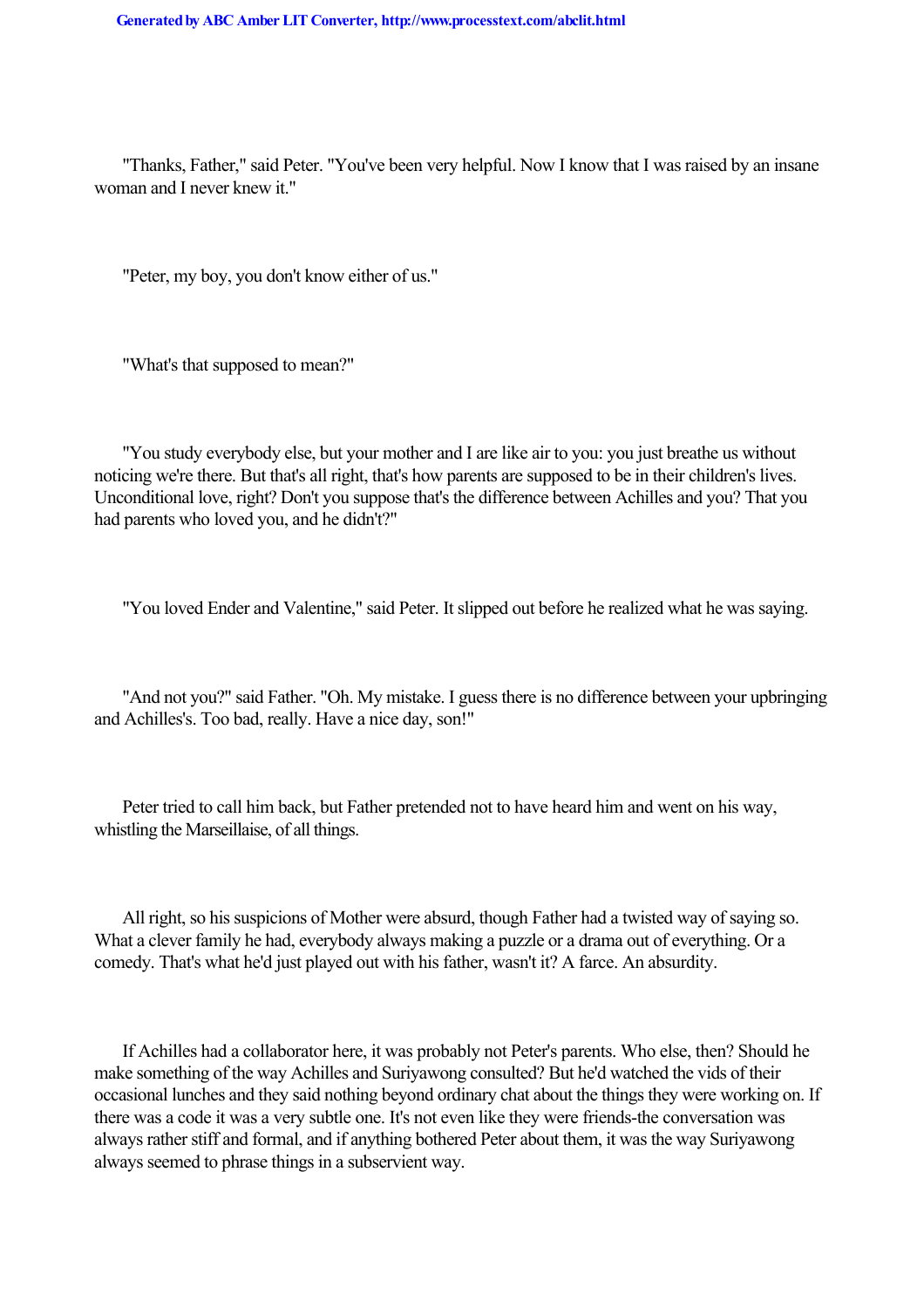"Thanks, Father," said Peter. "You've been very helpful. Now I know that I was raised by an insane woman and I never knew it."

"Peter, my boy, you don't know either of us."

"What's that supposed to mean?"

"You study everybody else, but your mother and I are like air to you: you just breathe us without noticing we're there. But that's all right, that's how parents are supposed to be in their children's lives. Unconditional love, right? Don't you suppose that's the difference between Achilles and you? That you had parents who loved you, and he didn't?"

"You loved Ender and Valentine," said Peter. It slipped out before he realized what he was saying.

"And not you?" said Father. "Oh. My mistake. I guess there is no difference between your upbringing and Achilles's. Too bad, really. Have a nice day, son!"

Peter tried to call him back, but Father pretended not to have heard him and went on his way, whistling the Marseillaise, of all things.

All right, so his suspicions of Mother were absurd, though Father had a twisted way of saying so. What a clever family he had, everybody always making a puzzle or a drama out of everything. Or a comedy. That's what he'd just played out with his father, wasn't it? A farce. An absurdity.

If Achilles had a collaborator here, it was probably not Peter's parents. Who else, then? Should he make something of the way Achilles and Suriyawong consulted? But he'd watched the vids of their occasional lunches and they said nothing beyond ordinary chat about the things they were working on. If there was a code it was a very subtle one. It's not even like they were friends-the conversation was always rather stiff and formal, and if anything bothered Peter about them, it was the way Suriyawong always seemed to phrase things in a subservient way.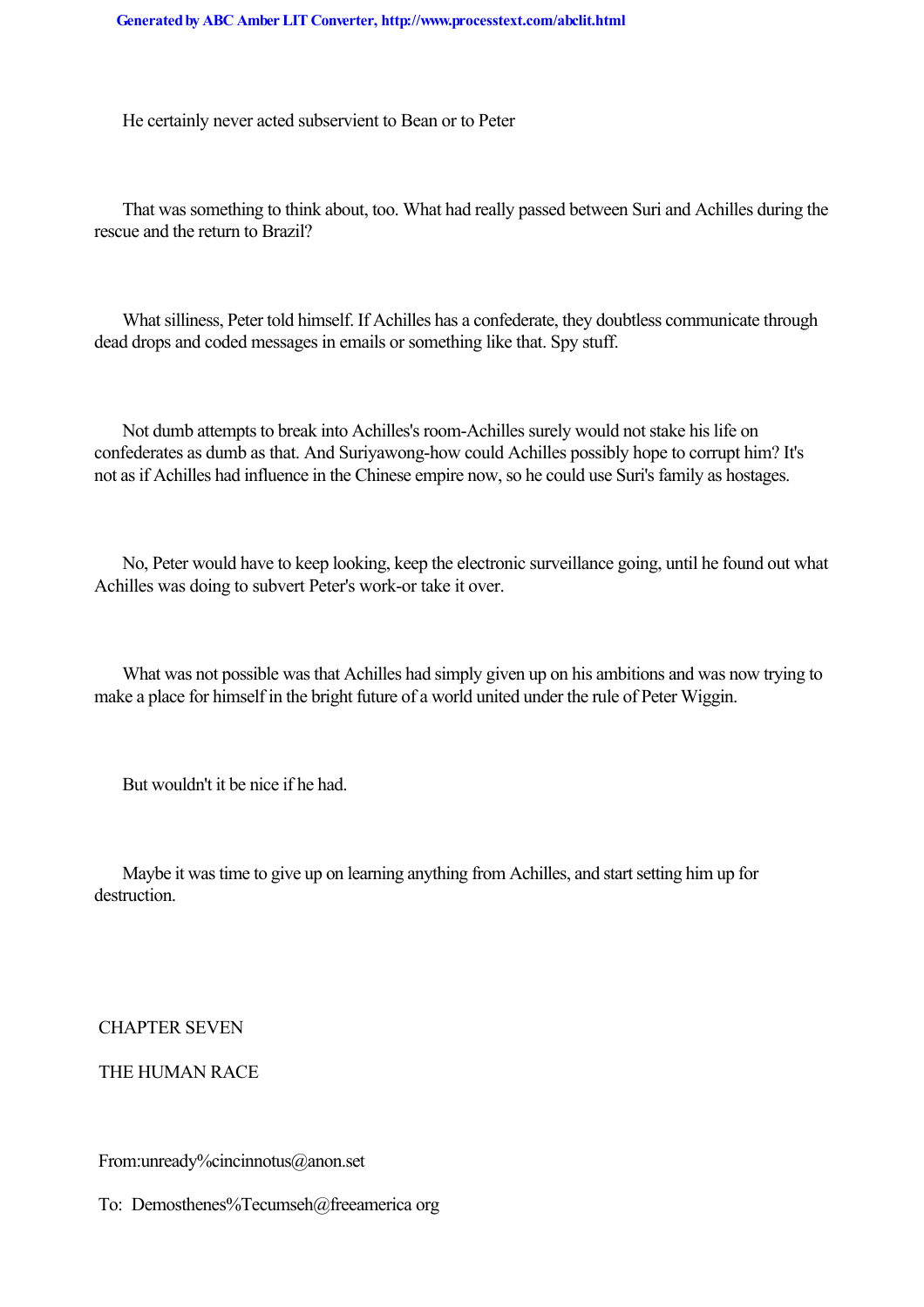He certainly never acted subservient to Bean or to Peter

That was something to think about, too. What had really passed between Suri and Achilles during the rescue and the return to Brazil?

What silliness, Peter told himself. If Achilles has a confederate, they doubtless communicate through dead drops and coded messages in emails or something like that. Spy stuff.

Not dumb attempts to break into Achilles's room-Achilles surely would not stake his life on confederates as dumb as that. And Suriyawong-how could Achilles possibly hope to corrupt him? It's not as if Achilles had influence in the Chinese empire now, so he could use Suri's family as hostages.

No, Peter would have to keep looking, keep the electronic surveillance going, until he found out what Achilles was doing to subvert Peter's work-or take it over.

What was not possible was that Achilles had simply given up on his ambitions and was now trying to make a place for himself in the bright future of a world united under the rule of Peter Wiggin.

But wouldn't it be nice if he had.

Maybe it was time to give up on learning anything from Achilles, and start setting him up for destruction.

## CHAPTER SEVEN

## THE HUMAN RACE

From:unready%cincinnotus@anon.set

To: Demosthenes%Tecumseh@freeamerica org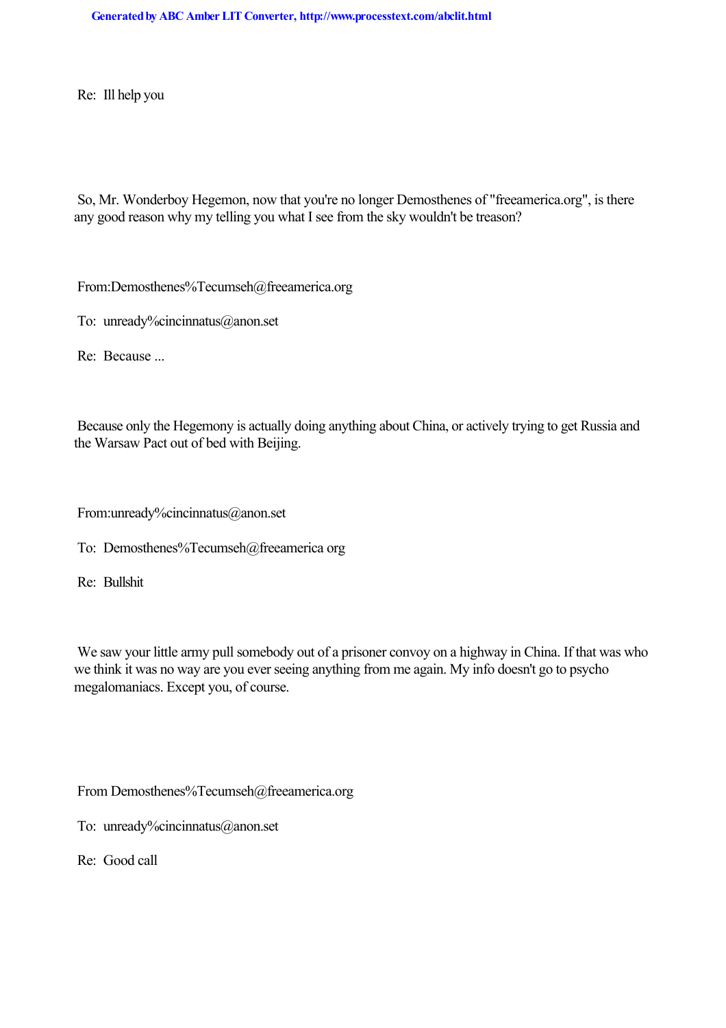Re: Ill help you

So, Mr. Wonderboy Hegemon, now that you're no longer Demosthenes of "freeamerica.org", is there any good reason why my telling you what I see from the sky wouldn't be treason?

From:Demosthenes%Tecumseh@freeamerica.org

To: unready%cincinnatus@anon.set

Re: Because ...

Because only the Hegemony is actually doing anything about China, or actively trying to get Russia and the Warsaw Pact out of bed with Beijing.

From:unready%cincinnatus@anon.set

To: Demosthenes%Tecumseh@freeamerica org

Re: Bullshit

We saw your little army pull somebody out of a prisoner convoy on a highway in China. If that was who we think it was no way are you ever seeing anything from me again. My info doesn't go to psycho megalomaniacs. Except you, of course.

From Demosthenes%Tecumseh@freeamerica.org

To: unready%cincinnatus@anon.set

Re: Good call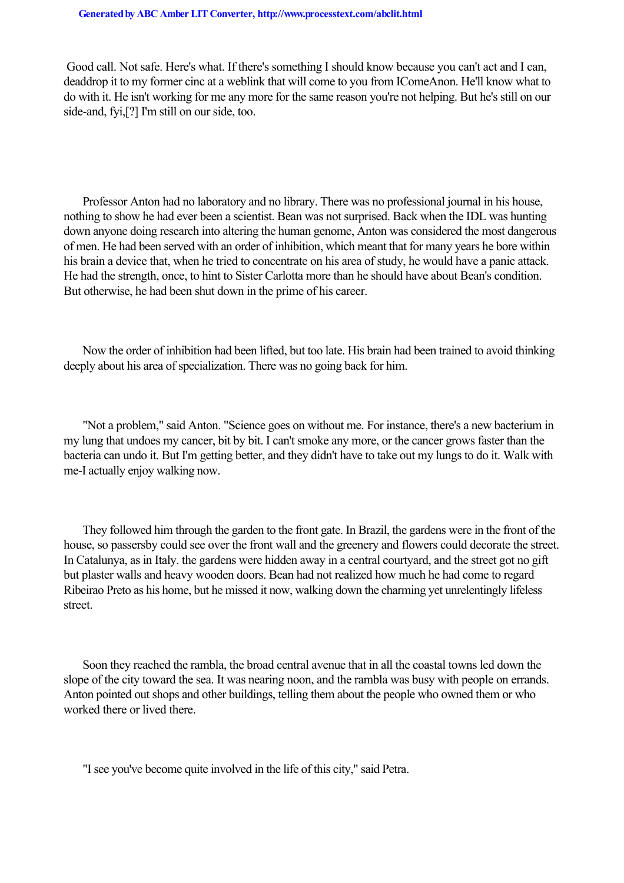Good call. Not safe. Here's what. If there's something I should know because you can't act and I can, deaddrop it to my former cinc at a weblink that will come to you from IComeAnon. He'll know what to do with it. He isn't working for me any more for the same reason you're not helping. But he's still on our side-and, fyi,[?] I'm still on our side, too.

Professor Anton had no laboratory and no library. There was no professional journal in his house, nothing to show he had ever been a scientist. Bean was not surprised. Back when the IDL was hunting down anyone doing research into altering the human genome, Anton was considered the most dangerous of men. He had been served with an order of inhibition, which meant that for many years he bore within his brain a device that, when he tried to concentrate on his area of study, he would have a panic attack. He had the strength, once, to hint to Sister Carlotta more than he should have about Bean's condition. But otherwise, he had been shut down in the prime of his career.

Now the order of inhibition had been lifted, but too late. His brain had been trained to avoid thinking deeply about his area of specialization. There was no going back for him.

"Not a problem," said Anton. "Science goes on without me. For instance, there's a new bacterium in my lung that undoes my cancer, bit by bit. I can't smoke any more, or the cancer grows faster than the bacteria can undo it. But I'm getting better, and they didn't have to take out my lungs to do it. Walk with me-I actually enjoy walking now.

They followed him through the garden to the front gate. In Brazil, the gardens were in the front of the house, so passersby could see over the front wall and the greenery and flowers could decorate the street. In Catalunya, as in Italy. the gardens were hidden away in a central courtyard, and the street got no gift but plaster walls and heavy wooden doors. Bean had not realized how much he had come to regard Ribeirao Preto as his home, but he missed it now, walking down the charming yet unrelentingly lifeless street.

Soon they reached the rambla, the broad central avenue that in all the coastal towns led down the slope of the city toward the sea. It was nearing noon, and the rambla was busy with people on errands. Anton pointed out shops and other buildings, telling them about the people who owned them or who worked there or lived there.

"I see you've become quite involved in the life of this city," said Petra.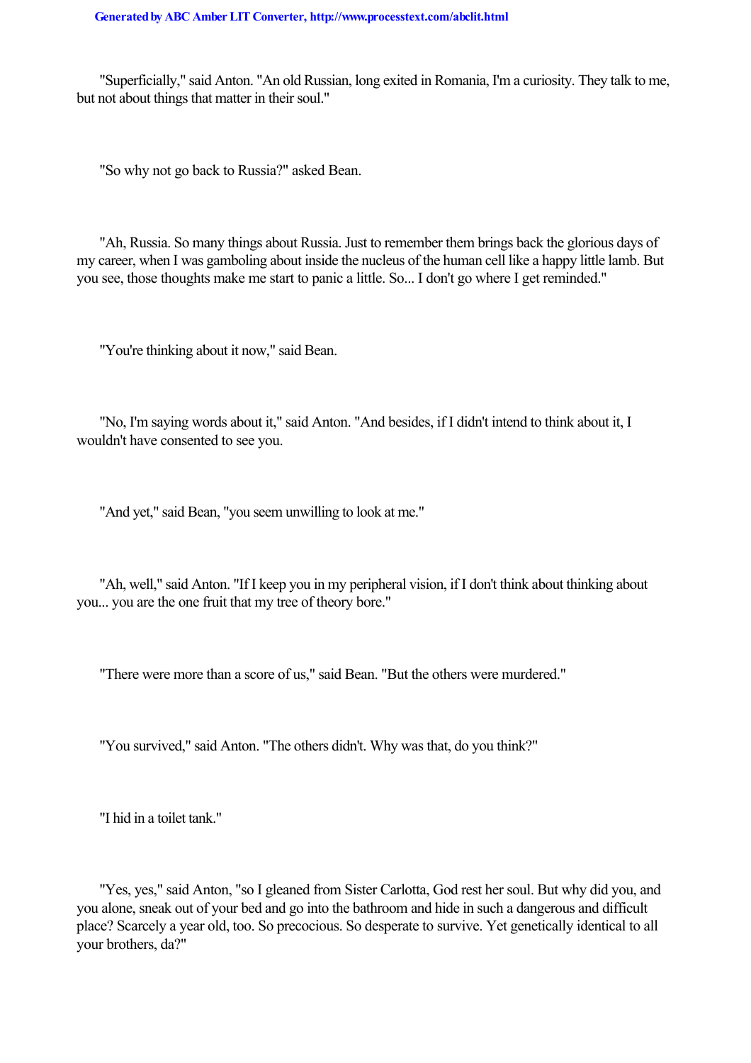"Superficially," said Anton. "An old Russian, long exited in Romania, I'm a curiosity. They talk to me, but not about things that matter in their soul."

"So why not go back to Russia?" asked Bean.

"Ah, Russia. So many things about Russia. Just to remember them brings back the glorious days of my career, when I was gamboling about inside the nucleus of the human cell like a happy little lamb. But you see, those thoughts make me start to panic a little. So... I don't go where I get reminded."

"You're thinking about it now," said Bean.

"No, I'm saying words about it," said Anton. "And besides, if I didn't intend to think about it, I wouldn't have consented to see you.

"And yet," said Bean, "you seem unwilling to look at me."

"Ah, well," said Anton. "If I keep you in my peripheral vision, if I don't think about thinking about you... you are the one fruit that my tree of theory bore."

"There were more than a score of us," said Bean. "But the others were murdered."

"You survived," said Anton. "The others didn't. Why was that, do you think?"

"I hid in a toilet tank."

"Yes, yes," said Anton, "so I gleaned from Sister Carlotta, God rest her soul. But why did you, and you alone, sneak out of your bed and go into the bathroom and hide in such a dangerous and difficult place? Scarcely a year old, too. So precocious. So desperate to survive. Yet genetically identical to all your brothers, da?"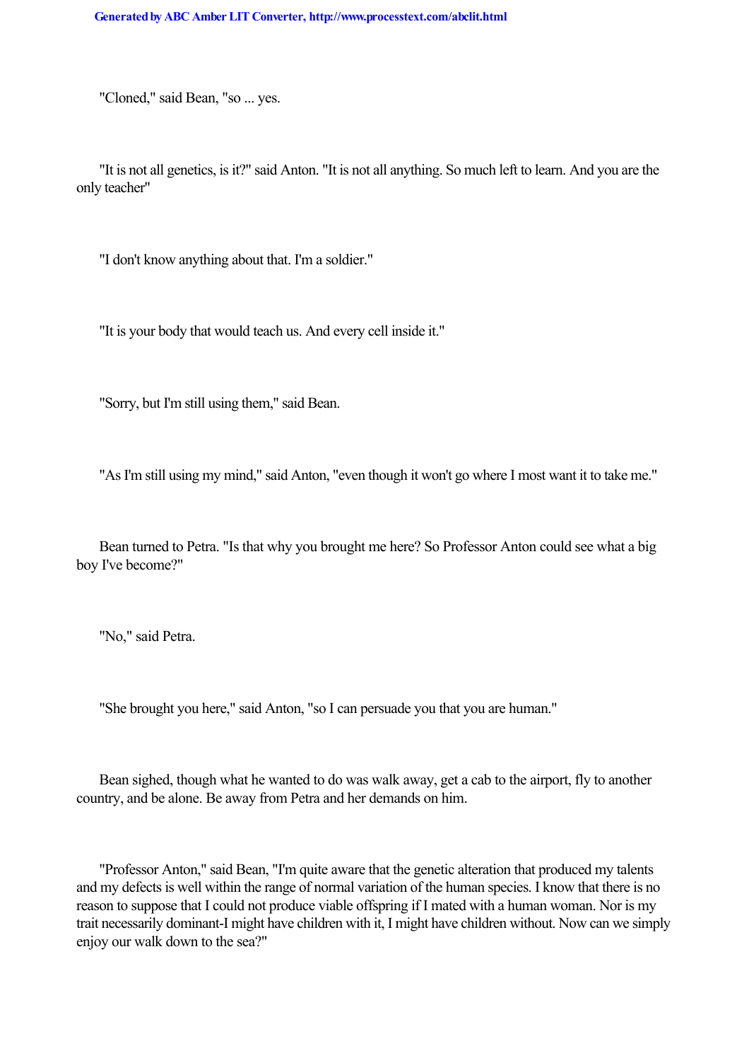"Cloned," said Bean, "so ... yes.

"It is not all genetics, is it?" said Anton. "It is not all anything. So much left to learn. And you are the only teacher"

"I don't know anything about that. I'm a soldier."

"It is your body that would teach us. And every cell inside it."

"Sorry, but I'm still using them," said Bean.

"As I'm still using my mind," said Anton, "even though it won't go where I most want it to take me."

Bean turned to Petra. "Is that why you brought me here? So Professor Anton could see what a big boy I've become?"

"No," said Petra.

"She brought you here," said Anton, "so I can persuade you that you are human."

Bean sighed, though what he wanted to do was walk away, get a cab to the airport, fly to another country, and be alone. Be away from Petra and her demands on him.

"Professor Anton," said Bean, "I'm quite aware that the genetic alteration that produced my talents and my defects is well within the range of normal variation of the human species. I know that there is no reason to suppose that I could not produce viable offspring if I mated with a human woman. Nor is my trait necessarily dominant-I might have children with it, I might have children without. Now can we simply enjoy our walk down to the sea?"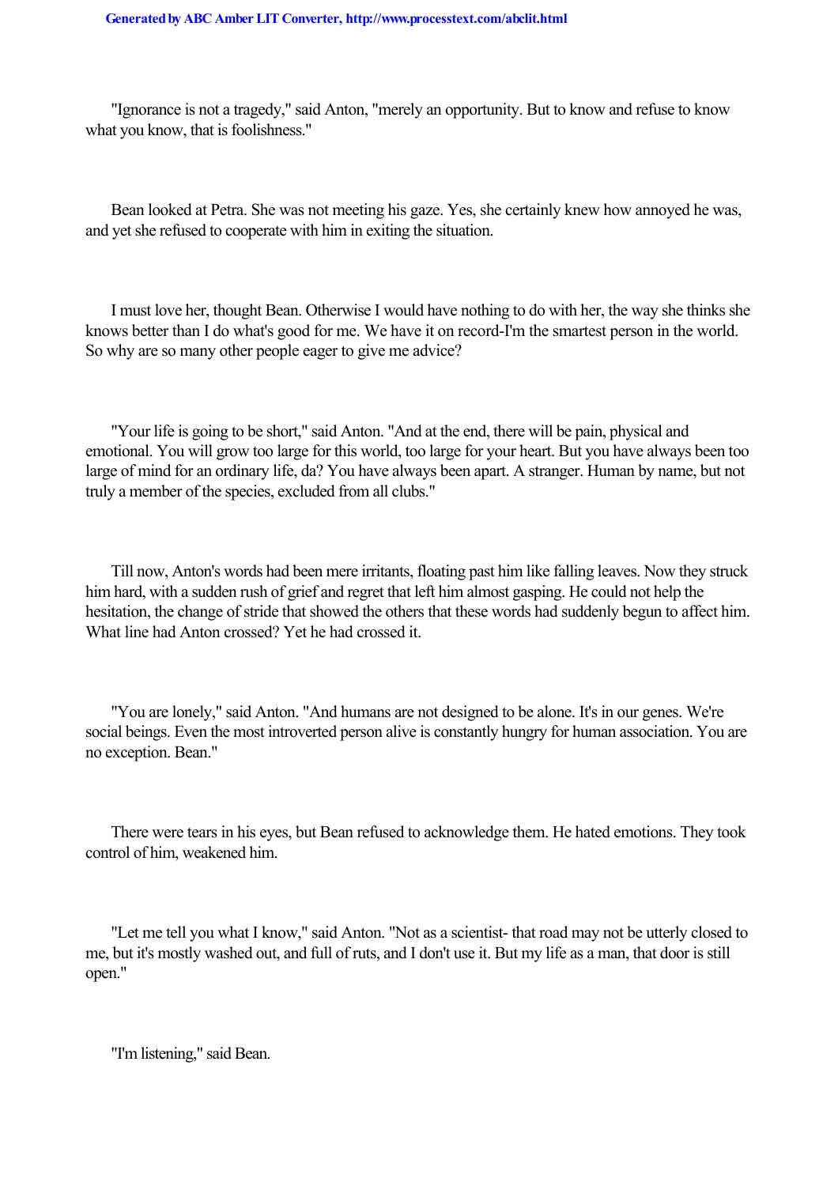"Ignorance is not a tragedy," said Anton, "merely an opportunity. But to know and refuse to know what you know, that is foolishness."

Bean looked at Petra. She was not meeting his gaze. Yes, she certainly knew how annoyed he was, and yet she refused to cooperate with him in exiting the situation.

I must love her, thought Bean. Otherwise I would have nothing to do with her, the way she thinks she knows better than I do what's good for me. We have it on record-I'm the smartest person in the world. So why are so many other people eager to give me advice?

"Your life is going to be short," said Anton. "And at the end, there will be pain, physical and emotional. You will grow too large for this world, too large for your heart. But you have always been too large of mind for an ordinary life, da? You have always been apart. A stranger. Human by name, but not truly a member of the species, excluded from all clubs."

Till now, Anton's words had been mere irritants, floating past him like falling leaves. Now they struck him hard, with a sudden rush of grief and regret that left him almost gasping. He could not help the hesitation, the change of stride that showed the others that these words had suddenly begun to affect him. What line had Anton crossed? Yet he had crossed it.

"You are lonely," said Anton. "And humans are not designed to be alone. It's in our genes. We're social beings. Even the most introverted person alive is constantly hungry for human association. You are no exception. Bean."

There were tears in his eyes, but Bean refused to acknowledge them. He hated emotions. They took control of him, weakened him.

"Let me tell you what I know," said Anton. "Not as a scientist- that road may not be utterly closed to me, but it's mostly washed out, and full of ruts, and I don't use it. But my life as a man, that door is still open."

"I'm listening," said Bean.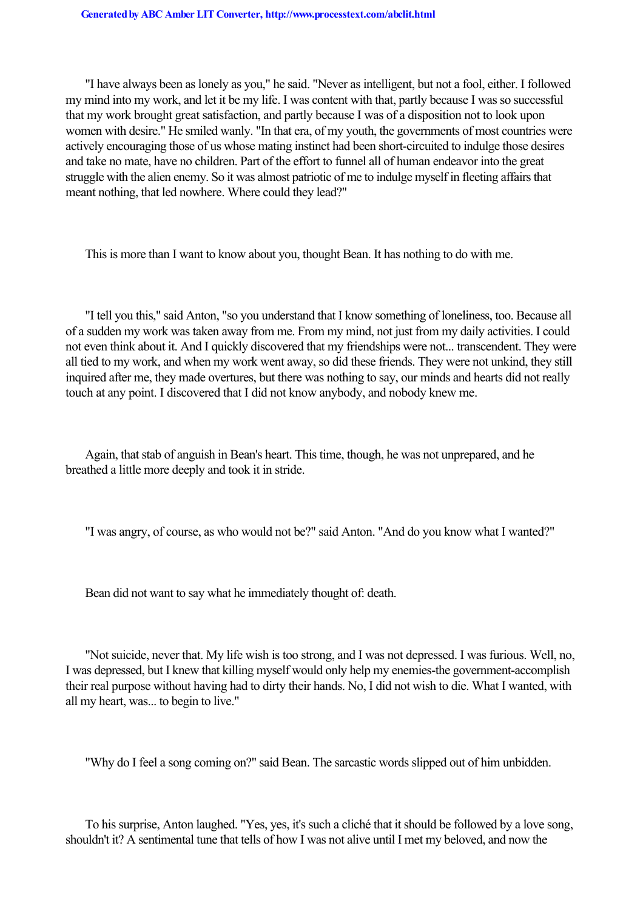"I have always been as lonely as you," he said. "Never as intelligent, but not a fool, either. I followed my mind into my work, and let it be my life. I was content with that, partly because I was so successful that my work brought great satisfaction, and partly because I was of a disposition not to look upon women with desire." He smiled wanly. "In that era, of my youth, the governments of most countries were actively encouraging those of us whose mating instinct had been short-circuited to indulge those desires and take no mate, have no children. Part of the effort to funnel all of human endeavor into the great struggle with the alien enemy. So it was almost patriotic of me to indulge myself in fleeting affairs that meant nothing, that led nowhere. Where could they lead?"

This is more than I want to know about you, thought Bean. It has nothing to do with me.

"I tell you this," said Anton, "so you understand that I know something of loneliness, too. Because all of a sudden my work was taken away from me. From my mind, not just from my daily activities. I could not even think about it. And I quickly discovered that my friendships were not... transcendent. They were all tied to my work, and when my work went away, so did these friends. They were not unkind, they still inquired after me, they made overtures, but there was nothing to say, our minds and hearts did not really touch at any point. I discovered that I did not know anybody, and nobody knew me.

Again, that stab of anguish in Bean's heart. This time, though, he was not unprepared, and he breathed a little more deeply and took it in stride.

"I was angry, of course, as who would not be?" said Anton. "And do you know what I wanted?"

Bean did not want to say what he immediately thought of: death.

"Not suicide, never that. My life wish is too strong, and I was not depressed. I was furious. Well, no, I was depressed, but I knew that killing myself would only help my enemies-the government-accomplish their real purpose without having had to dirty their hands. No, I did not wish to die. What I wanted, with all my heart, was... to begin to live."

"Why do I feel a song coming on?" said Bean. The sarcastic words slipped out of him unbidden.

To his surprise, Anton laughed. "Yes, yes, it's such a cliché that it should be followed by a love song, shouldn't it? A sentimental tune that tells of how I was not alive until I met my beloved, and now the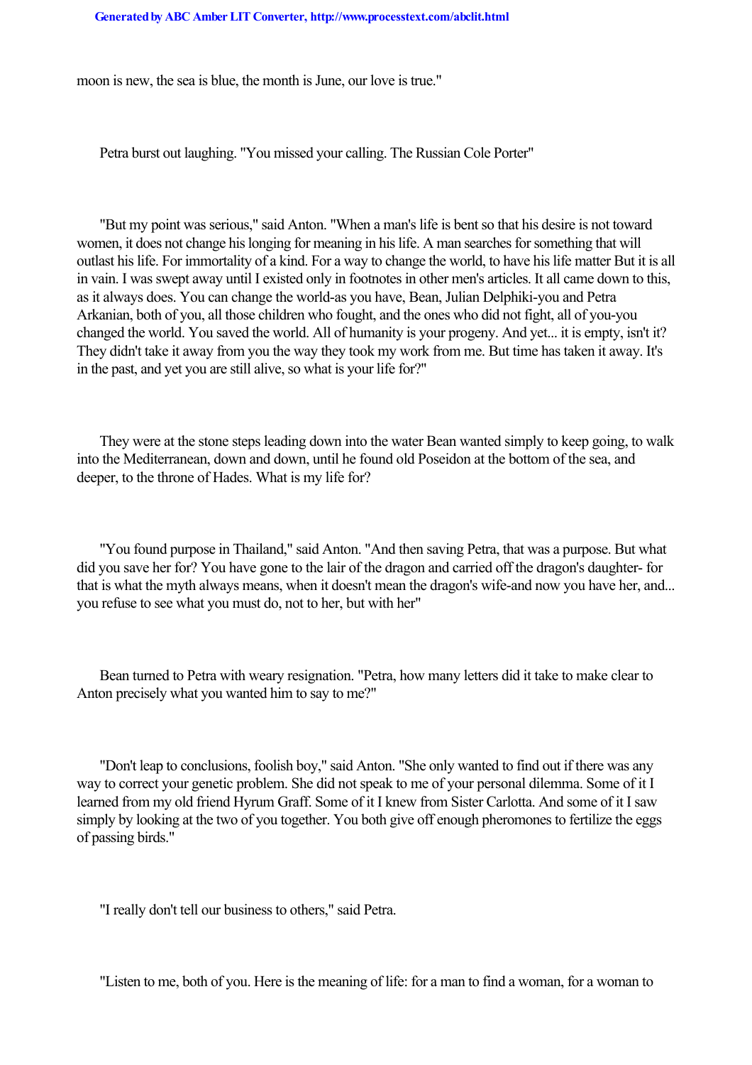moon is new, the sea is blue, the month is June, our love is true."

Petra burst out laughing. "You missed your calling. The Russian Cole Porter"

"But my point was serious," said Anton. "When a man's life is bent so that his desire is not toward women, it does not change his longing for meaning in his life. A man searches for something that will outlast his life. For immortality of a kind. For a way to change the world, to have his life matter But it is all in vain. I was swept away until I existed only in footnotes in other men's articles. It all came down to this, as it always does. You can change the world-as you have, Bean, Julian Delphiki-you and Petra Arkanian, both of you, all those children who fought, and the ones who did not fight, all of you-you changed the world. You saved the world. All of humanity is your progeny. And yet... it is empty, isn't it? They didn't take it away from you the way they took my work from me. But time has taken it away. It's in the past, and yet you are still alive, so what is your life for?"

They were at the stone steps leading down into the water Bean wanted simply to keep going, to walk into the Mediterranean, down and down, until he found old Poseidon at the bottom of the sea, and deeper, to the throne of Hades. What is my life for?

"You found purpose in Thailand," said Anton. "And then saving Petra, that was a purpose. But what did you save her for? You have gone to the lair of the dragon and carried off the dragon's daughter- for that is what the myth always means, when it doesn't mean the dragon's wife-and now you have her, and... you refuse to see what you must do, not to her, but with her"

Bean turned to Petra with weary resignation. "Petra, how many letters did it take to make clear to Anton precisely what you wanted him to say to me?"

"Don't leap to conclusions, foolish boy," said Anton. "She only wanted to find out if there was any way to correct your genetic problem. She did not speak to me of your personal dilemma. Some of it I learned from my old friend Hyrum Graff. Some of it I knew from Sister Carlotta. And some of it I saw simply by looking at the two of you together. You both give off enough pheromones to fertilize the eggs of passing birds."

"I really don't tell our business to others," said Petra.

"Listen to me, both of you. Here is the meaning of life: for a man to find a woman, for a woman to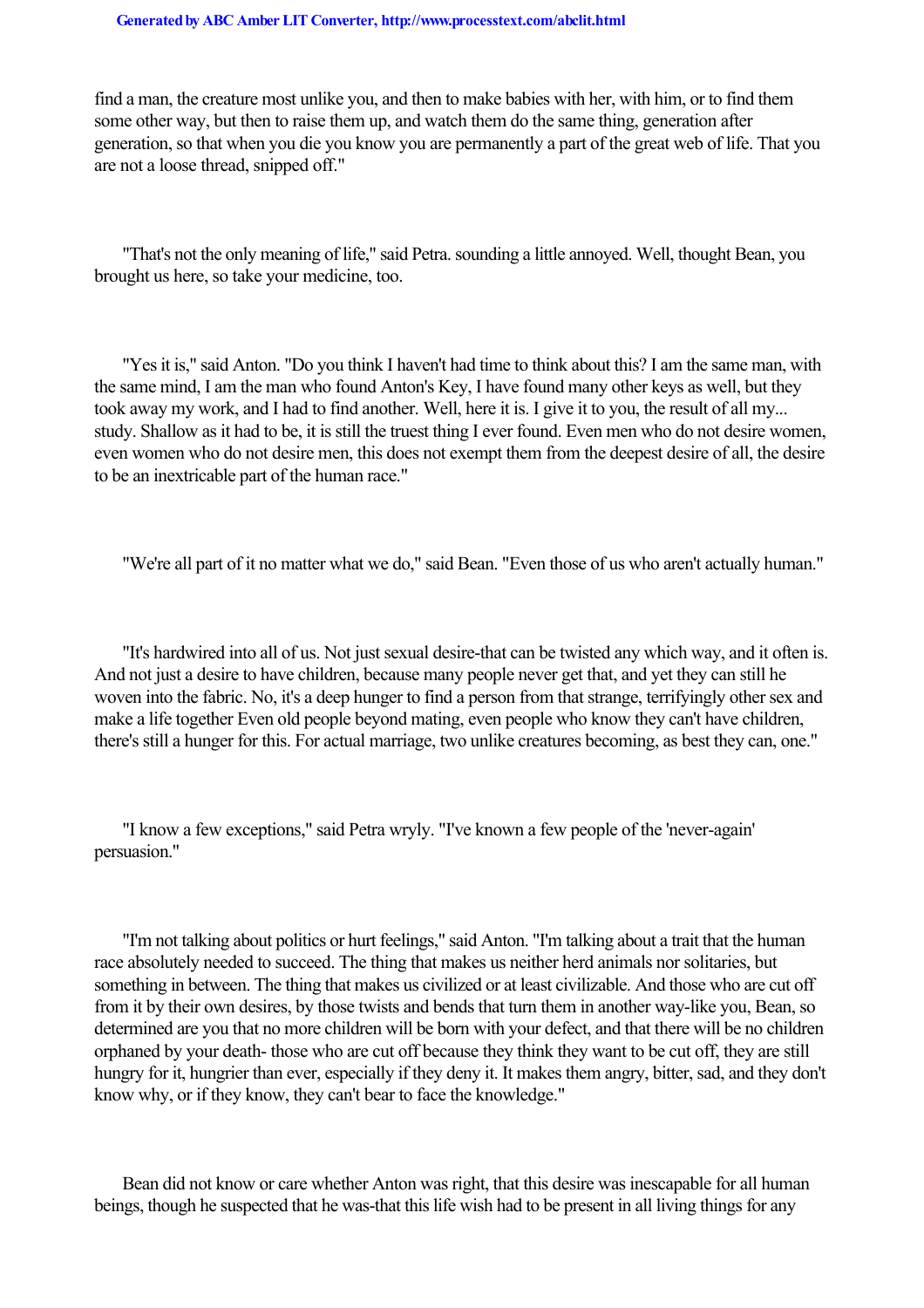find a man, the creature most unlike you, and then to make babies with her, with him, or to find them some other way, but then to raise them up, and watch them do the same thing, generation after generation, so that when you die you know you are permanently a part of the great web of life. That you are not a loose thread, snipped off."

"That's not the only meaning of life," said Petra. sounding a little annoyed. Well, thought Bean, you brought us here, so take your medicine, too.

"Yes it is," said Anton. "Do you think I haven't had time to think about this? I am the same man, with the same mind, I am the man who found Anton's Key, I have found many other keys as well, but they took away my work, and I had to find another. Well, here it is. I give it to you, the result of all my... study. Shallow as it had to be, it is still the truest thing I ever found. Even men who do not desire women, even women who do not desire men, this does not exempt them from the deepest desire of all, the desire to be an inextricable part of the human race."

"We're all part of it no matter what we do," said Bean. "Even those of us who aren't actually human."

"It's hardwired into all of us. Not just sexual desire-that can be twisted any which way, and it often is. And not just a desire to have children, because many people never get that, and yet they can still he woven into the fabric. No, it's a deep hunger to find a person from that strange, terrifyingly other sex and make a life together Even old people beyond mating, even people who know they can't have children, there's still a hunger for this. For actual marriage, two unlike creatures becoming, as best they can, one."

"I know a few exceptions," said Petra wryly. "I've known a few people of the 'never-again' persuasion."

"I'm not talking about politics or hurt feelings," said Anton. "I'm talking about a trait that the human race absolutely needed to succeed. The thing that makes us neither herd animals nor solitaries, but something in between. The thing that makes us civilized or at least civilizable. And those who are cut off from it by their own desires, by those twists and bends that turn them in another way-like you, Bean, so determined are you that no more children will be born with your defect, and that there will be no children orphaned by your death- those who are cut off because they think they want to be cut off, they are still hungry for it, hungrier than ever, especially if they deny it. It makes them angry, bitter, sad, and they don't know why, or if they know, they can't bear to face the knowledge."

Bean did not know or care whether Anton was right, that this desire was inescapable for all human beings, though he suspected that he was-that this life wish had to be present in all living things for any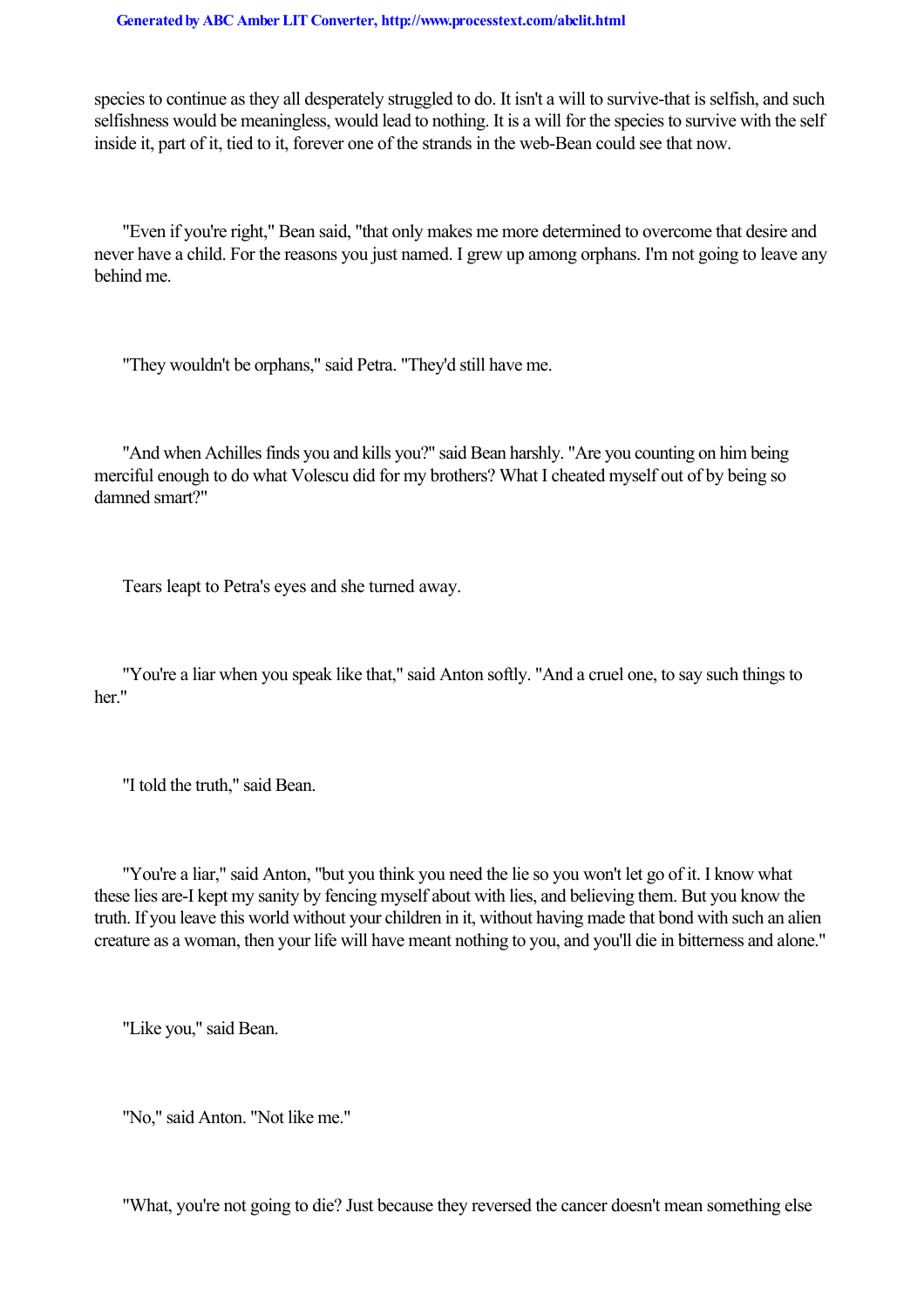species to continue as they all desperately struggled to do. It isn't a will to survive-that is selfish, and such selfishness would be meaningless, would lead to nothing. It is a will for the species to survive with the self inside it, part of it, tied to it, forever one of the strands in the web-Bean could see that now.

"Even if you're right," Bean said, "that only makes me more determined to overcome that desire and never have a child. For the reasons you just named. I grew up among orphans. I'm not going to leave any behind me.

"They wouldn't be orphans," said Petra. "They'd still have me.

"And when Achilles finds you and kills you?" said Bean harshly. "Are you counting on him being merciful enough to do what Volescu did for my brothers? What I cheated myself out of by being so damned smart?"

Tears leapt to Petra's eyes and she turned away.

"You're a liar when you speak like that," said Anton softly. "And a cruel one, to say such things to her."

"I told the truth," said Bean.

"You're a liar," said Anton, "but you think you need the lie so you won't let go of it. I know what these lies are-I kept my sanity by fencing myself about with lies, and believing them. But you know the truth. If you leave this world without your children in it, without having made that bond with such an alien creature as a woman, then your life will have meant nothing to you, and you'll die in bitterness and alone."

"Like you," said Bean.

"No," said Anton. "Not like me."

"What, you're not going to die? Just because they reversed the cancer doesn't mean something else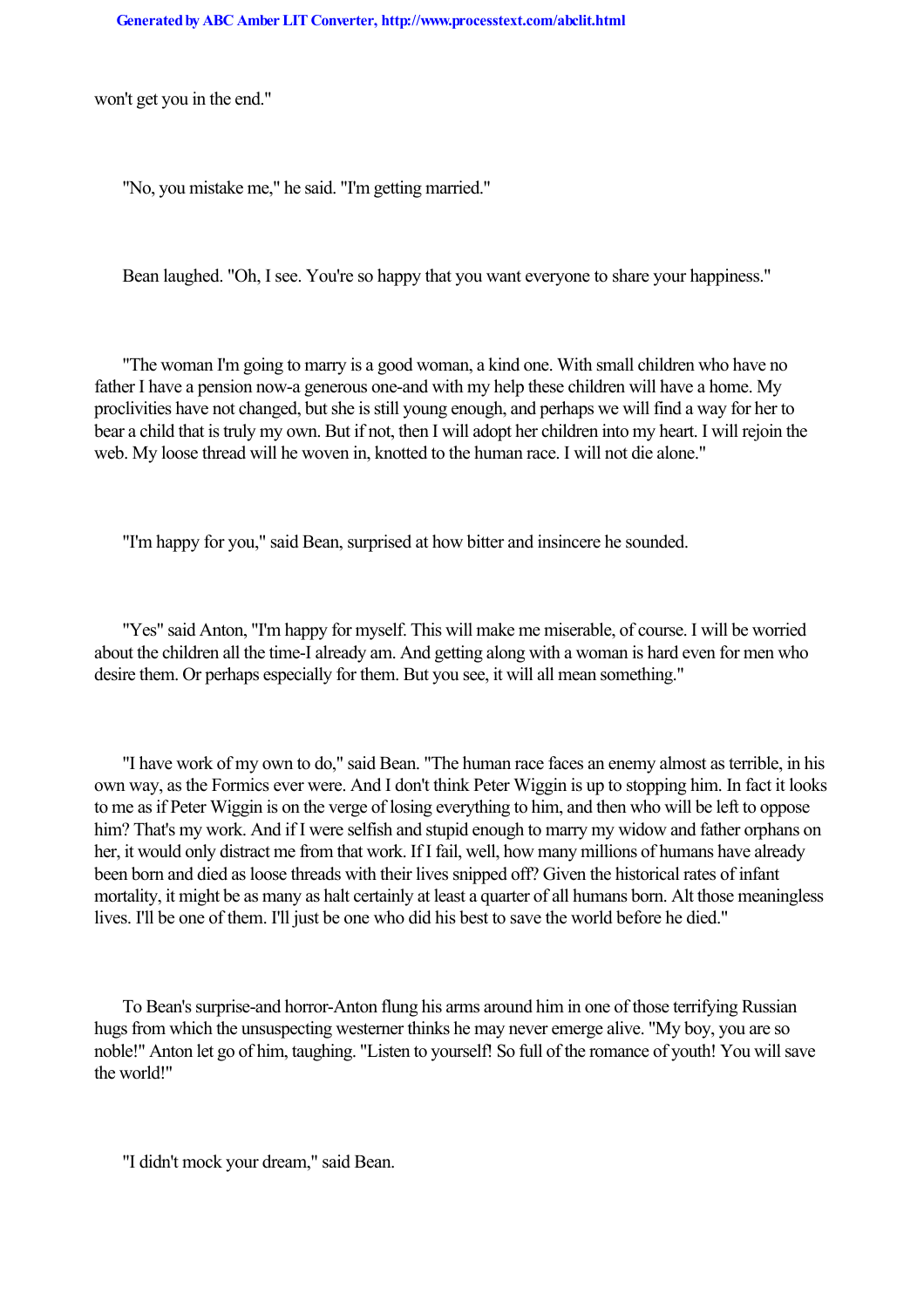won't get you in the end."

"No, you mistake me," he said. "I'm getting married."

Bean laughed. "Oh, I see. You're so happy that you want everyone to share your happiness."

"The woman I'm going to marry is a good woman, a kind one. With small children who have no father I have a pension now-a generous one-and with my help these children will have a home. My proclivities have not changed, but she is still young enough, and perhaps we will find a way for her to bear a child that is truly my own. But if not, then I will adopt her children into my heart. I will rejoin the web. My loose thread will he woven in, knotted to the human race. I will not die alone."

"I'm happy for you," said Bean, surprised at how bitter and insincere he sounded.

"Yes" said Anton, "I'm happy for myself. This will make me miserable, of course. I will be worried about the children all the time-I already am. And getting along with a woman is hard even for men who desire them. Or perhaps especially for them. But you see, it will all mean something."

"I have work of my own to do," said Bean. "The human race faces an enemy almost as terrible, in his own way, as the Formics ever were. And I don't think Peter Wiggin is up to stopping him. In fact it looks to me as if Peter Wiggin is on the verge of losing everything to him, and then who will be left to oppose him? That's my work. And if I were selfish and stupid enough to marry my widow and father orphans on her, it would only distract me from that work. If I fail, well, how many millions of humans have already been born and died as loose threads with their lives snipped off? Given the historical rates of infant mortality, it might be as many as halt certainly at least a quarter of all humans born. Alt those meaningless lives. I'll be one of them. I'll just be one who did his best to save the world before he died."

To Bean's surprise-and horror-Anton flung his arms around him in one of those terrifying Russian hugs from which the unsuspecting westerner thinks he may never emerge alive. "My boy, you are so noble!" Anton let go of him, taughing. "Listen to yourself! So full of the romance of youth! You will save the world!"

"I didn't mock your dream," said Bean.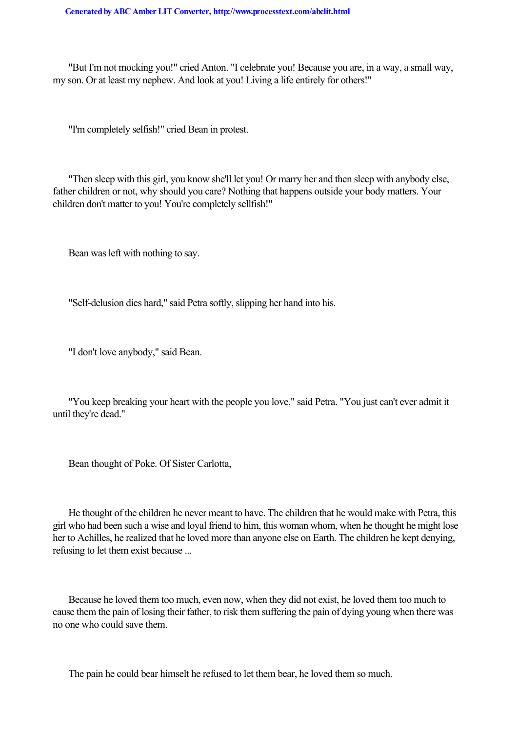"But I'm not mocking you!" cried Anton. "I celebrate you! Because you are, in a way, a small way, my son. Or at least my nephew. And look at you! Living a life entirely for others!"

"I'm completely selfish!" cried Bean in protest.

"Then sleep with this girl, you know she'll let you! Or marry her and then sleep with anybody else, father children or not, why should you care? Nothing that happens outside your body matters. Your children don't matter to you! You're completely sellfish!"

Bean was left with nothing to say.

"Self-delusion dies hard," said Petra softly, slipping her hand into his.

"I don't love anybody," said Bean.

"You keep breaking your heart with the people you love," said Petra. "You just can't ever admit it until they're dead."

Bean thought of Poke. Of Sister Carlotta,

He thought of the children he never meant to have. The children that he would make with Petra, this girl who had been such a wise and loyal friend to him, this woman whom, when he thought he might lose her to Achilles, he realized that he loved more than anyone else on Earth. The children he kept denying, refusing to let them exist because ...

Because he loved them too much, even now, when they did not exist, he loved them too much to cause them the pain of losing their father, to risk them suffering the pain of dying young when there was no one who could save them.

The pain he could bear himselt he refused to let them bear, he loved them so much.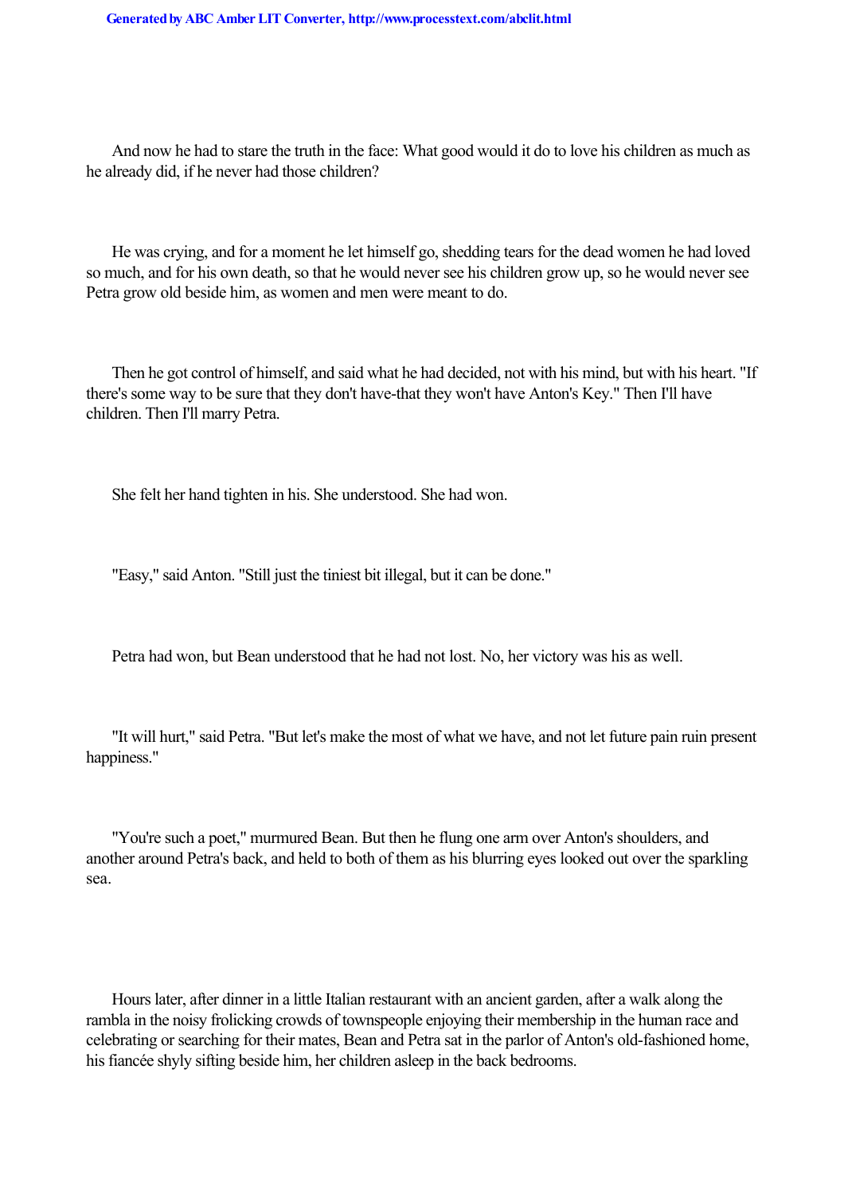And now he had to stare the truth in the face: What good would it do to love his children as much as he already did, if he never had those children?

He was crying, and for a moment he let himself go, shedding tears for the dead women he had loved so much, and for his own death, so that he would never see his children grow up, so he would never see Petra grow old beside him, as women and men were meant to do.

Then he got control of himself, and said what he had decided, not with his mind, but with his heart. "If there's some way to be sure that they don't have-that they won't have Anton's Key." Then I'll have children. Then I'll marry Petra.

She felt her hand tighten in his. She understood. She had won.

"Easy," said Anton. "Still just the tiniest bit illegal, but it can be done."

Petra had won, but Bean understood that he had not lost. No, her victory was his as well.

"It will hurt," said Petra. "But let's make the most of what we have, and not let future pain ruin present happiness."

"You're such a poet," murmured Bean. But then he flung one arm over Anton's shoulders, and another around Petra's back, and held to both of them as his blurring eyes looked out over the sparkling sea.

Hours later, after dinner in a little Italian restaurant with an ancient garden, after a walk along the rambla in the noisy frolicking crowds of townspeople enjoying their membership in the human race and celebrating or searching for their mates, Bean and Petra sat in the parlor of Anton's old-fashioned home, his fiancée shyly sifting beside him, her children asleep in the back bedrooms.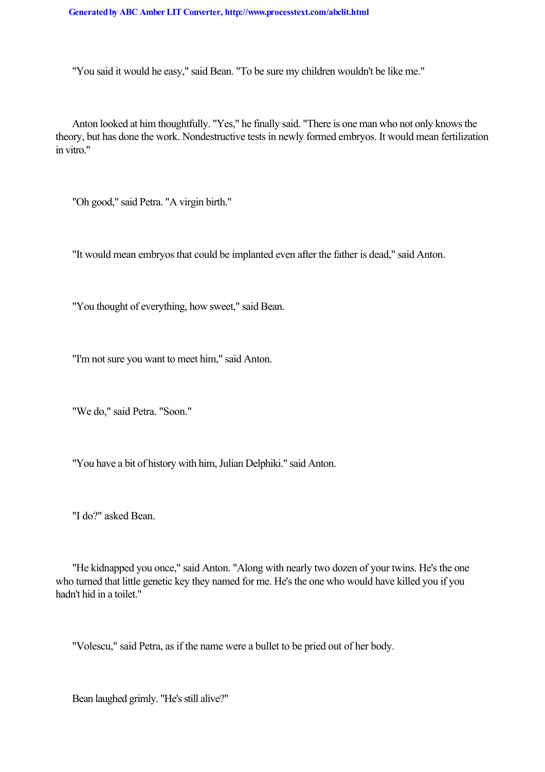"You said it would he easy," said Bean. "To be sure my children wouldn't be like me."

Anton looked at him thoughtfully. "Yes," he finally said. "There is one man who not only knows the theory, but has done the work. Nondestructive tests in newly formed embryos. It would mean fertilization in vitro."

"Oh good," said Petra. "A virgin birth."

"It would mean embryos that could be implanted even after the father is dead," said Anton.

"You thought of everything, how sweet," said Bean.

"I'm not sure you want to meet him," said Anton.

"We do," said Petra. "Soon."

"You have a bit of history with him, Julian Delphiki." said Anton.

"I do?" asked Bean.

"He kidnapped you once," said Anton. "Along with nearly two dozen of your twins. He's the one who turned that little genetic key they named for me. He's the one who would have killed you if you hadn't hid in a toilet."

"Volescu," said Petra, as if the name were a bullet to be pried out of her body.

Bean laughed grimly. "He's still alive?"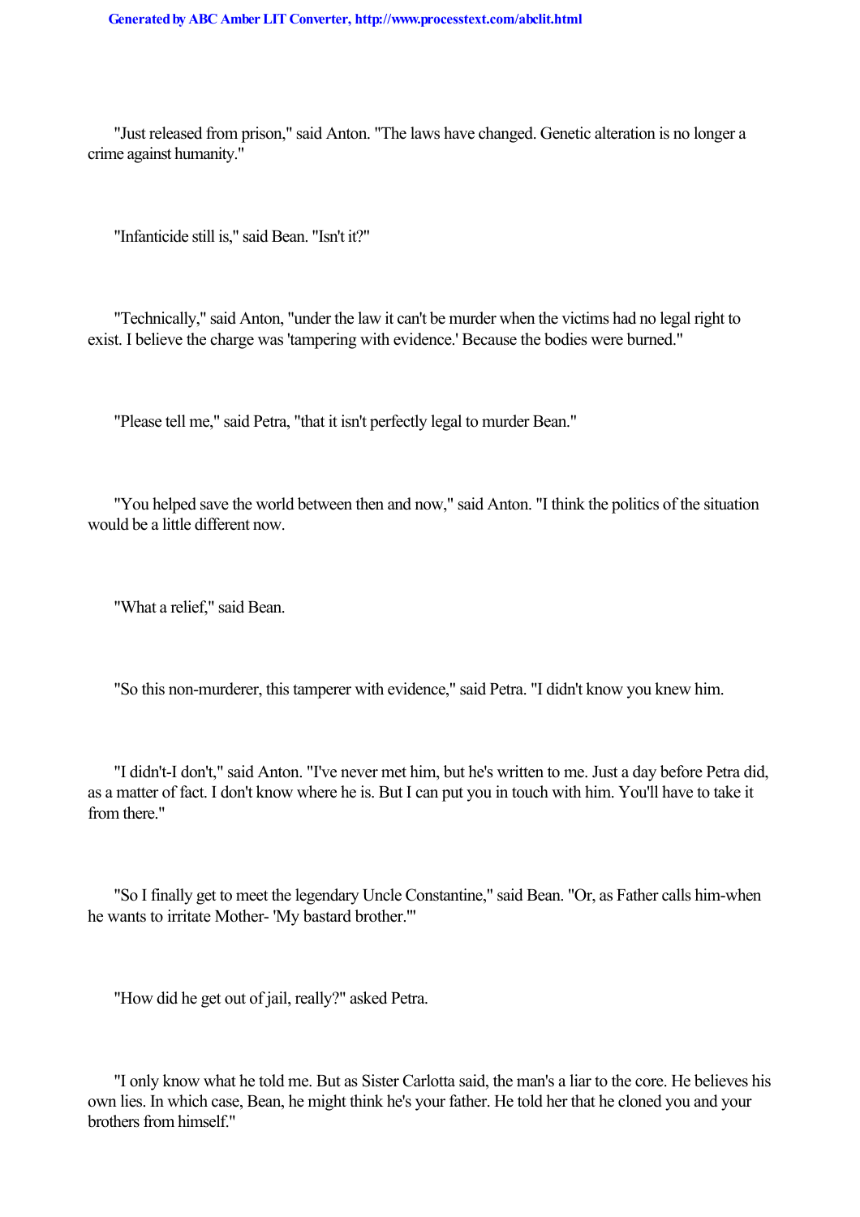"Just released from prison," said Anton. "The laws have changed. Genetic alteration is no longer a crime against humanity."

"Infanticide still is," said Bean. "Isn't it?"

"Technically," said Anton, "under the law it can't be murder when the victims had no legal right to exist. I believe the charge was 'tampering with evidence.' Because the bodies were burned."

"Please tell me," said Petra, "that it isn't perfectly legal to murder Bean."

"You helped save the world between then and now," said Anton. "I think the politics of the situation would be a little different now.

"What a relief," said Bean.

"So this non-murderer, this tamperer with evidence," said Petra. "I didn't know you knew him.

"I didn't-I don't," said Anton. "I've never met him, but he's written to me. Just a day before Petra did, as a matter of fact. I don't know where he is. But I can put you in touch with him. You'll have to take it from there."

"So I finally get to meet the legendary Uncle Constantine," said Bean. "Or, as Father calls him-when he wants to irritate Mother- 'My bastard brother.'"

"How did he get out of jail, really?" asked Petra.

"I only know what he told me. But as Sister Carlotta said, the man's a liar to the core. He believes his own lies. In which case, Bean, he might think he's your father. He told her that he cloned you and your brothers from himself."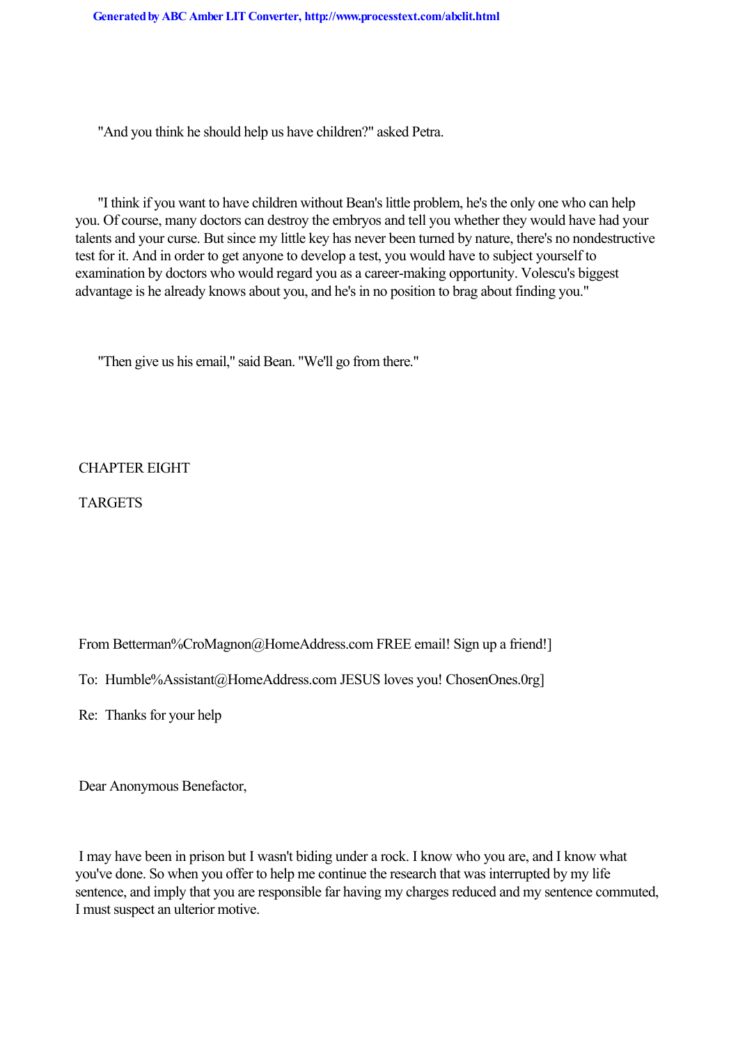"And you think he should help us have children?" asked Petra.

"I think if you want to have children without Bean's little problem, he's the only one who can help you. Of course, many doctors can destroy the embryos and tell you whether they would have had your talents and your curse. But since my little key has never been turned by nature, there's no nondestructive test for it. And in order to get anyone to develop a test, you would have to subject yourself to examination by doctors who would regard you as a career-making opportunity. Volescu's biggest advantage is he already knows about you, and he's in no position to brag about finding you."

"Then give us his email," said Bean. "We'll go from there."

## CHAPTER EIGHT

## TARGETS

From Betterman%CroMagnon@HomeAddress.com FREE email! Sign up a friend!]

To: Humble%Assistant@HomeAddress.com JESUS loves you! ChosenOnes.0rg]

Re: Thanks for your help

Dear Anonymous Benefactor,

I may have been in prison but I wasn't biding under a rock. I know who you are, and I know what you've done. So when you offer to help me continue the research that was interrupted by my life sentence, and imply that you are responsible far having my charges reduced and my sentence commuted, I must suspect an ulterior motive.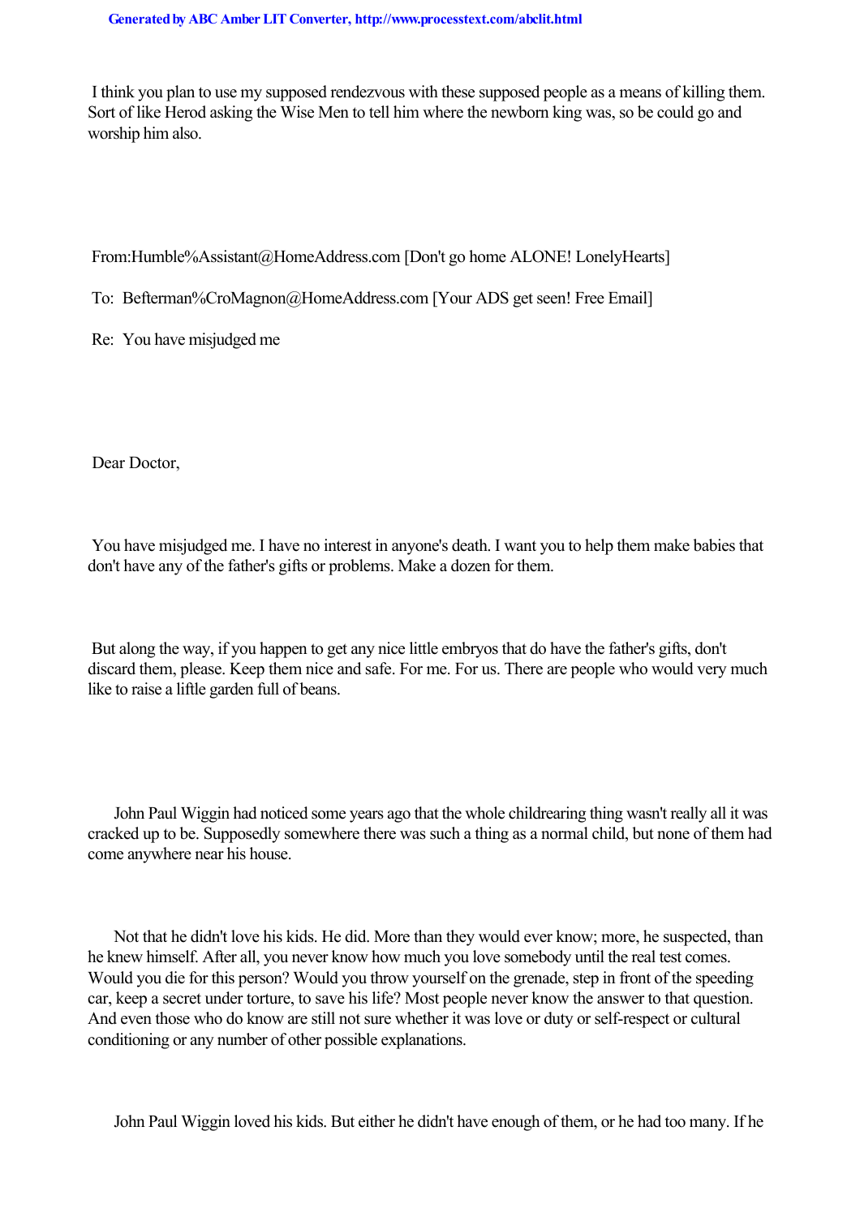I think you plan to use my supposed rendezvous with these supposed people as a means of killing them. Sort of like Herod asking the Wise Men to tell him where the newborn king was, so be could go and worship him also.

From:Humble%Assistant@HomeAddress.com [Don't go home ALONE! LonelyHearts]

To: Befterman%CroMagnon@HomeAddress.com [Your ADS get seen! Free Email]

Re: You have misjudged me

Dear Doctor,

You have misjudged me. I have no interest in anyone's death. I want you to help them make babies that don't have any of the father's gifts or problems. Make a dozen for them.

But along the way, if you happen to get any nice little embryos that do have the father's gifts, don't discard them, please. Keep them nice and safe. For me. For us. There are people who would very much like to raise a liftle garden full of beans.

John Paul Wiggin had noticed some years ago that the whole childrearing thing wasn't really all it was cracked up to be. Supposedly somewhere there was such a thing as a normal child, but none of them had come anywhere near his house.

Not that he didn't love his kids. He did. More than they would ever know; more, he suspected, than he knew himself. After all, you never know how much you love somebody until the real test comes. Would you die for this person? Would you throw yourself on the grenade, step in front of the speeding car, keep a secret under torture, to save his life? Most people never know the answer to that question. And even those who do know are still not sure whether it was love or duty or self-respect or cultural conditioning or any number of other possible explanations.

John Paul Wiggin loved his kids. But either he didn't have enough of them, or he had too many. If he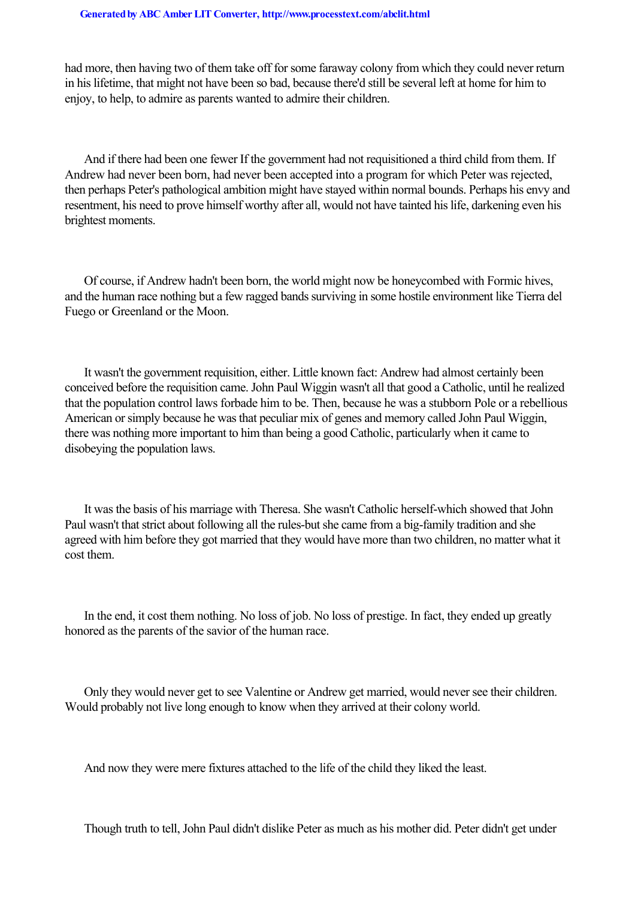had more, then having two of them take off for some faraway colony from which they could never return in his lifetime, that might not have been so bad, because there'd still be several left at home for him to enjoy, to help, to admire as parents wanted to admire their children.

And if there had been one fewer If the government had not requisitioned a third child from them. If Andrew had never been born, had never been accepted into a program for which Peter was rejected, then perhaps Peter's pathological ambition might have stayed within normal bounds. Perhaps his envy and resentment, his need to prove himself worthy after all, would not have tainted his life, darkening even his brightest moments.

Of course, if Andrew hadn't been born, the world might now be honeycombed with Formic hives, and the human race nothing but a few ragged bands surviving in some hostile environment like Tierra del Fuego or Greenland or the Moon.

It wasn't the government requisition, either. Little known fact: Andrew had almost certainly been conceived before the requisition came. John Paul Wiggin wasn't all that good a Catholic, until he realized that the population control laws forbade him to be. Then, because he was a stubborn Pole or a rebellious American or simply because he was that peculiar mix of genes and memory called John Paul Wiggin, there was nothing more important to him than being a good Catholic, particularly when it came to disobeying the population laws.

It was the basis of his marriage with Theresa. She wasn't Catholic herself-which showed that John Paul wasn't that strict about following all the rules-but she came from a big-family tradition and she agreed with him before they got married that they would have more than two children, no matter what it cost them.

In the end, it cost them nothing. No loss of job. No loss of prestige. In fact, they ended up greatly honored as the parents of the savior of the human race.

Only they would never get to see Valentine or Andrew get married, would never see their children. Would probably not live long enough to know when they arrived at their colony world.

And now they were mere fixtures attached to the life of the child they liked the least.

Though truth to tell, John Paul didn't dislike Peter as much as his mother did. Peter didn't get under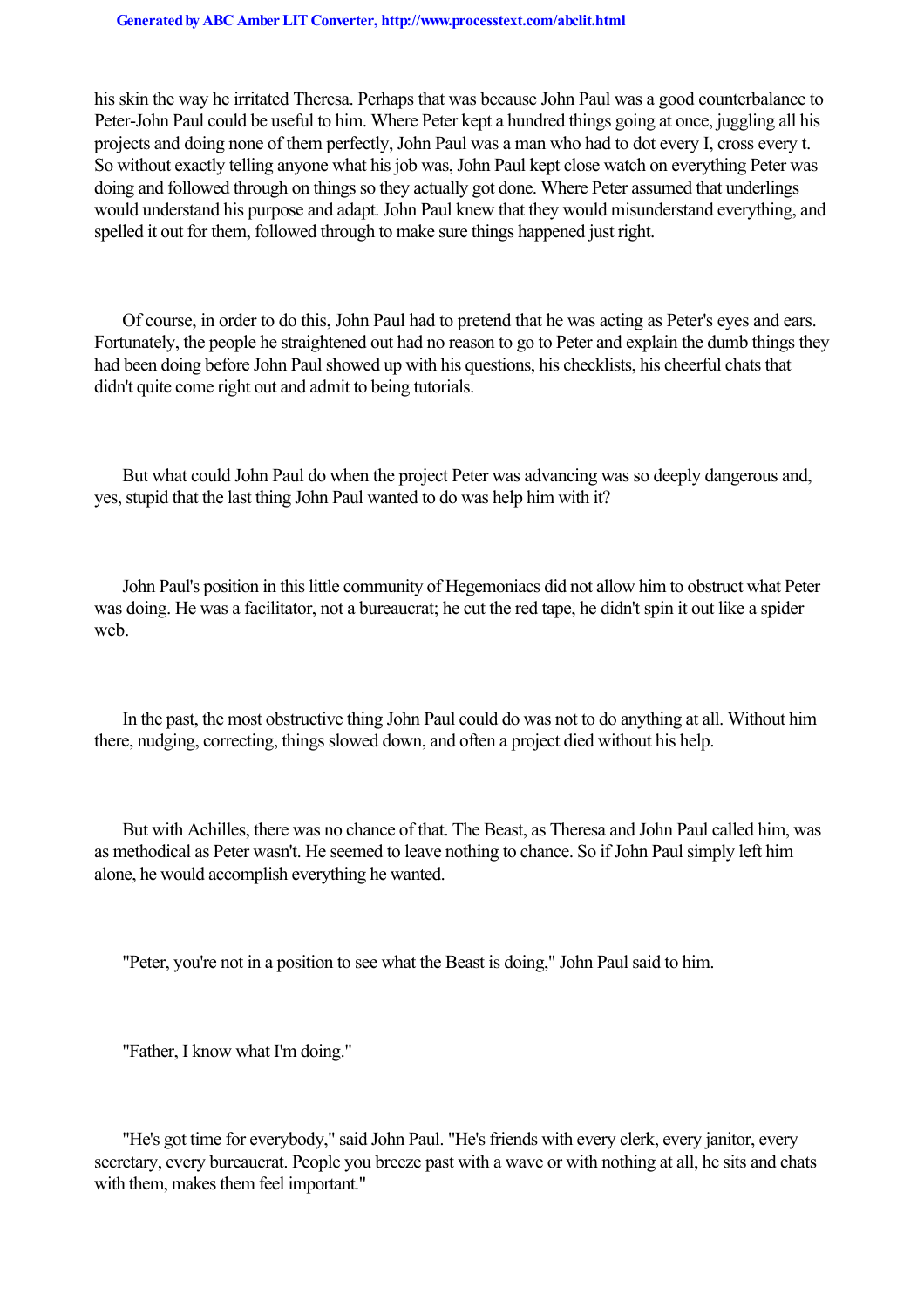his skin the way he irritated Theresa. Perhaps that was because John Paul was a good counterbalance to Peter-John Paul could be useful to him. Where Peter kept a hundred things going at once, juggling all his projects and doing none of them perfectly, John Paul was a man who had to dot every I, cross every t. So without exactly telling anyone what his job was, John Paul kept close watch on everything Peter was doing and followed through on things so they actually got done. Where Peter assumed that underlings would understand his purpose and adapt. John Paul knew that they would misunderstand everything, and spelled it out for them, followed through to make sure things happened just right.

Of course, in order to do this, John Paul had to pretend that he was acting as Peter's eyes and ears. Fortunately, the people he straightened out had no reason to go to Peter and explain the dumb things they had been doing before John Paul showed up with his questions, his checklists, his cheerful chats that didn't quite come right out and admit to being tutorials.

But what could John Paul do when the project Peter was advancing was so deeply dangerous and, yes, stupid that the last thing John Paul wanted to do was help him with it?

John Paul's position in this little community of Hegemoniacs did not allow him to obstruct what Peter was doing. He was a facilitator, not a bureaucrat; he cut the red tape, he didn't spin it out like a spider web.

In the past, the most obstructive thing John Paul could do was not to do anything at all. Without him there, nudging, correcting, things slowed down, and often a project died without his help.

But with Achilles, there was no chance of that. The Beast, as Theresa and John Paul called him, was as methodical as Peter wasn't. He seemed to leave nothing to chance. So if John Paul simply left him alone, he would accomplish everything he wanted.

"Peter, you're not in a position to see what the Beast is doing," John Paul said to him.

"Father, I know what I'm doing."

"He's got time for everybody," said John Paul. "He's friends with every clerk, every janitor, every secretary, every bureaucrat. People you breeze past with a wave or with nothing at all, he sits and chats with them, makes them feel important."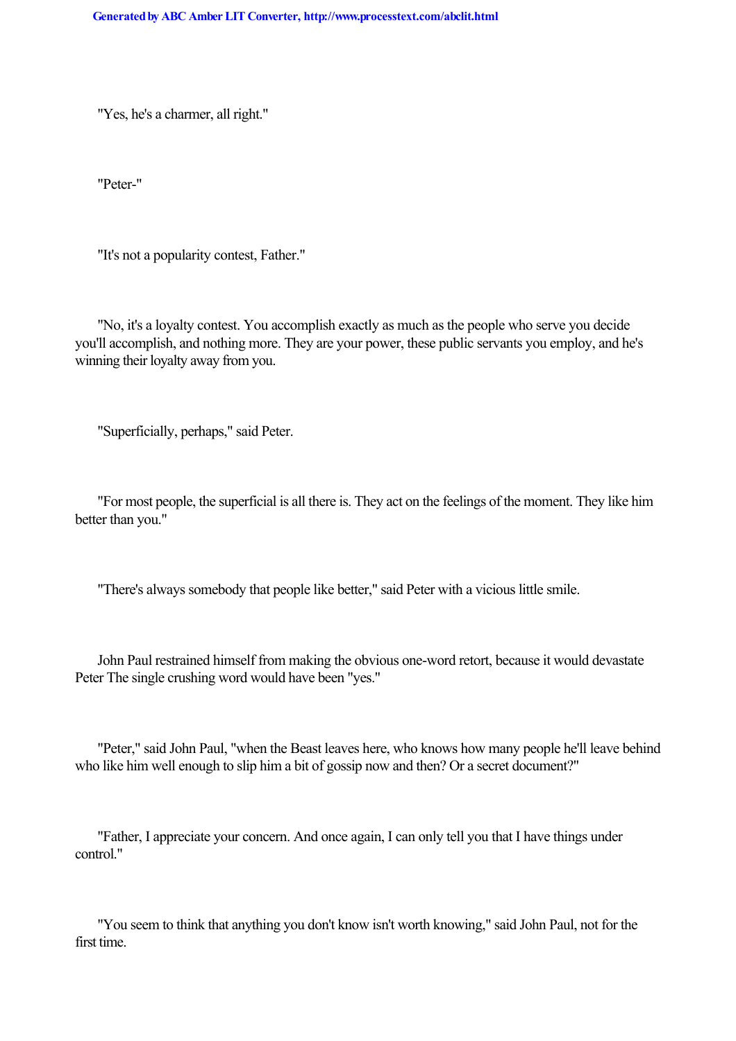"Yes, he's a charmer, all right."

"Peter-"

"It's not a popularity contest, Father."

"No, it's a loyalty contest. You accomplish exactly as much as the people who serve you decide you'll accomplish, and nothing more. They are your power, these public servants you employ, and he's winning their loyalty away from you.

"Superficially, perhaps," said Peter.

"For most people, the superficial is all there is. They act on the feelings of the moment. They like him better than you."

"There's always somebody that people like better," said Peter with a vicious little smile.

John Paul restrained himself from making the obvious one-word retort, because it would devastate Peter The single crushing word would have been "yes."

"Peter," said John Paul, "when the Beast leaves here, who knows how many people he'll leave behind who like him well enough to slip him a bit of gossip now and then? Or a secret document?"

"Father, I appreciate your concern. And once again, I can only tell you that I have things under control."

"You seem to think that anything you don't know isn't worth knowing," said John Paul, not for the first time.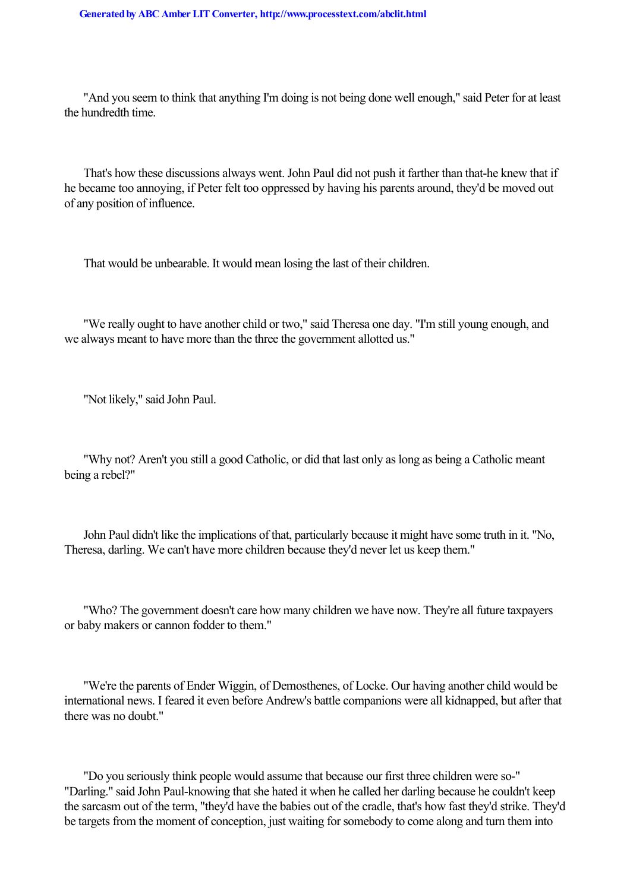"And you seem to think that anything I'm doing is not being done well enough," said Peter for at least the hundredth time.

That's how these discussions always went. John Paul did not push it farther than that-he knew that if he became too annoying, if Peter felt too oppressed by having his parents around, they'd be moved out of any position of influence.

That would be unbearable. It would mean losing the last of their children.

"We really ought to have another child or two," said Theresa one day. "I'm still young enough, and we always meant to have more than the three the government allotted us."

"Not likely," said John Paul.

"Why not? Aren't you still a good Catholic, or did that last only as long as being a Catholic meant being a rebel?"

John Paul didn't like the implications of that, particularly because it might have some truth in it. "No, Theresa, darling. We can't have more children because they'd never let us keep them."

"Who? The government doesn't care how many children we have now. They're all future taxpayers or baby makers or cannon fodder to them."

"We're the parents of Ender Wiggin, of Demosthenes, of Locke. Our having another child would be international news. I feared it even before Andrew's battle companions were all kidnapped, but after that there was no doubt."

"Do you seriously think people would assume that because our first three children were so-" "Darling." said John Paul-knowing that she hated it when he called her darling because he couldn't keep the sarcasm out of the term, "they'd have the babies out of the cradle, that's how fast they'd strike. They'd be targets from the moment of conception, just waiting for somebody to come along and turn them into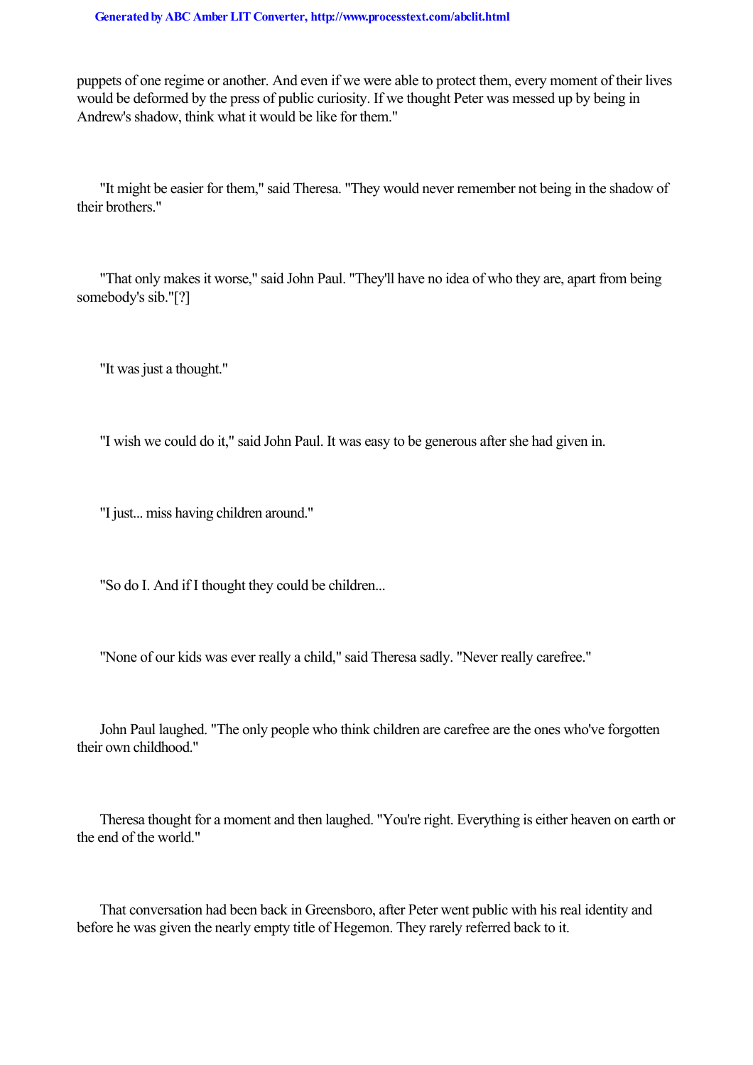puppets of one regime or another. And even if we were able to protect them, every moment of their lives would be deformed by the press of public curiosity. If we thought Peter was messed up by being in Andrew's shadow, think what it would be like for them."

"It might be easier for them," said Theresa. "They would never remember not being in the shadow of their brothers."

"That only makes it worse," said John Paul. "They'll have no idea of who they are, apart from being somebody's sib."[?]

"It was just a thought."

"I wish we could do it," said John Paul. It was easy to be generous after she had given in.

"I just... miss having children around."

"So do I. And if I thought they could be children...

"None of our kids was ever really a child," said Theresa sadly. "Never really carefree."

John Paul laughed. "The only people who think children are carefree are the ones who've forgotten their own childhood."

Theresa thought for a moment and then laughed. "You're right. Everything is either heaven on earth or the end of the world."

That conversation had been back in Greensboro, after Peter went public with his real identity and before he was given the nearly empty title of Hegemon. They rarely referred back to it.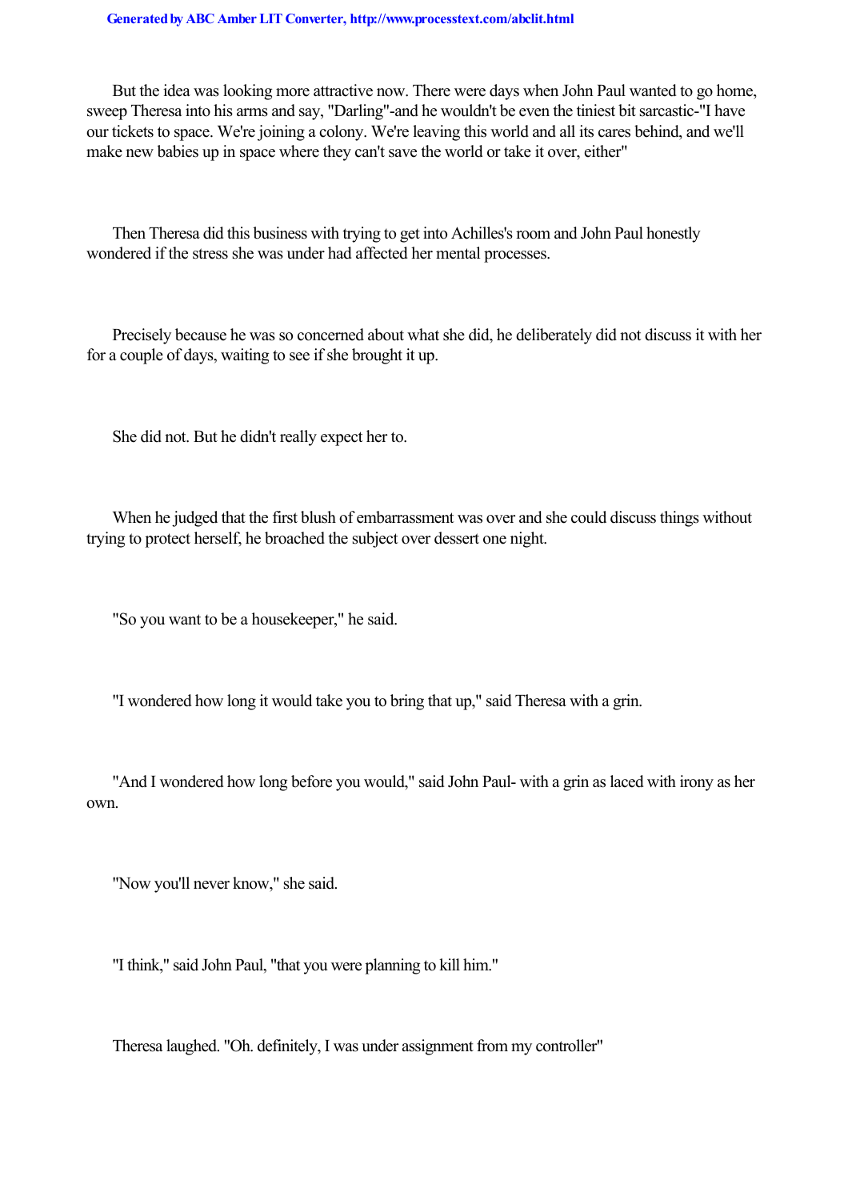But the idea was looking more attractive now. There were days when John Paul wanted to go home, sweep Theresa into his arms and say, "Darling"-and he wouldn't be even the tiniest bit sarcastic-"I have our tickets to space. We're joining a colony. We're leaving this world and all its cares behind, and we'll make new babies up in space where they can't save the world or take it over, either"

Then Theresa did this business with trying to get into Achilles's room and John Paul honestly wondered if the stress she was under had affected her mental processes.

Precisely because he was so concerned about what she did, he deliberately did not discuss it with her for a couple of days, waiting to see if she brought it up.

She did not. But he didn't really expect her to.

When he judged that the first blush of embarrassment was over and she could discuss things without trying to protect herself, he broached the subject over dessert one night.

"So you want to be a housekeeper," he said.

"I wondered how long it would take you to bring that up," said Theresa with a grin.

"And I wondered how long before you would," said John Paul- with a grin as laced with irony as her own.

"Now you'll never know," she said.

"I think," said John Paul, "that you were planning to kill him."

Theresa laughed. "Oh. definitely, I was under assignment from my controller"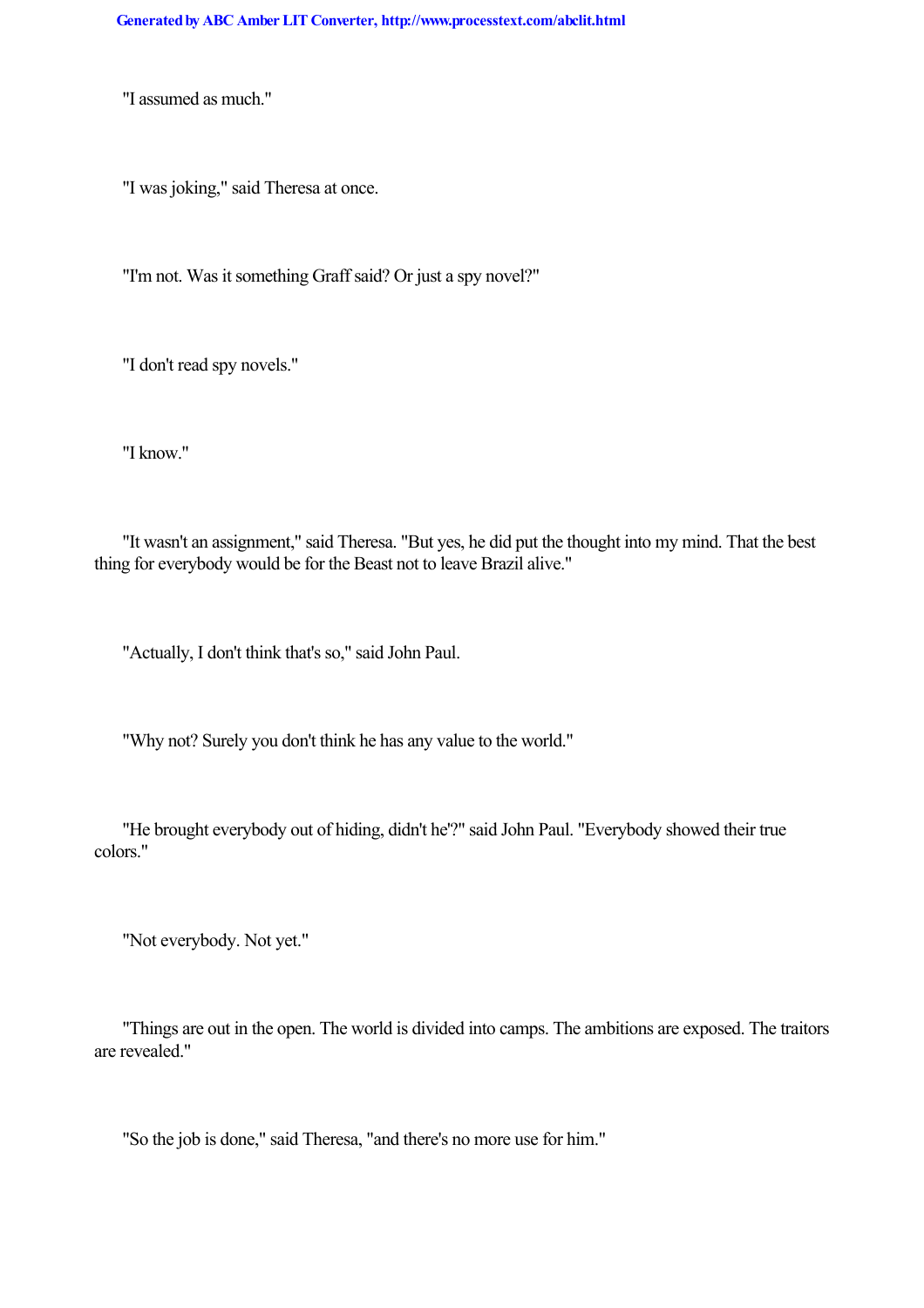"I assumed as much."

"I was joking," said Theresa at once.

"I'm not. Was it something Graff said? Or just a spy novel?"

"I don't read spy novels."

"I know."

"It wasn't an assignment," said Theresa. "But yes, he did put the thought into my mind. That the best thing for everybody would be for the Beast not to leave Brazil alive."

"Actually, I don't think that's so," said John Paul.

"Why not? Surely you don't think he has any value to the world."

"He brought everybody out of hiding, didn't he'?" said John Paul. "Everybody showed their true colors."

"Not everybody. Not yet."

"Things are out in the open. The world is divided into camps. The ambitions are exposed. The traitors are revealed."

"So the job is done," said Theresa, "and there's no more use for him."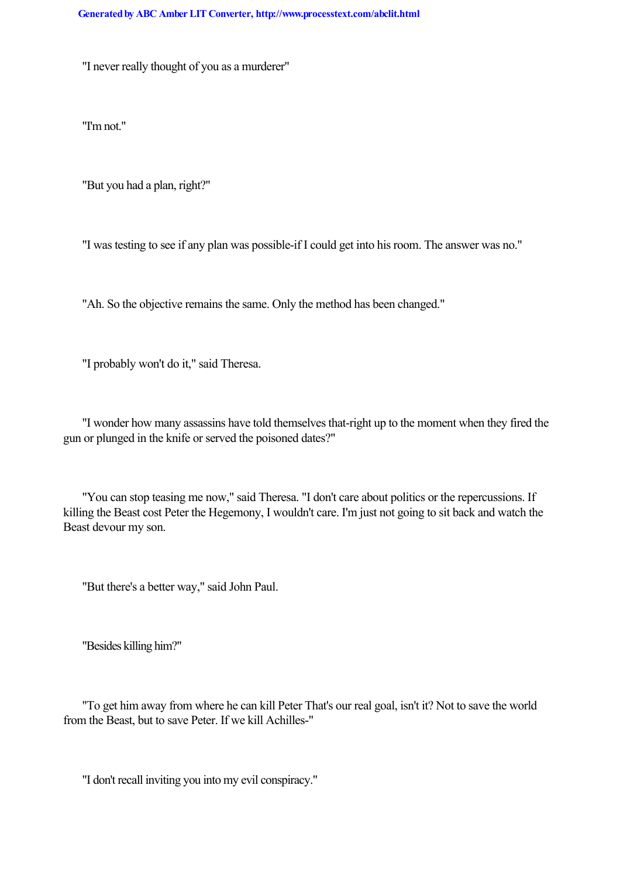"I never really thought of you as a murderer"

"I'm not."

"But you had a plan, right?"

"I was testing to see if any plan was possible-if I could get into his room. The answer was no."

"Ah. So the objective remains the same. Only the method has been changed."

"I probably won't do it," said Theresa.

"I wonder how many assassins have told themselves that-right up to the moment when they fired the gun or plunged in the knife or served the poisoned dates?"

"You can stop teasing me now," said Theresa. "I don't care about politics or the repercussions. If killing the Beast cost Peter the Hegemony, I wouldn't care. I'm just not going to sit back and watch the Beast devour my son.

"But there's a better way," said John Paul.

"Besides killing him?"

"To get him away from where he can kill Peter That's our real goal, isn't it? Not to save the world from the Beast, but to save Peter. If we kill Achilles-"

"I don't recall inviting you into my evil conspiracy."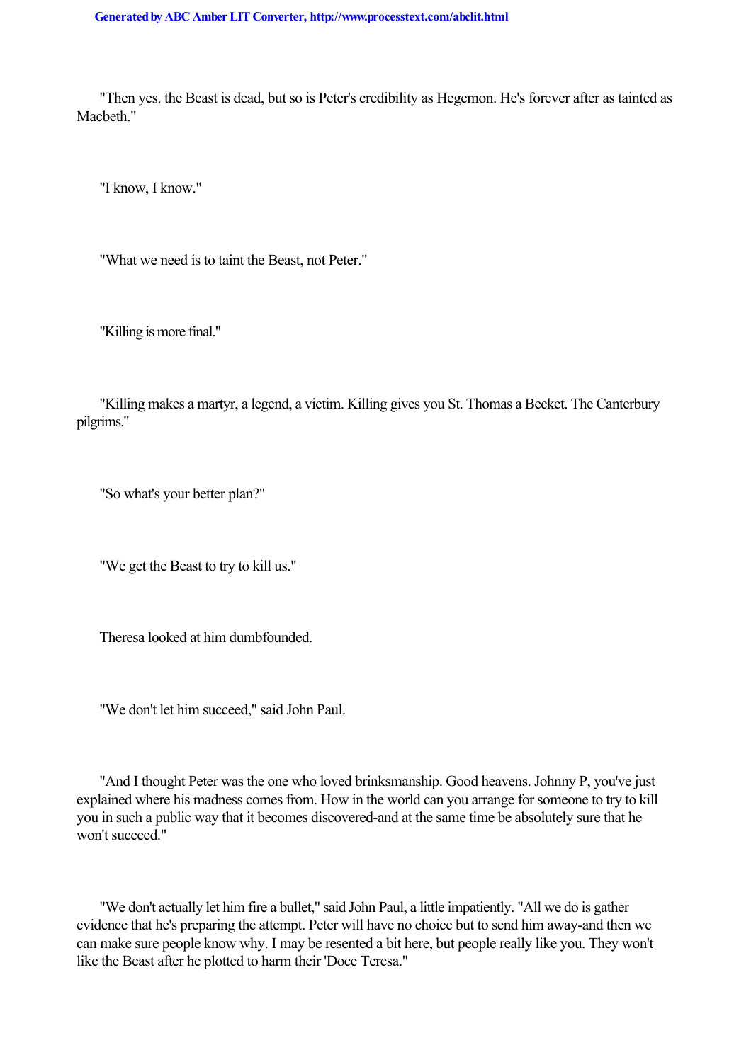"Then yes. the Beast is dead, but so is Peter's credibility as Hegemon. He's forever after as tainted as Macbeth."

"I know, I know."

"What we need is to taint the Beast, not Peter."

"Killing is more final."

"Killing makes a martyr, a legend, a victim. Killing gives you St. Thomas a Becket. The Canterbury pilgrims."

"So what's your better plan?"

"We get the Beast to try to kill us."

Theresa looked at him dumbfounded.

"We don't let him succeed," said John Paul.

"And I thought Peter was the one who loved brinksmanship. Good heavens. Johnny P, you've just explained where his madness comes from. How in the world can you arrange for someone to try to kill you in such a public way that it becomes discovered-and at the same time be absolutely sure that he won't succeed."

"We don't actually let him fire a bullet," said John Paul, a little impatiently. "All we do is gather evidence that he's preparing the attempt. Peter will have no choice but to send him away-and then we can make sure people know why. I may be resented a bit here, but people really like you. They won't like the Beast after he plotted to harm their 'Doce Teresa."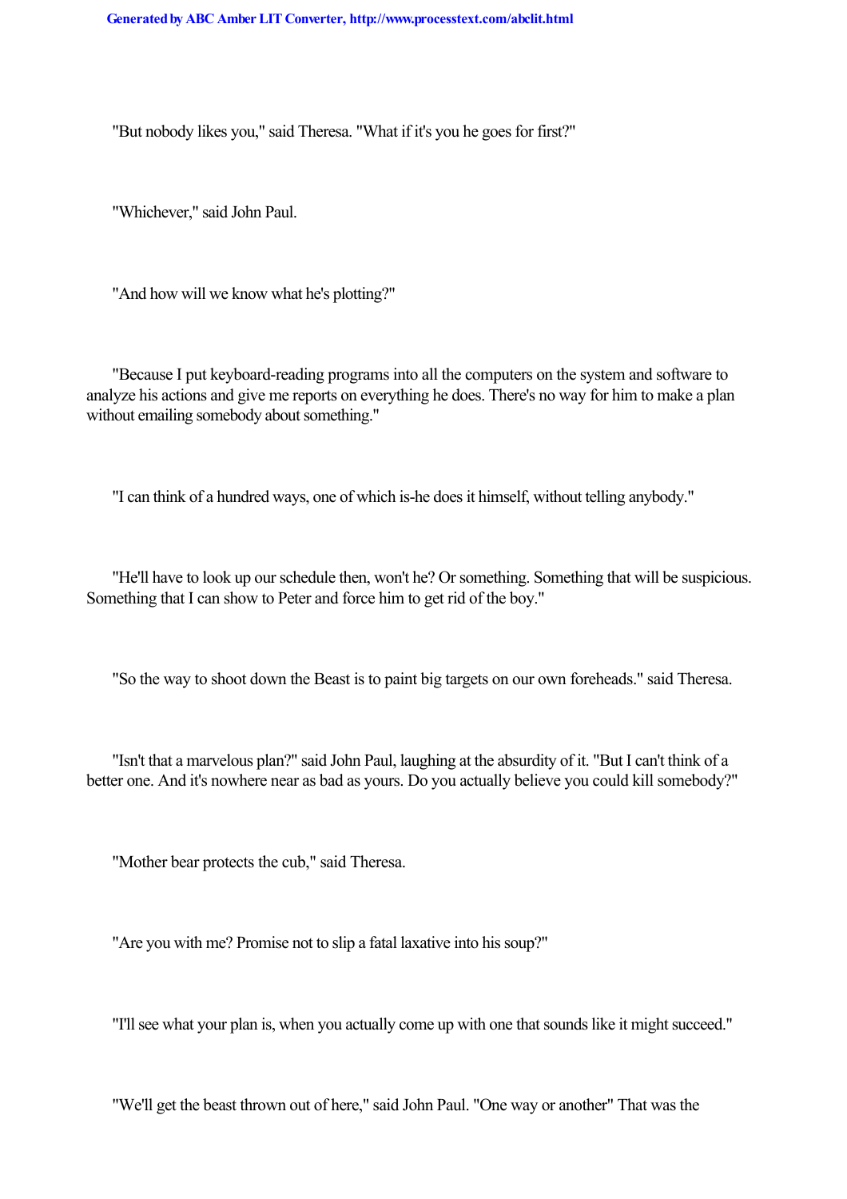"But nobody likes you," said Theresa. "What if it's you he goes for first?"

"Whichever," said John Paul.

"And how will we know what he's plotting?"

"Because I put keyboard-reading programs into all the computers on the system and software to analyze his actions and give me reports on everything he does. There's no way for him to make a plan without emailing somebody about something."

"I can think of a hundred ways, one of which is-he does it himself, without telling anybody."

"He'll have to look up our schedule then, won't he? Or something. Something that will be suspicious. Something that I can show to Peter and force him to get rid of the boy."

"So the way to shoot down the Beast is to paint big targets on our own foreheads." said Theresa.

"Isn't that a marvelous plan?" said John Paul, laughing at the absurdity of it. "But I can't think of a better one. And it's nowhere near as bad as yours. Do you actually believe you could kill somebody?"

"Mother bear protects the cub," said Theresa.

"Are you with me? Promise not to slip a fatal laxative into his soup?"

"I'll see what your plan is, when you actually come up with one that sounds like it might succeed."

"We'll get the beast thrown out of here," said John Paul. "One way or another" That was the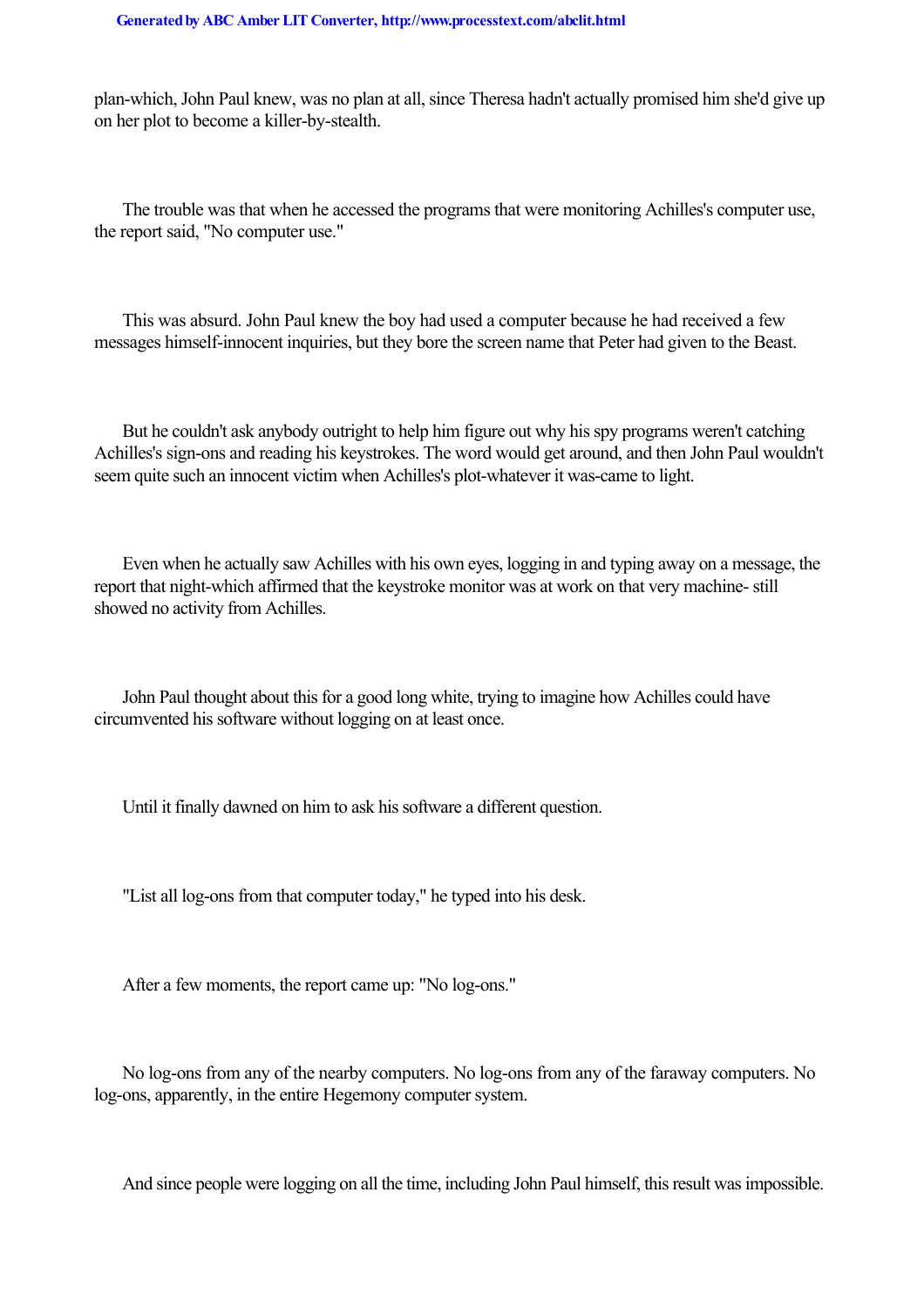plan-which, John Paul knew, was no plan at all, since Theresa hadn't actually promised him she'd give up on her plot to become a killer-by-stealth.

The trouble was that when he accessed the programs that were monitoring Achilles's computer use, the report said, "No computer use."

This was absurd. John Paul knew the boy had used a computer because he had received a few messages himself-innocent inquiries, but they bore the screen name that Peter had given to the Beast.

But he couldn't ask anybody outright to help him figure out why his spy programs weren't catching Achilles's sign-ons and reading his keystrokes. The word would get around, and then John Paul wouldn't seem quite such an innocent victim when Achilles's plot-whatever it was-came to light.

Even when he actually saw Achilles with his own eyes, logging in and typing away on a message, the report that night-which affirmed that the keystroke monitor was at work on that very machine- still showed no activity from Achilles.

John Paul thought about this for a good long white, trying to imagine how Achilles could have circumvented his software without logging on at least once.

Until it finally dawned on him to ask his software a different question.

"List all log-ons from that computer today," he typed into his desk.

After a few moments, the report came up: "No log-ons."

No log-ons from any of the nearby computers. No log-ons from any of the faraway computers. No log-ons, apparently, in the entire Hegemony computer system.

And since people were logging on all the time, including John Paul himself, this result was impossible.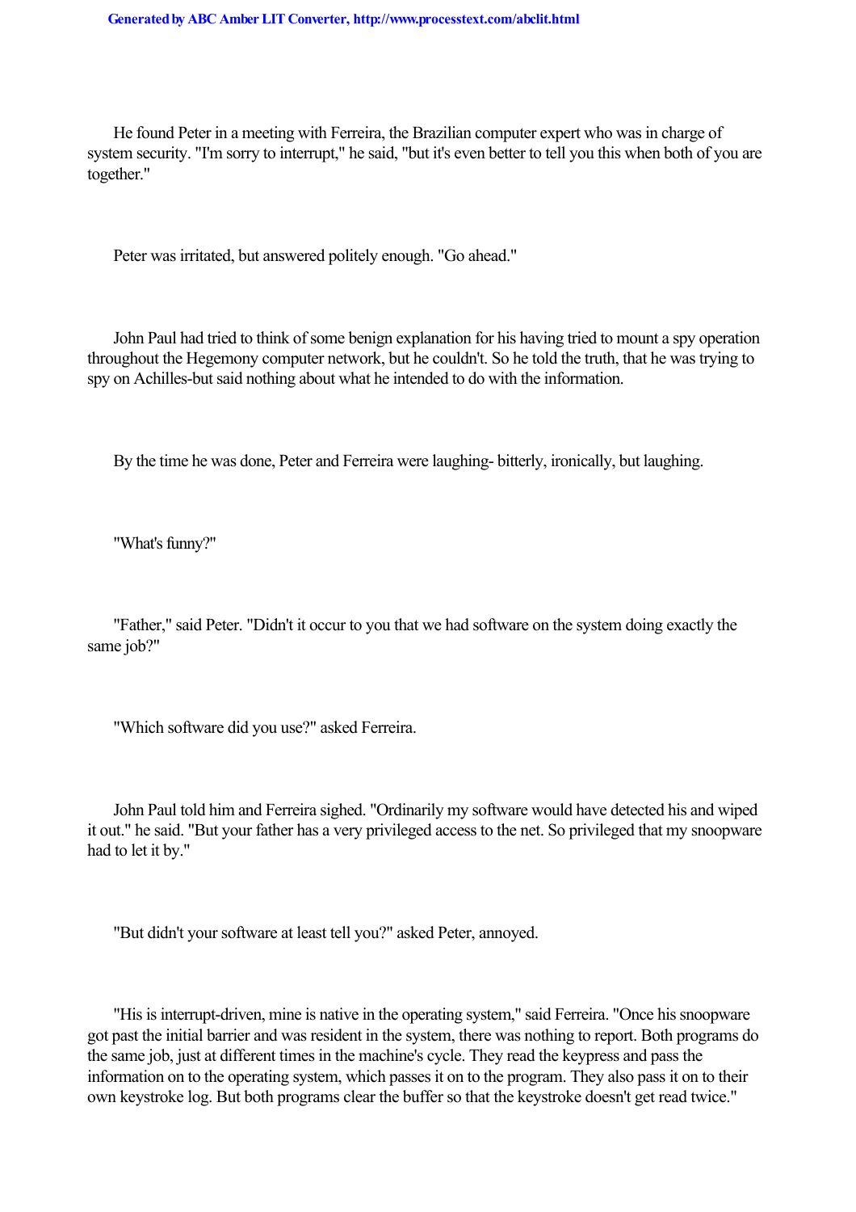He found Peter in a meeting with Ferreira, the Brazilian computer expert who was in charge of system security. "I'm sorry to interrupt," he said, "but it's even better to tell you this when both of you are together."

Peter was irritated, but answered politely enough. "Go ahead."

John Paul had tried to think of some benign explanation for his having tried to mount a spy operation throughout the Hegemony computer network, but he couldn't. So he told the truth, that he was trying to spy on Achilles-but said nothing about what he intended to do with the information.

By the time he was done, Peter and Ferreira were laughing- bitterly, ironically, but laughing.

"What's funny?"

"Father," said Peter. "Didn't it occur to you that we had software on the system doing exactly the same job?"

"Which software did you use?" asked Ferreira.

John Paul told him and Ferreira sighed. "Ordinarily my software would have detected his and wiped it out." he said. "But your father has a very privileged access to the net. So privileged that my snoopware had to let it by."

"But didn't your software at least tell you?" asked Peter, annoyed.

"His is interrupt-driven, mine is native in the operating system," said Ferreira. "Once his snoopware got past the initial barrier and was resident in the system, there was nothing to report. Both programs do the same job, just at different times in the machine's cycle. They read the keypress and pass the information on to the operating system, which passes it on to the program. They also pass it on to their own keystroke log. But both programs clear the buffer so that the keystroke doesn't get read twice."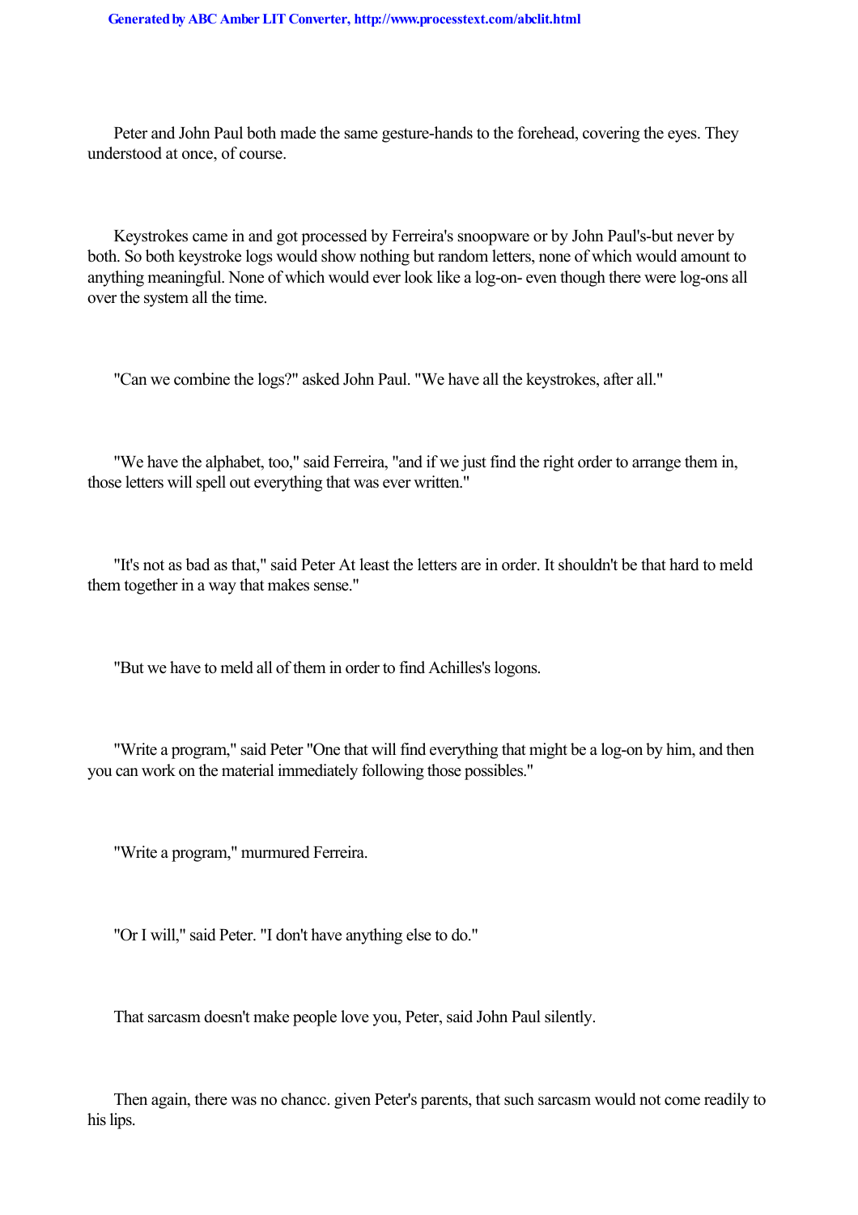Peter and John Paul both made the same gesture-hands to the forehead, covering the eyes. They understood at once, of course.

Keystrokes came in and got processed by Ferreira's snoopware or by John Paul's-but never by both. So both keystroke logs would show nothing but random letters, none of which would amount to anything meaningful. None of which would ever look like a log-on- even though there were log-ons all over the system all the time.

"Can we combine the logs?" asked John Paul. "We have all the keystrokes, after all."

"We have the alphabet, too," said Ferreira, "and if we just find the right order to arrange them in, those letters will spell out everything that was ever written."

"It's not as bad as that," said Peter At least the letters are in order. It shouldn't be that hard to meld them together in a way that makes sense."

"But we have to meld all of them in order to find Achilles's logons.

"Write a program," said Peter "One that will find everything that might be a log-on by him, and then you can work on the material immediately following those possibles."

"Write a program," murmured Ferreira.

"Or I will," said Peter. "I don't have anything else to do."

That sarcasm doesn't make people love you, Peter, said John Paul silently.

Then again, there was no chancc. given Peter's parents, that such sarcasm would not come readily to his lips.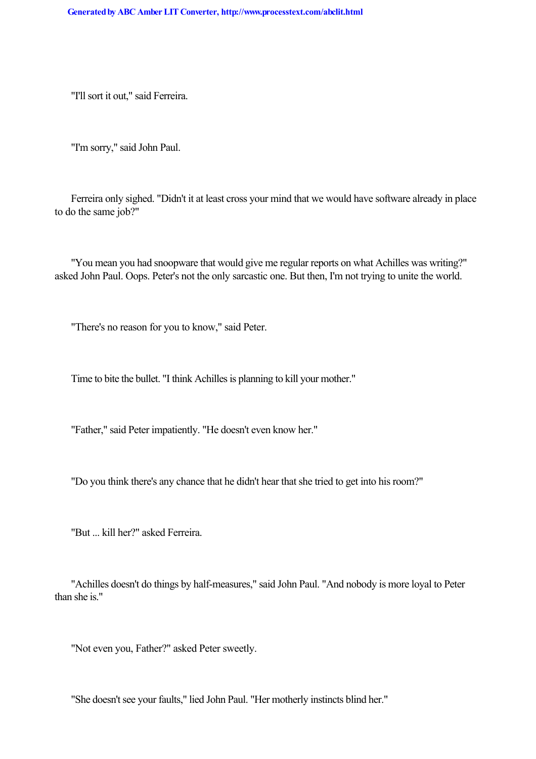"I'll sort it out," said Ferreira.

"I'm sorry," said John Paul.

Ferreira only sighed. "Didn't it at least cross your mind that we would have software already in place to do the same job?"

"You mean you had snoopware that would give me regular reports on what Achilles was writing?" asked John Paul. Oops. Peter's not the only sarcastic one. But then, I'm not trying to unite the world.

"There's no reason for you to know," said Peter.

Time to bite the bullet. "I think Achilles is planning to kill your mother."

"Father," said Peter impatiently. "He doesn't even know her."

"Do you think there's any chance that he didn't hear that she tried to get into his room?"

"But ... kill her?" asked Ferreira.

"Achilles doesn't do things by half-measures," said John Paul. "And nobody is more loyal to Peter than she is."

"Not even you, Father?" asked Peter sweetly.

"She doesn't see your faults," lied John Paul. "Her motherly instincts blind her."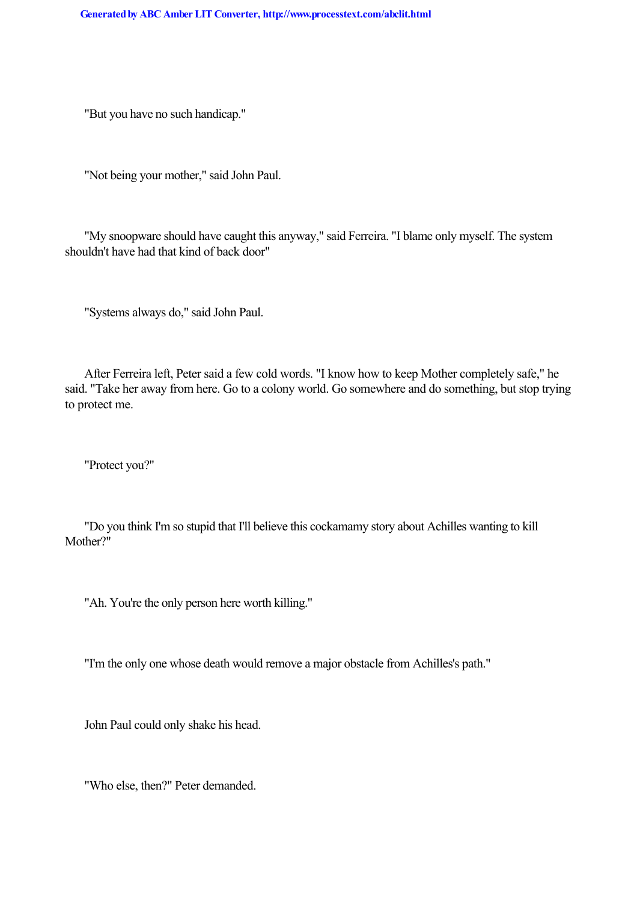"But you have no such handicap."

"Not being your mother," said John Paul.

"My snoopware should have caught this anyway," said Ferreira. "I blame only myself. The system shouldn't have had that kind of back door"

"Systems always do," said John Paul.

After Ferreira left, Peter said a few cold words. "I know how to keep Mother completely safe," he said. "Take her away from here. Go to a colony world. Go somewhere and do something, but stop trying to protect me.

"Protect you?"

"Do you think I'm so stupid that I'll believe this cockamamy story about Achilles wanting to kill Mother?"

"Ah. You're the only person here worth killing."

"I'm the only one whose death would remove a major obstacle from Achilles's path."

John Paul could only shake his head.

"Who else, then?" Peter demanded.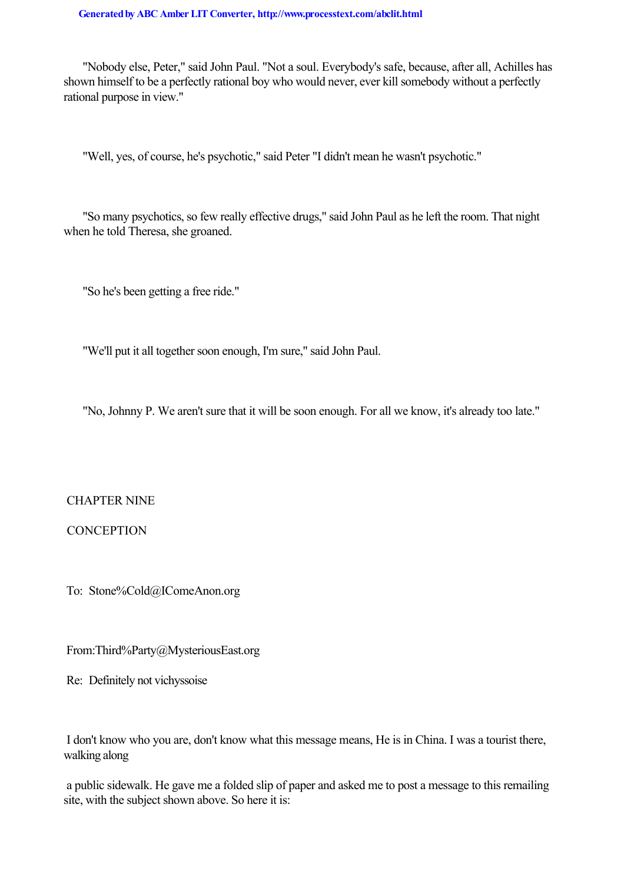"Nobody else, Peter," said John Paul. "Not a soul. Everybody's safe, because, after all, Achilles has shown himself to be a perfectly rational boy who would never, ever kill somebody without a perfectly rational purpose in view."

"Well, yes, of course, he's psychotic," said Peter "I didn't mean he wasn't psychotic."

"So many psychotics, so few really effective drugs," said John Paul as he left the room. That night when he told Theresa, she groaned.

"So he's been getting a free ride."

"We'll put it all together soon enough, I'm sure," said John Paul.

"No, Johnny P. We aren't sure that it will be soon enough. For all we know, it's already too late."

## CHAPTER NINE

## CONCEPTION

To: Stone%Cold@IComeAnon.org

From:Third%Party@MysteriousEast.org

Re: Definitely not vichyssoise

I don't know who you are, don't know what this message means, He is in China. I was a tourist there, walking along a public sidewalk. He gave me a folded slip of paper and asked me to post a message to this remailing site, with the subject shown above. So here it is: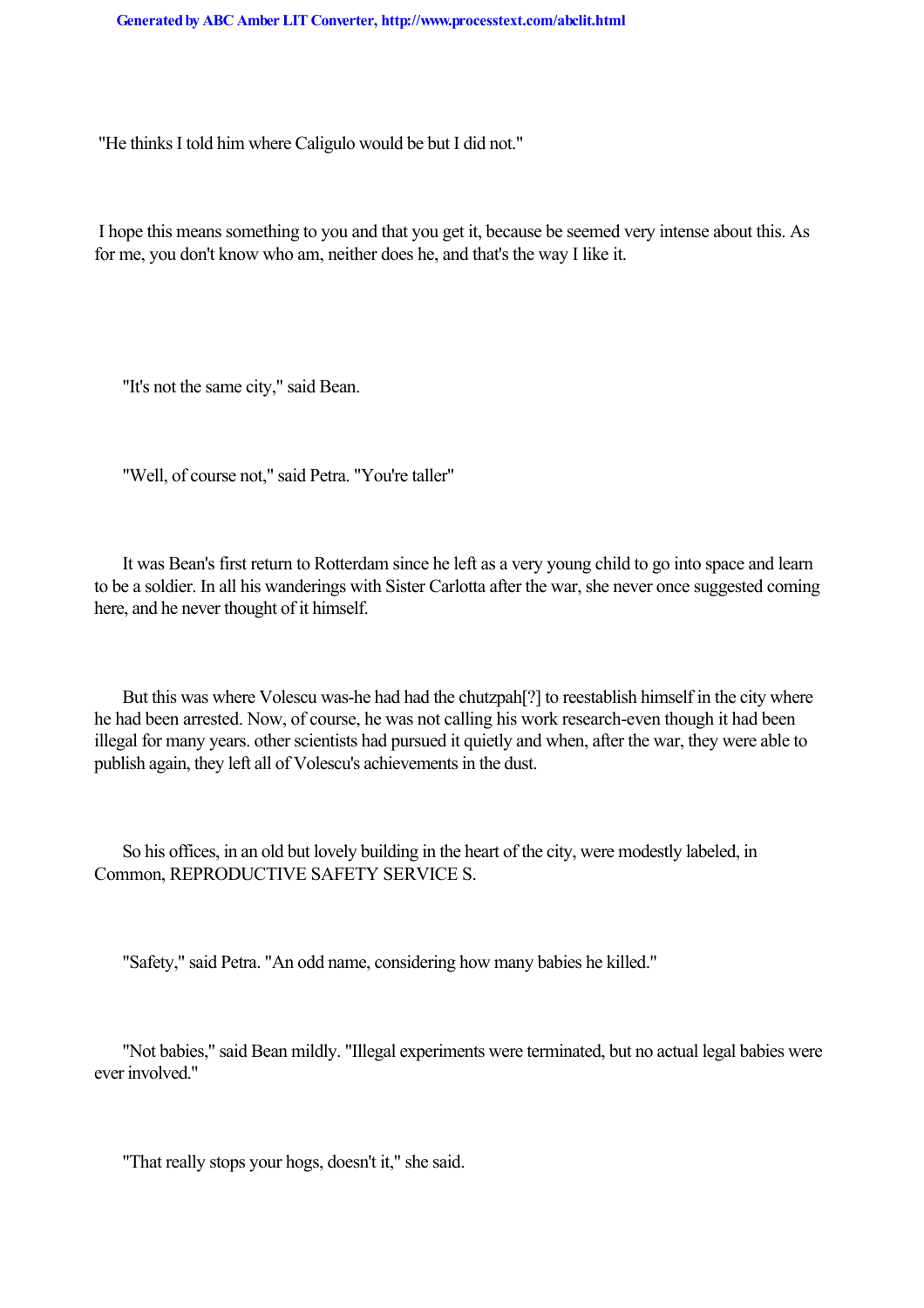"He thinks I told him where Caligulo would be but I did not."

I hope this means something to you and that you get it, because be seemed very intense about this. As for me, you don't know who am, neither does he, and that's the way I like it.

"It's not the same city," said Bean.

"Well, of course not," said Petra. "You're taller"

It was Bean's first return to Rotterdam since he left as a very young child to go into space and learn to be a soldier. In all his wanderings with Sister Carlotta after the war, she never once suggested coming here, and he never thought of it himself.

But this was where Volescu was-he had had the chutzpah[?] to reestablish himself in the city where he had been arrested. Now, of course, he was not calling his work research-even though it had been illegal for many years. other scientists had pursued it quietly and when, after the war, they were able to publish again, they left all of Volescu's achievements in the dust.

So his offices, in an old but lovely building in the heart of the city, were modestly labeled, in Common, REPRODUCTIVE SAFETY SERVICE S.

"Safety," said Petra. "An odd name, considering how many babies he killed."

"Not babies," said Bean mildly. "Illegal experiments were terminated, but no actual legal babies were ever involved."

"That really stops your hogs, doesn't it," she said.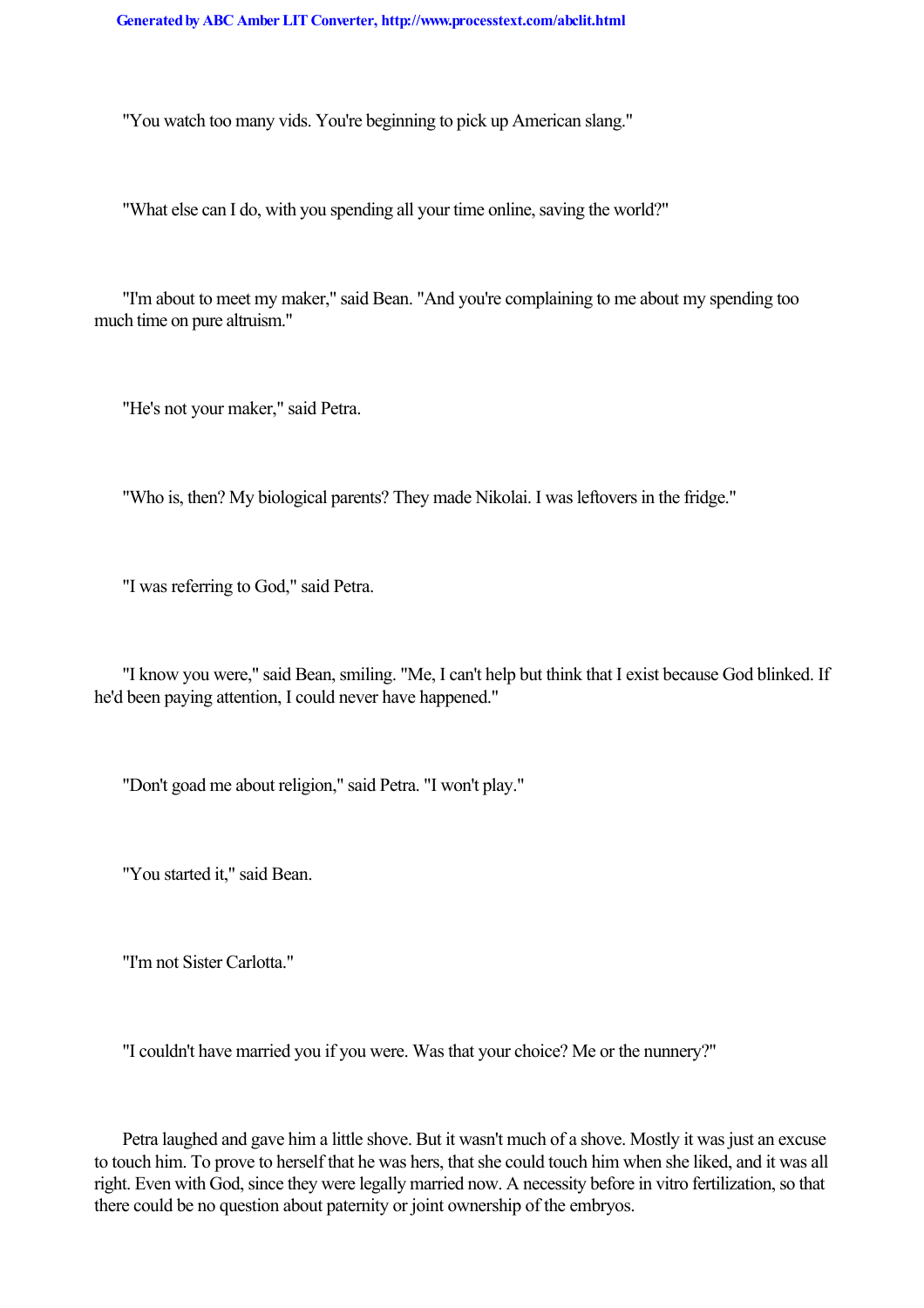"You watch too many vids. You're beginning to pick up American slang."

"What else can I do, with you spending all your time online, saving the world?"

"I'm about to meet my maker," said Bean. "And you're complaining to me about my spending too much time on pure altruism."

"He's not your maker," said Petra.

"Who is, then? My biological parents? They made Nikolai. I was leftovers in the fridge."

"I was referring to God," said Petra.

"I know you were," said Bean, smiling. "Me, I can't help but think that I exist because God blinked. If he'd been paying attention, I could never have happened."

"Don't goad me about religion," said Petra. "I won't play."

"You started it," said Bean.

"I'm not Sister Carlotta."

"I couldn't have married you if you were. Was that your choice? Me or the nunnery?"

Petra laughed and gave him a little shove. But it wasn't much of a shove. Mostly it was just an excuse to touch him. To prove to herself that he was hers, that she could touch him when she liked, and it was all right. Even with God, since they were legally married now. A necessity before in vitro fertilization, so that there could be no question about paternity or joint ownership of the embryos.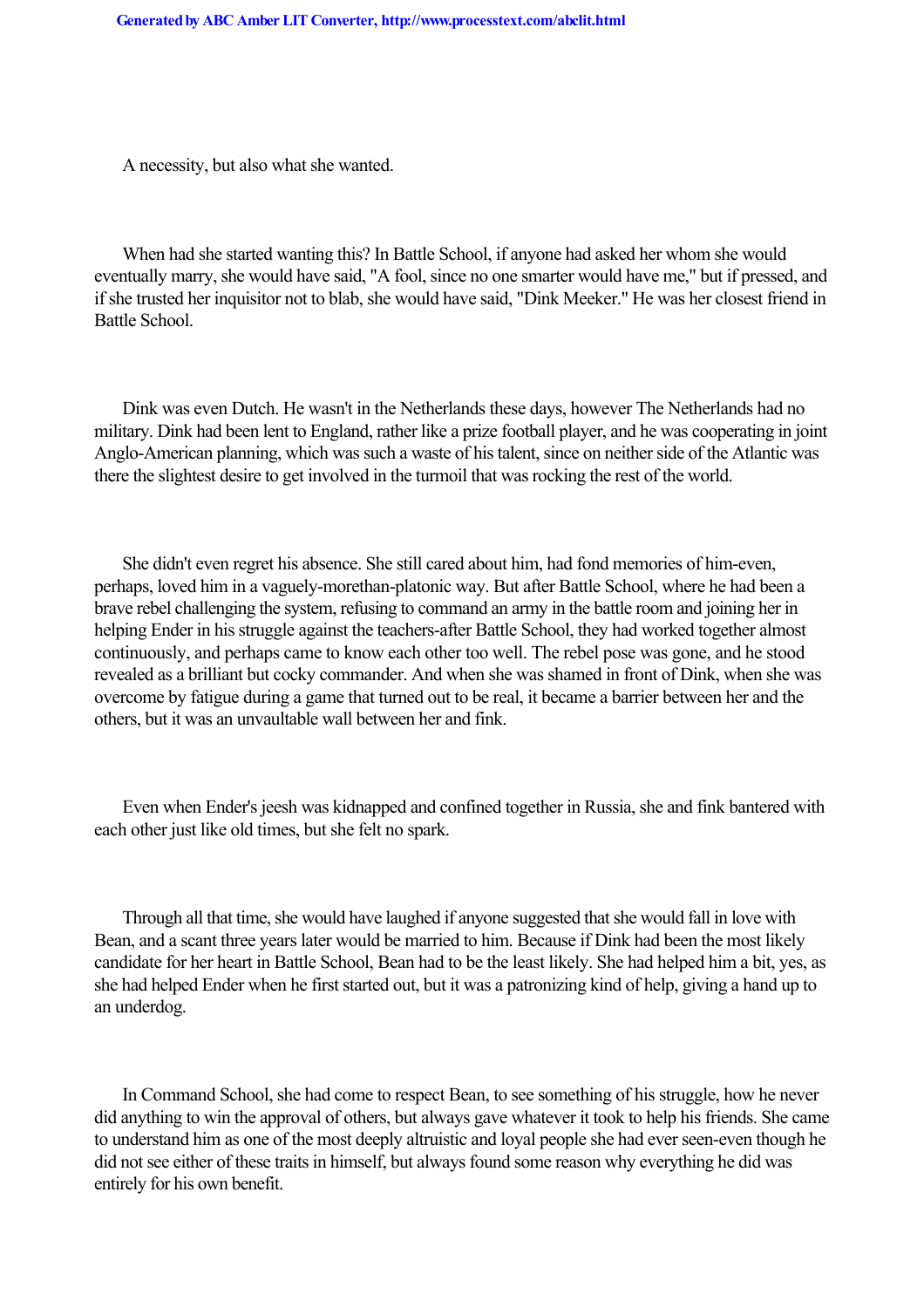A necessity, but also what she wanted.

When had she started wanting this? In Battle School, if anyone had asked her whom she would eventually marry, she would have said, "A fool, since no one smarter would have me," but if pressed, and if she trusted her inquisitor not to blab, she would have said, "Dink Meeker." He was her closest friend in Battle School.

Dink was even Dutch. He wasn't in the Netherlands these days, however The Netherlands had no military. Dink had been lent to England, rather like a prize football player, and he was cooperating in joint Anglo-American planning, which was such a waste of his talent, since on neither side of the Atlantic was there the slightest desire to get involved in the turmoil that was rocking the rest of the world.

She didn't even regret his absence. She still cared about him, had fond memories of him-even, perhaps, loved him in a vaguely-morethan-platonic way. But after Battle School, where he had been a brave rebel challenging the system, refusing to command an army in the battle room and joining her in helping Ender in his struggle against the teachers-after Battle School, they had worked together almost continuously, and perhaps came to know each other too well. The rebel pose was gone, and he stood revealed as a brilliant but cocky commander. And when she was shamed in front of Dink, when she was overcome by fatigue during a game that turned out to be real, it became a barrier between her and the others, but it was an unvaultable wall between her and fink.

Even when Ender's jeesh was kidnapped and confined together in Russia, she and fink bantered with each other just like old times, but she felt no spark.

Through all that time, she would have laughed if anyone suggested that she would fall in love with Bean, and a scant three years later would be married to him. Because if Dink had been the most likely candidate for her heart in Battle School, Bean had to be the least likely. She had helped him a bit, yes, as she had helped Ender when he first started out, but it was a patronizing kind of help, giving a hand up to an underdog.

In Command School, she had come to respect Bean, to see something of his struggle, how he never did anything to win the approval of others, but always gave whatever it took to help his friends. She came to understand him as one of the most deeply altruistic and loyal people she had ever seen-even though he did not see either of these traits in himself, but always found some reason why everything he did was entirely for his own benefit.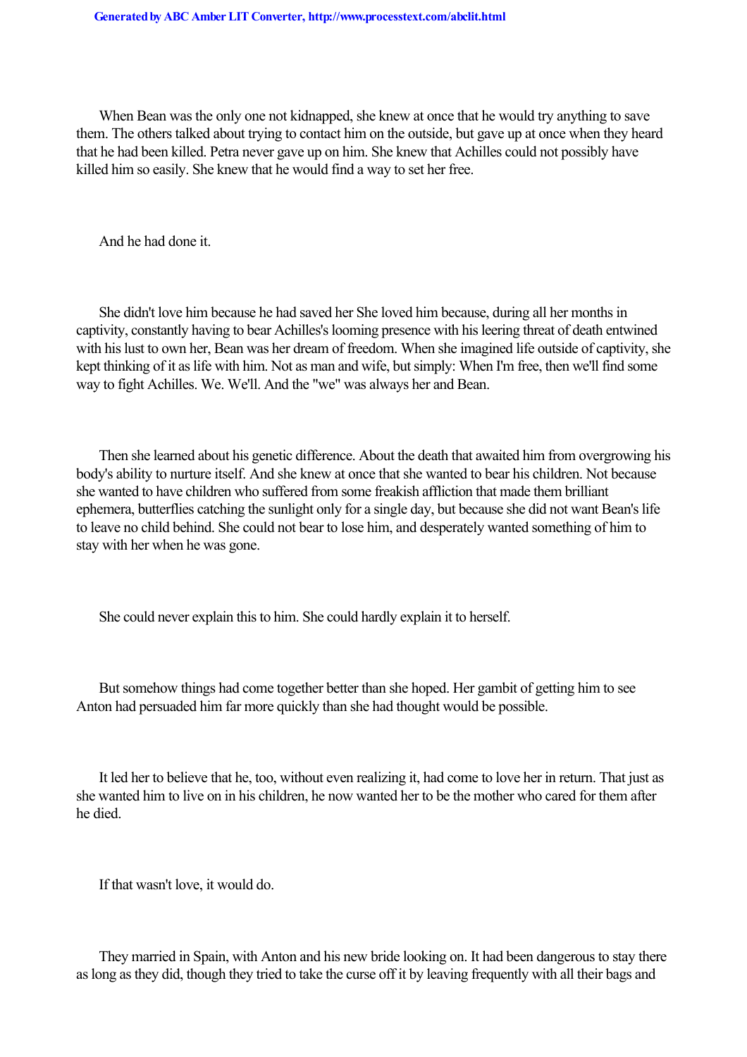When Bean was the only one not kidnapped, she knew at once that he would try anything to save them. The others talked about trying to contact him on the outside, but gave up at once when they heard that he had been killed. Petra never gave up on him. She knew that Achilles could not possibly have killed him so easily. She knew that he would find a way to set her free.

And he had done it.

She didn't love him because he had saved her She loved him because, during all her months in captivity, constantly having to bear Achilles's looming presence with his leering threat of death entwined with his lust to own her, Bean was her dream of freedom. When she imagined life outside of captivity, she kept thinking of it as life with him. Not as man and wife, but simply: When I'm free, then we'll find some way to fight Achilles. We. We'll. And the "we" was always her and Bean.

Then she learned about his genetic difference. About the death that awaited him from overgrowing his body's ability to nurture itself. And she knew at once that she wanted to bear his children. Not because she wanted to have children who suffered from some freakish affliction that made them brilliant ephemera, butterflies catching the sunlight only for a single day, but because she did not want Bean's life to leave no child behind. She could not bear to lose him, and desperately wanted something of him to stay with her when he was gone.

She could never explain this to him. She could hardly explain it to herself.

But somehow things had come together better than she hoped. Her gambit of getting him to see Anton had persuaded him far more quickly than she had thought would be possible.

It led her to believe that he, too, without even realizing it, had come to love her in return. That just as she wanted him to live on in his children, he now wanted her to be the mother who cared for them after he died.

If that wasn't love, it would do.

They married in Spain, with Anton and his new bride looking on. It had been dangerous to stay there as long as they did, though they tried to take the curse off it by leaving frequently with all their bags and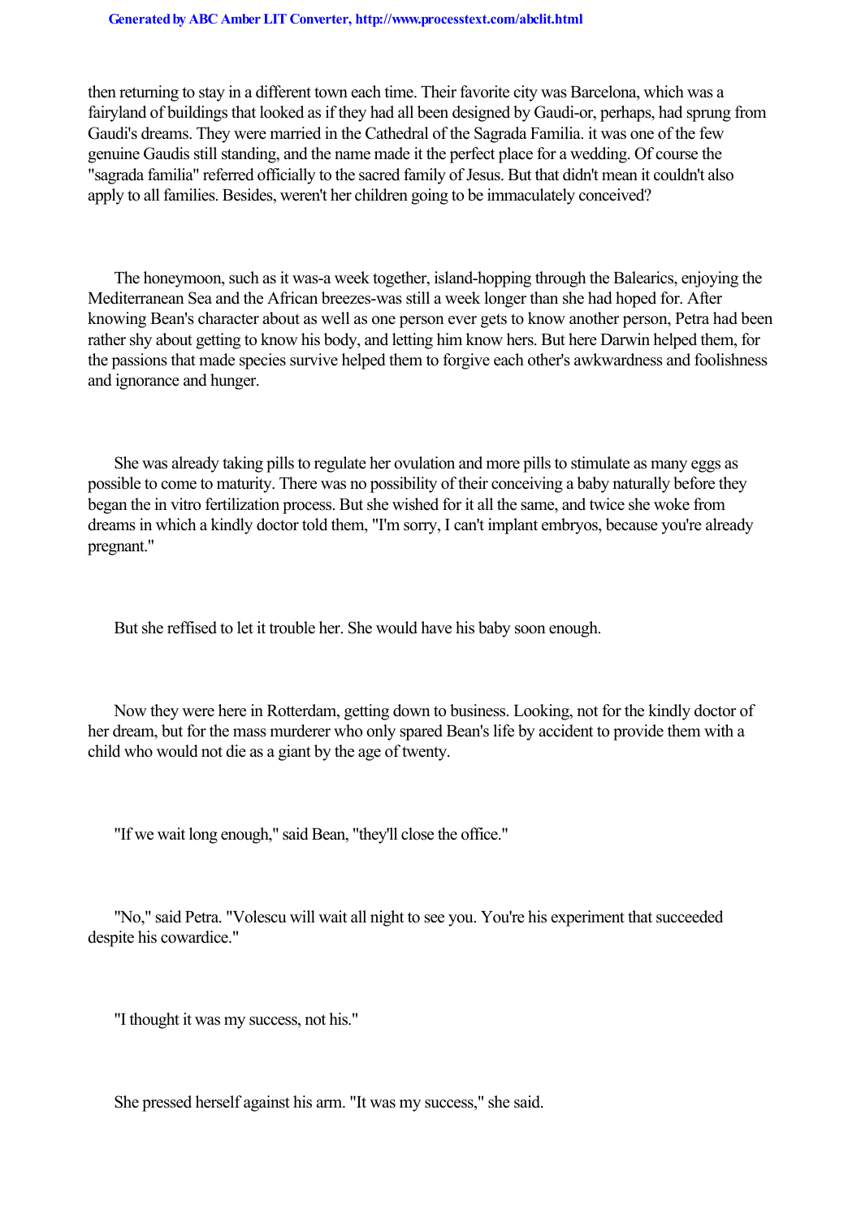then returning to stay in a different town each time. Their favorite city was Barcelona, which was a fairyland of buildings that looked as if they had all been designed by Gaudi-or, perhaps, had sprung from Gaudi's dreams. They were married in the Cathedral of the Sagrada Familia. it was one of the few genuine Gaudis still standing, and the name made it the perfect place for a wedding. Of course the "sagrada familia" referred officially to the sacred family of Jesus. But that didn't mean it couldn't also apply to all families. Besides, weren't her children going to be immaculately conceived?

The honeymoon, such as it was-a week together, island-hopping through the Balearics, enjoying the Mediterranean Sea and the African breezes-was still a week longer than she had hoped for. After knowing Bean's character about as well as one person ever gets to know another person, Petra had been rather shy about getting to know his body, and letting him know hers. But here Darwin helped them, for the passions that made species survive helped them to forgive each other's awkwardness and foolishness and ignorance and hunger.

She was already taking pills to regulate her ovulation and more pills to stimulate as many eggs as possible to come to maturity. There was no possibility of their conceiving a baby naturally before they began the in vitro fertilization process. But she wished for it all the same, and twice she woke from dreams in which a kindly doctor told them, "I'm sorry, I can't implant embryos, because you're already pregnant."

But she reffised to let it trouble her. She would have his baby soon enough.

Now they were here in Rotterdam, getting down to business. Looking, not for the kindly doctor of her dream, but for the mass murderer who only spared Bean's life by accident to provide them with a child who would not die as a giant by the age of twenty.

"If we wait long enough," said Bean, "they'll close the office."

"No," said Petra. "Volescu will wait all night to see you. You're his experiment that succeeded despite his cowardice."

"I thought it was my success, not his."

She pressed herself against his arm. "It was my success," she said.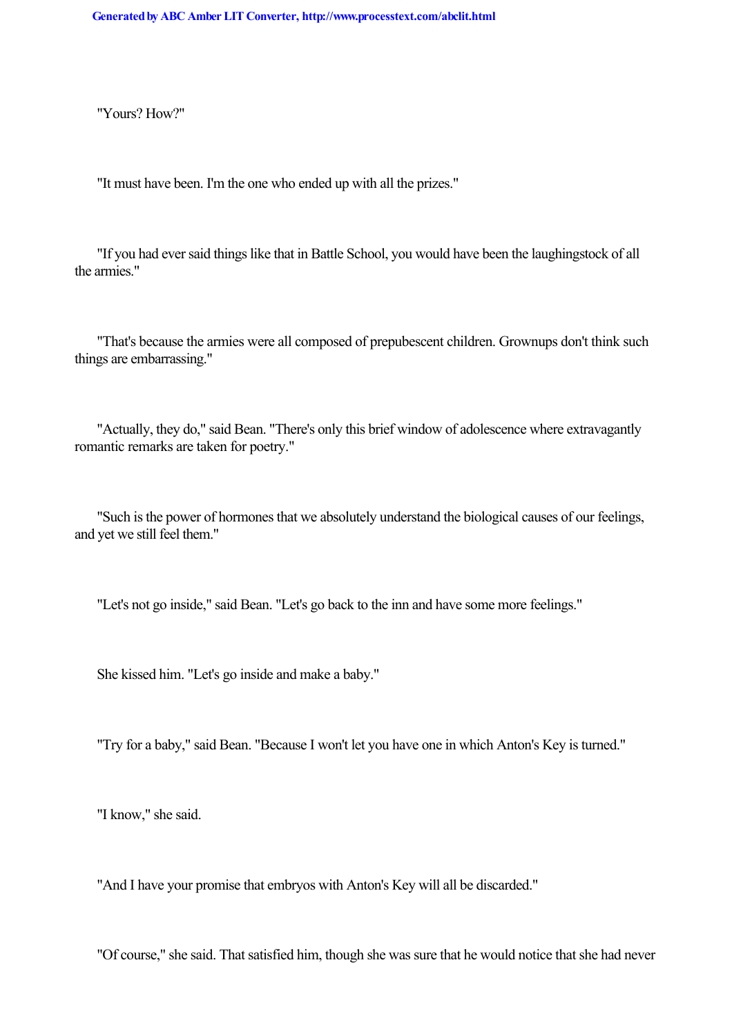"Yours? How?"

"It must have been. I'm the one who ended up with all the prizes."

"If you had ever said things like that in Battle School, you would have been the laughingstock of all the armies."

"That's because the armies were all composed of prepubescent children. Grownups don't think such things are embarrassing."

"Actually, they do," said Bean. "There's only this brief window of adolescence where extravagantly romantic remarks are taken for poetry."

"Such is the power of hormones that we absolutely understand the biological causes of our feelings, and yet we still feel them."

"Let's not go inside," said Bean. "Let's go back to the inn and have some more feelings."

She kissed him. "Let's go inside and make a baby."

"Try for a baby," said Bean. "Because I won't let you have one in which Anton's Key is turned."

"I know," she said.

"And I have your promise that embryos with Anton's Key will all be discarded."

"Of course," she said. That satisfied him, though she was sure that he would notice that she had never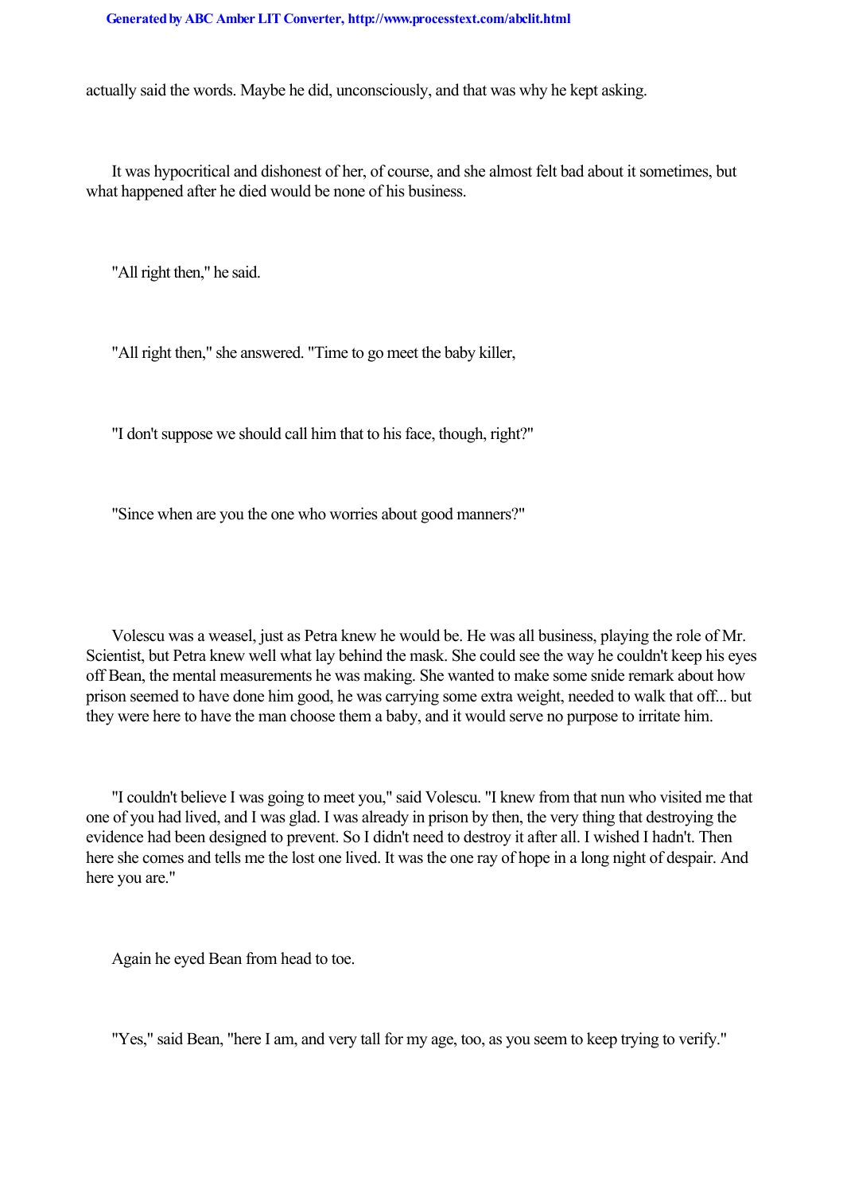actually said the words. Maybe he did, unconsciously, and that was why he kept asking.

It was hypocritical and dishonest of her, of course, and she almost felt bad about it sometimes, but what happened after he died would be none of his business.

"All right then," he said.

"All right then," she answered. "Time to go meet the baby killer,

"I don't suppose we should call him that to his face, though, right?"

"Since when are you the one who worries about good manners?"

Volescu was a weasel, just as Petra knew he would be. He was all business, playing the role of Mr. Scientist, but Petra knew well what lay behind the mask. She could see the way he couldn't keep his eyes off Bean, the mental measurements he was making. She wanted to make some snide remark about how prison seemed to have done him good, he was carrying some extra weight, needed to walk that off... but they were here to have the man choose them a baby, and it would serve no purpose to irritate him.

"I couldn't believe I was going to meet you," said Volescu. "I knew from that nun who visited me that one of you had lived, and I was glad. I was already in prison by then, the very thing that destroying the evidence had been designed to prevent. So I didn't need to destroy it after all. I wished I hadn't. Then here she comes and tells me the lost one lived. It was the one ray of hope in a long night of despair. And here you are."

Again he eyed Bean from head to toe.

"Yes," said Bean, "here I am, and very tall for my age, too, as you seem to keep trying to verify."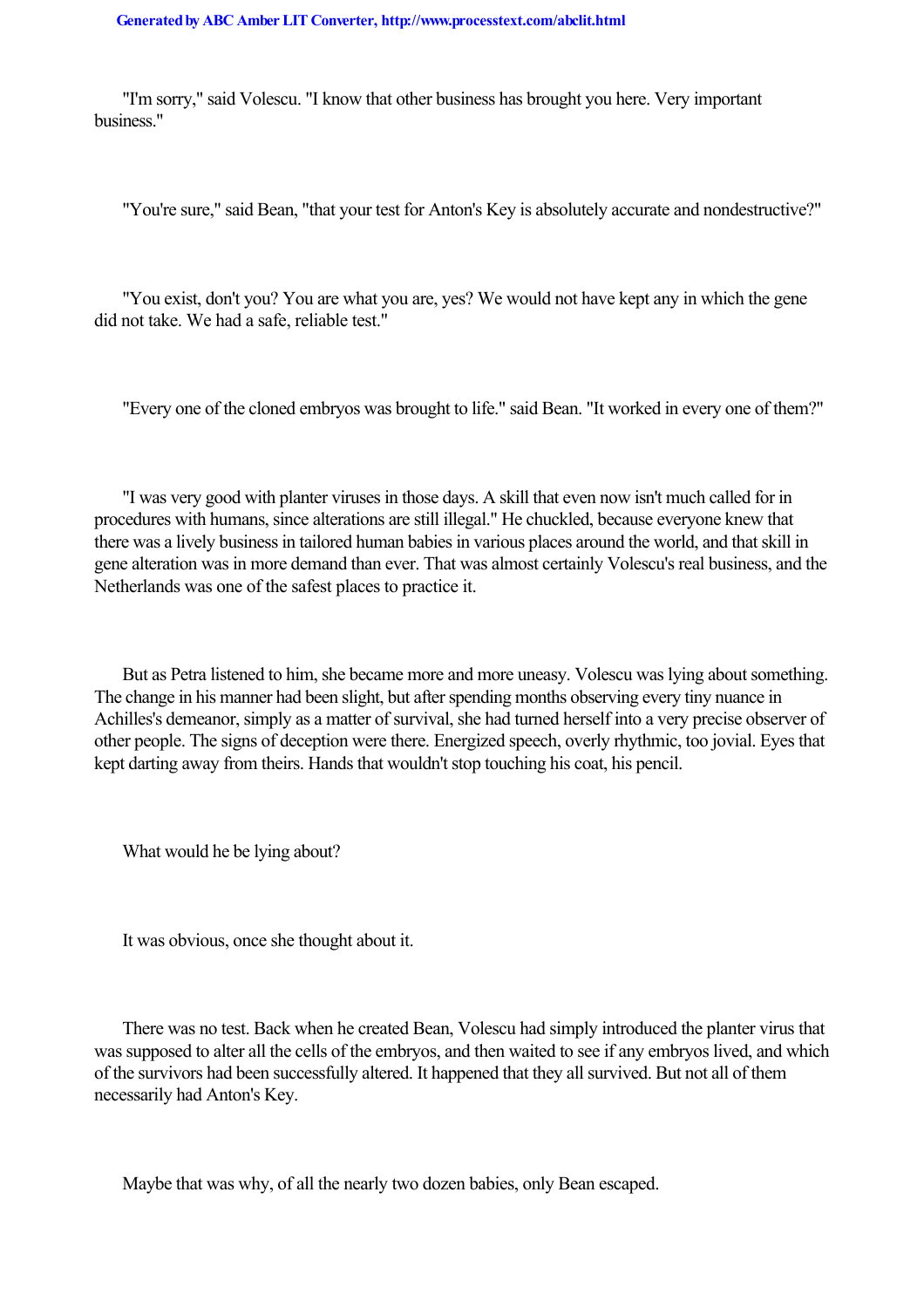"I'm sorry," said Volescu. "I know that other business has brought you here. Very important business."

"You're sure," said Bean, "that your test for Anton's Key is absolutely accurate and nondestructive?"

"You exist, don't you? You are what you are, yes? We would not have kept any in which the gene did not take. We had a safe, reliable test."

"Every one of the cloned embryos was brought to life." said Bean. "It worked in every one of them?"

"I was very good with planter viruses in those days. A skill that even now isn't much called for in procedures with humans, since alterations are still illegal." He chuckled, because everyone knew that there was a lively business in tailored human babies in various places around the world, and that skill in gene alteration was in more demand than ever. That was almost certainly Volescu's real business, and the Netherlands was one of the safest places to practice it.

But as Petra listened to him, she became more and more uneasy. Volescu was lying about something. The change in his manner had been slight, but after spending months observing every tiny nuance in Achilles's demeanor, simply as a matter of survival, she had turned herself into a very precise observer of other people. The signs of deception were there. Energized speech, overly rhythmic, too jovial. Eyes that kept darting away from theirs. Hands that wouldn't stop touching his coat, his pencil.

What would he be lying about?

It was obvious, once she thought about it.

There was no test. Back when he created Bean, Volescu had simply introduced the planter virus that was supposed to alter all the cells of the embryos, and then waited to see if any embryos lived, and which of the survivors had been successfully altered. It happened that they all survived. But not all of them necessarily had Anton's Key.

Maybe that was why, of all the nearly two dozen babies, only Bean escaped.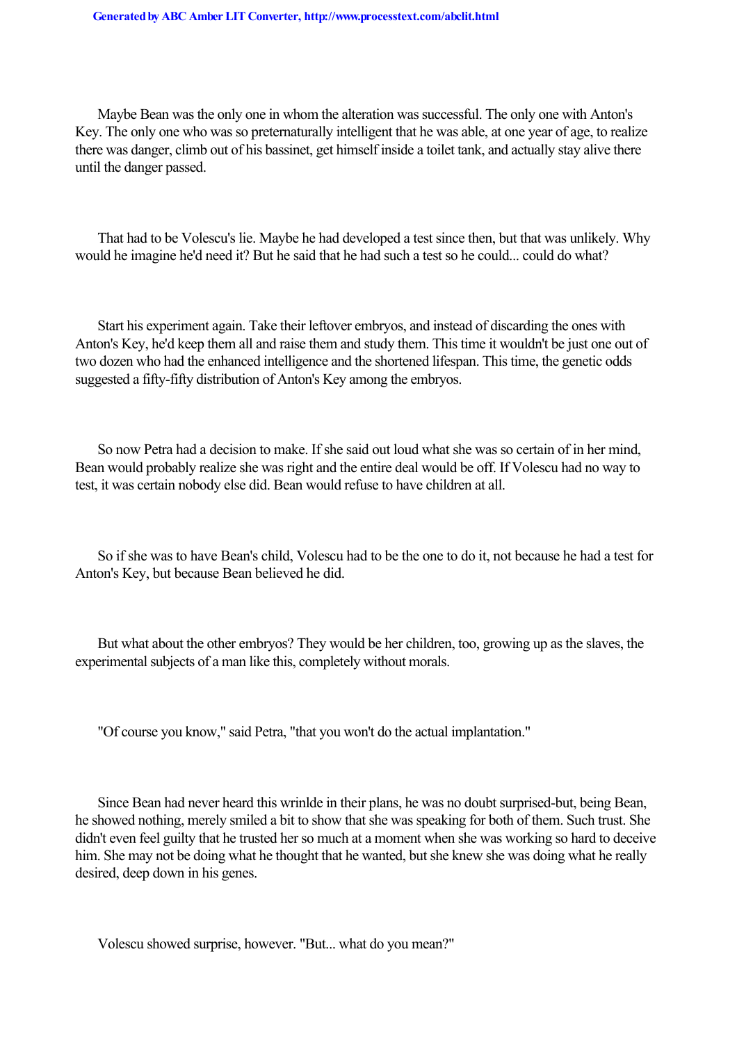Maybe Bean was the only one in whom the alteration was successful. The only one with Anton's Key. The only one who was so preternaturally intelligent that he was able, at one year of age, to realize there was danger, climb out of his bassinet, get himself inside a toilet tank, and actually stay alive there until the danger passed.

That had to be Volescu's lie. Maybe he had developed a test since then, but that was unlikely. Why would he imagine he'd need it? But he said that he had such a test so he could... could do what?

Start his experiment again. Take their leftover embryos, and instead of discarding the ones with Anton's Key, he'd keep them all and raise them and study them. This time it wouldn't be just one out of two dozen who had the enhanced intelligence and the shortened lifespan. This time, the genetic odds suggested a fifty-fifty distribution of Anton's Key among the embryos.

So now Petra had a decision to make. If she said out loud what she was so certain of in her mind, Bean would probably realize she was right and the entire deal would be off. If Volescu had no way to test, it was certain nobody else did. Bean would refuse to have children at all.

So if she was to have Bean's child, Volescu had to be the one to do it, not because he had a test for Anton's Key, but because Bean believed he did.

But what about the other embryos? They would be her children, too, growing up as the slaves, the experimental subjects of a man like this, completely without morals.

"Of course you know," said Petra, "that you won't do the actual implantation."

Since Bean had never heard this wrinlde in their plans, he was no doubt surprised-but, being Bean, he showed nothing, merely smiled a bit to show that she was speaking for both of them. Such trust. She didn't even feel guilty that he trusted her so much at a moment when she was working so hard to deceive him. She may not be doing what he thought that he wanted, but she knew she was doing what he really desired, deep down in his genes.

Volescu showed surprise, however. "But... what do you mean?"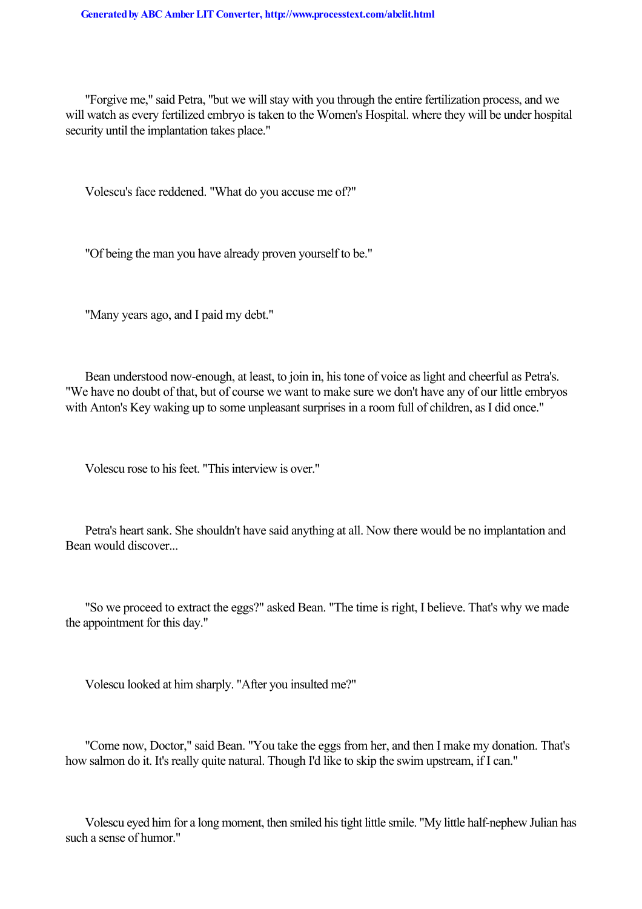"Forgive me," said Petra, "but we will stay with you through the entire fertilization process, and we will watch as every fertilized embryo is taken to the Women's Hospital. where they will be under hospital security until the implantation takes place."

Volescu's face reddened. "What do you accuse me of?"

"Of being the man you have already proven yourself to be."

"Many years ago, and I paid my debt."

Bean understood now-enough, at least, to join in, his tone of voice as light and cheerful as Petra's. "We have no doubt of that, but of course we want to make sure we don't have any of our little embryos with Anton's Key waking up to some unpleasant surprises in a room full of children, as I did once."

Volescu rose to his feet. "This interview is over."

Petra's heart sank. She shouldn't have said anything at all. Now there would be no implantation and Bean would discover...

"So we proceed to extract the eggs?" asked Bean. "The time is right, I believe. That's why we made the appointment for this day."

Volescu looked at him sharply. "After you insulted me?"

"Come now, Doctor," said Bean. "You take the eggs from her, and then I make my donation. That's how salmon do it. It's really quite natural. Though I'd like to skip the swim upstream, if I can."

Volescu eyed him for a long moment, then smiled his tight little smile. "My little half-nephew Julian has such a sense of humor."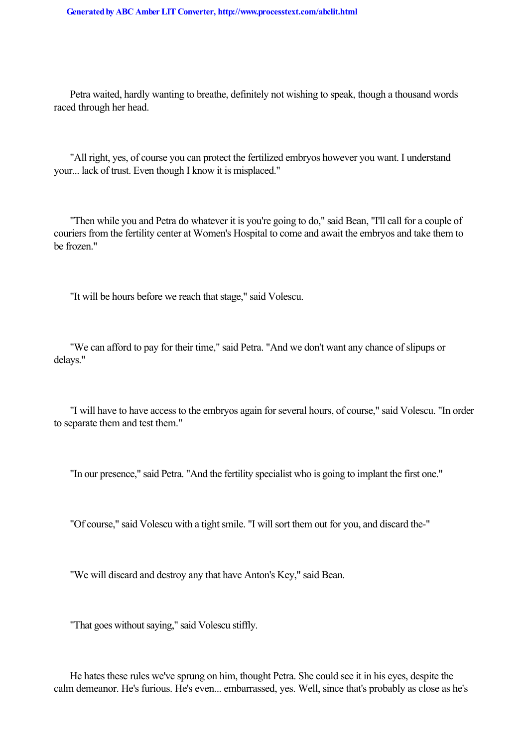Petra waited, hardly wanting to breathe, definitely not wishing to speak, though a thousand words raced through her head.

"All right, yes, of course you can protect the fertilized embryos however you want. I understand your... lack of trust. Even though I know it is misplaced."

"Then while you and Petra do whatever it is you're going to do," said Bean, "I'll call for a couple of couriers from the fertility center at Women's Hospital to come and await the embryos and take them to be frozen."

"It will be hours before we reach that stage," said Volescu.

"We can afford to pay for their time," said Petra. "And we don't want any chance of slipups or delays."

"I will have to have access to the embryos again for several hours, of course," said Volescu. "In order to separate them and test them."

"In our presence," said Petra. "And the fertility specialist who is going to implant the first one."

"Of course," said Volescu with a tight smile. "I will sort them out for you, and discard the-"

"We will discard and destroy any that have Anton's Key," said Bean.

"That goes without saying," said Volescu stiffly.

He hates these rules we've sprung on him, thought Petra. She could see it in his eyes, despite the calm demeanor. He's furious. He's even... embarrassed, yes. Well, since that's probably as close as he's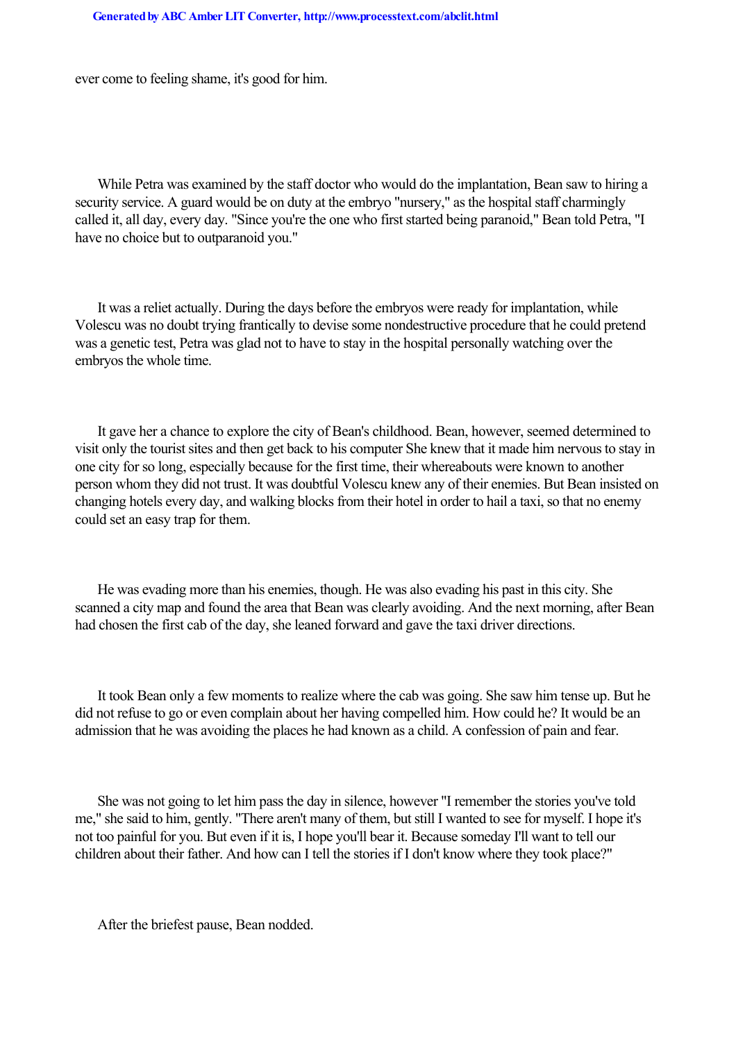ever come to feeling shame, it's good for him.

While Petra was examined by the staff doctor who would do the implantation, Bean saw to hiring a security service. A guard would be on duty at the embryo "nursery," as the hospital staff charmingly called it, all day, every day. "Since you're the one who first started being paranoid," Bean told Petra, "I have no choice but to outparanoid you."

It was a relief actually. During the days before the embryos were ready for implantation, while Volescu was no doubt trying frantically to devise some nondestructive procedure that he could pretend was a genetic test, Petra was glad not to have to stay in the hospital personally watching over the embryos the whole time.

It gave her a chance to explore the city of Bean's childhood. Bean, however, seemed determined to visit only the tourist sites and then get back to his computer She knew that it made him nervous to stay in one city for so long, especially because for the first time, their whereabouts were known to another person whom they did not trust. It was doubtful Volescu knew any of their enemies. But Bean insisted on changing hotels every day, and walking blocks from their hotel in order to hail a taxi, so that no enemy could set an easy trap for them.

He was evading more than his enemies, though. He was also evading his past in this city. She scanned a city map and found the area that Bean was clearly avoiding. And the next morning, after Bean had chosen the first cab of the day, she leaned forward and gave the taxi driver directions.

It took Bean only a few moments to realize where the cab was going. She saw him tense up. But he did not refuse to go or even complain about her having compelled him. How could he? It would be an admission that he was avoiding the places he had known as a child. A confession of pain and fear.

She was not going to let him pass the day in silence, however "I remember the stories you've told me," she said to him, gently. "There aren't many of them, but still I wanted to see for myself. I hope it's not too painful for you. But even if it is, I hope you'll bear it. Because someday I'll want to tell our children about their father. And how can I tell the stories if I don't know where they took place?"

After the briefest pause, Bean nodded.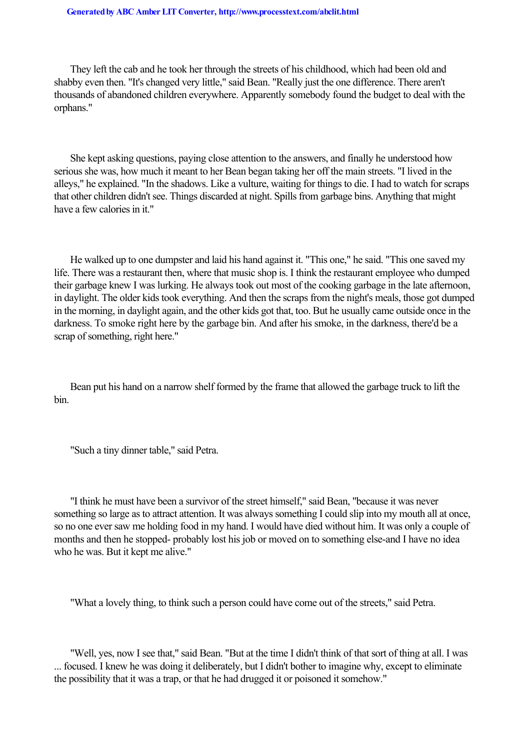They left the cab and he took her through the streets of his childhood, which had been old and shabby even then. "It's changed very little," said Bean. "Really just the one difference. There aren't thousands of abandoned children everywhere. Apparently somebody found the budget to deal with the orphans."

She kept asking questions, paying close attention to the answers, and finally he understood how serious she was, how much it meant to her Bean began taking her off the main streets. "I lived in the alleys," he explained. "In the shadows. Like a vulture, waiting for things to die. I had to watch for scraps that other children didn't see. Things discarded at night. Spills from garbage bins. Anything that might have a few calories in it."

He walked up to one dumpster and laid his hand against it. "This one," he said. "This one saved my life. There was a restaurant then, where that music shop is. I think the restaurant employee who dumped their garbage knew I was lurking. He always took out most of the cooking garbage in the late afternoon, in daylight. The older kids took everything. And then the scraps from the night's meals, those got dumped in the morning, in daylight again, and the other kids got that, too. But he usually came outside once in the darkness. To smoke right here by the garbage bin. And after his smoke, in the darkness, there'd be a scrap of something, right here."

Bean put his hand on a narrow shelf formed by the frame that allowed the garbage truck to lift the bin.

"Such a tiny dinner table," said Petra.

"I think he must have been a survivor of the street himself," said Bean, "because it was never something so large as to attract attention. It was always something I could slip into my mouth all at once, so no one ever saw me holding food in my hand. I would have died without him. It was only a couple of months and then he stopped- probably lost his job or moved on to something else-and I have no idea who he was. But it kept me alive."

"What a lovely thing, to think such a person could have come out of the streets," said Petra.

"Well, yes, now I see that," said Bean. "But at the time I didn't think of that sort of thing at all. I was ... focused. I knew he was doing it deliberately, but I didn't bother to imagine why, except to eliminate the possibility that it was a trap, or that he had drugged it or poisoned it somehow."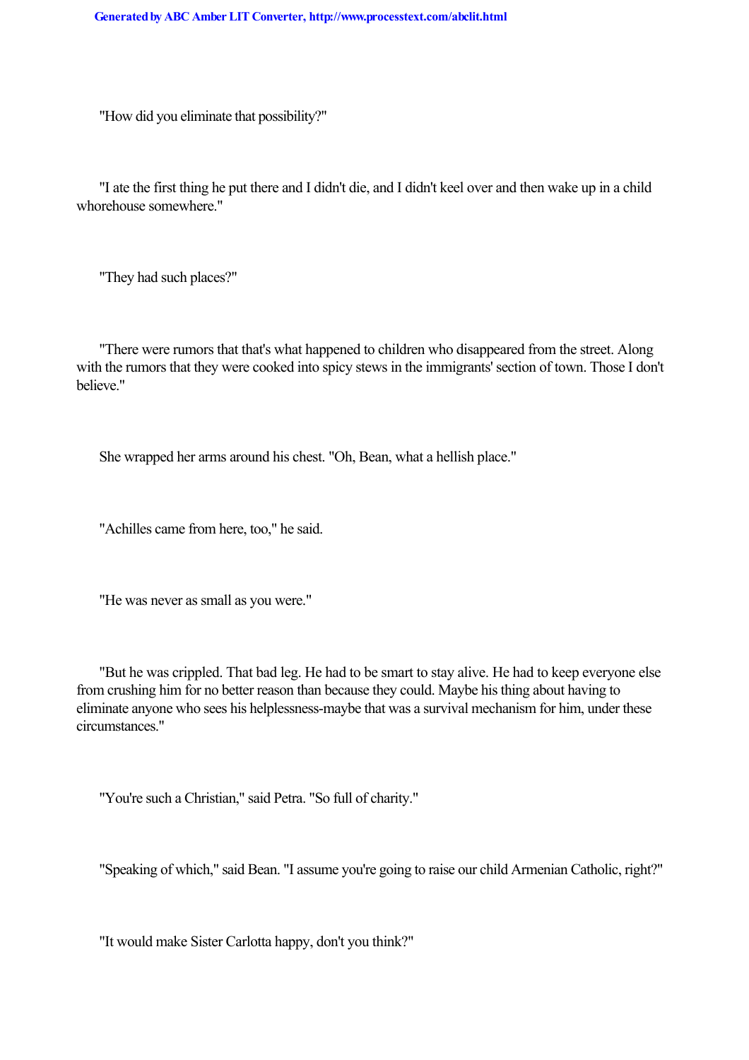"How did you eliminate that possibility?"

"I ate the first thing he put there and I didn't die, and I didn't keel over and then wake up in a child whorehouse somewhere."

"They had such places?"

"There were rumors that that's what happened to children who disappeared from the street. Along with the rumors that they were cooked into spicy stews in the immigrants' section of town. Those I don't believe."

She wrapped her arms around his chest. "Oh, Bean, what a hellish place."

"Achilles came from here, too," he said.

"He was never as small as you were."

"But he was crippled. That bad leg. He had to be smart to stay alive. He had to keep everyone else from crushing him for no better reason than because they could. Maybe his thing about having to eliminate anyone who sees his helplessness-maybe that was a survival mechanism for him, under these circumstances."

"You're such a Christian," said Petra. "So full of charity."

"Speaking of which," said Bean. "I assume you're going to raise our child Armenian Catholic, right?"

"It would make Sister Carlotta happy, don't you think?"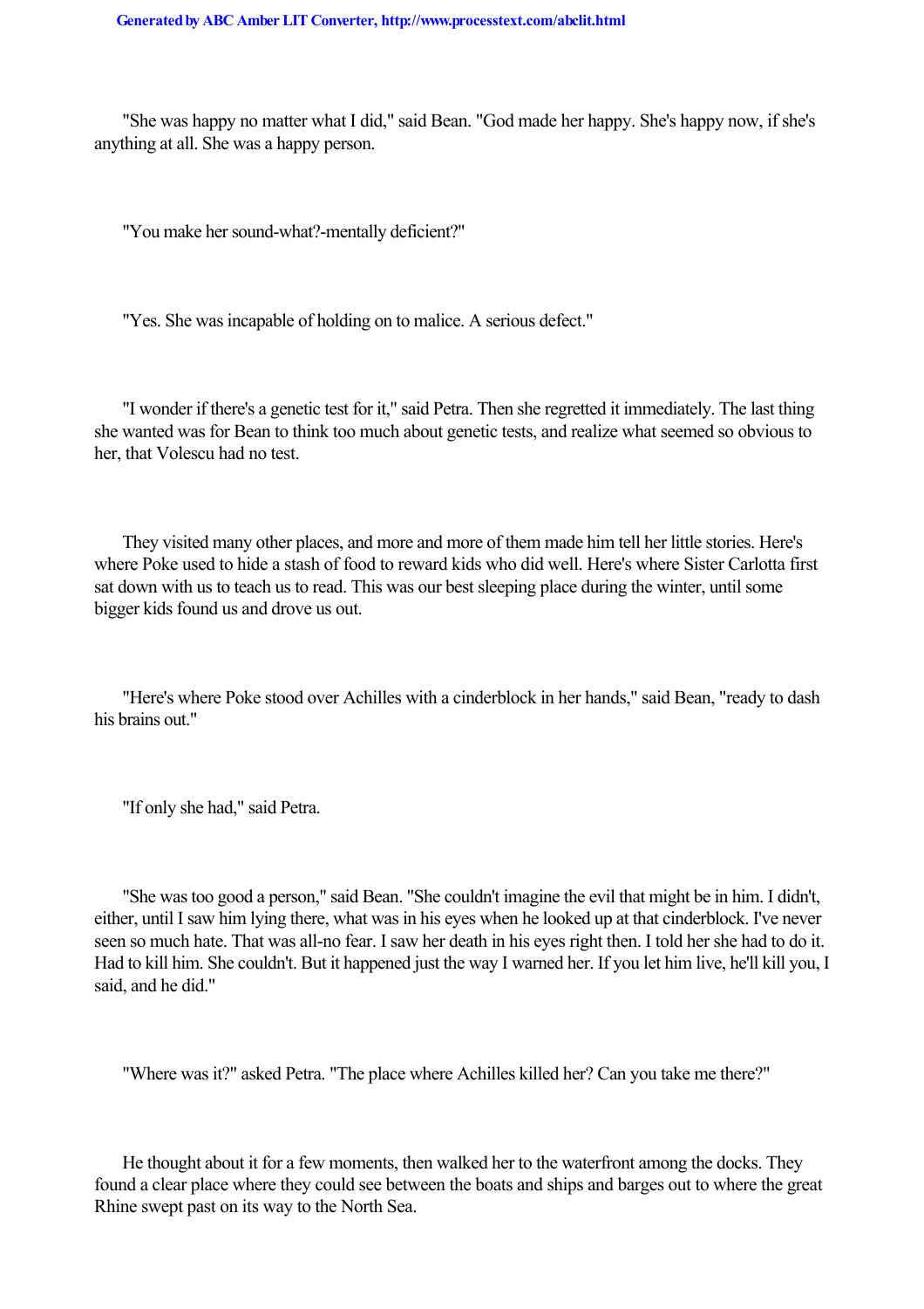"She was happy no matter what I did," said Bean. "God made her happy. She's happy now, if she's anything at all. She was a happy person.

"You make her sound-what?-mentally deficient?"

"Yes. She was incapable of holding on to malice. A serious defect."

"I wonder if there's a genetic test for it," said Petra. Then she regretted it immediately. The last thing she wanted was for Bean to think too much about genetic tests, and realize what seemed so obvious to her, that Volescu had no test.

They visited many other places, and more and more of them made him tell her little stories. Here's where Poke used to hide a stash of food to reward kids who did well. Here's where Sister Carlotta first sat down with us to teach us to read. This was our best sleeping place during the winter, until some bigger kids found us and drove us out.

"Here's where Poke stood over Achilles with a cinderblock in her hands," said Bean, "ready to dash his brains out."

"If only she had," said Petra.

"She was too good a person," said Bean. "She couldn't imagine the evil that might be in him. I didn't, either, until I saw him lying there, what was in his eyes when he looked up at that cinderblock. I've never seen so much hate. That was all-no fear. I saw her death in his eyes right then. I told her she had to do it. Had to kill him. She couldn't. But it happened just the way I warned her. If you let him live, he'll kill you, I said, and he did."

"Where was it?" asked Petra. "The place where Achilles killed her? Can you take me there?"

He thought about it for a few moments, then walked her to the waterfront among the docks. They found a clear place where they could see between the boats and ships and barges out to where the great Rhine swept past on its way to the North Sea.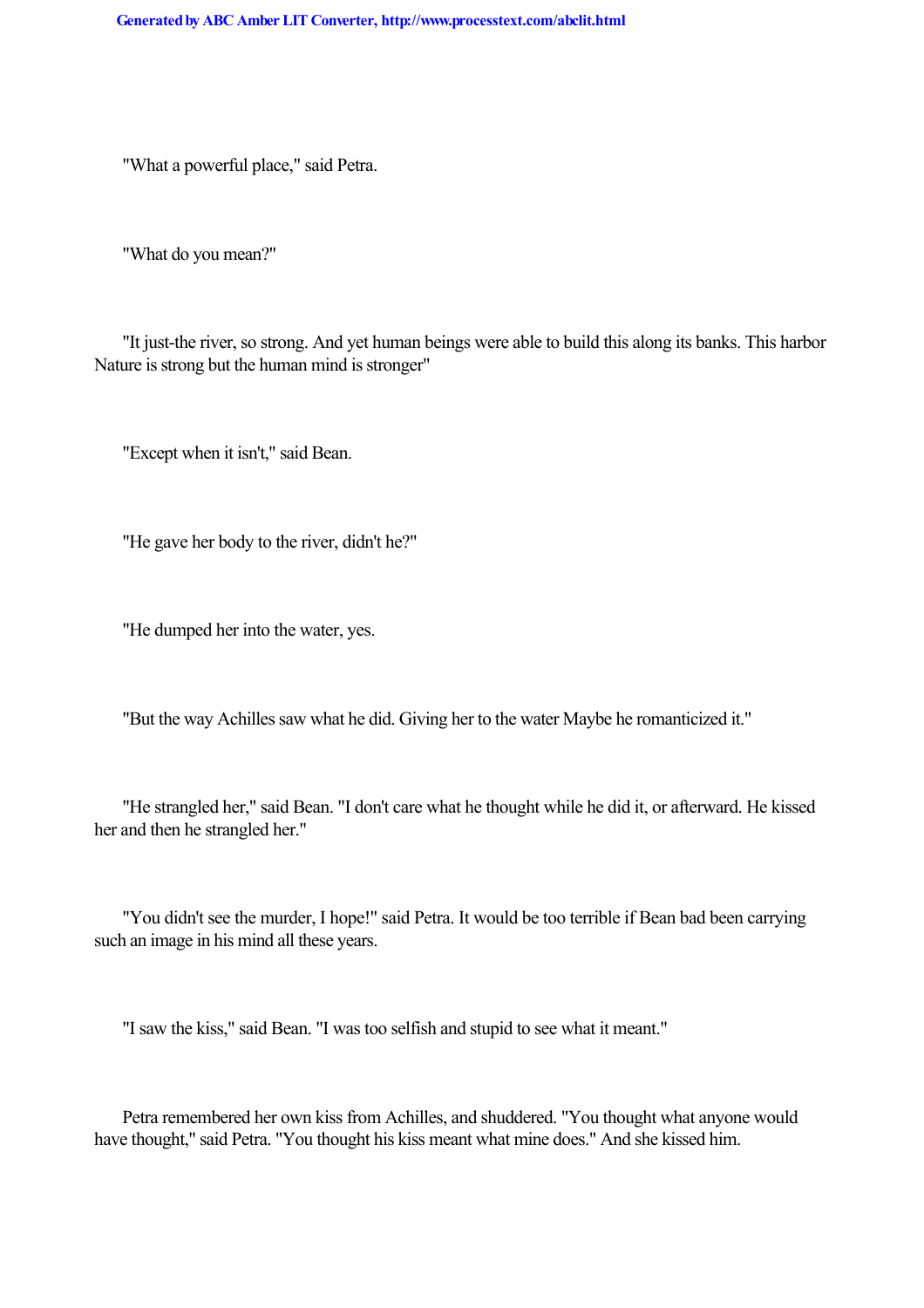"What a powerful place," said Petra.

"What do you mean?"

"It just-the river, so strong. And yet human beings were able to build this along its banks. This harbor Nature is strong but the human mind is stronger"

"Except when it isn't," said Bean.

"He gave her body to the river, didn't he?"

"He dumped her into the water, yes.

"But the way Achilles saw what he did. Giving her to the water Maybe he romanticized it."

"He strangled her," said Bean. "I don't care what he thought while he did it, or afterward. He kissed her and then he strangled her."

"You didn't see the murder, I hope!" said Petra. It would be too terrible if Bean bad been carrying such an image in his mind all these years.

"I saw the kiss," said Bean. "I was too selfish and stupid to see what it meant."

Petra remembered her own kiss from Achilles, and shuddered. "You thought what anyone would have thought," said Petra. "You thought his kiss meant what mine does." And she kissed him.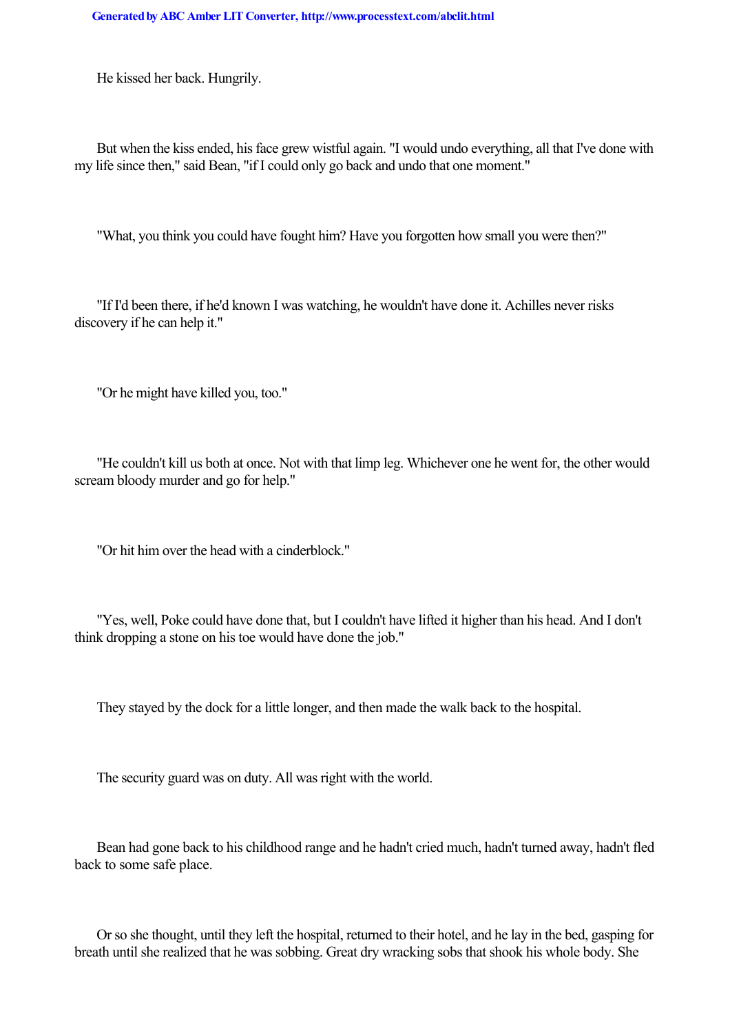He kissed her back. Hungrily.

But when the kiss ended, his face grew wistful again. "I would undo everything, all that I've done with my life since then," said Bean, "if I could only go back and undo that one moment."

"What, you think you could have fought him? Have you forgotten how small you were then?"

"If I'd been there, if he'd known I was watching, he wouldn't have done it. Achilles never risks discovery if he can help it."

"Or he might have killed you, too."

"He couldn't kill us both at once. Not with that limp leg. Whichever one he went for, the other would scream bloody murder and go for help."

"Or hit him over the head with a cinderblock."

"Yes, well, Poke could have done that, but I couldn't have lifted it higher than his head. And I don't think dropping a stone on his toe would have done the job."

They stayed by the dock for a little longer, and then made the walk back to the hospital.

The security guard was on duty. All was right with the world.

Bean had gone back to his childhood range and he hadn't cried much, hadn't turned away, hadn't fled back to some safe place.

Or so she thought, until they left the hospital, returned to their hotel, and he lay in the bed, gasping for breath until she realized that he was sobbing. Great dry wracking sobs that shook his whole body. She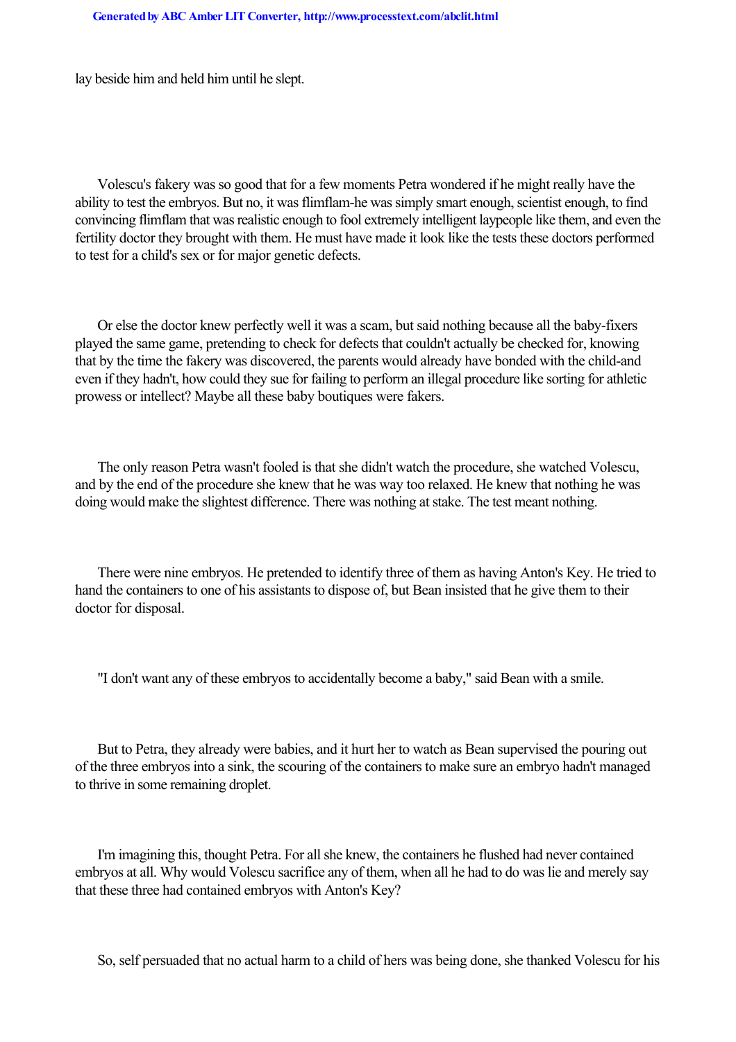lay beside him and held him until he slept.

Volescu's fakery was so good that for a few moments Petra wondered if he might really have the ability to test the embryos. But no, it was flimflam-he was simply smart enough, scientist enough, to find convincing flimflam that was realistic enough to fool extremely intelligent laypeople like them, and even the fertility doctor they brought with them. He must have made it look like the tests these doctors performed to test for a child's sex or for major genetic defects.

Or else the doctor knew perfectly well it was a scam, but said nothing because all the baby-fixers played the same game, pretending to check for defects that couldn't actually be checked for, knowing that by the time the fakery was discovered, the parents would already have bonded with the child-and even if they hadn't, how could they sue for failing to perform an illegal procedure like sorting for athletic prowess or intellect? Maybe all these baby boutiques were fakers.

The only reason Petra wasn't fooled is that she didn't watch the procedure, she watched Volescu, and by the end of the procedure she knew that he was way too relaxed. He knew that nothing he was doing would make the slightest difference. There was nothing at stake. The test meant nothing.

There were nine embryos. He pretended to identify three of them as having Anton's Key. He tried to hand the containers to one of his assistants to dispose of, but Bean insisted that he give them to their doctor for disposal.

"I don't want any of these embryos to accidentally become a baby," said Bean with a smile.

But to Petra, they already were babies, and it hurt her to watch as Bean supervised the pouring out of the three embryos into a sink, the scouring of the containers to make sure an embryo hadn't managed to thrive in some remaining droplet.

I'm imagining this, thought Petra. For all she knew, the containers he flushed had never contained embryos at all. Why would Volescu sacrifice any of them, when all he had to do was lie and merely say that these three had contained embryos with Anton's Key?

So, self persuaded that no actual harm to a child of hers was being done, she thanked Volescu for his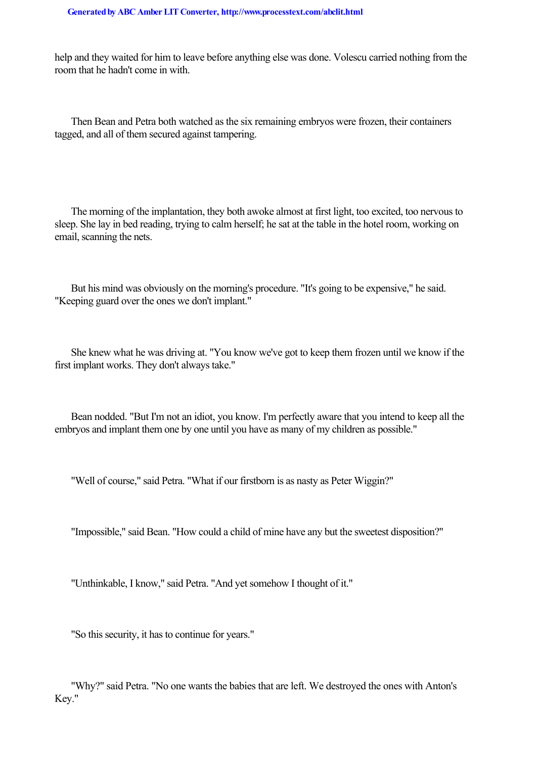help and they waited for him to leave before anything else was done. Volescu carried nothing from the room that he hadn't come in with.

Then Bean and Petra both watched as the six remaining embryos were frozen, their containers tagged, and all of them secured against tampering.

The morning of the implantation, they both awoke almost at first light, too excited, too nervous to sleep. She lay in bed reading, trying to calm herself; he sat at the table in the hotel room, working on email, scanning the nets.

But his mind was obviously on the morning's procedure. "It's going to be expensive," he said. "Keeping guard over the ones we don't implant."

She knew what he was driving at. "You know we've got to keep them frozen until we know if the first implant works. They don't always take."

Bean nodded. "But I'm not an idiot, you know. I'm perfectly aware that you intend to keep all the embryos and implant them one by one until you have as many of my children as possible."

"Well of course," said Petra. "What if our firstborn is as nasty as Peter Wiggin?"

"Impossible," said Bean. "How could a child of mine have any but the sweetest disposition?"

"Unthinkable, I know," said Petra. "And yet somehow I thought of it."

"So this security, it has to continue for years."

"Why?" said Petra. "No one wants the babies that are left. We destroyed the ones with Anton's Key."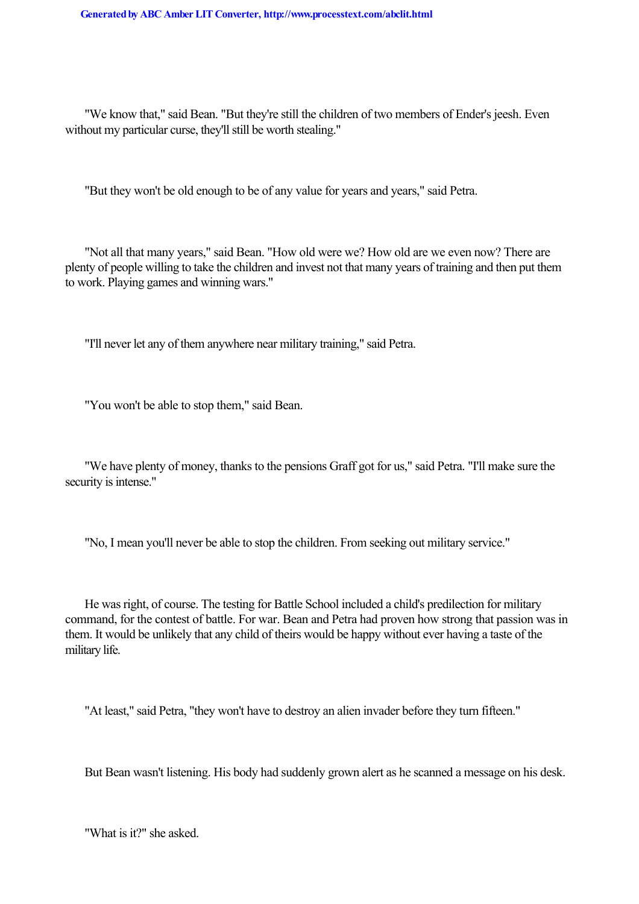"We know that," said Bean. "But they're still the children of two members of Ender's jeesh. Even without my particular curse, they'll still be worth stealing."

"But they won't be old enough to be of any value for years and years," said Petra.

"Not all that many years," said Bean. "How old were we? How old are we even now? There are plenty of people willing to take the children and invest not that many years of training and then put them to work. Playing games and winning wars."

"I'll never let any of them anywhere near military training," said Petra.

"You won't be able to stop them," said Bean.

"We have plenty of money, thanks to the pensions Graff got for us," said Petra. "I'll make sure the security is intense."

"No, I mean you'll never be able to stop the children. From seeking out military service."

He was right, of course. The testing for Battle School included a child's predilection for military command, for the contest of battle. For war. Bean and Petra had proven how strong that passion was in them. It would be unlikely that any child of theirs would be happy without ever having a taste of the military life.

"At least," said Petra, "they won't have to destroy an alien invader before they turn fifteen."

But Bean wasn't listening. His body had suddenly grown alert as he scanned a message on his desk.

"What is it?" she asked.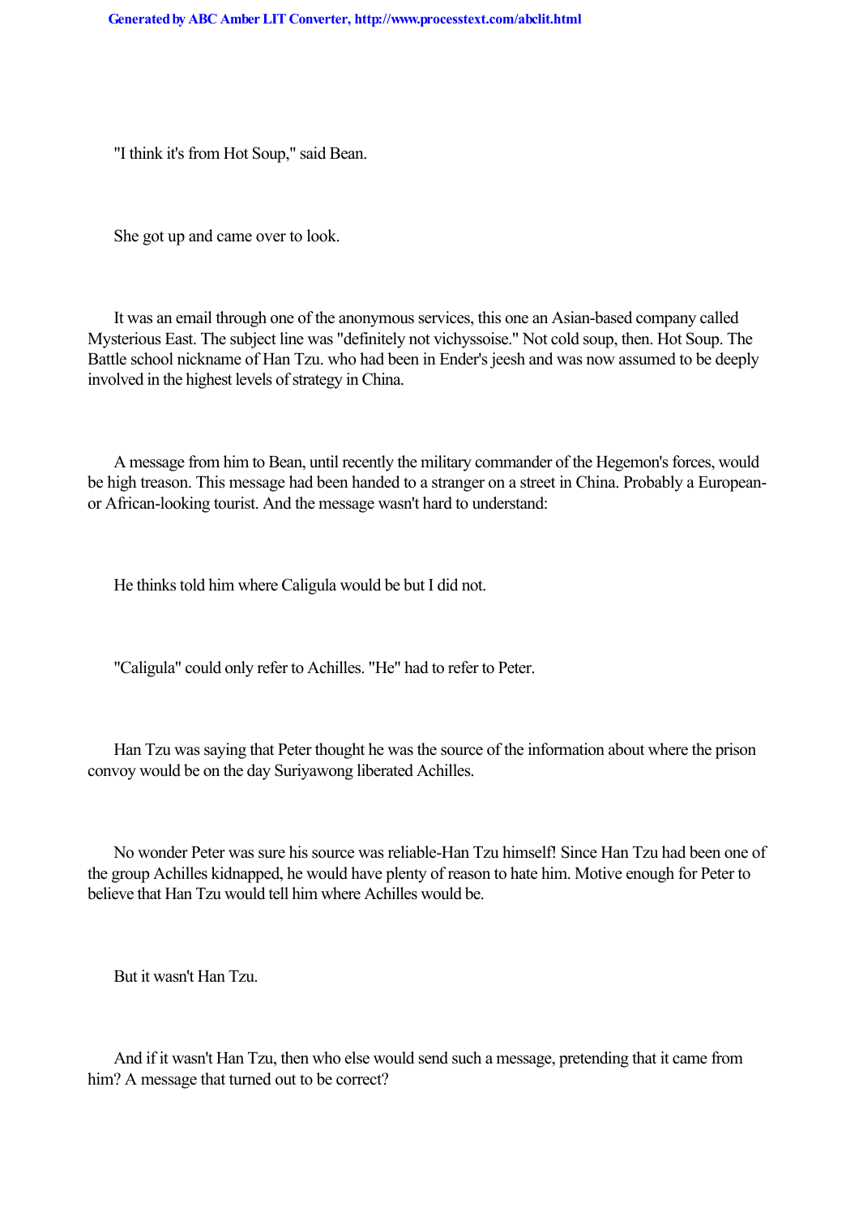"I think it's from Hot Soup," said Bean.

She got up and came over to look.

It was an email through one of the anonymous services, this one an Asian-based company called Mysterious East. The subject line was "definitely not vichyssoise." Not cold soup, then. Hot Soup. The Battle school nickname of Han Tzu. who had been in Ender's jeesh and was now assumed to be deeply involved in the highest levels of strategy in China.

A message from him to Bean, until recently the military commander of the Hegemon's forces, would be high treason. This message had been handed to a stranger on a street in China. Probably a European- or African-looking tourist. And the message wasn't hard to understand:

He thinks told him where Caligula would be but I did not.

"Caligula" could only refer to Achilles. "He" had to refer to Peter.

Han Tzu was saying that Peter thought he was the source of the information about where the prison convoy would be on the day Suriyawong liberated Achilles.

No wonder Peter was sure his source was reliable-Han Tzu himself! Since Han Tzu had been one of the group Achilles kidnapped, he would have plenty of reason to hate him. Motive enough for Peter to believe that Han Tzu would tell him where Achilles would be.

But it wasn't Han Tzu.

And if it wasn't Han Tzu, then who else would send such a message, pretending that it came from him? A message that turned out to be correct?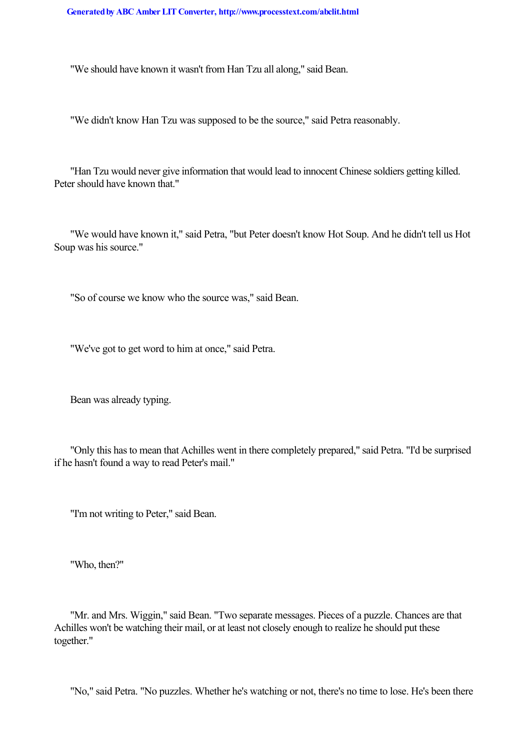"We should have known it wasn't from Han Tzu all along," said Bean.

"We didn't know Han Tzu was supposed to be the source," said Petra reasonably.

"Han Tzu would never give information that would lead to innocent Chinese soldiers getting killed. Peter should have known that."

"We would have known it," said Petra, "but Peter doesn't know Hot Soup. And he didn't tell us Hot Soup was his source."

"So of course we know who the source was," said Bean.

"We've got to get word to him at once," said Petra.

Bean was already typing.

"Only this has to mean that Achilles went in there completely prepared," said Petra. "I'd be surprised if he hasn't found a way to read Peter's mail."

"I'm not writing to Peter," said Bean.

"Who, then?"

"Mr. and Mrs. Wiggin," said Bean. "Two separate messages. Pieces of a puzzle. Chances are that Achilles won't be watching their mail, or at least not closely enough to realize he should put these together."

"No," said Petra. "No puzzles. Whether he's watching or not, there's no time to lose. He's been there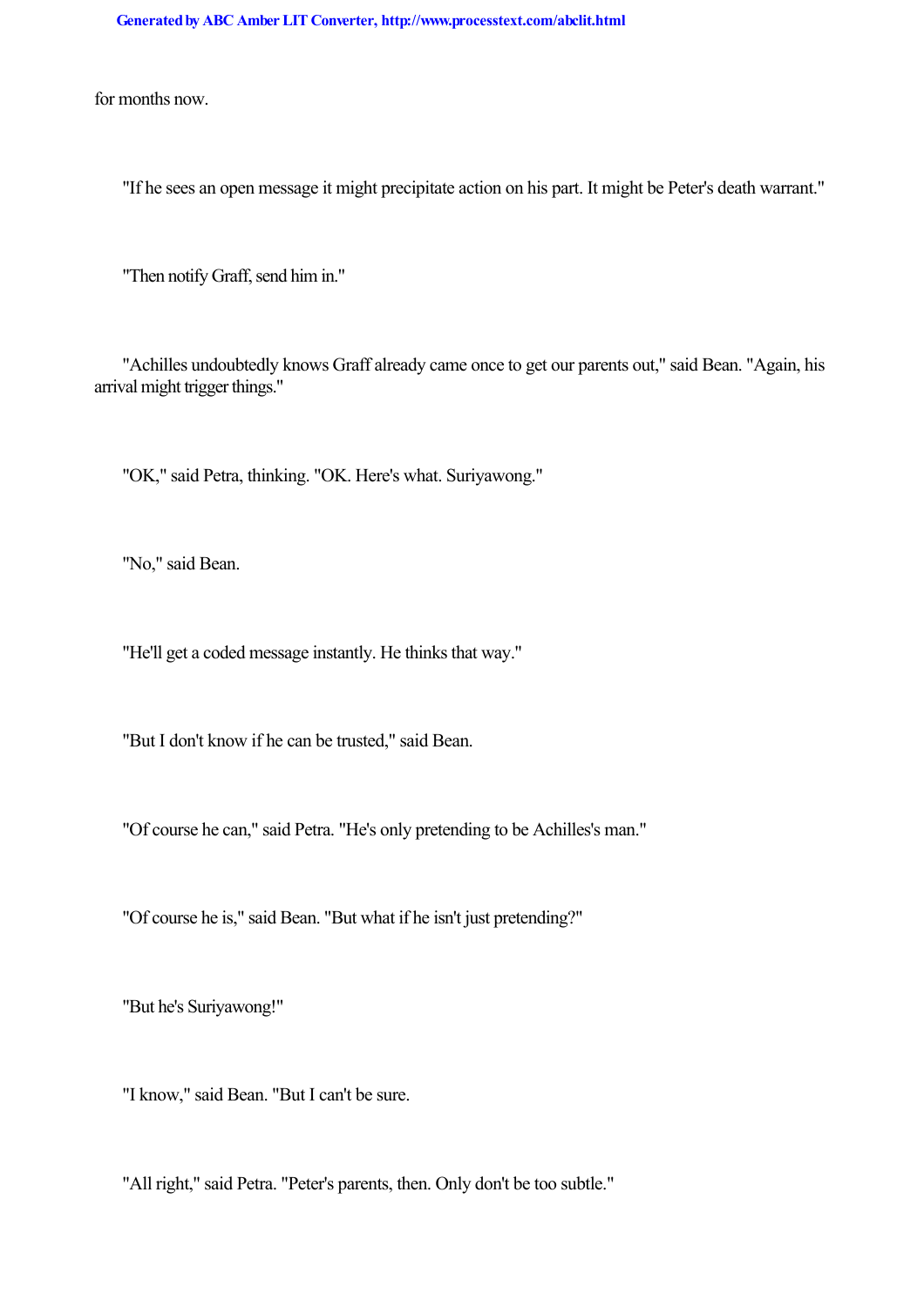for months now.

"If he sees an open message it might precipitate action on his part. It might be Peter's death warrant."

"Then notify Graff, send him in."

"Achilles undoubtedly knows Graff already came once to get our parents out," said Bean. "Again, his arrival might trigger things."

"OK," said Petra, thinking. "OK. Here's what. Suriyawong."

"No," said Bean.

"He'll get a coded message instantly. He thinks that way."

"But I don't know if he can be trusted," said Bean.

"Of course he can," said Petra. "He's only pretending to be Achilles's man."

"Of course he is," said Bean. "But what if he isn't just pretending?"

"But he's Suriyawong!"

"I know," said Bean. "But I can't be sure.

"All right," said Petra. "Peter's parents, then. Only don't be too subtle."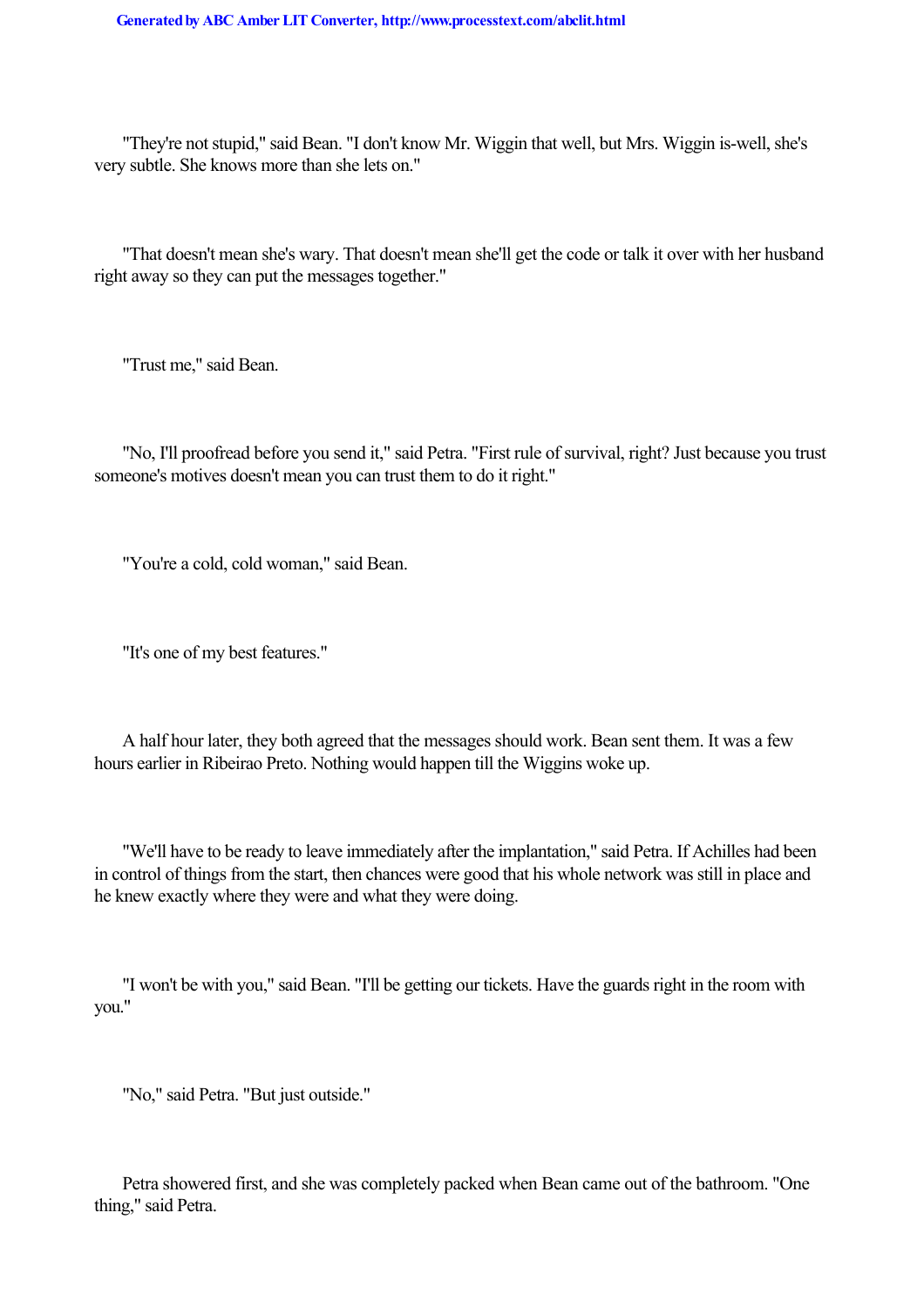"They're not stupid," said Bean. "I don't know Mr. Wiggin that well, but Mrs. Wiggin is-well, she's very subtle. She knows more than she lets on."

"That doesn't mean she's wary. That doesn't mean she'll get the code or talk it over with her husband right away so they can put the messages together."

"Trust me," said Bean.

"No, I'll proofread before you send it," said Petra. "First rule of survival, right? Just because you trust someone's motives doesn't mean you can trust them to do it right."

"You're a cold, cold woman," said Bean.

"It's one of my best features."

A half hour later, they both agreed that the messages should work. Bean sent them. It was a few hours earlier in Ribeirao Preto. Nothing would happen till the Wiggins woke up.

"We'll have to be ready to leave immediately after the implantation," said Petra. If Achilles had been in control of things from the start, then chances were good that his whole network was still in place and he knew exactly where they were and what they were doing.

"I won't be with you," said Bean. "I'll be getting our tickets. Have the guards right in the room with you."

"No," said Petra. "But just outside."

Petra showered first, and she was completely packed when Bean came out of the bathroom. "One thing," said Petra.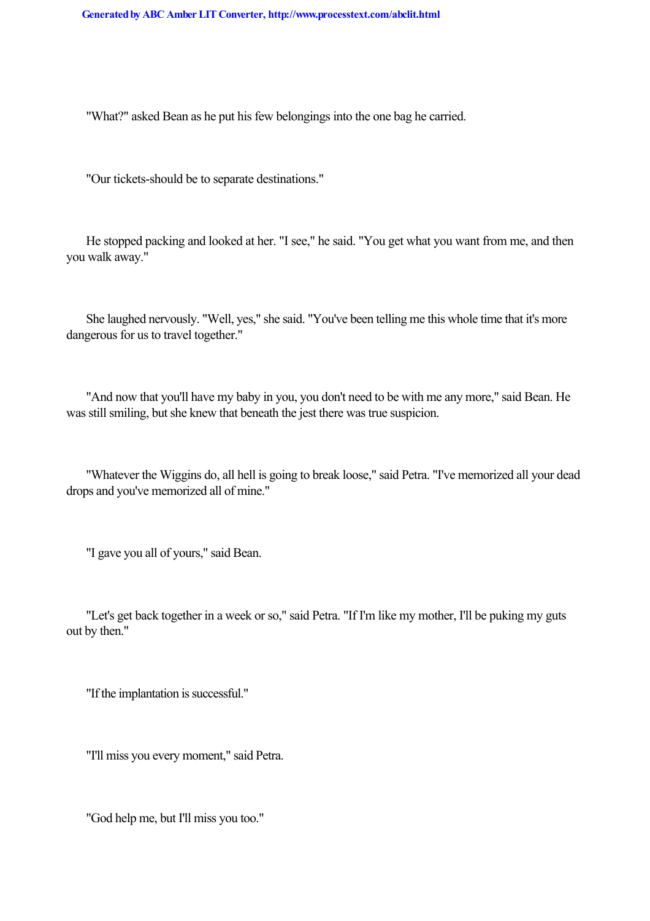"What?" asked Bean as he put his few belongings into the one bag he carried.

"Our tickets-should be to separate destinations."

He stopped packing and looked at her. "I see," he said. "You get what you want from me, and then you walk away."

She laughed nervously. "Well, yes," she said. "You've been telling me this whole time that it's more dangerous for us to travel together."

"And now that you'll have my baby in you, you don't need to be with me any more," said Bean. He was still smiling, but she knew that beneath the jest there was true suspicion.

"Whatever the Wiggins do, all hell is going to break loose," said Petra. "I've memorized all your dead drops and you've memorized all of mine."

"I gave you all of yours," said Bean.

"Let's get back together in a week or so," said Petra. "If I'm like my mother, I'll be puking my guts out by then."

"If the implantation is successful."

"I'll miss you every moment," said Petra.

"God help me, but I'll miss you too."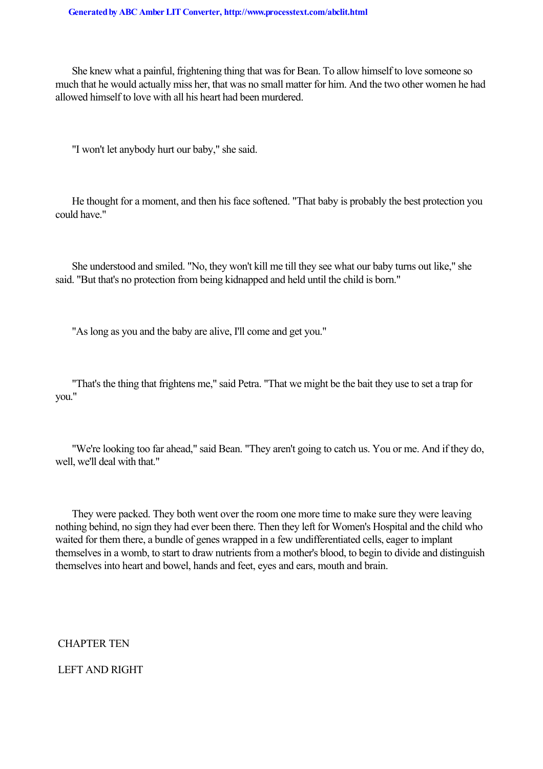She knew what a painful, frightening thing that was for Bean. To allow himself to love someone so much that he would actually miss her, that was no small matter for him. And the two other women he had allowed himself to love with all his heart had been murdered.

"I won't let anybody hurt our baby," she said.

He thought for a moment, and then his face softened. "That baby is probably the best protection you could have."

She understood and smiled. "No, they won't kill me till they see what our baby turns out like," she said. "But that's no protection from being kidnapped and held until the child is born."

"As long as you and the baby are alive, I'll come and get you."

"That's the thing that frightens me," said Petra. "That we might be the bait they use to set a trap for you."

"We're looking too far ahead," said Bean. "They aren't going to catch us. You or me. And if they do, well, we'll deal with that."

They were packed. They both went over the room one more time to make sure they were leaving nothing behind, no sign they had ever been there. Then they left for Women's Hospital and the child who waited for them there, a bundle of genes wrapped in a few undifferentiated cells, eager to implant themselves in a womb, to start to draw nutrients from a mother's blood, to begin to divide and distinguish themselves into heart and bowel, hands and feet, eyes and ears, mouth and brain.

## CHAPTER TEN

## LEFT AND RIGHT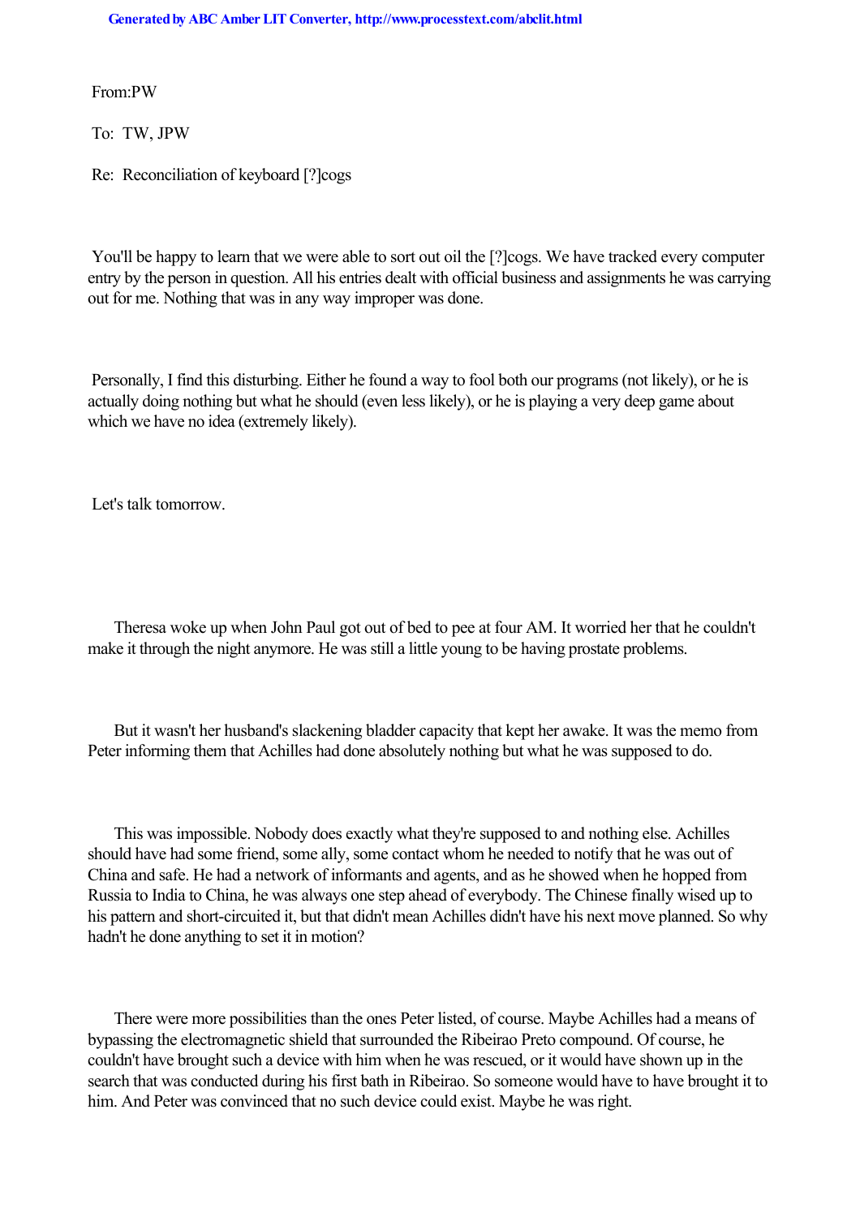From:PW

To: TW, JPW

Re: Reconciliation of keyboard [?]cogs

You'll be happy to learn that we were able to sort out oil the [?]cogs. We have tracked every computer entry by the person in question. All his entries dealt with official business and assignments he was carrying out for me. Nothing that was in any way improper was done.

Personally, I find this disturbing. Either he found a way to fool both our programs (not likely), or he is actually doing nothing but what he should (even less likely), or he is playing a very deep game about which we have no idea (extremely likely).

Let's talk tomorrow.

Theresa woke up when John Paul got out of bed to pee at four AM. It worried her that he couldn't make it through the night anymore. He was still a little young to be having prostate problems.

But it wasn't her husband's slackening bladder capacity that kept her awake. It was the memo from Peter informing them that Achilles had done absolutely nothing but what he was supposed to do.

This was impossible. Nobody does exactly what they're supposed to and nothing else. Achilles should have had some friend, some ally, some contact whom he needed to notify that he was out of China and safe. He had a network of informants and agents, and as he showed when he hopped from Russia to India to China, he was always one step ahead of everybody. The Chinese finally wised up to his pattern and short-circuited it, but that didn't mean Achilles didn't have his next move planned. So why hadn't he done anything to set it in motion?

There were more possibilities than the ones Peter listed, of course. Maybe Achilles had a means of bypassing the electromagnetic shield that surrounded the Ribeirao Preto compound. Of course, he couldn't have brought such a device with him when he was rescued, or it would have shown up in the search that was conducted during his first bath in Ribeirao. So someone would have to have brought it to him. And Peter was convinced that no such device could exist. Maybe he was right.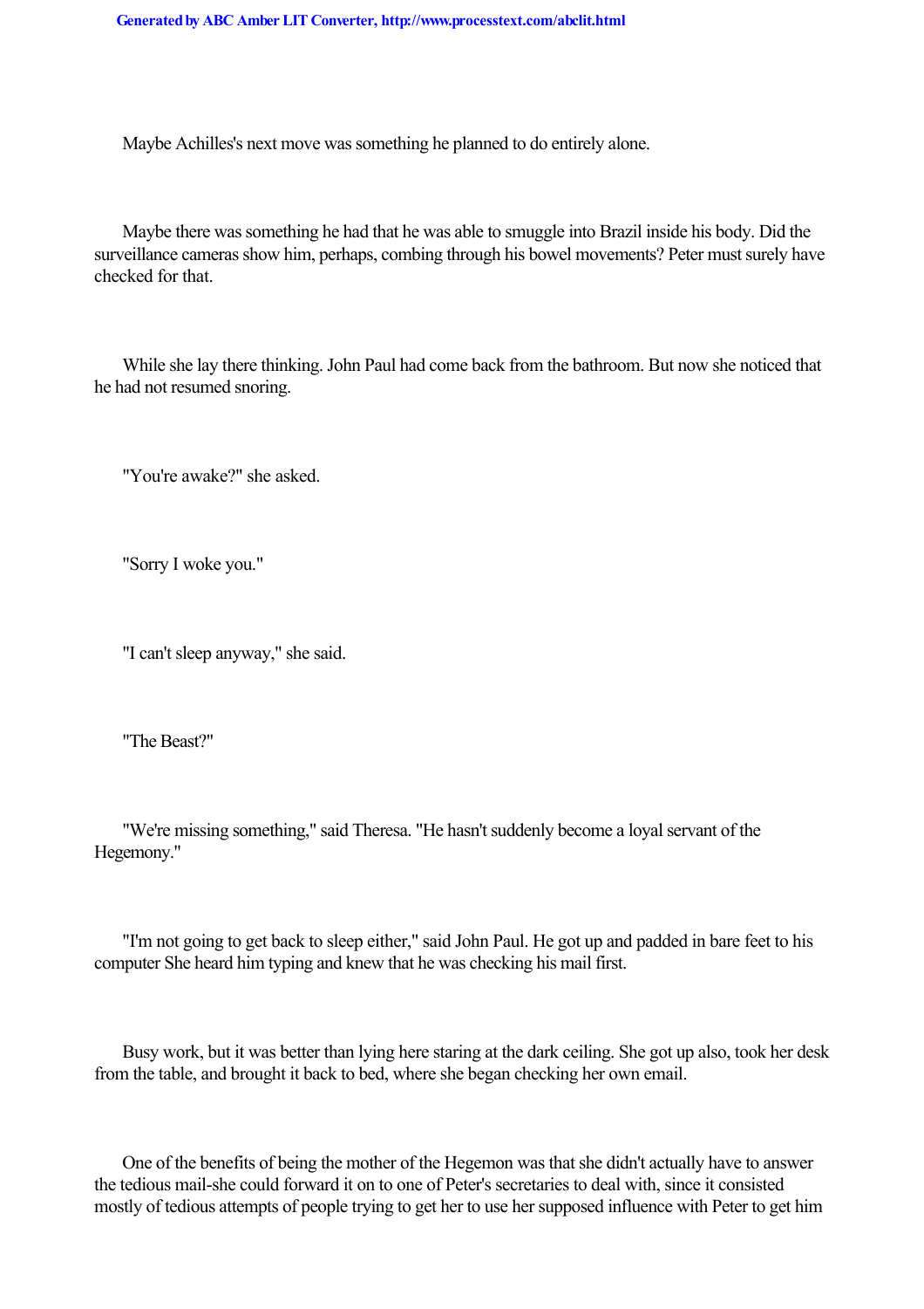Maybe Achilles's next move was something he planned to do entirely alone.

Maybe there was something he had that he was able to smuggle into Brazil inside his body. Did the surveillance cameras show him, perhaps, combing through his bowel movements? Peter must surely have checked for that.

While she lay there thinking. John Paul had come back from the bathroom. But now she noticed that he had not resumed snoring.

"You're awake?" she asked.

"Sorry I woke you."

"I can't sleep anyway," she said.

"The Beast?"

"We're missing something," said Theresa. "He hasn't suddenly become a loyal servant of the Hegemony."

"I'm not going to get back to sleep either," said John Paul. He got up and padded in bare feet to his computer She heard him typing and knew that he was checking his mail first.

Busy work, but it was better than lying here staring at the dark ceiling. She got up also, took her desk from the table, and brought it back to bed, where she began checking her own email.

One of the benefits of being the mother of the Hegemon was that she didn't actually have to answer the tedious mail-she could forward it on to one of Peter's secretaries to deal with, since it consisted mostly of tedious attempts of people trying to get her to use her supposed influence with Peter to get him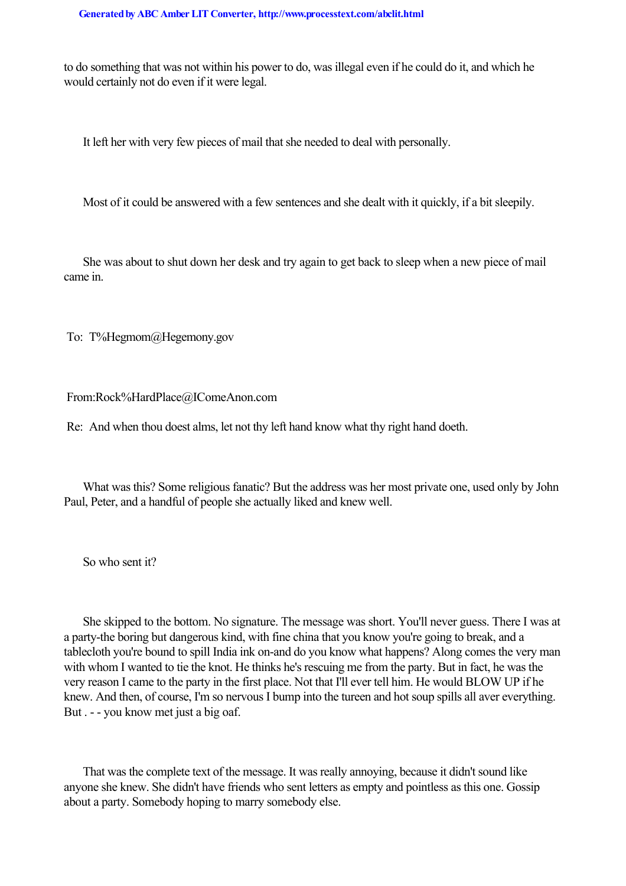to do something that was not within his power to do, was illegal even if he could do it, and which he would certainly not do even if it were legal.

It left her with very few pieces of mail that she needed to deal with personally.

Most of it could be answered with a few sentences and she dealt with it quickly, if a bit sleepily.

She was about to shut down her desk and try again to get back to sleep when a new piece of mail came in.

To: T%Hegmom@Hegemony.gov

From:Rock%HardPlace@IComeAnon.com

Re: And when thou doest alms, let not thy left hand know what thy right hand doeth.

What was this? Some religious fanatic? But the address was her most private one, used only by John Paul, Peter, and a handful of people she actually liked and knew well.

So who sent it?

She skipped to the bottom. No signature. The message was short. You'll never guess. There I was at a party-the boring but dangerous kind, with fine china that you know you're going to break, and a tablecloth you're bound to spill India ink on-and do you know what happens? Along comes the very man with whom I wanted to tie the knot. He thinks he's rescuing me from the party. But in fact, he was the very reason I came to the party in the first place. Not that I'll ever tell him. He would BLOW UP if he knew. And then, of course, I'm so nervous I bump into the tureen and hot soup spills all aver everything. But . - - you know met just a big oaf.

That was the complete text of the message. It was really annoying, because it didn't sound like anyone she knew. She didn't have friends who sent letters as empty and pointless as this one. Gossip about a party. Somebody hoping to marry somebody else.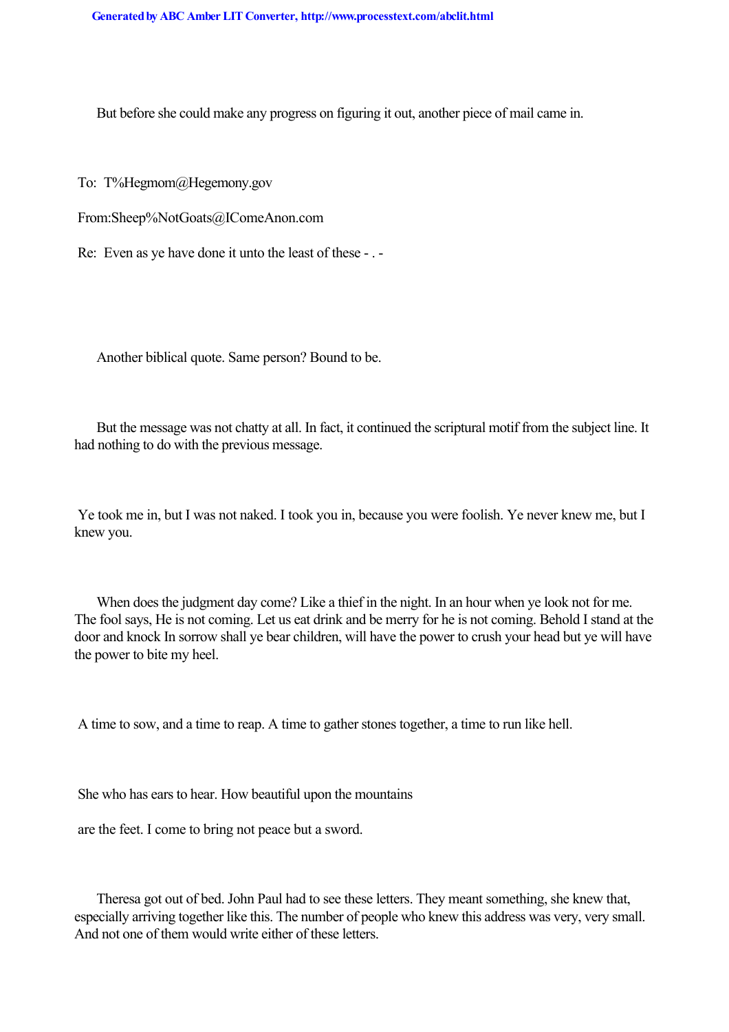But before she could make any progress on figuring it out, another piece of mail came in.

To: T%Hegmom@Hegemony.gov

From:Sheep%NotGoats@IComeAnon.com

Re: Even as ye have done it unto the least of these - . -

Another biblical quote. Same person? Bound to be.

But the message was not chatty at all. In fact, it continued the scriptural motif from the subject line. It had nothing to do with the previous message.

Ye took me in, but I was not naked. I took you in, because you were foolish. Ye never knew me, but I knew you.

When does the judgment day come? Like a thief in the night. In an hour when ye look not for me. The fool says, He is not coming. Let us eat drink and be merry for he is not coming. Behold I stand at the door and knock In sorrow shall ye bear children, will have the power to crush your head but ye will have the power to bite my heel.

A time to sow, and a time to reap. A time to gather stones together, a time to run like hell.

She who has ears to hear. How beautiful upon the mountains

are the feet. I come to bring not peace but a sword.

Theresa got out of bed. John Paul had to see these letters. They meant something, she knew that, especially arriving together like this. The number of people who knew this address was very, very small. And not one of them would write either of these letters.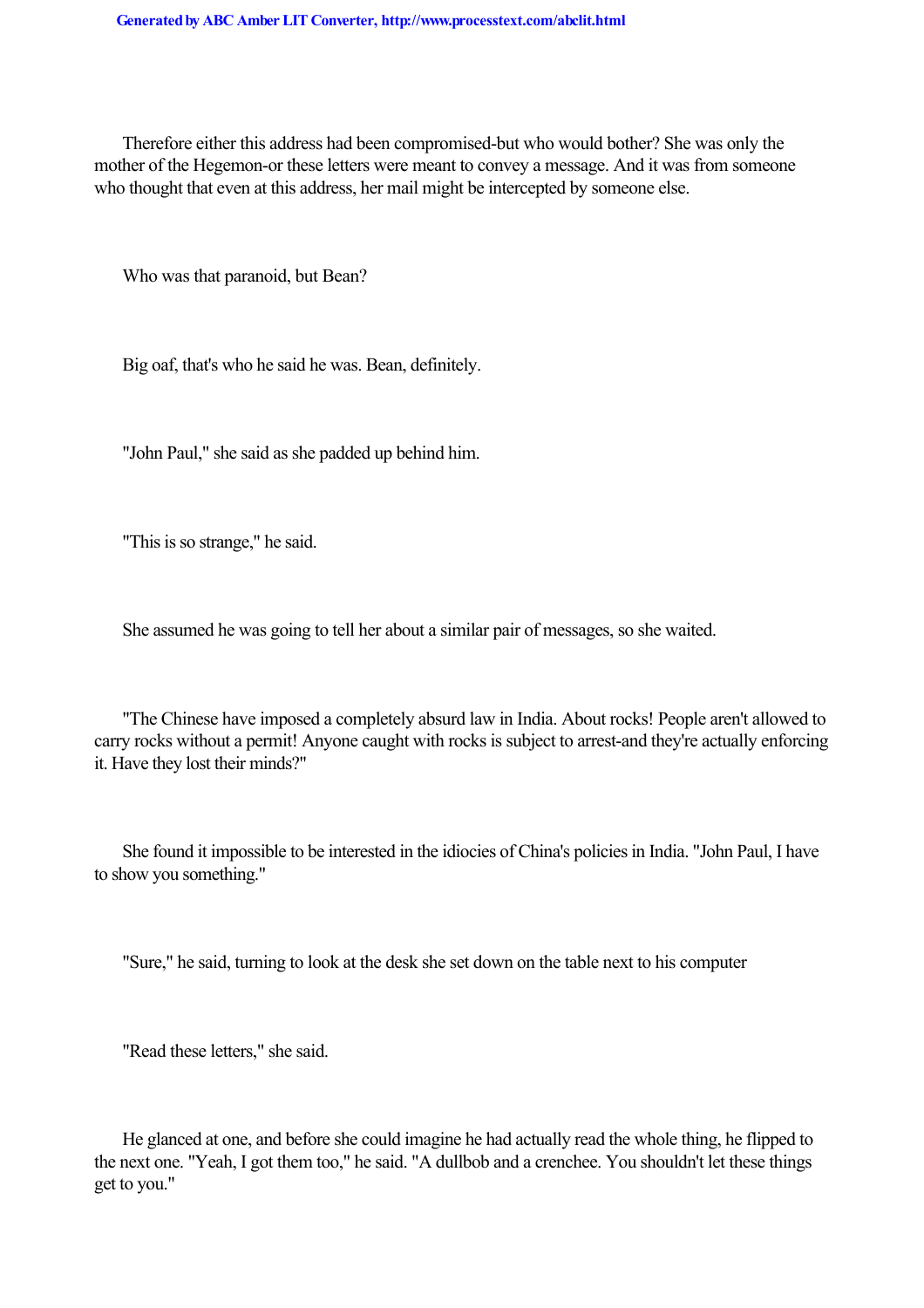Therefore either this address had been compromised-but who would bother? She was only the mother of the Hegemon-or these letters were meant to convey a message. And it was from someone who thought that even at this address, her mail might be intercepted by someone else.

Who was that paranoid, but Bean?

Big oaf, that's who he said he was. Bean, definitely.

"John Paul," she said as she padded up behind him.

"This is so strange," he said.

She assumed he was going to tell her about a similar pair of messages, so she waited.

"The Chinese have imposed a completely absurd law in India. About rocks! People aren't allowed to carry rocks without a permit! Anyone caught with rocks is subject to arrest-and they're actually enforcing it. Have they lost their minds?"

She found it impossible to be interested in the idiocies of China's policies in India. "John Paul, I have to show you something."

"Sure," he said, turning to look at the desk she set down on the table next to his computer

"Read these letters," she said.

He glanced at one, and before she could imagine he had actually read the whole thing, he flipped to the next one. "Yeah, I got them too," he said. "A dullbob and a crenchee. You shouldn't let these things get to you."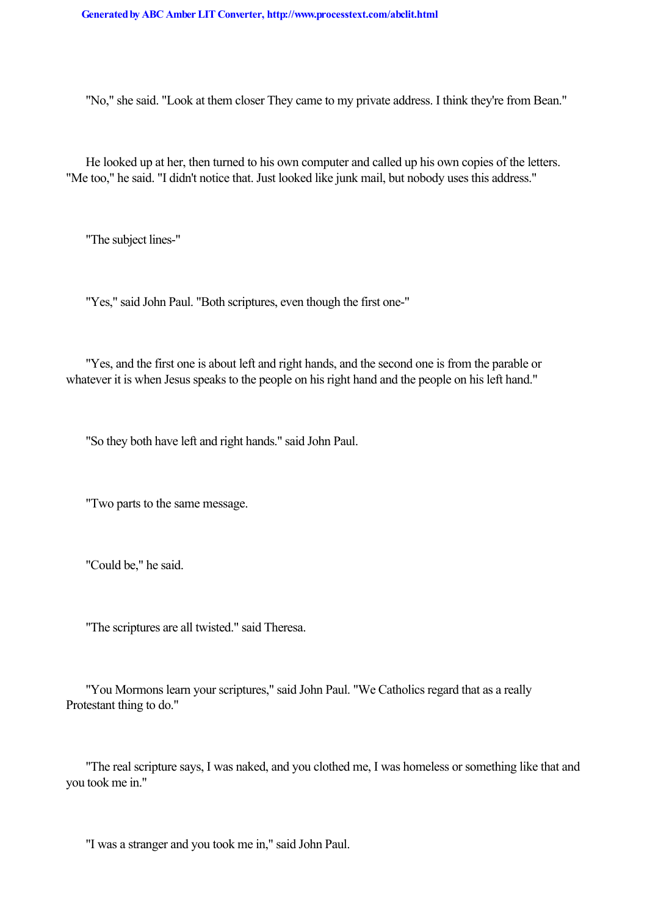"No," she said. "Look at them closer They came to my private address. I think they're from Bean."

He looked up at her, then turned to his own computer and called up his own copies of the letters. "Me too," he said. "I didn't notice that. Just looked like junk mail, but nobody uses this address."

"The subject lines-"

"Yes," said John Paul. "Both scriptures, even though the first one-"

"Yes, and the first one is about left and right hands, and the second one is from the parable or whatever it is when Jesus speaks to the people on his right hand and the people on his left hand."

"So they both have left and right hands." said John Paul.

"Two parts to the same message.

"Could be," he said.

"The scriptures are all twisted." said Theresa.

"You Mormons learn your scriptures," said John Paul. "We Catholics regard that as a really Protestant thing to do."

"The real scripture says, I was naked, and you clothed me, I was homeless or something like that and you took me in."

"I was a stranger and you took me in," said John Paul.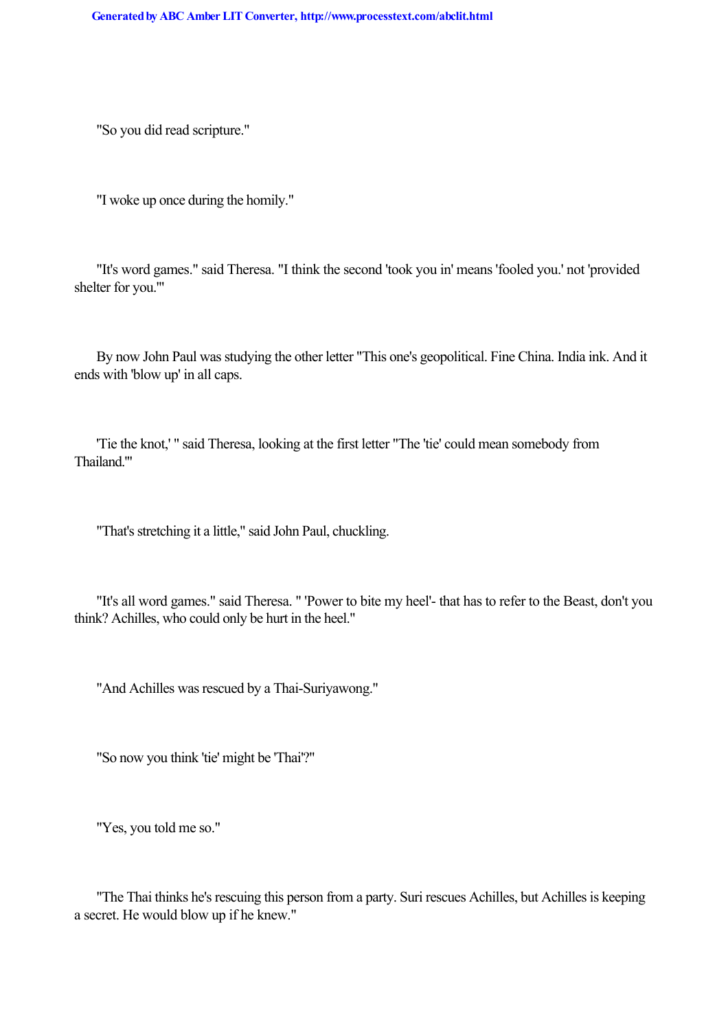"So you did read scripture."

"I woke up once during the homily."

"It's word games." said Theresa. "I think the second 'took you in' means 'fooled you.' not 'provided shelter for you.'"

By now John Paul was studying the other letter "This one's geopolitical. Fine China. India ink. And it ends with 'blow up' in all caps.

'Tie the knot,' " said Theresa, looking at the first letter "The 'tie' could mean somebody from Thailand.'"

"That's stretching it a little," said John Paul, chuckling.

"It's all word games." said Theresa. " 'Power to bite my heel'- that has to refer to the Beast, don't you think? Achilles, who could only be hurt in the heel."

"And Achilles was rescued by a Thai-Suriyawong."

"So now you think 'tie' might be 'Thai'?"

"Yes, you told me so."

"The Thai thinks he's rescuing this person from a party. Suri rescues Achilles, but Achilles is keeping a secret. He would blow up if he knew."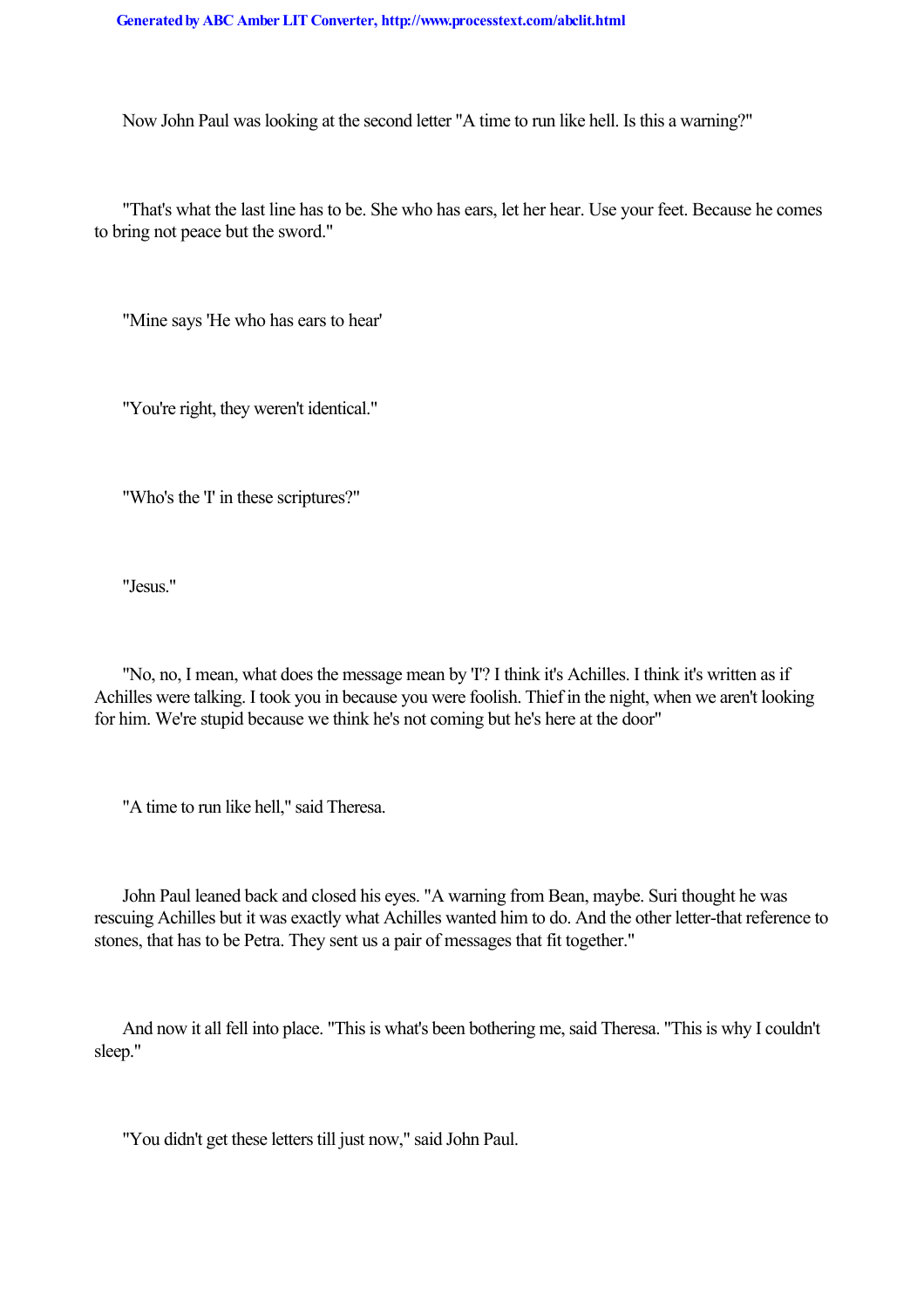Now John Paul was looking at the second letter "A time to run like hell. Is this a warning?"

"That's what the last line has to be. She who has ears, let her hear. Use your feet. Because he comes to bring not peace but the sword."

"Mine says 'He who has ears to hear'

"You're right, they weren't identical."

"Who's the 'I' in these scriptures?"

"Jesus."

"No, no, I mean, what does the message mean by 'I'? I think it's Achilles. I think it's written as if Achilles were talking. I took you in because you were foolish. Thief in the night, when we aren't looking for him. We're stupid because we think he's not coming but he's here at the door"

"A time to run like hell," said Theresa.

John Paul leaned back and closed his eyes. "A warning from Bean, maybe. Suri thought he was rescuing Achilles but it was exactly what Achilles wanted him to do. And the other letter-that reference to stones, that has to be Petra. They sent us a pair of messages that fit together."

And now it all fell into place. "This is what's been bothering me, said Theresa. "This is why I couldn't sleep."

"You didn't get these letters till just now," said John Paul.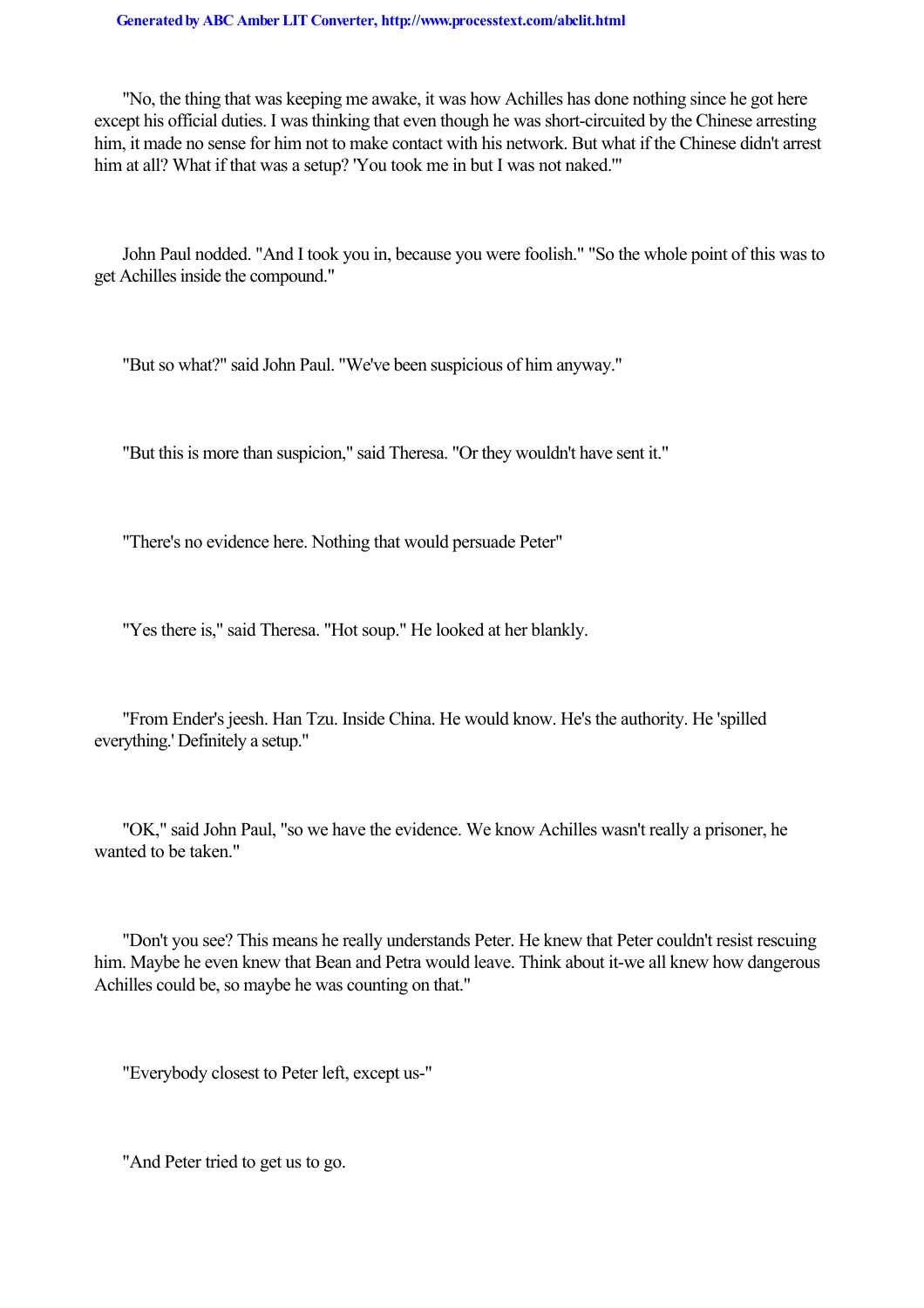"No, the thing that was keeping me awake, it was how Achilles has done nothing since he got here except his official duties. I was thinking that even though he was short-circuited by the Chinese arresting him, it made no sense for him not to make contact with his network. But what if the Chinese didn't arrest him at all? What if that was a setup? 'You took me in but I was not naked.'"

John Paul nodded. "And I took you in, because you were foolish." "So the whole point of this was to get Achilles inside the compound."

"But so what?" said John Paul. "We've been suspicious of him anyway."

"But this is more than suspicion," said Theresa. "Or they wouldn't have sent it."

"There's no evidence here. Nothing that would persuade Peter"

"Yes there is," said Theresa. "Hot soup." He looked at her blankly.

"From Ender's jeesh. Han Tzu. Inside China. He would know. He's the authority. He 'spilled everything.' Definitely a setup."

"OK," said John Paul, "so we have the evidence. We know Achilles wasn't really a prisoner, he wanted to be taken."

"Don't you see? This means he really understands Peter. He knew that Peter couldn't resist rescuing him. Maybe he even knew that Bean and Petra would leave. Think about it-we all knew how dangerous Achilles could be, so maybe he was counting on that."

"Everybody closest to Peter left, except us-"

"And Peter tried to get us to go.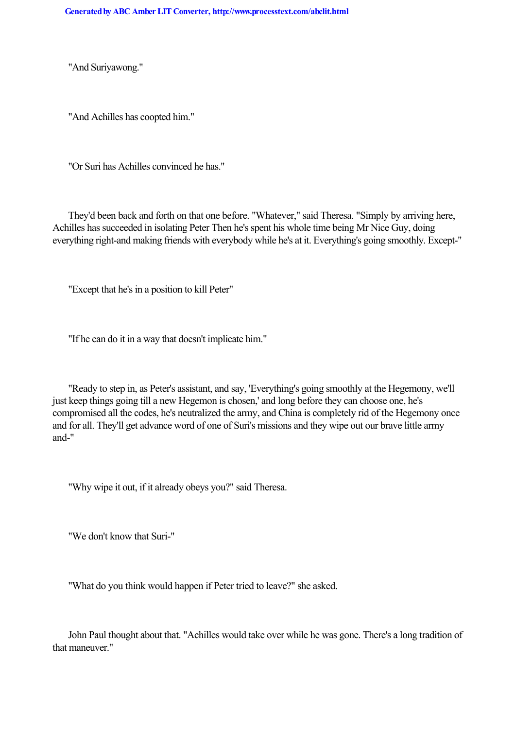"And Suriyawong."

"And Achilles has coopted him."

"Or Suri has Achilles convinced he has."

They'd been back and forth on that one before. "Whatever," said Theresa. "Simply by arriving here, Achilles has succeeded in isolating Peter Then he's spent his whole time being Mr Nice Guy, doing everything right-and making friends with everybody while he's at it. Everything's going smoothly. Except-"

"Except that he's in a position to kill Peter"

"If he can do it in a way that doesn't implicate him."

"Ready to step in, as Peter's assistant, and say, 'Everything's going smoothly at the Hegemony, we'll just keep things going till a new Hegemon is chosen,' and long before they can choose one, he's compromised all the codes, he's neutralized the army, and China is completely rid of the Hegemony once and for all. They'll get advance word of one of Suri's missions and they wipe out our brave little army and-"

"Why wipe it out, if it already obeys you?" said Theresa.

"We don't know that Suri-"

"What do you think would happen if Peter tried to leave?" she asked.

John Paul thought about that. "Achilles would take over while he was gone. There's a long tradition of that maneuver."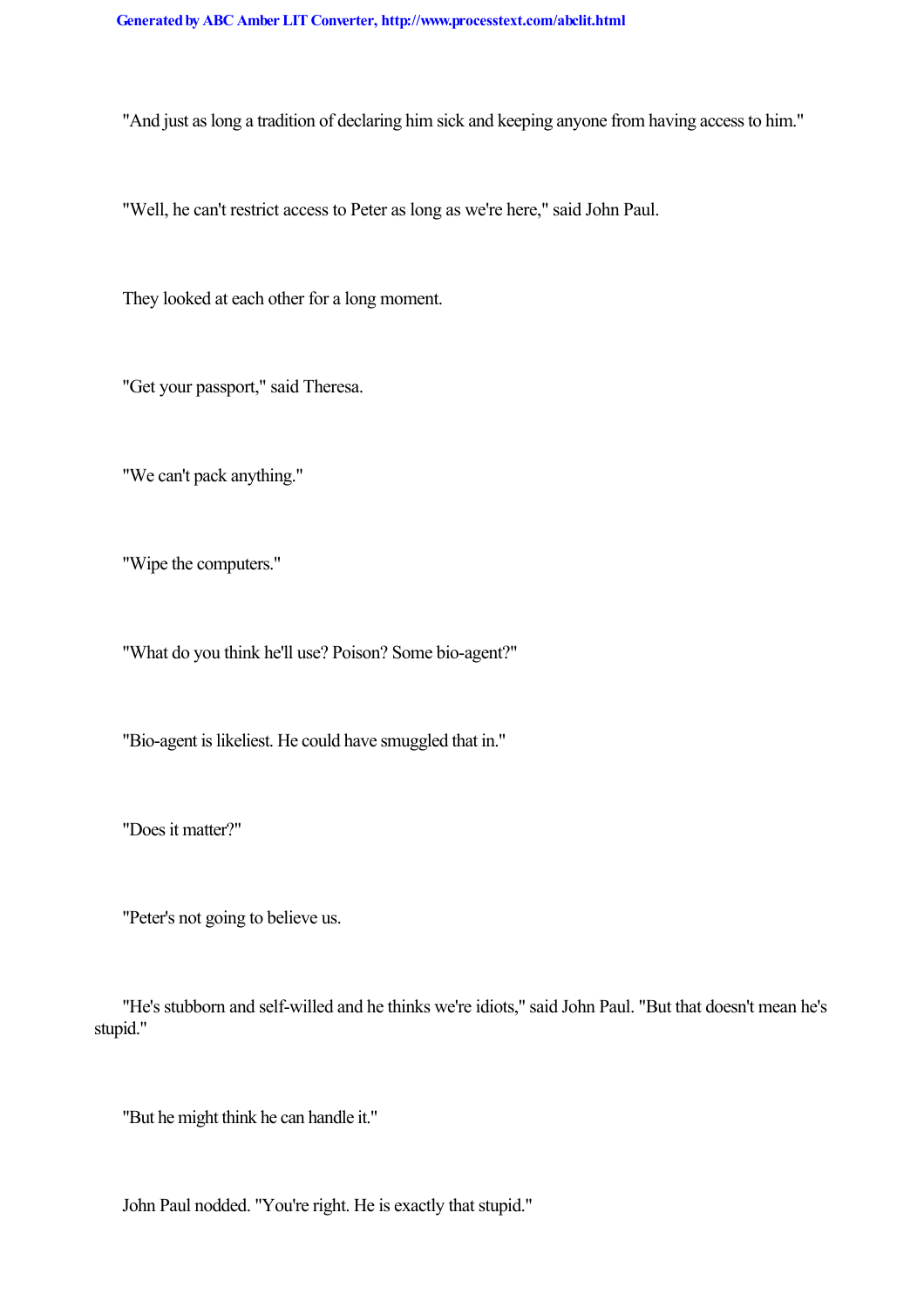"And just as long a tradition of declaring him sick and keeping anyone from having access to him."

"Well, he can't restrict access to Peter as long as we're here," said John Paul.

They looked at each other for a long moment.

"Get your passport," said Theresa.

"We can't pack anything."

"Wipe the computers."

"What do you think he'll use? Poison? Some bio-agent?"

"Bio-agent is likeliest. He could have smuggled that in."

"Does it matter?"

"Peter's not going to believe us.

"He's stubborn and self-willed and he thinks we're idiots," said John Paul. "But that doesn't mean he's stupid."

"But he might think he can handle it."

John Paul nodded. "You're right. He is exactly that stupid."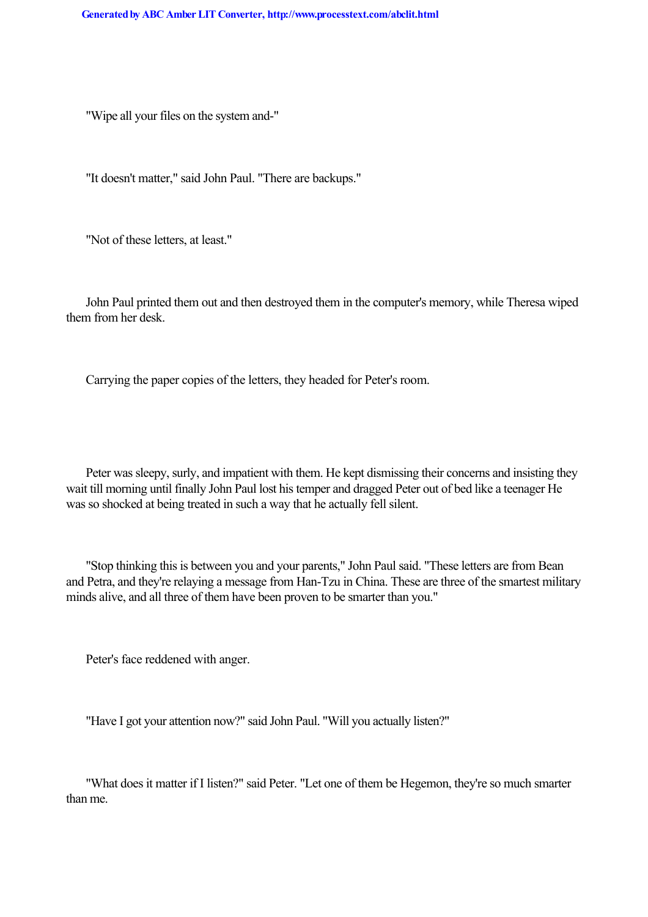"Wipe all your files on the system and-"

"It doesn't matter," said John Paul. "There are backups."

"Not of these letters, at least."

John Paul printed them out and then destroyed them in the computer's memory, while Theresa wiped them from her desk.

Carrying the paper copies of the letters, they headed for Peter's room.

Peter was sleepy, surly, and impatient with them. He kept dismissing their concerns and insisting they wait till morning until finally John Paul lost his temper and dragged Peter out of bed like a teenager He was so shocked at being treated in such a way that he actually fell silent.

"Stop thinking this is between you and your parents," John Paul said. "These letters are from Bean and Petra, and they're relaying a message from Han-Tzu in China. These are three of the smartest military minds alive, and all three of them have been proven to be smarter than you."

Peter's face reddened with anger.

"Have I got your attention now?" said John Paul. "Will you actually listen?"

"What does it matter if I listen?" said Peter. "Let one of them be Hegemon, they're so much smarter than me.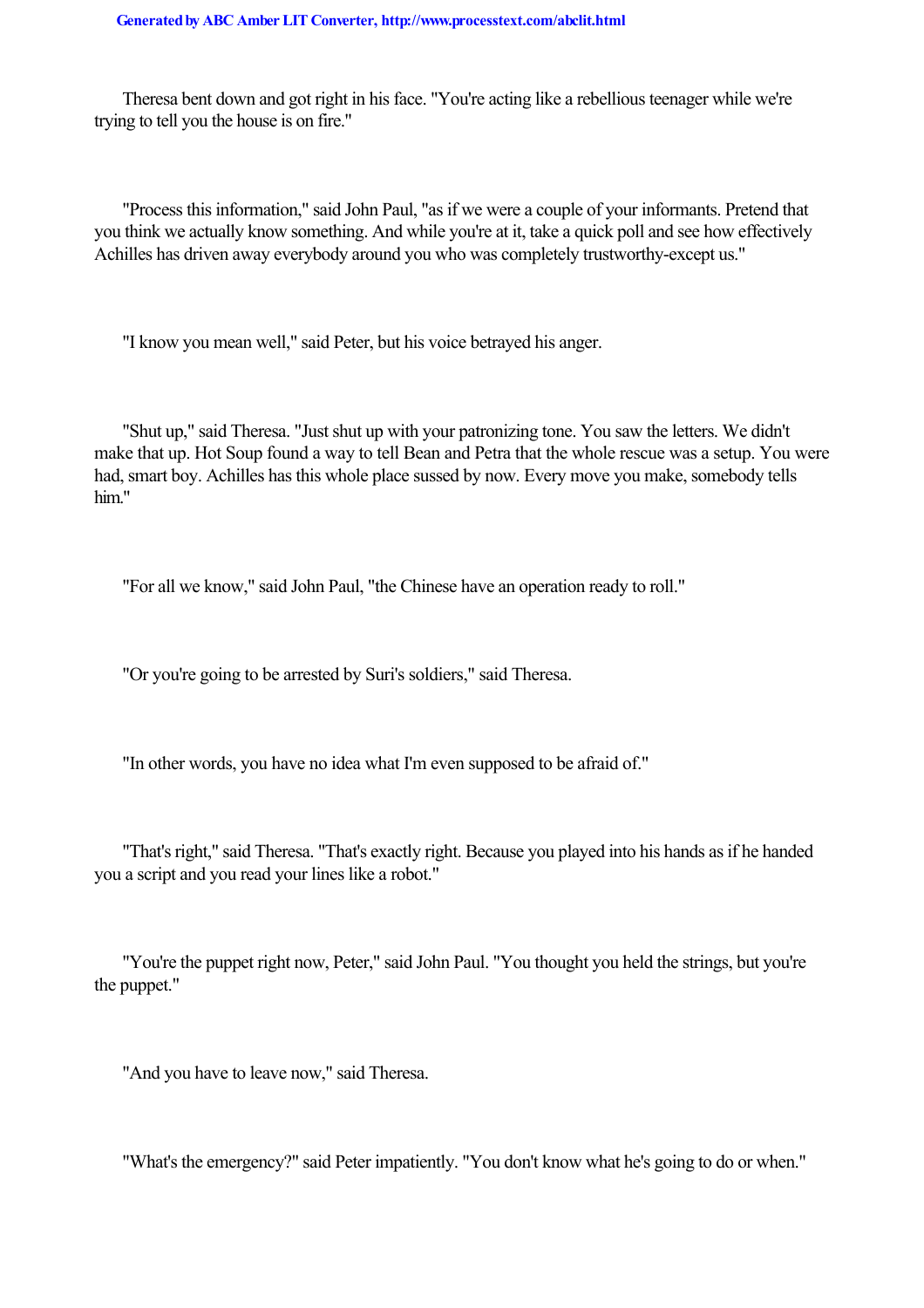Theresa bent down and got right in his face. "You're acting like a rebellious teenager while we're trying to tell you the house is on fire."

"Process this information," said John Paul, "as if we were a couple of your informants. Pretend that you think we actually know something. And while you're at it, take a quick poll and see how effectively Achilles has driven away everybody around you who was completely trustworthy-except us."

"I know you mean well," said Peter, but his voice betrayed his anger.

"Shut up," said Theresa. "Just shut up with your patronizing tone. You saw the letters. We didn't make that up. Hot Soup found a way to tell Bean and Petra that the whole rescue was a setup. You were had, smart boy. Achilles has this whole place sussed by now. Every move you make, somebody tells him."

"For all we know," said John Paul, "the Chinese have an operation ready to roll."

"Or you're going to be arrested by Suri's soldiers," said Theresa.

"In other words, you have no idea what I'm even supposed to be afraid of."

"That's right," said Theresa. "That's exactly right. Because you played into his hands as if he handed you a script and you read your lines like a robot."

"You're the puppet right now, Peter," said John Paul. "You thought you held the strings, but you're the puppet."

"And you have to leave now," said Theresa.

"What's the emergency?" said Peter impatiently. "You don't know what he's going to do or when."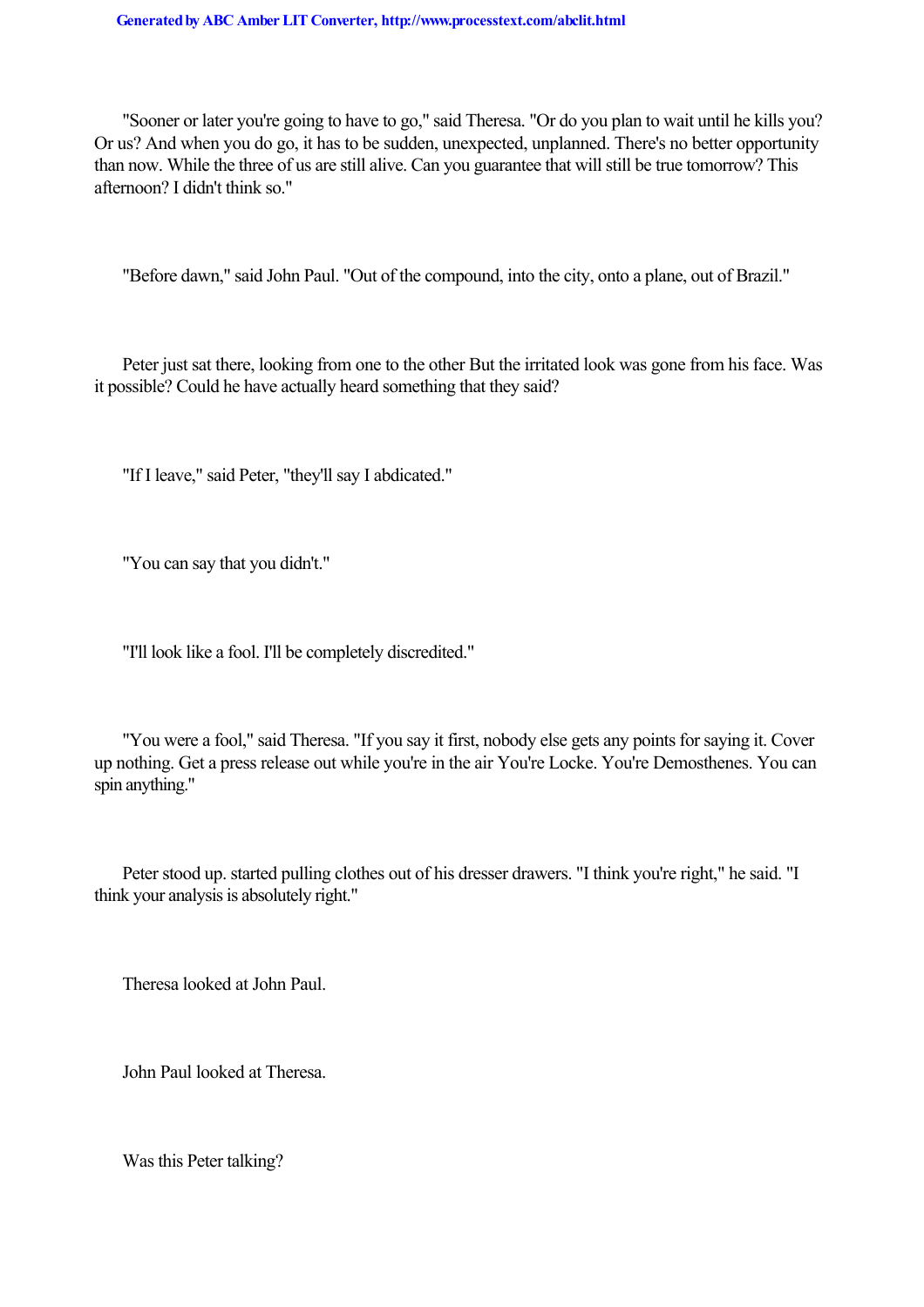"Sooner or later you're going to have to go," said Theresa. "Or do you plan to wait until he kills you? Or us? And when you do go, it has to be sudden, unexpected, unplanned. There's no better opportunity than now. While the three of us are still alive. Can you guarantee that will still be true tomorrow? This afternoon? I didn't think so."

"Before dawn," said John Paul. "Out of the compound, into the city, onto a plane, out of Brazil."

Peter just sat there, looking from one to the other But the irritated look was gone from his face. Was it possible? Could he have actually heard something that they said?

"If I leave," said Peter, "they'll say I abdicated."

"You can say that you didn't."

"I'll look like a fool. I'll be completely discredited."

"You were a fool," said Theresa. "If you say it first, nobody else gets any points for saying it. Cover up nothing. Get a press release out while you're in the air You're Locke. You're Demosthenes. You can spin anything."

Peter stood up. started pulling clothes out of his dresser drawers. "I think you're right," he said. "I think your analysis is absolutely right."

Theresa looked at John Paul.

John Paul looked at Theresa.

Was this Peter talking?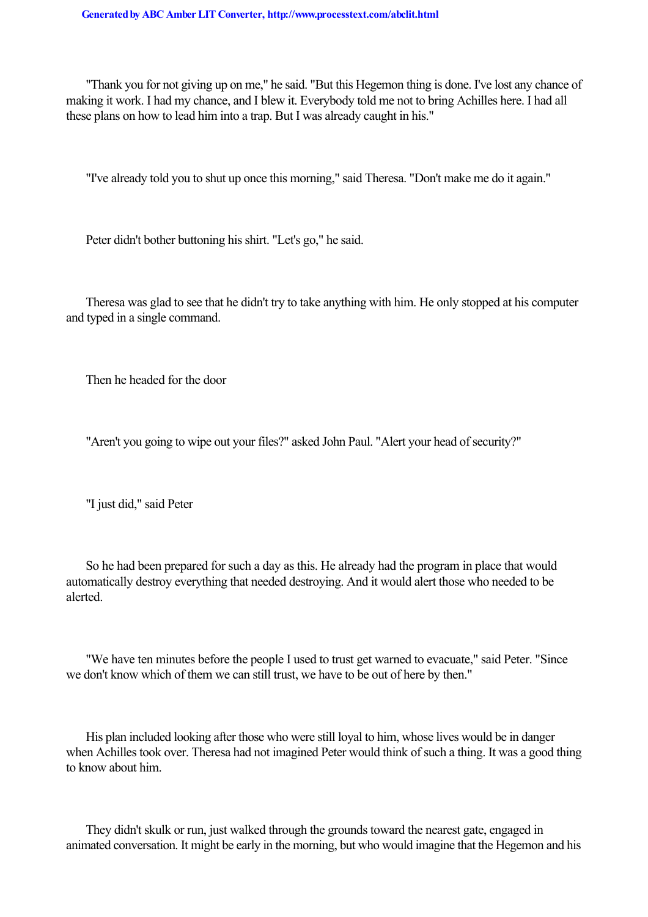"Thank you for not giving up on me," he said. "But this Hegemon thing is done. I've lost any chance of making it work. I had my chance, and I blew it. Everybody told me not to bring Achilles here. I had all these plans on how to lead him into a trap. But I was already caught in his."

"I've already told you to shut up once this morning," said Theresa. "Don't make me do it again."

Peter didn't bother buttoning his shirt. "Let's go," he said.

Theresa was glad to see that he didn't try to take anything with him. He only stopped at his computer and typed in a single command.

Then he headed for the door

"Aren't you going to wipe out your files?" asked John Paul. "Alert your head of security?"

"I just did," said Peter

So he had been prepared for such a day as this. He already had the program in place that would automatically destroy everything that needed destroying. And it would alert those who needed to be alerted.

"We have ten minutes before the people I used to trust get warned to evacuate," said Peter. "Since we don't know which of them we can still trust, we have to be out of here by then."

His plan included looking after those who were still loyal to him, whose lives would be in danger when Achilles took over. Theresa had not imagined Peter would think of such a thing. It was a good thing to know about him.

They didn't skulk or run, just walked through the grounds toward the nearest gate, engaged in animated conversation. It might be early in the morning, but who would imagine that the Hegemon and his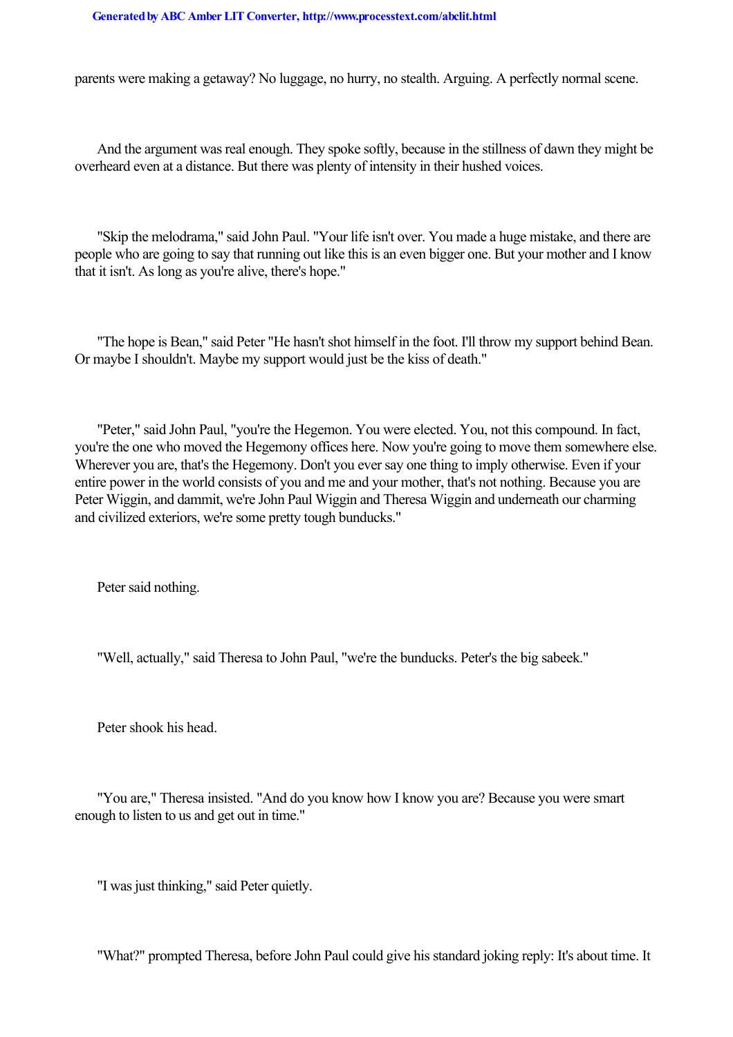parents were making a getaway? No luggage, no hurry, no stealth. Arguing. A perfectly normal scene.

And the argument was real enough. They spoke softly, because in the stillness of dawn they might be overheard even at a distance. But there was plenty of intensity in their hushed voices.

"Skip the melodrama," said John Paul. "Your life isn't over. You made a huge mistake, and there are people who are going to say that running out like this is an even bigger one. But your mother and I know that it isn't. As long as you're alive, there's hope."

"The hope is Bean," said Peter "He hasn't shot himself in the foot. I'll throw my support behind Bean. Or maybe I shouldn't. Maybe my support would just be the kiss of death."

"Peter," said John Paul, "you're the Hegemon. You were elected. You, not this compound. In fact, you're the one who moved the Hegemony offices here. Now you're going to move them somewhere else. Wherever you are, that's the Hegemony. Don't you ever say one thing to imply otherwise. Even if your entire power in the world consists of you and me and your mother, that's not nothing. Because you are Peter Wiggin, and dammit, we're John Paul Wiggin and Theresa Wiggin and underneath our charming and civilized exteriors, we're some pretty tough bunducks."

Peter said nothing.

"Well, actually," said Theresa to John Paul, "we're the bunducks. Peter's the big sabeek."

Peter shook his head.

"You are," Theresa insisted. "And do you know how I know you are? Because you were smart enough to listen to us and get out in time."

"I was just thinking," said Peter quietly.

"What?" prompted Theresa, before John Paul could give his standard joking reply: It's about time. It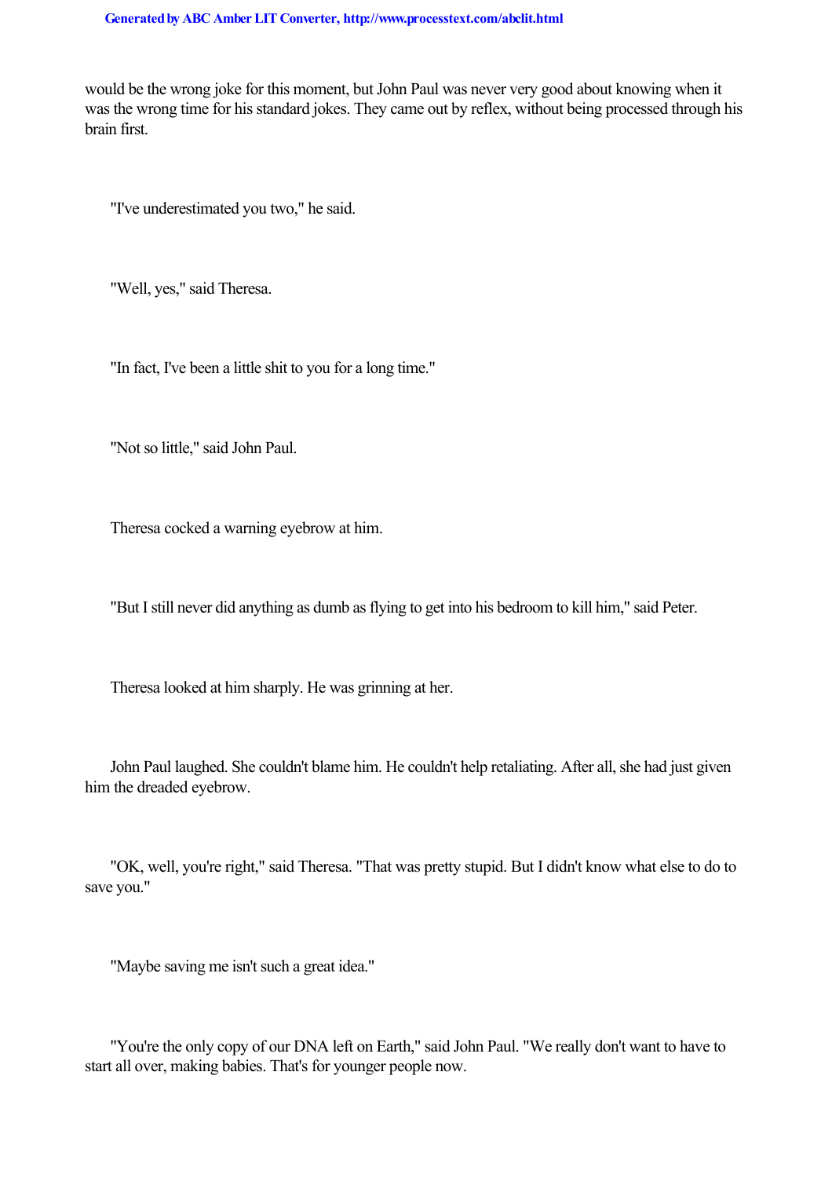would be the wrong joke for this moment, but John Paul was never very good about knowing when it was the wrong time for his standard jokes. They came out by reflex, without being processed through his brain first.

"I've underestimated you two," he said.

"Well, yes," said Theresa.

"In fact, I've been a little shit to you for a long time."

"Not so little," said John Paul.

Theresa cocked a warning eyebrow at him.

"But I still never did anything as dumb as flying to get into his bedroom to kill him," said Peter.

Theresa looked at him sharply. He was grinning at her.

John Paul laughed. She couldn't blame him. He couldn't help retaliating. After all, she had just given him the dreaded eyebrow.

"OK, well, you're right," said Theresa. "That was pretty stupid. But I didn't know what else to do to save you."

"Maybe saving me isn't such a great idea."

"You're the only copy of our DNA left on Earth," said John Paul. "We really don't want to have to start all over, making babies. That's for younger people now.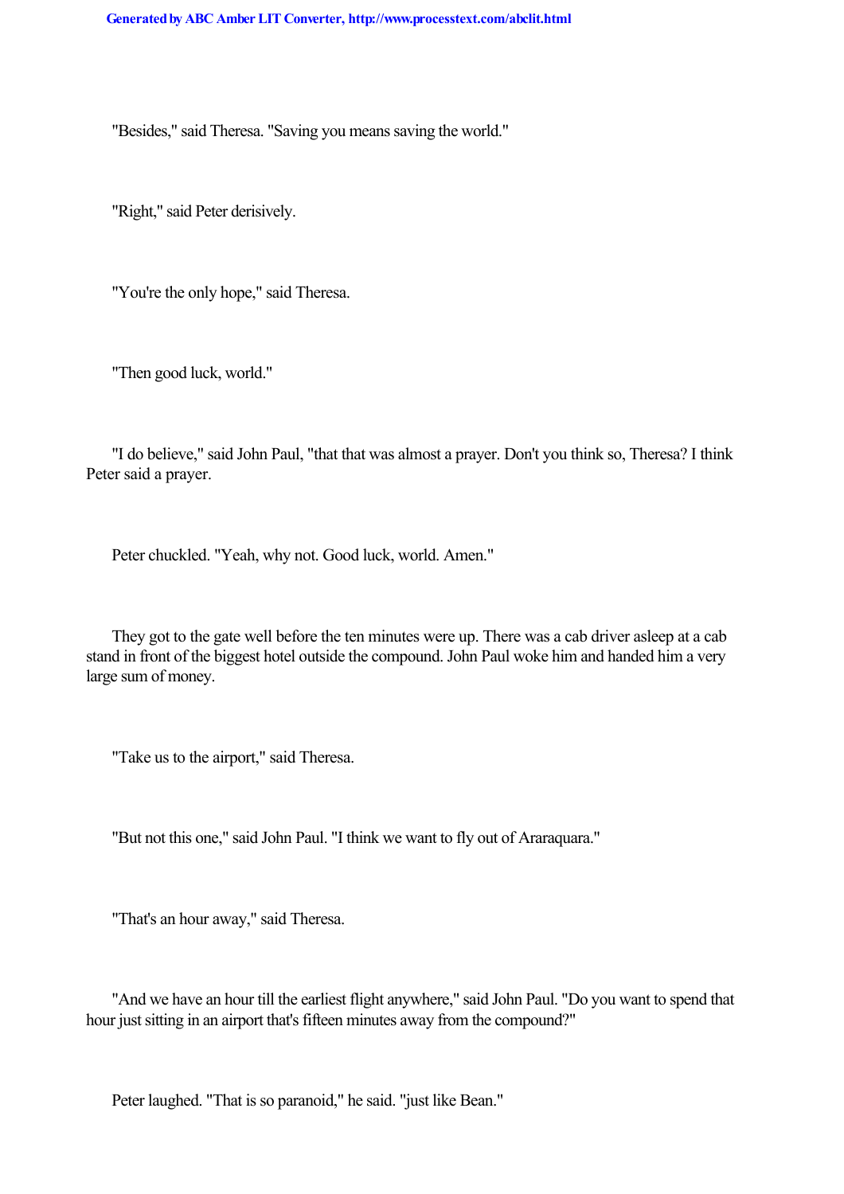"Besides," said Theresa. "Saving you means saving the world."

"Right," said Peter derisively.

"You're the only hope," said Theresa.

"Then good luck, world."

"I do believe," said John Paul, "that that was almost a prayer. Don't you think so, Theresa? I think Peter said a prayer.

Peter chuckled. "Yeah, why not. Good luck, world. Amen."

They got to the gate well before the ten minutes were up. There was a cab driver asleep at a cab stand in front of the biggest hotel outside the compound. John Paul woke him and handed him a very large sum of money.

"Take us to the airport," said Theresa.

"But not this one," said John Paul. "I think we want to fly out of Araraquara."

"That's an hour away," said Theresa.

"And we have an hour till the earliest flight anywhere," said John Paul. "Do you want to spend that hour just sitting in an airport that's fifteen minutes away from the compound?"

Peter laughed. "That is so paranoid," he said. "just like Bean."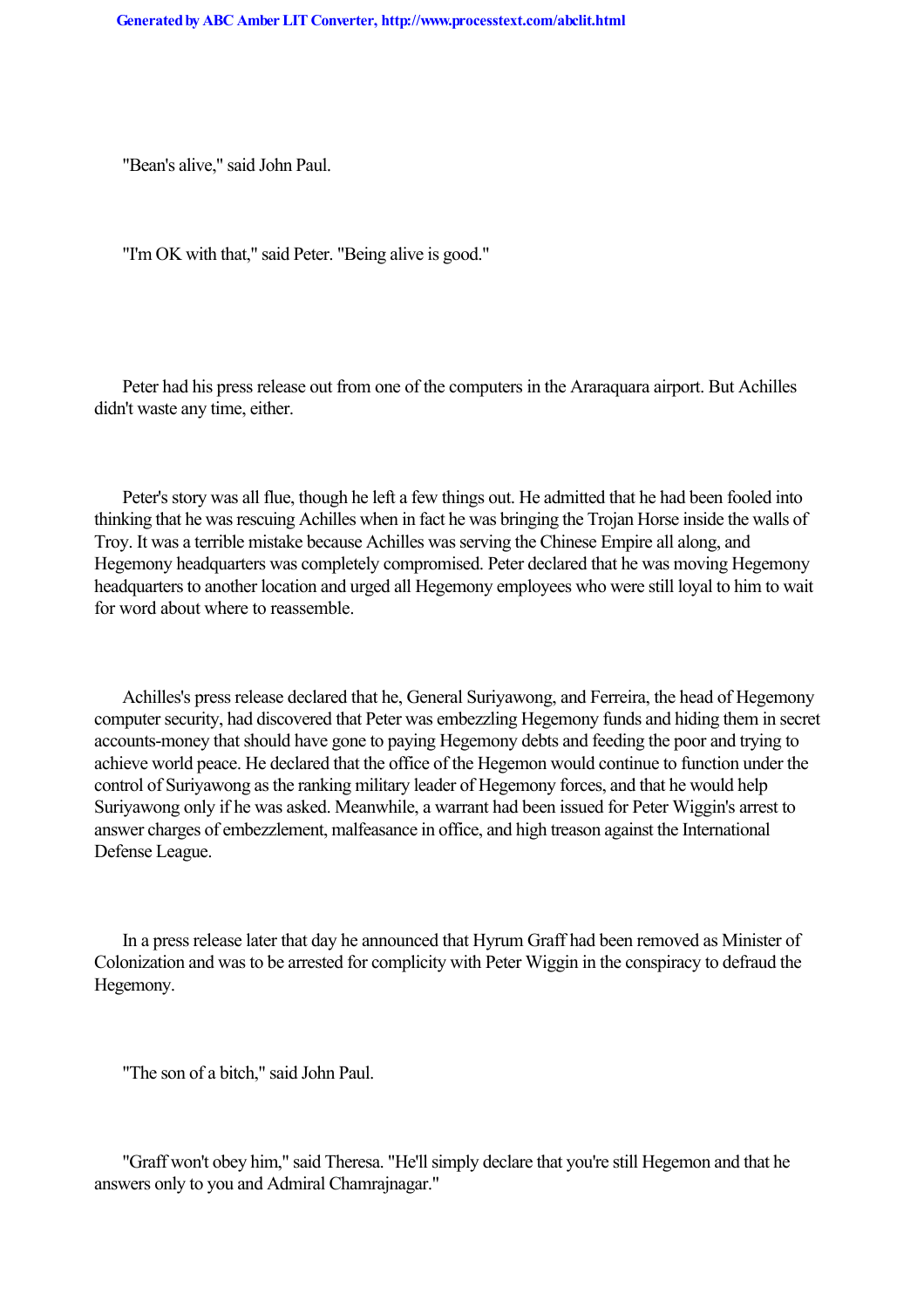"Bean's alive," said John Paul.

"I'm OK with that," said Peter. "Being alive is good."

Peter had his press release out from one of the computers in the Araraquara airport. But Achilles didn't waste any time, either.

Peter's story was all flue, though he left a few things out. He admitted that he had been fooled into thinking that he was rescuing Achilles when in fact he was bringing the Trojan Horse inside the walls of Troy. It was a terrible mistake because Achilles was serving the Chinese Empire all along, and Hegemony headquarters was completely compromised. Peter declared that he was moving Hegemony headquarters to another location and urged all Hegemony employees who were still loyal to him to wait for word about where to reassemble.

Achilles's press release declared that he, General Suriyawong, and Ferreira, the head of Hegemony computer security, had discovered that Peter was embezzling Hegemony funds and hiding them in secret accounts-money that should have gone to paying Hegemony debts and feeding the poor and trying to achieve world peace. He declared that the office of the Hegemon would continue to function under the control of Suriyawong as the ranking military leader of Hegemony forces, and that he would help Suriyawong only if he was asked. Meanwhile, a warrant had been issued for Peter Wiggin's arrest to answer charges of embezzlement, malfeasance in office, and high treason against the International Defense League.

In a press release later that day he announced that Hyrum Graff had been removed as Minister of Colonization and was to be arrested for complicity with Peter Wiggin in the conspiracy to defraud the Hegemony.

"The son of a bitch," said John Paul.

"Graff won't obey him," said Theresa. "He'll simply declare that you're still Hegemon and that he answers only to you and Admiral Chamrajnagar."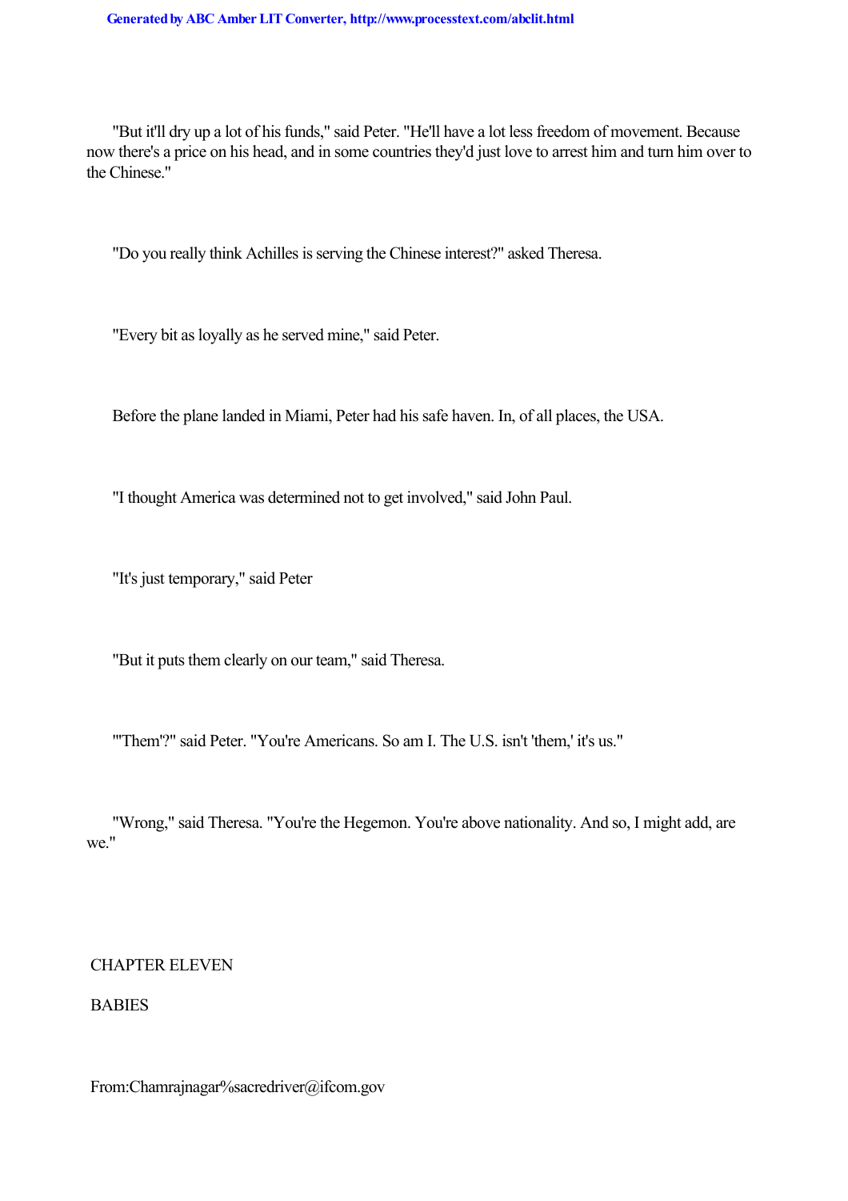"But it'll dry up a lot of his funds," said Peter. "He'll have a lot less freedom of movement. Because now there's a price on his head, and in some countries they'd just love to arrest him and turn him over to the Chinese."

"Do you really think Achilles is serving the Chinese interest?" asked Theresa.

"Every bit as loyally as he served mine," said Peter.

Before the plane landed in Miami, Peter had his safe haven. In, of all places, the USA.

"I thought America was determined not to get involved," said John Paul.

"It's just temporary," said Peter

"But it puts them clearly on our team," said Theresa.

"'Them'?" said Peter. "You're Americans. So am I. The U.S. isn't 'them,' it's us."

"Wrong," said Theresa. "You're the Hegemon. You're above nationality. And so, I might add, are we."

## CHAPTER ELEVEN

## BABIES

From:Chamrajnagar%sacredriver@ifcom.gov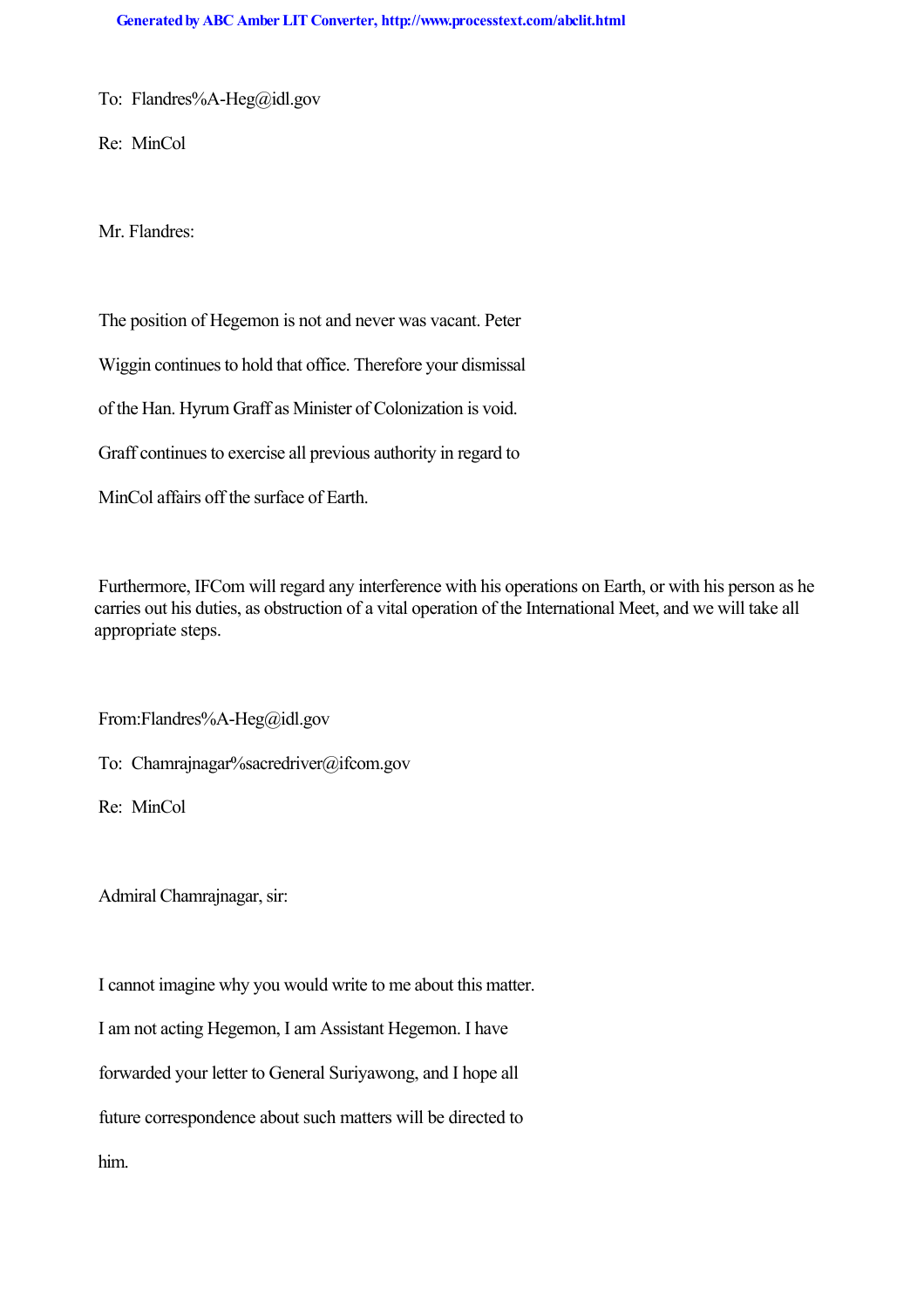To: Flandres%A-Heg@idl.gov

Re: MinCol

Mr. Flandres:

The position of Hegemon is not and never was vacant. Peter Wiggin continues to hold that office. Therefore your dismissal of the Han. Hyrum Graff as Minister of Colonization is void. Graff continues to exercise all previous authority in regard to MinCol affairs off the surface of Earth.

Furthermore, IFCom will regard any interference with his operations on Earth, or with his person as he carries out his duties, as obstruction of a vital operation of the International Meet, and we will take all appropriate steps.

From:Flandres%A-Heg@idl.gov

To: Chamrajnagar%sacredriver@ifcom.gov

Re: MinCol

Admiral Chamrajnagar, sir:

I cannot imagine why you would write to me about this matter. I am not acting Hegemon, I am Assistant Hegemon. I have forwarded your letter to General Suriyawong, and I hope all future correspondence about such matters will be directed to him.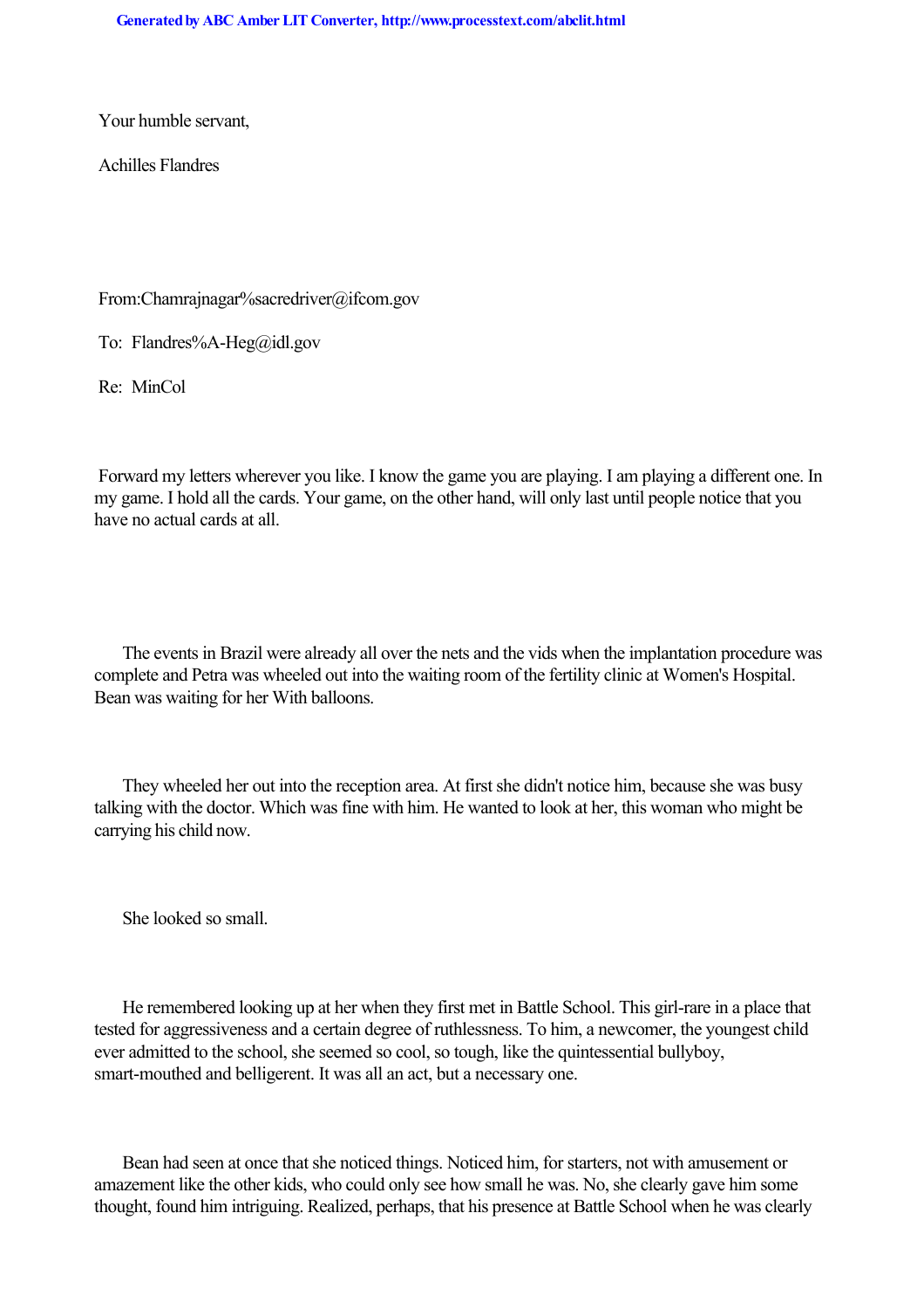Your humble servant,

Achilles Flandres

From:Chamrajnagar%sacredriver@ifcom.gov

To: Flandres%A-Heg@idl.gov

Re: MinCol

Forward my letters wherever you like. I know the game you are playing. I am playing a different one. In my game. I hold all the cards. Your game, on the other hand, will only last until people notice that you have no actual cards at all.

The events in Brazil were already all over the nets and the vids when the implantation procedure was complete and Petra was wheeled out into the waiting room of the fertility clinic at Women's Hospital. Bean was waiting for her With balloons.

They wheeled her out into the reception area. At first she didn't notice him, because she was busy talking with the doctor. Which was fine with him. He wanted to look at her, this woman who might be carrying his child now.

She looked so small.

He remembered looking up at her when they first met in Battle School. This girl-rare in a place that tested for aggressiveness and a certain degree of ruthlessness. To him, a newcomer, the youngest child ever admitted to the school, she seemed so cool, so tough, like the quintessential bullyboy, smart-mouthed and belligerent. It was all an act, but a necessary one.

Bean had seen at once that she noticed things. Noticed him, for starters, not with amusement or amazement like the other kids, who could only see how small he was. No, she clearly gave him some thought, found him intriguing. Realized, perhaps, that his presence at Battle School when he was clearly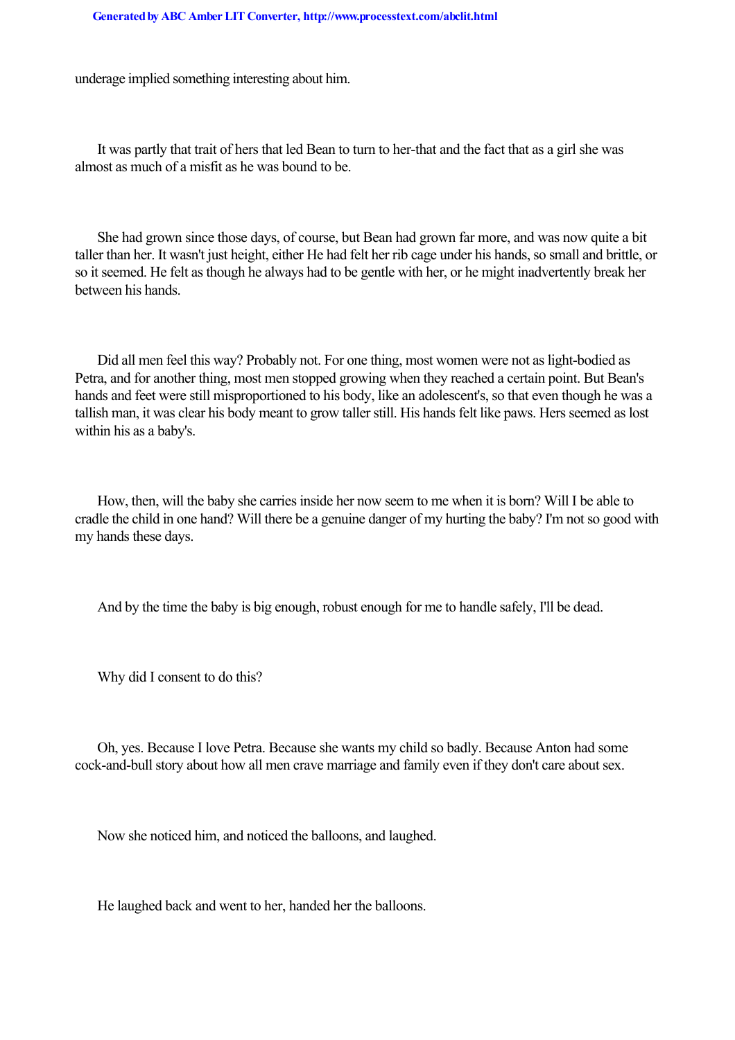underage implied something interesting about him.

It was partly that trait of hers that led Bean to turn to her-that and the fact that as a girl she was almost as much of a misfit as he was bound to be.

She had grown since those days, of course, but Bean had grown far more, and was now quite a bit taller than her. It wasn't just height, either He had felt her rib cage under his hands, so small and brittle, or so it seemed. He felt as though he always had to be gentle with her, or he might inadvertently break her between his hands.

Did all men feel this way? Probably not. For one thing, most women were not as light-bodied as Petra, and for another thing, most men stopped growing when they reached a certain point. But Bean's hands and feet were still misproportioned to his body, like an adolescent's, so that even though he was a tallish man, it was clear his body meant to grow taller still. His hands felt like paws. Hers seemed as lost within his as a baby's.

How, then, will the baby she carries inside her now seem to me when it is born? Will I be able to cradle the child in one hand? Will there be a genuine danger of my hurting the baby? I'm not so good with my hands these days.

And by the time the baby is big enough, robust enough for me to handle safely, I'll be dead.

Why did I consent to do this?

Oh, yes. Because I love Petra. Because she wants my child so badly. Because Anton had some cock-and-bull story about how all men crave marriage and family even if they don't care about sex.

Now she noticed him, and noticed the balloons, and laughed.

He laughed back and went to her, handed her the balloons.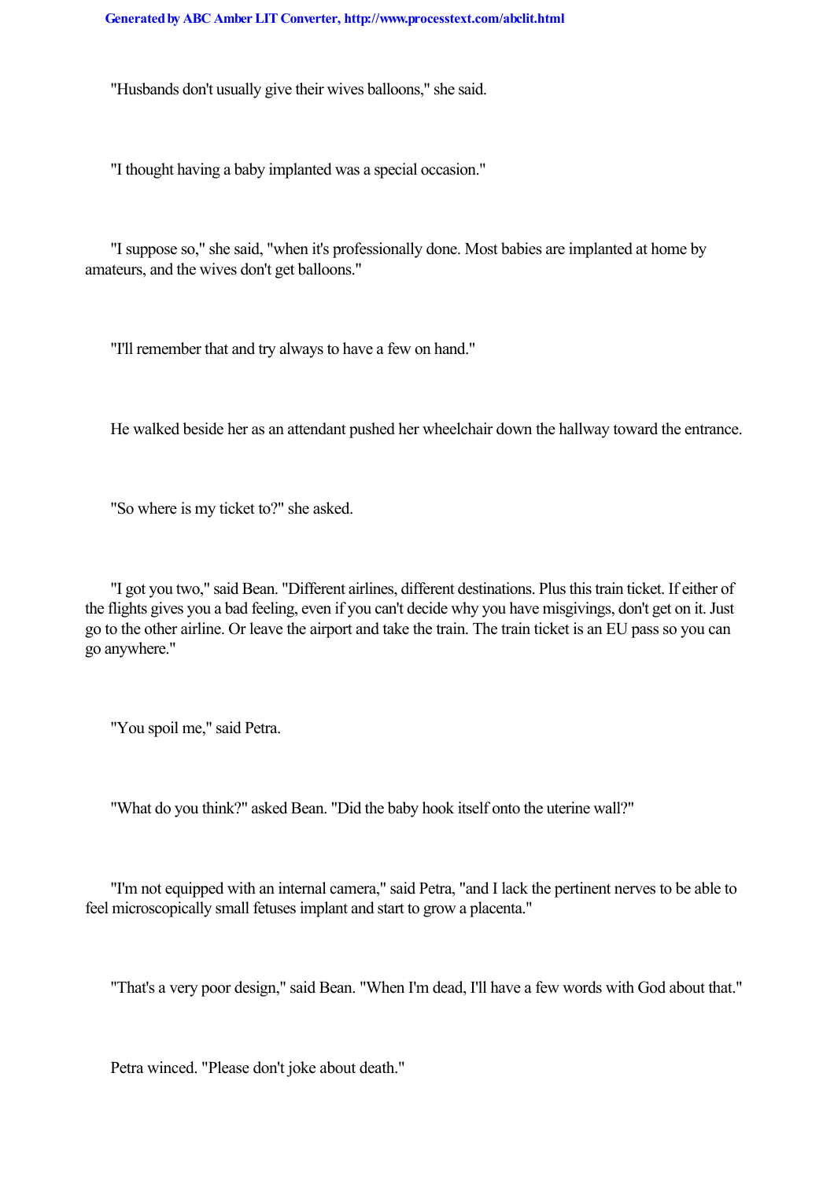"Husbands don't usually give their wives balloons," she said.

"I thought having a baby implanted was a special occasion."

"I suppose so," she said, "when it's professionally done. Most babies are implanted at home by amateurs, and the wives don't get balloons."

"I'll remember that and try always to have a few on hand."

He walked beside her as an attendant pushed her wheelchair down the hallway toward the entrance.

"So where is my ticket to?" she asked.

"I got you two," said Bean. "Different airlines, different destinations. Plus this train ticket. If either of the flights gives you a bad feeling, even if you can't decide why you have misgivings, don't get on it. Just go to the other airline. Or leave the airport and take the train. The train ticket is an EU pass so you can go anywhere."

"You spoil me," said Petra.

"What do you think?" asked Bean. "Did the baby hook itself onto the uterine wall?"

"I'm not equipped with an internal camera," said Petra, "and I lack the pertinent nerves to be able to feel microscopically small fetuses implant and start to grow a placenta."

"That's a very poor design," said Bean. "When I'm dead, I'll have a few words with God about that."

Petra winced. "Please don't joke about death."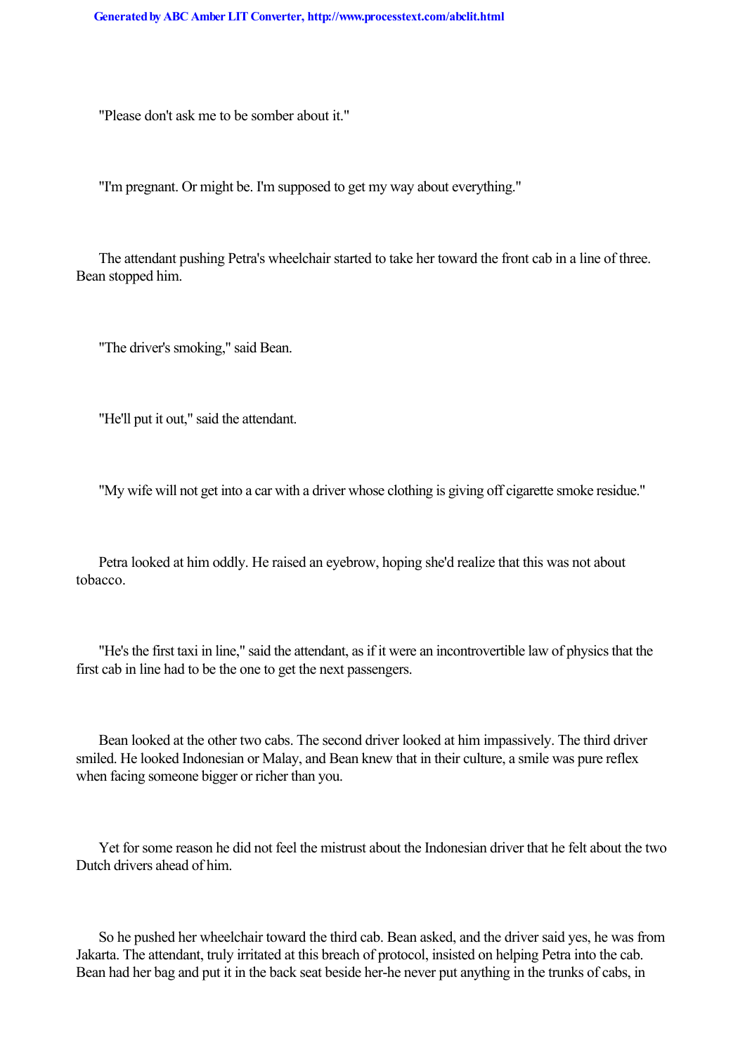"Please don't ask me to be somber about it."

"I'm pregnant. Or might be. I'm supposed to get my way about everything."

The attendant pushing Petra's wheelchair started to take her toward the front cab in a line of three. Bean stopped him.

"The driver's smoking," said Bean.

"He'll put it out," said the attendant.

"My wife will not get into a car with a driver whose clothing is giving off cigarette smoke residue."

Petra looked at him oddly. He raised an eyebrow, hoping she'd realize that this was not about tobacco.

"He's the first taxi in line," said the attendant, as if it were an incontrovertible law of physics that the first cab in line had to be the one to get the next passengers.

Bean looked at the other two cabs. The second driver looked at him impassively. The third driver smiled. He looked Indonesian or Malay, and Bean knew that in their culture, a smile was pure reflex when facing someone bigger or richer than you.

Yet for some reason he did not feel the mistrust about the Indonesian driver that he felt about the two Dutch drivers ahead of him.

So he pushed her wheelchair toward the third cab. Bean asked, and the driver said yes, he was from Jakarta. The attendant, truly irritated at this breach of protocol, insisted on helping Petra into the cab. Bean had her bag and put it in the back seat beside her-he never put anything in the trunks of cabs, in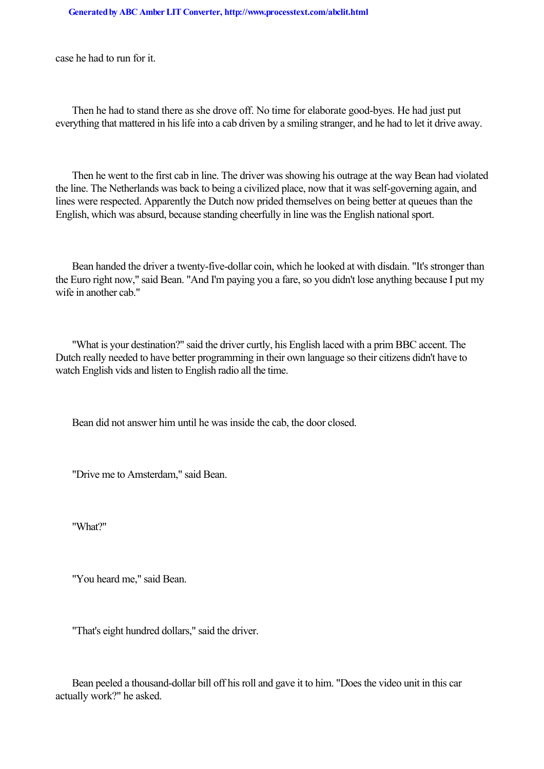case he had to run for it.

Then he had to stand there as she drove off. No time for elaborate good-byes. He had just put everything that mattered in his life into a cab driven by a smiling stranger, and he had to let it drive away.

Then he went to the first cab in line. The driver was showing his outrage at the way Bean had violated the line. The Netherlands was back to being a civilized place, now that it was self-governing again, and lines were respected. Apparently the Dutch now prided themselves on being better at queues than the English, which was absurd, because standing cheerfully in line was the English national sport.

Bean handed the driver a twenty-five-dollar coin, which he looked at with disdain. "It's stronger than the Euro right now," said Bean. "And I'm paying you a fare, so you didn't lose anything because I put my wife in another cab."

"What is your destination?" said the driver curtly, his English laced with a prim BBC accent. The Dutch really needed to have better programming in their own language so their citizens didn't have to watch English vids and listen to English radio all the time.

Bean did not answer him until he was inside the cab, the door closed.

"Drive me to Amsterdam," said Bean.

"What?"

"You heard me," said Bean.

"That's eight hundred dollars," said the driver.

Bean peeled a thousand-dollar bill off his roll and gave it to him. "Does the video unit in this car actually work?" he asked.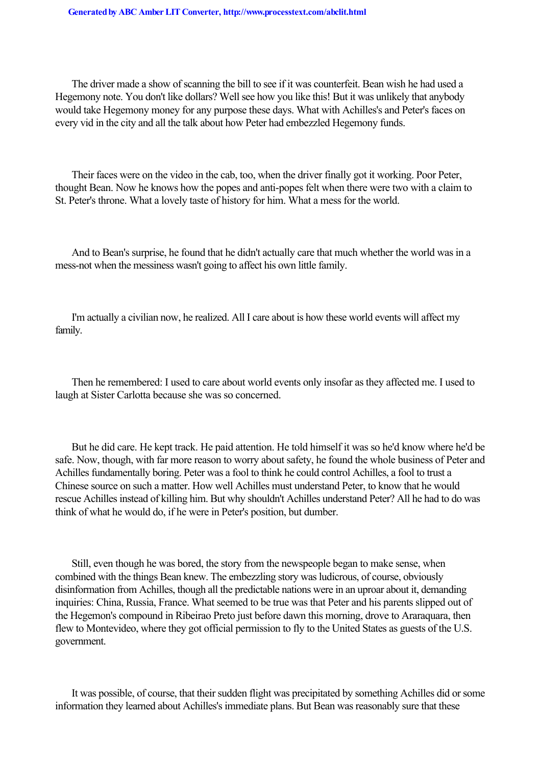The driver made a show of scanning the bill to see if it was counterfeit. Bean wish he had used a Hegemony note. You don't like dollars? Well see how you like this! But it was unlikely that anybody would take Hegemony money for any purpose these days. What with Achilles's and Peter's faces on every vid in the city and all the talk about how Peter had embezzled Hegemony funds.

Their faces were on the video in the cab, too, when the driver finally got it working. Poor Peter, thought Bean. Now he knows how the popes and anti-popes felt when there were two with a claim to St. Peter's throne. What a lovely taste of history for him. What a mess for the world.

And to Bean's surprise, he found that he didn't actually care that much whether the world was in a mess-not when the messiness wasn't going to affect his own little family.

I'm actually a civilian now, he realized. All I care about is how these world events will affect my family.

Then he remembered: I used to care about world events only insofar as they affected me. I used to laugh at Sister Carlotta because she was so concerned.

But he did care. He kept track. He paid attention. He told himself it was so he'd know where he'd be safe. Now, though, with far more reason to worry about safety, he found the whole business of Peter and Achilles fundamentally boring. Peter was a fool to think he could control Achilles, a fool to trust a Chinese source on such a matter. How well Achilles must understand Peter, to know that he would rescue Achilles instead of killing him. But why shouldn't Achilles understand Peter? All he had to do was think of what he would do, if he were in Peter's position, but dumber.

Still, even though he was bored, the story from the newspeople began to make sense, when combined with the things Bean knew. The embezzling story was ludicrous, of course, obviously disinformation from Achilles, though all the predictable nations were in an uproar about it, demanding inquiries: China, Russia, France. What seemed to be true was that Peter and his parents slipped out of the Hegemon's compound in Ribeirao Preto just before dawn this morning, drove to Araraquara, then flew to Montevideo, where they got official permission to fly to the United States as guests of the U.S. government.

It was possible, of course, that their sudden flight was precipitated by something Achilles did or some information they learned about Achilles's immediate plans. But Bean was reasonably sure that these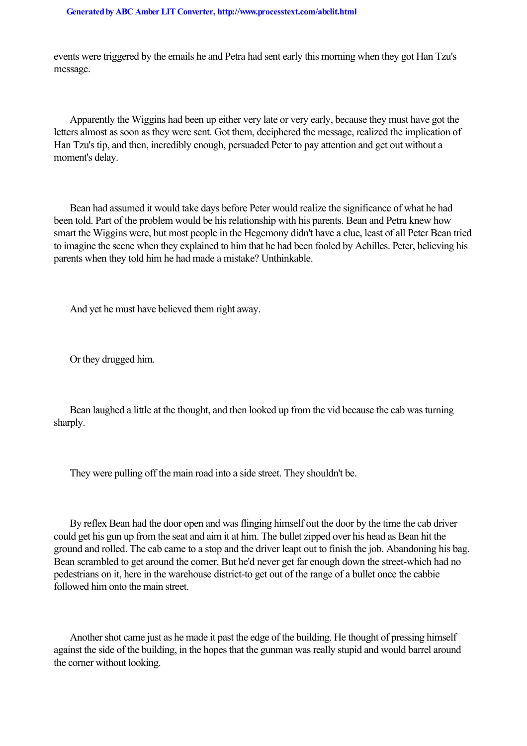events were triggered by the emails he and Petra had sent early this morning when they got Han Tzu's message.

Apparently the Wiggins had been up either very late or very early, because they must have got the letters almost as soon as they were sent. Got them, deciphered the message, realized the implication of Han Tzu's tip, and then, incredibly enough, persuaded Peter to pay attention and get out without a moment's delay.

Bean had assumed it would take days before Peter would realize the significance of what he had been told. Part of the problem would be his relationship with his parents. Bean and Petra knew how smart the Wiggins were, but most people in the Hegemony didn't have a clue, least of all Peter Bean tried to imagine the scene when they explained to him that he had been fooled by Achilles. Peter, believing his parents when they told him he had made a mistake? Unthinkable.

And yet he must have believed them right away.

Or they drugged him.

Bean laughed a little at the thought, and then looked up from the vid because the cab was turning sharply.

They were pulling off the main road into a side street. They shouldn't be.

By reflex Bean had the door open and was flinging himself out the door by the time the cab driver could get his gun up from the seat and aim it at him. The bullet zipped over his head as Bean hit the ground and rolled. The cab came to a stop and the driver leapt out to finish the job. Abandoning his bag. Bean scrambled to get around the corner. But he'd never get far enough down the street-which had no pedestrians on it, here in the warehouse district-to get out of the range of a bullet once the cabbie followed him onto the main street.

Another shot came just as he made it past the edge of the building. He thought of pressing himself against the side of the building, in the hopes that the gunman was really stupid and would barrel around the corner without looking.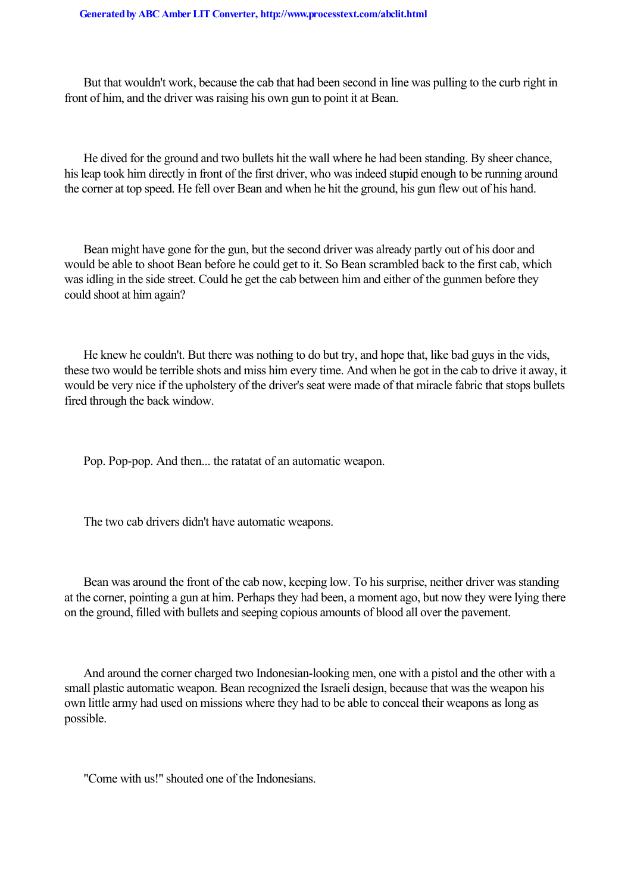But that wouldn't work, because the cab that had been second in line was pulling to the curb right in front of him, and the driver was raising his own gun to point it at Bean.

He dived for the ground and two bullets hit the wall where he had been standing. By sheer chance, his leap took him directly in front of the first driver, who was indeed stupid enough to be running around the corner at top speed. He fell over Bean and when he hit the ground, his gun flew out of his hand.

Bean might have gone for the gun, but the second driver was already partly out of his door and would be able to shoot Bean before he could get to it. So Bean scrambled back to the first cab, which was idling in the side street. Could he get the cab between him and either of the gunmen before they could shoot at him again?

He knew he couldn't. But there was nothing to do but try, and hope that, like bad guys in the vids, these two would be terrible shots and miss him every time. And when he got in the cab to drive it away, it would be very nice if the upholstery of the driver's seat were made of that miracle fabric that stops bullets fired through the back window.

Pop. Pop-pop. And then... the ratatat of an automatic weapon.

The two cab drivers didn't have automatic weapons.

Bean was around the front of the cab now, keeping low. To his surprise, neither driver was standing at the corner, pointing a gun at him. Perhaps they had been, a moment ago, but now they were lying there on the ground, filled with bullets and seeping copious amounts of blood all over the pavement.

And around the corner charged two Indonesian-looking men, one with a pistol and the other with a small plastic automatic weapon. Bean recognized the Israeli design, because that was the weapon his own little army had used on missions where they had to be able to conceal their weapons as long as possible.

"Come with us!" shouted one of the Indonesians.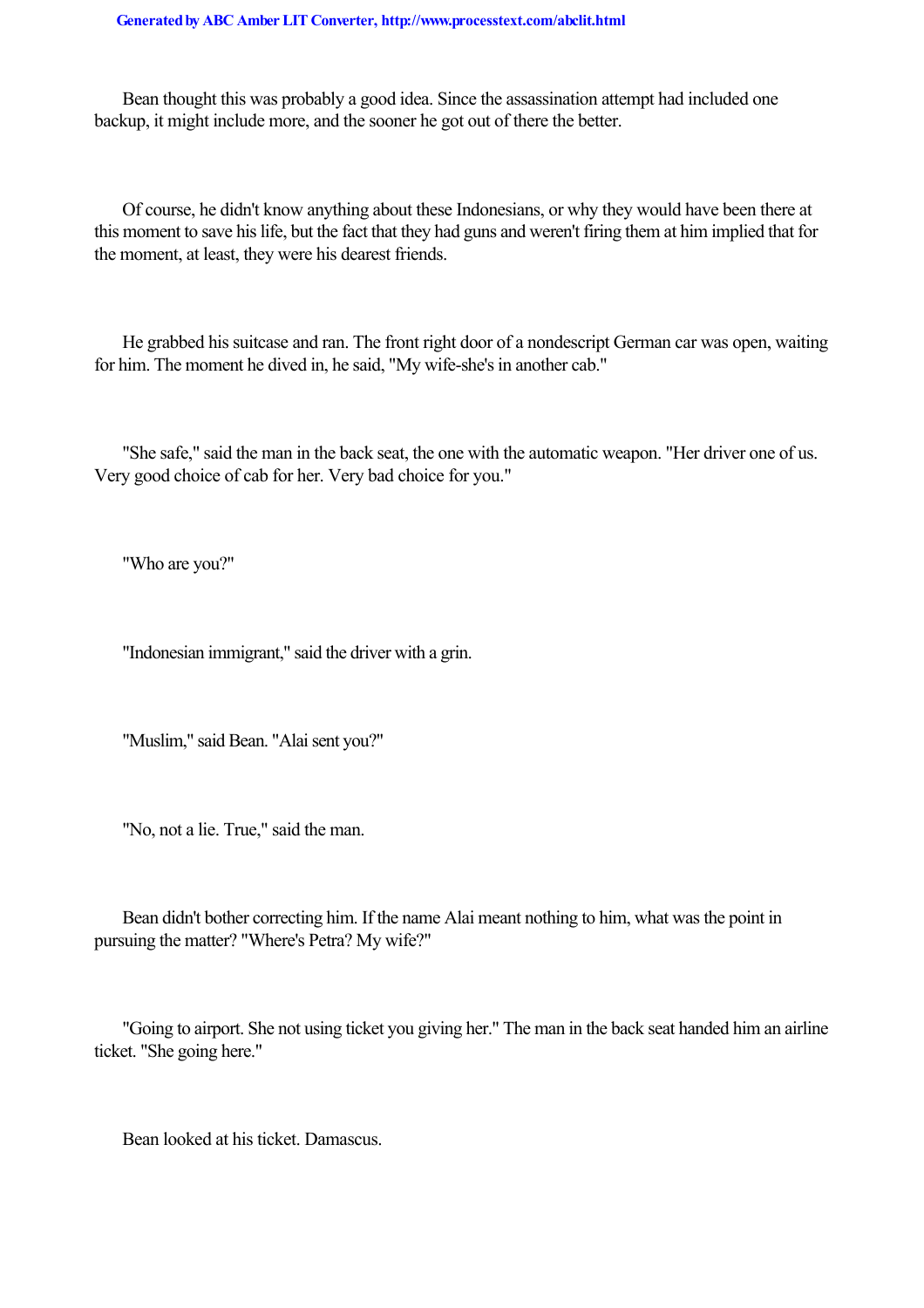Bean thought this was probably a good idea. Since the assassination attempt had included one backup, it might include more, and the sooner he got out of there the better.

Of course, he didn't know anything about these Indonesians, or why they would have been there at this moment to save his life, but the fact that they had guns and weren't firing them at him implied that for the moment, at least, they were his dearest friends.

He grabbed his suitcase and ran. The front right door of a nondescript German car was open, waiting for him. The moment he dived in, he said, "My wife-she's in another cab."

"She safe," said the man in the back seat, the one with the automatic weapon. "Her driver one of us. Very good choice of cab for her. Very bad choice for you."

"Who are you?"

"Indonesian immigrant," said the driver with a grin.

"Muslim," said Bean. "Alai sent you?"

"No, not a lie. True," said the man.

Bean didn't bother correcting him. If the name Alai meant nothing to him, what was the point in pursuing the matter? "Where's Petra? My wife?"

"Going to airport. She not using ticket you giving her." The man in the back seat handed him an airline ticket. "She going here."

Bean looked at his ticket. Damascus.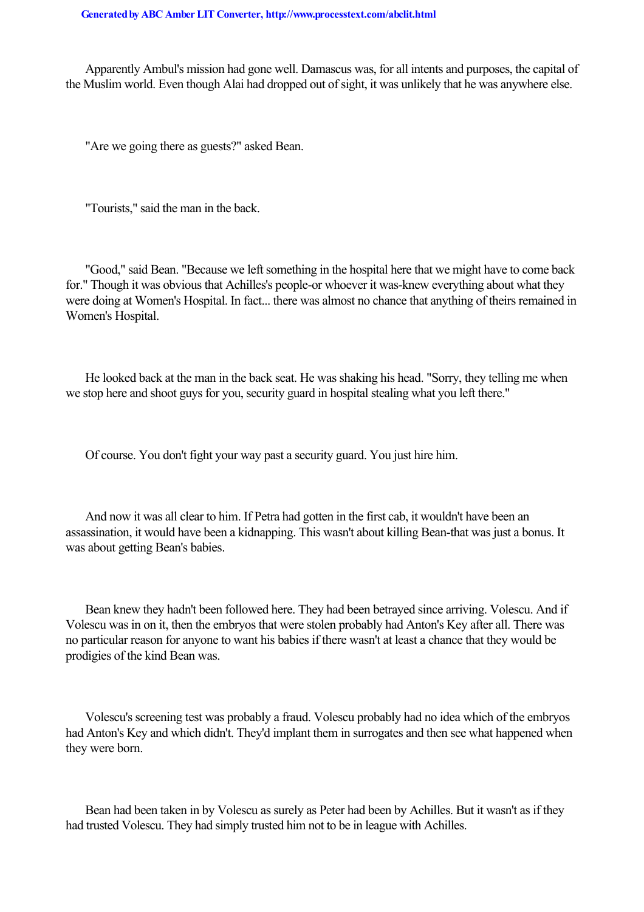Apparently Ambul's mission had gone well. Damascus was, for all intents and purposes, the capital of the Muslim world. Even though Alai had dropped out of sight, it was unlikely that he was anywhere else.

"Are we going there as guests?" asked Bean.

"Tourists," said the man in the back.

"Good," said Bean. "Because we left something in the hospital here that we might have to come back for." Though it was obvious that Achilles's people-or whoever it was-knew everything about what they were doing at Women's Hospital. In fact... there was almost no chance that anything of theirs remained in Women's Hospital.

He looked back at the man in the back seat. He was shaking his head. "Sorry, they telling me when we stop here and shoot guys for you, security guard in hospital stealing what you left there."

Of course. You don't fight your way past a security guard. You just hire him.

And now it was all clear to him. If Petra had gotten in the first cab, it wouldn't have been an assassination, it would have been a kidnapping. This wasn't about killing Bean-that was just a bonus. It was about getting Bean's babies.

Bean knew they hadn't been followed here. They had been betrayed since arriving. Volescu. And if Volescu was in on it, then the embryos that were stolen probably had Anton's Key after all. There was no particular reason for anyone to want his babies if there wasn't at least a chance that they would be prodigies of the kind Bean was.

Volescu's screening test was probably a fraud. Volescu probably had no idea which of the embryos had Anton's Key and which didn't. They'd implant them in surrogates and then see what happened when they were born.

Bean had been taken in by Volescu as surely as Peter had been by Achilles. But it wasn't as if they had trusted Volescu. They had simply trusted him not to be in league with Achilles.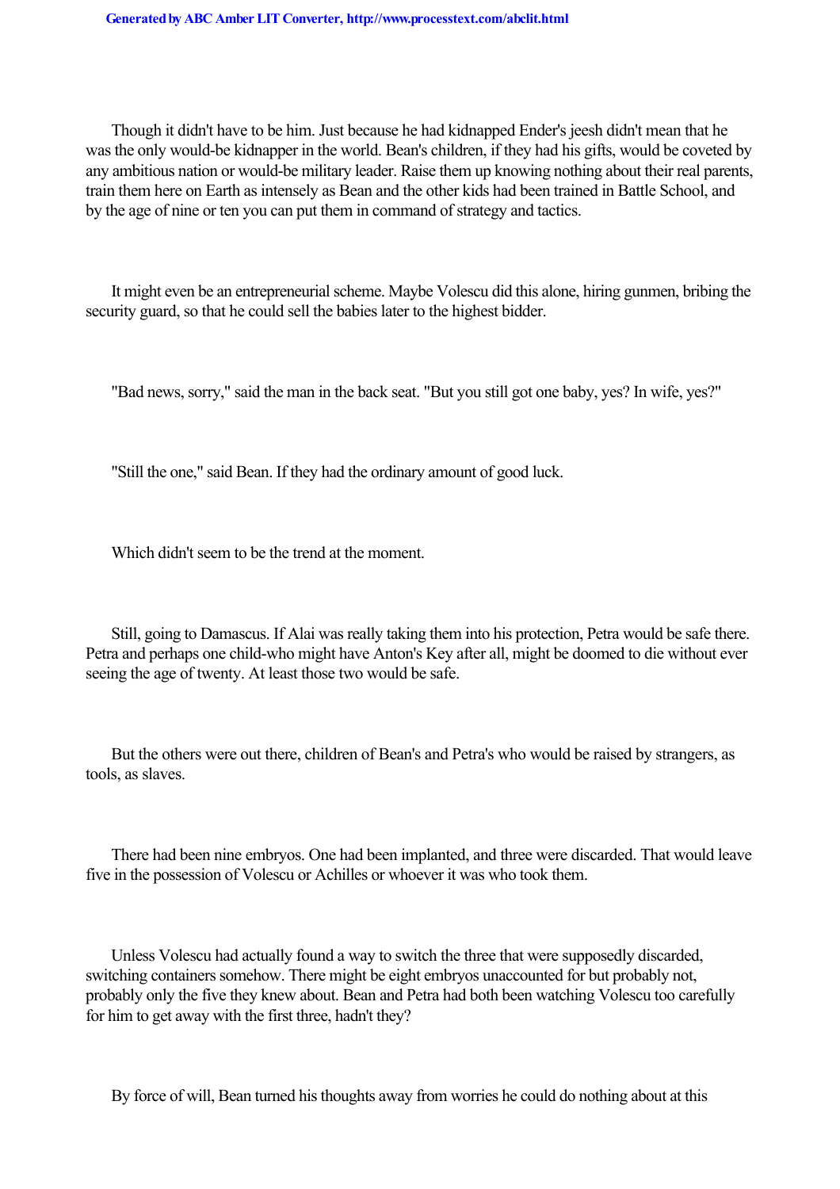Though it didn't have to be him. Just because he had kidnapped Ender's jeesh didn't mean that he was the only would-be kidnapper in the world. Bean's children, if they had his gifts, would be coveted by any ambitious nation or would-be military leader. Raise them up knowing nothing about their real parents, train them here on Earth as intensely as Bean and the other kids had been trained in Battle School, and by the age of nine or ten you can put them in command of strategy and tactics.

It might even be an entrepreneurial scheme. Maybe Volescu did this alone, hiring gunmen, bribing the security guard, so that he could sell the babies later to the highest bidder.

"Bad news, sorry," said the man in the back seat. "But you still got one baby, yes? In wife, yes?"

"Still the one," said Bean. If they had the ordinary amount of good luck.

Which didn't seem to be the trend at the moment.

Still, going to Damascus. If Alai was really taking them into his protection, Petra would be safe there. Petra and perhaps one child-who might have Anton's Key after all, might be doomed to die without ever seeing the age of twenty. At least those two would be safe.

But the others were out there, children of Bean's and Petra's who would be raised by strangers, as tools, as slaves.

There had been nine embryos. One had been implanted, and three were discarded. That would leave five in the possession of Volescu or Achilles or whoever it was who took them.

Unless Volescu had actually found a way to switch the three that were supposedly discarded, switching containers somehow. There might be eight embryos unaccounted for but probably not, probably only the five they knew about. Bean and Petra had both been watching Volescu too carefully for him to get away with the first three, hadn't they?

By force of will, Bean turned his thoughts away from worries he could do nothing about at this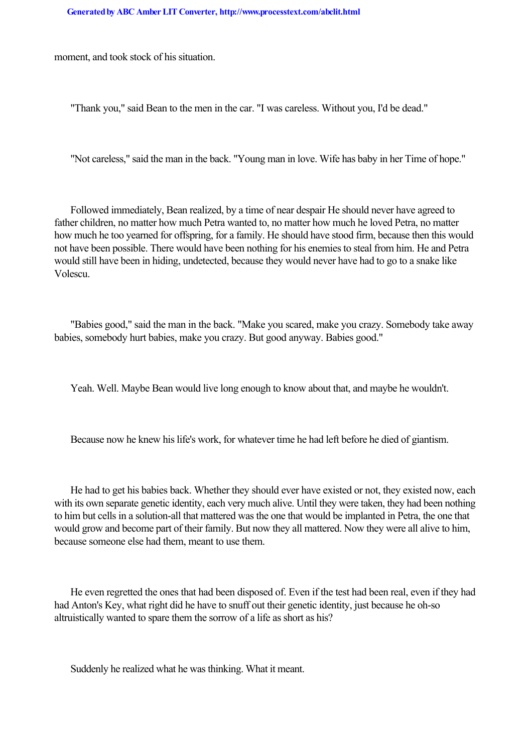moment, and took stock of his situation.

"Thank you," said Bean to the men in the car. "I was careless. Without you, I'd be dead."

"Not careless," said the man in the back. "Young man in love. Wife has baby in her Time of hope."

Followed immediately, Bean realized, by a time of near despair He should never have agreed to father children, no matter how much Petra wanted to, no matter how much he loved Petra, no matter how much he too yearned for offspring, for a family. He should have stood firm, because then this would not have been possible. There would have been nothing for his enemies to steal from him. He and Petra would still have been in hiding, undetected, because they would never have had to go to a snake like Volescu.

"Babies good," said the man in the back. "Make you scared, make you crazy. Somebody take away babies, somebody hurt babies, make you crazy. But good anyway. Babies good."

Yeah. Well. Maybe Bean would live long enough to know about that, and maybe he wouldn't.

Because now he knew his life's work, for whatever time he had left before he died of giantism.

He had to get his babies back. Whether they should ever have existed or not, they existed now, each with its own separate genetic identity, each very much alive. Until they were taken, they had been nothing to him but cells in a solution-all that mattered was the one that would be implanted in Petra, the one that would grow and become part of their family. But now they all mattered. Now they were all alive to him, because someone else had them, meant to use them.

He even regretted the ones that had been disposed of. Even if the test had been real, even if they had had Anton's Key, what right did he have to snuff out their genetic identity, just because he oh-so altruistically wanted to spare them the sorrow of a life as short as his?

Suddenly he realized what he was thinking. What it meant.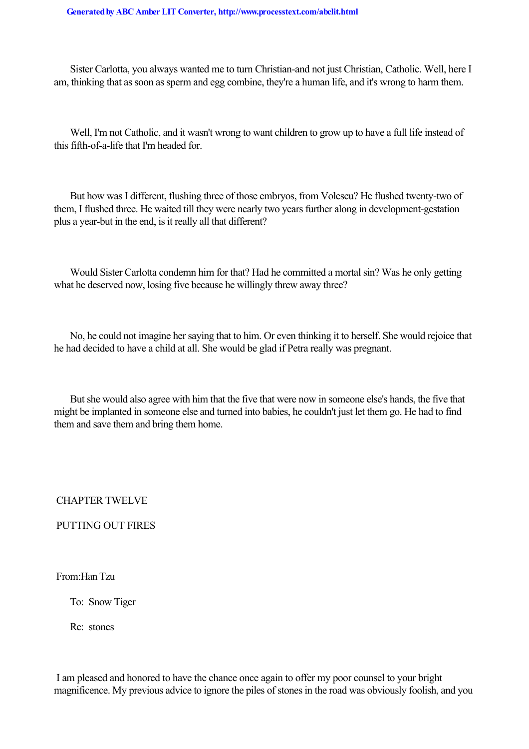Sister Carlotta, you always wanted me to turn Christian-and not just Christian, Catholic. Well, here I am, thinking that as soon as sperm and egg combine, they're a human life, and it's wrong to harm them.

Well, I'm not Catholic, and it wasn't wrong to want children to grow up to have a full life instead of this fifth-of-a-life that I'm headed for.

But how was I different, flushing three of those embryos, from Volescu? He flushed twenty-two of them, I flushed three. He waited till they were nearly two years further along in development-gestation plus a year-but in the end, is it really all that different?

Would Sister Carlotta condemn him for that? Had he committed a mortal sin? Was he only getting what he deserved now, losing five because he willingly threw away three?

No, he could not imagine her saying that to him. Or even thinking it to herself. She would rejoice that he had decided to have a child at all. She would be glad if Petra really was pregnant.

But she would also agree with him that the five that were now in someone else's hands, the five that might be implanted in someone else and turned into babies, he couldn't just let them go. He had to find them and save them and bring them home.

## CHAPTER TWELVE

## PUTTING OUT FIRES

From:Han Tzu

To: Snow Tiger

Re: stones

I am pleased and honored to have the chance once again to offer my poor counsel to your bright magnificence. My previous advice to ignore the piles of stones in the road was obviously foolish, and you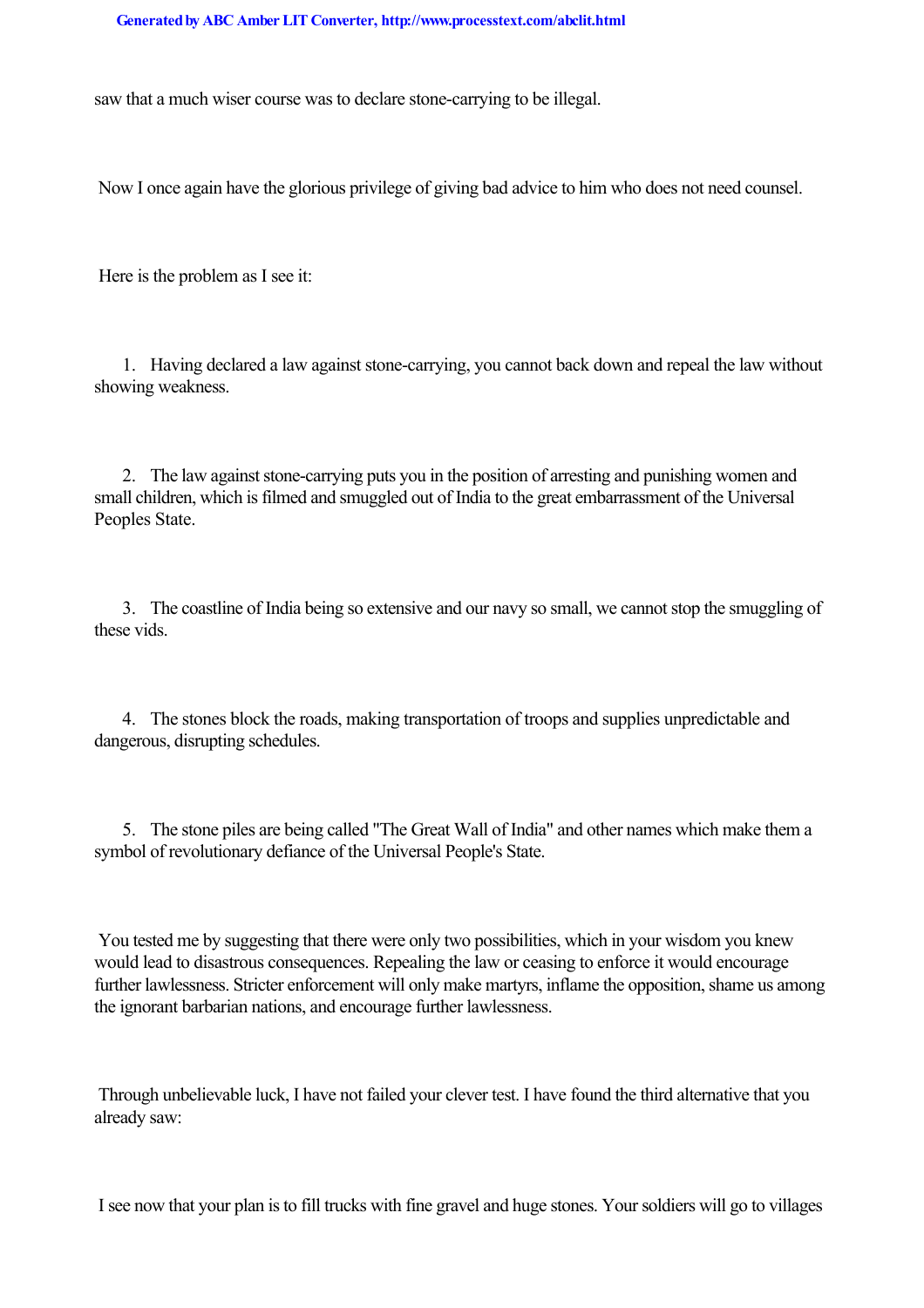saw that a much wiser course was to declare stone-carrying to be illegal.

Now I once again have the glorious privilege of giving bad advice to him who does not need counsel.

Here is the problem as I see it:

1. Having declared a law against stone-carrying, you cannot back down and repeal the law without showing weakness.

2. The law against stone-carrying puts you in the position of arresting and punishing women and small children, which is filmed and smuggled out of India to the great embarrassment of the Universal Peoples State.

3. The coastline of India being so extensive and our navy so small, we cannot stop the smuggling of these vids.

4. The stones block the roads, making transportation of troops and supplies unpredictable and dangerous, disrupting schedules.

5. The stone piles are being called "The Great Wall of India" and other names which make them a symbol of revolutionary defiance of the Universal People's State.

You tested me by suggesting that there were only two possibilities, which in your wisdom you knew would lead to disastrous consequences. Repealing the law or ceasing to enforce it would encourage further lawlessness. Stricter enforcement will only make martyrs, inflame the opposition, shame us among the ignorant barbarian nations, and encourage further lawlessness.

Through unbelievable luck, I have not failed your clever test. I have found the third alternative that you already saw:

I see now that your plan is to fill trucks with fine gravel and huge stones. Your soldiers will go to villages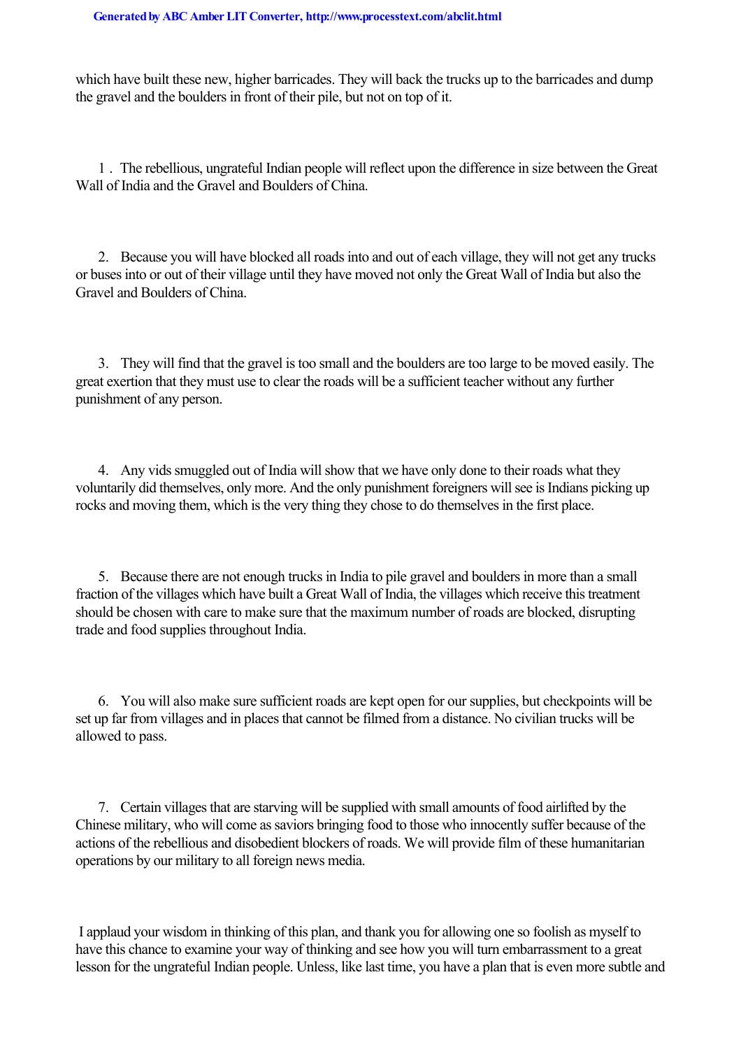which have built these new, higher barricades. They will back the trucks up to the barricades and dump the gravel and the boulders in front of their pile, but not on top of it.

1 . The rebellious, ungrateful Indian people will reflect upon the difference in size between the Great Wall of India and the Gravel and Boulders of China.

2. Because you will have blocked all roads into and out of each village, they will not get any trucks or buses into or out of their village until they have moved not only the Great Wall of India but also the Gravel and Boulders of China.

3. They will find that the gravel is too small and the boulders are too large to be moved easily. The great exertion that they must use to clear the roads will be a sufficient teacher without any further punishment of any person.

4. Any vids smuggled out of India will show that we have only done to their roads what they voluntarily did themselves, only more. And the only punishment foreigners will see is Indians picking up rocks and moving them, which is the very thing they chose to do themselves in the first place.

5. Because there are not enough trucks in India to pile gravel and boulders in more than a small fraction of the villages which have built a Great Wall of India, the villages which receive this treatment should be chosen with care to make sure that the maximum number of roads are blocked, disrupting trade and food supplies throughout India.

6. You will also make sure sufficient roads are kept open for our supplies, but checkpoints will be set up far from villages and in places that cannot be filmed from a distance. No civilian trucks will be allowed to pass.

7. Certain villages that are starving will be supplied with small amounts of food airlifted by the Chinese military, who will come as saviors bringing food to those who innocently suffer because of the actions of the rebellious and disobedient blockers of roads. We will provide film of these humanitarian operations by our military to all foreign news media.

I applaud your wisdom in thinking of this plan, and thank you for allowing one so foolish as myself to have this chance to examine your way of thinking and see how you will turn embarrassment to a great lesson for the ungrateful Indian people. Unless, like last time, you have a plan that is even more subtle and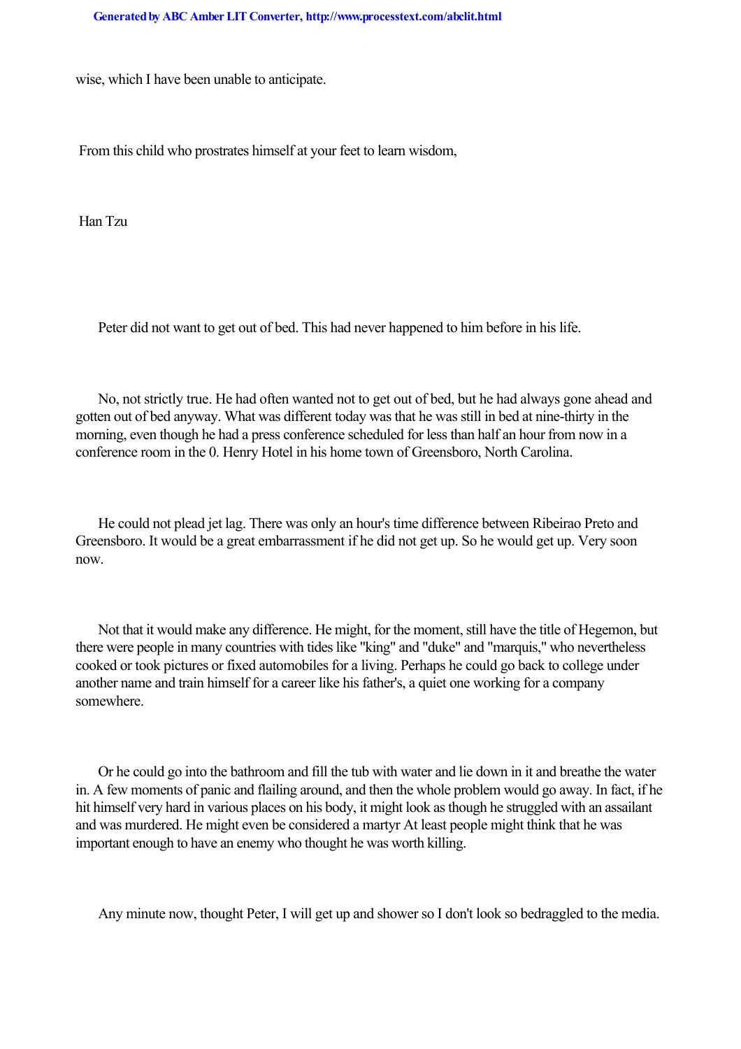wise, which I have been unable to anticipate.

From this child who prostrates himself at your feet to learn wisdom,

Han Tzu

Peter did not want to get out of bed. This had never happened to him before in his life.

No, not strictly true. He had often wanted not to get out of bed, but he had always gone ahead and gotten out of bed anyway. What was different today was that he was still in bed at nine-thirty in the morning, even though he had a press conference scheduled for less than half an hour from now in a conference room in the 0. Henry Hotel in his home town of Greensboro, North Carolina.

He could not plead jet lag. There was only an hour's time difference between Ribeirao Preto and Greensboro. It would be a great embarrassment if he did not get up. So he would get up. Very soon now.

Not that it would make any difference. He might, for the moment, still have the title of Hegemon, but there were people in many countries with tides like "king" and "duke" and "marquis," who nevertheless cooked or took pictures or fixed automobiles for a living. Perhaps he could go back to college under another name and train himself for a career like his father's, a quiet one working for a company somewhere.

Or he could go into the bathroom and fill the tub with water and lie down in it and breathe the water in. A few moments of panic and flailing around, and then the whole problem would go away. In fact, if he hit himself very hard in various places on his body, it might look as though he struggled with an assailant and was murdered. He might even be considered a martyr At least people might think that he was important enough to have an enemy who thought he was worth killing.

Any minute now, thought Peter, I will get up and shower so I don't look so bedraggled to the media.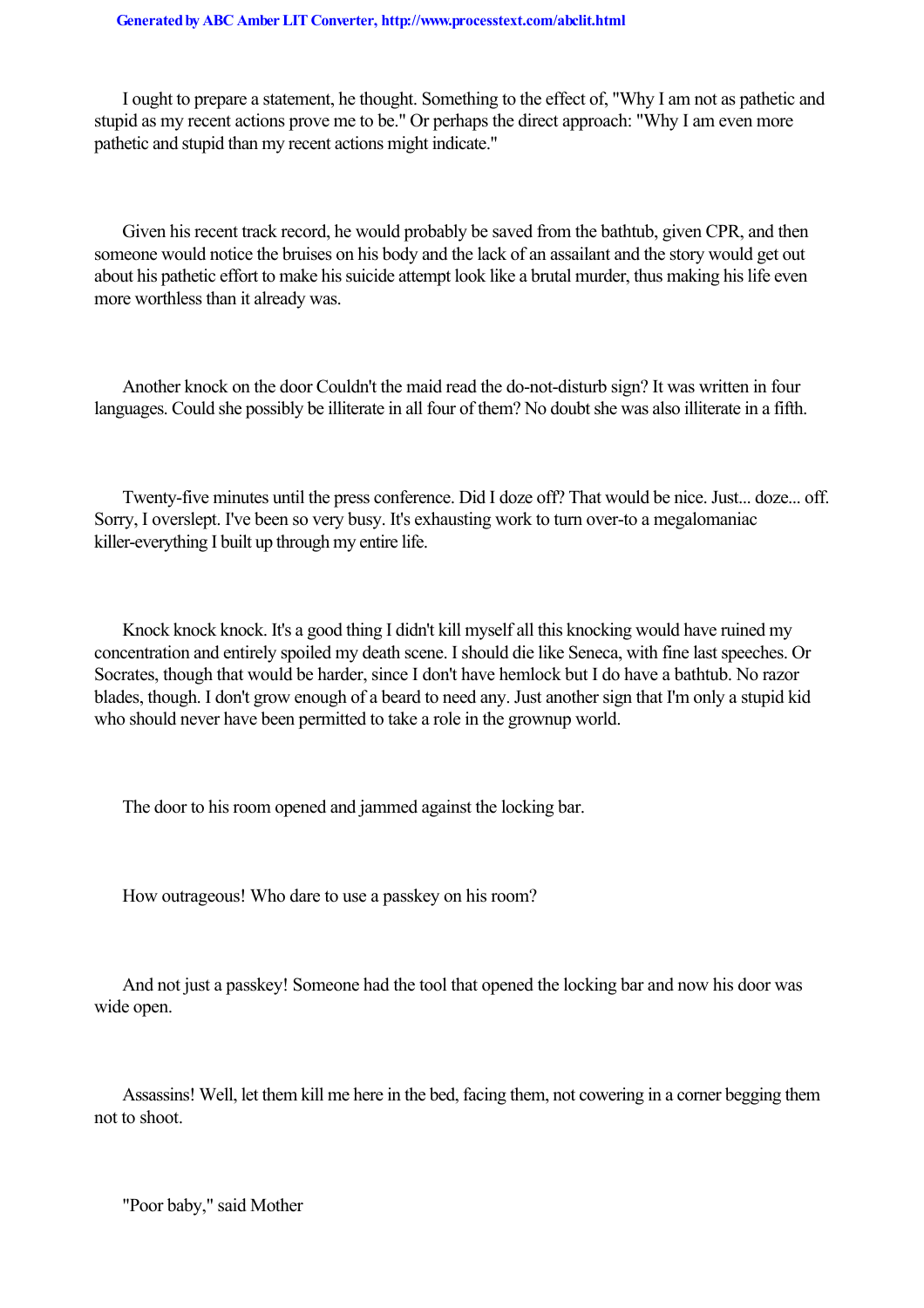I ought to prepare a statement, he thought. Something to the effect of, "Why I am not as pathetic and stupid as my recent actions prove me to be." Or perhaps the direct approach: "Why I am even more pathetic and stupid than my recent actions might indicate."

Given his recent track record, he would probably be saved from the bathtub, given CPR, and then someone would notice the bruises on his body and the lack of an assailant and the story would get out about his pathetic effort to make his suicide attempt look like a brutal murder, thus making his life even more worthless than it already was.

Another knock on the door Couldn't the maid read the do-not-disturb sign? It was written in four languages. Could she possibly be illiterate in all four of them? No doubt she was also illiterate in a fifth.

Twenty-five minutes until the press conference. Did I doze off? That would be nice. Just... doze... off. Sorry, I overslept. I've been so very busy. It's exhausting work to turn over-to a megalomaniac killer-everything I built up through my entire life.

Knock knock knock. It's a good thing I didn't kill myself all this knocking would have ruined my concentration and entirely spoiled my death scene. I should die like Seneca, with fine last speeches. Or Socrates, though that would be harder, since I don't have hemlock but I do have a bathtub. No razor blades, though. I don't grow enough of a beard to need any. Just another sign that I'm only a stupid kid who should never have been permitted to take a role in the grownup world.

The door to his room opened and jammed against the locking bar.

How outrageous! Who dare to use a passkey on his room?

And not just a passkey! Someone had the tool that opened the locking bar and now his door was wide open.

Assassins! Well, let them kill me here in the bed, facing them, not cowering in a corner begging them not to shoot.

"Poor baby," said Mother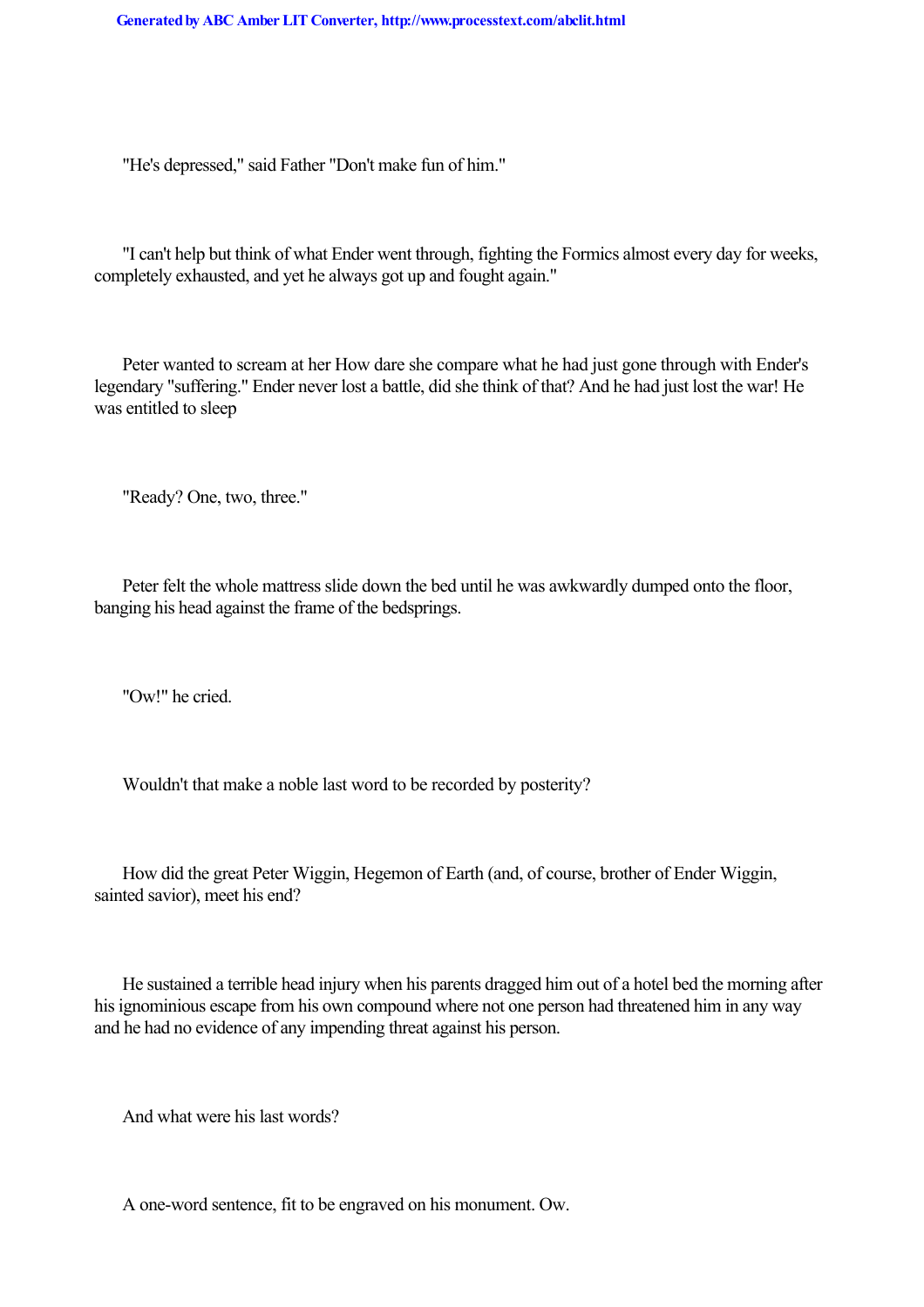"He's depressed," said Father "Don't make fun of him."

"I can't help but think of what Ender went through, fighting the Formics almost every day for weeks, completely exhausted, and yet he always got up and fought again."

Peter wanted to scream at her How dare she compare what he had just gone through with Ender's legendary "suffering." Ender never lost a battle, did she think of that? And he had just lost the war! He was entitled to sleep

"Ready? One, two, three."

Peter felt the whole mattress slide down the bed until he was awkwardly dumped onto the floor, banging his head against the frame of the bedsprings.

"Ow!" he cried.

Wouldn't that make a noble last word to be recorded by posterity?

How did the great Peter Wiggin, Hegemon of Earth (and, of course, brother of Ender Wiggin, sainted savior), meet his end?

He sustained a terrible head injury when his parents dragged him out of a hotel bed the morning after his ignominious escape from his own compound where not one person had threatened him in any way and he had no evidence of any impending threat against his person.

And what were his last words?

A one-word sentence, fit to be engraved on his monument. Ow.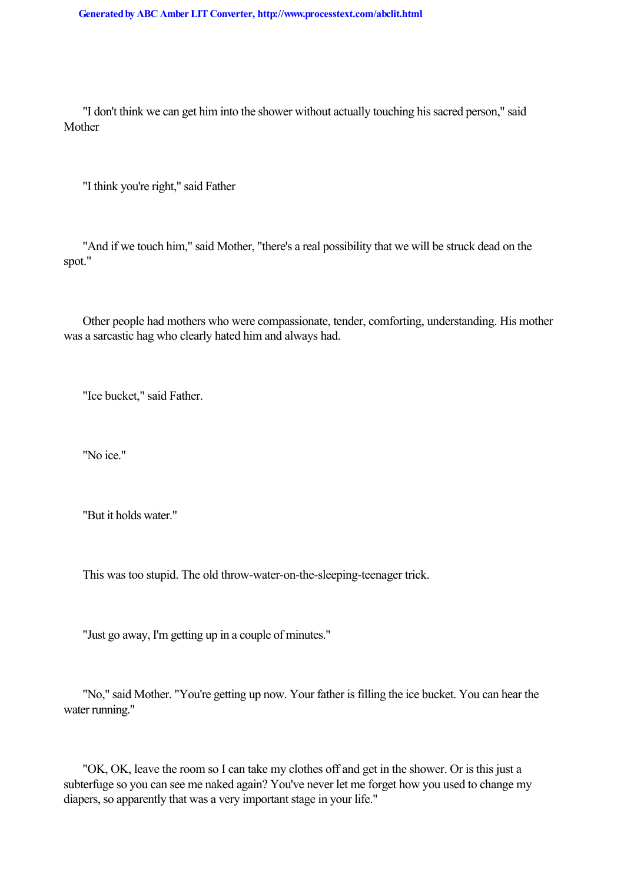"I don't think we can get him into the shower without actually touching his sacred person," said Mother

"I think you're right," said Father

"And if we touch him," said Mother, "there's a real possibility that we will be struck dead on the spot."

Other people had mothers who were compassionate, tender, comforting, understanding. His mother was a sarcastic hag who clearly hated him and always had.

"Ice bucket," said Father.

"No ice."

"But it holds water."

This was too stupid. The old throw-water-on-the-sleeping-teenager trick.

"Just go away, I'm getting up in a couple of minutes."

"No," said Mother. "You're getting up now. Your father is filling the ice bucket. You can hear the water running."

"OK, OK, leave the room so I can take my clothes off and get in the shower. Or is this just a subterfuge so you can see me naked again? You've never let me forget how you used to change my diapers, so apparently that was a very important stage in your life."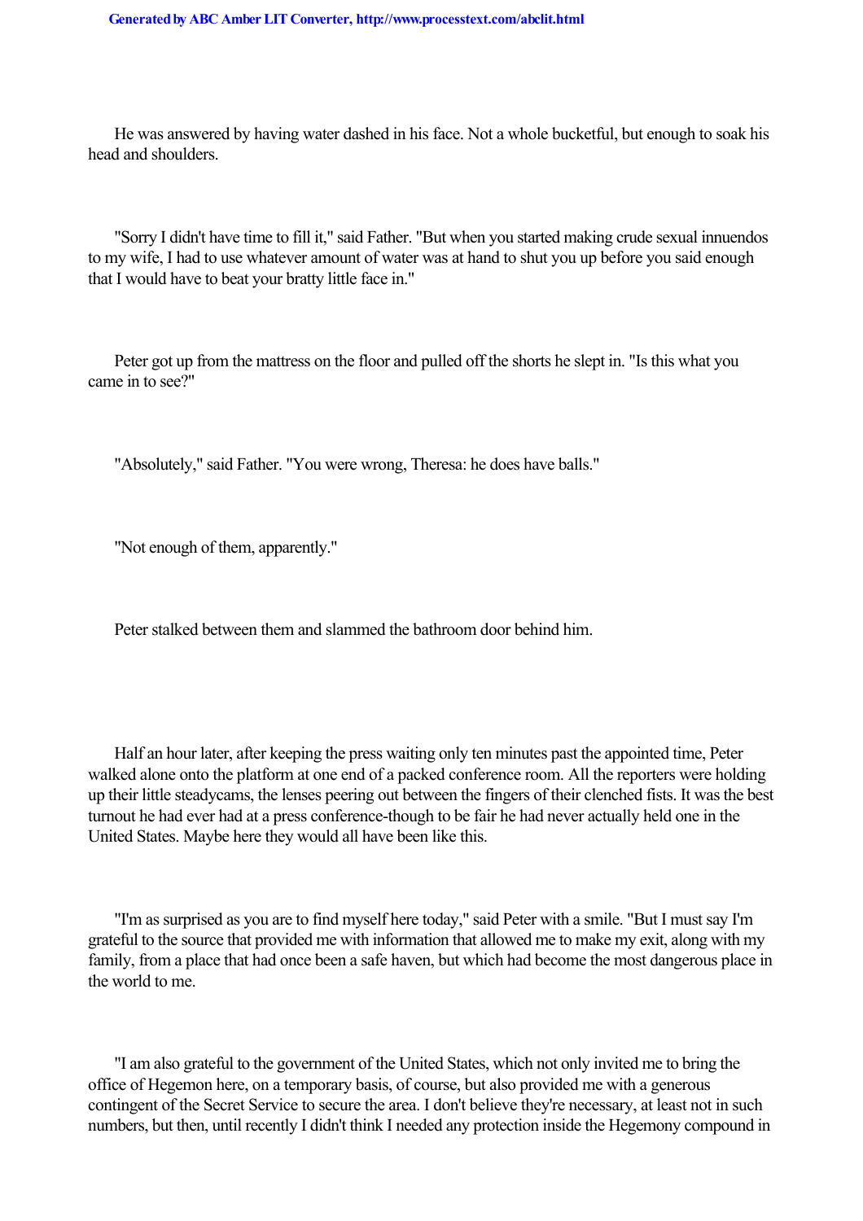He was answered by having water dashed in his face. Not a whole bucketful, but enough to soak his head and shoulders.

"Sorry I didn't have time to fill it," said Father. "But when you started making crude sexual innuendos to my wife, I had to use whatever amount of water was at hand to shut you up before you said enough that I would have to beat your bratty little face in."

Peter got up from the mattress on the floor and pulled off the shorts he slept in. "Is this what you came in to see?"

"Absolutely," said Father. "You were wrong, Theresa: he does have balls."

"Not enough of them, apparently."

Peter stalked between them and slammed the bathroom door behind him.

Half an hour later, after keeping the press waiting only ten minutes past the appointed time, Peter walked alone onto the platform at one end of a packed conference room. All the reporters were holding up their little steadycams, the lenses peering out between the fingers of their clenched fists. It was the best turnout he had ever had at a press conference-though to be fair he had never actually held one in the United States. Maybe here they would all have been like this.

"I'm as surprised as you are to find myself here today," said Peter with a smile. "But I must say I'm grateful to the source that provided me with information that allowed me to make my exit, along with my family, from a place that had once been a safe haven, but which had become the most dangerous place in the world to me.

"I am also grateful to the government of the United States, which not only invited me to bring the office of Hegemon here, on a temporary basis, of course, but also provided me with a generous contingent of the Secret Service to secure the area. I don't believe they're necessary, at least not in such numbers, but then, until recently I didn't think I needed any protection inside the Hegemony compound in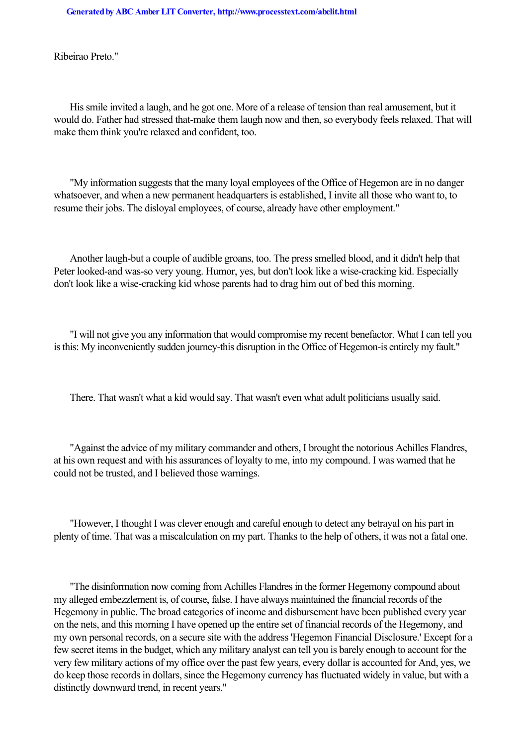Ribeirao Preto."

His smile invited a laugh, and he got one. More of a release of tension than real amusement, but it would do. Father had stressed that-make them laugh now and then, so everybody feels relaxed. That will make them think you're relaxed and confident, too.

"My information suggests that the many loyal employees of the Office of Hegemon are in no danger whatsoever, and when a new permanent headquarters is established, I invite all those who want to, to resume their jobs. The disloyal employees, of course, already have other employment."

Another laugh-but a couple of audible groans, too. The press smelled blood, and it didn't help that Peter looked-and was-so very young. Humor, yes, but don't look like a wise-cracking kid. Especially don't look like a wise-cracking kid whose parents had to drag him out of bed this morning.

"I will not give you any information that would compromise my recent benefactor. What I can tell you is this: My inconveniently sudden journey-this disruption in the Office of Hegemon-is entirely my fault."

There. That wasn't what a kid would say. That wasn't even what adult politicians usually said.

"Against the advice of my military commander and others, I brought the notorious Achilles Flandres, at his own request and with his assurances of loyalty to me, into my compound. I was warned that he could not be trusted, and I believed those warnings.

"However, I thought I was clever enough and careful enough to detect any betrayal on his part in plenty of time. That was a miscalculation on my part. Thanks to the help of others, it was not a fatal one.

"The disinformation now coming from Achilles Flandres in the former Hegemony compound about my alleged embezzlement is, of course, false. I have always maintained the financial records of the Hegemony in public. The broad categories of income and disbursement have been published every year on the nets, and this morning I have opened up the entire set of financial records of the Hegemony, and my own personal records, on a secure site with the address 'Hegemon Financial Disclosure.' Except for a few secret items in the budget, which any military analyst can tell you is barely enough to account for the very few military actions of my office over the past few years, every dollar is accounted for And, yes, we do keep those records in dollars, since the Hegemony currency has fluctuated widely in value, but with a distinctly downward trend, in recent years."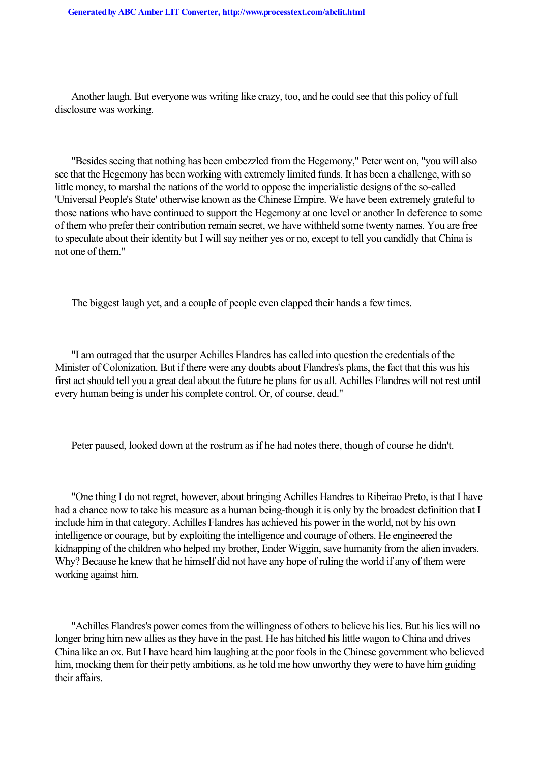Another laugh. But everyone was writing like crazy, too, and he could see that this policy of full disclosure was working.

"Besides seeing that nothing has been embezzled from the Hegemony," Peter went on, "you will also see that the Hegemony has been working with extremely limited funds. It has been a challenge, with so little money, to marshal the nations of the world to oppose the imperialistic designs of the so-called 'Universal People's State' otherwise known as the Chinese Empire. We have been extremely grateful to those nations who have continued to support the Hegemony at one level or another In deference to some of them who prefer their contribution remain secret, we have withheld some twenty names. You are free to speculate about their identity but I will say neither yes or no, except to tell you candidly that China is not one of them."

The biggest laugh yet, and a couple of people even clapped their hands a few times.

"I am outraged that the usurper Achilles Flandres has called into question the credentials of the Minister of Colonization. But if there were any doubts about Flandres's plans, the fact that this was his first act should tell you a great deal about the future he plans for us all. Achilles Flandres will not rest until every human being is under his complete control. Or, of course, dead."

Peter paused, looked down at the rostrum as if he had notes there, though of course he didn't.

"One thing I do not regret, however, about bringing Achilles Handres to Ribeirao Preto, is that I have had a chance now to take his measure as a human being-though it is only by the broadest definition that I include him in that category. Achilles Flandres has achieved his power in the world, not by his own intelligence or courage, but by exploiting the intelligence and courage of others. He engineered the kidnapping of the children who helped my brother, Ender Wiggin, save humanity from the alien invaders. Why? Because he knew that he himself did not have any hope of ruling the world if any of them were working against him.

"Achilles Flandres's power comes from the willingness of others to believe his lies. But his lies will no longer bring him new allies as they have in the past. He has hitched his little wagon to China and drives China like an ox. But I have heard him laughing at the poor fools in the Chinese government who believed him, mocking them for their petty ambitions, as he told me how unworthy they were to have him guiding their affairs.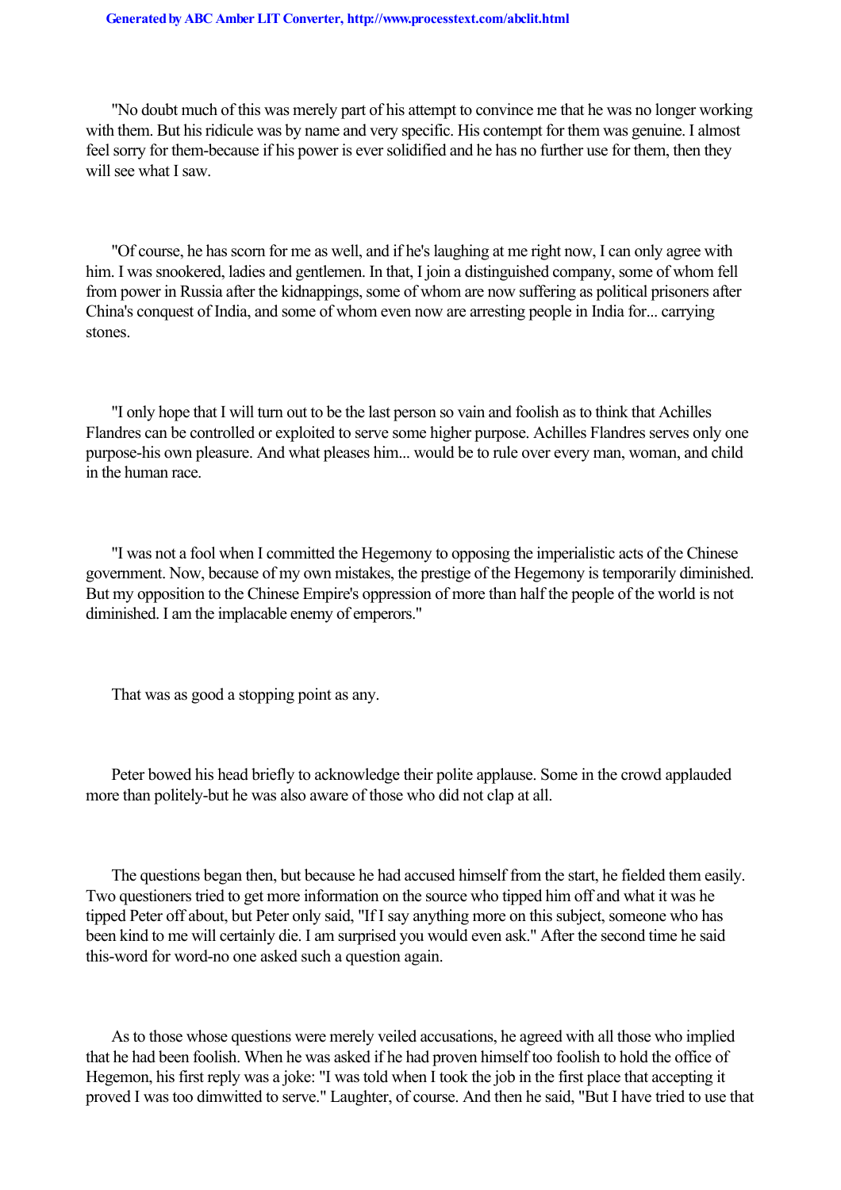"No doubt much of this was merely part of his attempt to convince me that he was no longer working with them. But his ridicule was by name and very specific. His contempt for them was genuine. I almost feel sorry for them-because if his power is ever solidified and he has no further use for them, then they will see what I saw.

"Of course, he has scorn for me as well, and if he's laughing at me right now, I can only agree with him. I was snookered, ladies and gentlemen. In that, I join a distinguished company, some of whom fell from power in Russia after the kidnappings, some of whom are now suffering as political prisoners after China's conquest of India, and some of whom even now are arresting people in India for... carrying stones.

"I only hope that I will turn out to be the last person so vain and foolish as to think that Achilles Flandres can be controlled or exploited to serve some higher purpose. Achilles Flandres serves only one purpose-his own pleasure. And what pleases him... would be to rule over every man, woman, and child in the human race.

"I was not a fool when I committed the Hegemony to opposing the imperialistic acts of the Chinese government. Now, because of my own mistakes, the prestige of the Hegemony is temporarily diminished. But my opposition to the Chinese Empire's oppression of more than half the people of the world is not diminished. I am the implacable enemy of emperors."

That was as good a stopping point as any.

Peter bowed his head briefly to acknowledge their polite applause. Some in the crowd applauded more than politely-but he was also aware of those who did not clap at all.

The questions began then, but because he had accused himself from the start, he fielded them easily. Two questioners tried to get more information on the source who tipped him off and what it was he tipped Peter off about, but Peter only said, "If I say anything more on this subject, someone who has been kind to me will certainly die. I am surprised you would even ask." After the second time he said this-word for word-no one asked such a question again.

As to those whose questions were merely veiled accusations, he agreed with all those who implied that he had been foolish. When he was asked if he had proven himself too foolish to hold the office of Hegemon, his first reply was a joke: "I was told when I took the job in the first place that accepting it proved I was too dimwitted to serve." Laughter, of course. And then he said, "But I have tried to use that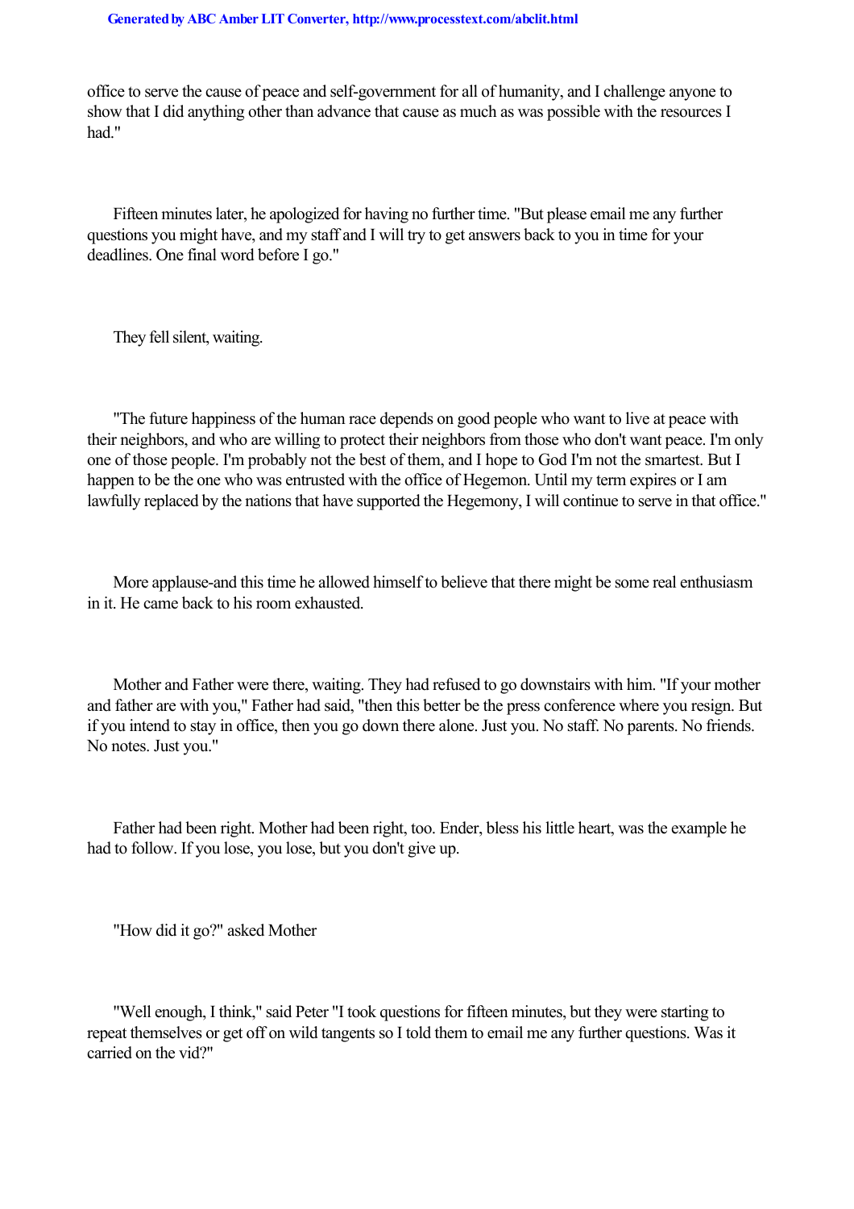office to serve the cause of peace and self-government for all of humanity, and I challenge anyone to show that I did anything other than advance that cause as much as was possible with the resources I had."

Fifteen minutes later, he apologized for having no further time. "But please email me any further questions you might have, and my staff and I will try to get answers back to you in time for your deadlines. One final word before I go."

They fell silent, waiting.

"The future happiness of the human race depends on good people who want to live at peace with their neighbors, and who are willing to protect their neighbors from those who don't want peace. I'm only one of those people. I'm probably not the best of them, and I hope to God I'm not the smartest. But I happen to be the one who was entrusted with the office of Hegemon. Until my term expires or I am lawfully replaced by the nations that have supported the Hegemony, I will continue to serve in that office."

More applause-and this time he allowed himself to believe that there might be some real enthusiasm in it. He came back to his room exhausted.

Mother and Father were there, waiting. They had refused to go downstairs with him. "If your mother and father are with you," Father had said, "then this better be the press conference where you resign. But if you intend to stay in office, then you go down there alone. Just you. No staff. No parents. No friends. No notes. Just you."

Father had been right. Mother had been right, too. Ender, bless his little heart, was the example he had to follow. If you lose, you lose, but you don't give up.

"How did it go?" asked Mother

"Well enough, I think," said Peter "I took questions for fifteen minutes, but they were starting to repeat themselves or get off on wild tangents so I told them to email me any further questions. Was it carried on the vid?"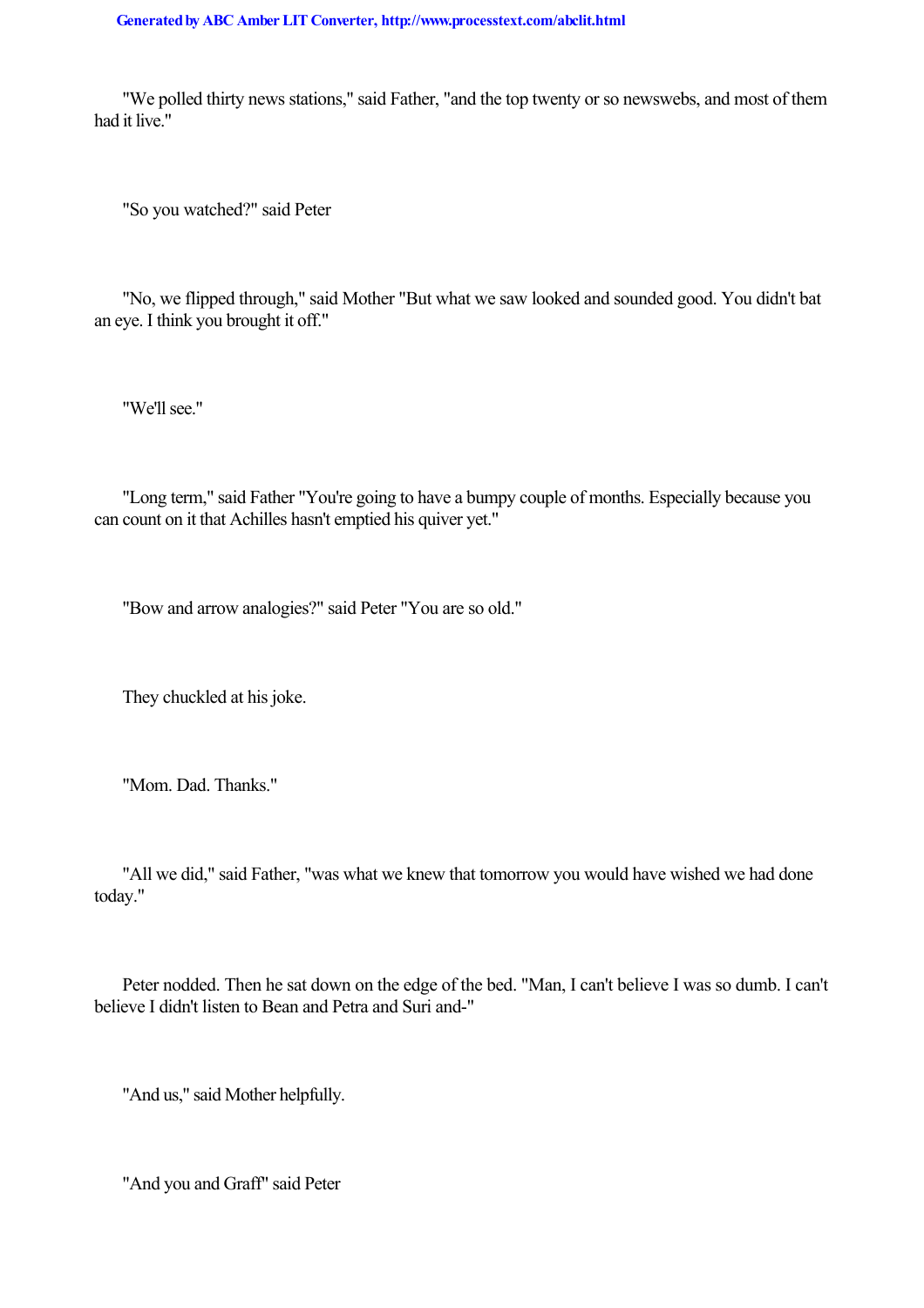"We polled thirty news stations," said Father, "and the top twenty or so newswebs, and most of them had it live."

"So you watched?" said Peter

"No, we flipped through," said Mother "But what we saw looked and sounded good. You didn't bat an eye. I think you brought it off."

"We'll see."

"Long term," said Father "You're going to have a bumpy couple of months. Especially because you can count on it that Achilles hasn't emptied his quiver yet."

"Bow and arrow analogies?" said Peter "You are so old."

They chuckled at his joke.

"Mom. Dad. Thanks."

"All we did," said Father, "was what we knew that tomorrow you would have wished we had done today."

Peter nodded. Then he sat down on the edge of the bed. "Man, I can't believe I was so dumb. I can't believe I didn't listen to Bean and Petra and Suri and-"

"And us," said Mother helpfully.

"And you and Graff" said Peter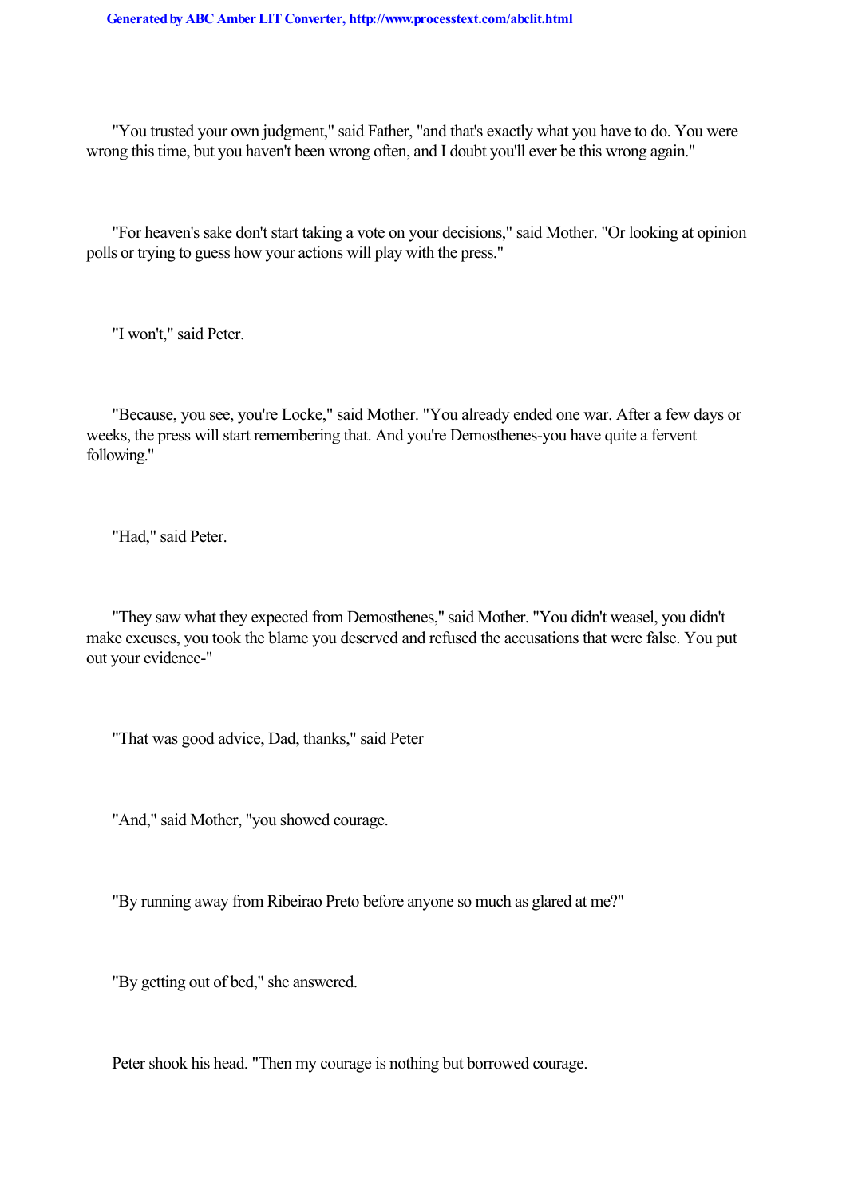"You trusted your own judgment," said Father, "and that's exactly what you have to do. You were wrong this time, but you haven't been wrong often, and I doubt you'll ever be this wrong again."

"For heaven's sake don't start taking a vote on your decisions," said Mother. "Or looking at opinion polls or trying to guess how your actions will play with the press."

"I won't," said Peter.

"Because, you see, you're Locke," said Mother. "You already ended one war. After a few days or weeks, the press will start remembering that. And you're Demosthenes-you have quite a fervent following."

"Had," said Peter.

"They saw what they expected from Demosthenes," said Mother. "You didn't weasel, you didn't make excuses, you took the blame you deserved and refused the accusations that were false. You put out your evidence-"

"That was good advice, Dad, thanks," said Peter

"And," said Mother, "you showed courage.

"By running away from Ribeirao Preto before anyone so much as glared at me?"

"By getting out of bed," she answered.

Peter shook his head. "Then my courage is nothing but borrowed courage.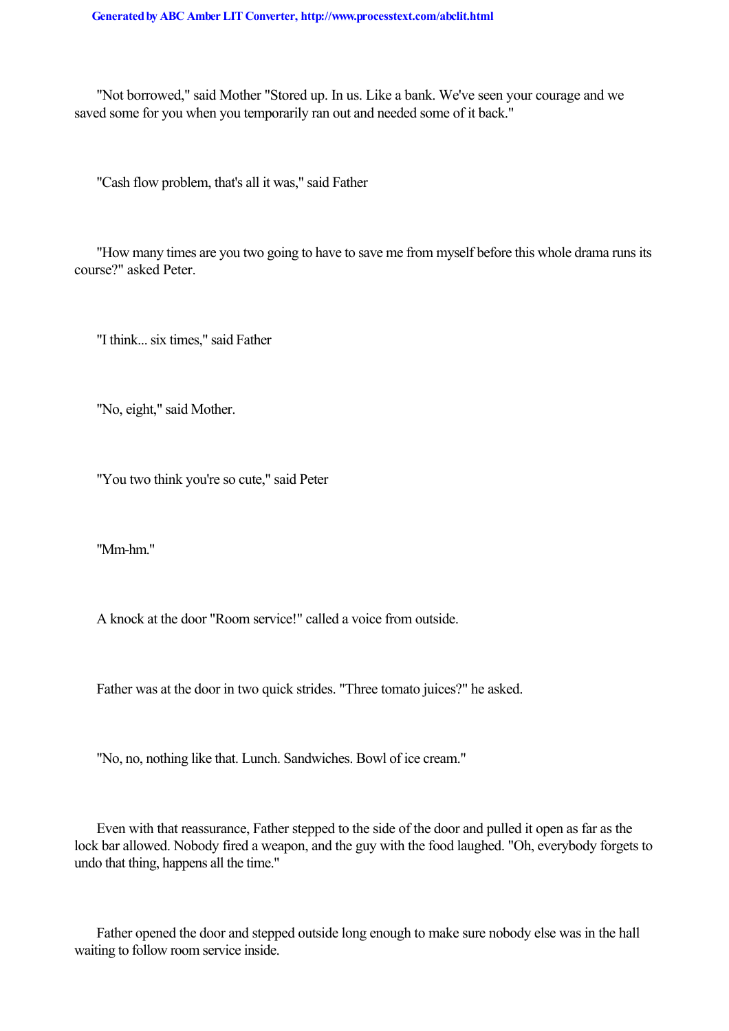"Not borrowed," said Mother "Stored up. In us. Like a bank. We've seen your courage and we saved some for you when you temporarily ran out and needed some of it back."

"Cash flow problem, that's all it was," said Father

"How many times are you two going to have to save me from myself before this whole drama runs its course?" asked Peter.

"I think... six times," said Father

"No, eight," said Mother.

"You two think you're so cute," said Peter

"Mm-hm."

A knock at the door "Room service!" called a voice from outside.

Father was at the door in two quick strides. "Three tomato juices?" he asked.

"No, no, nothing like that. Lunch. Sandwiches. Bowl of ice cream."

Even with that reassurance, Father stepped to the side of the door and pulled it open as far as the lock bar allowed. Nobody fired a weapon, and the guy with the food laughed. "Oh, everybody forgets to undo that thing, happens all the time."

Father opened the door and stepped outside long enough to make sure nobody else was in the hall waiting to follow room service inside.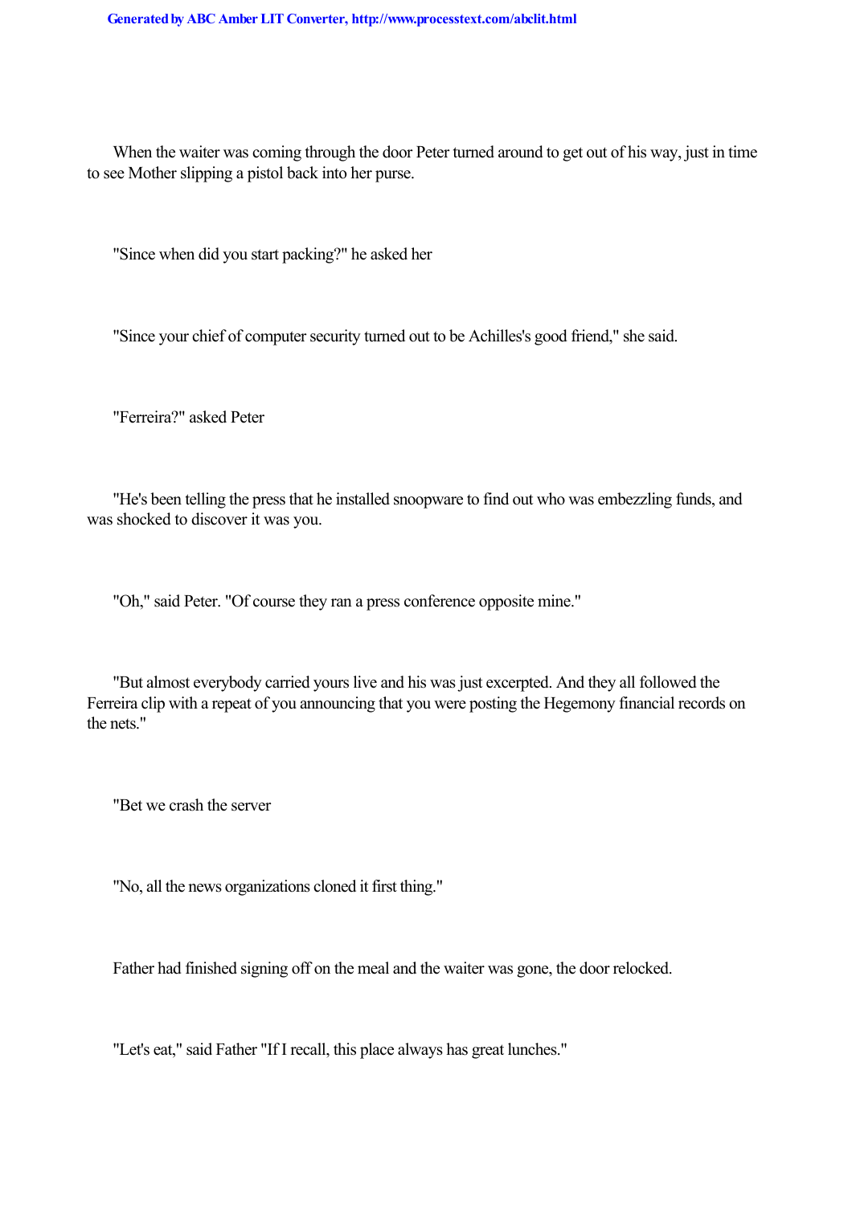When the waiter was coming through the door Peter turned around to get out of his way, just in time to see Mother slipping a pistol back into her purse.

"Since when did you start packing?" he asked her

"Since your chief of computer security turned out to be Achilles's good friend," she said.

"Ferreira?" asked Peter

"He's been telling the press that he installed snoopware to find out who was embezzling funds, and was shocked to discover it was you.

"Oh," said Peter. "Of course they ran a press conference opposite mine."

"But almost everybody carried yours live and his was just excerpted. And they all followed the Ferreira clip with a repeat of you announcing that you were posting the Hegemony financial records on the nets."

"Bet we crash the server

"No, all the news organizations cloned it first thing."

Father had finished signing off on the meal and the waiter was gone, the door relocked.

"Let's eat," said Father "If I recall, this place always has great lunches."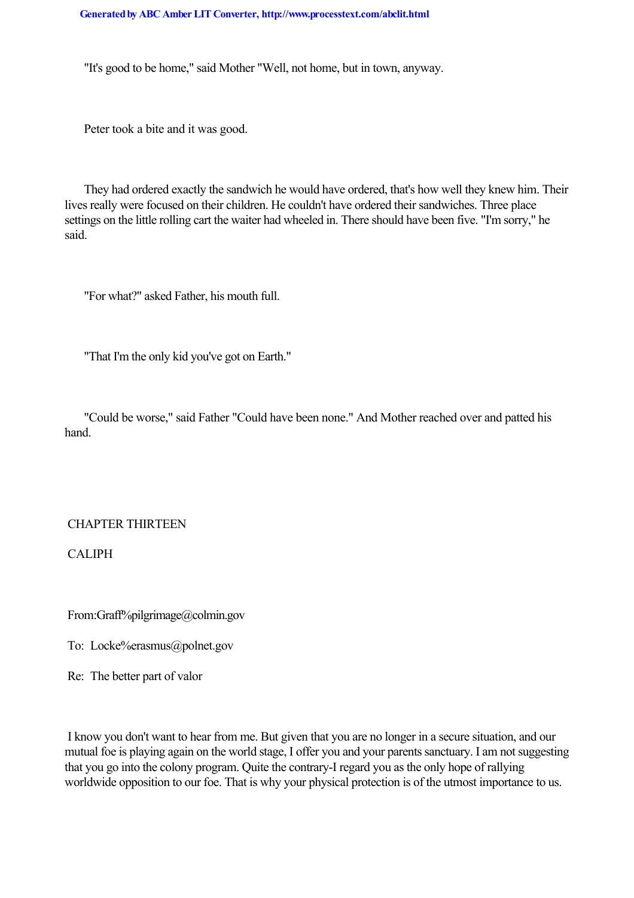"It's good to be home," said Mother "Well, not home, but in town, anyway.

Peter took a bite and it was good.

They had ordered exactly the sandwich he would have ordered, that's how well they knew him. Their lives really were focused on their children. He couldn't have ordered their sandwiches. Three place settings on the little rolling cart the waiter had wheeled in. There should have been five. "I'm sorry," he said.

"For what?" asked Father, his mouth full.

"That I'm the only kid you've got on Earth."

"Could be worse," said Father "Could have been none." And Mother reached over and patted his hand.

## CHAPTER THIRTEEN

## CALIPH

From:Graff%pilgrimage@colmin.gov

To: Locke%erasmus@polnet.gov

Re: The better part of valor

I know you don't want to hear from me. But given that you are no longer in a secure situation, and our mutual foe is playing again on the world stage, I offer you and your parents sanctuary. I am not suggesting that you go into the colony program. Quite the contrary-I regard you as the only hope of rallying worldwide opposition to our foe. That is why your physical protection is of the utmost importance to us.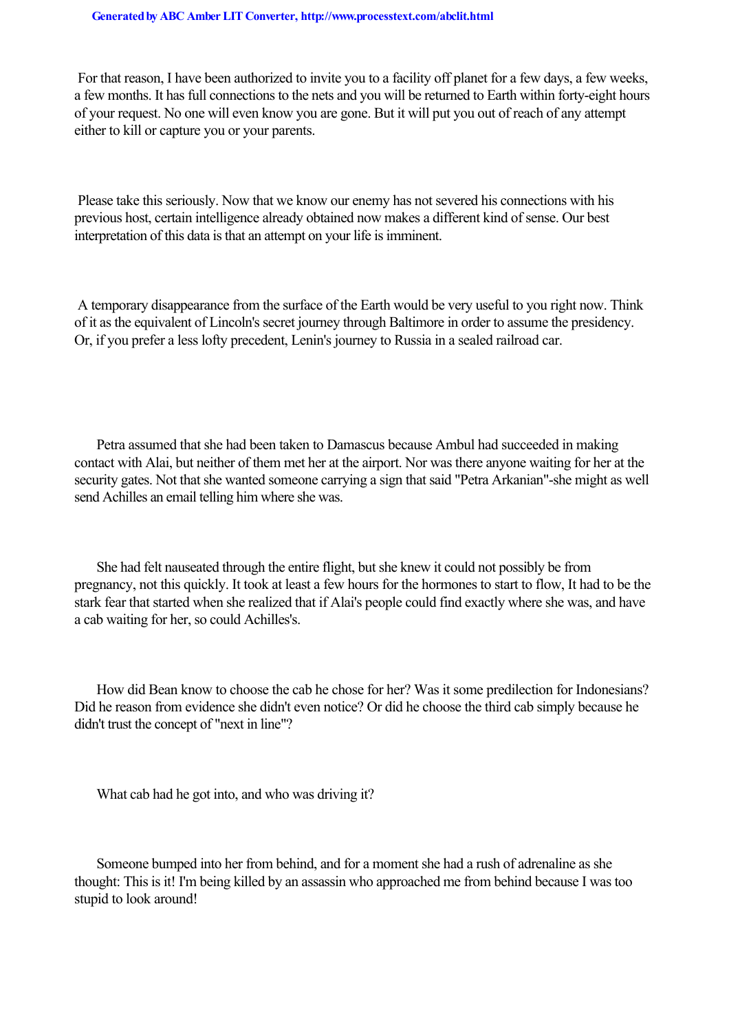For that reason, I have been authorized to invite you to a facility off planet for a few days, a few weeks, a few months. It has full connections to the nets and you will be returned to Earth within forty-eight hours of your request. No one will even know you are gone. But it will put you out of reach of any attempt either to kill or capture you or your parents.

Please take this seriously. Now that we know our enemy has not severed his connections with his previous host, certain intelligence already obtained now makes a different kind of sense. Our best interpretation of this data is that an attempt on your life is imminent.

A temporary disappearance from the surface of the Earth would be very useful to you right now. Think of it as the equivalent of Lincoln's secret journey through Baltimore in order to assume the presidency. Or, if you prefer a less lofty precedent, Lenin's journey to Russia in a sealed railroad car.

Petra assumed that she had been taken to Damascus because Ambul had succeeded in making contact with Alai, but neither of them met her at the airport. Nor was there anyone waiting for her at the security gates. Not that she wanted someone carrying a sign that said "Petra Arkanian"-she might as well send Achilles an email telling him where she was.

She had felt nauseated through the entire flight, but she knew it could not possibly be from pregnancy, not this quickly. It took at least a few hours for the hormones to start to flow, It had to be the stark fear that started when she realized that if Alai's people could find exactly where she was, and have a cab waiting for her, so could Achilles's.

How did Bean know to choose the cab he chose for her? Was it some predilection for Indonesians? Did he reason from evidence she didn't even notice? Or did he choose the third cab simply because he didn't trust the concept of "next in line"?

What cab had he got into, and who was driving it?

Someone bumped into her from behind, and for a moment she had a rush of adrenaline as she thought: This is it! I'm being killed by an assassin who approached me from behind because I was too stupid to look around!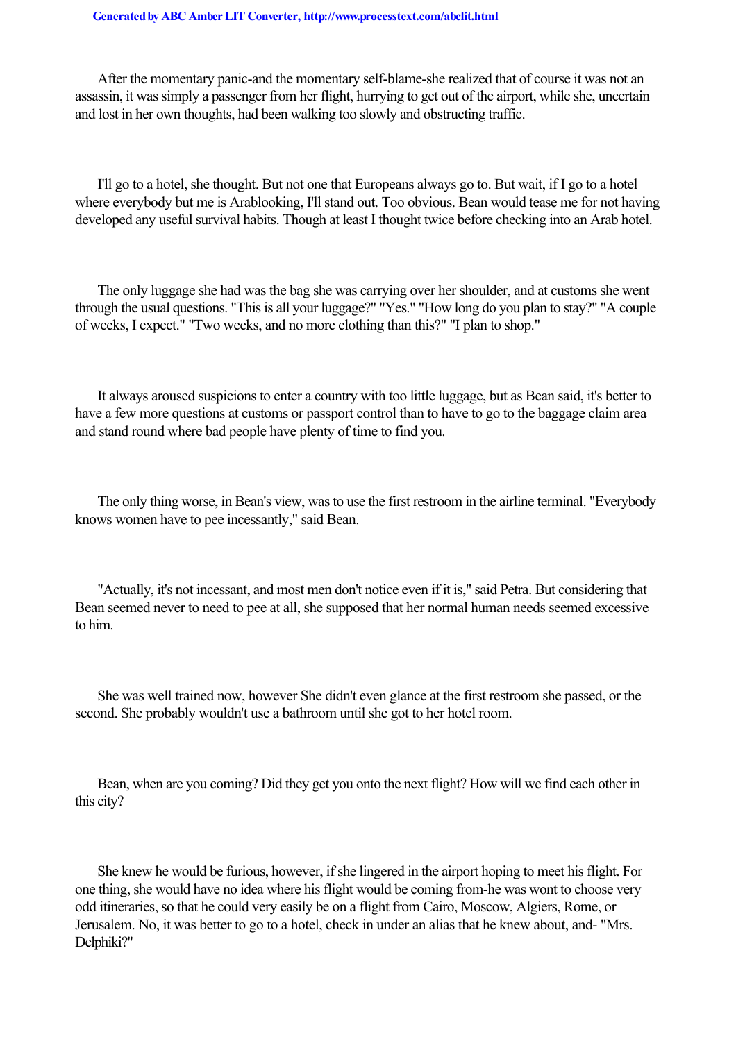After the momentary panic-and the momentary self-blame-she realized that of course it was not an assassin, it was simply a passenger from her flight, hurrying to get out of the airport, while she, uncertain and lost in her own thoughts, had been walking too slowly and obstructing traffic.

I'll go to a hotel, she thought. But not one that Europeans always go to. But wait, if I go to a hotel where everybody but me is Arablooking, I'll stand out. Too obvious. Bean would tease me for not having developed any useful survival habits. Though at least I thought twice before checking into an Arab hotel.

The only luggage she had was the bag she was carrying over her shoulder, and at customs she went through the usual questions. "This is all your luggage?" "Yes." "How long do you plan to stay?" "A couple of weeks, I expect." "Two weeks, and no more clothing than this?" "I plan to shop."

It always aroused suspicions to enter a country with too little luggage, but as Bean said, it's better to have a few more questions at customs or passport control than to have to go to the baggage claim area and stand round where bad people have plenty of time to find you.

The only thing worse, in Bean's view, was to use the first restroom in the airline terminal. "Everybody knows women have to pee incessantly," said Bean.

"Actually, it's not incessant, and most men don't notice even if it is," said Petra. But considering that Bean seemed never to need to pee at all, she supposed that her normal human needs seemed excessive to him.

She was well trained now, however She didn't even glance at the first restroom she passed, or the second. She probably wouldn't use a bathroom until she got to her hotel room.

Bean, when are you coming? Did they get you onto the next flight? How will we find each other in this city?

She knew he would be furious, however, if she lingered in the airport hoping to meet his flight. For one thing, she would have no idea where his flight would be coming from-he was wont to choose very odd itineraries, so that he could very easily be on a flight from Cairo, Moscow, Algiers, Rome, or Jerusalem. No, it was better to go to a hotel, check in under an alias that he knew about, and- "Mrs. Delphiki?"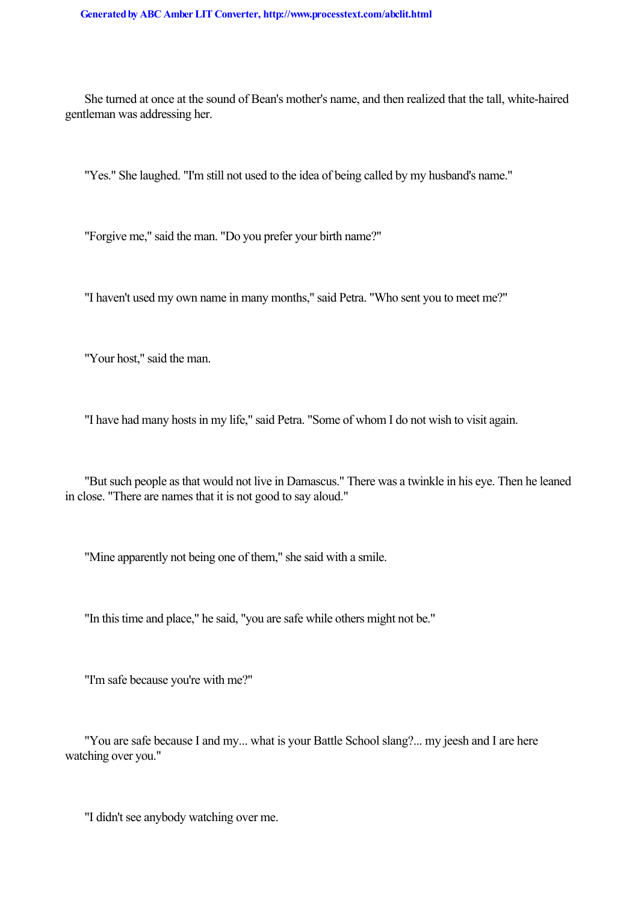She turned at once at the sound of Bean's mother's name, and then realized that the tall, white-haired gentleman was addressing her.

"Yes." She laughed. "I'm still not used to the idea of being called by my husband's name."

"Forgive me," said the man. "Do you prefer your birth name?"

"I haven't used my own name in many months," said Petra. "Who sent you to meet me?"

"Your host," said the man.

"I have had many hosts in my life," said Petra. "Some of whom I do not wish to visit again.

"But such people as that would not live in Damascus." There was a twinkle in his eye. Then he leaned in close. "There are names that it is not good to say aloud."

"Mine apparently not being one of them," she said with a smile.

"In this time and place," he said, "you are safe while others might not be."

"I'm safe because you're with me?"

"You are safe because I and my... what is your Battle School slang?... my jeesh and I are here watching over you."

"I didn't see anybody watching over me.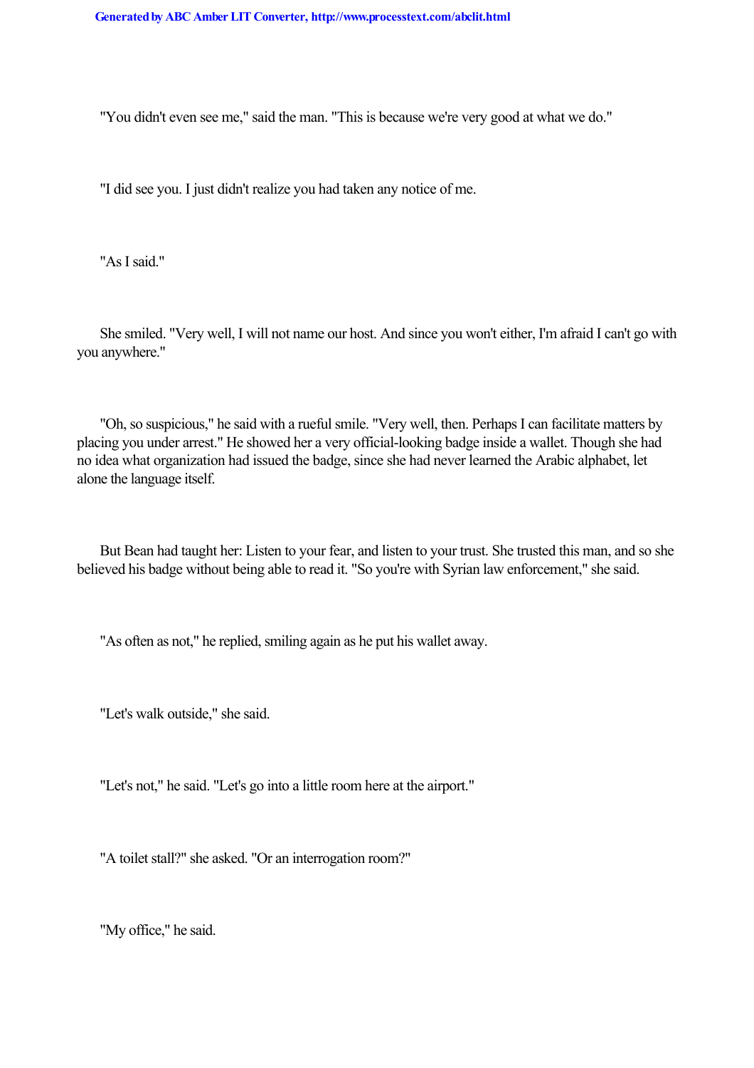"You didn't even see me," said the man. "This is because we're very good at what we do."

"I did see you. I just didn't realize you had taken any notice of me.

"As I said."

She smiled. "Very well, I will not name our host. And since you won't either, I'm afraid I can't go with you anywhere."

"Oh, so suspicious," he said with a rueful smile. "Very well, then. Perhaps I can facilitate matters by placing you under arrest." He showed her a very official-looking badge inside a wallet. Though she had no idea what organization had issued the badge, since she had never learned the Arabic alphabet, let alone the language itself.

But Bean had taught her: Listen to your fear, and listen to your trust. She trusted this man, and so she believed his badge without being able to read it. "So you're with Syrian law enforcement," she said.

"As often as not," he replied, smiling again as he put his wallet away.

"Let's walk outside," she said.

"Let's not," he said. "Let's go into a little room here at the airport."

"A toilet stall?" she asked. "Or an interrogation room?"

"My office," he said.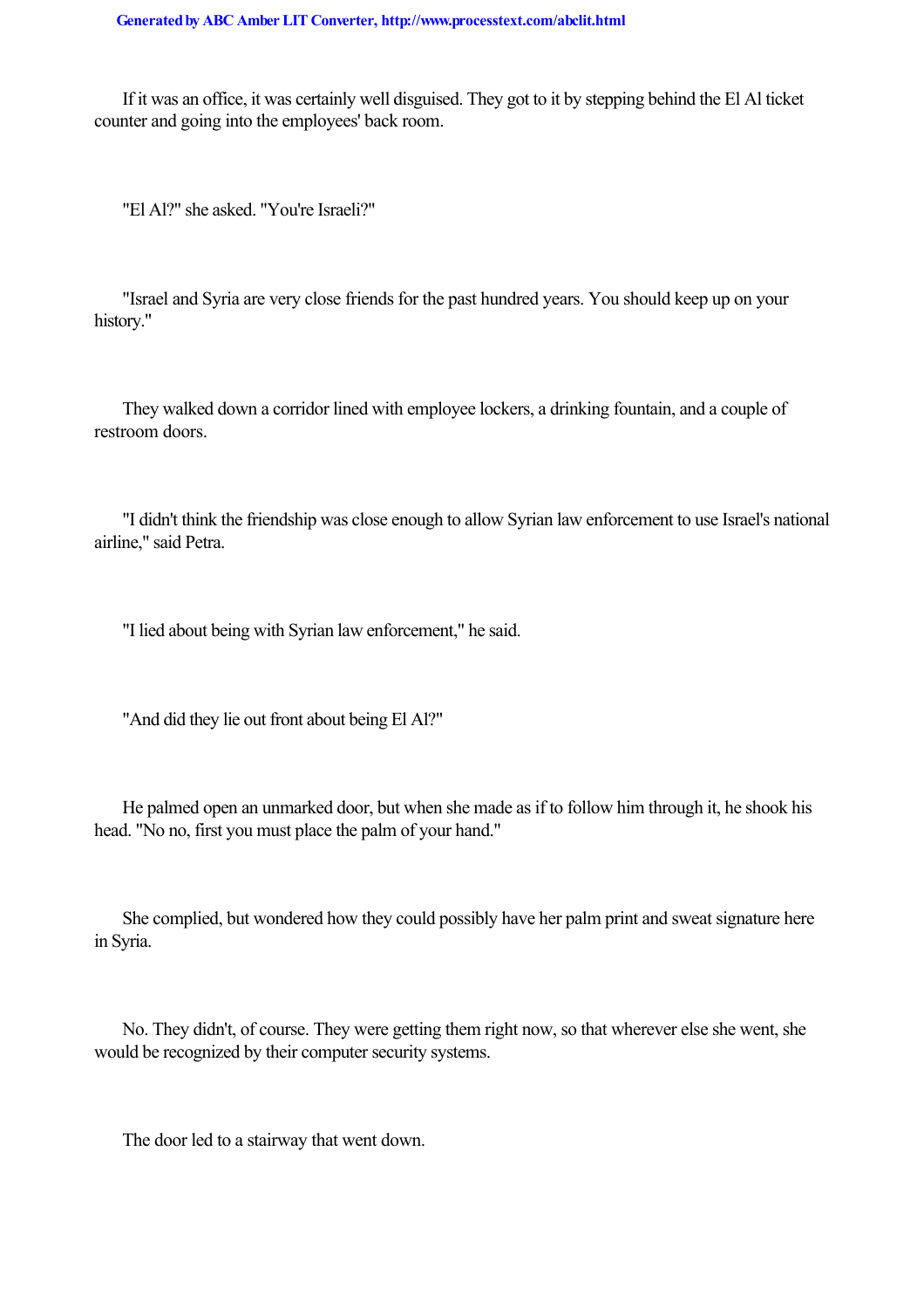If it was an office, it was certainly well disguised. They got to it by stepping behind the El Al ticket counter and going into the employees' back room.

"El Al?" she asked. "You're Israeli?"

"Israel and Syria are very close friends for the past hundred years. You should keep up on your history."

They walked down a corridor lined with employee lockers, a drinking fountain, and a couple of restroom doors.

"I didn't think the friendship was close enough to allow Syrian law enforcement to use Israel's national airline," said Petra.

"I lied about being with Syrian law enforcement," he said.

"And did they lie out front about being El Al?"

He palmed open an unmarked door, but when she made as if to follow him through it, he shook his head. "No no, first you must place the palm of your hand."

She complied, but wondered how they could possibly have her palm print and sweat signature here in Syria.

No. They didn't, of course. They were getting them right now, so that wherever else she went, she would be recognized by their computer security systems.

The door led to a stairway that went down.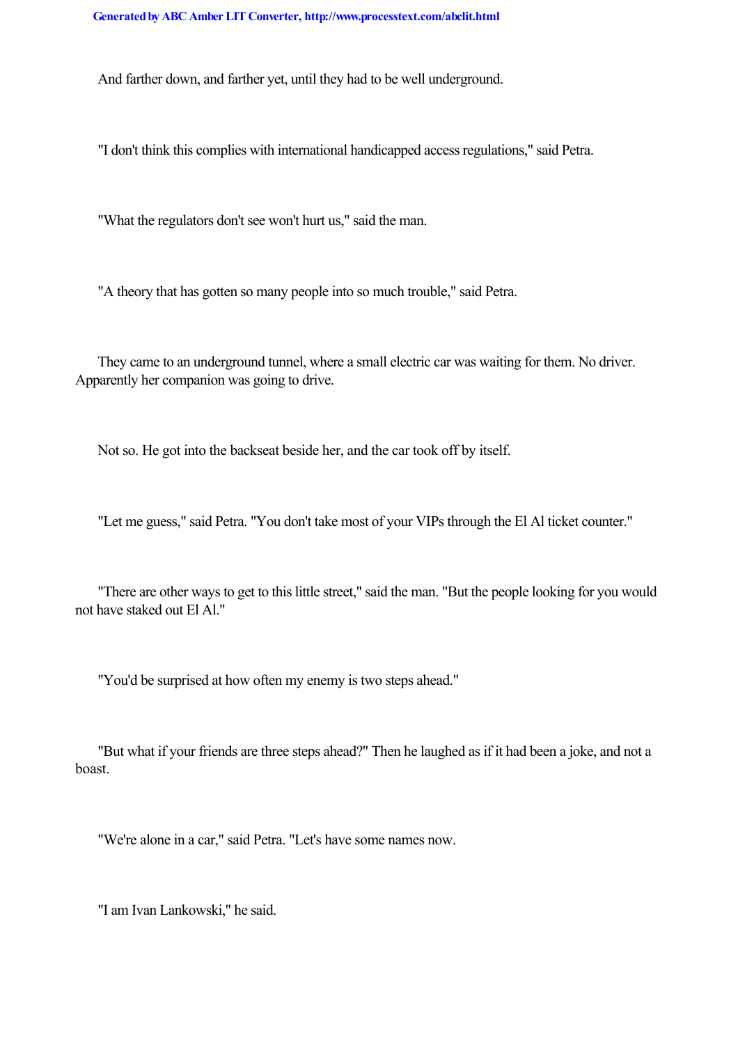And farther down, and farther yet, until they had to be well underground.

"I don't think this complies with international handicapped access regulations," said Petra.

"What the regulators don't see won't hurt us," said the man.

"A theory that has gotten so many people into so much trouble," said Petra.

They came to an underground tunnel, where a small electric car was waiting for them. No driver. Apparently her companion was going to drive.

Not so. He got into the backseat beside her, and the car took off by itself.

"Let me guess," said Petra. "You don't take most of your VIPs through the El Al ticket counter."

"There are other ways to get to this little street," said the man. "But the people looking for you would not have staked out El Al."

"You'd be surprised at how often my enemy is two steps ahead."

"But what if your friends are three steps ahead?" Then he laughed as if it had been a joke, and not a boast.

"We're alone in a car," said Petra. "Let's have some names now.

"I am Ivan Lankowski," he said.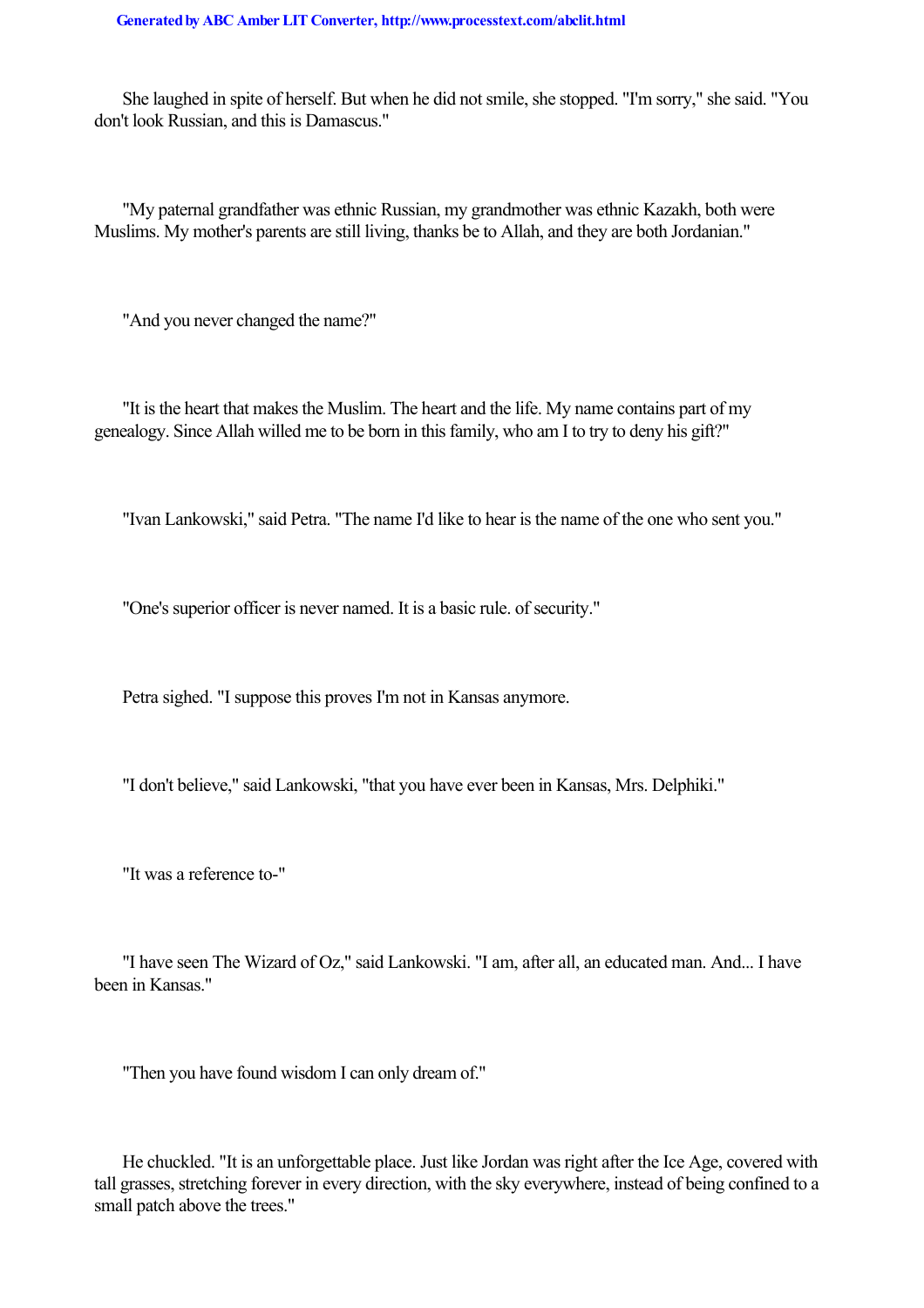She laughed in spite of herself. But when he did not smile, she stopped. "I'm sorry," she said. "You don't look Russian, and this is Damascus."

"My paternal grandfather was ethnic Russian, my grandmother was ethnic Kazakh, both were Muslims. My mother's parents are still living, thanks be to Allah, and they are both Jordanian."

"And you never changed the name?"

"It is the heart that makes the Muslim. The heart and the life. My name contains part of my genealogy. Since Allah willed me to be born in this family, who am I to try to deny his gift?"

"Ivan Lankowski," said Petra. "The name I'd like to hear is the name of the one who sent you."

"One's superior officer is never named. It is a basic rule. of security."

Petra sighed. "I suppose this proves I'm not in Kansas anymore.

"I don't believe," said Lankowski, "that you have ever been in Kansas, Mrs. Delphiki."

"It was a reference to-"

"I have seen The Wizard of Oz," said Lankowski. "I am, after all, an educated man. And... I have been in Kansas."

"Then you have found wisdom I can only dream of."

He chuckled. "It is an unforgettable place. Just like Jordan was right after the Ice Age, covered with tall grasses, stretching forever in every direction, with the sky everywhere, instead of being confined to a small patch above the trees."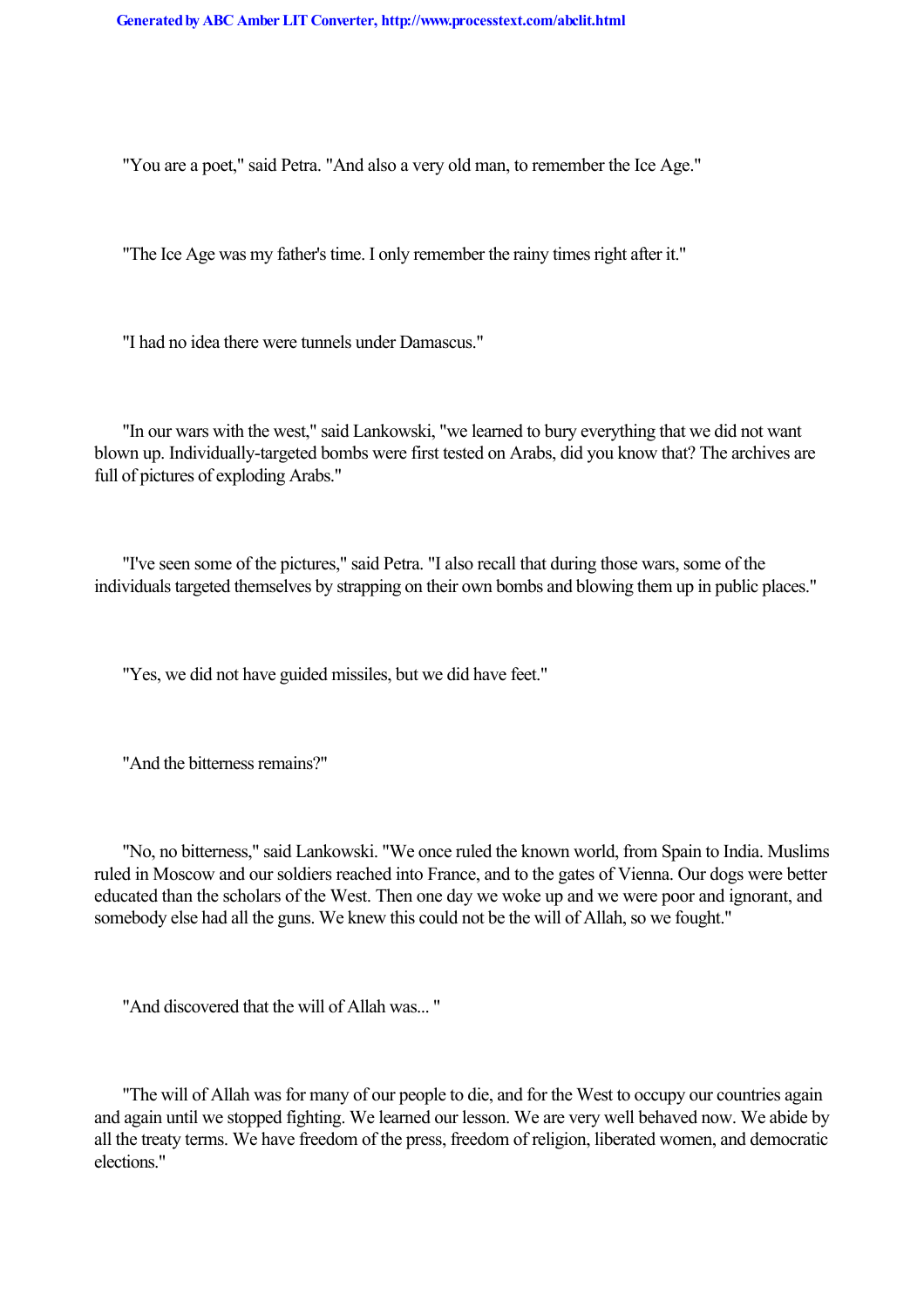"You are a poet," said Petra. "And also a very old man, to remember the Ice Age."

"The Ice Age was my father's time. I only remember the rainy times right after it."

"I had no idea there were tunnels under Damascus."

"In our wars with the west," said Lankowski, "we learned to bury everything that we did not want blown up. Individually-targeted bombs were first tested on Arabs, did you know that? The archives are full of pictures of exploding Arabs."

"I've seen some of the pictures," said Petra. "I also recall that during those wars, some of the individuals targeted themselves by strapping on their own bombs and blowing them up in public places."

"Yes, we did not have guided missiles, but we did have feet."

"And the bitterness remains?"

"No, no bitterness," said Lankowski. "We once ruled the known world, from Spain to India. Muslims ruled in Moscow and our soldiers reached into France, and to the gates of Vienna. Our dogs were better educated than the scholars of the West. Then one day we woke up and we were poor and ignorant, and somebody else had all the guns. We knew this could not be the will of Allah, so we fought."

"And discovered that the will of Allah was... "

"The will of Allah was for many of our people to die, and for the West to occupy our countries again and again until we stopped fighting. We learned our lesson. We are very well behaved now. We abide by all the treaty terms. We have freedom of the press, freedom of religion, liberated women, and democratic elections."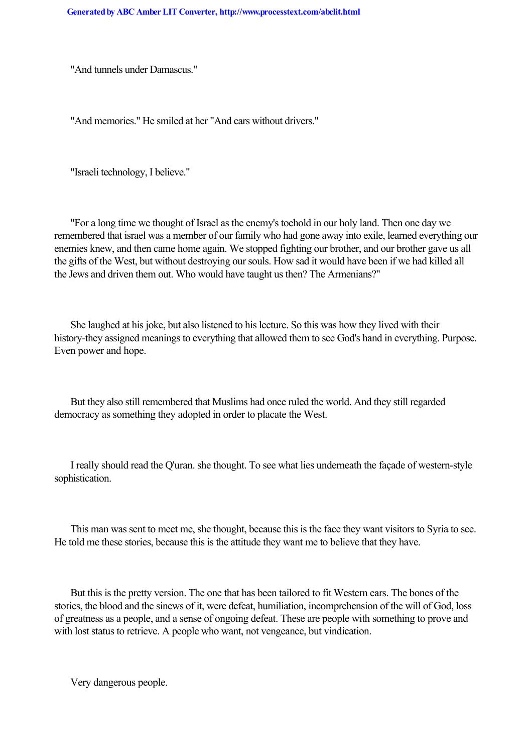"And tunnels under Damascus."

"And memories." He smiled at her "And cars without drivers."

"Israeli technology, I believe."

"For a long time we thought of Israel as the enemy's toehold in our holy land. Then one day we remembered that israel was a member of our family who had gone away into exile, learned everything our enemies knew, and then came home again. We stopped fighting our brother, and our brother gave us all the gifts of the West, but without destroying our souls. How sad it would have been if we had killed all the Jews and driven them out. Who would have taught us then? The Armenians?"

She laughed at his joke, but also listened to his lecture. So this was how they lived with their history-they assigned meanings to everything that allowed them to see God's hand in everything. Purpose. Even power and hope.

But they also still remembered that Muslims had once ruled the world. And they still regarded democracy as something they adopted in order to placate the West.

I really should read the Q'uran. she thought. To see what lies underneath the façade of western-style sophistication.

This man was sent to meet me, she thought, because this is the face they want visitors to Syria to see. He told me these stories, because this is the attitude they want me to believe that they have.

But this is the pretty version. The one that has been tailored to fit Western ears. The bones of the stories, the blood and the sinews of it, were defeat, humiliation, incomprehension of the will of God, loss of greatness as a people, and a sense of ongoing defeat. These are people with something to prove and with lost status to retrieve. A people who want, not vengeance, but vindication.

Very dangerous people.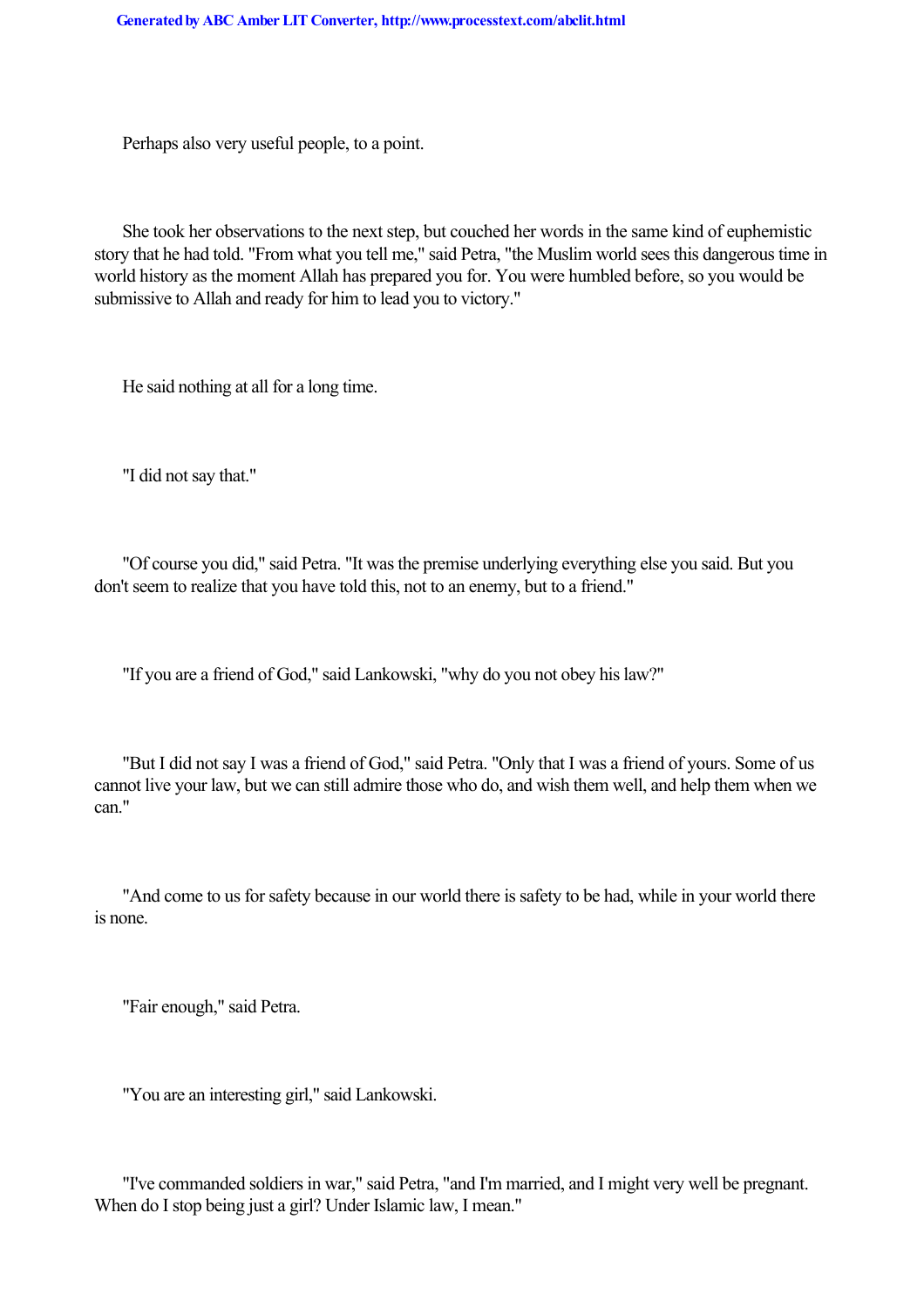Perhaps also very useful people, to a point.

She took her observations to the next step, but couched her words in the same kind of euphemistic story that he had told. "From what you tell me," said Petra, "the Muslim world sees this dangerous time in world history as the moment Allah has prepared you for. You were humbled before, so you would be submissive to Allah and ready for him to lead you to victory."

He said nothing at all for a long time.

"I did not say that."

"Of course you did," said Petra. "It was the premise underlying everything else you said. But you don't seem to realize that you have told this, not to an enemy, but to a friend."

"If you are a friend of God," said Lankowski, "why do you not obey his law?"

"But I did not say I was a friend of God," said Petra. "Only that I was a friend of yours. Some of us cannot live your law, but we can still admire those who do, and wish them well, and help them when we can."

"And come to us for safety because in our world there is safety to be had, while in your world there is none.

"Fair enough," said Petra.

"You are an interesting girl," said Lankowski.

"I've commanded soldiers in war," said Petra, "and I'm married, and I might very well be pregnant. When do I stop being just a girl? Under Islamic law, I mean."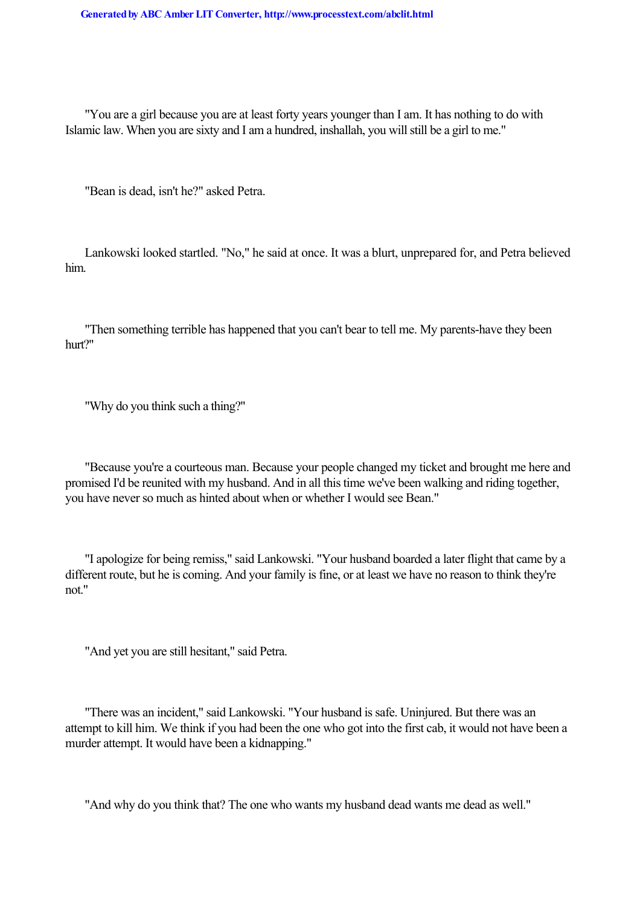"You are a girl because you are at least forty years younger than I am. It has nothing to do with Islamic law. When you are sixty and I am a hundred, inshallah, you will still be a girl to me."

"Bean is dead, isn't he?" asked Petra.

Lankowski looked startled. "No," he said at once. It was a blurt, unprepared for, and Petra believed him.

"Then something terrible has happened that you can't bear to tell me. My parents-have they been hurt?"

"Why do you think such a thing?"

"Because you're a courteous man. Because your people changed my ticket and brought me here and promised I'd be reunited with my husband. And in all this time we've been walking and riding together, you have never so much as hinted about when or whether I would see Bean."

"I apologize for being remiss," said Lankowski. "Your husband boarded a later flight that came by a different route, but he is coming. And your family is fine, or at least we have no reason to think they're not."

"And yet you are still hesitant," said Petra.

"There was an incident," said Lankowski. "Your husband is safe. Uninjured. But there was an attempt to kill him. We think if you had been the one who got into the first cab, it would not have been a murder attempt. It would have been a kidnapping."

"And why do you think that? The one who wants my husband dead wants me dead as well."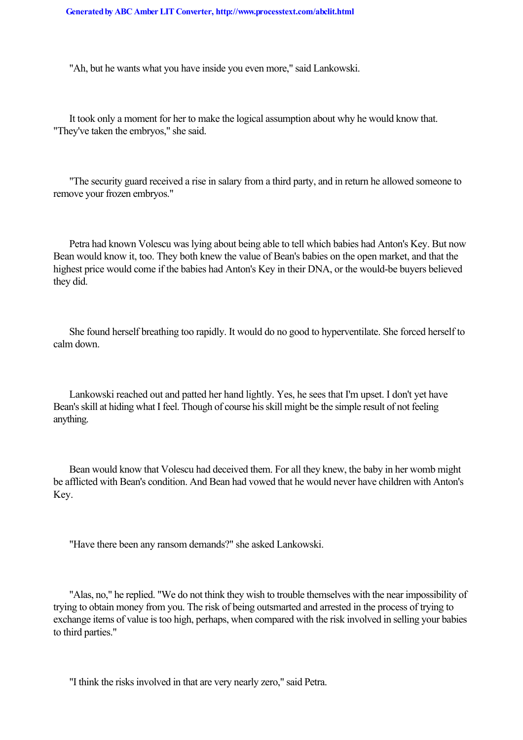"Ah, but he wants what you have inside you even more," said Lankowski.

It took only a moment for her to make the logical assumption about why he would know that. "They've taken the embryos," she said.

"The security guard received a rise in salary from a third party, and in return he allowed someone to remove your frozen embryos."

Petra had known Volescu was lying about being able to tell which babies had Anton's Key. But now Bean would know it, too. They both knew the value of Bean's babies on the open market, and that the highest price would come if the babies had Anton's Key in their DNA, or the would-be buyers believed they did.

She found herself breathing too rapidly. It would do no good to hyperventilate. She forced herself to calm down.

Lankowski reached out and patted her hand lightly. Yes, he sees that I'm upset. I don't yet have Bean's skill at hiding what I feel. Though of course his skill might be the simple result of not feeling anything.

Bean would know that Volescu had deceived them. For all they knew, the baby in her womb might be afflicted with Bean's condition. And Bean had vowed that he would never have children with Anton's Key.

"Have there been any ransom demands?" she asked Lankowski.

"Alas, no," he replied. "We do not think they wish to trouble themselves with the near impossibility of trying to obtain money from you. The risk of being outsmarted and arrested in the process of trying to exchange items of value is too high, perhaps, when compared with the risk involved in selling your babies to third parties."

"I think the risks involved in that are very nearly zero," said Petra.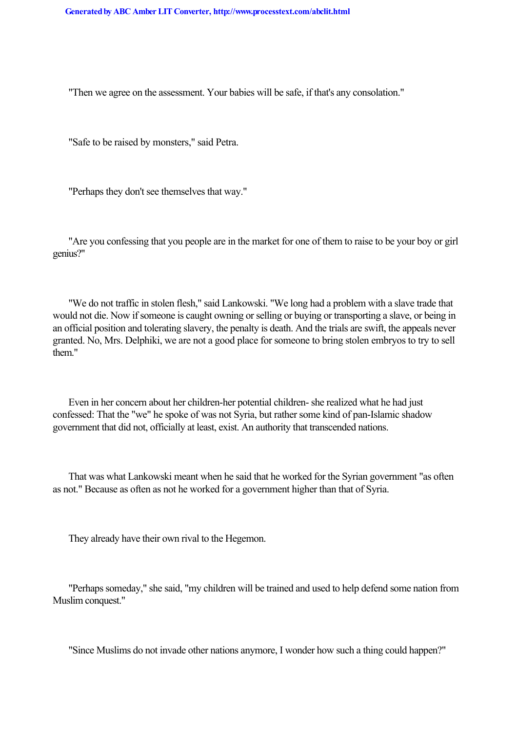"Then we agree on the assessment. Your babies will be safe, if that's any consolation."

"Safe to be raised by monsters," said Petra.

"Perhaps they don't see themselves that way."

"Are you confessing that you people are in the market for one of them to raise to be your boy or girl genius?"

"We do not traffic in stolen flesh," said Lankowski. "We long had a problem with a slave trade that would not die. Now if someone is caught owning or selling or buying or transporting a slave, or being in an official position and tolerating slavery, the penalty is death. And the trials are swift, the appeals never granted. No, Mrs. Delphiki, we are not a good place for someone to bring stolen embryos to try to sell them."

Even in her concern about her children-her potential children- she realized what he had just confessed: That the "we" he spoke of was not Syria, but rather some kind of pan-Islamic shadow government that did not, officially at least, exist. An authority that transcended nations.

That was what Lankowski meant when he said that he worked for the Syrian government "as often as not." Because as often as not he worked for a government higher than that of Syria.

They already have their own rival to the Hegemon.

"Perhaps someday," she said, "my children will be trained and used to help defend some nation from Muslim conquest."

"Since Muslims do not invade other nations anymore, I wonder how such a thing could happen?"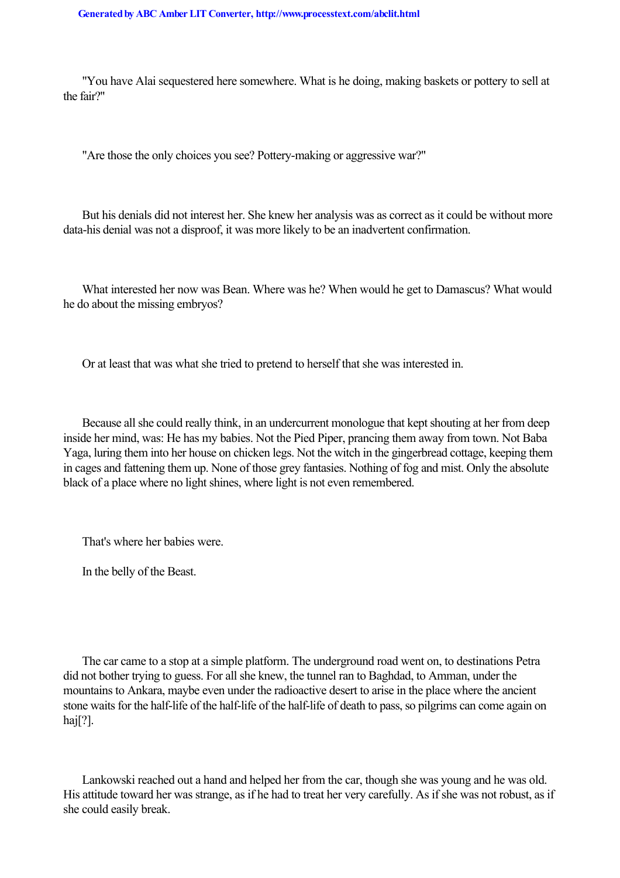"You have Alai sequestered here somewhere. What is he doing, making baskets or pottery to sell at the fair?"

"Are those the only choices you see? Pottery-making or aggressive war?"

But his denials did not interest her. She knew her analysis was as correct as it could be without more data-his denial was not a disproof, it was more likely to be an inadvertent confirmation.

What interested her now was Bean. Where was he? When would he get to Damascus? What would he do about the missing embryos?

Or at least that was what she tried to pretend to herself that she was interested in.

Because all she could really think, in an undercurrent monologue that kept shouting at her from deep inside her mind, was: He has my babies. Not the Pied Piper, prancing them away from town. Not Baba Yaga, luring them into her house on chicken legs. Not the witch in the gingerbread cottage, keeping them in cages and fattening them up. None of those grey fantasies. Nothing of fog and mist. Only the absolute black of a place where no light shines, where light is not even remembered.

That's where her babies were.

In the belly of the Beast.

The car came to a stop at a simple platform. The underground road went on, to destinations Petra did not bother trying to guess. For all she knew, the tunnel ran to Baghdad, to Amman, under the mountains to Ankara, maybe even under the radioactive desert to arise in the place where the ancient stone waits for the half-life of the half-life of the half-life of death to pass, so pilgrims can come again on haj[?].

Lankowski reached out a hand and helped her from the car, though she was young and he was old. His attitude toward her was strange, as if he had to treat her very carefully. As if she was not robust, as if she could easily break.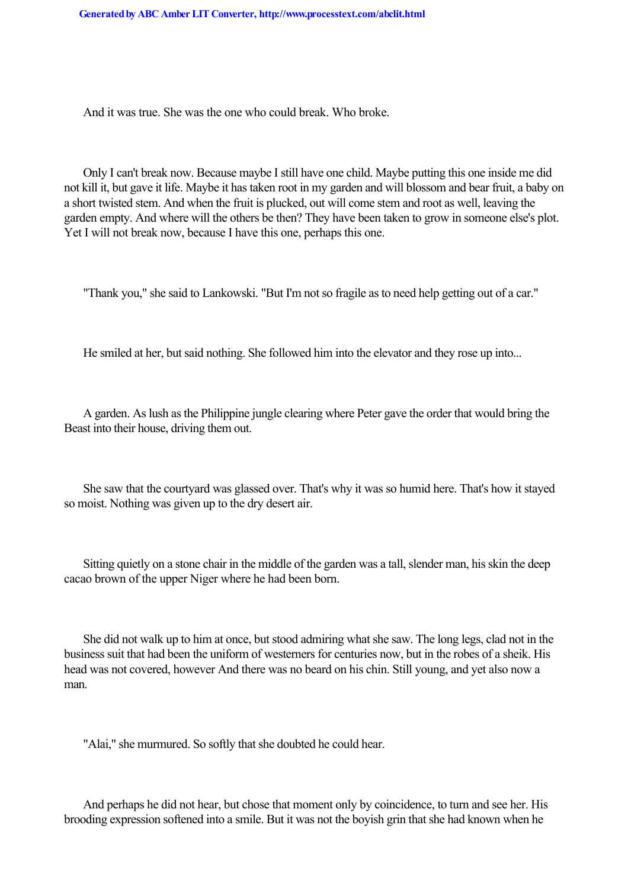And it was true. She was the one who could break. Who broke.

Only I can't break now. Because maybe I still have one child. Maybe putting this one inside me did not kill it, but gave it life. Maybe it has taken root in my garden and will blossom and bear fruit, a baby on a short twisted stem. And when the fruit is plucked, out will come stem and root as well, leaving the garden empty. And where will the others be then? They have been taken to grow in someone else's plot. Yet I will not break now, because I have this one, perhaps this one.

"Thank you," she said to Lankowski. "But I'm not so fragile as to need help getting out of a car."

He smiled at her, but said nothing. She followed him into the elevator and they rose up into...

A garden. As lush as the Philippine jungle clearing where Peter gave the order that would bring the Beast into their house, driving them out.

She saw that the courtyard was glassed over. That's why it was so humid here. That's how it stayed so moist. Nothing was given up to the dry desert air.

Sitting quietly on a stone chair in the middle of the garden was a tall, slender man, his skin the deep cacao brown of the upper Niger where he had been born.

She did not walk up to him at once, but stood admiring what she saw. The long legs, clad not in the business suit that had been the uniform of westerners for centuries now, but in the robes of a sheik. His head was not covered, however And there was no beard on his chin. Still young, and yet also now a man.

"Alai," she murmured. So softly that she doubted he could hear.

And perhaps he did not hear, but chose that moment only by coincidence, to turn and see her. His brooding expression softened into a smile. But it was not the boyish grin that she had known when he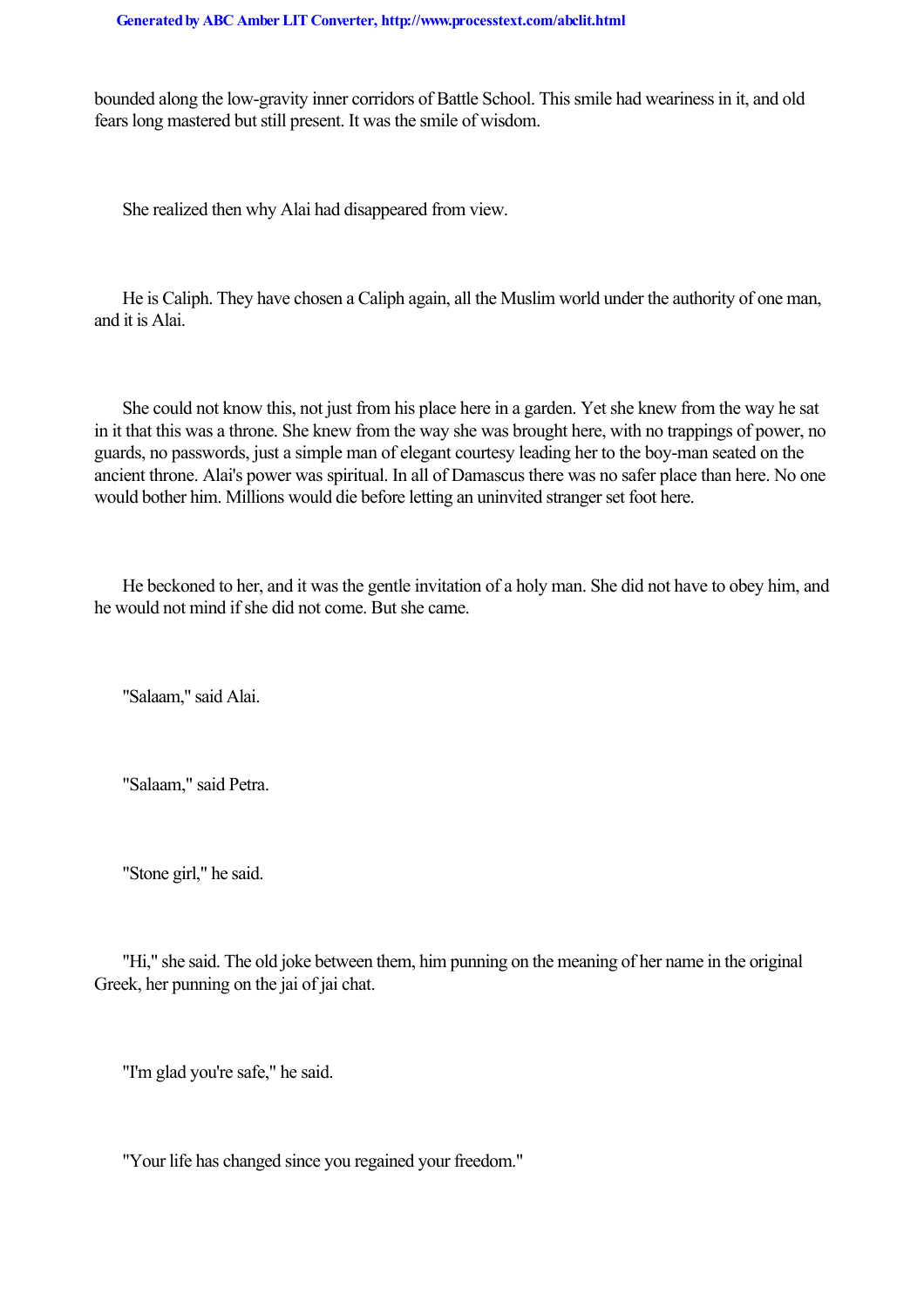bounded along the low-gravity inner corridors of Battle School. This smile had weariness in it, and old fears long mastered but still present. It was the smile of wisdom.

She realized then why Alai had disappeared from view.

He is Caliph. They have chosen a Caliph again, all the Muslim world under the authority of one man, and it is Alai.

She could not know this, not just from his place here in a garden. Yet she knew from the way he sat in it that this was a throne. She knew from the way she was brought here, with no trappings of power, no guards, no passwords, just a simple man of elegant courtesy leading her to the boy-man seated on the ancient throne. Alai's power was spiritual. In all of Damascus there was no safer place than here. No one would bother him. Millions would die before letting an uninvited stranger set foot here.

He beckoned to her, and it was the gentle invitation of a holy man. She did not have to obey him, and he would not mind if she did not come. But she came.

"Salaam," said Alai.

"Salaam," said Petra.

"Stone girl," he said.

"Hi," she said. The old joke between them, him punning on the meaning of her name in the original Greek, her punning on the jai of jai chat.

"I'm glad you're safe," he said.

"Your life has changed since you regained your freedom."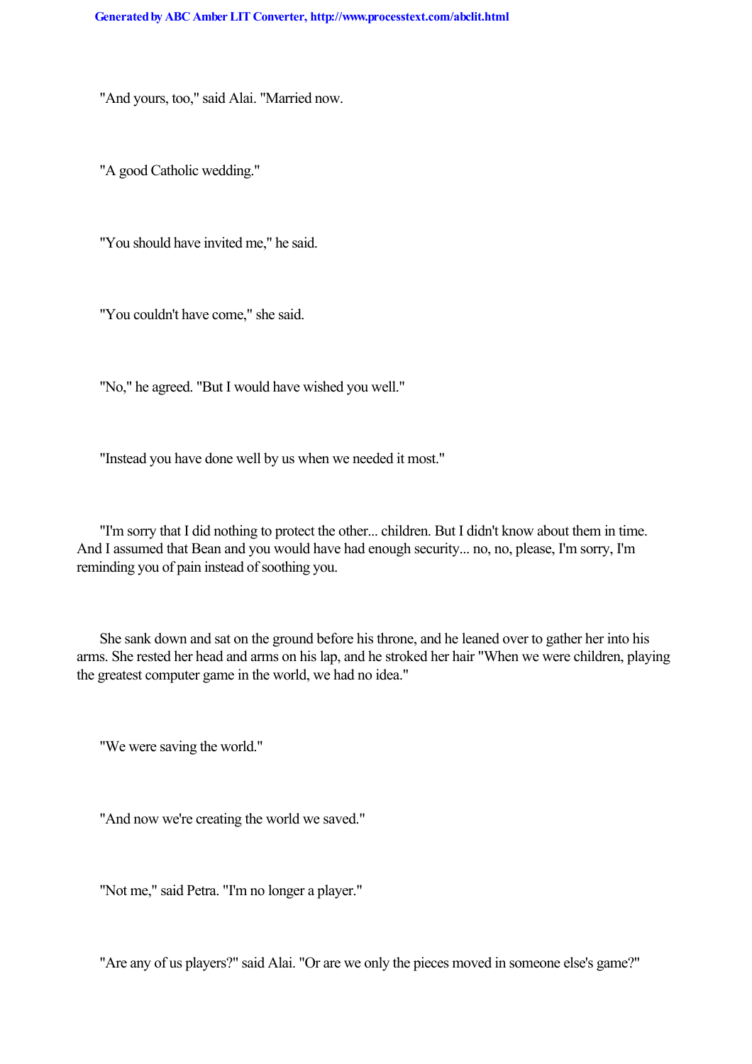"And yours, too," said Alai. "Married now.

"A good Catholic wedding."

"You should have invited me," he said.

"You couldn't have come," she said.

"No," he agreed. "But I would have wished you well."

"Instead you have done well by us when we needed it most."

"I'm sorry that I did nothing to protect the other... children. But I didn't know about them in time. And I assumed that Bean and you would have had enough security... no, no, please, I'm sorry, I'm reminding you of pain instead of soothing you.

She sank down and sat on the ground before his throne, and he leaned over to gather her into his arms. She rested her head and arms on his lap, and he stroked her hair "When we were children, playing the greatest computer game in the world, we had no idea."

"We were saving the world."

"And now we're creating the world we saved."

"Not me," said Petra. "I'm no longer a player."

"Are any of us players?" said Alai. "Or are we only the pieces moved in someone else's game?"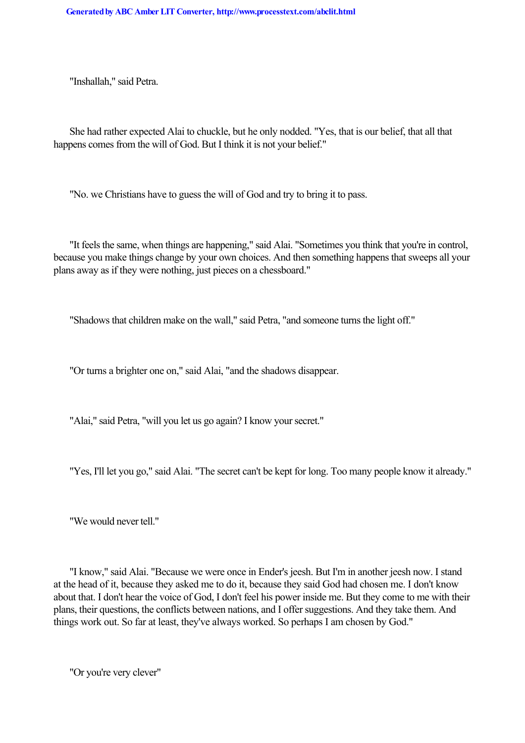"Inshallah," said Petra.

She had rather expected Alai to chuckle, but he only nodded. "Yes, that is our belief, that all that happens comes from the will of God. But I think it is not your belief."

"No. we Christians have to guess the will of God and try to bring it to pass.

"It feels the same, when things are happening," said Alai. "Sometimes you think that you're in control, because you make things change by your own choices. And then something happens that sweeps all your plans away as if they were nothing, just pieces on a chessboard."

"Shadows that children make on the wall," said Petra, "and someone turns the light off."

"Or turns a brighter one on," said Alai, "and the shadows disappear.

"Alai," said Petra, "will you let us go again? I know your secret."

"Yes, I'll let you go," said Alai. "The secret can't be kept for long. Too many people know it already."

"We would never tell."

"I know," said Alai. "Because we were once in Ender's jeesh. But I'm in another jeesh now. I stand at the head of it, because they asked me to do it, because they said God had chosen me. I don't know about that. I don't hear the voice of God, I don't feel his power inside me. But they come to me with their plans, their questions, the conflicts between nations, and I offer suggestions. And they take them. And things work out. So far at least, they've always worked. So perhaps I am chosen by God."

"Or you're very clever"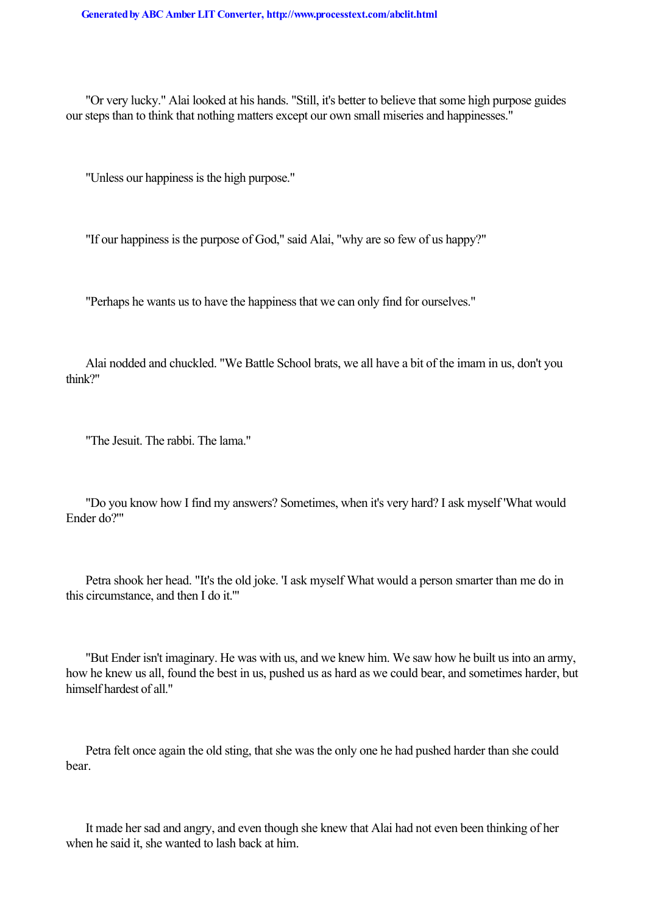"Or very lucky." Alai looked at his hands. "Still, it's better to believe that some high purpose guides our steps than to think that nothing matters except our own small miseries and happinesses."

"Unless our happiness is the high purpose."

"If our happiness is the purpose of God," said Alai, "why are so few of us happy?"

"Perhaps he wants us to have the happiness that we can only find for ourselves."

Alai nodded and chuckled. "We Battle School brats, we all have a bit of the imam in us, don't you think?"

"The Jesuit. The rabbi. The lama."

"Do you know how I find my answers? Sometimes, when it's very hard? I ask myself 'What would Ender do?'"

Petra shook her head. "It's the old joke. 'I ask myself What would a person smarter than me do in this circumstance, and then I do it.'"

"But Ender isn't imaginary. He was with us, and we knew him. We saw how he built us into an army, how he knew us all, found the best in us, pushed us as hard as we could bear, and sometimes harder, but himself hardest of all."

Petra felt once again the old sting, that she was the only one he had pushed harder than she could bear.

It made her sad and angry, and even though she knew that Alai had not even been thinking of her when he said it, she wanted to lash back at him.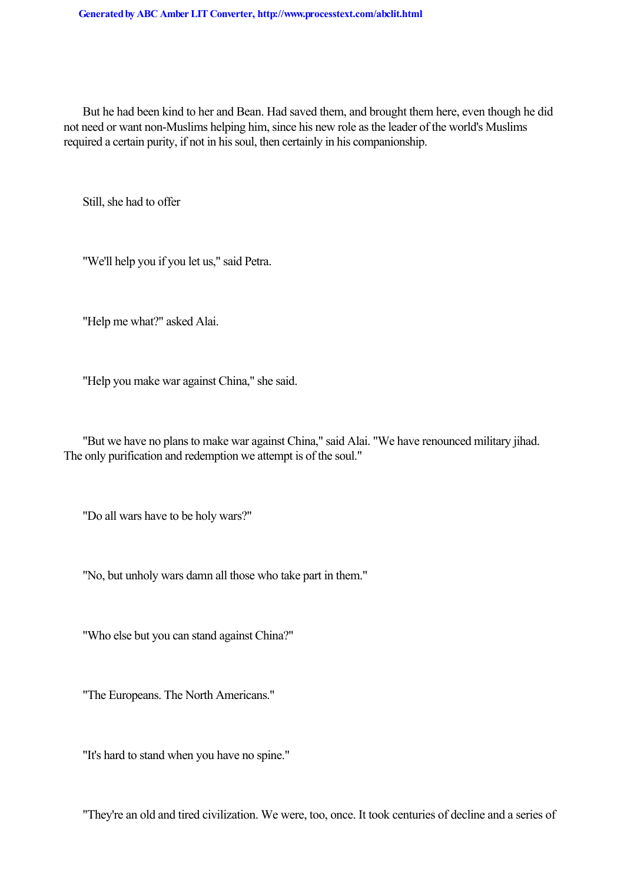But he had been kind to her and Bean. Had saved them, and brought them here, even though he did not need or want non-Muslims helping him, since his new role as the leader of the world's Muslims required a certain purity, if not in his soul, then certainly in his companionship.

Still, she had to offer

"We'll help you if you let us," said Petra.

"Help me what?" asked Alai.

"Help you make war against China," she said.

"But we have no plans to make war against China," said Alai. "We have renounced military jihad. The only purification and redemption we attempt is of the soul."

"Do all wars have to be holy wars?"

"No, but unholy wars damn all those who take part in them."

"Who else but you can stand against China?"

"The Europeans. The North Americans."

"It's hard to stand when you have no spine."

"They're an old and tired civilization. We were, too, once. It took centuries of decline and a series of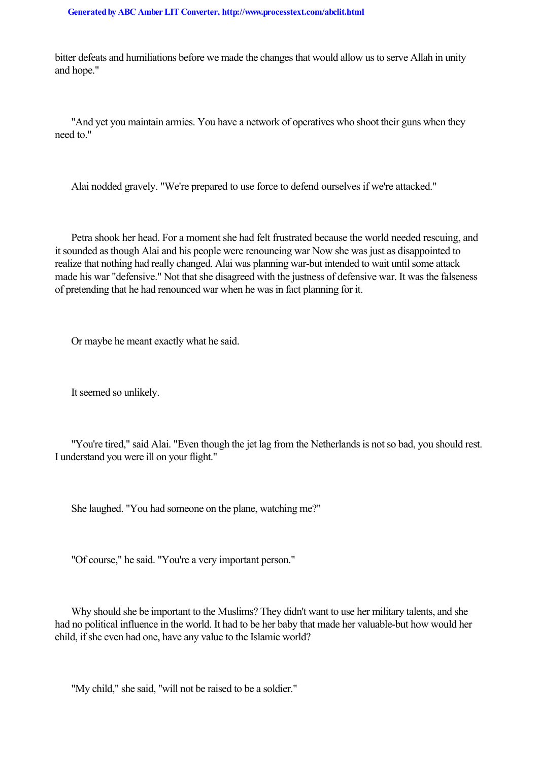bitter defeats and humiliations before we made the changes that would allow us to serve Allah in unity and hope."

"And yet you maintain armies. You have a network of operatives who shoot their guns when they need to."

Alai nodded gravely. "We're prepared to use force to defend ourselves if we're attacked."

Petra shook her head. For a moment she had felt frustrated because the world needed rescuing, and it sounded as though Alai and his people were renouncing war Now she was just as disappointed to realize that nothing had really changed. Alai was planning war-but intended to wait until some attack made his war "defensive." Not that she disagreed with the justness of defensive war. It was the falseness of pretending that he had renounced war when he was in fact planning for it.

Or maybe he meant exactly what he said.

It seemed so unlikely.

"You're tired," said Alai. "Even though the jet lag from the Netherlands is not so bad, you should rest. I understand you were ill on your flight."

She laughed. "You had someone on the plane, watching me?"

"Of course," he said. "You're a very important person."

Why should she be important to the Muslims? They didn't want to use her military talents, and she had no political influence in the world. It had to be her baby that made her valuable-but how would her child, if she even had one, have any value to the Islamic world?

"My child," she said, "will not be raised to be a soldier."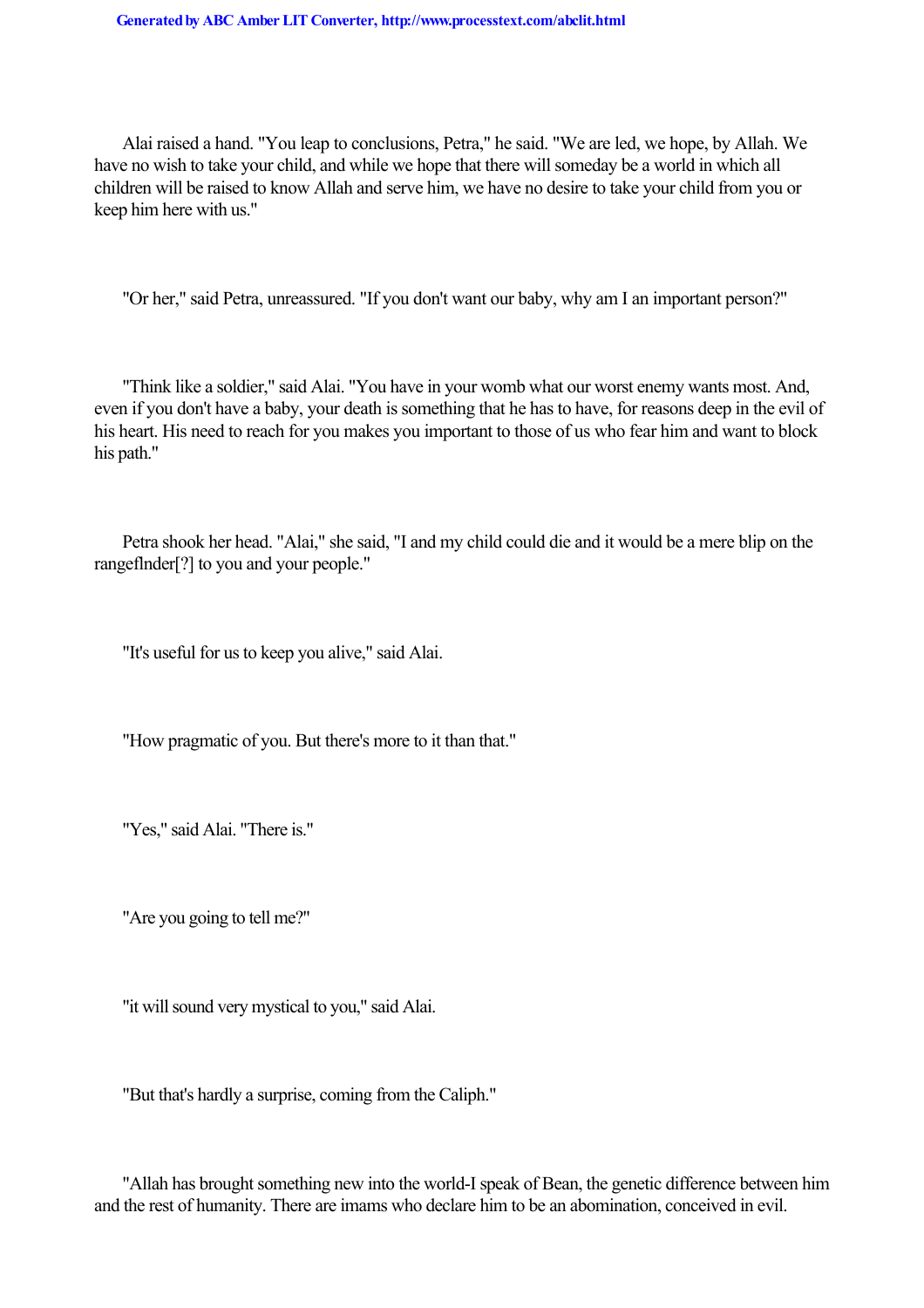Alai raised a hand. "You leap to conclusions, Petra," he said. "We are led, we hope, by Allah. We have no wish to take your child, and while we hope that there will someday be a world in which all children will be raised to know Allah and serve him, we have no desire to take your child from you or keep him here with us."

"Or her," said Petra, unreassured. "If you don't want our baby, why am I an important person?"

"Think like a soldier," said Alai. "You have in your womb what our worst enemy wants most. And, even if you don't have a baby, your death is something that he has to have, for reasons deep in the evil of his heart. His need to reach for you makes you important to those of us who fear him and want to block his path."

Petra shook her head. "Alai," she said, "I and my child could die and it would be a mere blip on the rangeflnder[?] to you and your people."

"It's useful for us to keep you alive," said Alai.

"How pragmatic of you. But there's more to it than that."

"Yes," said Alai. "There is."

"Are you going to tell me?"

"it will sound very mystical to you," said Alai.

"But that's hardly a surprise, coming from the Caliph."

"Allah has brought something new into the world-I speak of Bean, the genetic difference between him and the rest of humanity. There are imams who declare him to be an abomination, conceived in evil.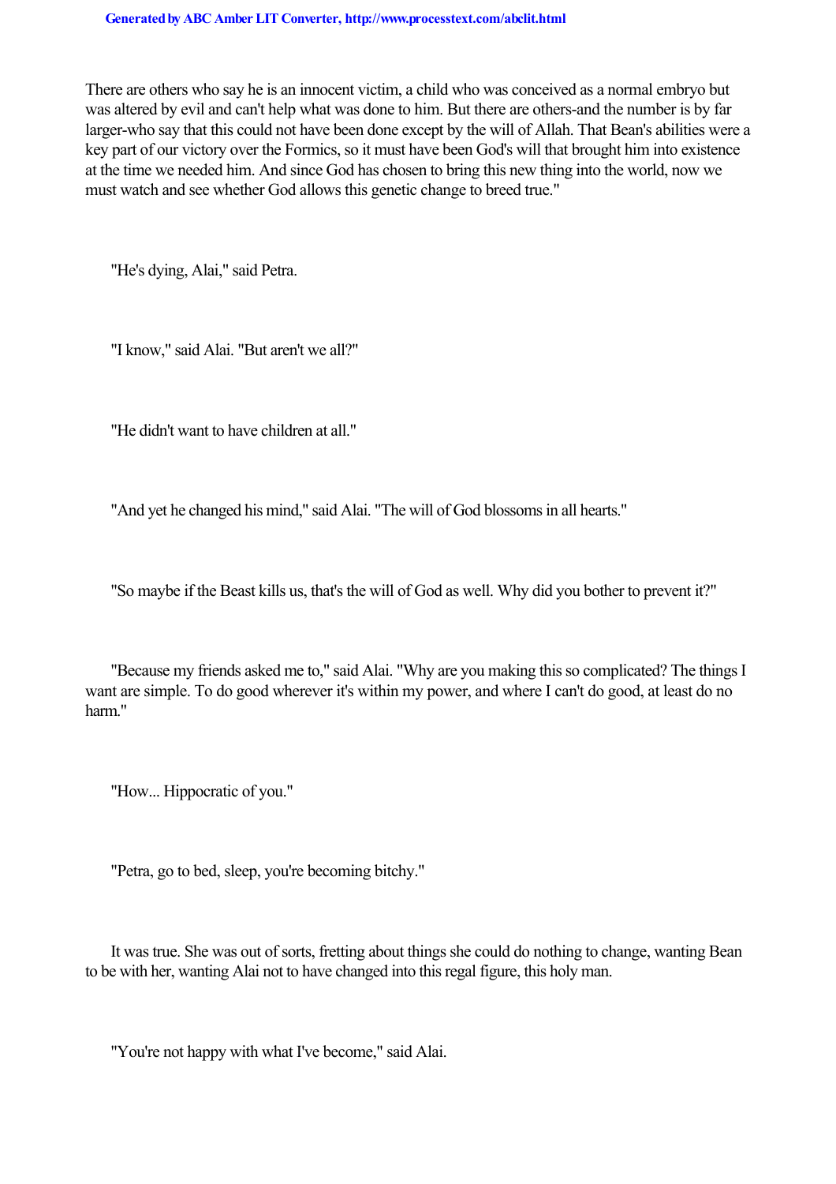There are others who say he is an innocent victim, a child who was conceived as a normal embryo but was altered by evil and can't help what was done to him. But there are others-and the number is by far larger-who say that this could not have been done except by the will of Allah. That Bean's abilities were a key part of our victory over the Formics, so it must have been God's will that brought him into existence at the time we needed him. And since God has chosen to bring this new thing into the world, now we must watch and see whether God allows this genetic change to breed true."

"He's dying, Alai," said Petra.

"I know," said Alai. "But aren't we all?"

"He didn't want to have children at all."

"And yet he changed his mind," said Alai. "The will of God blossoms in all hearts."

"So maybe if the Beast kills us, that's the will of God as well. Why did you bother to prevent it?"

"Because my friends asked me to," said Alai. "Why are you making this so complicated? The things I want are simple. To do good wherever it's within my power, and where I can't do good, at least do no harm."

"How... Hippocratic of you."

"Petra, go to bed, sleep, you're becoming bitchy."

It was true. She was out of sorts, fretting about things she could do nothing to change, wanting Bean to be with her, wanting Alai not to have changed into this regal figure, this holy man.

"You're not happy with what I've become," said Alai.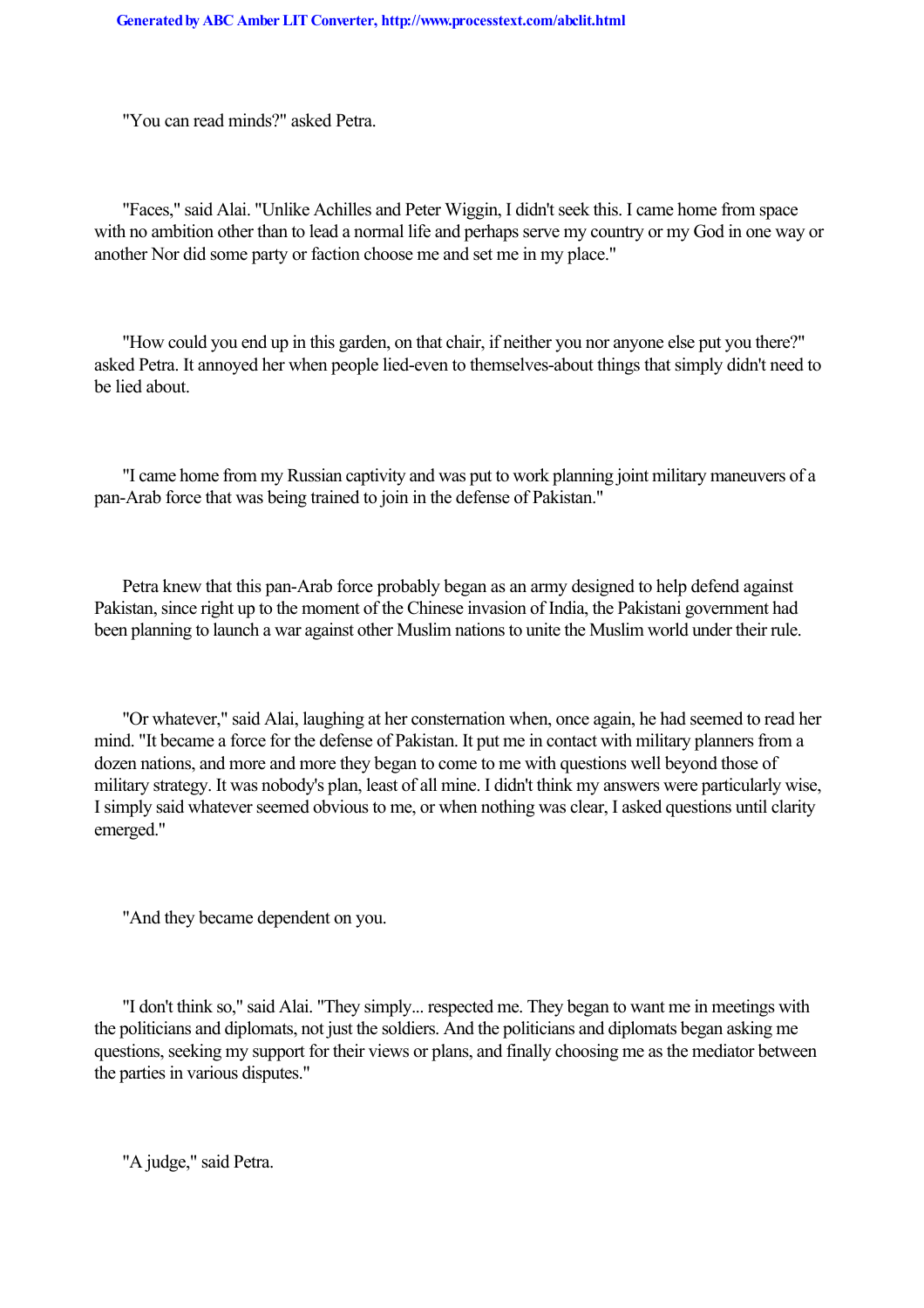"You can read minds?" asked Petra.

"Faces," said Alai. "Unlike Achilles and Peter Wiggin, I didn't seek this. I came home from space with no ambition other than to lead a normal life and perhaps serve my country or my God in one way or another Nor did some party or faction choose me and set me in my place."

"How could you end up in this garden, on that chair, if neither you nor anyone else put you there?" asked Petra. It annoyed her when people lied-even to themselves-about things that simply didn't need to be lied about.

"I came home from my Russian captivity and was put to work planning joint military maneuvers of a pan-Arab force that was being trained to join in the defense of Pakistan."

Petra knew that this pan-Arab force probably began as an army designed to help defend against Pakistan, since right up to the moment of the Chinese invasion of India, the Pakistani government had been planning to launch a war against other Muslim nations to unite the Muslim world under their rule.

"Or whatever," said Alai, laughing at her consternation when, once again, he had seemed to read her mind. "It became a force for the defense of Pakistan. It put me in contact with military planners from a dozen nations, and more and more they began to come to me with questions well beyond those of military strategy. It was nobody's plan, least of all mine. I didn't think my answers were particularly wise, I simply said whatever seemed obvious to me, or when nothing was clear, I asked questions until clarity emerged."

"And they became dependent on you.

"I don't think so," said Alai. "They simply... respected me. They began to want me in meetings with the politicians and diplomats, not just the soldiers. And the politicians and diplomats began asking me questions, seeking my support for their views or plans, and finally choosing me as the mediator between the parties in various disputes."

"A judge," said Petra.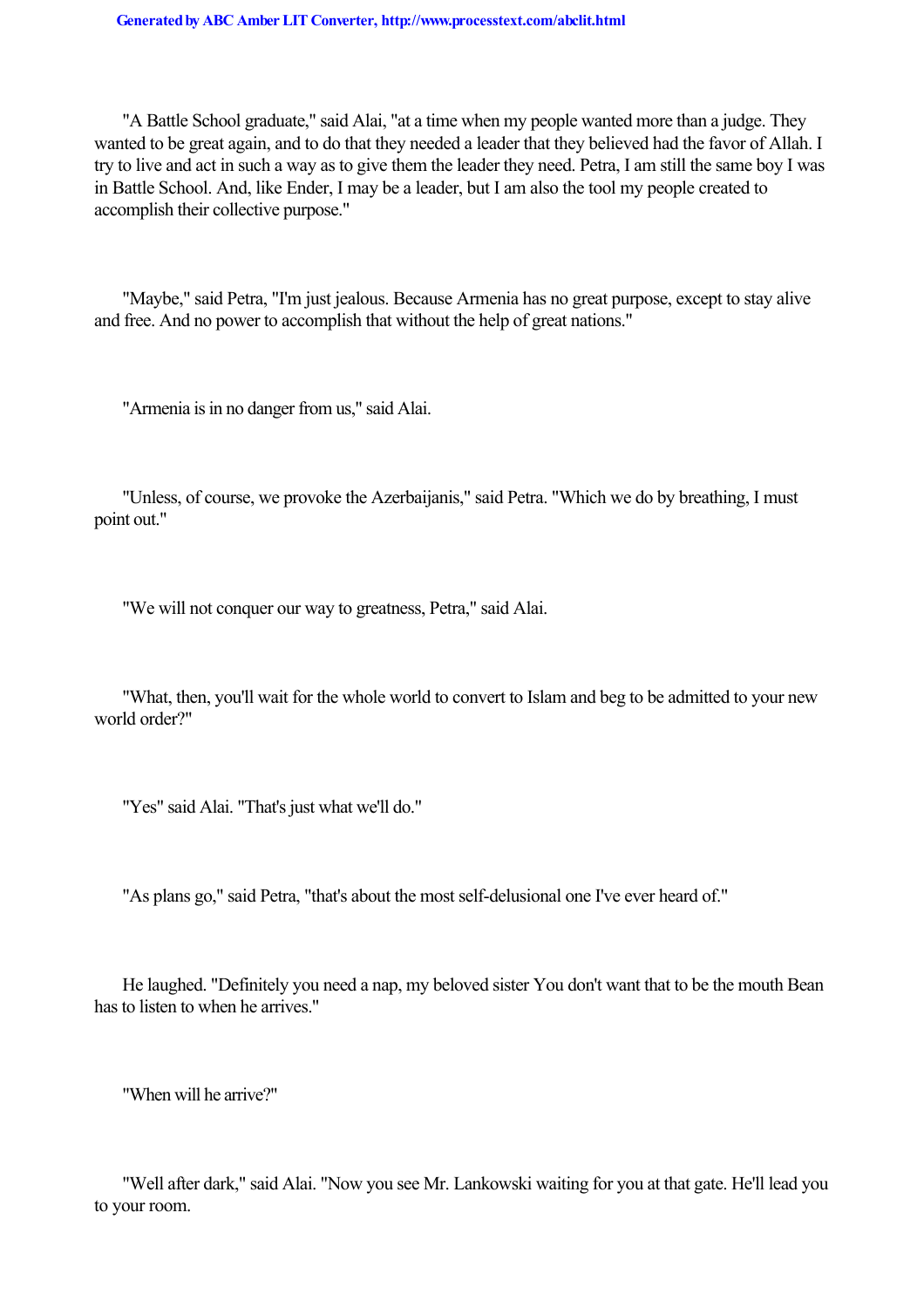"A Battle School graduate," said Alai, "at a time when my people wanted more than a judge. They wanted to be great again, and to do that they needed a leader that they believed had the favor of Allah. I try to live and act in such a way as to give them the leader they need. Petra, I am still the same boy I was in Battle School. And, like Ender, I may be a leader, but I am also the tool my people created to accomplish their collective purpose."

"Maybe," said Petra, "I'm just jealous. Because Armenia has no great purpose, except to stay alive and free. And no power to accomplish that without the help of great nations."

"Armenia is in no danger from us," said Alai.

"Unless, of course, we provoke the Azerbaijanis," said Petra. "Which we do by breathing, I must point out."

"We will not conquer our way to greatness, Petra," said Alai.

"What, then, you'll wait for the whole world to convert to Islam and beg to be admitted to your new world order?"

"Yes" said Alai. "That's just what we'll do."

"As plans go," said Petra, "that's about the most self-delusional one I've ever heard of."

He laughed. "Definitely you need a nap, my beloved sister You don't want that to be the mouth Bean has to listen to when he arrives."

"When will he arrive?"

"Well after dark," said Alai. "Now you see Mr. Lankowski waiting for you at that gate. He'll lead you to your room.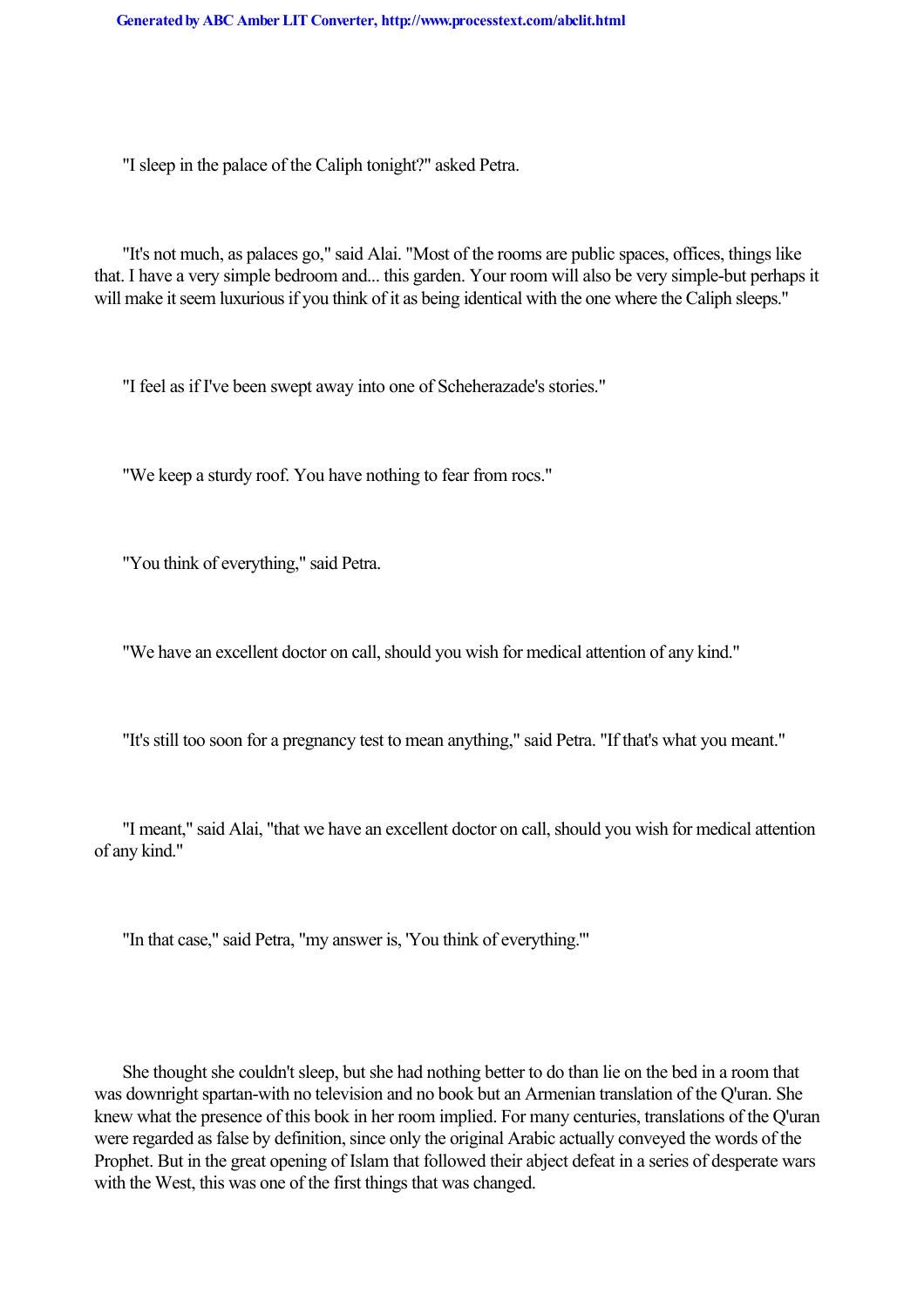"I sleep in the palace of the Caliph tonight?" asked Petra.

"It's not much, as palaces go," said Alai. "Most of the rooms are public spaces, offices, things like that. I have a very simple bedroom and... this garden. Your room will also be very simple-but perhaps it will make it seem luxurious if you think of it as being identical with the one where the Caliph sleeps."

"I feel as if I've been swept away into one of Scheherazade's stories."

"We keep a sturdy roof. You have nothing to fear from rocs."

"You think of everything," said Petra.

"We have an excellent doctor on call, should you wish for medical attention of any kind."

"It's still too soon for a pregnancy test to mean anything," said Petra. "If that's what you meant."

"I meant," said Alai, "that we have an excellent doctor on call, should you wish for medical attention of any kind."

"In that case," said Petra, "my answer is, 'You think of everything.'"

She thought she couldn't sleep, but she had nothing better to do than lie on the bed in a room that was downright spartan-with no television and no book but an Armenian translation of the Q'uran. She knew what the presence of this book in her room implied. For many centuries, translations of the Q'uran were regarded as false by definition, since only the original Arabic actually conveyed the words of the Prophet. But in the great opening of Islam that followed their abject defeat in a series of desperate wars with the West, this was one of the first things that was changed.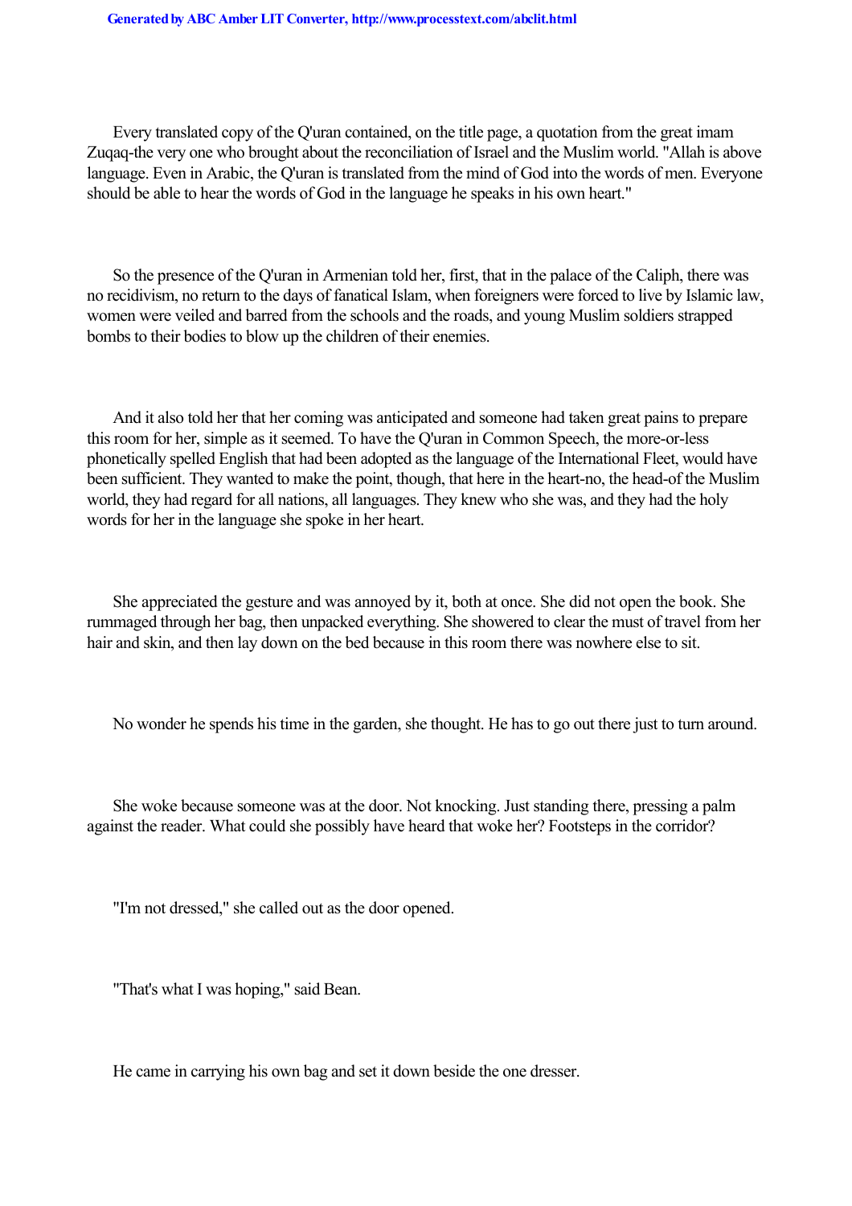Every translated copy of the Q'uran contained, on the title page, a quotation from the great imam Zuqaq-the very one who brought about the reconciliation of Israel and the Muslim world. "Allah is above language. Even in Arabic, the Q'uran is translated from the mind of God into the words of men. Everyone should be able to hear the words of God in the language he speaks in his own heart."

So the presence of the Q'uran in Armenian told her, first, that in the palace of the Caliph, there was no recidivism, no return to the days of fanatical Islam, when foreigners were forced to live by Islamic law, women were veiled and barred from the schools and the roads, and young Muslim soldiers strapped bombs to their bodies to blow up the children of their enemies.

And it also told her that her coming was anticipated and someone had taken great pains to prepare this room for her, simple as it seemed. To have the Q'uran in Common Speech, the more-or-less phonetically spelled English that had been adopted as the language of the International Fleet, would have been sufficient. They wanted to make the point, though, that here in the heart-no, the head-of the Muslim world, they had regard for all nations, all languages. They knew who she was, and they had the holy words for her in the language she spoke in her heart.

She appreciated the gesture and was annoyed by it, both at once. She did not open the book. She rummaged through her bag, then unpacked everything. She showered to clear the must of travel from her hair and skin, and then lay down on the bed because in this room there was nowhere else to sit.

No wonder he spends his time in the garden, she thought. He has to go out there just to turn around.

She woke because someone was at the door. Not knocking. Just standing there, pressing a palm against the reader. What could she possibly have heard that woke her? Footsteps in the corridor?

"I'm not dressed," she called out as the door opened.

"That's what I was hoping," said Bean.

He came in carrying his own bag and set it down beside the one dresser.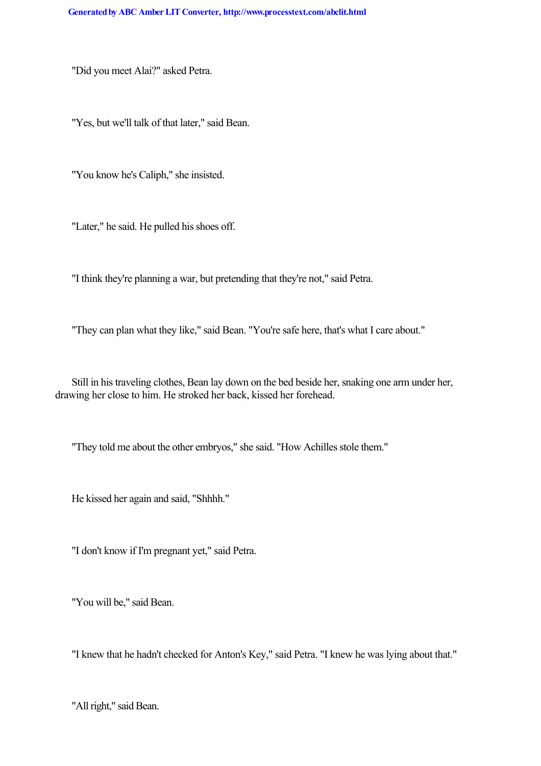"Did you meet Alai?" asked Petra.

"Yes, but we'll talk of that later," said Bean.

"You know he's Caliph," she insisted.

"Later," he said. He pulled his shoes off.

"I think they're planning a war, but pretending that they're not," said Petra.

"They can plan what they like," said Bean. "You're safe here, that's what I care about."

Still in his traveling clothes, Bean lay down on the bed beside her, snaking one arm under her, drawing her close to him. He stroked her back, kissed her forehead.

"They told me about the other embryos," she said. "How Achilles stole them."

He kissed her again and said, "Shhhh."

"I don't know if I'm pregnant yet," said Petra.

"You will be," said Bean.

"I knew that he hadn't checked for Anton's Key," said Petra. "I knew he was lying about that."

"All right," said Bean.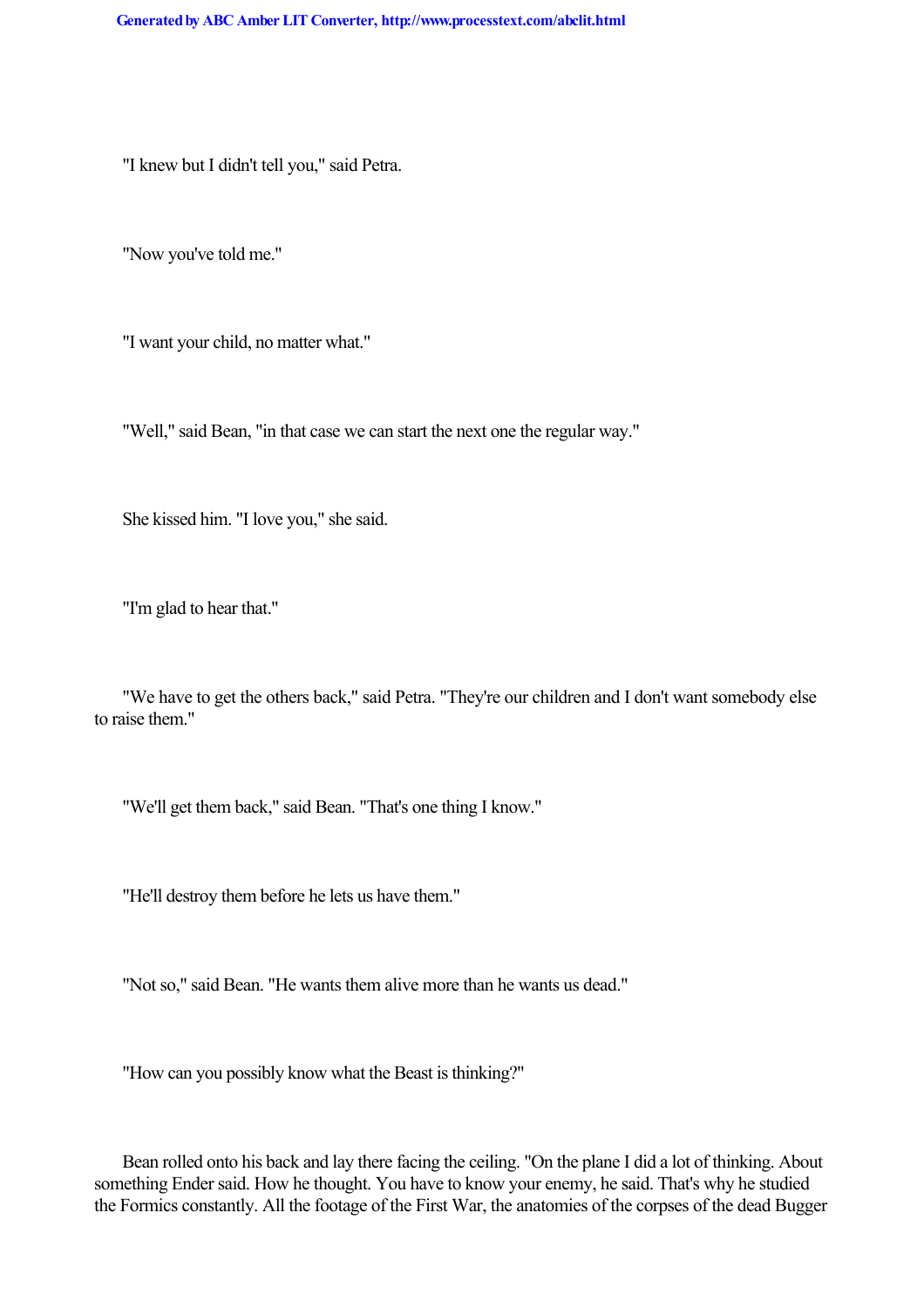"I knew but I didn't tell you," said Petra.

"Now you've told me."

"I want your child, no matter what."

"Well," said Bean, "in that case we can start the next one the regular way."

She kissed him. "I love you," she said.

"I'm glad to hear that."

"We have to get the others back," said Petra. "They're our children and I don't want somebody else to raise them."

"We'll get them back," said Bean. "That's one thing I know."

"He'll destroy them before he lets us have them."

"Not so," said Bean. "He wants them alive more than he wants us dead."

"How can you possibly know what the Beast is thinking?"

Bean rolled onto his back and lay there facing the ceiling. "On the plane I did a lot of thinking. About something Ender said. How he thought. You have to know your enemy, he said. That's why he studied the Formics constantly. All the footage of the First War, the anatomies of the corpses of the dead Bugger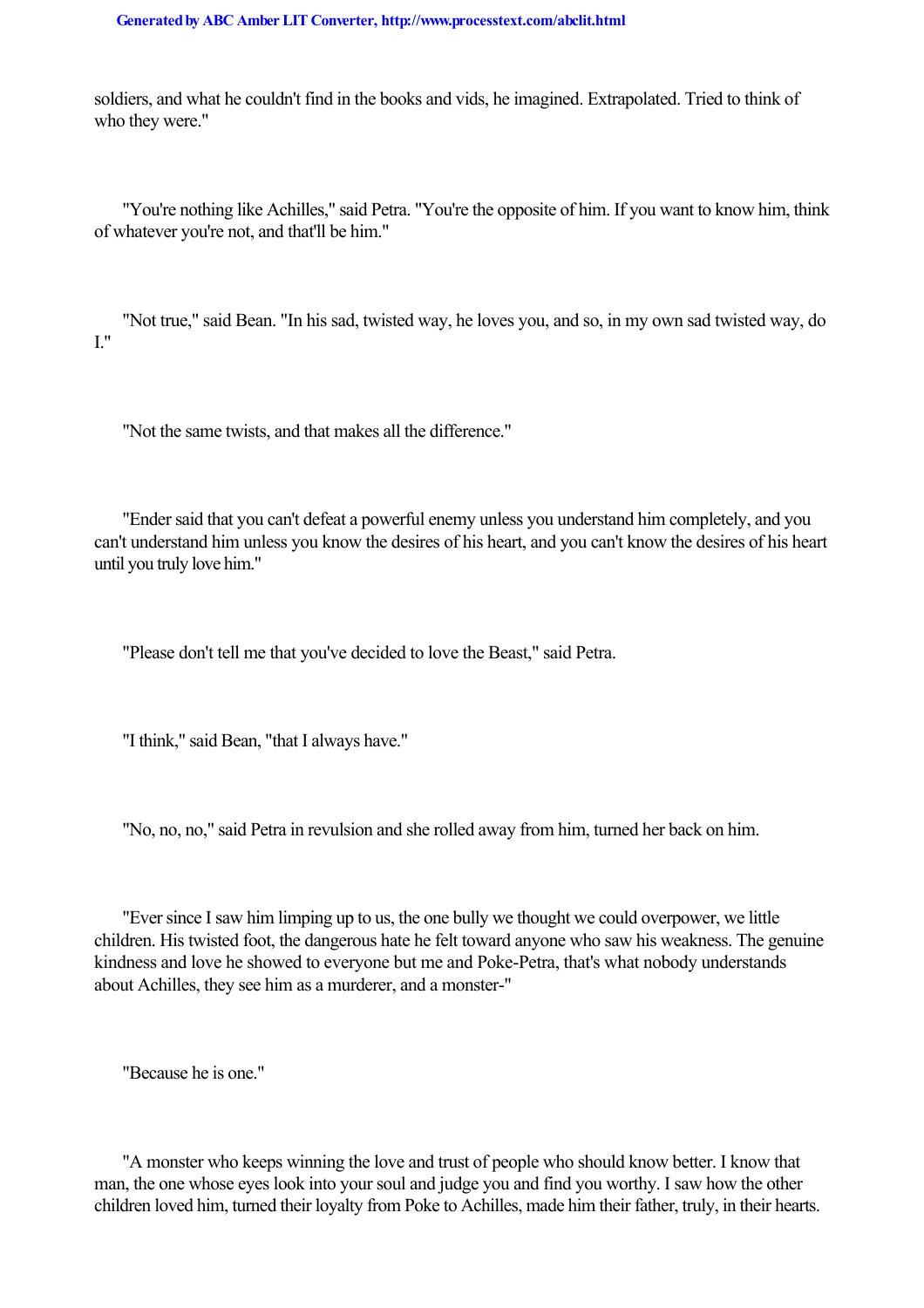soldiers, and what he couldn't find in the books and vids, he imagined. Extrapolated. Tried to think of who they were."

"You're nothing like Achilles," said Petra. "You're the opposite of him. If you want to know him, think of whatever you're not, and that'll be him."

"Not true," said Bean. "In his sad, twisted way, he loves you, and so, in my own sad twisted way, do I."

"Not the same twists, and that makes all the difference."

"Ender said that you can't defeat a powerful enemy unless you understand him completely, and you can't understand him unless you know the desires of his heart, and you can't know the desires of his heart until you truly love him."

"Please don't tell me that you've decided to love the Beast," said Petra.

"I think," said Bean, "that I always have."

"No, no, no," said Petra in revulsion and she rolled away from him, turned her back on him.

"Ever since I saw him limping up to us, the one bully we thought we could overpower, we little children. His twisted foot, the dangerous hate he felt toward anyone who saw his weakness. The genuine kindness and love he showed to everyone but me and Poke-Petra, that's what nobody understands about Achilles, they see him as a murderer, and a monster-"

"Because he is one."

"A monster who keeps winning the love and trust of people who should know better. I know that man, the one whose eyes look into your soul and judge you and find you worthy. I saw how the other children loved him, turned their loyalty from Poke to Achilles, made him their father, truly, in their hearts.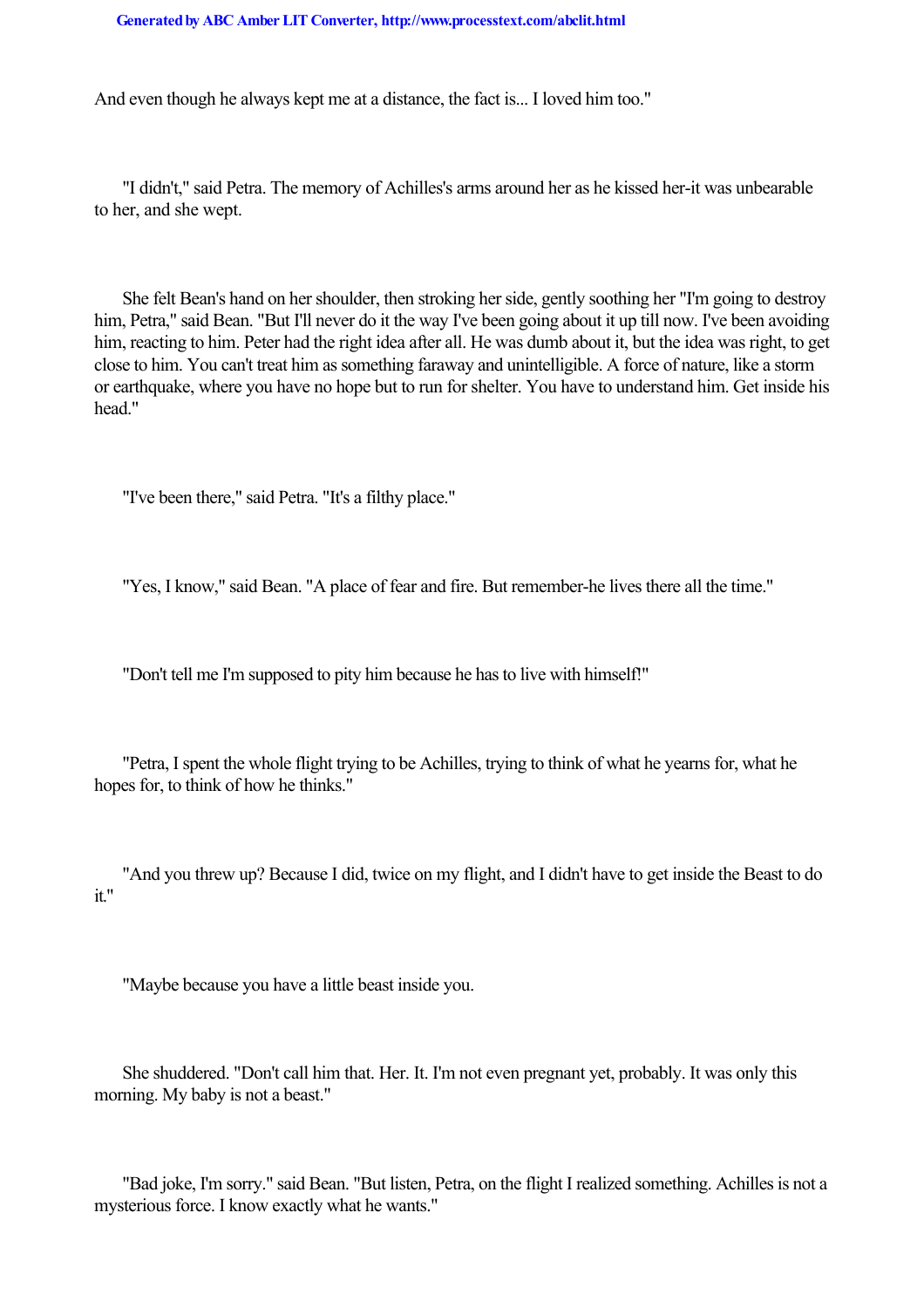And even though he always kept me at a distance, the fact is... I loved him too."

"I didn't," said Petra. The memory of Achilles's arms around her as he kissed her-it was unbearable to her, and she wept.

She felt Bean's hand on her shoulder, then stroking her side, gently soothing her "I'm going to destroy him, Petra," said Bean. "But I'll never do it the way I've been going about it up till now. I've been avoiding him, reacting to him. Peter had the right idea after all. He was dumb about it, but the idea was right, to get close to him. You can't treat him as something faraway and unintelligible. A force of nature, like a storm or earthquake, where you have no hope but to run for shelter. You have to understand him. Get inside his head."

"I've been there," said Petra. "It's a filthy place."

"Yes, I know," said Bean. "A place of fear and fire. But remember-he lives there all the time."

"Don't tell me I'm supposed to pity him because he has to live with himself!"

"Petra, I spent the whole flight trying to be Achilles, trying to think of what he yearns for, what he hopes for, to think of how he thinks."

"And you threw up? Because I did, twice on my flight, and I didn't have to get inside the Beast to do it."

"Maybe because you have a little beast inside you.

She shuddered. "Don't call him that. Her. It. I'm not even pregnant yet, probably. It was only this morning. My baby is not a beast."

"Bad joke, I'm sorry." said Bean. "But listen, Petra, on the flight I realized something. Achilles is not a mysterious force. I know exactly what he wants."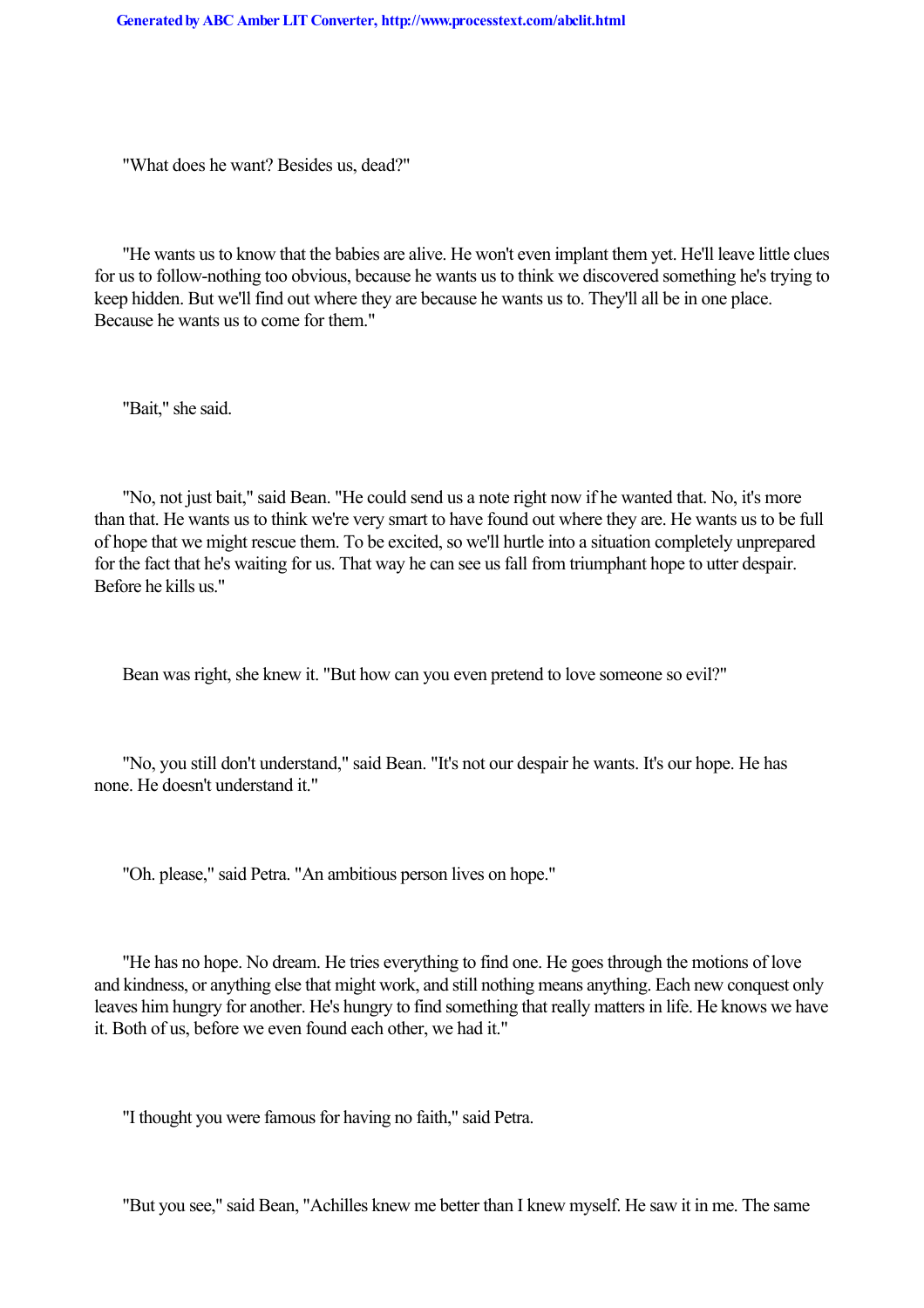"What does he want? Besides us, dead?"

"He wants us to know that the babies are alive. He won't even implant them yet. He'll leave little clues for us to follow-nothing too obvious, because he wants us to think we discovered something he's trying to keep hidden. But we'll find out where they are because he wants us to. They'll all be in one place. Because he wants us to come for them."

"Bait," she said.

"No, not just bait," said Bean. "He could send us a note right now if he wanted that. No, it's more than that. He wants us to think we're very smart to have found out where they are. He wants us to be full of hope that we might rescue them. To be excited, so we'll hurtle into a situation completely unprepared for the fact that he's waiting for us. That way he can see us fall from triumphant hope to utter despair. Before he kills us."

Bean was right, she knew it. "But how can you even pretend to love someone so evil?"

"No, you still don't understand," said Bean. "It's not our despair he wants. It's our hope. He has none. He doesn't understand it."

"Oh. please," said Petra. "An ambitious person lives on hope."

"He has no hope. No dream. He tries everything to find one. He goes through the motions of love and kindness, or anything else that might work, and still nothing means anything. Each new conquest only leaves him hungry for another. He's hungry to find something that really matters in life. He knows we have it. Both of us, before we even found each other, we had it."

"I thought you were famous for having no faith," said Petra.

"But you see," said Bean, "Achilles knew me better than I knew myself. He saw it in me. The same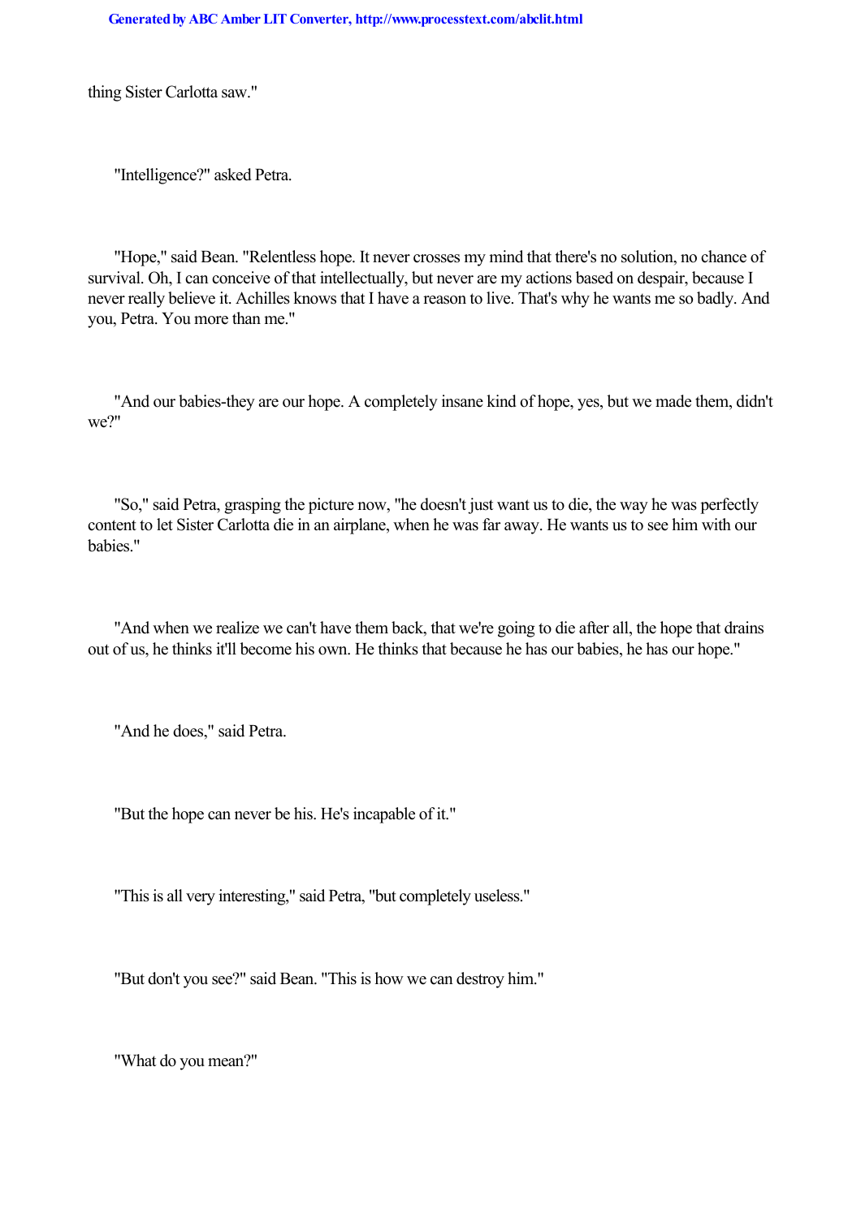thing Sister Carlotta saw."

"Intelligence?" asked Petra.

"Hope," said Bean. "Relentless hope. It never crosses my mind that there's no solution, no chance of survival. Oh, I can conceive of that intellectually, but never are my actions based on despair, because I never really believe it. Achilles knows that I have a reason to live. That's why he wants me so badly. And you, Petra. You more than me."

"And our babies-they are our hope. A completely insane kind of hope, yes, but we made them, didn't we?"

"So," said Petra, grasping the picture now, "he doesn't just want us to die, the way he was perfectly content to let Sister Carlotta die in an airplane, when he was far away. He wants us to see him with our babies."

"And when we realize we can't have them back, that we're going to die after all, the hope that drains out of us, he thinks it'll become his own. He thinks that because he has our babies, he has our hope."

"And he does," said Petra.

"But the hope can never be his. He's incapable of it."

"This is all very interesting," said Petra, "but completely useless."

"But don't you see?" said Bean. "This is how we can destroy him."

"What do you mean?"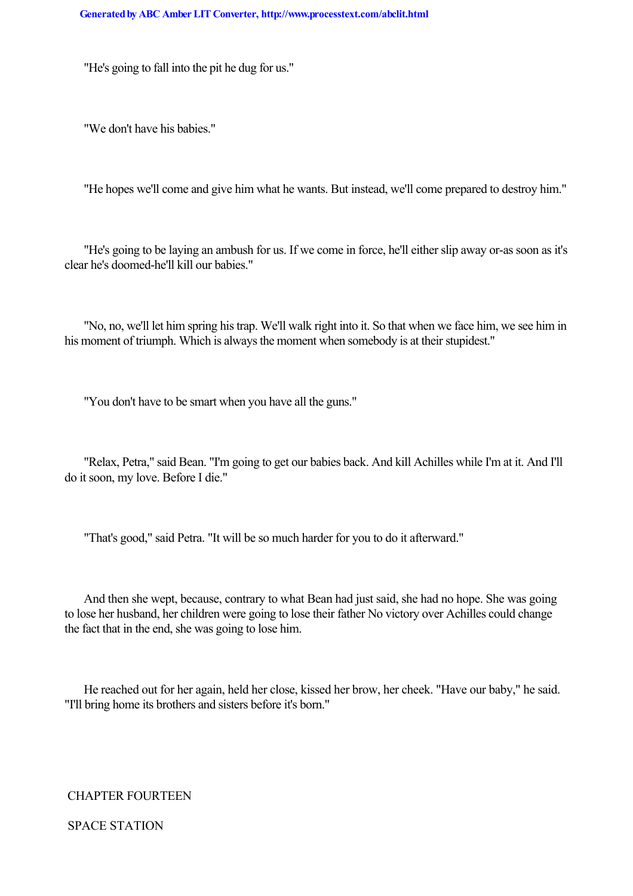"He's going to fall into the pit he dug for us."

"We don't have his babies."

"He hopes we'll come and give him what he wants. But instead, we'll come prepared to destroy him."

"He's going to be laying an ambush for us. If we come in force, he'll either slip away or-as soon as it's clear he's doomed-he'll kill our babies."

"No, no, we'll let him spring his trap. We'll walk right into it. So that when we face him, we see him in his moment of triumph. Which is always the moment when somebody is at their stupidest."

"You don't have to be smart when you have all the guns."

"Relax, Petra," said Bean. "I'm going to get our babies back. And kill Achilles while I'm at it. And I'll do it soon, my love. Before I die."

"That's good," said Petra. "It will be so much harder for you to do it afterward."

And then she wept, because, contrary to what Bean had just said, she had no hope. She was going to lose her husband, her children were going to lose their father No victory over Achilles could change the fact that in the end, she was going to lose him.

He reached out for her again, held her close, kissed her brow, her cheek. "Have our baby," he said. "I'll bring home its brothers and sisters before it's born."

## CHAPTER FOURTEEN

## SPACE STATION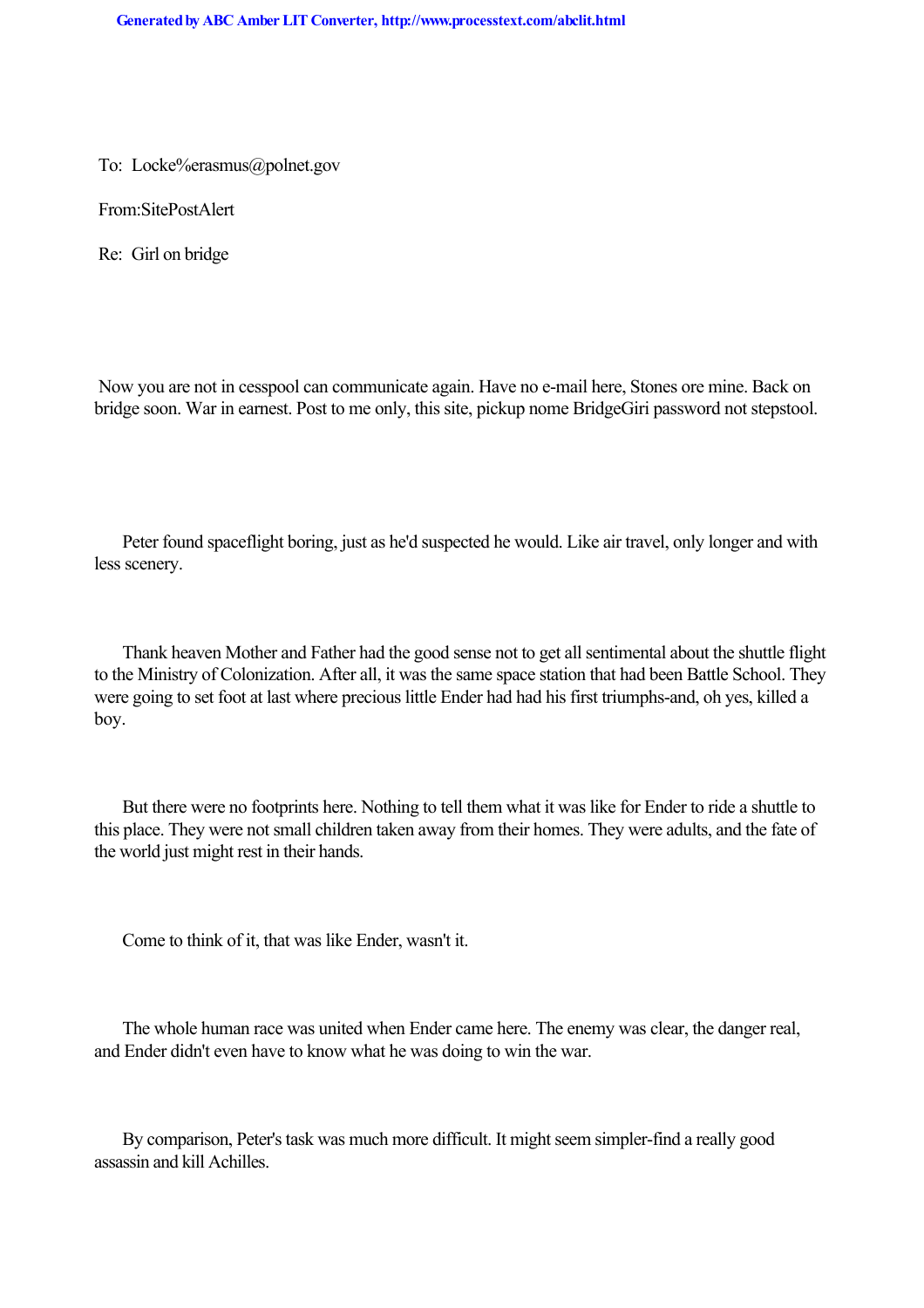To: Locke%erasmus@polnet.gov

From:SitePostAlert

Re: Girl on bridge

Now you are not in cesspool can communicate again. Have no e-mail here, Stones ore mine. Back on bridge soon. War in earnest. Post to me only, this site, pickup nome BridgeGiri password not stepstool.

Peter found spaceflight boring, just as he'd suspected he would. Like air travel, only longer and with less scenery.

Thank heaven Mother and Father had the good sense not to get all sentimental about the shuttle flight to the Ministry of Colonization. After all, it was the same space station that had been Battle School. They were going to set foot at last where precious little Ender had had his first triumphs-and, oh yes, killed a boy.

But there were no footprints here. Nothing to tell them what it was like for Ender to ride a shuttle to this place. They were not small children taken away from their homes. They were adults, and the fate of the world just might rest in their hands.

Come to think of it, that was like Ender, wasn't it.

The whole human race was united when Ender came here. The enemy was clear, the danger real, and Ender didn't even have to know what he was doing to win the war.

By comparison, Peter's task was much more difficult. It might seem simpler-find a really good assassin and kill Achilles.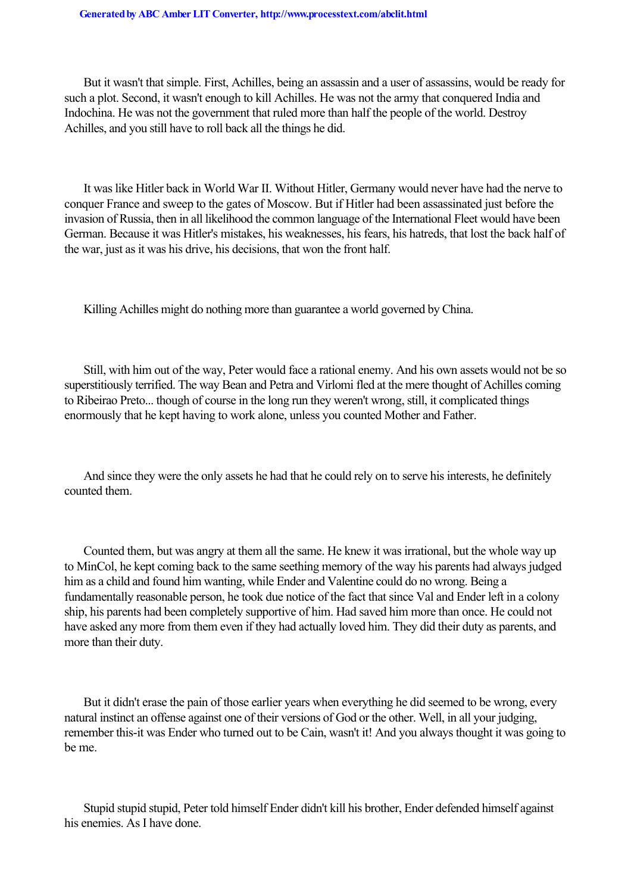But it wasn't that simple. First, Achilles, being an assassin and a user of assassins, would be ready for such a plot. Second, it wasn't enough to kill Achilles. He was not the army that conquered India and Indochina. He was not the government that ruled more than half the people of the world. Destroy Achilles, and you still have to roll back all the things he did.

It was like Hitler back in World War II. Without Hitler, Germany would never have had the nerve to conquer France and sweep to the gates of Moscow. But if Hitler had been assassinated just before the invasion of Russia, then in all likelihood the common language of the International Fleet would have been German. Because it was Hitler's mistakes, his weaknesses, his fears, his hatreds, that lost the back half of the war, just as it was his drive, his decisions, that won the front half.

Killing Achilles might do nothing more than guarantee a world governed by China.

Still, with him out of the way, Peter would face a rational enemy. And his own assets would not be so superstitiously terrified. The way Bean and Petra and Virlomi fled at the mere thought of Achilles coming to Ribeirao Preto... though of course in the long run they weren't wrong, still, it complicated things enormously that he kept having to work alone, unless you counted Mother and Father.

And since they were the only assets he had that he could rely on to serve his interests, he definitely counted them.

Counted them, but was angry at them all the same. He knew it was irrational, but the whole way up to MinCol, he kept coming back to the same seething memory of the way his parents had always judged him as a child and found him wanting, while Ender and Valentine could do no wrong. Being a fundamentally reasonable person, he took due notice of the fact that since Val and Ender left in a colony ship, his parents had been completely supportive of him. Had saved him more than once. He could not have asked any more from them even if they had actually loved him. They did their duty as parents, and more than their duty.

But it didn't erase the pain of those earlier years when everything he did seemed to be wrong, every natural instinct an offense against one of their versions of God or the other. Well, in all your judging, remember this-it was Ender who turned out to be Cain, wasn't it! And you always thought it was going to be me.

Stupid stupid stupid, Peter told himself Ender didn't kill his brother, Ender defended himself against his enemies. As I have done.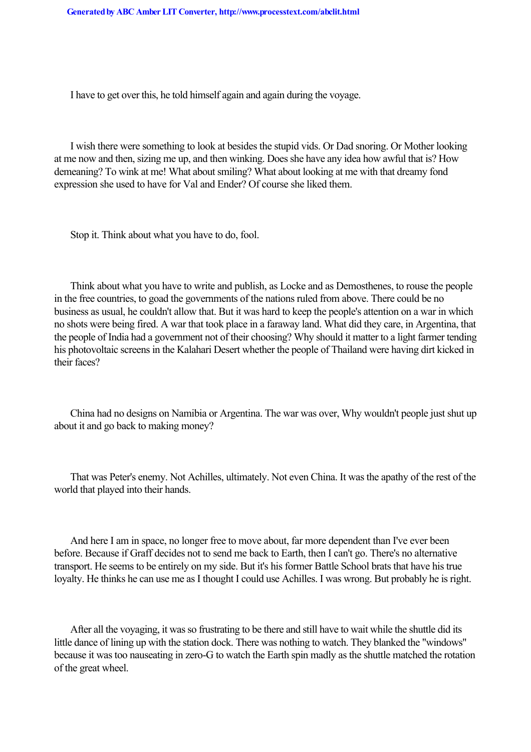I have to get over this, he told himself again and again during the voyage.

I wish there were something to look at besides the stupid vids. Or Dad snoring. Or Mother looking at me now and then, sizing me up, and then winking. Does she have any idea how awful that is? How demeaning? To wink at me! What about smiling? What about looking at me with that dreamy fond expression she used to have for Val and Ender? Of course she liked them.

Stop it. Think about what you have to do, fool.

Think about what you have to write and publish, as Locke and as Demosthenes, to rouse the people in the free countries, to goad the governments of the nations ruled from above. There could be no business as usual, he couldn't allow that. But it was hard to keep the people's attention on a war in which no shots were being fired. A war that took place in a faraway land. What did they care, in Argentina, that the people of India had a government not of their choosing? Why should it matter to a light farmer tending his photovoltaic screens in the Kalahari Desert whether the people of Thailand were having dirt kicked in their faces?

China had no designs on Namibia or Argentina. The war was over, Why wouldn't people just shut up about it and go back to making money?

That was Peter's enemy. Not Achilles, ultimately. Not even China. It was the apathy of the rest of the world that played into their hands.

And here I am in space, no longer free to move about, far more dependent than I've ever been before. Because if Graff decides not to send me back to Earth, then I can't go. There's no alternative transport. He seems to be entirely on my side. But it's his former Battle School brats that have his true loyalty. He thinks he can use me as I thought I could use Achilles. I was wrong. But probably he is right.

After all the voyaging, it was so frustrating to be there and still have to wait while the shuttle did its little dance of lining up with the station dock. There was nothing to watch. They blanked the "windows" because it was too nauseating in zero-G to watch the Earth spin madly as the shuttle matched the rotation of the great wheel.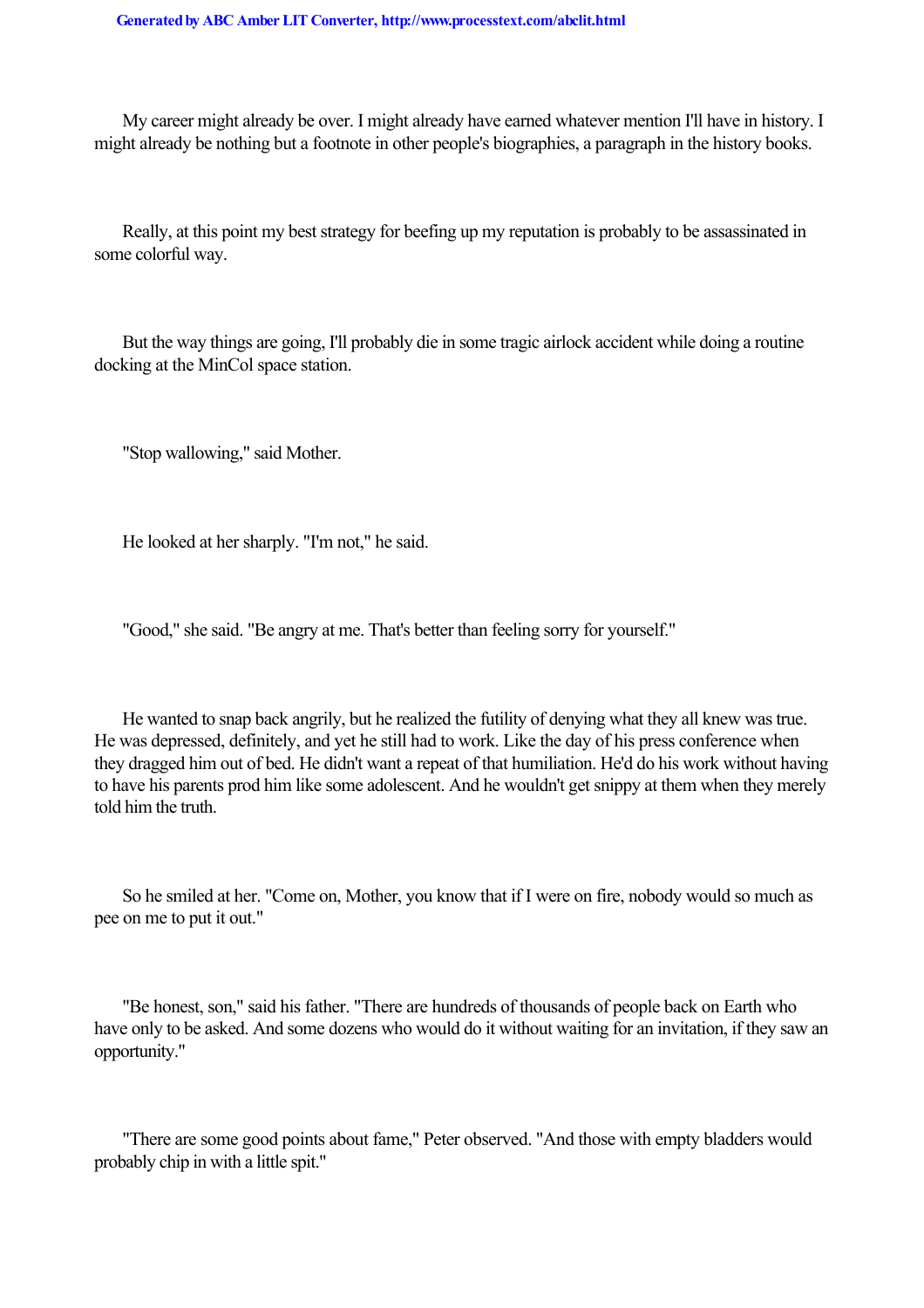My career might already be over. I might already have earned whatever mention I'll have in history. I might already be nothing but a footnote in other people's biographies, a paragraph in the history books.

Really, at this point my best strategy for beefing up my reputation is probably to be assassinated in some colorful way.

But the way things are going, I'll probably die in some tragic airlock accident while doing a routine docking at the MinCol space station.

"Stop wallowing," said Mother.

He looked at her sharply. "I'm not," he said.

"Good," she said. "Be angry at me. That's better than feeling sorry for yourself."

He wanted to snap back angrily, but he realized the futility of denying what they all knew was true. He was depressed, definitely, and yet he still had to work. Like the day of his press conference when they dragged him out of bed. He didn't want a repeat of that humiliation. He'd do his work without having to have his parents prod him like some adolescent. And he wouldn't get snippy at them when they merely told him the truth.

So he smiled at her. "Come on, Mother, you know that if I were on fire, nobody would so much as pee on me to put it out."

"Be honest, son," said his father. "There are hundreds of thousands of people back on Earth who have only to be asked. And some dozens who would do it without waiting for an invitation, if they saw an opportunity."

"There are some good points about fame," Peter observed. "And those with empty bladders would probably chip in with a little spit."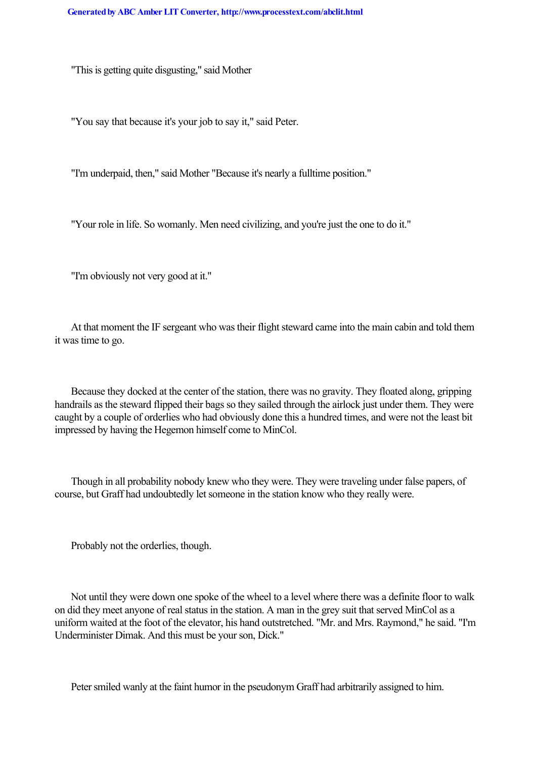"This is getting quite disgusting," said Mother

"You say that because it's your job to say it," said Peter.

"I'm underpaid, then," said Mother "Because it's nearly a fulltime position."

"Your role in life. So womanly. Men need civilizing, and you're just the one to do it."

"I'm obviously not very good at it."

At that moment the IF sergeant who was their flight steward came into the main cabin and told them it was time to go.

Because they docked at the center of the station, there was no gravity. They floated along, gripping handrails as the steward flipped their bags so they sailed through the airlock just under them. They were caught by a couple of orderlies who had obviously done this a hundred times, and were not the least bit impressed by having the Hegemon himself come to MinCol.

Though in all probability nobody knew who they were. They were traveling under false papers, of course, but Graff had undoubtedly let someone in the station know who they really were.

Probably not the orderlies, though.

Not until they were down one spoke of the wheel to a level where there was a definite floor to walk on did they meet anyone of real status in the station. A man in the grey suit that served MinCol as a uniform waited at the foot of the elevator, his hand outstretched. "Mr. and Mrs. Raymond," he said. "I'm Underminister Dimak. And this must be your son, Dick."

Peter smiled wanly at the faint humor in the pseudonym Graff had arbitrarily assigned to him.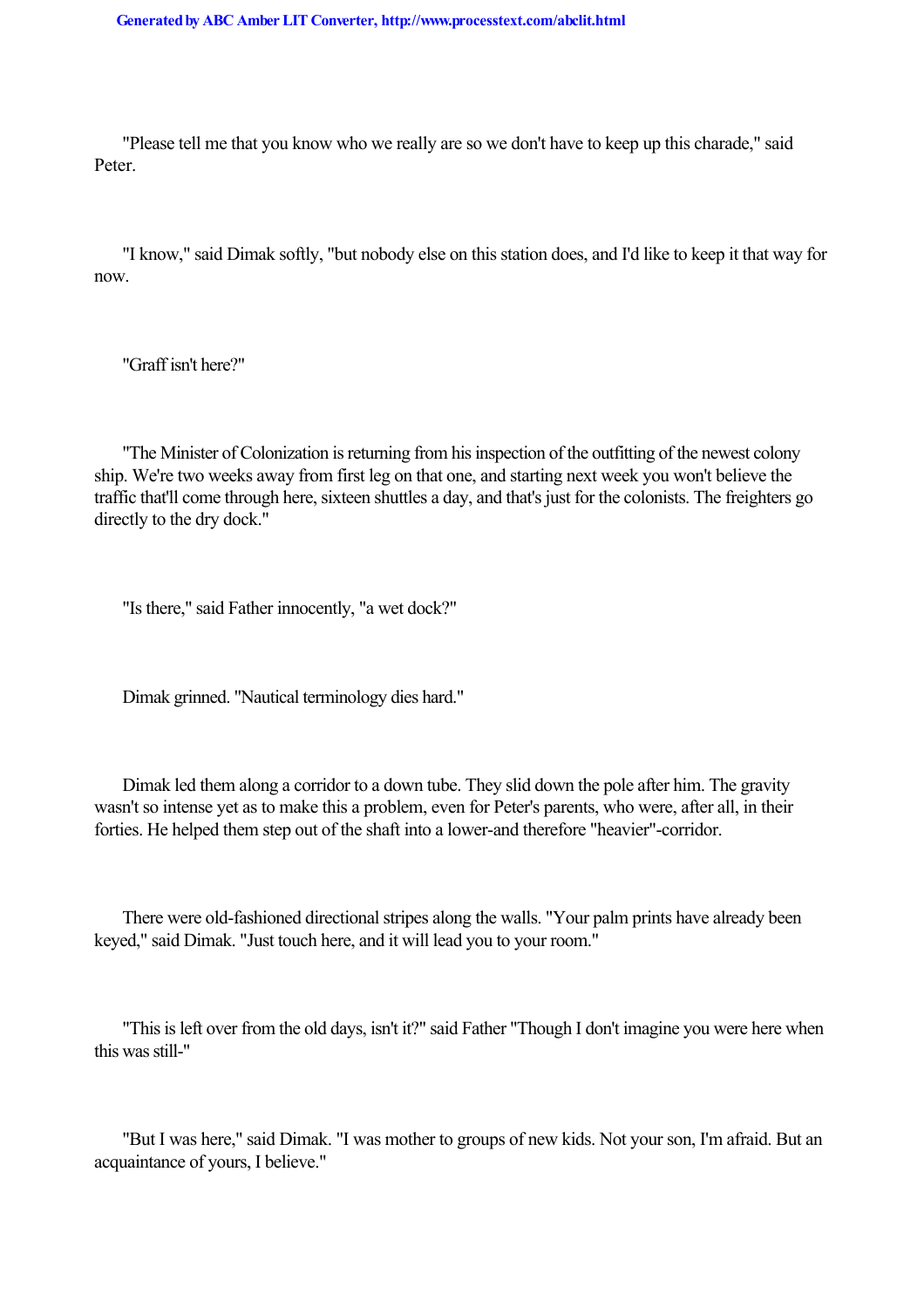"Please tell me that you know who we really are so we don't have to keep up this charade," said Peter.

"I know," said Dimak softly, "but nobody else on this station does, and I'd like to keep it that way for now.

"Graff isn't here?"

"The Minister of Colonization is returning from his inspection of the outfitting of the newest colony ship. We're two weeks away from first leg on that one, and starting next week you won't believe the traffic that'll come through here, sixteen shuttles a day, and that's just for the colonists. The freighters go directly to the dry dock."

"Is there," said Father innocently, "a wet dock?"

Dimak grinned. "Nautical terminology dies hard."

Dimak led them along a corridor to a down tube. They slid down the pole after him. The gravity wasn't so intense yet as to make this a problem, even for Peter's parents, who were, after all, in their forties. He helped them step out of the shaft into a lower-and therefore "heavier"-corridor.

There were old-fashioned directional stripes along the walls. "Your palm prints have already been keyed," said Dimak. "Just touch here, and it will lead you to your room."

"This is left over from the old days, isn't it?" said Father "Though I don't imagine you were here when this was still-"

"But I was here," said Dimak. "I was mother to groups of new kids. Not your son, I'm afraid. But an acquaintance of yours, I believe."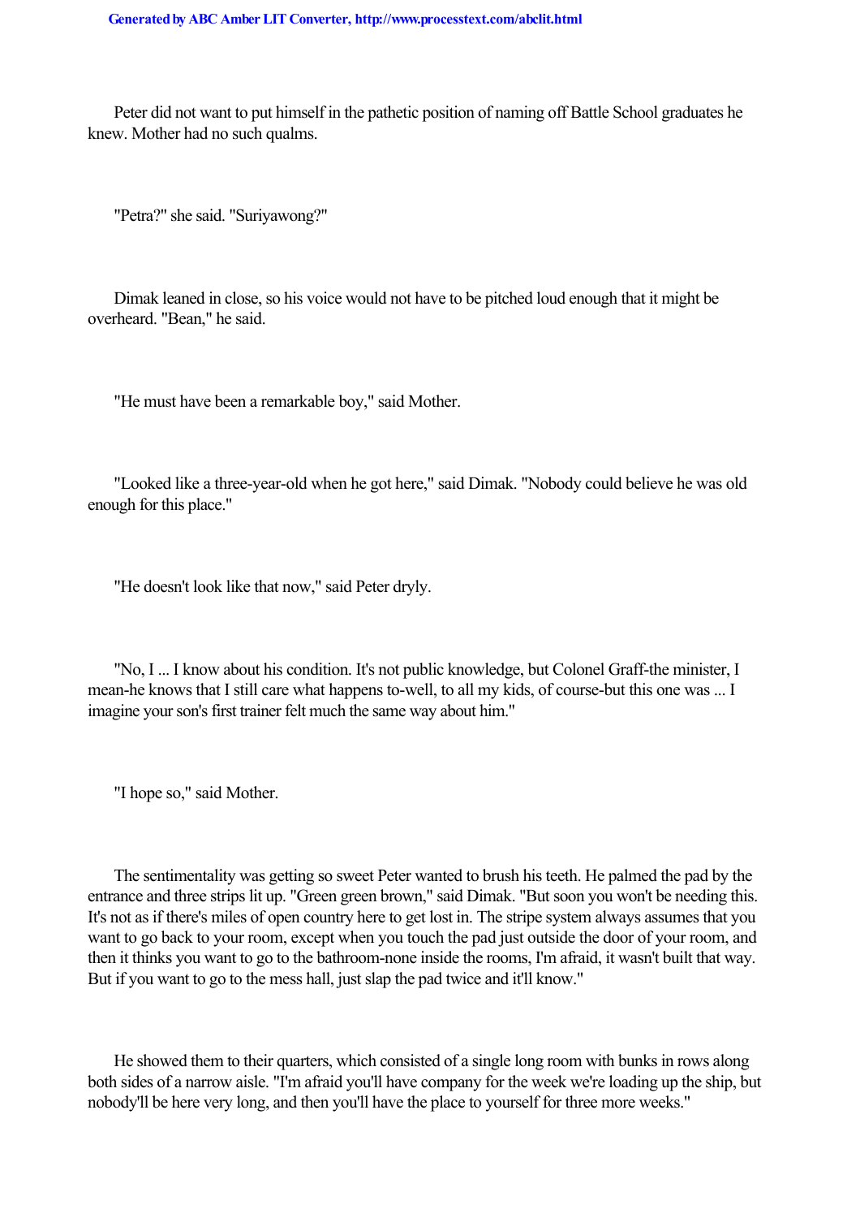Peter did not want to put himself in the pathetic position of naming off Battle School graduates he knew. Mother had no such qualms.

"Petra?" she said. "Suriyawong?"

Dimak leaned in close, so his voice would not have to be pitched loud enough that it might be overheard. "Bean," he said.

"He must have been a remarkable boy," said Mother.

"Looked like a three-year-old when he got here," said Dimak. "Nobody could believe he was old enough for this place."

"He doesn't look like that now," said Peter dryly.

"No, I ... I know about his condition. It's not public knowledge, but Colonel Graff-the minister, I mean-he knows that I still care what happens to-well, to all my kids, of course-but this one was ... I imagine your son's first trainer felt much the same way about him."

"I hope so," said Mother.

The sentimentality was getting so sweet Peter wanted to brush his teeth. He palmed the pad by the entrance and three strips lit up. "Green green brown," said Dimak. "But soon you won't be needing this. It's not as if there's miles of open country here to get lost in. The stripe system always assumes that you want to go back to your room, except when you touch the pad just outside the door of your room, and then it thinks you want to go to the bathroom-none inside the rooms, I'm afraid, it wasn't built that way. But if you want to go to the mess hall, just slap the pad twice and it'll know."

He showed them to their quarters, which consisted of a single long room with bunks in rows along both sides of a narrow aisle. "I'm afraid you'll have company for the week we're loading up the ship, but nobody'll be here very long, and then you'll have the place to yourself for three more weeks."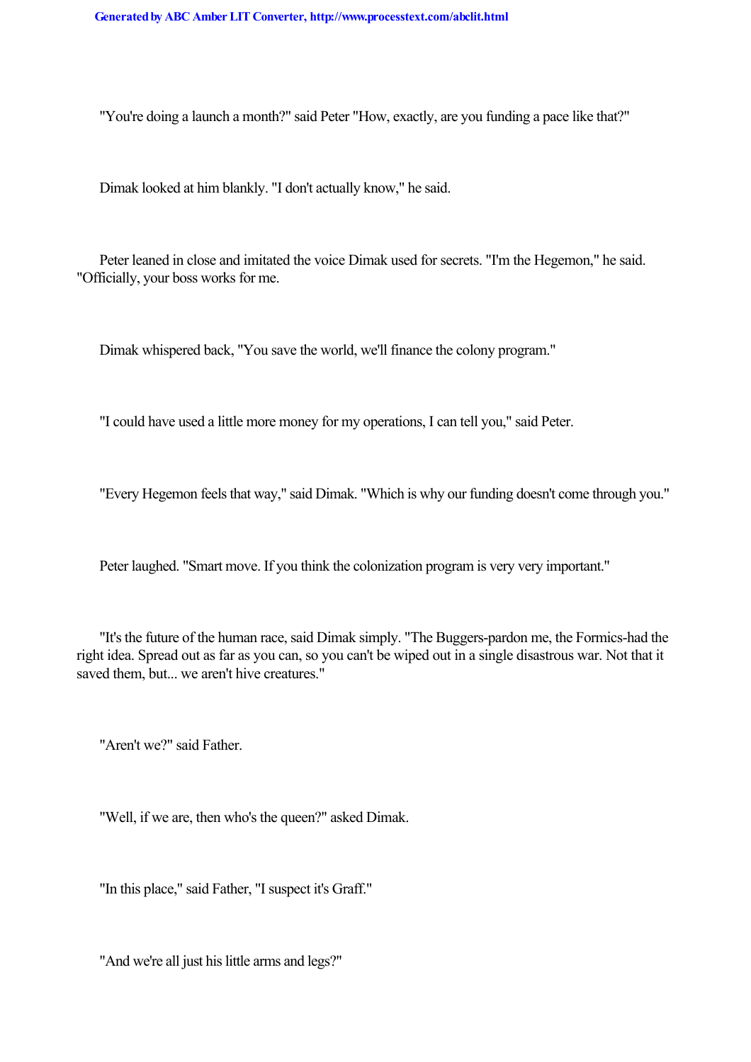"You're doing a launch a month?" said Peter "How, exactly, are you funding a pace like that?"

Dimak looked at him blankly. "I don't actually know," he said.

Peter leaned in close and imitated the voice Dimak used for secrets. "I'm the Hegemon," he said. "Officially, your boss works for me.

Dimak whispered back, "You save the world, we'll finance the colony program."

"I could have used a little more money for my operations, I can tell you," said Peter.

"Every Hegemon feels that way," said Dimak. "Which is why our funding doesn't come through you."

Peter laughed. "Smart move. If you think the colonization program is very very important."

"It's the future of the human race, said Dimak simply. "The Buggers-pardon me, the Formics-had the right idea. Spread out as far as you can, so you can't be wiped out in a single disastrous war. Not that it saved them, but... we aren't hive creatures."

"Aren't we?" said Father.

"Well, if we are, then who's the queen?" asked Dimak.

"In this place," said Father, "I suspect it's Graff."

"And we're all just his little arms and legs?"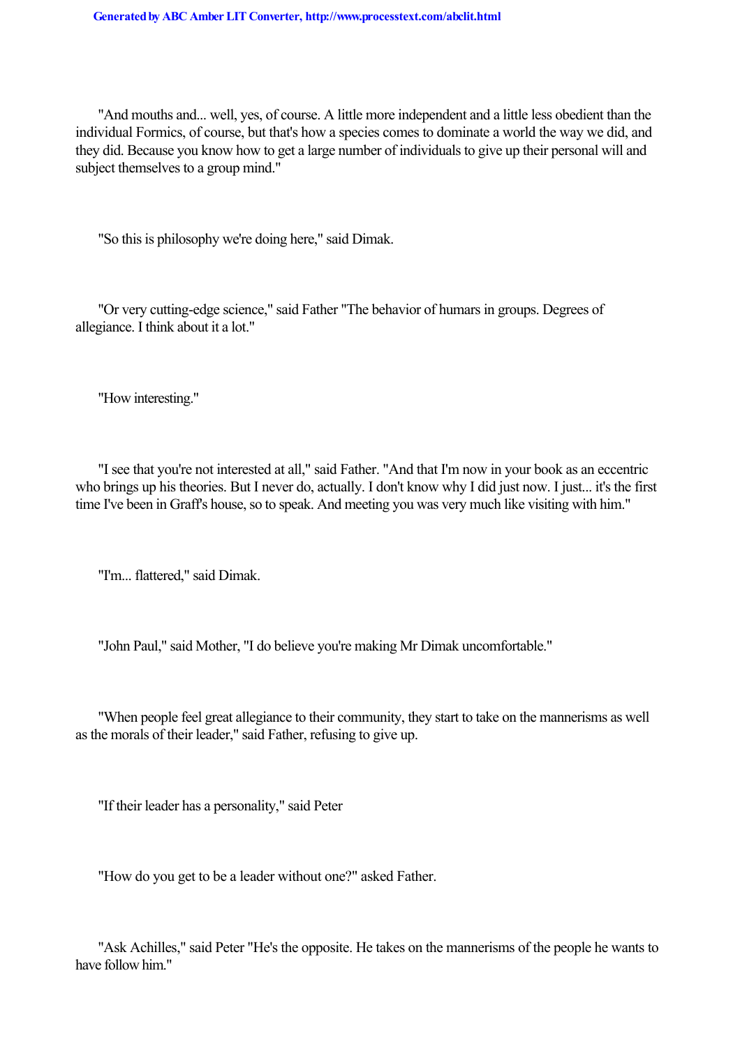"And mouths and... well, yes, of course. A little more independent and a little less obedient than the individual Formics, of course, but that's how a species comes to dominate a world the way we did, and they did. Because you know how to get a large number of individuals to give up their personal will and subject themselves to a group mind."

"So this is philosophy we're doing here," said Dimak.

"Or very cutting-edge science," said Father "The behavior of humars in groups. Degrees of allegiance. I think about it a lot."

"How interesting."

"I see that you're not interested at all," said Father. "And that I'm now in your book as an eccentric who brings up his theories. But I never do, actually. I don't know why I did just now. I just... it's the first time I've been in Graff's house, so to speak. And meeting you was very much like visiting with him."

"I'm... flattered," said Dimak.

"John Paul," said Mother, "I do believe you're making Mr Dimak uncomfortable."

"When people feel great allegiance to their community, they start to take on the mannerisms as well as the morals of their leader," said Father, refusing to give up.

"If their leader has a personality," said Peter

"How do you get to be a leader without one?" asked Father.

"Ask Achilles," said Peter "He's the opposite. He takes on the mannerisms of the people he wants to have follow him."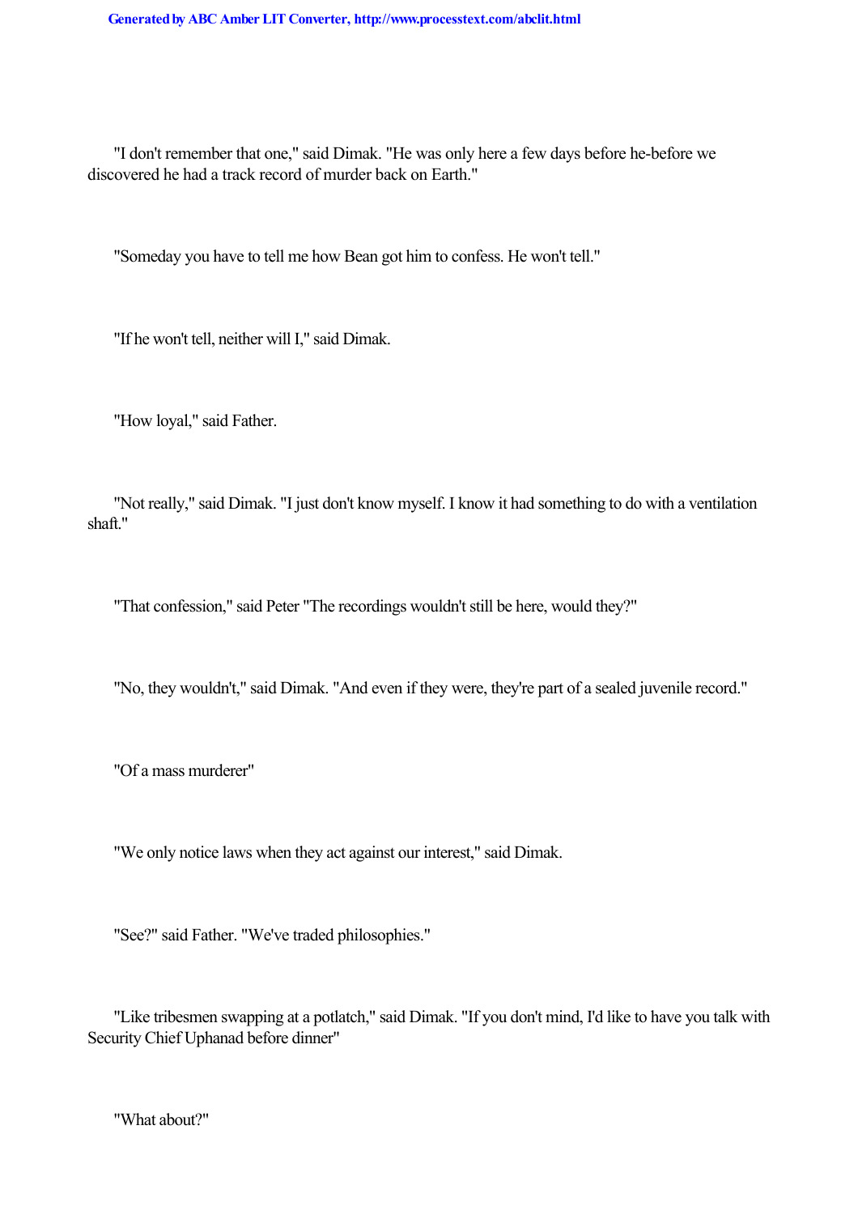"I don't remember that one," said Dimak. "He was only here a few days before he-before we discovered he had a track record of murder back on Earth."

"Someday you have to tell me how Bean got him to confess. He won't tell."

"If he won't tell, neither will I," said Dimak.

"How loyal," said Father.

"Not really," said Dimak. "I just don't know myself. I know it had something to do with a ventilation shaft."

"That confession," said Peter "The recordings wouldn't still be here, would they?"

"No, they wouldn't," said Dimak. "And even if they were, they're part of a sealed juvenile record."

"Of a mass murderer"

"We only notice laws when they act against our interest," said Dimak.

"See?" said Father. "We've traded philosophies."

"Like tribesmen swapping at a potlatch," said Dimak. "If you don't mind, I'd like to have you talk with Security Chief Uphanad before dinner"

"What about?"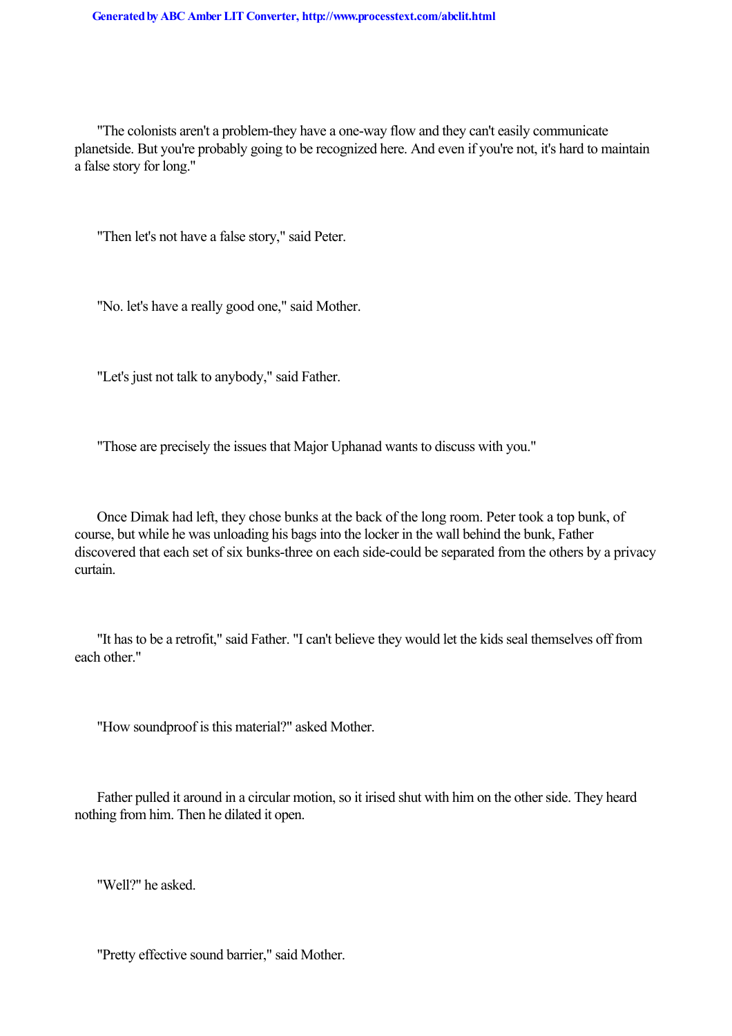"The colonists aren't a problem-they have a one-way flow and they can't easily communicate planetside. But you're probably going to be recognized here. And even if you're not, it's hard to maintain a false story for long."

"Then let's not have a false story," said Peter.

"No. let's have a really good one," said Mother.

"Let's just not talk to anybody," said Father.

"Those are precisely the issues that Major Uphanad wants to discuss with you."

Once Dimak had left, they chose bunks at the back of the long room. Peter took a top bunk, of course, but while he was unloading his bags into the locker in the wall behind the bunk, Father discovered that each set of six bunks-three on each side-could be separated from the others by a privacy curtain.

"It has to be a retrofit," said Father. "I can't believe they would let the kids seal themselves off from each other."

"How soundproof is this material?" asked Mother.

Father pulled it around in a circular motion, so it irised shut with him on the other side. They heard nothing from him. Then he dilated it open.

"Well?" he asked.

"Pretty effective sound barrier," said Mother.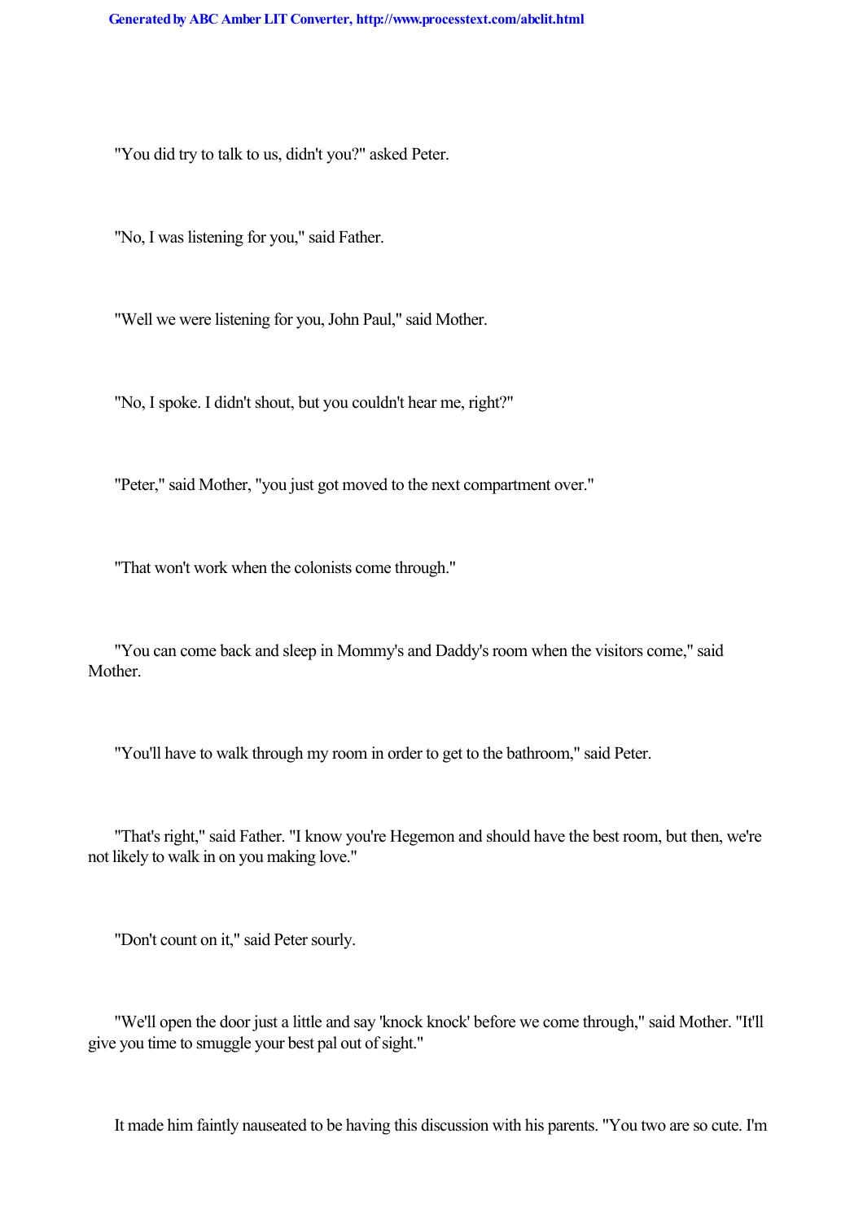"You did try to talk to us, didn't you?" asked Peter.

"No, I was listening for you," said Father.

"Well we were listening for you, John Paul," said Mother.

"No, I spoke. I didn't shout, but you couldn't hear me, right?"

"Peter," said Mother, "you just got moved to the next compartment over."

"That won't work when the colonists come through."

"You can come back and sleep in Mommy's and Daddy's room when the visitors come," said Mother.

"You'll have to walk through my room in order to get to the bathroom," said Peter.

"That's right," said Father. "I know you're Hegemon and should have the best room, but then, we're not likely to walk in on you making love."

"Don't count on it," said Peter sourly.

"We'll open the door just a little and say 'knock knock' before we come through," said Mother. "It'll give you time to smuggle your best pal out of sight."

It made him faintly nauseated to be having this discussion with his parents. "You two are so cute. I'm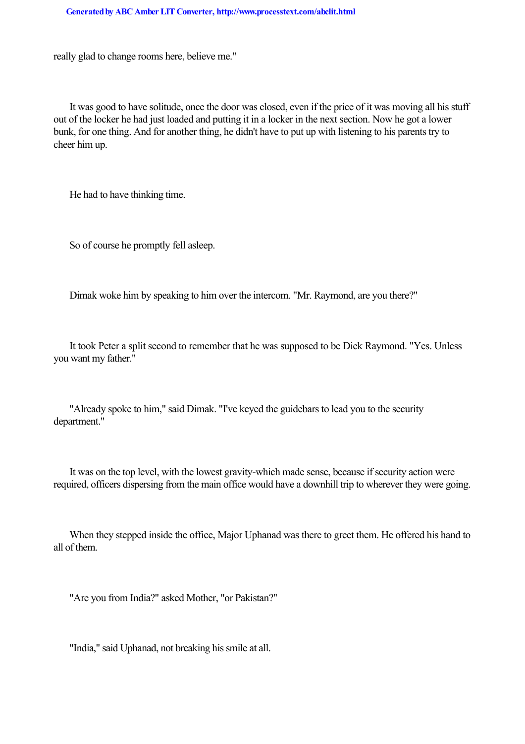really glad to change rooms here, believe me."

It was good to have solitude, once the door was closed, even if the price of it was moving all his stuff out of the locker he had just loaded and putting it in a locker in the next section. Now he got a lower bunk, for one thing. And for another thing, he didn't have to put up with listening to his parents try to cheer him up.

He had to have thinking time.

So of course he promptly fell asleep.

Dimak woke him by speaking to him over the intercom. "Mr. Raymond, are you there?"

It took Peter a split second to remember that he was supposed to be Dick Raymond. "Yes. Unless you want my father."

"Already spoke to him," said Dimak. "I've keyed the guidebars to lead you to the security department."

It was on the top level, with the lowest gravity-which made sense, because if security action were required, officers dispersing from the main office would have a downhill trip to wherever they were going.

When they stepped inside the office, Major Uphanad was there to greet them. He offered his hand to all of them.

"Are you from India?" asked Mother, "or Pakistan?"

"India," said Uphanad, not breaking his smile at all.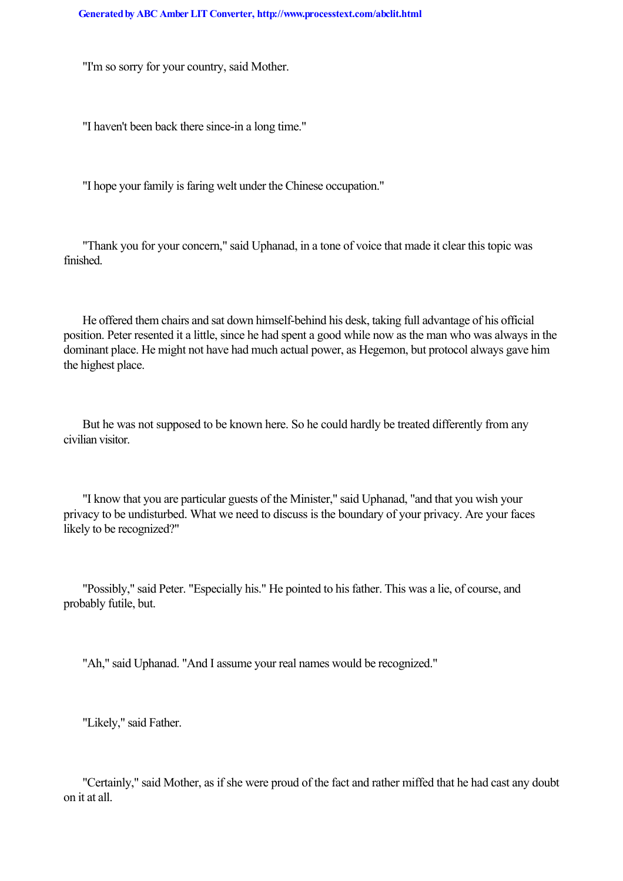"I'm so sorry for your country, said Mother.

"I haven't been back there since-in a long time."

"I hope your family is faring welt under the Chinese occupation."

"Thank you for your concern," said Uphanad, in a tone of voice that made it clear this topic was finished.

He offered them chairs and sat down himself-behind his desk, taking full advantage of his official position. Peter resented it a little, since he had spent a good while now as the man who was always in the dominant place. He might not have had much actual power, as Hegemon, but protocol always gave him the highest place.

But he was not supposed to be known here. So he could hardly be treated differently from any civilian visitor.

"I know that you are particular guests of the Minister," said Uphanad, "and that you wish your privacy to be undisturbed. What we need to discuss is the boundary of your privacy. Are your faces likely to be recognized?"

"Possibly," said Peter. "Especially his." He pointed to his father. This was a lie, of course, and probably futile, but.

"Ah," said Uphanad. "And I assume your real names would be recognized."

"Likely," said Father.

"Certainly," said Mother, as if she were proud of the fact and rather miffed that he had cast any doubt on it at all.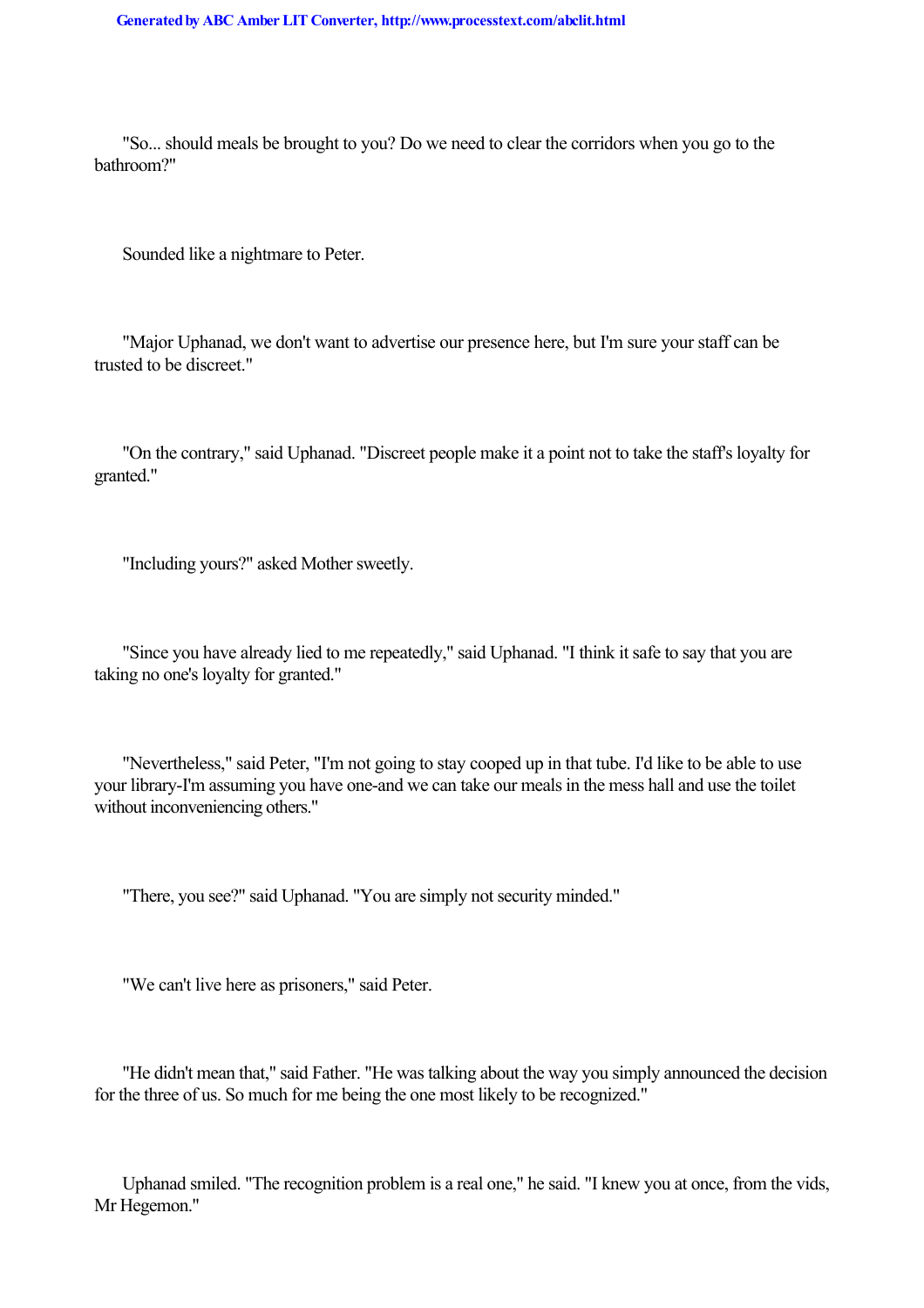"So... should meals be brought to you? Do we need to clear the corridors when you go to the bathroom?"

Sounded like a nightmare to Peter.

"Major Uphanad, we don't want to advertise our presence here, but I'm sure your staff can be trusted to be discreet."

"On the contrary," said Uphanad. "Discreet people make it a point not to take the staff's loyalty for granted."

"Including yours?" asked Mother sweetly.

"Since you have already lied to me repeatedly," said Uphanad. "I think it safe to say that you are taking no one's loyalty for granted."

"Nevertheless," said Peter, "I'm not going to stay cooped up in that tube. I'd like to be able to use your library-I'm assuming you have one-and we can take our meals in the mess hall and use the toilet without inconveniencing others."

"There, you see?" said Uphanad. "You are simply not security minded."

"We can't live here as prisoners," said Peter.

"He didn't mean that," said Father. "He was talking about the way you simply announced the decision for the three of us. So much for me being the one most likely to be recognized."

Uphanad smiled. "The recognition problem is a real one," he said. "I knew you at once, from the vids, Mr Hegemon."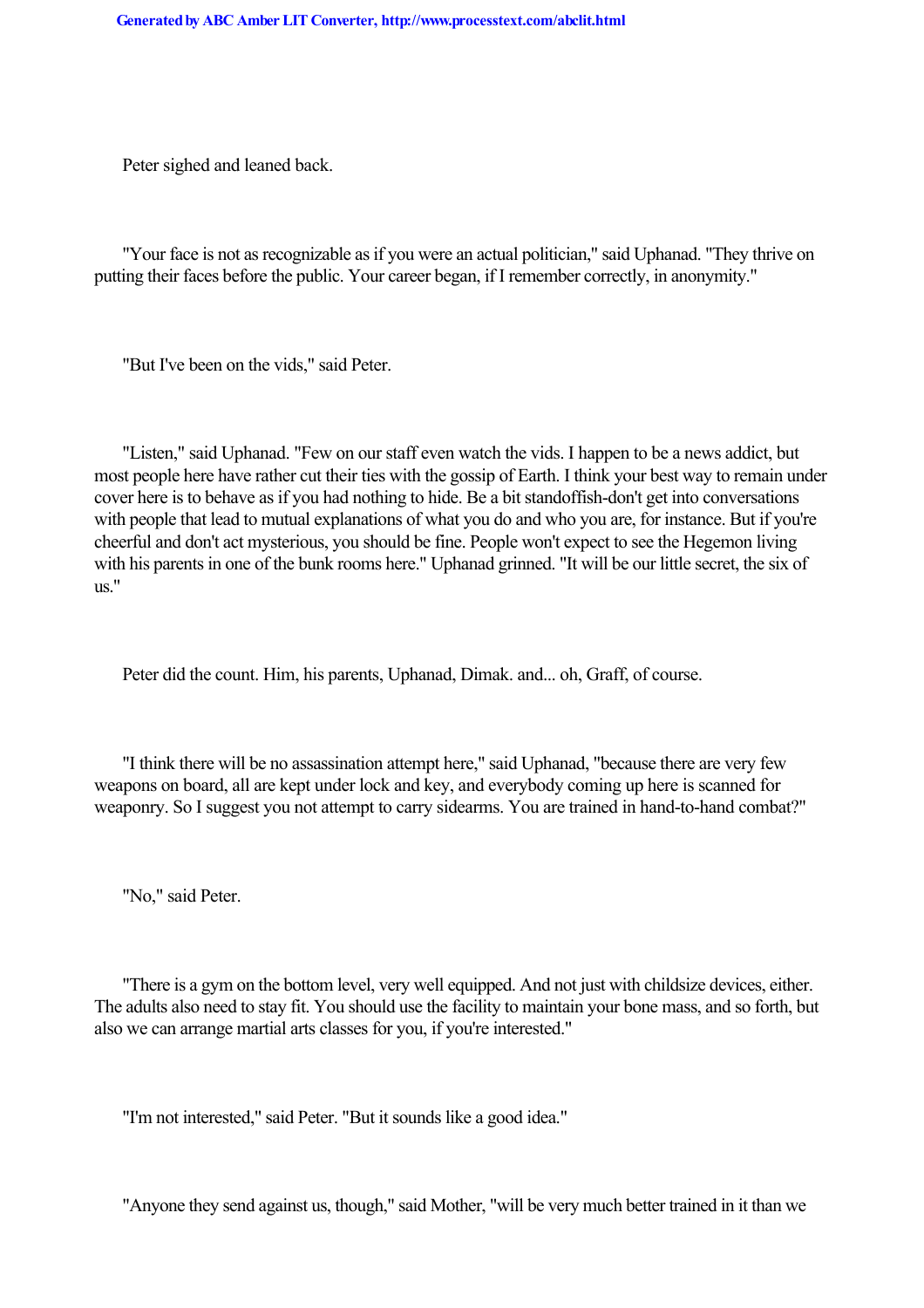Peter sighed and leaned back.

"Your face is not as recognizable as if you were an actual politician," said Uphanad. "They thrive on putting their faces before the public. Your career began, if I remember correctly, in anonymity."

"But I've been on the vids," said Peter.

"Listen," said Uphanad. "Few on our staff even watch the vids. I happen to be a news addict, but most people here have rather cut their ties with the gossip of Earth. I think your best way to remain under cover here is to behave as if you had nothing to hide. Be a bit standoffish-don't get into conversations with people that lead to mutual explanations of what you do and who you are, for instance. But if you're cheerful and don't act mysterious, you should be fine. People won't expect to see the Hegemon living with his parents in one of the bunk rooms here." Uphanad grinned. "It will be our little secret, the six of us."

Peter did the count. Him, his parents, Uphanad, Dimak. and... oh, Graff, of course.

"I think there will be no assassination attempt here," said Uphanad, "because there are very few weapons on board, all are kept under lock and key, and everybody coming up here is scanned for weaponry. So I suggest you not attempt to carry sidearms. You are trained in hand-to-hand combat?"

"No," said Peter.

"There is a gym on the bottom level, very well equipped. And not just with childsize devices, either. The adults also need to stay fit. You should use the facility to maintain your bone mass, and so forth, but also we can arrange martial arts classes for you, if you're interested."

"I'm not interested," said Peter. "But it sounds like a good idea."

"Anyone they send against us, though," said Mother, "will be very much better trained in it than we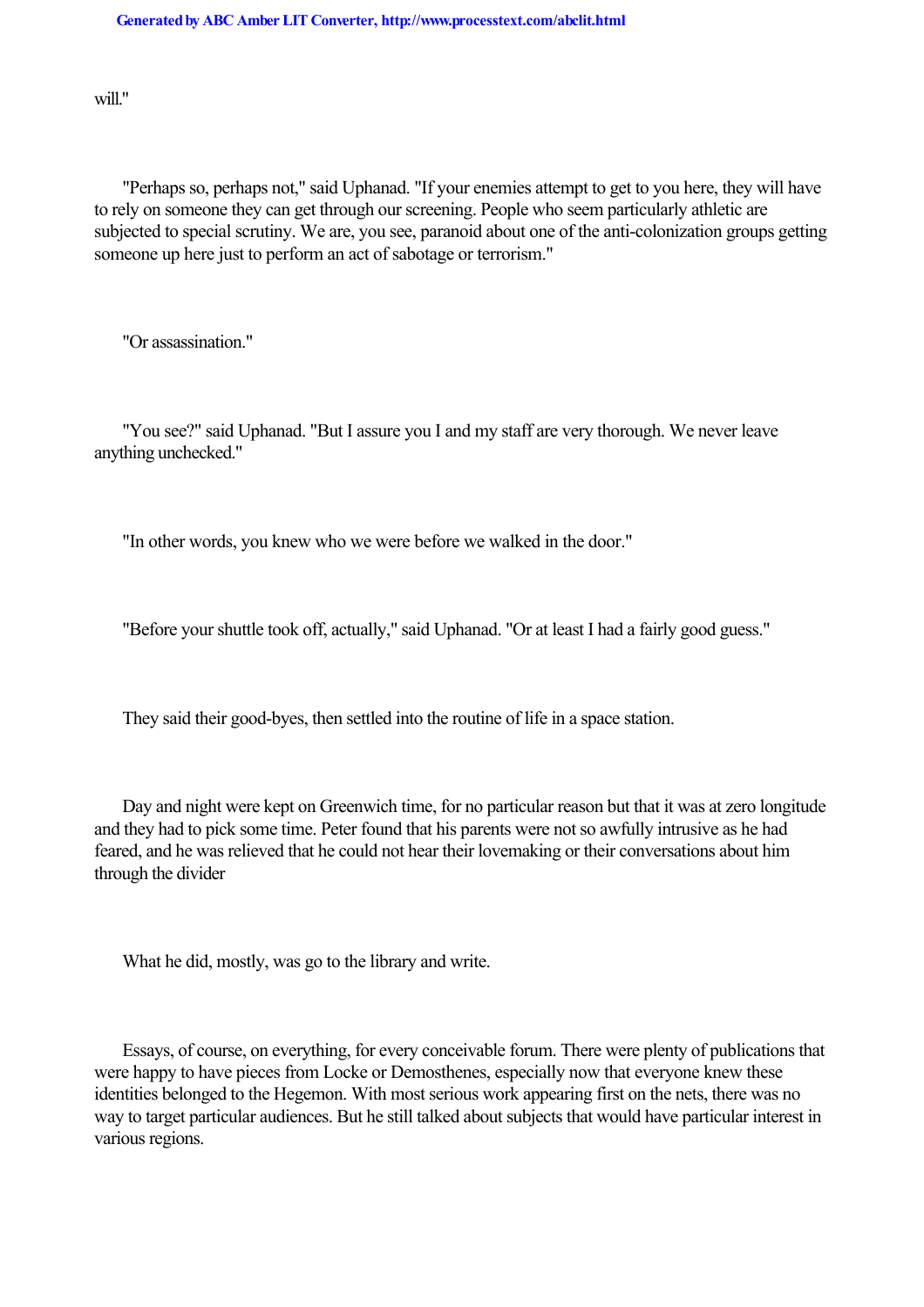will."

"Perhaps so, perhaps not," said Uphanad. "If your enemies attempt to get to you here, they will have to rely on someone they can get through our screening. People who seem particularly athletic are subjected to special scrutiny. We are, you see, paranoid about one of the anti-colonization groups getting someone up here just to perform an act of sabotage or terrorism."

"Or assassination."

"You see?" said Uphanad. "But I assure you I and my staff are very thorough. We never leave anything unchecked."

"In other words, you knew who we were before we walked in the door."

"Before your shuttle took off, actually," said Uphanad. "Or at least I had a fairly good guess."

They said their good-byes, then settled into the routine of life in a space station.

Day and night were kept on Greenwich time, for no particular reason but that it was at zero longitude and they had to pick some time. Peter found that his parents were not so awfully intrusive as he had feared, and he was relieved that he could not hear their lovemaking or their conversations about him through the divider

What he did, mostly, was go to the library and write.

Essays, of course, on everything, for every conceivable forum. There were plenty of publications that were happy to have pieces from Locke or Demosthenes, especially now that everyone knew these identities belonged to the Hegemon. With most serious work appearing first on the nets, there was no way to target particular audiences. But he still talked about subjects that would have particular interest in various regions.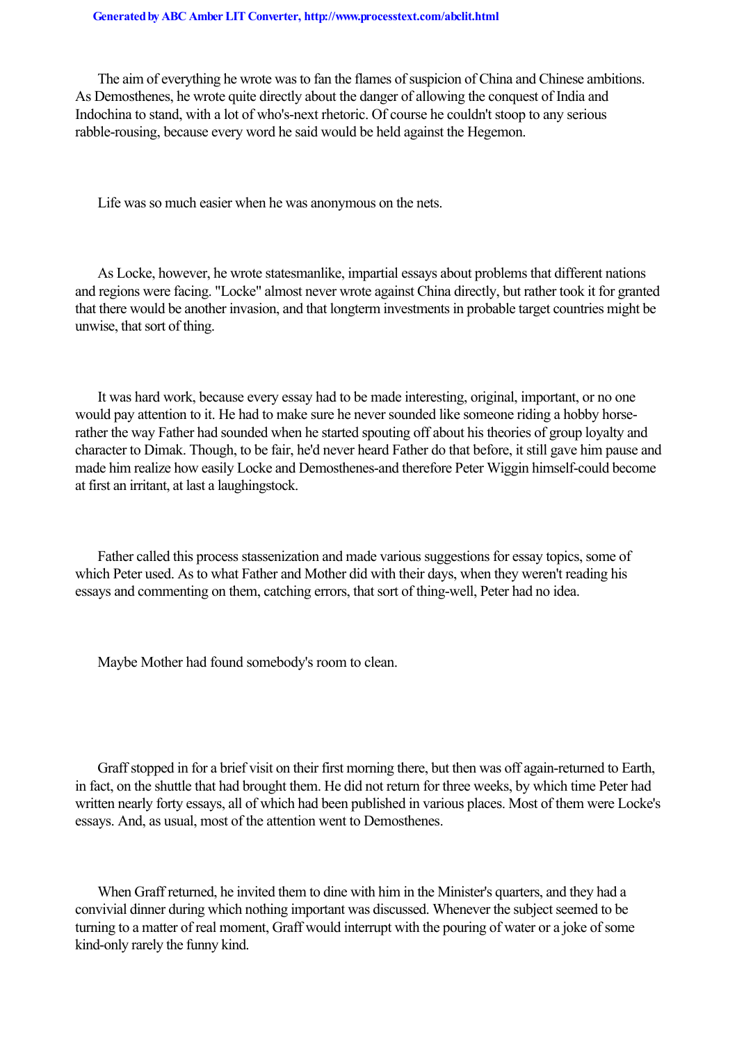The aim of everything he wrote was to fan the flames of suspicion of China and Chinese ambitions. As Demosthenes, he wrote quite directly about the danger of allowing the conquest of India and Indochina to stand, with a lot of who's-next rhetoric. Of course he couldn't stoop to any serious rabble-rousing, because every word he said would be held against the Hegemon.

Life was so much easier when he was anonymous on the nets.

As Locke, however, he wrote statesmanlike, impartial essays about problems that different nations and regions were facing. "Locke" almost never wrote against China directly, but rather took it for granted that there would be another invasion, and that longterm investments in probable target countries might be unwise, that sort of thing.

It was hard work, because every essay had to be made interesting, original, important, or no one would pay attention to it. He had to make sure he never sounded like someone riding a hobby horse-rather the way Father had sounded when he started spouting off about his theories of group loyalty and character to Dimak. Though, to be fair, he'd never heard Father do that before, it still gave him pause and made him realize how easily Locke and Demosthenes-and therefore Peter Wiggin himself-could become at first an irritant, at last a laughingstock.

Father called this process stassenization and made various suggestions for essay topics, some of which Peter used. As to what Father and Mother did with their days, when they weren't reading his essays and commenting on them, catching errors, that sort of thing-well, Peter had no idea.

Maybe Mother had found somebody's room to clean.

Graff stopped in for a brief visit on their first morning there, but then was off again-returned to Earth, in fact, on the shuttle that had brought them. He did not return for three weeks, by which time Peter had written nearly forty essays, all of which had been published in various places. Most of them were Locke's essays. And, as usual, most of the attention went to Demosthenes.

When Graff returned, he invited them to dine with him in the Minister's quarters, and they had a convivial dinner during which nothing important was discussed. Whenever the subject seemed to be turning to a matter of real moment, Graff would interrupt with the pouring of water or a joke of some kind-only rarely the funny kind.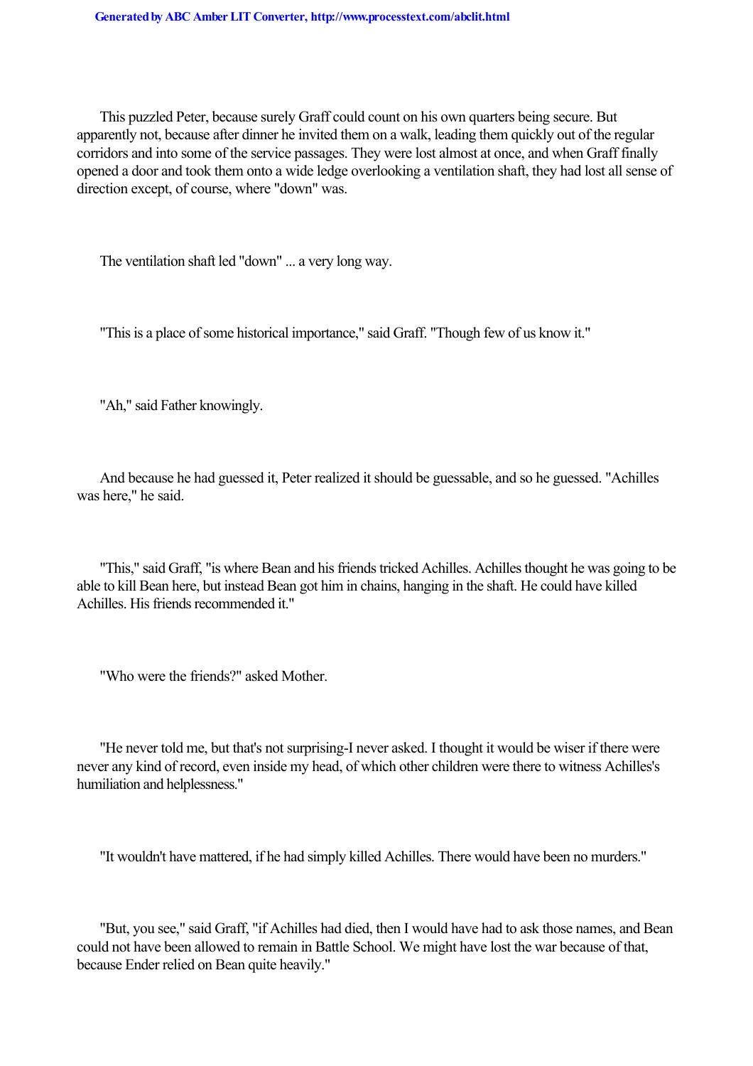This puzzled Peter, because surely Graff could count on his own quarters being secure. But apparently not, because after dinner he invited them on a walk, leading them quickly out of the regular corridors and into some of the service passages. They were lost almost at once, and when Graff finally opened a door and took them onto a wide ledge overlooking a ventilation shaft, they had lost all sense of direction except, of course, where "down" was.

The ventilation shaft led "down" ... a very long way.

"This is a place of some historical importance," said Graff. "Though few of us know it."

"Ah," said Father knowingly.

And because he had guessed it, Peter realized it should be guessable, and so he guessed. "Achilles was here," he said.

"This," said Graff, "is where Bean and his friends tricked Achilles. Achilles thought he was going to be able to kill Bean here, but instead Bean got him in chains, hanging in the shaft. He could have killed Achilles. His friends recommended it."

"Who were the friends?" asked Mother.

"He never told me, but that's not surprising-I never asked. I thought it would be wiser if there were never any kind of record, even inside my head, of which other children were there to witness Achilles's humiliation and helplessness."

"It wouldn't have mattered, if he had simply killed Achilles. There would have been no murders."

"But, you see," said Graff, "if Achilles had died, then I would have had to ask those names, and Bean could not have been allowed to remain in Battle School. We might have lost the war because of that, because Ender relied on Bean quite heavily."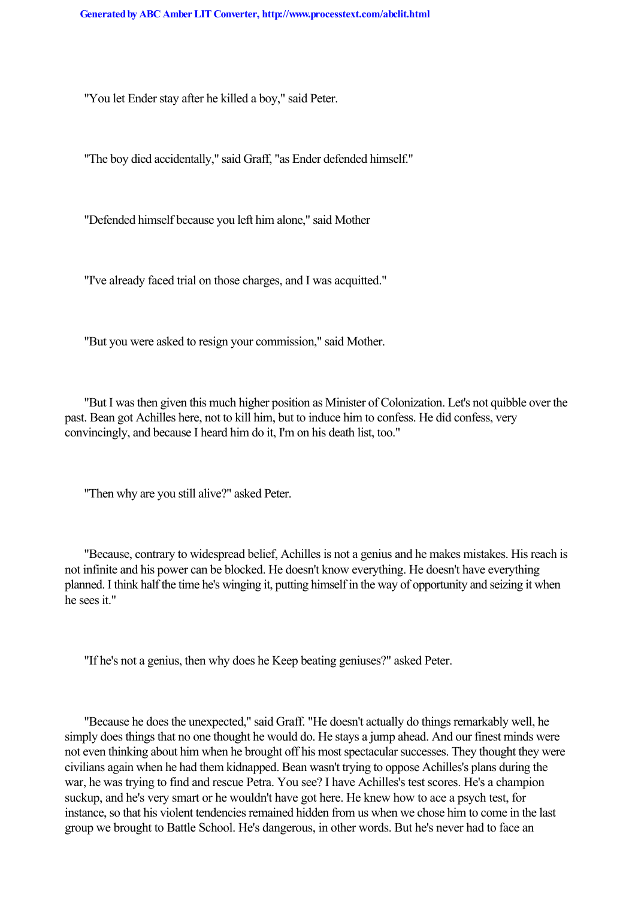"You let Ender stay after he killed a boy," said Peter.

"The boy died accidentally," said Graff, "as Ender defended himself."

"Defended himself because you left him alone," said Mother

"I've already faced trial on those charges, and I was acquitted."

"But you were asked to resign your commission," said Mother.

"But I was then given this much higher position as Minister of Colonization. Let's not quibble over the past. Bean got Achilles here, not to kill him, but to induce him to confess. He did confess, very convincingly, and because I heard him do it, I'm on his death list, too."

"Then why are you still alive?" asked Peter.

"Because, contrary to widespread belief, Achilles is not a genius and he makes mistakes. His reach is not infinite and his power can be blocked. He doesn't know everything. He doesn't have everything planned. I think half the time he's winging it, putting himself in the way of opportunity and seizing it when he sees it."

"If he's not a genius, then why does he Keep beating geniuses?" asked Peter.

"Because he does the unexpected," said Graff. "He doesn't actually do things remarkably well, he simply does things that no one thought he would do. He stays a jump ahead. And our finest minds were not even thinking about him when he brought off his most spectacular successes. They thought they were civilians again when he had them kidnapped. Bean wasn't trying to oppose Achilles's plans during the war, he was trying to find and rescue Petra. You see? I have Achilles's test scores. He's a champion suckup, and he's very smart or he wouldn't have got here. He knew how to ace a psych test, for instance, so that his violent tendencies remained hidden from us when we chose him to come in the last group we brought to Battle School. He's dangerous, in other words. But he's never had to face an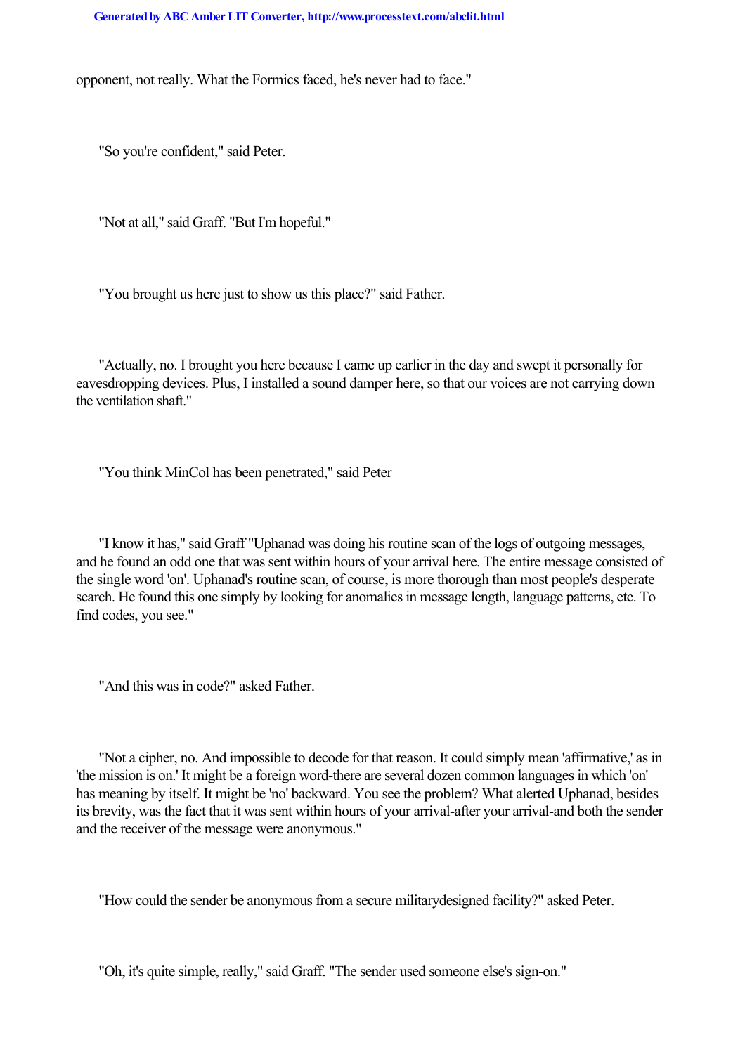opponent, not really. What the Formics faced, he's never had to face."

"So you're confident," said Peter.

"Not at all," said Graff. "But I'm hopeful."

"You brought us here just to show us this place?" said Father.

"Actually, no. I brought you here because I came up earlier in the day and swept it personally for eavesdropping devices. Plus, I installed a sound damper here, so that our voices are not carrying down the ventilation shaft."

"You think MinCol has been penetrated," said Peter

"I know it has," said Graff "Uphanad was doing his routine scan of the logs of outgoing messages, and he found an odd one that was sent within hours of your arrival here. The entire message consisted of the single word 'on'. Uphanad's routine scan, of course, is more thorough than most people's desperate search. He found this one simply by looking for anomalies in message length, language patterns, etc. To find codes, you see."

"And this was in code?" asked Father.

"Not a cipher, no. And impossible to decode for that reason. It could simply mean 'affirmative,' as in 'the mission is on.' It might be a foreign word-there are several dozen common languages in which 'on' has meaning by itself. It might be 'no' backward. You see the problem? What alerted Uphanad, besides its brevity, was the fact that it was sent within hours of your arrival-after your arrival-and both the sender and the receiver of the message were anonymous."

"How could the sender be anonymous from a secure militarydesigned facility?" asked Peter.

"Oh, it's quite simple, really," said Graff. "The sender used someone else's sign-on."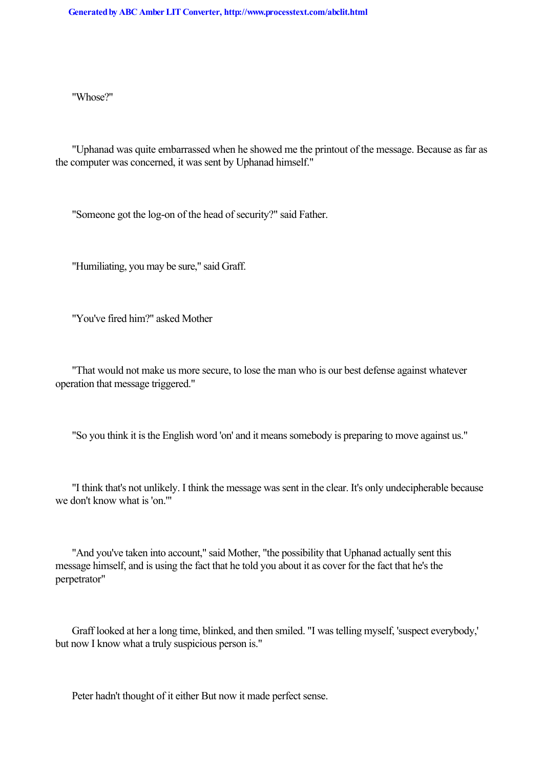"Whose?"

"Uphanad was quite embarrassed when he showed me the printout of the message. Because as far as the computer was concerned, it was sent by Uphanad himself."

"Someone got the log-on of the head of security?" said Father.

"Humiliating, you may be sure," said Graff.

"You've fired him?" asked Mother

"That would not make us more secure, to lose the man who is our best defense against whatever operation that message triggered."

"So you think it is the English word 'on' and it means somebody is preparing to move against us."

"I think that's not unlikely. I think the message was sent in the clear. It's only undecipherable because we don't know what is 'on.'"

"And you've taken into account," said Mother, "the possibility that Uphanad actually sent this message himself, and is using the fact that he told you about it as cover for the fact that he's the perpetrator"

Graff looked at her a long time, blinked, and then smiled. "I was telling myself, 'suspect everybody,' but now I know what a truly suspicious person is."

Peter hadn't thought of it either But now it made perfect sense.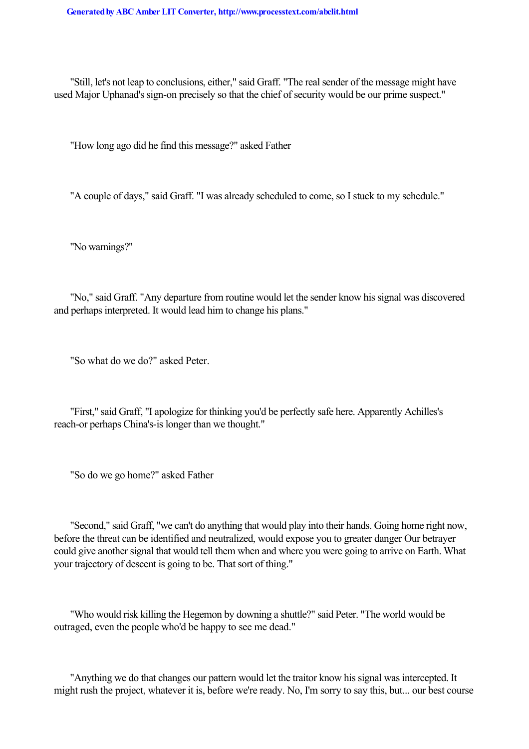"Still, let's not leap to conclusions, either," said Graff. "The real sender of the message might have used Major Uphanad's sign-on precisely so that the chief of security would be our prime suspect."

"How long ago did he find this message?" asked Father

"A couple of days," said Graff. "I was already scheduled to come, so I stuck to my schedule."

"No warnings?"

"No," said Graff. "Any departure from routine would let the sender know his signal was discovered and perhaps interpreted. It would lead him to change his plans."

"So what do we do?" asked Peter.

"First," said Graff, "I apologize for thinking you'd be perfectly safe here. Apparently Achilles's reach-or perhaps China's-is longer than we thought."

"So do we go home?" asked Father

"Second," said Graff, "we can't do anything that would play into their hands. Going home right now, before the threat can be identified and neutralized, would expose you to greater danger Our betrayer could give another signal that would tell them when and where you were going to arrive on Earth. What your trajectory of descent is going to be. That sort of thing."

"Who would risk killing the Hegemon by downing a shuttle?" said Peter. "The world would be outraged, even the people who'd be happy to see me dead."

"Anything we do that changes our pattern would let the traitor know his signal was intercepted. It might rush the project, whatever it is, before we're ready. No, I'm sorry to say this, but... our best course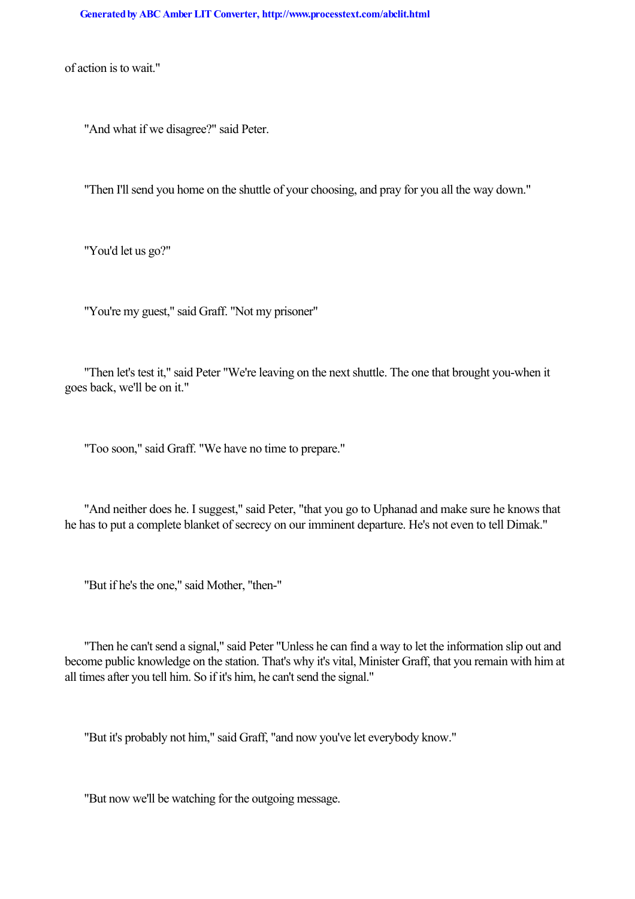of action is to wait."

"And what if we disagree?" said Peter.

"Then I'll send you home on the shuttle of your choosing, and pray for you all the way down."

"You'd let us go?"

"You're my guest," said Graff. "Not my prisoner"

"Then let's test it," said Peter "We're leaving on the next shuttle. The one that brought you-when it goes back, we'll be on it."

"Too soon," said Graff. "We have no time to prepare."

"And neither does he. I suggest," said Peter, "that you go to Uphanad and make sure he knows that he has to put a complete blanket of secrecy on our imminent departure. He's not even to tell Dimak."

"But if he's the one," said Mother, "then-"

"Then he can't send a signal," said Peter "Unless he can find a way to let the information slip out and become public knowledge on the station. That's why it's vital, Minister Graff, that you remain with him at all times after you tell him. So if it's him, he can't send the signal."

"But it's probably not him," said Graff, "and now you've let everybody know."

"But now we'll be watching for the outgoing message.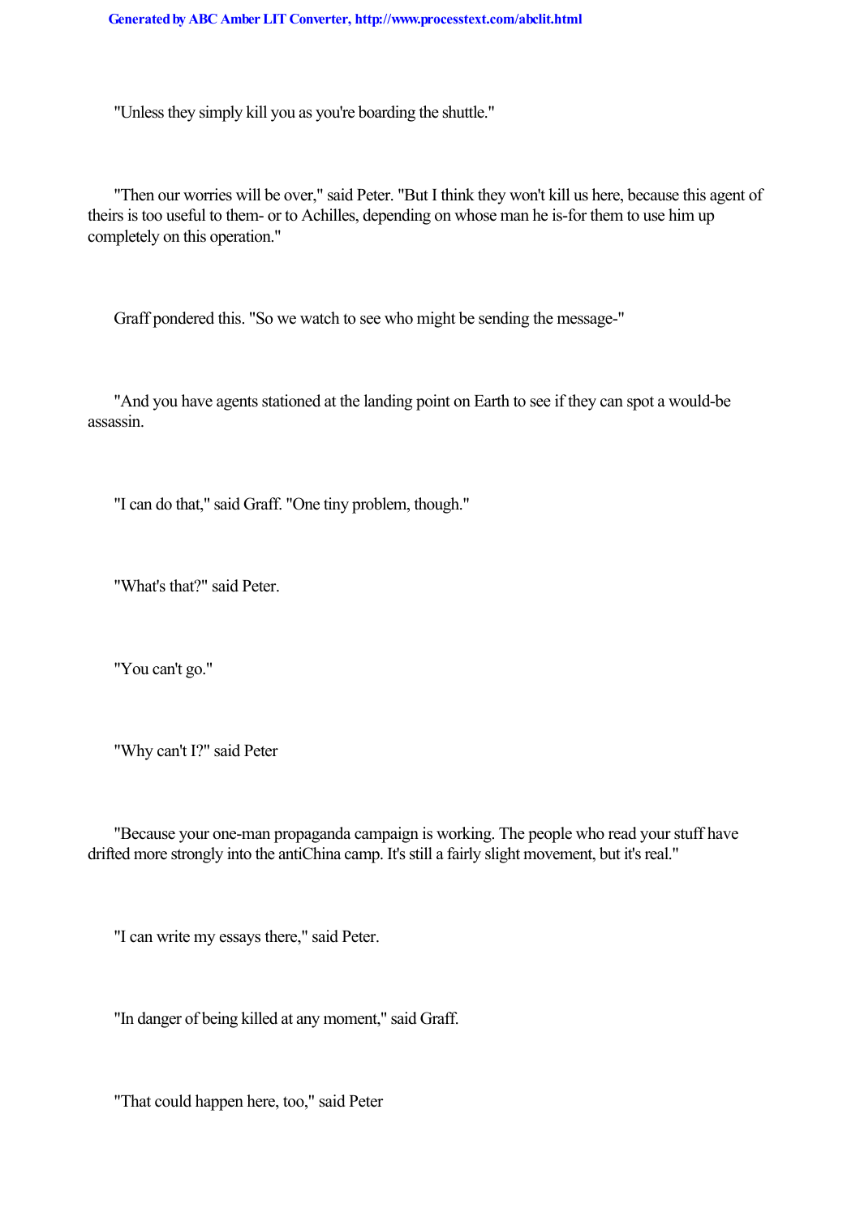"Unless they simply kill you as you're boarding the shuttle."

"Then our worries will be over," said Peter. "But I think they won't kill us here, because this agent of theirs is too useful to them- or to Achilles, depending on whose man he is-for them to use him up completely on this operation."

Graff pondered this. "So we watch to see who might be sending the message-"

"And you have agents stationed at the landing point on Earth to see if they can spot a would-be assassin.

"I can do that," said Graff. "One tiny problem, though."

"What's that?" said Peter.

"You can't go."

"Why can't I?" said Peter

"Because your one-man propaganda campaign is working. The people who read your stuff have drifted more strongly into the antiChina camp. It's still a fairly slight movement, but it's real."

"I can write my essays there," said Peter.

"In danger of being killed at any moment," said Graff.

"That could happen here, too," said Peter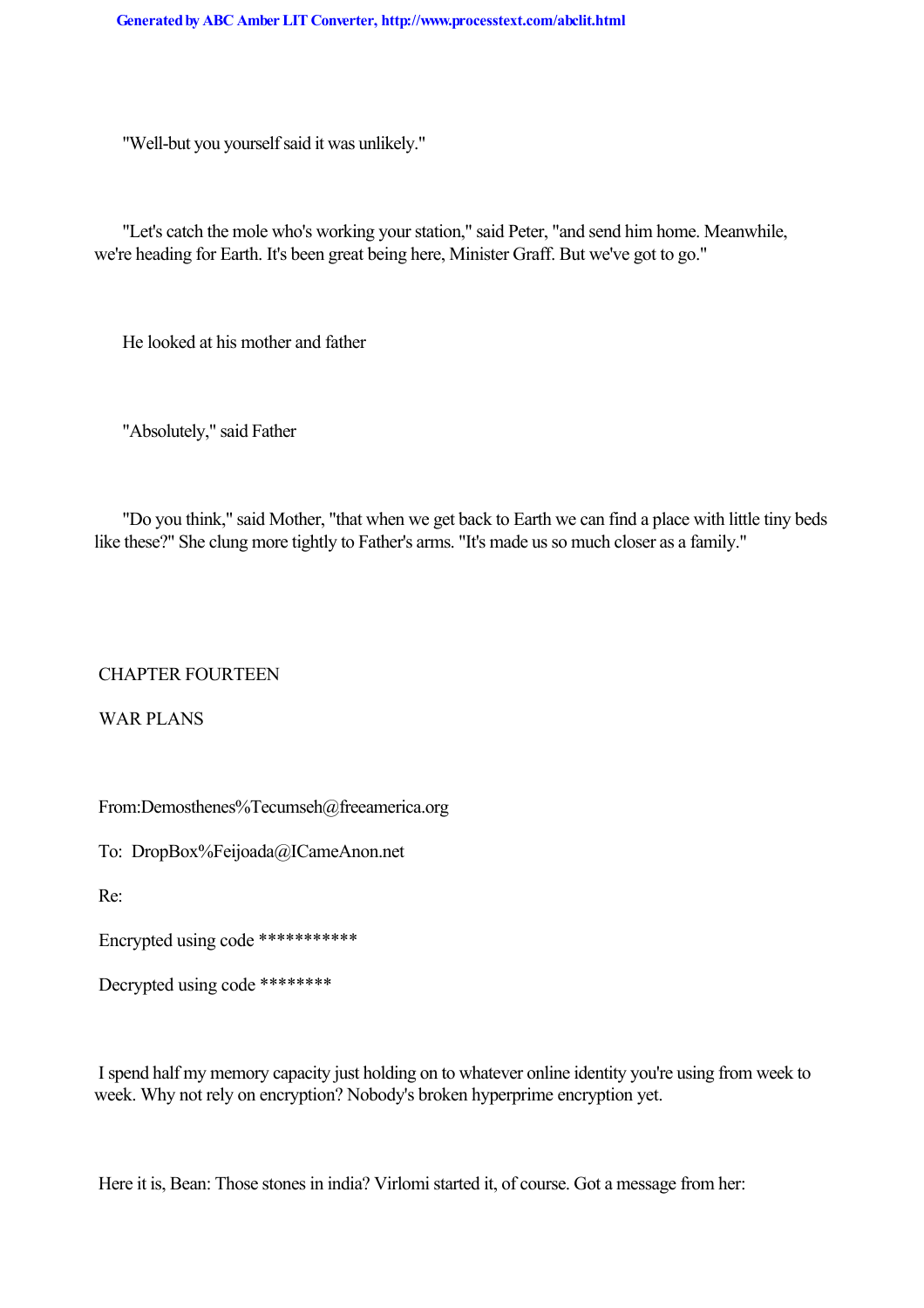"Well-but you yourself said it was unlikely."

"Let's catch the mole who's working your station," said Peter, "and send him home. Meanwhile, we're heading for Earth. It's been great being here, Minister Graff. But we've got to go."

He looked at his mother and father

"Absolutely," said Father

"Do you think," said Mother, "that when we get back to Earth we can find a place with little tiny beds like these?" She clung more tightly to Father's arms. "It's made us so much closer as a family."

## CHAPTER FOURTEEN

## WAR PLANS

From:Demosthenes%Tecumseh@freeamerica.org

To: DropBox%Feijoada@ICameAnon.net

Re:

Encrypted using code ***********

Decrypted using code ********

I spend half my memory capacity just holding on to whatever online identity you're using from week to week. Why not rely on encryption? Nobody's broken hyperprime encryption yet.

Here it is, Bean: Those stones in india? Virlomi started it, of course. Got a message from her: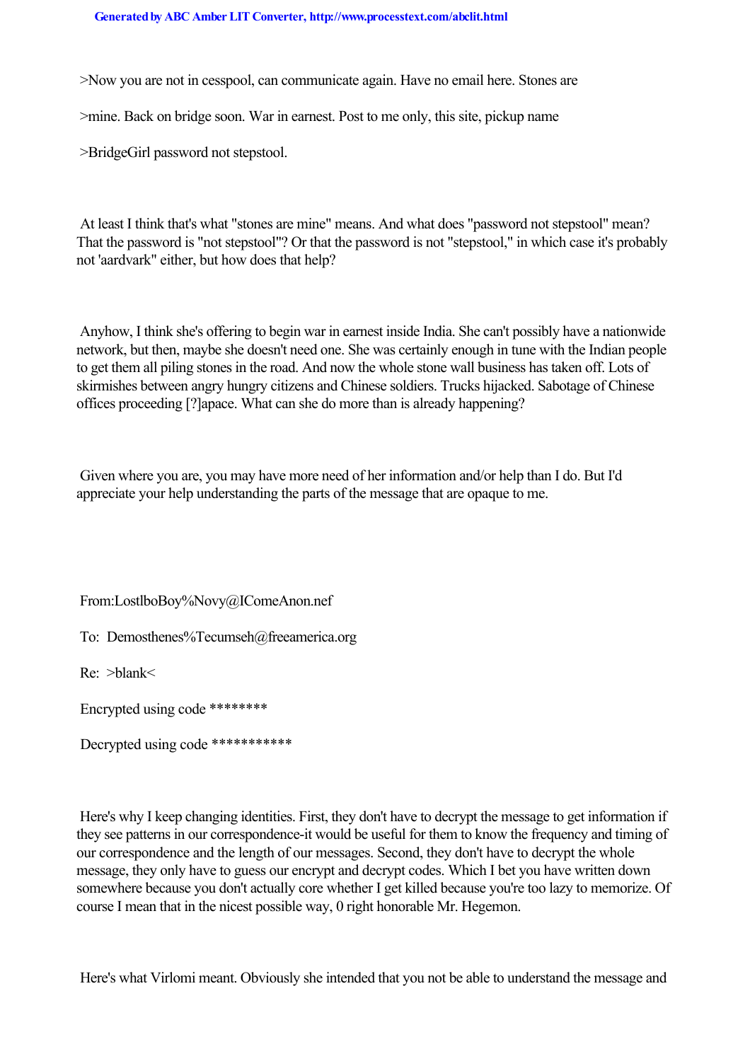>Now you are not in cesspool, can communicate again. Have no email here. Stones are

>mine. Back on bridge soon. War in earnest. Post to me only, this site, pickup name

>BridgeGirl password not stepstool.

At least I think that's what "stones are mine" means. And what does "password not stepstool" mean? That the password is "not stepstool"? Or that the password is not "stepstool," in which case it's probably not 'aardvark" either, but how does that help?

Anyhow, I think she's offering to begin war in earnest inside India. She can't possibly have a nationwide network, but then, maybe she doesn't need one. She was certainly enough in tune with the Indian people to get them all piling stones in the road. And now the whole stone wall business has taken off. Lots of skirmishes between angry hungry citizens and Chinese soldiers. Trucks hijacked. Sabotage of Chinese offices proceeding [?]apace. What can she do more than is already happening?

Given where you are, you may have more need of her information and/or help than I do. But I'd appreciate your help understanding the parts of the message that are opaque to me.

From:LostlboBoy%Novy@ICome­Anon.nef

To: Demosthenes%Tecumseh@freeamerica.org

Re: >blank<

Encrypted using code ********

Decrypted using code ***********

Here's why I keep changing identities. First, they don't have to decrypt the message to get information if they see patterns in our correspondence-it would be useful for them to know the frequency and timing of our correspondence and the length of our messages. Second, they don't have to decrypt the whole message, they only have to guess our encrypt and decrypt codes. Which I bet you have written down somewhere because you don't actually core whether I get killed because you're too lazy to memorize. Of course I mean that in the nicest possible way, 0 right honorable Mr. Hegemon.

Here's what Virlomi meant. Obviously she intended that you not be able to understand the message and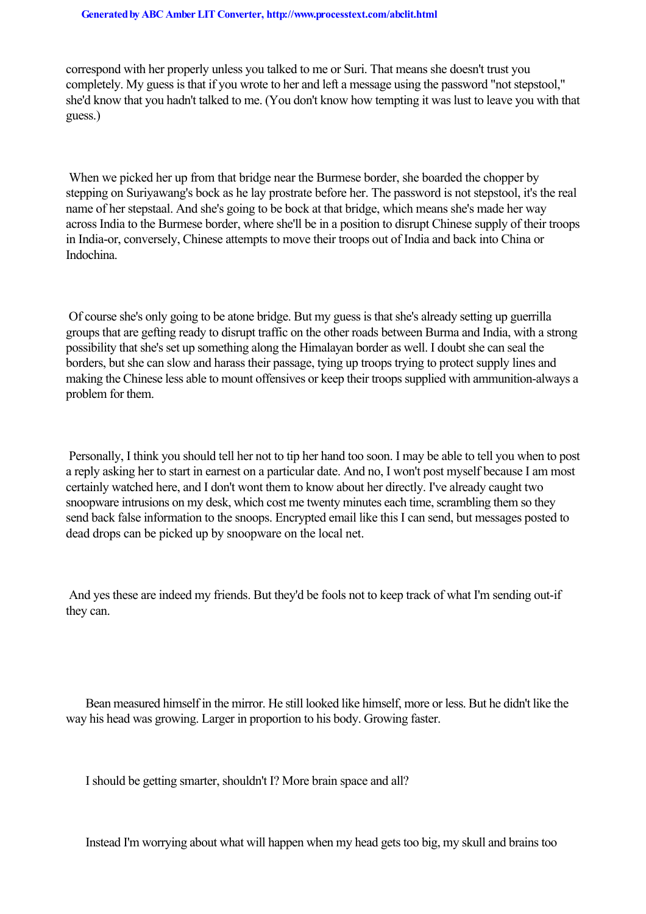correspond with her properly unless you talked to me or Suri. That means she doesn't trust you completely. My guess is that if you wrote to her and left a message using the password "not stepstool," she'd know that you hadn't talked to me. (You don't know how tempting it was lust to leave you with that guess.)

When we picked her up from that bridge near the Burmese border, she boarded the chopper by stepping on Suriyawang's bock as he lay prostrate before her. The password is not stepstool, it's the real name of her stepstaal. And she's going to be bock at that bridge, which means she's made her way across India to the Burmese border, where she'll be in a position to disrupt Chinese supply of their troops in India-or, conversely, Chinese attempts to move their troops out of India and back into China or Indochina.

Of course she's only going to be atone bridge. But my guess is that she's already setting up guerrilla groups that are gefting ready to disrupt traffic on the other roads between Burma and India, with a strong possibility that she's set up something along the Himalayan border as well. I doubt she can seal the borders, but she can slow and harass their passage, tying up troops trying to protect supply lines and making the Chinese less able to mount offensives or keep their troops supplied with ammunition-always a problem for them.

Personally, I think you should tell her not to tip her hand too soon. I may be able to tell you when to post a reply asking her to start in earnest on a particular date. And no, I won't post myself because I am most certainly watched here, and I don't wont them to know about her directly. I've already caught two snoopware intrusions on my desk, which cost me twenty minutes each time, scrambling them so they send back false information to the snoops. Encrypted email like this I can send, but messages posted to dead drops can be picked up by snoopware on the local net.

And yes these are indeed my friends. But they'd be fools not to keep track of what I'm sending out-if they can.

Bean measured himself in the mirror. He still looked like himself, more or less. But he didn't like the way his head was growing. Larger in proportion to his body. Growing faster.

I should be getting smarter, shouldn't I? More brain space and all?

Instead I'm worrying about what will happen when my head gets too big, my skull and brains too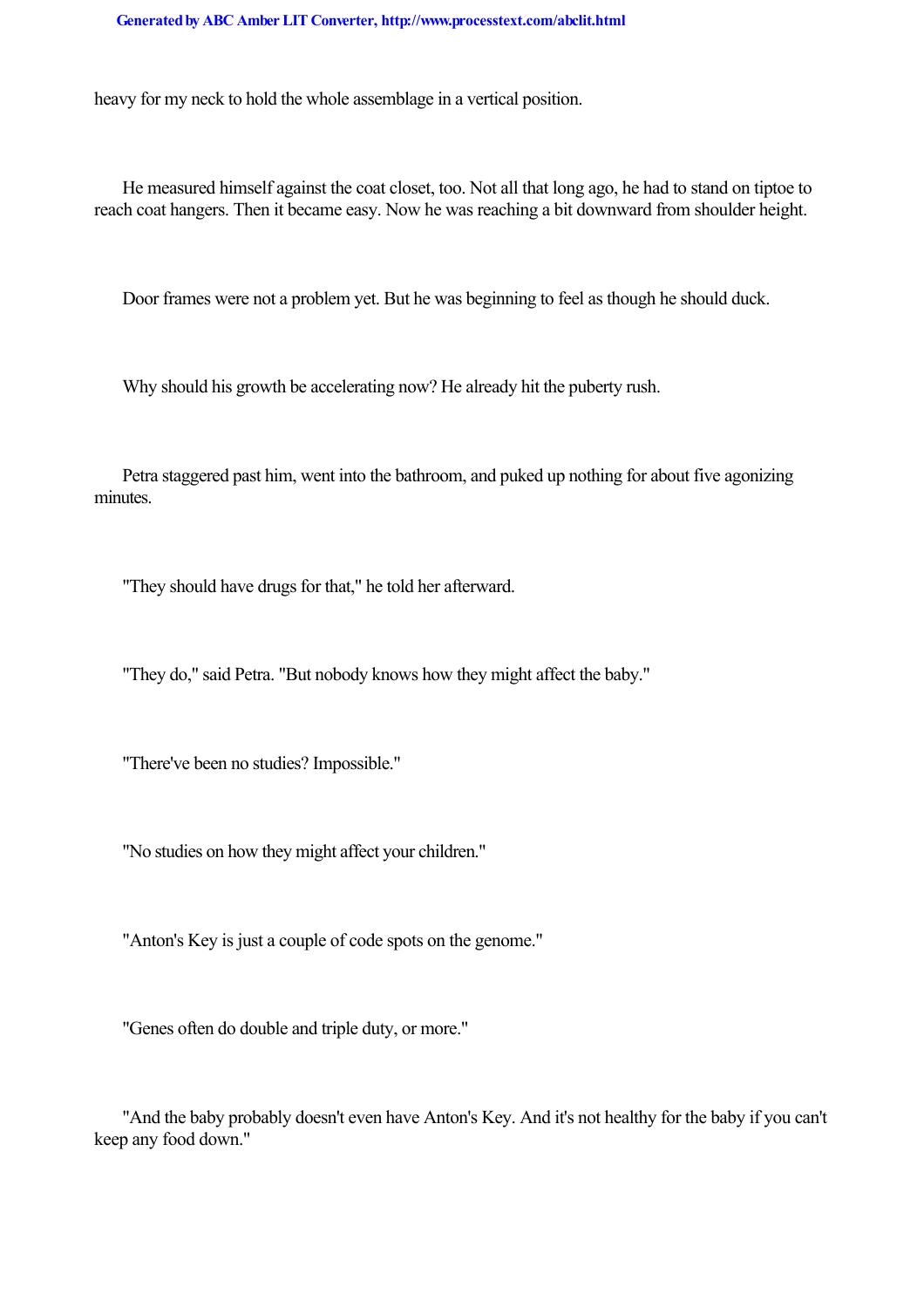heavy for my neck to hold the whole assemblage in a vertical position.

He measured himself against the coat closet, too. Not all that long ago, he had to stand on tiptoe to reach coat hangers. Then it became easy. Now he was reaching a bit downward from shoulder height.

Door frames were not a problem yet. But he was beginning to feel as though he should duck.

Why should his growth be accelerating now? He already hit the puberty rush.

Petra staggered past him, went into the bathroom, and puked up nothing for about five agonizing minutes.

"They should have drugs for that," he told her afterward.

"They do," said Petra. "But nobody knows how they might affect the baby."

"There've been no studies? Impossible."

"No studies on how they might affect your children."

"Anton's Key is just a couple of code spots on the genome."

"Genes often do double and triple duty, or more."

"And the baby probably doesn't even have Anton's Key. And it's not healthy for the baby if you can't keep any food down."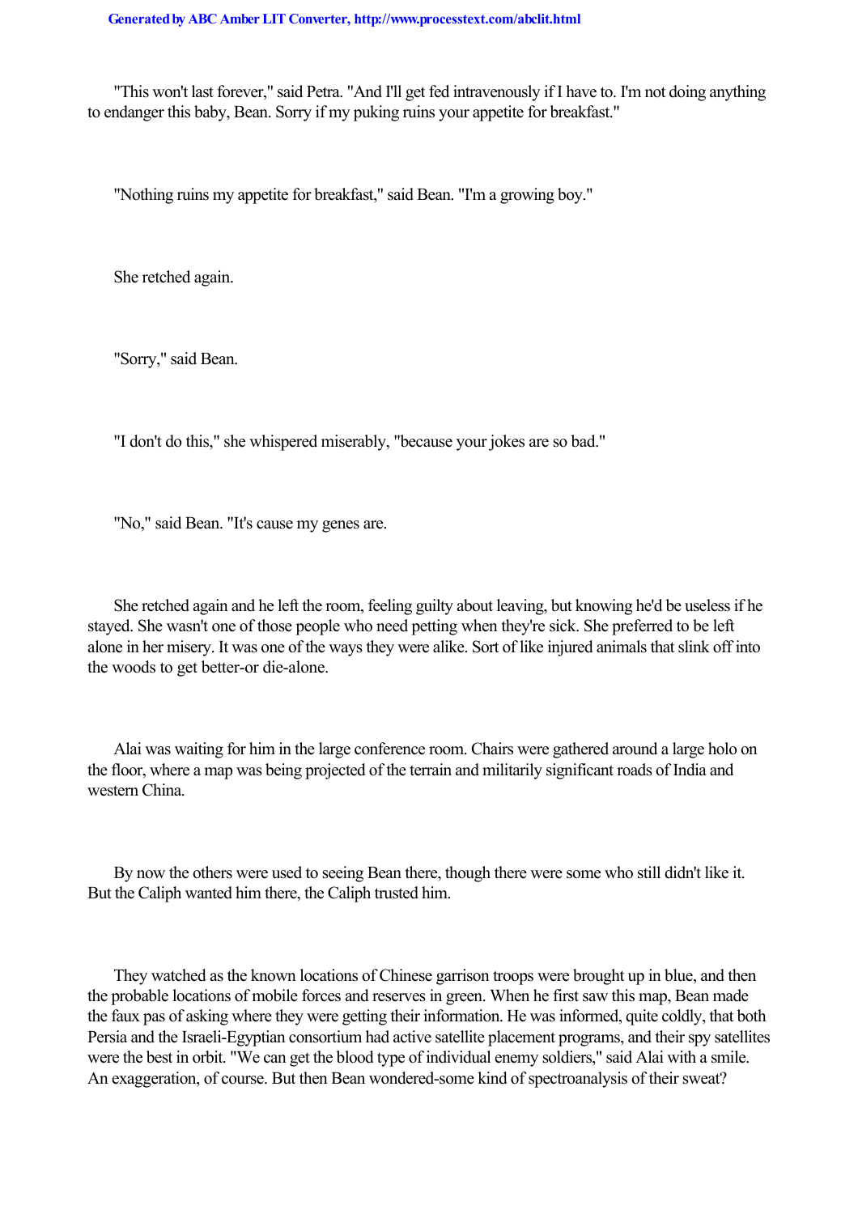"This won't last forever," said Petra. "And I'll get fed intravenously if I have to. I'm not doing anything to endanger this baby, Bean. Sorry if my puking ruins your appetite for breakfast."

"Nothing ruins my appetite for breakfast," said Bean. "I'm a growing boy."

She retched again.

"Sorry," said Bean.

"I don't do this," she whispered miserably, "because your jokes are so bad."

"No," said Bean. "It's cause my genes are.

She retched again and he left the room, feeling guilty about leaving, but knowing he'd be useless if he stayed. She wasn't one of those people who need petting when they're sick. She preferred to be left alone in her misery. It was one of the ways they were alike. Sort of like injured animals that slink off into the woods to get better-or die-alone.

Alai was waiting for him in the large conference room. Chairs were gathered around a large holo on the floor, where a map was being projected of the terrain and militarily significant roads of India and western China.

By now the others were used to seeing Bean there, though there were some who still didn't like it. But the Caliph wanted him there, the Caliph trusted him.

They watched as the known locations of Chinese garrison troops were brought up in blue, and then the probable locations of mobile forces and reserves in green. When he first saw this map, Bean made the faux pas of asking where they were getting their information. He was informed, quite coldly, that both Persia and the Israeli-Egyptian consortium had active satellite placement programs, and their spy satellites were the best in orbit. "We can get the blood type of individual enemy soldiers," said Alai with a smile. An exaggeration, of course. But then Bean wondered-some kind of spectroanalysis of their sweat?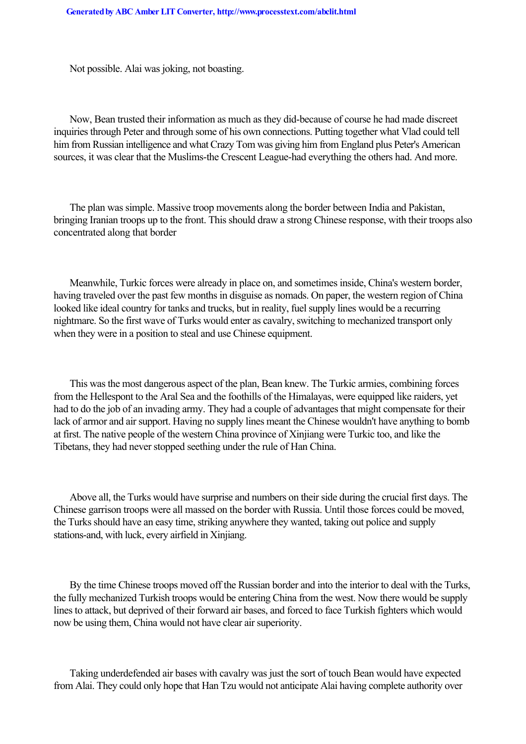Not possible. Alai was joking, not boasting.

Now, Bean trusted their information as much as they did-because of course he had made discreet inquiries through Peter and through some of his own connections. Putting together what Vlad could tell him from Russian intelligence and what Crazy Tom was giving him from England plus Peter's American sources, it was clear that the Muslims-the Crescent League-had everything the others had. And more.

The plan was simple. Massive troop movements along the border between India and Pakistan, bringing Iranian troops up to the front. This should draw a strong Chinese response, with their troops also concentrated along that border

Meanwhile, Turkic forces were already in place on, and sometimes inside, China's western border, having traveled over the past few months in disguise as nomads. On paper, the western region of China looked like ideal country for tanks and trucks, but in reality, fuel supply lines would be a recurring nightmare. So the first wave of Turks would enter as cavalry, switching to mechanized transport only when they were in a position to steal and use Chinese equipment.

This was the most dangerous aspect of the plan, Bean knew. The Turkic armies, combining forces from the Hellespont to the Aral Sea and the foothills of the Himalayas, were equipped like raiders, yet had to do the job of an invading army. They had a couple of advantages that might compensate for their lack of armor and air support. Having no supply lines meant the Chinese wouldn't have anything to bomb at first. The native people of the western China province of Xinjiang were Turkic too, and like the Tibetans, they had never stopped seething under the rule of Han China.

Above all, the Turks would have surprise and numbers on their side during the crucial first days. The Chinese garrison troops were all massed on the border with Russia. Until those forces could be moved, the Turks should have an easy time, striking anywhere they wanted, taking out police and supply stations-and, with luck, every airfield in Xinjiang.

By the time Chinese troops moved off the Russian border and into the interior to deal with the Turks, the fully mechanized Turkish troops would be entering China from the west. Now there would be supply lines to attack, but deprived of their forward air bases, and forced to face Turkish fighters which would now be using them, China would not have clear air superiority.

Taking underdefended air bases with cavalry was just the sort of touch Bean would have expected from Alai. They could only hope that Han Tzu would not anticipate Alai having complete authority over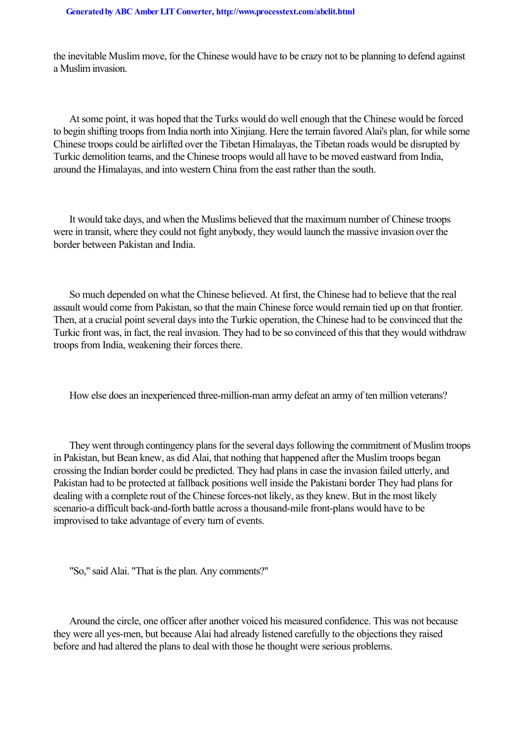the inevitable Muslim move, for the Chinese would have to be crazy not to be planning to defend against a Muslim invasion.

At some point, it was hoped that the Turks would do well enough that the Chinese would be forced to begin shifting troops from India north into Xinjiang. Here the terrain favored Alai's plan, for while some Chinese troops could be airlifted over the Tibetan Himalayas, the Tibetan roads would be disrupted by Turkic demolition teams, and the Chinese troops would all have to be moved eastward from India, around the Himalayas, and into western China from the east rather than the south.

It would take days, and when the Muslims believed that the maximum number of Chinese troops were in transit, where they could not fight anybody, they would launch the massive invasion over the border between Pakistan and India.

So much depended on what the Chinese believed. At first, the Chinese had to believe that the real assault would come from Pakistan, so that the main Chinese force would remain tied up on that frontier. Then, at a crucial point several days into the Turkic operation, the Chinese had to be convinced that the Turkic front was, in fact, the real invasion. They had to be so convinced of this that they would withdraw troops from India, weakening their forces there.

How else does an inexperienced three-million-man army defeat an army of ten million veterans?

They went through contingency plans for the several days following the commitment of Muslim troops in Pakistan, but Bean knew, as did Alai, that nothing that happened after the Muslim troops began crossing the Indian border could be predicted. They had plans in case the invasion failed utterly, and Pakistan had to be protected at fallback positions well inside the Pakistani border They had plans for dealing with a complete rout of the Chinese forces-not likely, as they knew. But in the most likely scenario-a difficult back-and-forth battle across a thousand-mile front-plans would have to be improvised to take advantage of every turn of events.

"So," said Alai. "That is the plan. Any comments?"

Around the circle, one officer after another voiced his measured confidence. This was not because they were all yes-men, but because Alai had already listened carefully to the objections they raised before and had altered the plans to deal with those he thought were serious problems.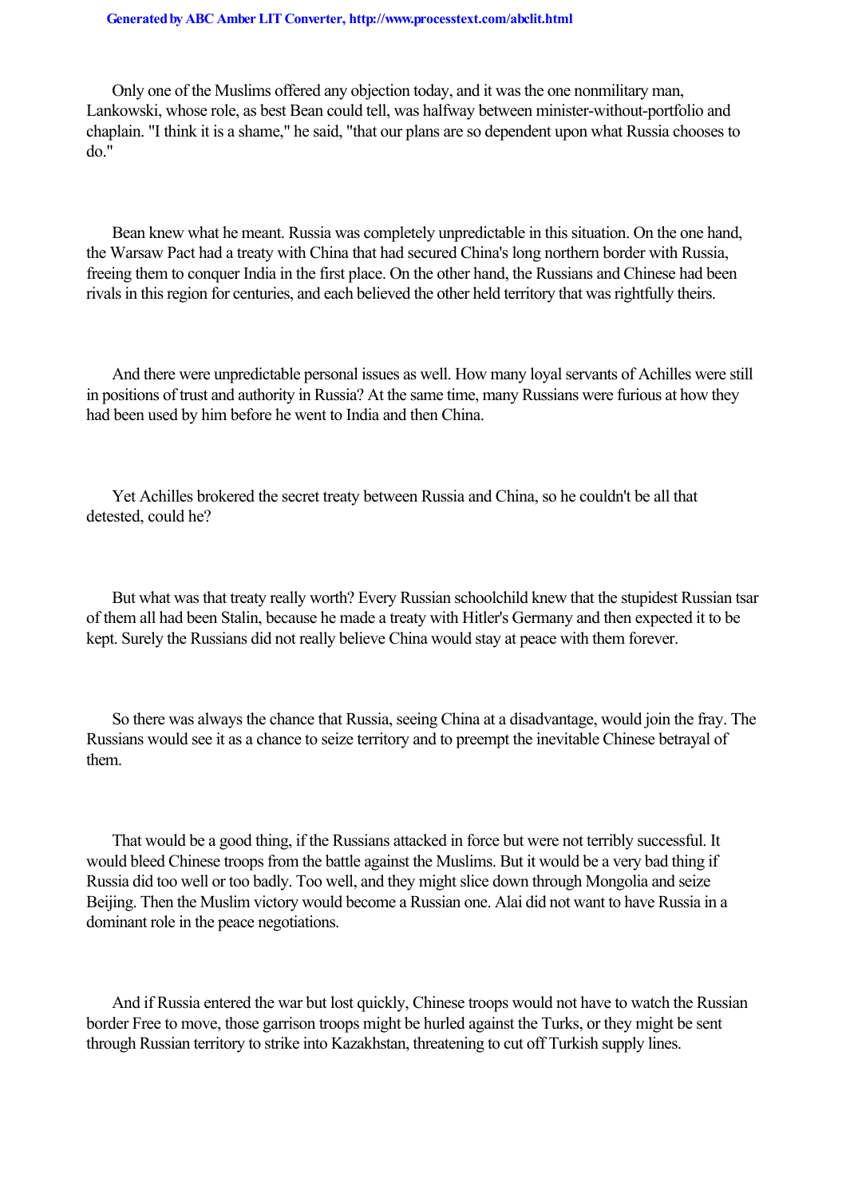Only one of the Muslims offered any objection today, and it was the one nonmilitary man, Lankowski, whose role, as best Bean could tell, was halfway between minister-without-portfolio and chaplain. "I think it is a shame," he said, "that our plans are so dependent upon what Russia chooses to do."

Bean knew what he meant. Russia was completely unpredictable in this situation. On the one hand, the Warsaw Pact had a treaty with China that had secured China's long northern border with Russia, freeing them to conquer India in the first place. On the other hand, the Russians and Chinese had been rivals in this region for centuries, and each believed the other held territory that was rightfully theirs.

And there were unpredictable personal issues as well. How many loyal servants of Achilles were still in positions of trust and authority in Russia? At the same time, many Russians were furious at how they had been used by him before he went to India and then China.

Yet Achilles brokered the secret treaty between Russia and China, so he couldn't be all that detested, could he?

But what was that treaty really worth? Every Russian schoolchild knew that the stupidest Russian tsar of them all had been Stalin, because he made a treaty with Hitler's Germany and then expected it to be kept. Surely the Russians did not really believe China would stay at peace with them forever.

So there was always the chance that Russia, seeing China at a disadvantage, would join the fray. The Russians would see it as a chance to seize territory and to preempt the inevitable Chinese betrayal of them.

That would be a good thing, if the Russians attacked in force but were not terribly successful. It would bleed Chinese troops from the battle against the Muslims. But it would be a very bad thing if Russia did too well or too badly. Too well, and they might slice down through Mongolia and seize Beijing. Then the Muslim victory would become a Russian one. Alai did not want to have Russia in a dominant role in the peace negotiations.

And if Russia entered the war but lost quickly, Chinese troops would not have to watch the Russian border Free to move, those garrison troops might be hurled against the Turks, or they might be sent through Russian territory to strike into Kazakhstan, threatening to cut off Turkish supply lines.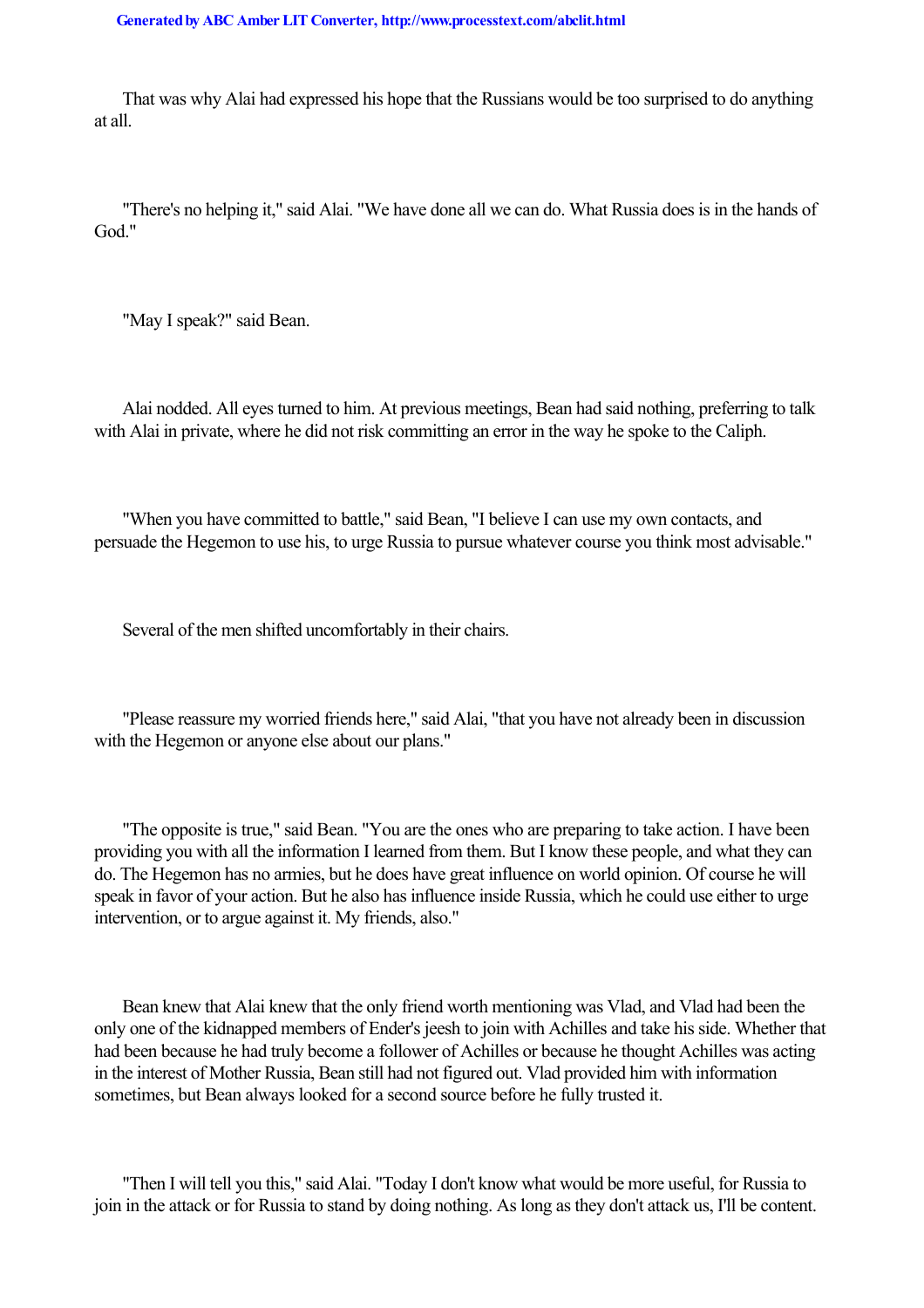That was why Alai had expressed his hope that the Russians would be too surprised to do anything at all.

"There's no helping it," said Alai. "We have done all we can do. What Russia does is in the hands of God."

"May I speak?" said Bean.

Alai nodded. All eyes turned to him. At previous meetings, Bean had said nothing, preferring to talk with Alai in private, where he did not risk committing an error in the way he spoke to the Caliph.

"When you have committed to battle," said Bean, "I believe I can use my own contacts, and persuade the Hegemon to use his, to urge Russia to pursue whatever course you think most advisable."

Several of the men shifted uncomfortably in their chairs.

"Please reassure my worried friends here," said Alai, "that you have not already been in discussion with the Hegemon or anyone else about our plans."

"The opposite is true," said Bean. "You are the ones who are preparing to take action. I have been providing you with all the information I learned from them. But I know these people, and what they can do. The Hegemon has no armies, but he does have great influence on world opinion. Of course he will speak in favor of your action. But he also has influence inside Russia, which he could use either to urge intervention, or to argue against it. My friends, also."

Bean knew that Alai knew that the only friend worth mentioning was Vlad, and Vlad had been the only one of the kidnapped members of Ender's jeesh to join with Achilles and take his side. Whether that had been because he had truly become a follower of Achilles or because he thought Achilles was acting in the interest of Mother Russia, Bean still had not figured out. Vlad provided him with information sometimes, but Bean always looked for a second source before he fully trusted it.

"Then I will tell you this," said Alai. "Today I don't know what would be more useful, for Russia to join in the attack or for Russia to stand by doing nothing. As long as they don't attack us, I'll be content.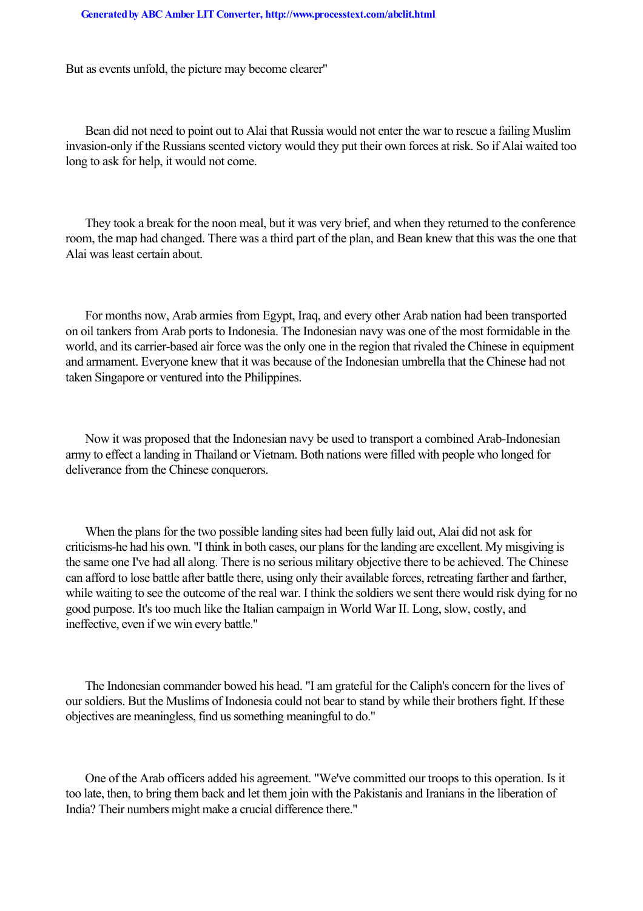But as events unfold, the picture may become clearer"

Bean did not need to point out to Alai that Russia would not enter the war to rescue a failing Muslim invasion-only if the Russians scented victory would they put their own forces at risk. So if Alai waited too long to ask for help, it would not come.

They took a break for the noon meal, but it was very brief, and when they returned to the conference room, the map had changed. There was a third part of the plan, and Bean knew that this was the one that Alai was least certain about.

For months now, Arab armies from Egypt, Iraq, and every other Arab nation had been transported on oil tankers from Arab ports to Indonesia. The Indonesian navy was one of the most formidable in the world, and its carrier-based air force was the only one in the region that rivaled the Chinese in equipment and armament. Everyone knew that it was because of the Indonesian umbrella that the Chinese had not taken Singapore or ventured into the Philippines.

Now it was proposed that the Indonesian navy be used to transport a combined Arab-Indonesian army to effect a landing in Thailand or Vietnam. Both nations were filled with people who longed for deliverance from the Chinese conquerors.

When the plans for the two possible landing sites had been fully laid out, Alai did not ask for criticisms-he had his own. "I think in both cases, our plans for the landing are excellent. My misgiving is the same one I've had all along. There is no serious military objective there to be achieved. The Chinese can afford to lose battle after battle there, using only their available forces, retreating farther and farther, while waiting to see the outcome of the real war. I think the soldiers we sent there would risk dying for no good purpose. It's too much like the Italian campaign in World War II. Long, slow, costly, and ineffective, even if we win every battle."

The Indonesian commander bowed his head. "I am grateful for the Caliph's concern for the lives of our soldiers. But the Muslims of Indonesia could not bear to stand by while their brothers fight. If these objectives are meaningless, find us something meaningful to do."

One of the Arab officers added his agreement. "We've committed our troops to this operation. Is it too late, then, to bring them back and let them join with the Pakistanis and Iranians in the liberation of India? Their numbers might make a crucial difference there."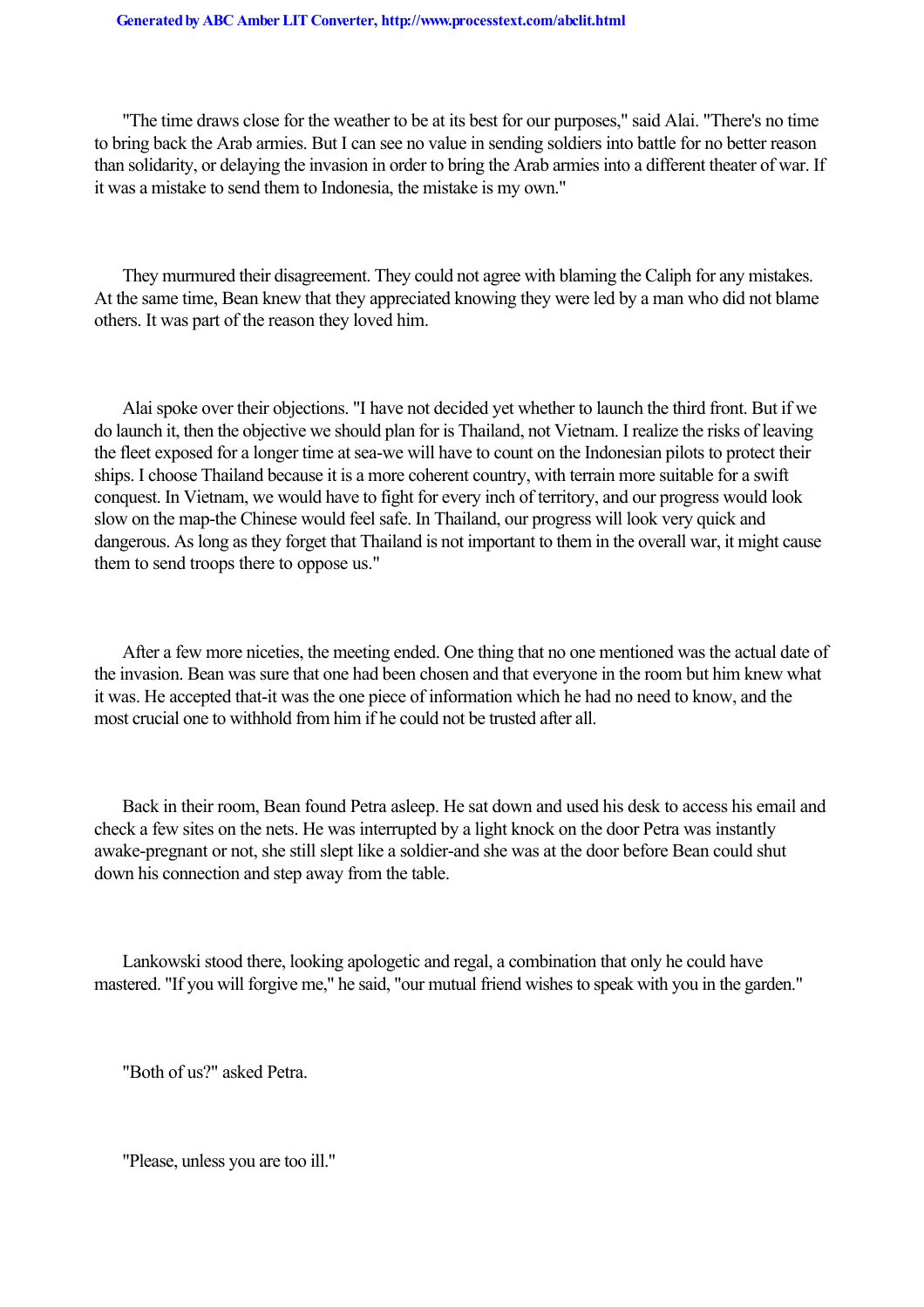"The time draws close for the weather to be at its best for our purposes," said Alai. "There's no time to bring back the Arab armies. But I can see no value in sending soldiers into battle for no better reason than solidarity, or delaying the invasion in order to bring the Arab armies into a different theater of war. If it was a mistake to send them to Indonesia, the mistake is my own."

They murmured their disagreement. They could not agree with blaming the Caliph for any mistakes. At the same time, Bean knew that they appreciated knowing they were led by a man who did not blame others. It was part of the reason they loved him.

Alai spoke over their objections. "I have not decided yet whether to launch the third front. But if we do launch it, then the objective we should plan for is Thailand, not Vietnam. I realize the risks of leaving the fleet exposed for a longer time at sea-we will have to count on the Indonesian pilots to protect their ships. I choose Thailand because it is a more coherent country, with terrain more suitable for a swift conquest. In Vietnam, we would have to fight for every inch of territory, and our progress would look slow on the map-the Chinese would feel safe. In Thailand, our progress will look very quick and dangerous. As long as they forget that Thailand is not important to them in the overall war, it might cause them to send troops there to oppose us."

After a few more niceties, the meeting ended. One thing that no one mentioned was the actual date of the invasion. Bean was sure that one had been chosen and that everyone in the room but him knew what it was. He accepted that-it was the one piece of information which he had no need to know, and the most crucial one to withhold from him if he could not be trusted after all.

Back in their room, Bean found Petra asleep. He sat down and used his desk to access his email and check a few sites on the nets. He was interrupted by a light knock on the door Petra was instantly awake-pregnant or not, she still slept like a soldier-and she was at the door before Bean could shut down his connection and step away from the table.

Lankowski stood there, looking apologetic and regal, a combination that only he could have mastered. "If you will forgive me," he said, "our mutual friend wishes to speak with you in the garden."

"Both of us?" asked Petra.

"Please, unless you are too ill."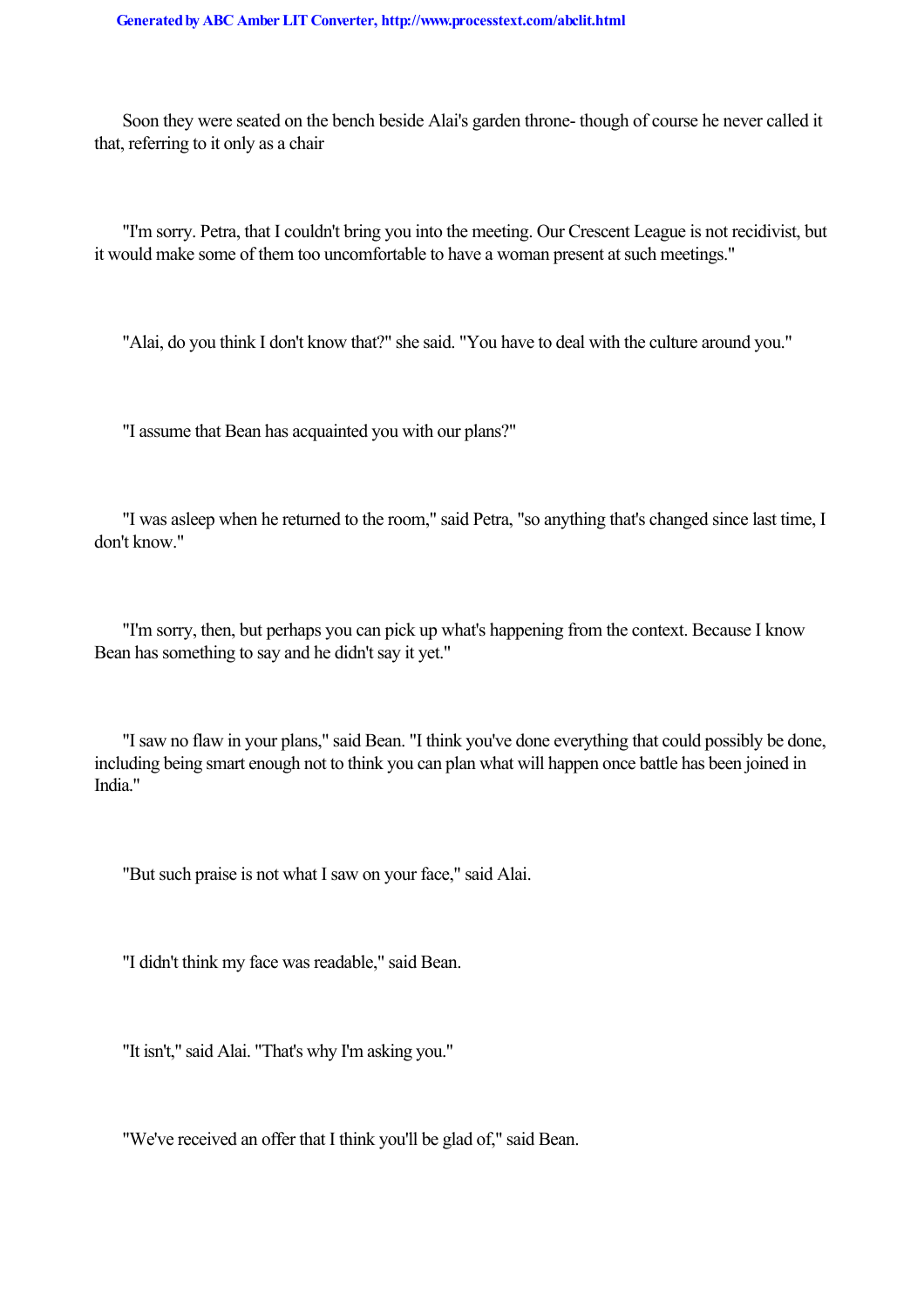Soon they were seated on the bench beside Alai's garden throne- though of course he never called it that, referring to it only as a chair

"I'm sorry. Petra, that I couldn't bring you into the meeting. Our Crescent League is not recidivist, but it would make some of them too uncomfortable to have a woman present at such meetings."

"Alai, do you think I don't know that?" she said. "You have to deal with the culture around you."

"I assume that Bean has acquainted you with our plans?"

"I was asleep when he returned to the room," said Petra, "so anything that's changed since last time, I don't know."

"I'm sorry, then, but perhaps you can pick up what's happening from the context. Because I know Bean has something to say and he didn't say it yet."

"I saw no flaw in your plans," said Bean. "I think you've done everything that could possibly be done, including being smart enough not to think you can plan what will happen once battle has been joined in India."

"But such praise is not what I saw on your face," said Alai.

"I didn't think my face was readable," said Bean.

"It isn't," said Alai. "That's why I'm asking you."

"We've received an offer that I think you'll be glad of," said Bean.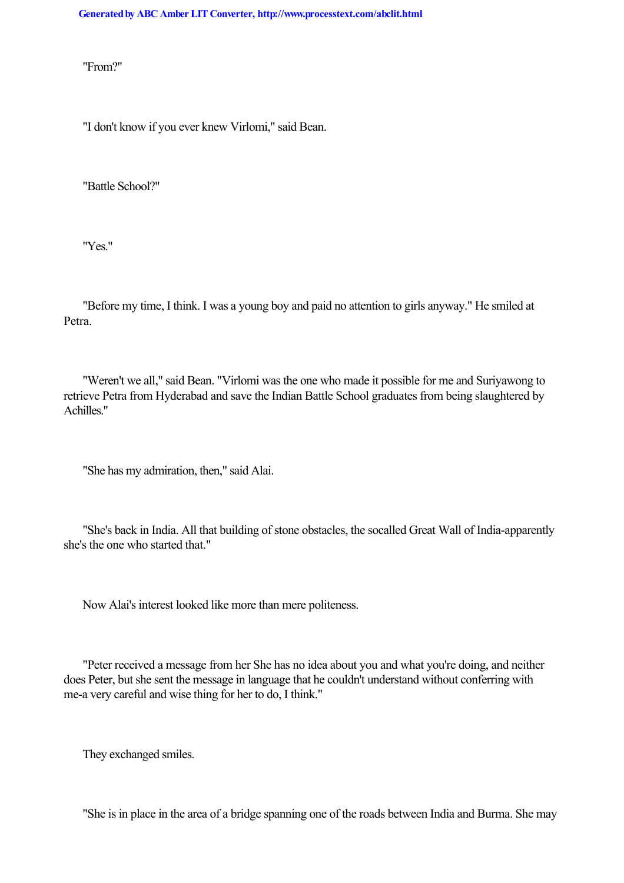"From?"

"I don't know if you ever knew Virlomi," said Bean.

"Battle School?"

"Yes."

"Before my time, I think. I was a young boy and paid no attention to girls anyway." He smiled at Petra.

"Weren't we all," said Bean. "Virlomi was the one who made it possible for me and Suriyawong to retrieve Petra from Hyderabad and save the Indian Battle School graduates from being slaughtered by Achilles."

"She has my admiration, then," said Alai.

"She's back in India. All that building of stone obstacles, the socalled Great Wall of India-apparently she's the one who started that."

Now Alai's interest looked like more than mere politeness.

"Peter received a message from her She has no idea about you and what you're doing, and neither does Peter, but she sent the message in language that he couldn't understand without conferring with me-a very careful and wise thing for her to do, I think."

They exchanged smiles.

"She is in place in the area of a bridge spanning one of the roads between India and Burma. She may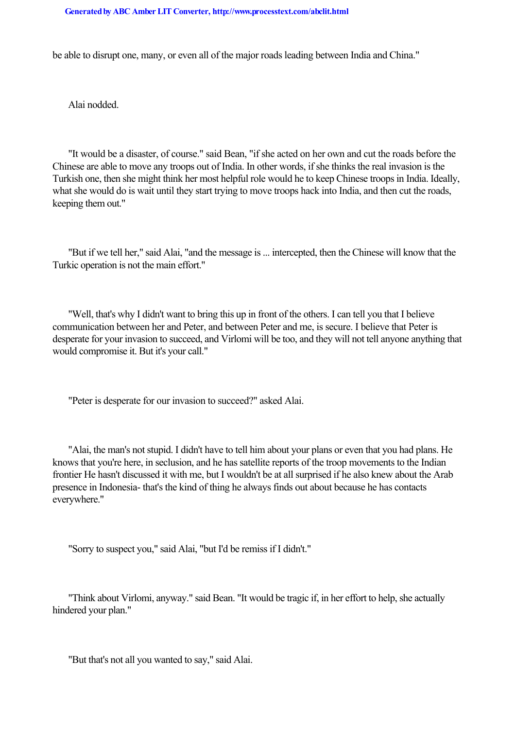be able to disrupt one, many, or even all of the major roads leading between India and China."

Alai nodded.

"It would be a disaster, of course." said Bean, "if she acted on her own and cut the roads before the Chinese are able to move any troops out of India. In other words, if she thinks the real invasion is the Turkish one, then she might think her most helpful role would he to keep Chinese troops in India. Ideally, what she would do is wait until they start trying to move troops hack into India, and then cut the roads, keeping them out."

"But if we tell her," said Alai, "and the message is ... intercepted, then the Chinese will know that the Turkic operation is not the main effort."

"Well, that's why I didn't want to bring this up in front of the others. I can tell you that I believe communication between her and Peter, and between Peter and me, is secure. I believe that Peter is desperate for your invasion to succeed, and Virlomi will be too, and they will not tell anyone anything that would compromise it. But it's your call."

"Peter is desperate for our invasion to succeed?" asked Alai.

"Alai, the man's not stupid. I didn't have to tell him about your plans or even that you had plans. He knows that you're here, in seclusion, and he has satellite reports of the troop movements to the Indian frontier He hasn't discussed it with me, but I wouldn't be at all surprised if he also knew about the Arab presence in Indonesia- that's the kind of thing he always finds out about because he has contacts everywhere."

"Sorry to suspect you," said Alai, "but I'd be remiss if I didn't."

"Think about Virlomi, anyway." said Bean. "It would be tragic if, in her effort to help, she actually hindered your plan."

"But that's not all you wanted to say," said Alai.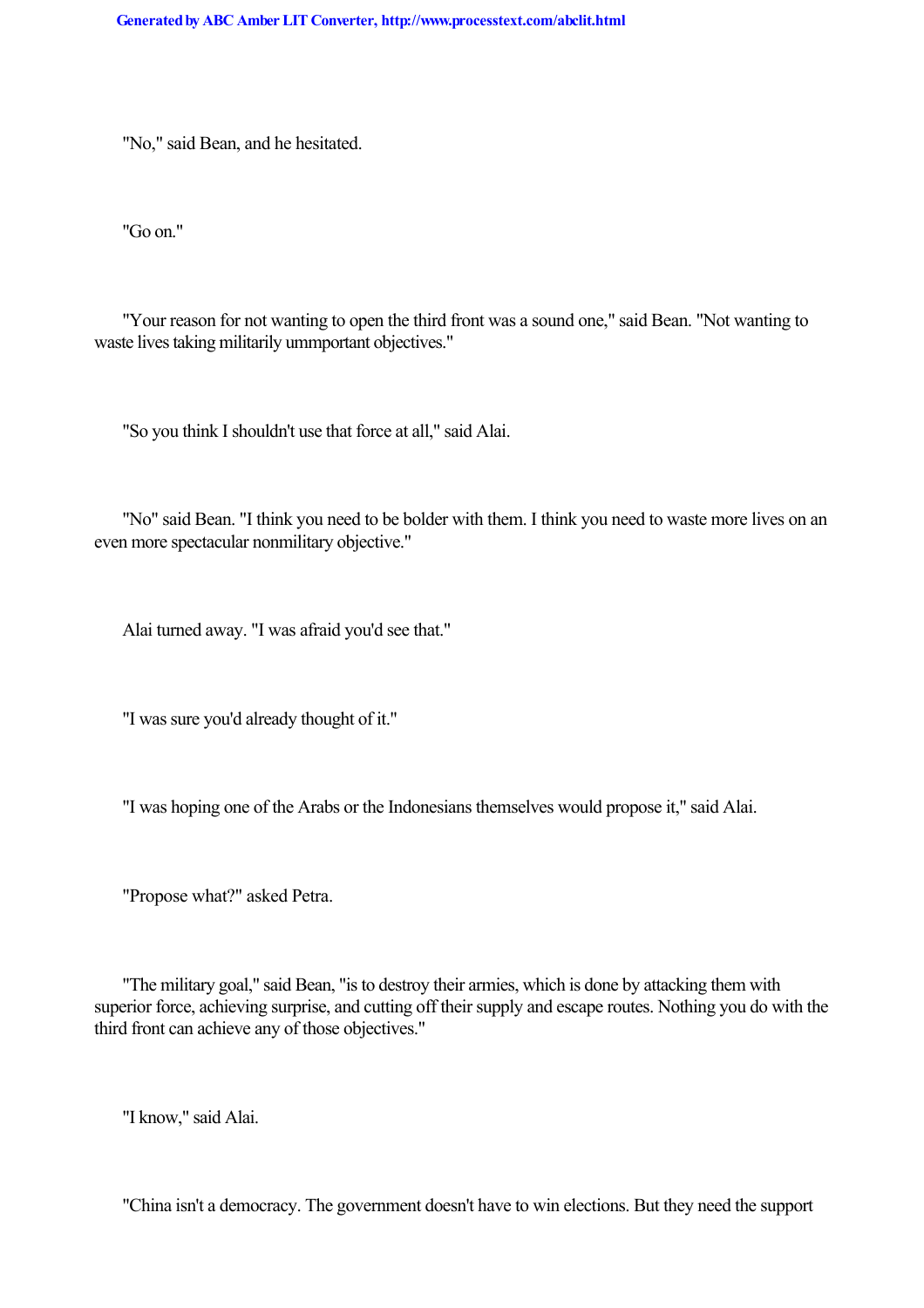"No," said Bean, and he hesitated.

"Go on."

"Your reason for not wanting to open the third front was a sound one," said Bean. "Not wanting to waste lives taking militarily ummportant objectives."

"So you think I shouldn't use that force at all," said Alai.

"No" said Bean. "I think you need to be bolder with them. I think you need to waste more lives on an even more spectacular nonmilitary objective."

Alai turned away. "I was afraid you'd see that."

"I was sure you'd already thought of it."

"I was hoping one of the Arabs or the Indonesians themselves would propose it," said Alai.

"Propose what?" asked Petra.

"The military goal," said Bean, "is to destroy their armies, which is done by attacking them with superior force, achieving surprise, and cutting off their supply and escape routes. Nothing you do with the third front can achieve any of those objectives."

"I know," said Alai.

"China isn't a democracy. The government doesn't have to win elections. But they need the support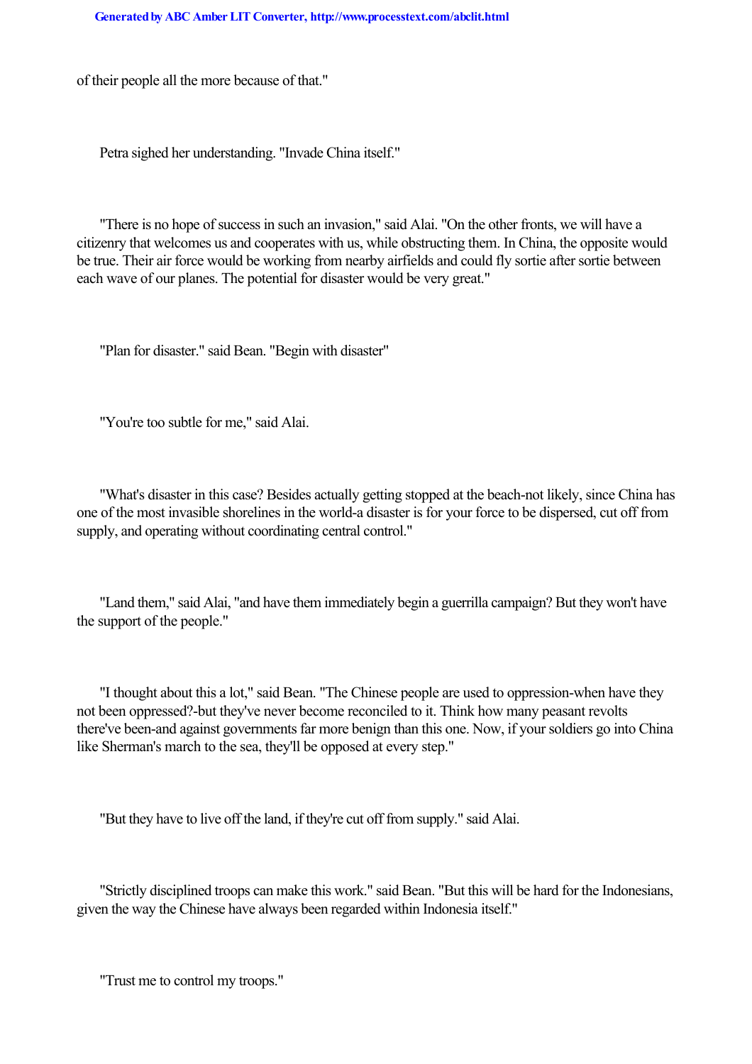of their people all the more because of that."

Petra sighed her understanding. "Invade China itself."

"There is no hope of success in such an invasion," said Alai. "On the other fronts, we will have a citizenry that welcomes us and cooperates with us, while obstructing them. In China, the opposite would be true. Their air force would be working from nearby airfields and could fly sortie after sortie between each wave of our planes. The potential for disaster would be very great."

"Plan for disaster." said Bean. "Begin with disaster"

"You're too subtle for me," said Alai.

"What's disaster in this case? Besides actually getting stopped at the beach-not likely, since China has one of the most invasible shorelines in the world-a disaster is for your force to be dispersed, cut off from supply, and operating without coordinating central control."

"Land them," said Alai, "and have them immediately begin a guerrilla campaign? But they won't have the support of the people."

"I thought about this a lot," said Bean. "The Chinese people are used to oppression-when have they not been oppressed?-but they've never become reconciled to it. Think how many peasant revolts there've been-and against governments far more benign than this one. Now, if your soldiers go into China like Sherman's march to the sea, they'll be opposed at every step."

"But they have to live off the land, if they're cut off from supply." said Alai.

"Strictly disciplined troops can make this work." said Bean. "But this will be hard for the Indonesians, given the way the Chinese have always been regarded within Indonesia itself."

"Trust me to control my troops."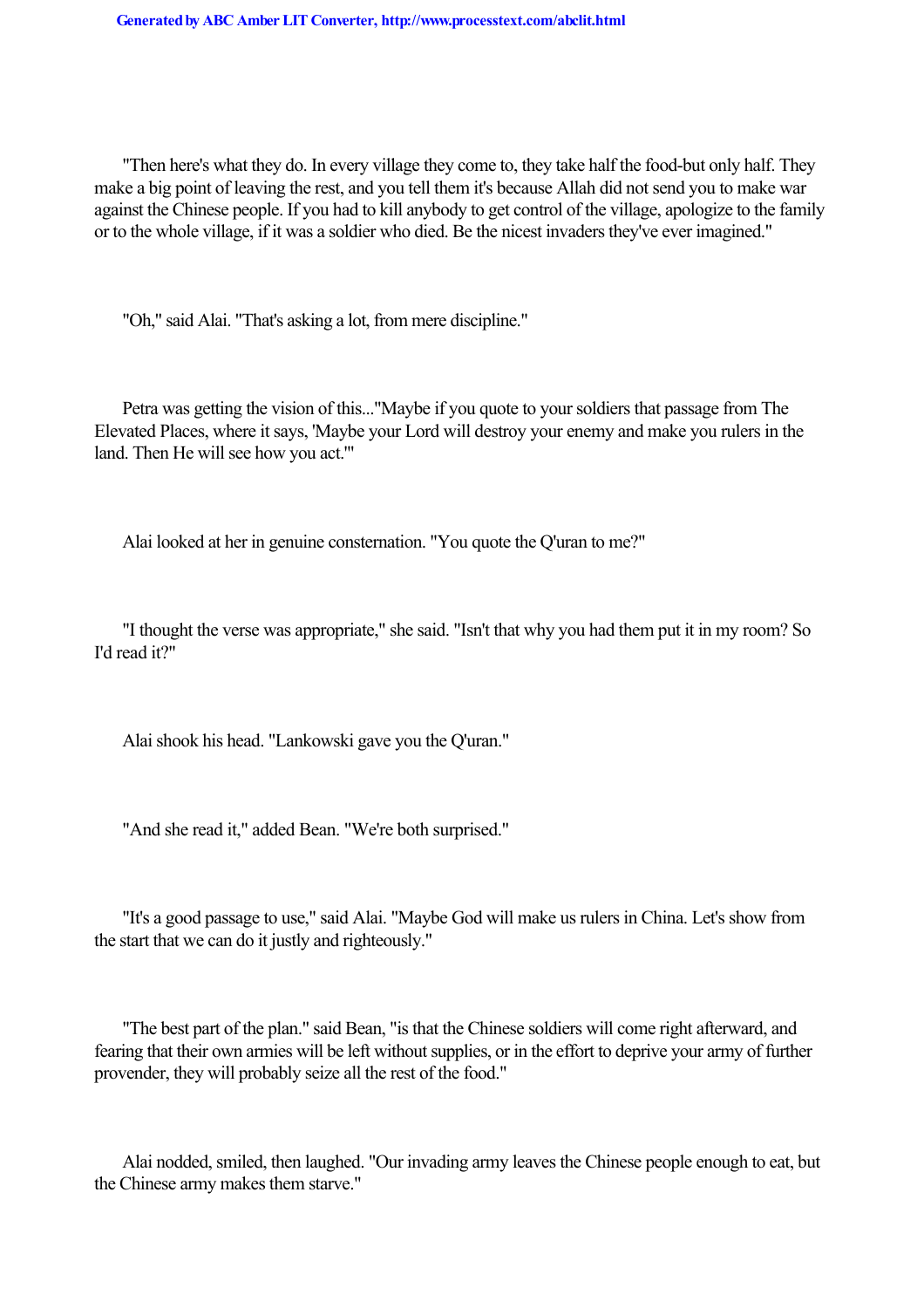"Then here's what they do. In every village they come to, they take half the food-but only half. They make a big point of leaving the rest, and you tell them it's because Allah did not send you to make war against the Chinese people. If you had to kill anybody to get control of the village, apologize to the family or to the whole village, if it was a soldier who died. Be the nicest invaders they've ever imagined."

"Oh," said Alai. "That's asking a lot, from mere discipline."

Petra was getting the vision of this..."Maybe if you quote to your soldiers that passage from The Elevated Places, where it says, 'Maybe your Lord will destroy your enemy and make you rulers in the land. Then He will see how you act.'"

Alai looked at her in genuine consternation. "You quote the Q'uran to me?"

"I thought the verse was appropriate," she said. "Isn't that why you had them put it in my room? So I'd read it?"

Alai shook his head. "Lankowski gave you the Q'uran."

"And she read it," added Bean. "We're both surprised."

"It's a good passage to use," said Alai. "Maybe God will make us rulers in China. Let's show from the start that we can do it justly and righteously."

"The best part of the plan." said Bean, "is that the Chinese soldiers will come right afterward, and fearing that their own armies will be left without supplies, or in the effort to deprive your army of further provender, they will probably seize all the rest of the food."

Alai nodded, smiled, then laughed. "Our invading army leaves the Chinese people enough to eat, but the Chinese army makes them starve."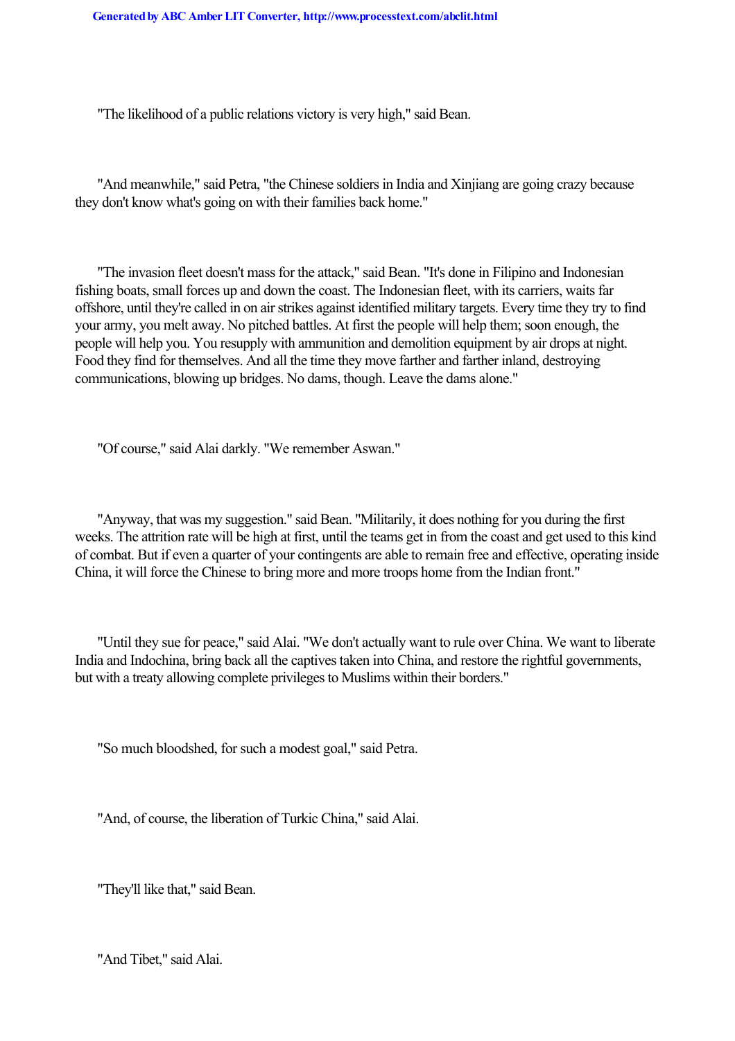"The likelihood of a public relations victory is very high," said Bean.

"And meanwhile," said Petra, "the Chinese soldiers in India and Xinjiang are going crazy because they don't know what's going on with their families back home."

"The invasion fleet doesn't mass for the attack," said Bean. "It's done in Filipino and Indonesian fishing boats, small forces up and down the coast. The Indonesian fleet, with its carriers, waits far offshore, until they're called in on air strikes against identified military targets. Every time they try to find your army, you melt away. No pitched battles. At first the people will help them; soon enough, the people will help you. You resupply with ammunition and demolition equipment by air drops at night. Food they find for themselves. And all the time they move farther and farther inland, destroying communications, blowing up bridges. No dams, though. Leave the dams alone."

"Of course," said Alai darkly. "We remember Aswan."

"Anyway, that was my suggestion." said Bean. "Militarily, it does nothing for you during the first weeks. The attrition rate will be high at first, until the teams get in from the coast and get used to this kind of combat. But if even a quarter of your contingents are able to remain free and effective, operating inside China, it will force the Chinese to bring more and more troops home from the Indian front."

"Until they sue for peace," said Alai. "We don't actually want to rule over China. We want to liberate India and Indochina, bring back all the captives taken into China, and restore the rightful governments, but with a treaty allowing complete privileges to Muslims within their borders."

"So much bloodshed, for such a modest goal," said Petra.

"And, of course, the liberation of Turkic China," said Alai.

"They'll like that," said Bean.

"And Tibet," said Alai.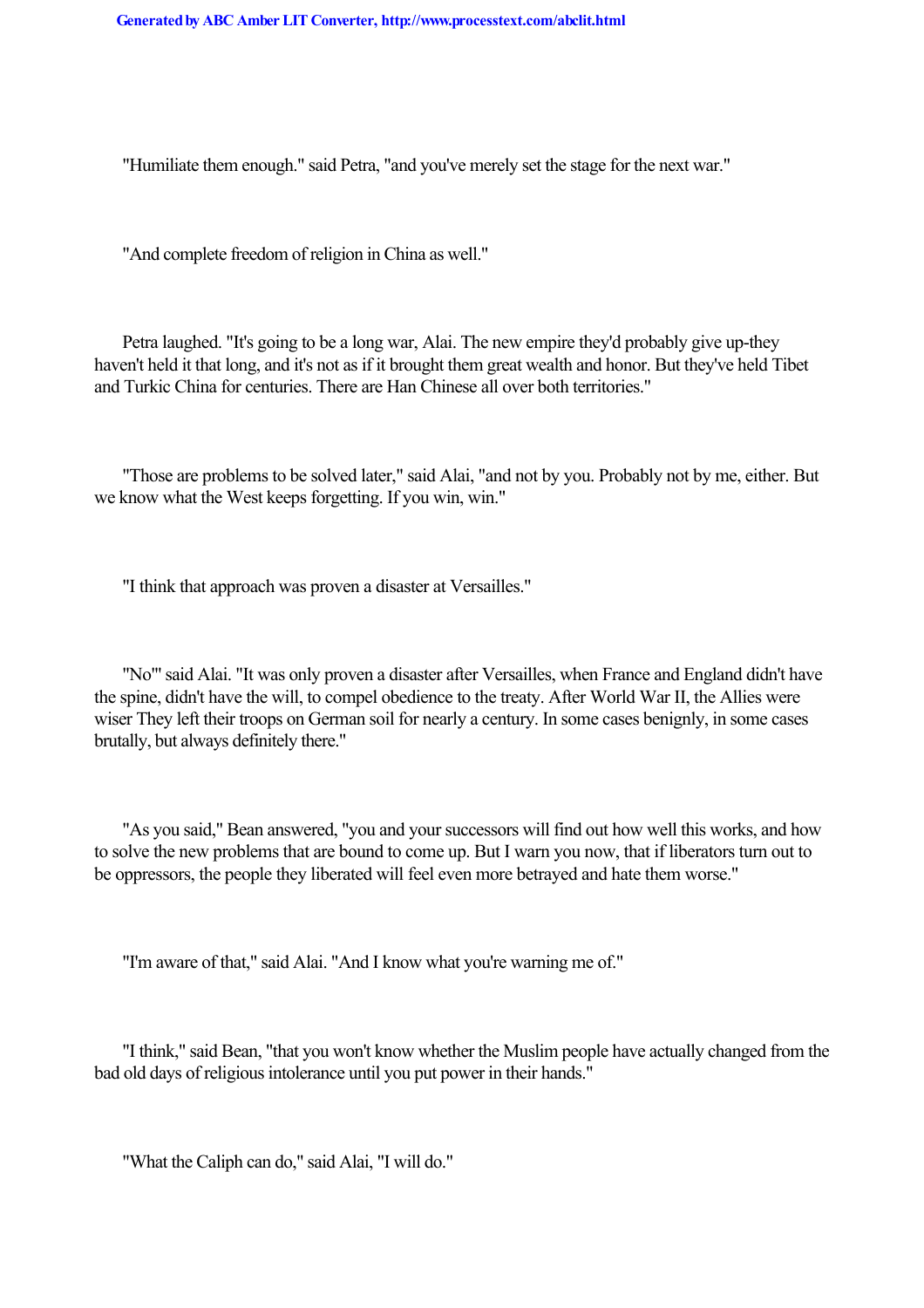"Humiliate them enough." said Petra, "and you've merely set the stage for the next war."

"And complete freedom of religion in China as well."

Petra laughed. "It's going to be a long war, Alai. The new empire they'd probably give up-they haven't held it that long, and it's not as if it brought them great wealth and honor. But they've held Tibet and Turkic China for centuries. There are Han Chinese all over both territories."

"Those are problems to be solved later," said Alai, "and not by you. Probably not by me, either. But we know what the West keeps forgetting. If you win, win."

"I think that approach was proven a disaster at Versailles."

"No'" said Alai. "It was only proven a disaster after Versailles, when France and England didn't have the spine, didn't have the will, to compel obedience to the treaty. After World War II, the Allies were wiser They left their troops on German soil for nearly a century. In some cases benignly, in some cases brutally, but always definitely there."

"As you said," Bean answered, "you and your successors will find out how well this works, and how to solve the new problems that are bound to come up. But I warn you now, that if liberators turn out to be oppressors, the people they liberated will feel even more betrayed and hate them worse."

"I'm aware of that," said Alai. "And I know what you're warning me of."

"I think," said Bean, "that you won't know whether the Muslim people have actually changed from the bad old days of religious intolerance until you put power in their hands."

"What the Caliph can do," said Alai, "I will do."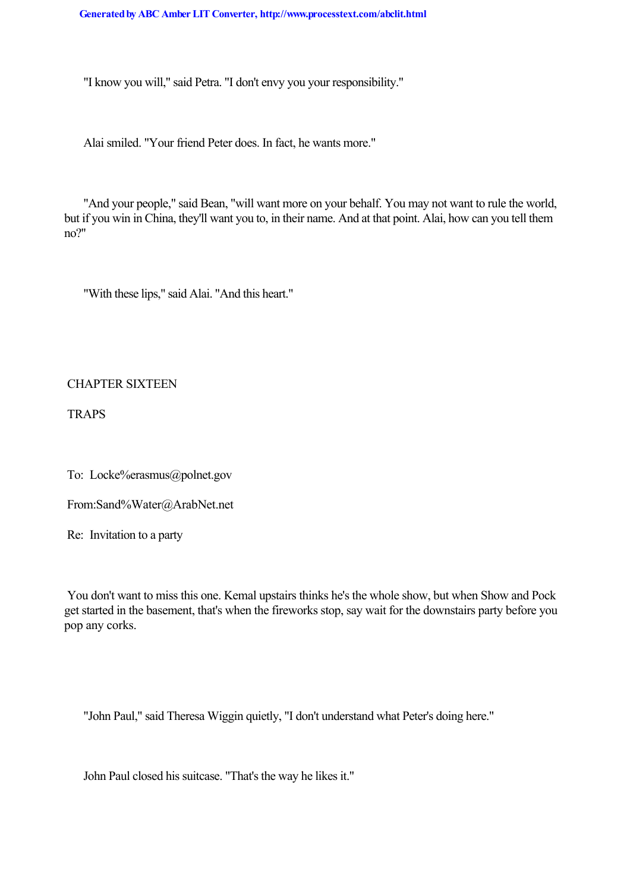"I know you will," said Petra. "I don't envy you your responsibility."

Alai smiled. "Your friend Peter does. In fact, he wants more."

"And your people," said Bean, "will want more on your behalf. You may not want to rule the world, but if you win in China, they'll want you to, in their name. And at that point. Alai, how can you tell them no?"

"With these lips," said Alai. "And this heart."

## CHAPTER SIXTEEN

## TRAPS

To: Locke%erasmus@polnet.gov

From:Sand%Water@ArabNet.net

Re: Invitation to a party

You don't want to miss this one. Kemal upstairs thinks he's the whole show, but when Show and Pock get started in the basement, that's when the fireworks stop, say wait for the downstairs party before you pop any corks.

"John Paul," said Theresa Wiggin quietly, "I don't understand what Peter's doing here."

John Paul closed his suitcase. "That's the way he likes it."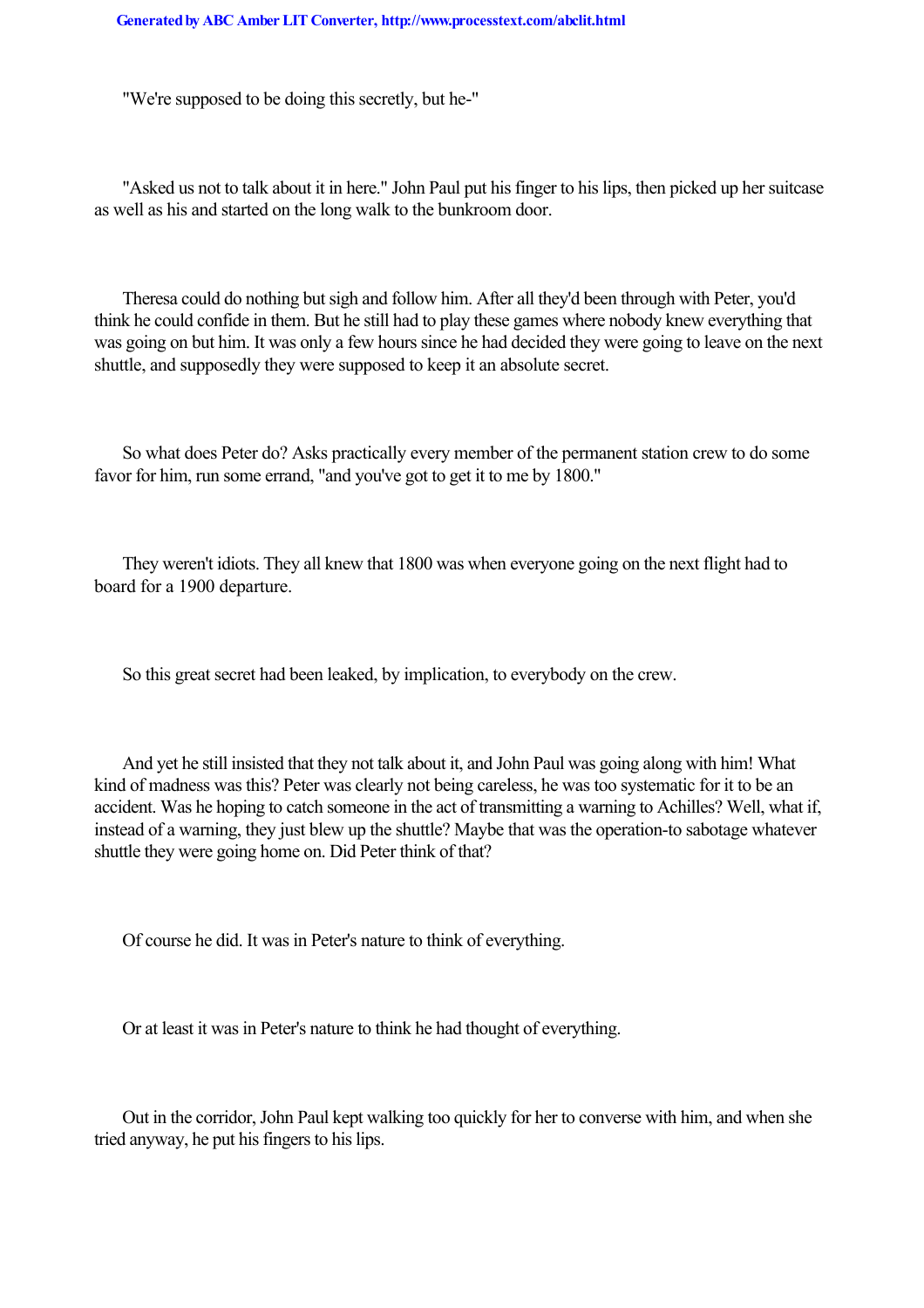"We're supposed to be doing this secretly, but he-"

"Asked us not to talk about it in here." John Paul put his finger to his lips, then picked up her suitcase as well as his and started on the long walk to the bunkroom door.

Theresa could do nothing but sigh and follow him. After all they'd been through with Peter, you'd think he could confide in them. But he still had to play these games where nobody knew everything that was going on but him. It was only a few hours since he had decided they were going to leave on the next shuttle, and supposedly they were supposed to keep it an absolute secret.

So what does Peter do? Asks practically every member of the permanent station crew to do some favor for him, run some errand, "and you've got to get it to me by 1800."

They weren't idiots. They all knew that 1800 was when everyone going on the next flight had to board for a 1900 departure.

So this great secret had been leaked, by implication, to everybody on the crew.

And yet he still insisted that they not talk about it, and John Paul was going along with him! What kind of madness was this? Peter was clearly not being careless, he was too systematic for it to be an accident. Was he hoping to catch someone in the act of transmitting a warning to Achilles? Well, what if, instead of a warning, they just blew up the shuttle? Maybe that was the operation-to sabotage whatever shuttle they were going home on. Did Peter think of that?

Of course he did. It was in Peter's nature to think of everything.

Or at least it was in Peter's nature to think he had thought of everything.

Out in the corridor, John Paul kept walking too quickly for her to converse with him, and when she tried anyway, he put his fingers to his lips.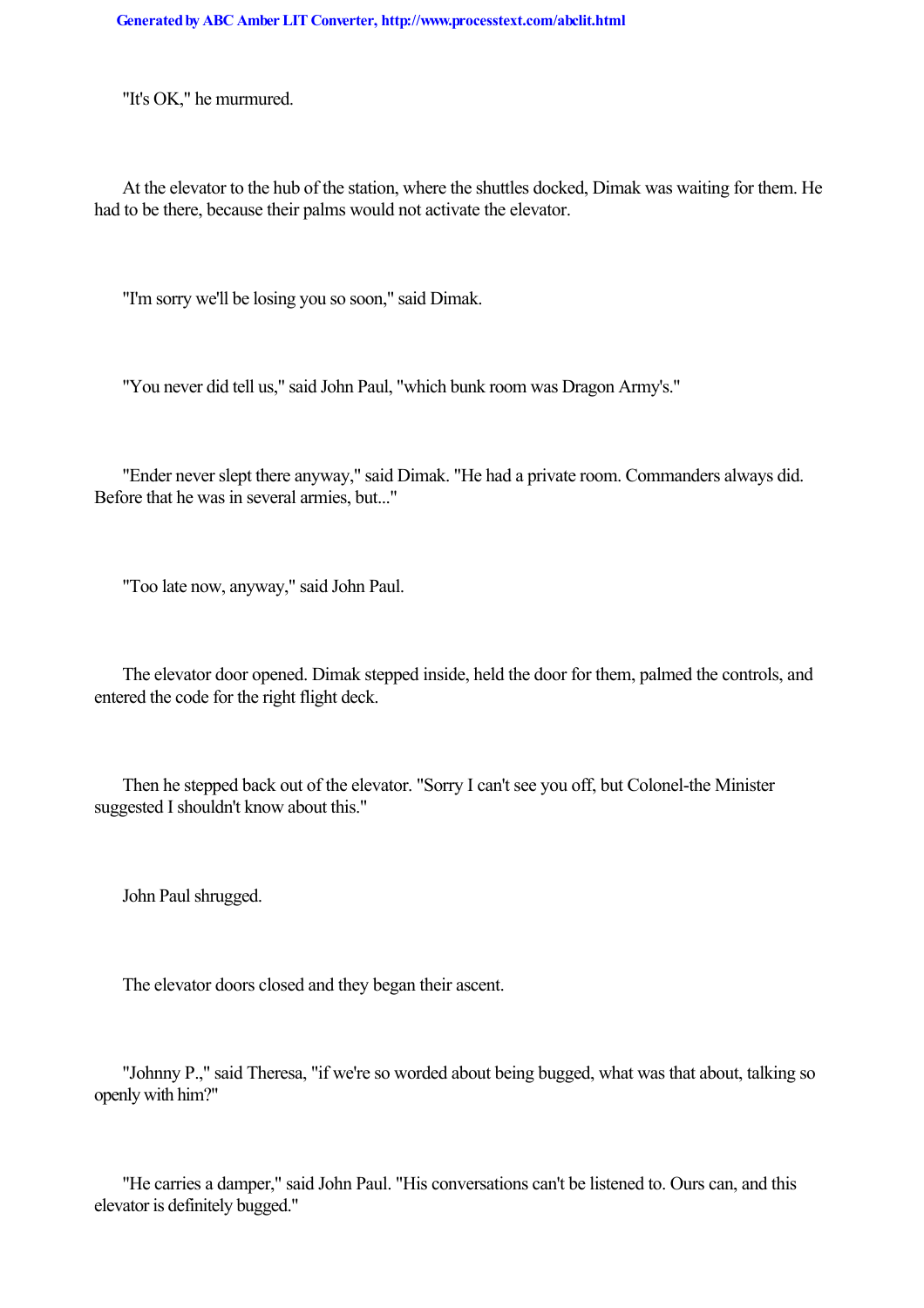"It's OK," he murmured.

At the elevator to the hub of the station, where the shuttles docked, Dimak was waiting for them. He had to be there, because their palms would not activate the elevator.

"I'm sorry we'll be losing you so soon," said Dimak.

"You never did tell us," said John Paul, "which bunk room was Dragon Army's."

"Ender never slept there anyway," said Dimak. "He had a private room. Commanders always did. Before that he was in several armies, but..."

"Too late now, anyway," said John Paul.

The elevator door opened. Dimak stepped inside, held the door for them, palmed the controls, and entered the code for the right flight deck.

Then he stepped back out of the elevator. "Sorry I can't see you off, but Colonel-the Minister suggested I shouldn't know about this."

John Paul shrugged.

The elevator doors closed and they began their ascent.

"Johnny P.," said Theresa, "if we're so worded about being bugged, what was that about, talking so openly with him?"

"He carries a damper," said John Paul. "His conversations can't be listened to. Ours can, and this elevator is definitely bugged."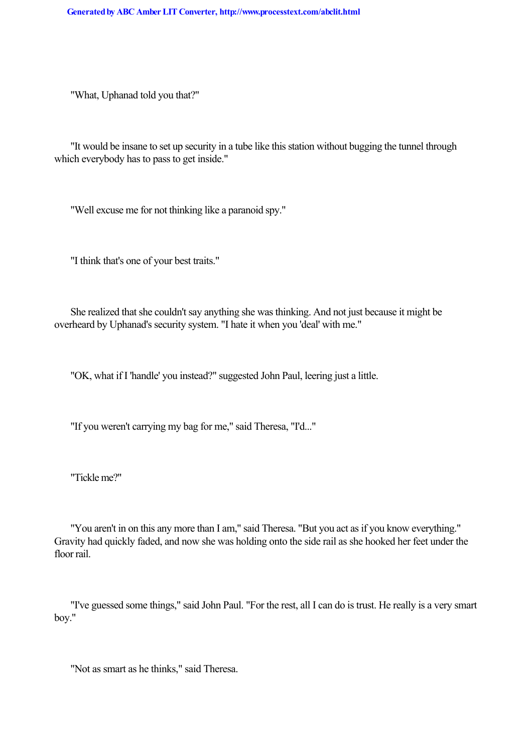"What, Uphanad told you that?"

"It would be insane to set up security in a tube like this station without bugging the tunnel through which everybody has to pass to get inside."

"Well excuse me for not thinking like a paranoid spy."

"I think that's one of your best traits."

She realized that she couldn't say anything she was thinking. And not just because it might be overheard by Uphanad's security system. "I hate it when you 'deal' with me."

"OK, what if I 'handle' you instead?" suggested John Paul, leering just a little.

"If you weren't carrying my bag for me," said Theresa, "I'd..."

"Tickle me?"

"You aren't in on this any more than I am," said Theresa. "But you act as if you know everything." Gravity had quickly faded, and now she was holding onto the side rail as she hooked her feet under the floor rail.

"I've guessed some things," said John Paul. "For the rest, all I can do is trust. He really is a very smart boy."

"Not as smart as he thinks," said Theresa.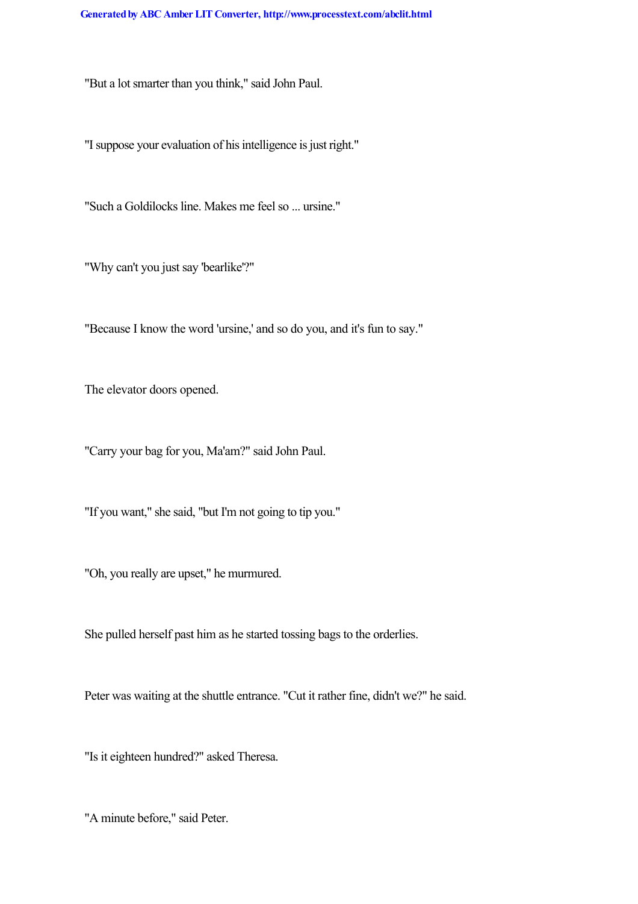"But a lot smarter than you think," said John Paul.

"I suppose your evaluation of his intelligence is just right."

"Such a Goldilocks line. Makes me feel so ... ursine."

"Why can't you just say 'bearlike'?"

"Because I know the word 'ursine,' and so do you, and it's fun to say."

The elevator doors opened.

"Carry your bag for you, Ma'am?" said John Paul.

"If you want," she said, "but I'm not going to tip you."

"Oh, you really are upset," he murmured.

She pulled herself past him as he started tossing bags to the orderlies.

Peter was waiting at the shuttle entrance. "Cut it rather fine, didn't we?" he said.

"Is it eighteen hundred?" asked Theresa.

"A minute before," said Peter.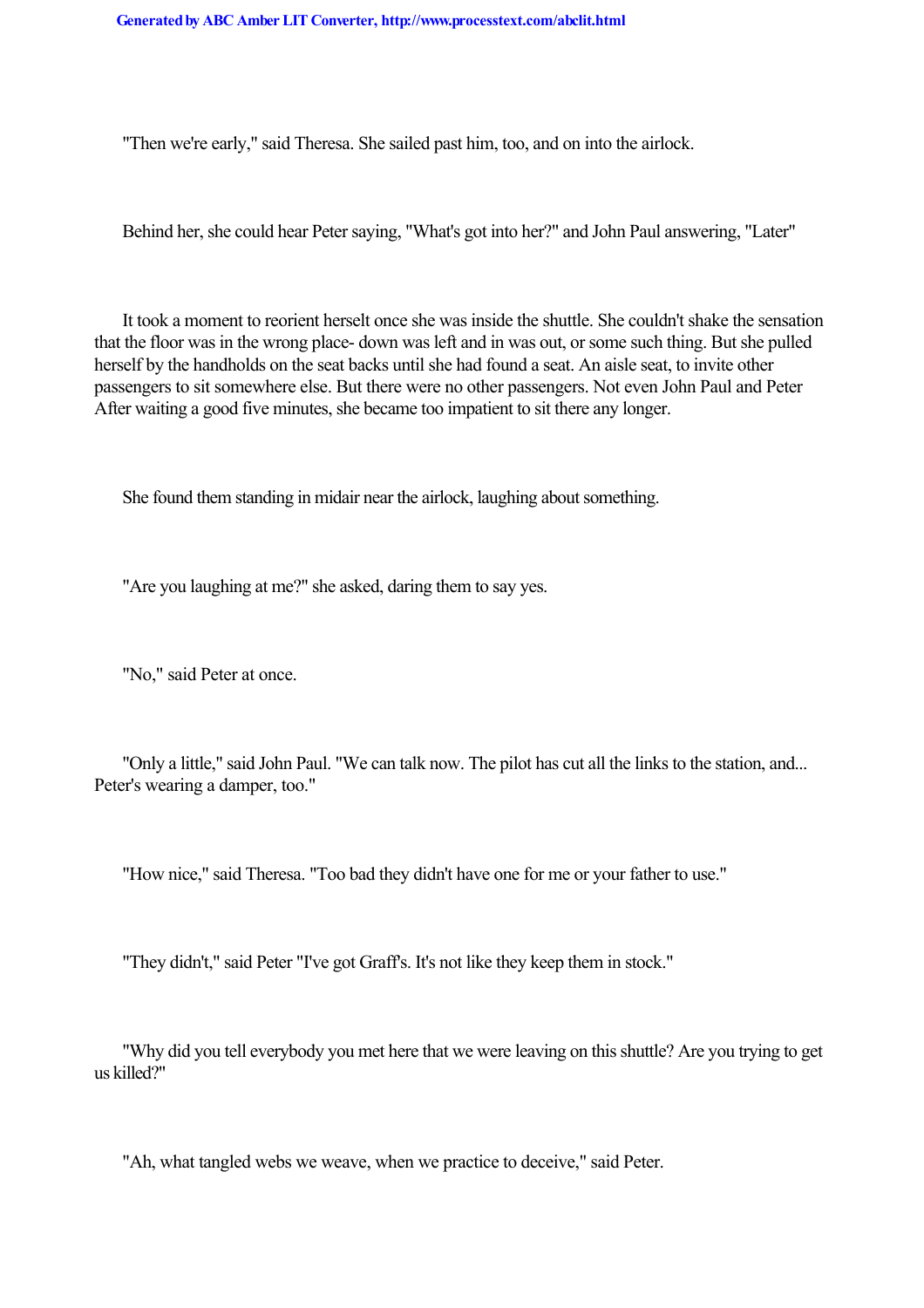"Then we're early," said Theresa. She sailed past him, too, and on into the airlock.

Behind her, she could hear Peter saying, "What's got into her?" and John Paul answering, "Later"

It took a moment to reorient herself once she was inside the shuttle. She couldn't shake the sensation that the floor was in the wrong place- down was left and in was out, or some such thing. But she pulled herself by the handholds on the seat backs until she had found a seat. An aisle seat, to invite other passengers to sit somewhere else. But there were no other passengers. Not even John Paul and Peter After waiting a good five minutes, she became too impatient to sit there any longer.

She found them standing in midair near the airlock, laughing about something.

"Are you laughing at me?" she asked, daring them to say yes.

"No," said Peter at once.

"Only a little," said John Paul. "We can talk now. The pilot has cut all the links to the station, and... Peter's wearing a damper, too."

"How nice," said Theresa. "Too bad they didn't have one for me or your father to use."

"They didn't," said Peter "I've got Graff's. It's not like they keep them in stock."

"Why did you tell everybody you met here that we were leaving on this shuttle? Are you trying to get us killed?"

"Ah, what tangled webs we weave, when we practice to deceive," said Peter.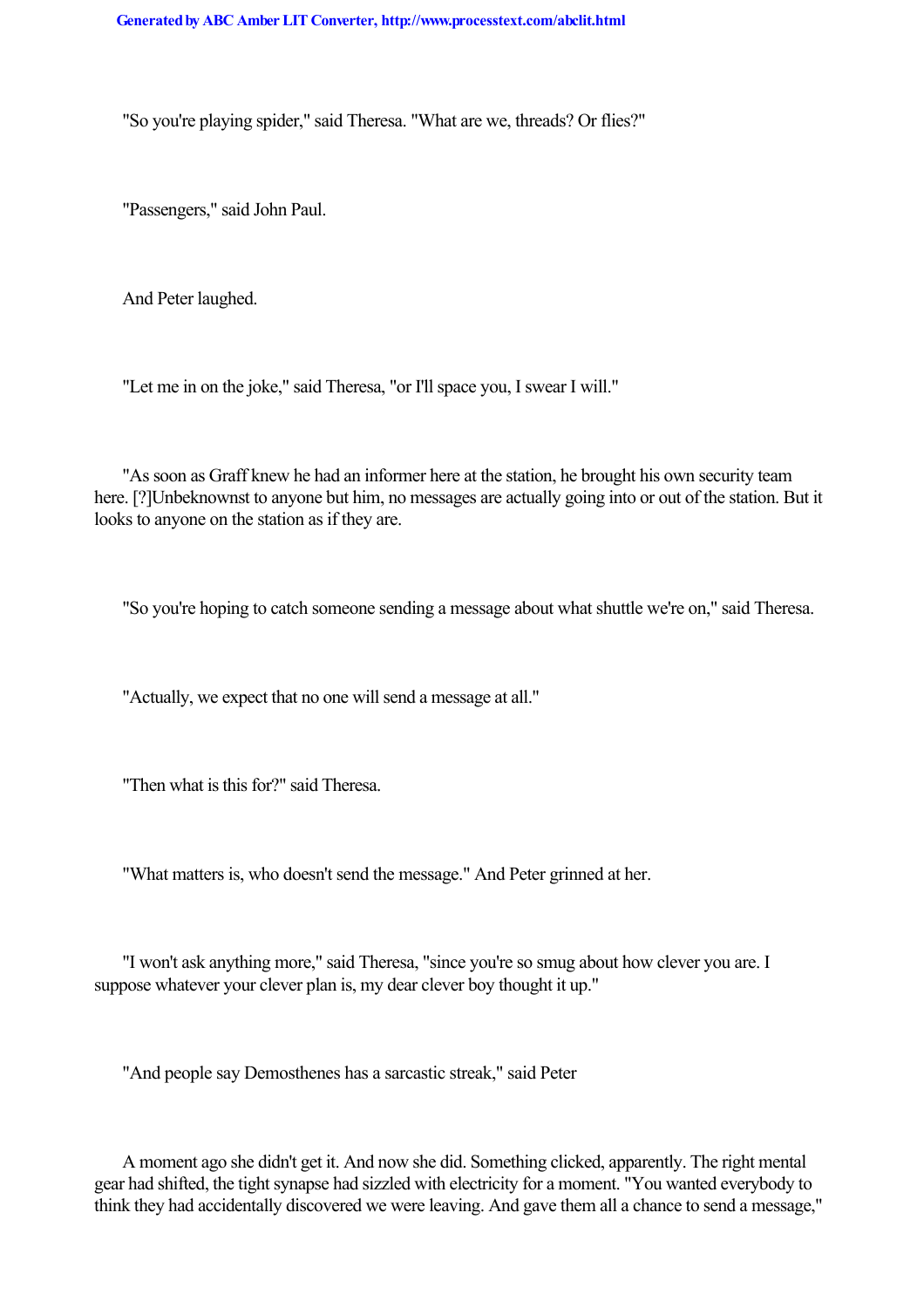"So you're playing spider," said Theresa. "What are we, threads? Or flies?"

"Passengers," said John Paul.

And Peter laughed.

"Let me in on the joke," said Theresa, "or I'll space you, I swear I will."

"As soon as Graff knew he had an informer here at the station, he brought his own security team here. [?]Unbeknownst to anyone but him, no messages are actually going into or out of the station. But it looks to anyone on the station as if they are.

"So you're hoping to catch someone sending a message about what shuttle we're on," said Theresa.

"Actually, we expect that no one will send a message at all."

"Then what is this for?" said Theresa.

"What matters is, who doesn't send the message." And Peter grinned at her.

"I won't ask anything more," said Theresa, "since you're so smug about how clever you are. I suppose whatever your clever plan is, my dear clever boy thought it up."

"And people say Demosthenes has a sarcastic streak," said Peter

A moment ago she didn't get it. And now she did. Something clicked, apparently. The right mental gear had shifted, the tight synapse had sizzled with electricity for a moment. "You wanted everybody to think they had accidentally discovered we were leaving. And gave them all a chance to send a message,"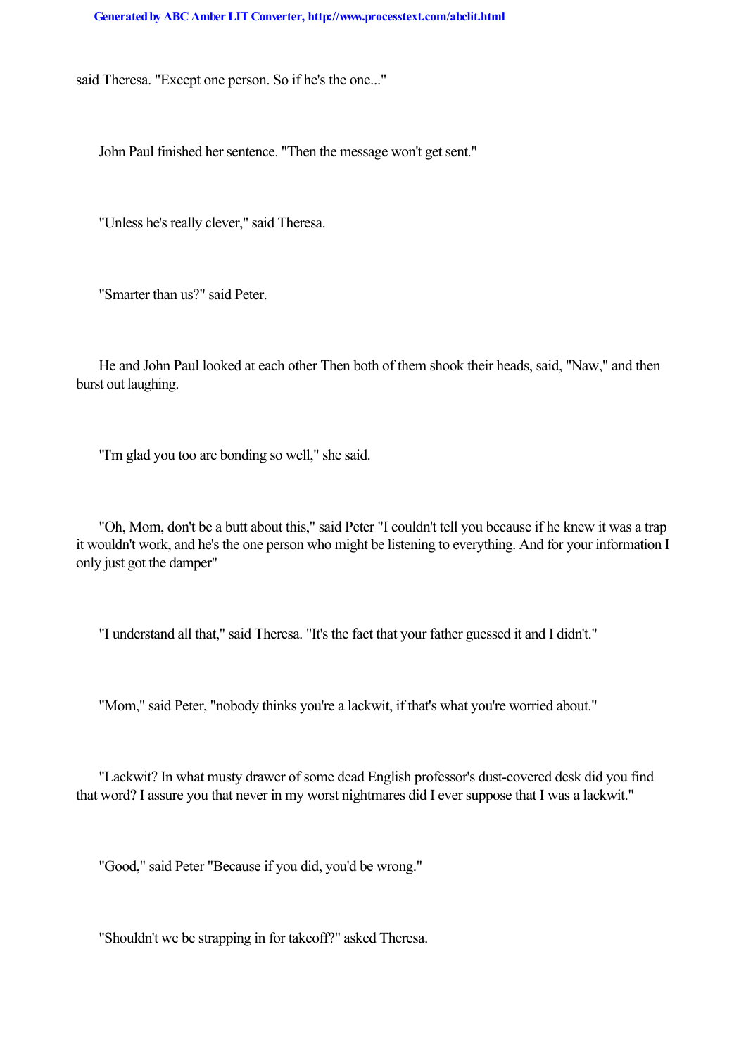said Theresa. "Except one person. So if he's the one..."

John Paul finished her sentence. "Then the message won't get sent."

"Unless he's really clever," said Theresa.

"Smarter than us?" said Peter.

He and John Paul looked at each other Then both of them shook their heads, said, "Naw," and then burst out laughing.

"I'm glad you too are bonding so well," she said.

"Oh, Mom, don't be a butt about this," said Peter "I couldn't tell you because if he knew it was a trap it wouldn't work, and he's the one person who might be listening to everything. And for your information I only just got the damper"

"I understand all that," said Theresa. "It's the fact that your father guessed it and I didn't."

"Mom," said Peter, "nobody thinks you're a lackwit, if that's what you're worried about."

"Lackwit? In what musty drawer of some dead English professor's dust-covered desk did you find that word? I assure you that never in my worst nightmares did I ever suppose that I was a lackwit."

"Good," said Peter "Because if you did, you'd be wrong."

"Shouldn't we be strapping in for takeoff?" asked Theresa.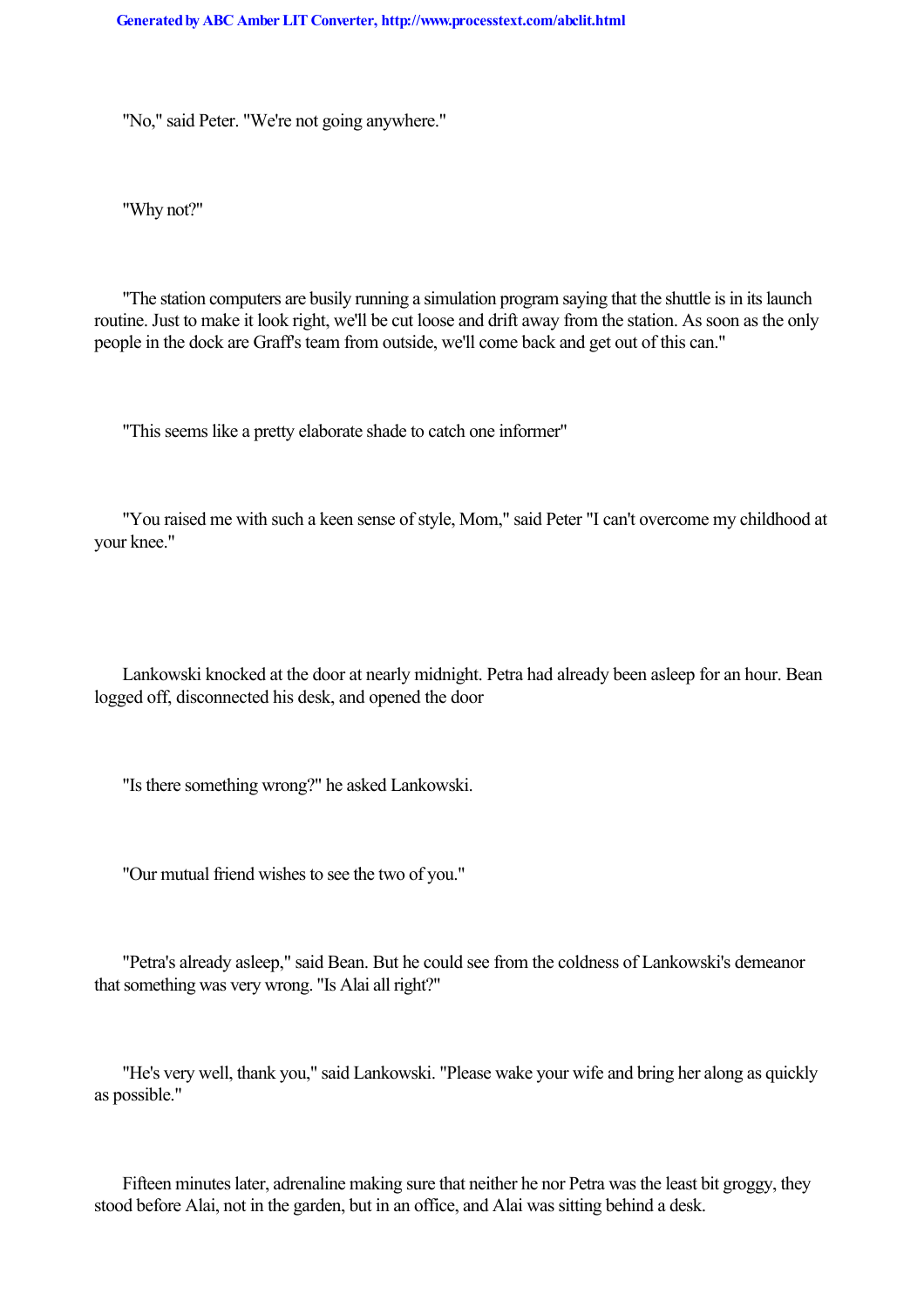"No," said Peter. "We're not going anywhere."

"Why not?"

"The station computers are busily running a simulation program saying that the shuttle is in its launch routine. Just to make it look right, we'll be cut loose and drift away from the station. As soon as the only people in the dock are Graff's team from outside, we'll come back and get out of this can."

"This seems like a pretty elaborate shade to catch one informer"

"You raised me with such a keen sense of style, Mom," said Peter "I can't overcome my childhood at your knee."

Lankowski knocked at the door at nearly midnight. Petra had already been asleep for an hour. Bean logged off, disconnected his desk, and opened the door

"Is there something wrong?" he asked Lankowski.

"Our mutual friend wishes to see the two of you."

"Petra's already asleep," said Bean. But he could see from the coldness of Lankowski's demeanor that something was very wrong. "Is Alai all right?"

"He's very well, thank you," said Lankowski. "Please wake your wife and bring her along as quickly as possible."

Fifteen minutes later, adrenaline making sure that neither he nor Petra was the least bit groggy, they stood before Alai, not in the garden, but in an office, and Alai was sitting behind a desk.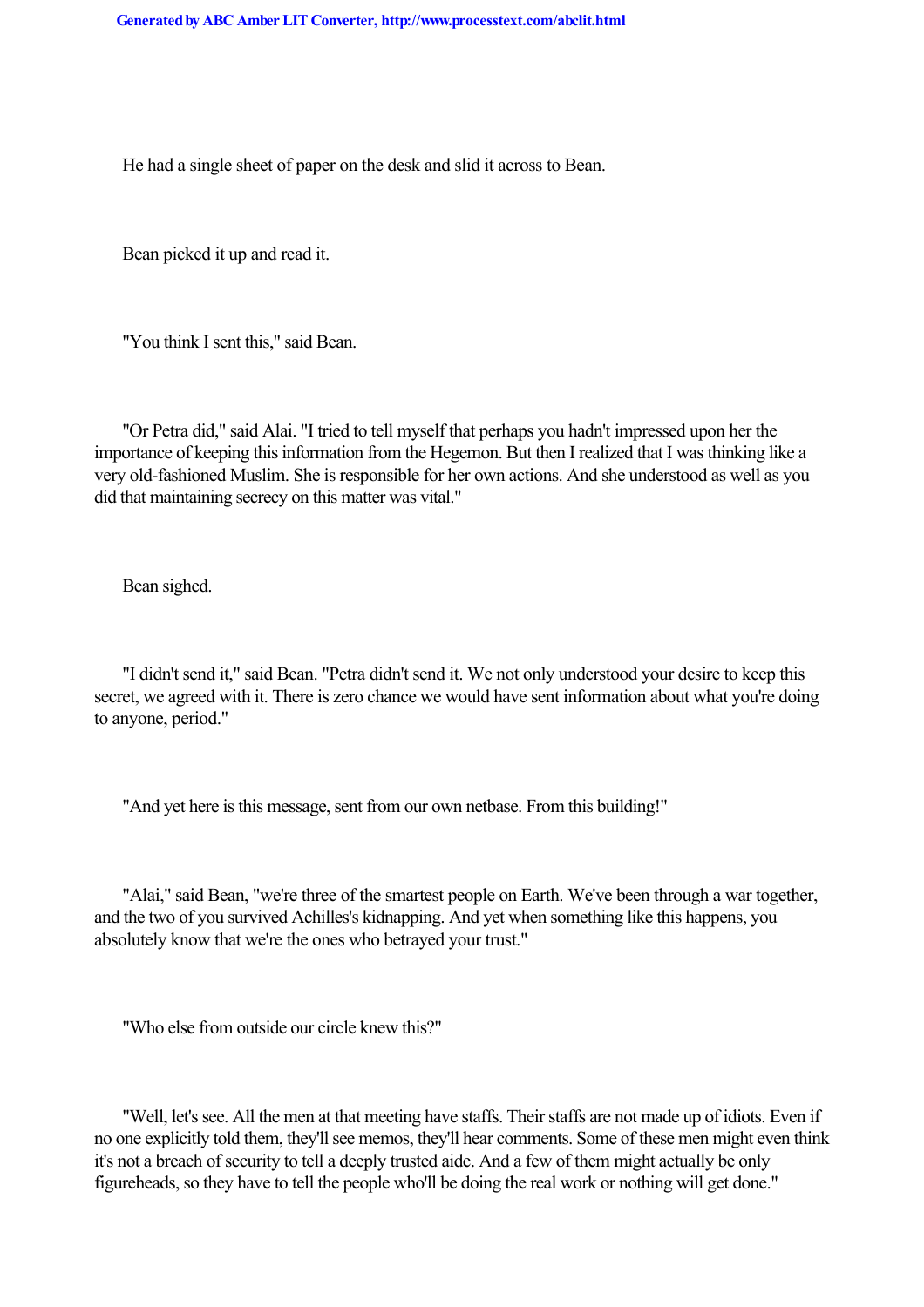He had a single sheet of paper on the desk and slid it across to Bean.

Bean picked it up and read it.

"You think I sent this," said Bean.

"Or Petra did," said Alai. "I tried to tell myself that perhaps you hadn't impressed upon her the importance of keeping this information from the Hegemon. But then I realized that I was thinking like a very old-fashioned Muslim. She is responsible for her own actions. And she understood as well as you did that maintaining secrecy on this matter was vital."

Bean sighed.

"I didn't send it," said Bean. "Petra didn't send it. We not only understood your desire to keep this secret, we agreed with it. There is zero chance we would have sent information about what you're doing to anyone, period."

"And yet here is this message, sent from our own netbase. From this building!"

"Alai," said Bean, "we're three of the smartest people on Earth. We've been through a war together, and the two of you survived Achilles's kidnapping. And yet when something like this happens, you absolutely know that we're the ones who betrayed your trust."

"Who else from outside our circle knew this?"

"Well, let's see. All the men at that meeting have staffs. Their staffs are not made up of idiots. Even if no one explicitly told them, they'll see memos, they'll hear comments. Some of these men might even think it's not a breach of security to tell a deeply trusted aide. And a few of them might actually be only figureheads, so they have to tell the people who'll be doing the real work or nothing will get done."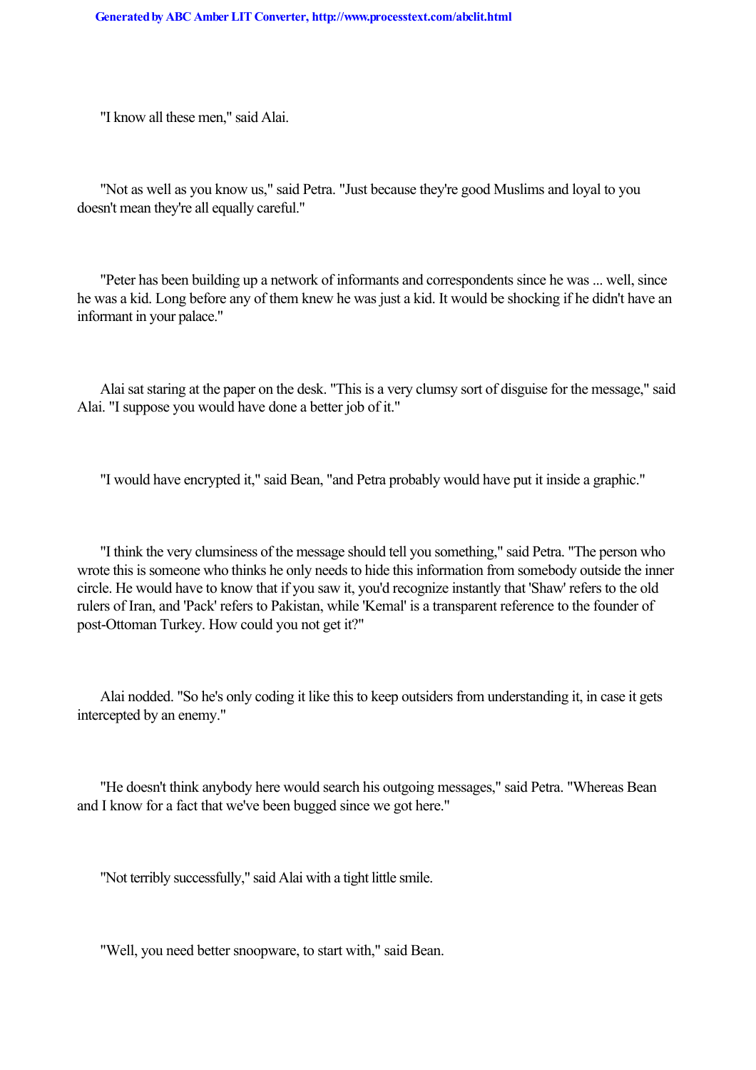"I know all these men," said Alai.

"Not as well as you know us," said Petra. "Just because they're good Muslims and loyal to you doesn't mean they're all equally careful."

"Peter has been building up a network of informants and correspondents since he was ... well, since he was a kid. Long before any of them knew he was just a kid. It would be shocking if he didn't have an informant in your palace."

Alai sat staring at the paper on the desk. "This is a very clumsy sort of disguise for the message," said Alai. "I suppose you would have done a better job of it."

"I would have encrypted it," said Bean, "and Petra probably would have put it inside a graphic."

"I think the very clumsiness of the message should tell you something," said Petra. "The person who wrote this is someone who thinks he only needs to hide this information from somebody outside the inner circle. He would have to know that if you saw it, you'd recognize instantly that 'Shaw' refers to the old rulers of Iran, and 'Pack' refers to Pakistan, while 'Kemal' is a transparent reference to the founder of post-Ottoman Turkey. How could you not get it?"

Alai nodded. "So he's only coding it like this to keep outsiders from understanding it, in case it gets intercepted by an enemy."

"He doesn't think anybody here would search his outgoing messages," said Petra. "Whereas Bean and I know for a fact that we've been bugged since we got here."

"Not terribly successfully," said Alai with a tight little smile.

"Well, you need better snoopware, to start with," said Bean.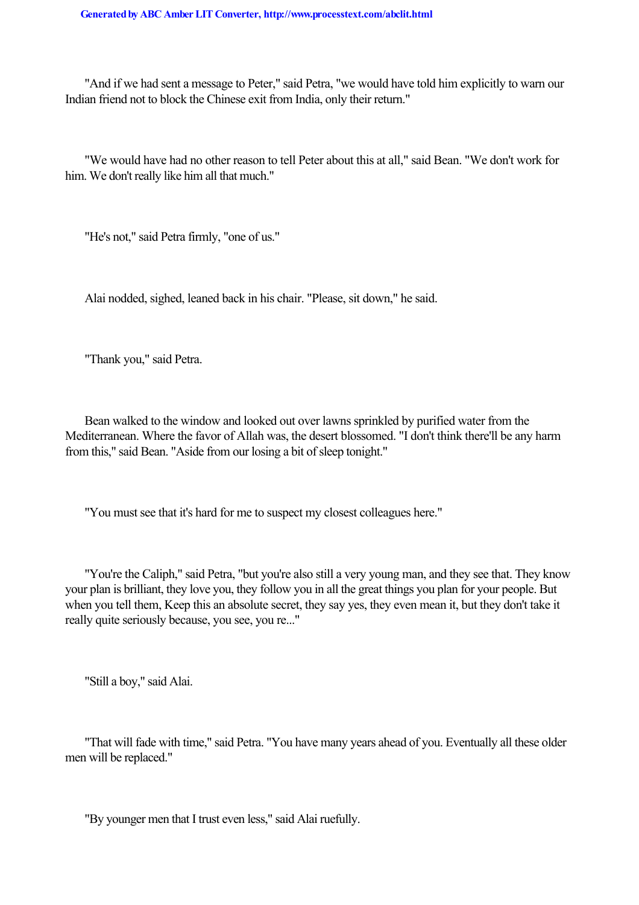"And if we had sent a message to Peter," said Petra, "we would have told him explicitly to warn our Indian friend not to block the Chinese exit from India, only their return."

"We would have had no other reason to tell Peter about this at all," said Bean. "We don't work for him. We don't really like him all that much."

"He's not," said Petra firmly, "one of us."

Alai nodded, sighed, leaned back in his chair. "Please, sit down," he said.

"Thank you," said Petra.

Bean walked to the window and looked out over lawns sprinkled by purified water from the Mediterranean. Where the favor of Allah was, the desert blossomed. "I don't think there'll be any harm from this," said Bean. "Aside from our losing a bit of sleep tonight."

"You must see that it's hard for me to suspect my closest colleagues here."

"You're the Caliph," said Petra, "but you're also still a very young man, and they see that. They know your plan is brilliant, they love you, they follow you in all the great things you plan for your people. But when you tell them, Keep this an absolute secret, they say yes, they even mean it, but they don't take it really quite seriously because, you see, you re..."

"Still a boy," said Alai.

"That will fade with time," said Petra. "You have many years ahead of you. Eventually all these older men will be replaced."

"By younger men that I trust even less," said Alai ruefully.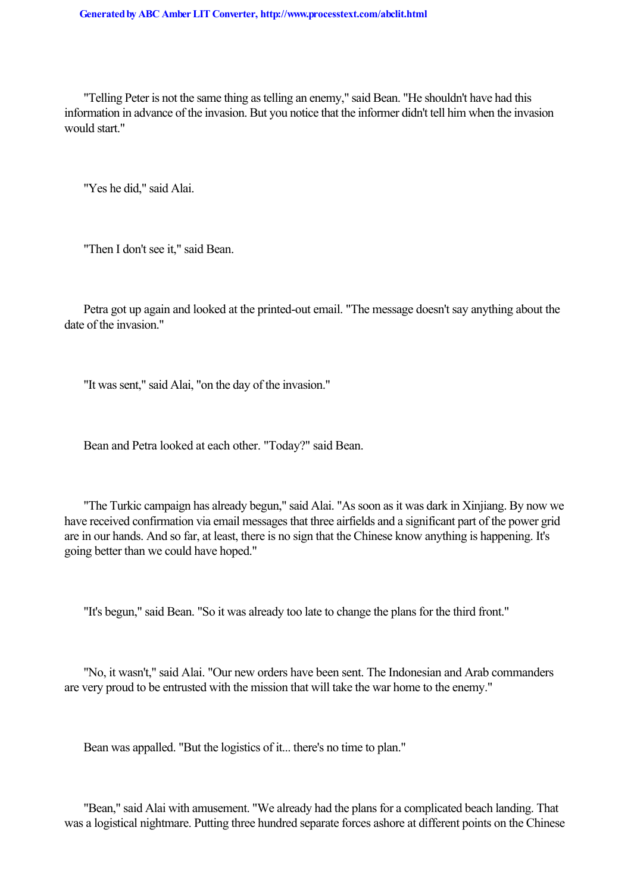"Telling Peter is not the same thing as telling an enemy," said Bean. "He shouldn't have had this information in advance of the invasion. But you notice that the informer didn't tell him when the invasion would start."

"Yes he did," said Alai.

"Then I don't see it," said Bean.

Petra got up again and looked at the printed-out email. "The message doesn't say anything about the date of the invasion."

"It was sent," said Alai, "on the day of the invasion."

Bean and Petra looked at each other. "Today?" said Bean.

"The Turkic campaign has already begun," said Alai. "As soon as it was dark in Xinjiang. By now we have received confirmation via email messages that three airfields and a significant part of the power grid are in our hands. And so far, at least, there is no sign that the Chinese know anything is happening. It's going better than we could have hoped."

"It's begun," said Bean. "So it was already too late to change the plans for the third front."

"No, it wasn't," said Alai. "Our new orders have been sent. The Indonesian and Arab commanders are very proud to be entrusted with the mission that will take the war home to the enemy."

Bean was appalled. "But the logistics of it... there's no time to plan."

"Bean," said Alai with amusement. "We already had the plans for a complicated beach landing. That was a logistical nightmare. Putting three hundred separate forces ashore at different points on the Chinese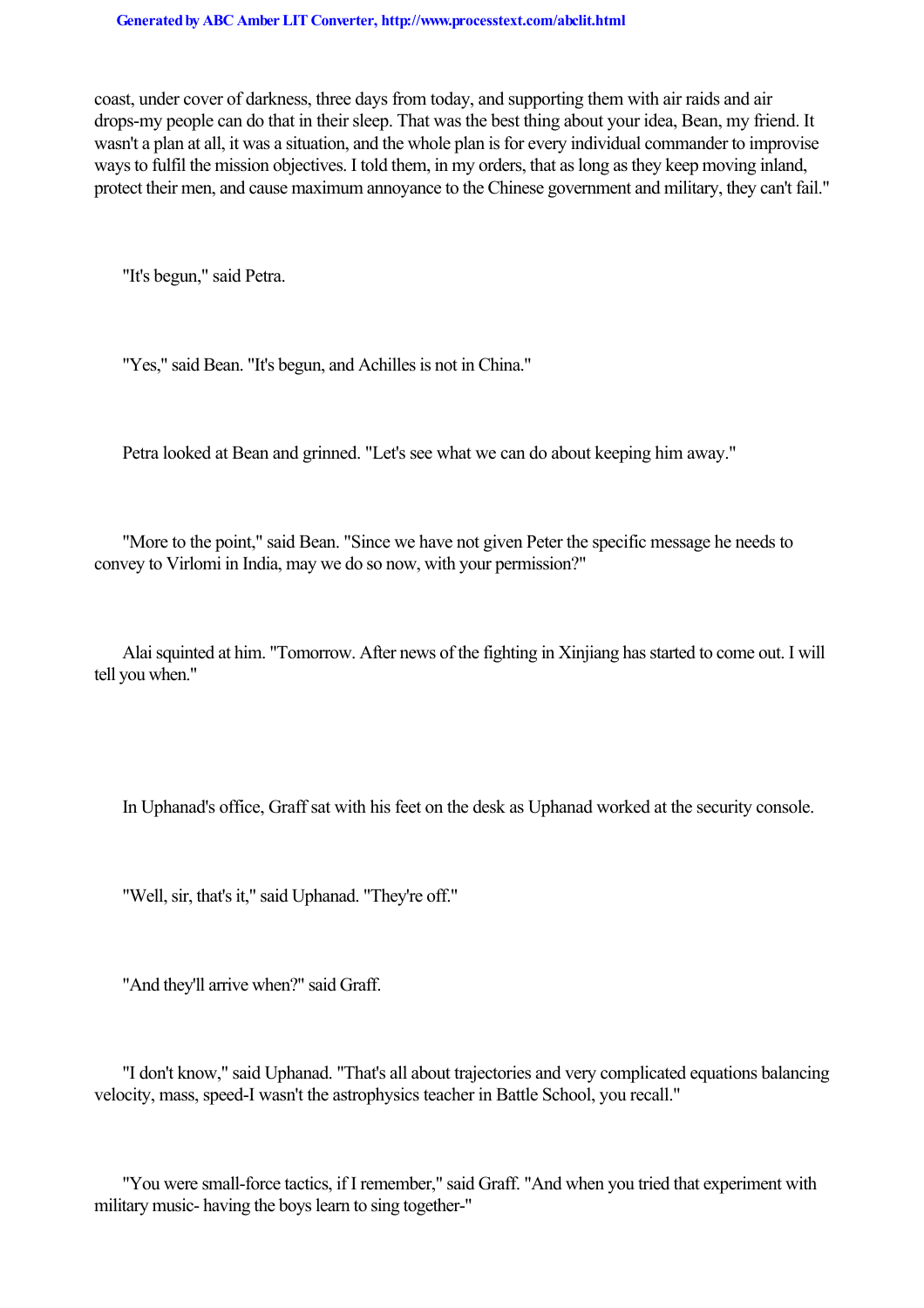coast, under cover of darkness, three days from today, and supporting them with air raids and air drops-my people can do that in their sleep. That was the best thing about your idea, Bean, my friend. It wasn't a plan at all, it was a situation, and the whole plan is for every individual commander to improvise ways to fulfil the mission objectives. I told them, in my orders, that as long as they keep moving inland, protect their men, and cause maximum annoyance to the Chinese government and military, they can't fail."

"It's begun," said Petra.

"Yes," said Bean. "It's begun, and Achilles is not in China."

Petra looked at Bean and grinned. "Let's see what we can do about keeping him away."

"More to the point," said Bean. "Since we have not given Peter the specific message he needs to convey to Virlomi in India, may we do so now, with your permission?"

Alai squinted at him. "Tomorrow. After news of the fighting in Xinjiang has started to come out. I will tell you when."

In Uphanad's office, Graff sat with his feet on the desk as Uphanad worked at the security console.

"Well, sir, that's it," said Uphanad. "They're off."

"And they'll arrive when?" said Graff.

"I don't know," said Uphanad. "That's all about trajectories and very complicated equations balancing velocity, mass, speed-I wasn't the astrophysics teacher in Battle School, you recall."

"You were small-force tactics, if I remember," said Graff. "And when you tried that experiment with military music- having the boys learn to sing together-"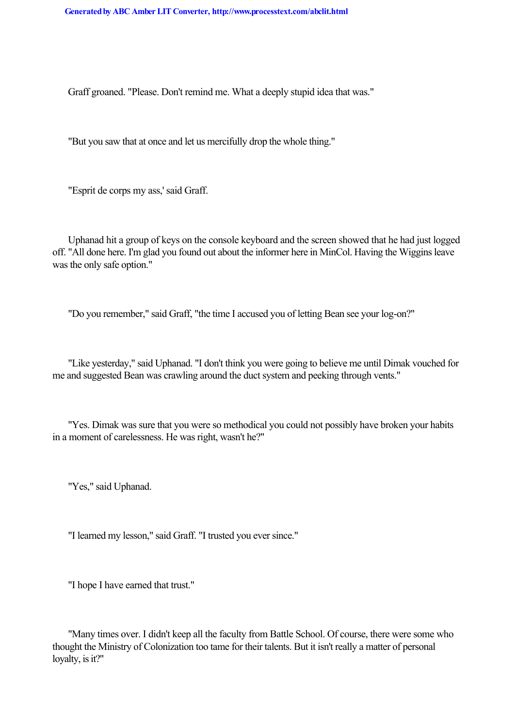Graff groaned. "Please. Don't remind me. What a deeply stupid idea that was."

"But you saw that at once and let us mercifully drop the whole thing."

"Esprit de corps my ass,' said Graff.

Uphanad hit a group of keys on the console keyboard and the screen showed that he had just logged off. "All done here. I'm glad you found out about the informer here in MinCol. Having the Wiggins leave was the only safe option."

"Do you remember," said Graff, "the time I accused you of letting Bean see your log-on?"

"Like yesterday," said Uphanad. "I don't think you were going to believe me until Dimak vouched for me and suggested Bean was crawling around the duct system and peeking through vents."

"Yes. Dimak was sure that you were so methodical you could not possibly have broken your habits in a moment of carelessness. He was right, wasn't he?"

"Yes," said Uphanad.

"I learned my lesson," said Graff. "I trusted you ever since."

"I hope I have earned that trust."

"Many times over. I didn't keep all the faculty from Battle School. Of course, there were some who thought the Ministry of Colonization too tame for their talents. But it isn't really a matter of personal loyalty, is it?"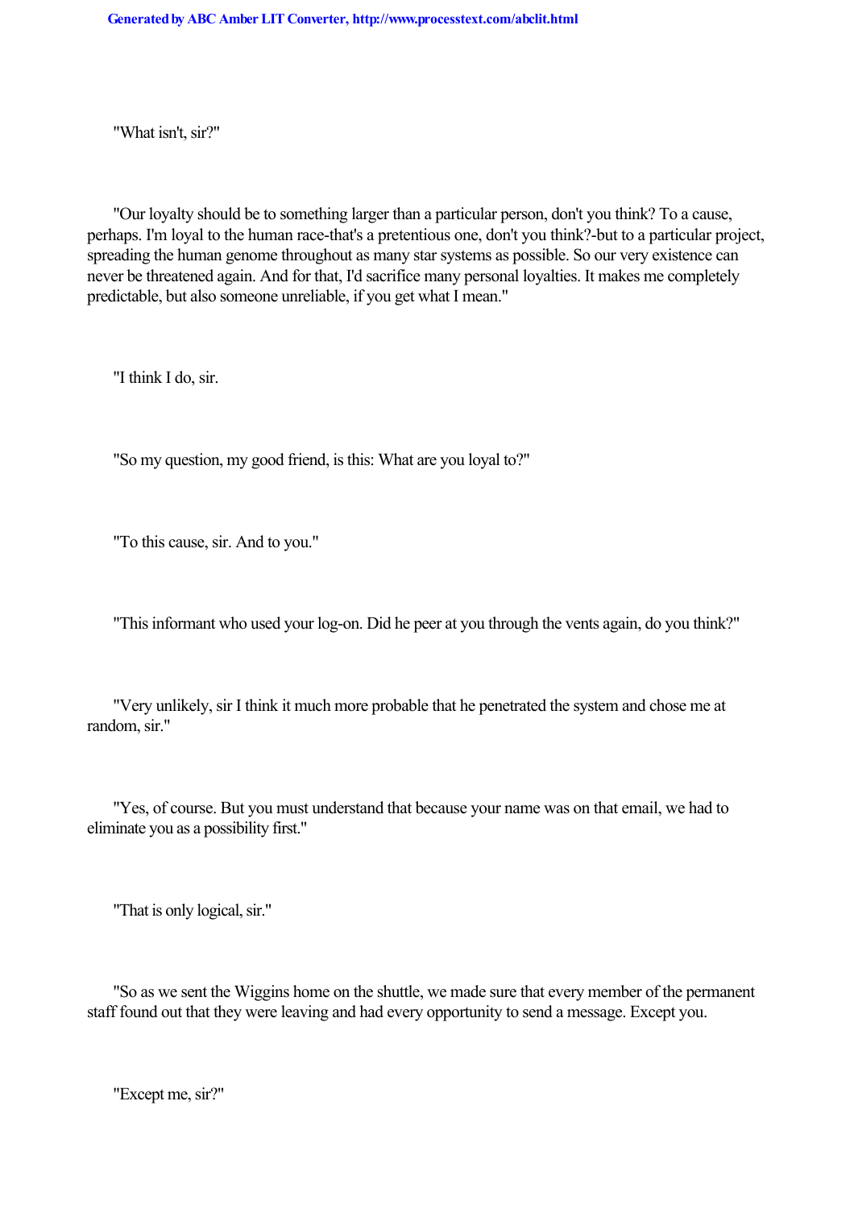"What isn't, sir?"

"Our loyalty should be to something larger than a particular person, don't you think? To a cause, perhaps. I'm loyal to the human race-that's a pretentious one, don't you think?-but to a particular project, spreading the human genome throughout as many star systems as possible. So our very existence can never be threatened again. And for that, I'd sacrifice many personal loyalties. It makes me completely predictable, but also someone unreliable, if you get what I mean."

"I think I do, sir.

"So my question, my good friend, is this: What are you loyal to?"

"To this cause, sir. And to you."

"This informant who used your log-on. Did he peer at you through the vents again, do you think?"

"Very unlikely, sir I think it much more probable that he penetrated the system and chose me at random, sir."

"Yes, of course. But you must understand that because your name was on that email, we had to eliminate you as a possibility first."

"That is only logical, sir."

"So as we sent the Wiggins home on the shuttle, we made sure that every member of the permanent staff found out that they were leaving and had every opportunity to send a message. Except you.

"Except me, sir?"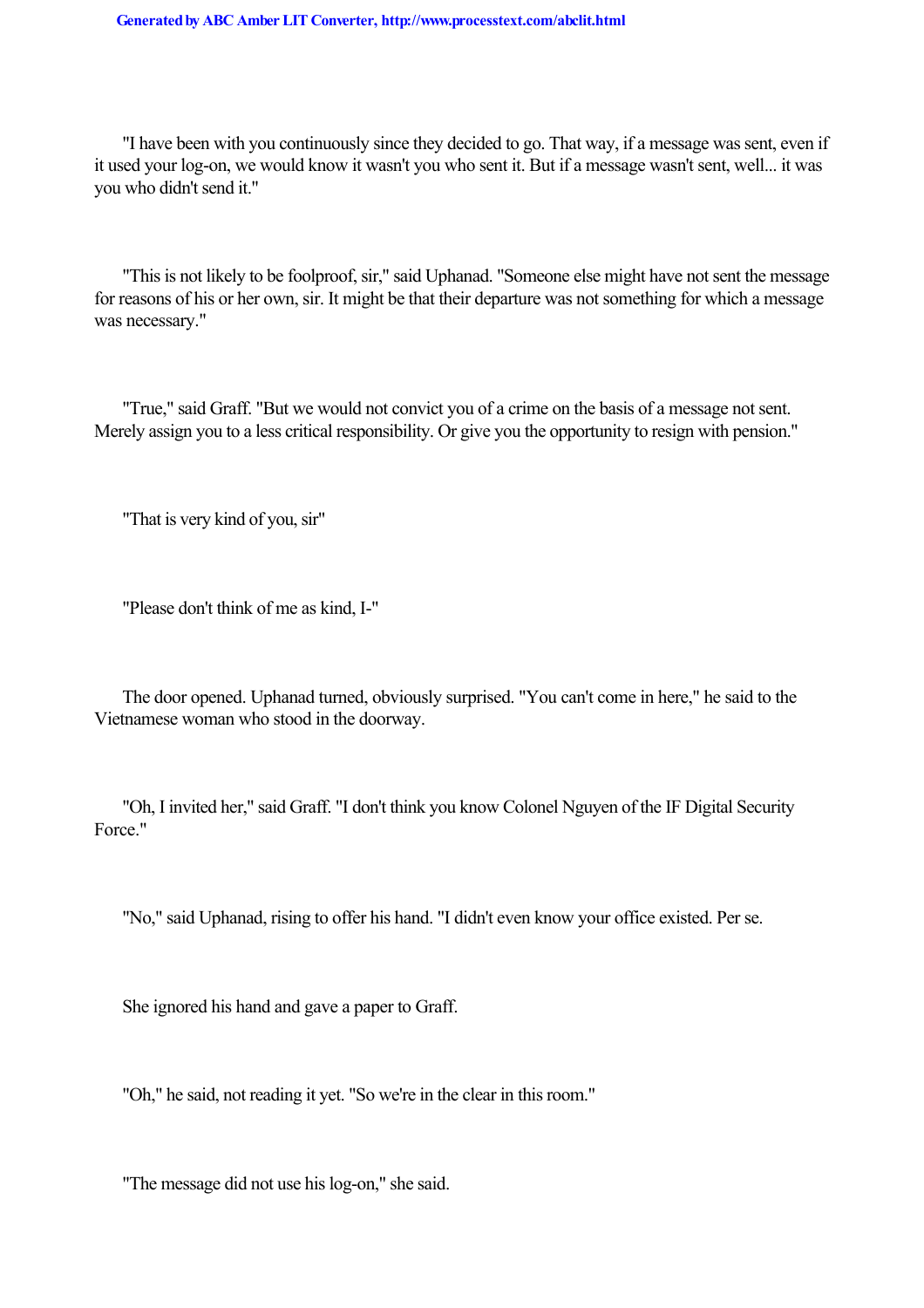"I have been with you continuously since they decided to go. That way, if a message was sent, even if it used your log-on, we would know it wasn't you who sent it. But if a message wasn't sent, well... it was you who didn't send it."

"This is not likely to be foolproof, sir," said Uphanad. "Someone else might have not sent the message for reasons of his or her own, sir. It might be that their departure was not something for which a message was necessary."

"True," said Graff. "But we would not convict you of a crime on the basis of a message not sent. Merely assign you to a less critical responsibility. Or give you the opportunity to resign with pension."

"That is very kind of you, sir"

"Please don't think of me as kind, I-"

The door opened. Uphanad turned, obviously surprised. "You can't come in here," he said to the Vietnamese woman who stood in the doorway.

"Oh, I invited her," said Graff. "I don't think you know Colonel Nguyen of the IF Digital Security Force."

"No," said Uphanad, rising to offer his hand. "I didn't even know your office existed. Per se.

She ignored his hand and gave a paper to Graff.

"Oh," he said, not reading it yet. "So we're in the clear in this room."

"The message did not use his log-on," she said.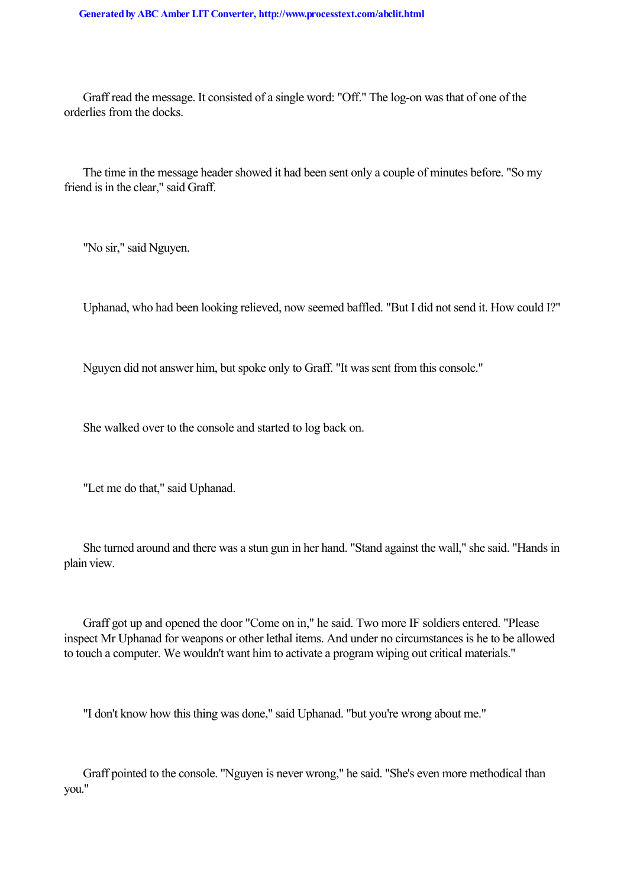Graff read the message. It consisted of a single word: "Off." The log-on was that of one of the orderlies from the docks.

The time in the message header showed it had been sent only a couple of minutes before. "So my friend is in the clear," said Graff.

"No sir," said Nguyen.

Uphanad, who had been looking relieved, now seemed baffled. "But I did not send it. How could I?"

Nguyen did not answer him, but spoke only to Graff. "It was sent from this console."

She walked over to the console and started to log back on.

"Let me do that," said Uphanad.

She turned around and there was a stun gun in her hand. "Stand against the wall," she said. "Hands in plain view.

Graff got up and opened the door "Come on in," he said. Two more IF soldiers entered. "Please inspect Mr Uphanad for weapons or other lethal items. And under no circumstances is he to be allowed to touch a computer. We wouldn't want him to activate a program wiping out critical materials."

"I don't know how this thing was done," said Uphanad. "but you're wrong about me."

Graff pointed to the console. "Nguyen is never wrong," he said. "She's even more methodical than you."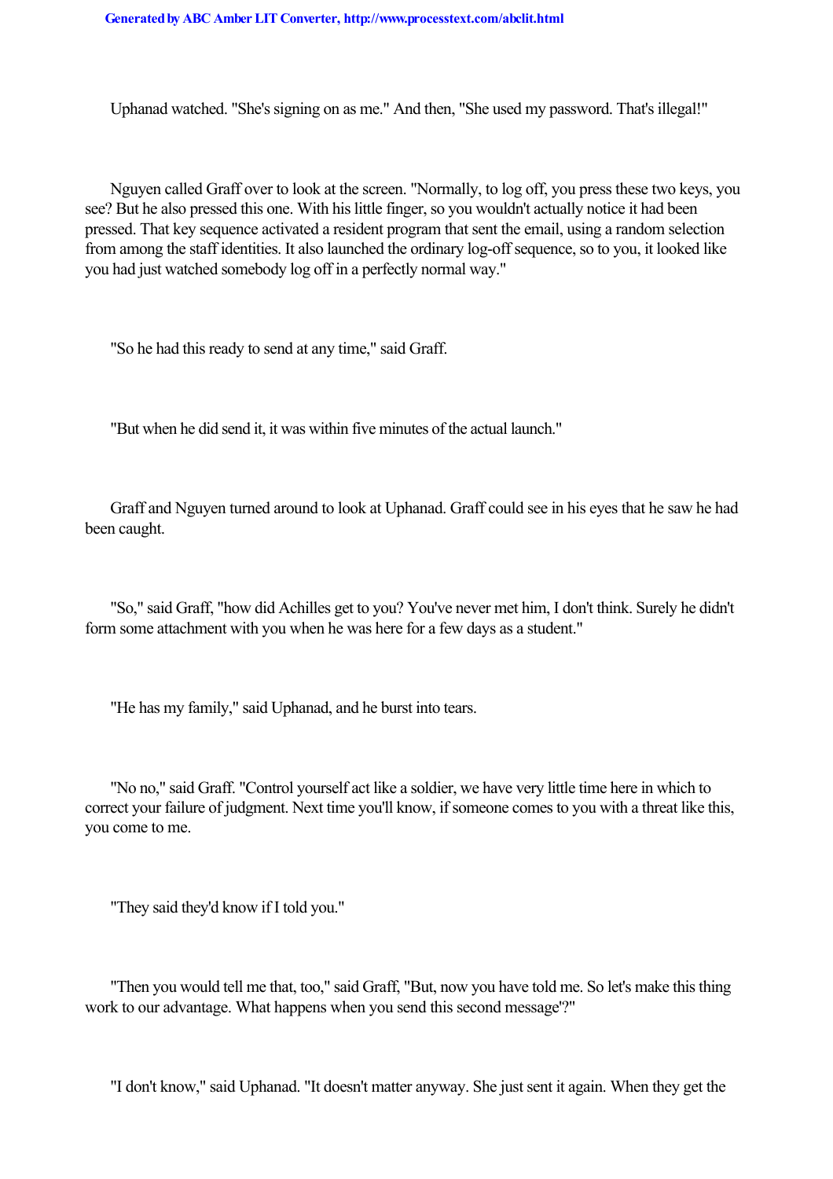Uphanad watched. "She's signing on as me." And then, "She used my password. That's illegal!"

Nguyen called Graff over to look at the screen. "Normally, to log off, you press these two keys, you see? But he also pressed this one. With his little finger, so you wouldn't actually notice it had been pressed. That key sequence activated a resident program that sent the email, using a random selection from among the staff identities. It also launched the ordinary log-off sequence, so to you, it looked like you had just watched somebody log off in a perfectly normal way."

"So he had this ready to send at any time," said Graff.

"But when he did send it, it was within five minutes of the actual launch."

Graff and Nguyen turned around to look at Uphanad. Graff could see in his eyes that he saw he had been caught.

"So," said Graff, "how did Achilles get to you? You've never met him, I don't think. Surely he didn't form some attachment with you when he was here for a few days as a student."

"He has my family," said Uphanad, and he burst into tears.

"No no," said Graff. "Control yourself act like a soldier, we have very little time here in which to correct your failure of judgment. Next time you'll know, if someone comes to you with a threat like this, you come to me.

"They said they'd know if I told you."

"Then you would tell me that, too," said Graff, "But, now you have told me. So let's make this thing work to our advantage. What happens when you send this second message'?"

"I don't know," said Uphanad. "It doesn't matter anyway. She just sent it again. When they get the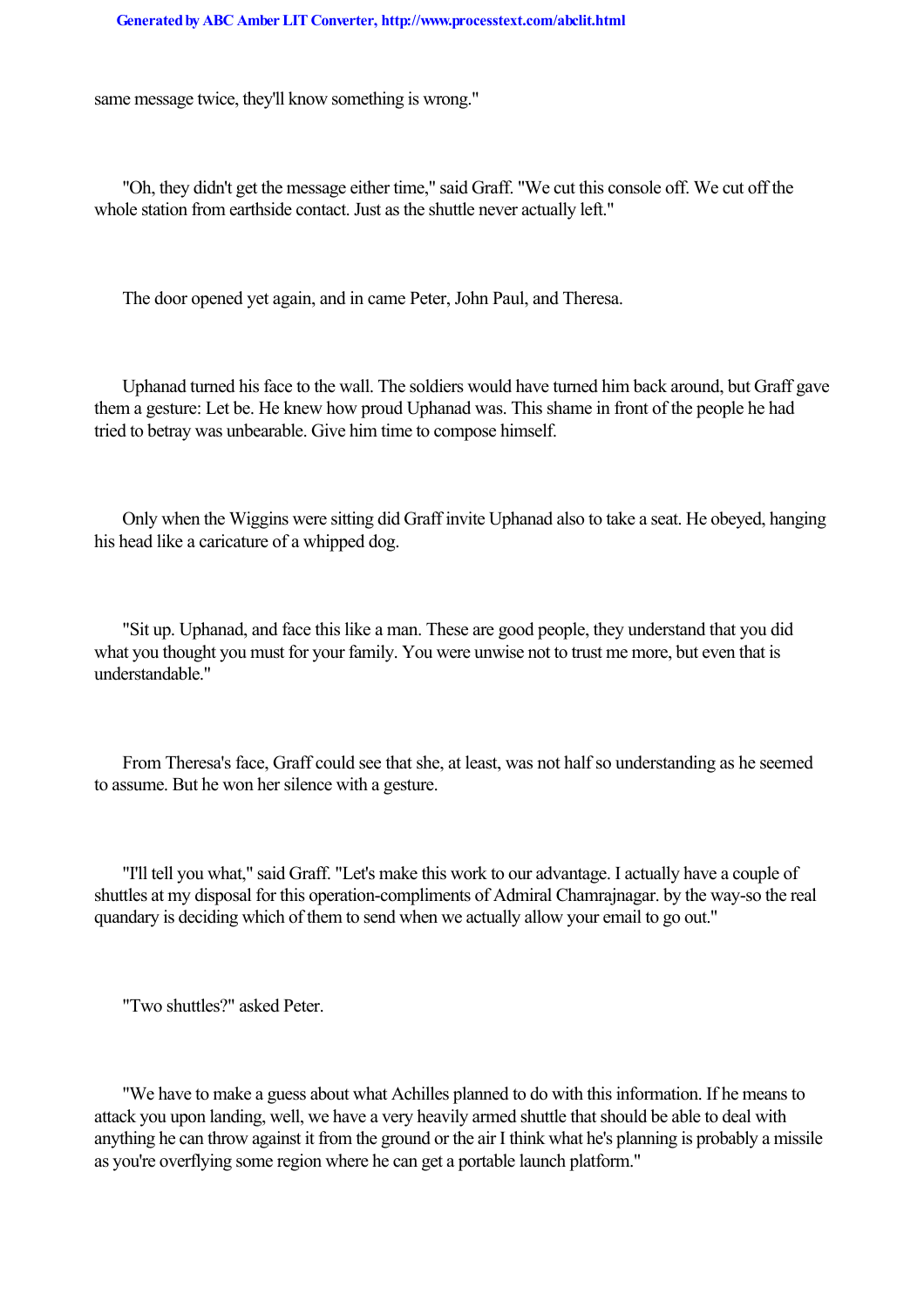same message twice, they'll know something is wrong."

"Oh, they didn't get the message either time," said Graff. "We cut this console off. We cut off the whole station from earthside contact. Just as the shuttle never actually left."

The door opened yet again, and in came Peter, John Paul, and Theresa.

Uphanad turned his face to the wall. The soldiers would have turned him back around, but Graff gave them a gesture: Let be. He knew how proud Uphanad was. This shame in front of the people he had tried to betray was unbearable. Give him time to compose himself.

Only when the Wiggins were sitting did Graff invite Uphanad also to take a seat. He obeyed, hanging his head like a caricature of a whipped dog.

"Sit up. Uphanad, and face this like a man. These are good people, they understand that you did what you thought you must for your family. You were unwise not to trust me more, but even that is understandable."

From Theresa's face, Graff could see that she, at least, was not half so understanding as he seemed to assume. But he won her silence with a gesture.

"I'll tell you what," said Graff. "Let's make this work to our advantage. I actually have a couple of shuttles at my disposal for this operation-compliments of Admiral Chamrajnagar. by the way-so the real quandary is deciding which of them to send when we actually allow your email to go out."

"Two shuttles?" asked Peter.

"We have to make a guess about what Achilles planned to do with this information. If he means to attack you upon landing, well, we have a very heavily armed shuttle that should be able to deal with anything he can throw against it from the ground or the air I think what he's planning is probably a missile as you're overflying some region where he can get a portable launch platform."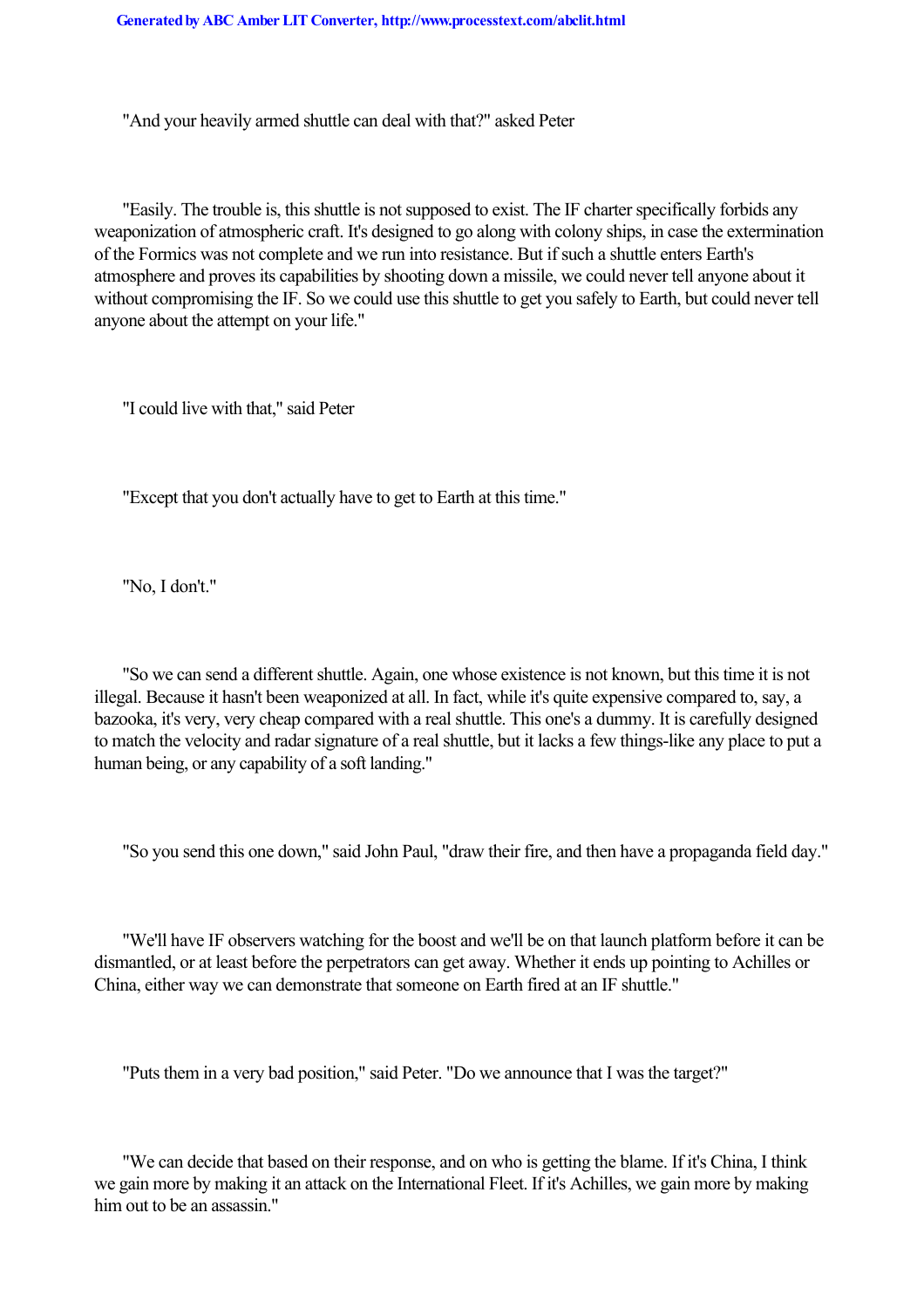"And your heavily armed shuttle can deal with that?" asked Peter

"Easily. The trouble is, this shuttle is not supposed to exist. The IF charter specifically forbids any weaponization of atmospheric craft. It's designed to go along with colony ships, in case the extermination of the Formics was not complete and we run into resistance. But if such a shuttle enters Earth's atmosphere and proves its capabilities by shooting down a missile, we could never tell anyone about it without compromising the IF. So we could use this shuttle to get you safely to Earth, but could never tell anyone about the attempt on your life."

"I could live with that," said Peter

"Except that you don't actually have to get to Earth at this time."

"No, I don't."

"So we can send a different shuttle. Again, one whose existence is not known, but this time it is not illegal. Because it hasn't been weaponized at all. In fact, while it's quite expensive compared to, say, a bazooka, it's very, very cheap compared with a real shuttle. This one's a dummy. It is carefully designed to match the velocity and radar signature of a real shuttle, but it lacks a few things-like any place to put a human being, or any capability of a soft landing."

"So you send this one down," said John Paul, "draw their fire, and then have a propaganda field day."

"We'll have IF observers watching for the boost and we'll be on that launch platform before it can be dismantled, or at least before the perpetrators can get away. Whether it ends up pointing to Achilles or China, either way we can demonstrate that someone on Earth fired at an IF shuttle."

"Puts them in a very bad position," said Peter. "Do we announce that I was the target?"

"We can decide that based on their response, and on who is getting the blame. If it's China, I think we gain more by making it an attack on the International Fleet. If it's Achilles, we gain more by making him out to be an assassin."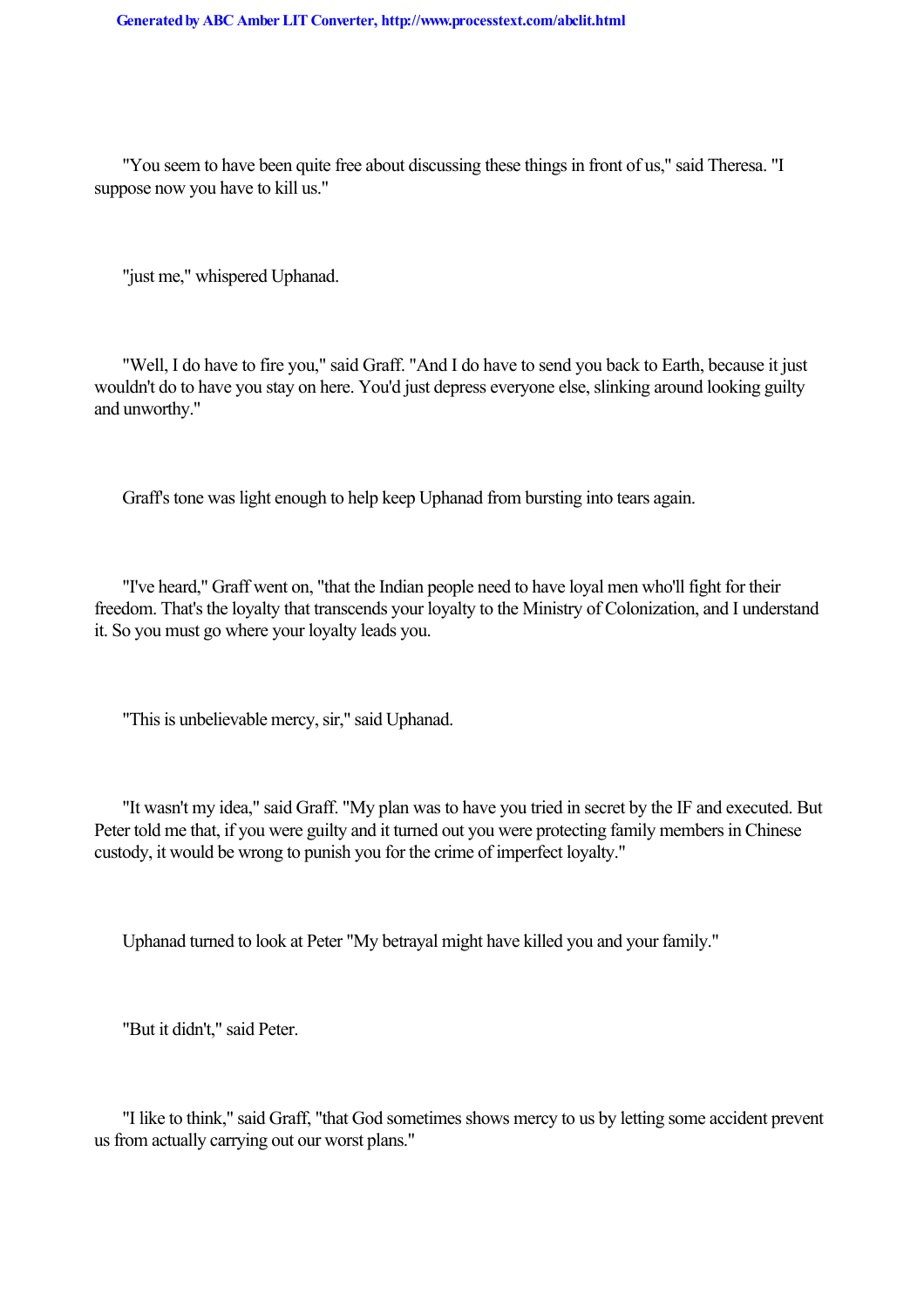"You seem to have been quite free about discussing these things in front of us," said Theresa. "I suppose now you have to kill us."

"just me," whispered Uphanad.

"Well, I do have to fire you," said Graff. "And I do have to send you back to Earth, because it just wouldn't do to have you stay on here. You'd just depress everyone else, slinking around looking guilty and unworthy."

Graff's tone was light enough to help keep Uphanad from bursting into tears again.

"I've heard," Graff went on, "that the Indian people need to have loyal men who'll fight for their freedom. That's the loyalty that transcends your loyalty to the Ministry of Colonization, and I understand it. So you must go where your loyalty leads you.

"This is unbelievable mercy, sir," said Uphanad.

"It wasn't my idea," said Graff. "My plan was to have you tried in secret by the IF and executed. But Peter told me that, if you were guilty and it turned out you were protecting family members in Chinese custody, it would be wrong to punish you for the crime of imperfect loyalty."

Uphanad turned to look at Peter "My betrayal might have killed you and your family."

"But it didn't," said Peter.

"I like to think," said Graff, "that God sometimes shows mercy to us by letting some accident prevent us from actually carrying out our worst plans."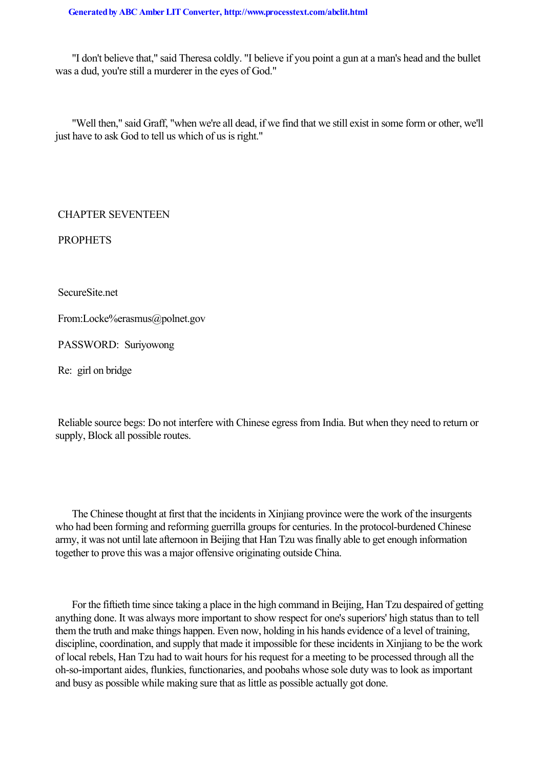"I don't believe that," said Theresa coldly. "I believe if you point a gun at a man's head and the bullet was a dud, you're still a murderer in the eyes of God."

"Well then," said Graff, "when we're all dead, if we find that we still exist in some form or other, we'll just have to ask God to tell us which of us is right."

# CHAPTER SEVENTEEN

## PROPHETS

SecureSite.net

From:Locke%erasmus@polnet.gov

PASSWORD: Suriyowong

Re: girl on bridge

Reliable source begs: Do not interfere with Chinese egress from India. But when they need to return or supply, Block all possible routes.

The Chinese thought at first that the incidents in Xinjiang province were the work of the insurgents who had been forming and reforming guerrilla groups for centuries. In the protocol-burdened Chinese army, it was not until late afternoon in Beijing that Han Tzu was finally able to get enough information together to prove this was a major offensive originating outside China.

For the fiftieth time since taking a place in the high command in Beijing, Han Tzu despaired of getting anything done. It was always more important to show respect for one's superiors' high status than to tell them the truth and make things happen. Even now, holding in his hands evidence of a level of training, discipline, coordination, and supply that made it impossible for these incidents in Xinjiang to be the work of local rebels, Han Tzu had to wait hours for his request for a meeting to be processed through all the oh-so-important aides, flunkies, functionaries, and poobahs whose sole duty was to look as important and busy as possible while making sure that as little as possible actually got done.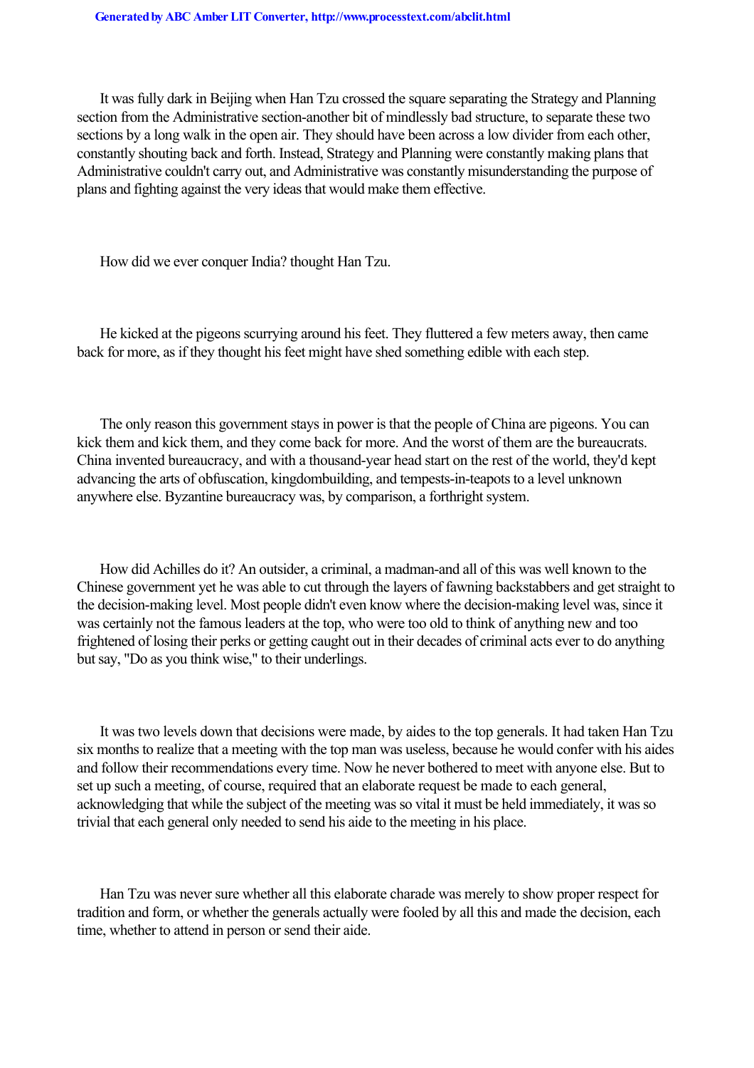It was fully dark in Beijing when Han Tzu crossed the square separating the Strategy and Planning section from the Administrative section-another bit of mindlessly bad structure, to separate these two sections by a long walk in the open air. They should have been across a low divider from each other, constantly shouting back and forth. Instead, Strategy and Planning were constantly making plans that Administrative couldn't carry out, and Administrative was constantly misunderstanding the purpose of plans and fighting against the very ideas that would make them effective.

How did we ever conquer India? thought Han Tzu.

He kicked at the pigeons scurrying around his feet. They fluttered a few meters away, then came back for more, as if they thought his feet might have shed something edible with each step.

The only reason this government stays in power is that the people of China are pigeons. You can kick them and kick them, and they come back for more. And the worst of them are the bureaucrats. China invented bureaucracy, and with a thousand-year head start on the rest of the world, they'd kept advancing the arts of obfuscation, kingdombuilding, and tempests-in-teapots to a level unknown anywhere else. Byzantine bureaucracy was, by comparison, a forthright system.

How did Achilles do it? An outsider, a criminal, a madman-and all of this was well known to the Chinese government yet he was able to cut through the layers of fawning backstabbers and get straight to the decision-making level. Most people didn't even know where the decision-making level was, since it was certainly not the famous leaders at the top, who were too old to think of anything new and too frightened of losing their perks or getting caught out in their decades of criminal acts ever to do anything but say, "Do as you think wise," to their underlings.

It was two levels down that decisions were made, by aides to the top generals. It had taken Han Tzu six months to realize that a meeting with the top man was useless, because he would confer with his aides and follow their recommendations every time. Now he never bothered to meet with anyone else. But to set up such a meeting, of course, required that an elaborate request be made to each general, acknowledging that while the subject of the meeting was so vital it must be held immediately, it was so trivial that each general only needed to send his aide to the meeting in his place.

Han Tzu was never sure whether all this elaborate charade was merely to show proper respect for tradition and form, or whether the generals actually were fooled by all this and made the decision, each time, whether to attend in person or send their aide.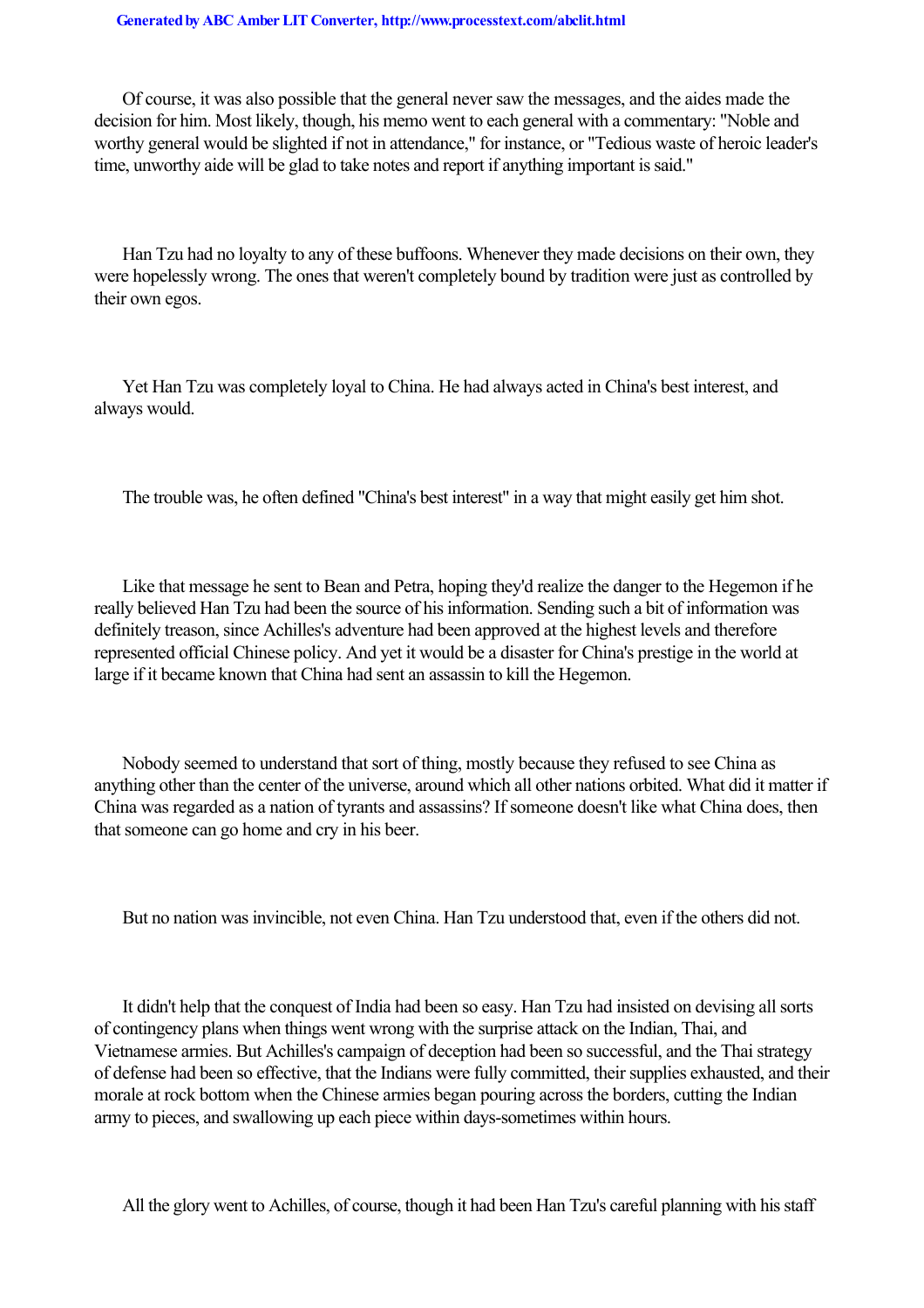Of course, it was also possible that the general never saw the messages, and the aides made the decision for him. Most likely, though, his memo went to each general with a commentary: "Noble and worthy general would be slighted if not in attendance," for instance, or "Tedious waste of heroic leader's time, unworthy aide will be glad to take notes and report if anything important is said."

Han Tzu had no loyalty to any of these buffoons. Whenever they made decisions on their own, they were hopelessly wrong. The ones that weren't completely bound by tradition were just as controlled by their own egos.

Yet Han Tzu was completely loyal to China. He had always acted in China's best interest, and always would.

The trouble was, he often defined "China's best interest" in a way that might easily get him shot.

Like that message he sent to Bean and Petra, hoping they'd realize the danger to the Hegemon if he really believed Han Tzu had been the source of his information. Sending such a bit of information was definitely treason, since Achilles's adventure had been approved at the highest levels and therefore represented official Chinese policy. And yet it would be a disaster for China's prestige in the world at large if it became known that China had sent an assassin to kill the Hegemon.

Nobody seemed to understand that sort of thing, mostly because they refused to see China as anything other than the center of the universe, around which all other nations orbited. What did it matter if China was regarded as a nation of tyrants and assassins? If someone doesn't like what China does, then that someone can go home and cry in his beer.

But no nation was invincible, not even China. Han Tzu understood that, even if the others did not.

It didn't help that the conquest of India had been so easy. Han Tzu had insisted on devising all sorts of contingency plans when things went wrong with the surprise attack on the Indian, Thai, and Vietnamese armies. But Achilles's campaign of deception had been so successful, and the Thai strategy of defense had been so effective, that the Indians were fully committed, their supplies exhausted, and their morale at rock bottom when the Chinese armies began pouring across the borders, cutting the Indian army to pieces, and swallowing up each piece within days-sometimes within hours.

All the glory went to Achilles, of course, though it had been Han Tzu's careful planning with his staff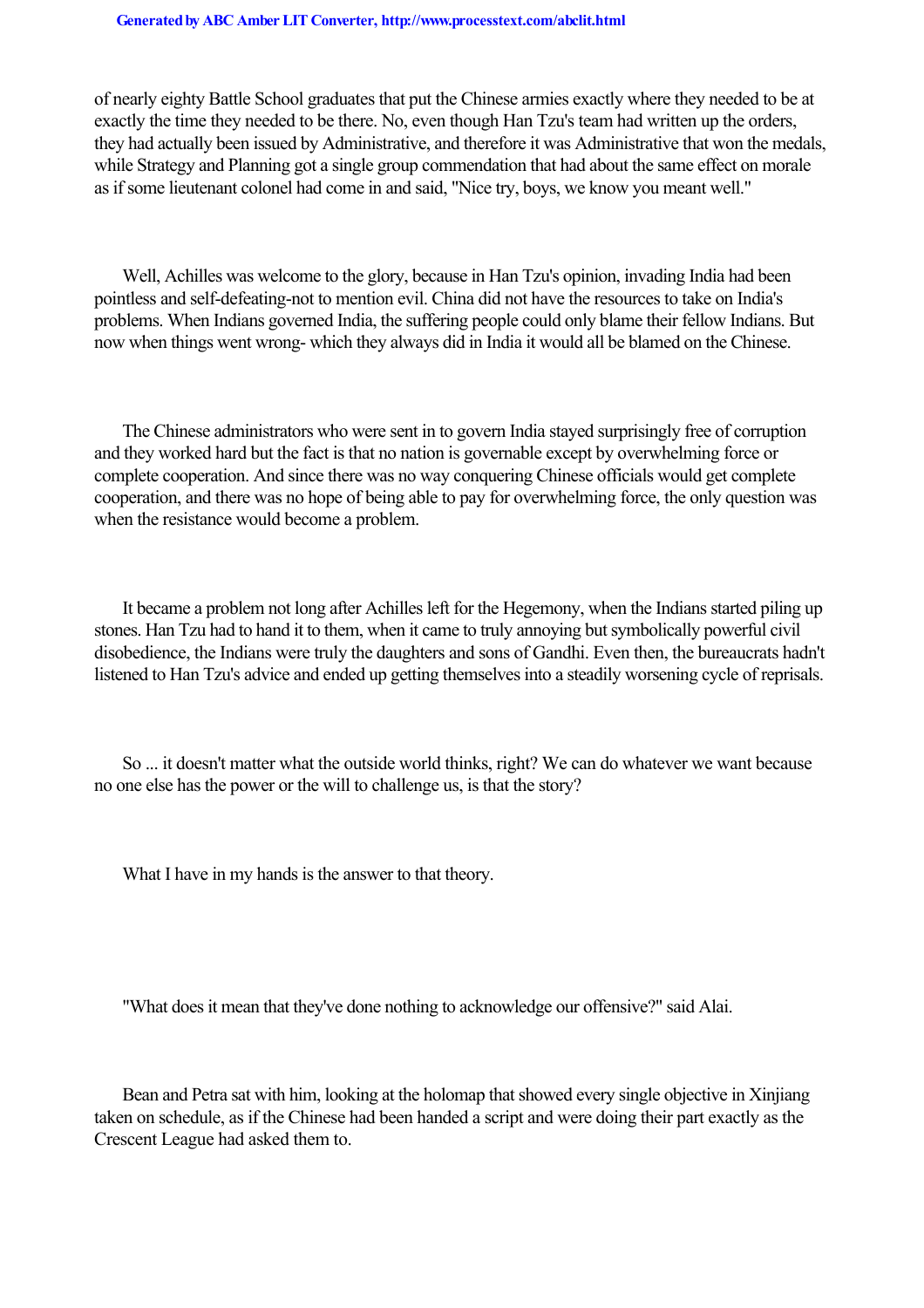of nearly eighty Battle School graduates that put the Chinese armies exactly where they needed to be at exactly the time they needed to be there. No, even though Han Tzu's team had written up the orders, they had actually been issued by Administrative, and therefore it was Administrative that won the medals, while Strategy and Planning got a single group commendation that had about the same effect on morale as if some lieutenant colonel had come in and said, "Nice try, boys, we know you meant well."

Well, Achilles was welcome to the glory, because in Han Tzu's opinion, invading India had been pointless and self-defeating-not to mention evil. China did not have the resources to take on India's problems. When Indians governed India, the suffering people could only blame their fellow Indians. But now when things went wrong- which they always did in India it would all be blamed on the Chinese.

The Chinese administrators who were sent in to govern India stayed surprisingly free of corruption and they worked hard but the fact is that no nation is governable except by overwhelming force or complete cooperation. And since there was no way conquering Chinese officials would get complete cooperation, and there was no hope of being able to pay for overwhelming force, the only question was when the resistance would become a problem.

It became a problem not long after Achilles left for the Hegemony, when the Indians started piling up stones. Han Tzu had to hand it to them, when it came to truly annoying but symbolically powerful civil disobedience, the Indians were truly the daughters and sons of Gandhi. Even then, the bureaucrats hadn't listened to Han Tzu's advice and ended up getting themselves into a steadily worsening cycle of reprisals.

So ... it doesn't matter what the outside world thinks, right? We can do whatever we want because no one else has the power or the will to challenge us, is that the story?

What I have in my hands is the answer to that theory.

"What does it mean that they've done nothing to acknowledge our offensive?" said Alai.

Bean and Petra sat with him, looking at the holomap that showed every single objective in Xinjiang taken on schedule, as if the Chinese had been handed a script and were doing their part exactly as the Crescent League had asked them to.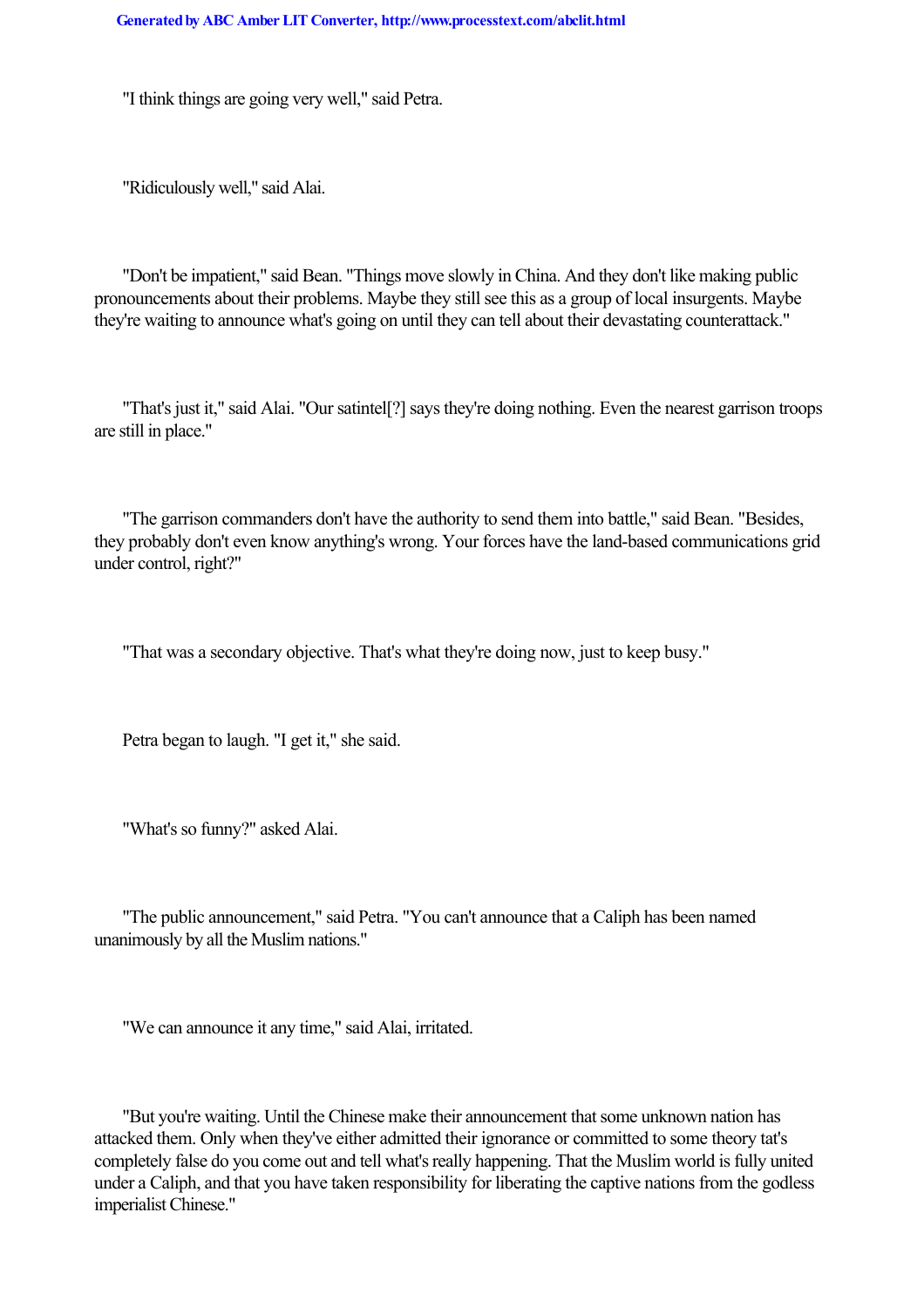"I think things are going very well," said Petra.

"Ridiculously well," said Alai.

"Don't be impatient," said Bean. "Things move slowly in China. And they don't like making public pronouncements about their problems. Maybe they still see this as a group of local insurgents. Maybe they're waiting to announce what's going on until they can tell about their devastating counterattack."

"That's just it," said Alai. "Our satintel[?] says they're doing nothing. Even the nearest garrison troops are still in place."

"The garrison commanders don't have the authority to send them into battle," said Bean. "Besides, they probably don't even know anything's wrong. Your forces have the land-based communications grid under control, right?"

"That was a secondary objective. That's what they're doing now, just to keep busy."

Petra began to laugh. "I get it," she said.

"What's so funny?" asked Alai.

"The public announcement," said Petra. "You can't announce that a Caliph has been named unanimously by all the Muslim nations."

"We can announce it any time," said Alai, irritated.

"But you're waiting. Until the Chinese make their announcement that some unknown nation has attacked them. Only when they've either admitted their ignorance or committed to some theory tat's completely false do you come out and tell what's really happening. That the Muslim world is fully united under a Caliph, and that you have taken responsibility for liberating the captive nations from the godless imperialist Chinese."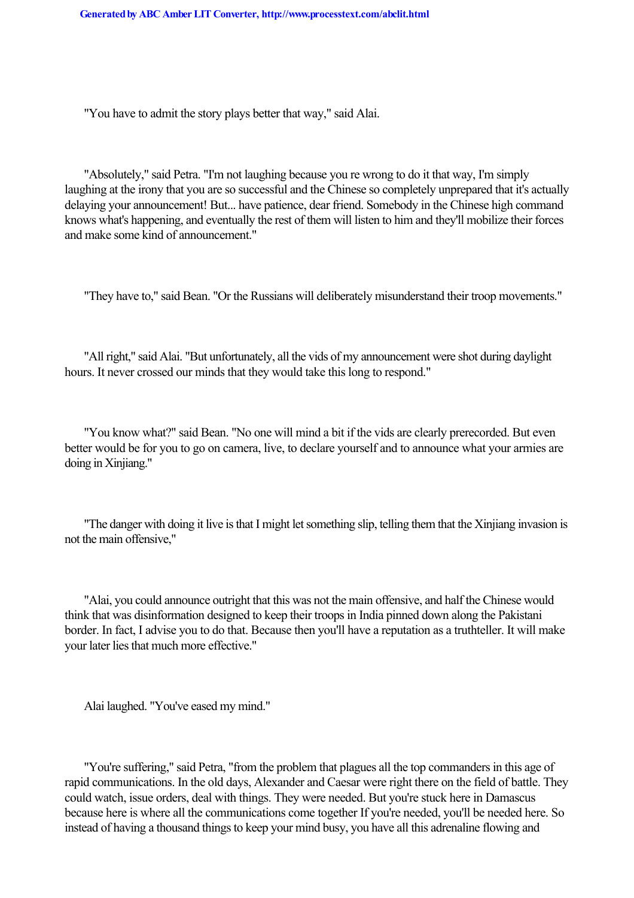"You have to admit the story plays better that way," said Alai.

"Absolutely," said Petra. "I'm not laughing because you re wrong to do it that way, I'm simply laughing at the irony that you are so successful and the Chinese so completely unprepared that it's actually delaying your announcement! But... have patience, dear friend. Somebody in the Chinese high command knows what's happening, and eventually the rest of them will listen to him and they'll mobilize their forces and make some kind of announcement."

"They have to," said Bean. "Or the Russians will deliberately misunderstand their troop movements."

"All right," said Alai. "But unfortunately, all the vids of my announcement were shot during daylight hours. It never crossed our minds that they would take this long to respond."

"You know what?" said Bean. "No one will mind a bit if the vids are clearly prerecorded. But even better would be for you to go on camera, live, to declare yourself and to announce what your armies are doing in Xinjiang."

"The danger with doing it live is that I might let something slip, telling them that the Xinjiang invasion is not the main offensive,"

"Alai, you could announce outright that this was not the main offensive, and half the Chinese would think that was disinformation designed to keep their troops in India pinned down along the Pakistani border. In fact, I advise you to do that. Because then you'll have a reputation as a truthteller. It will make your later lies that much more effective."

Alai laughed. "You've eased my mind."

"You're suffering," said Petra, "from the problem that plagues all the top commanders in this age of rapid communications. In the old days, Alexander and Caesar were right there on the field of battle. They could watch, issue orders, deal with things. They were needed. But you're stuck here in Damascus because here is where all the communications come together If you're needed, you'll be needed here. So instead of having a thousand things to keep your mind busy, you have all this adrenaline flowing and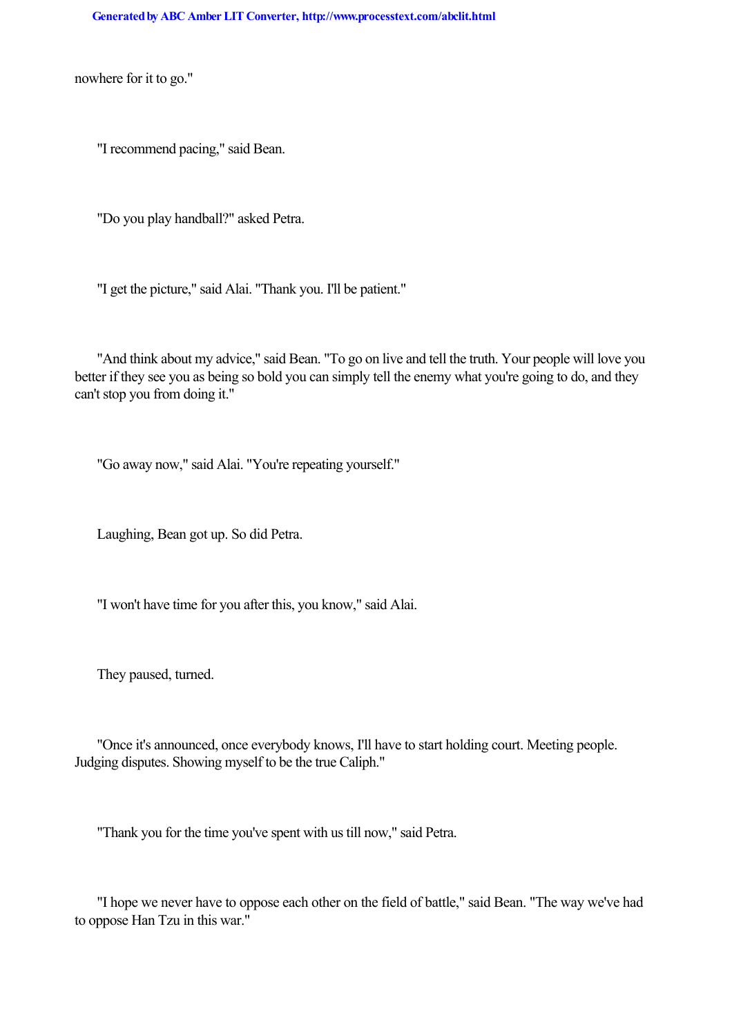nowhere for it to go."

"I recommend pacing," said Bean.

"Do you play handball?" asked Petra.

"I get the picture," said Alai. "Thank you. I'll be patient."

"And think about my advice," said Bean. "To go on live and tell the truth. Your people will love you better if they see you as being so bold you can simply tell the enemy what you're going to do, and they can't stop you from doing it."

"Go away now," said Alai. "You're repeating yourself."

Laughing, Bean got up. So did Petra.

"I won't have time for you after this, you know," said Alai.

They paused, turned.

"Once it's announced, once everybody knows, I'll have to start holding court. Meeting people. Judging disputes. Showing myself to be the true Caliph."

"Thank you for the time you've spent with us till now," said Petra.

"I hope we never have to oppose each other on the field of battle," said Bean. "The way we've had to oppose Han Tzu in this war."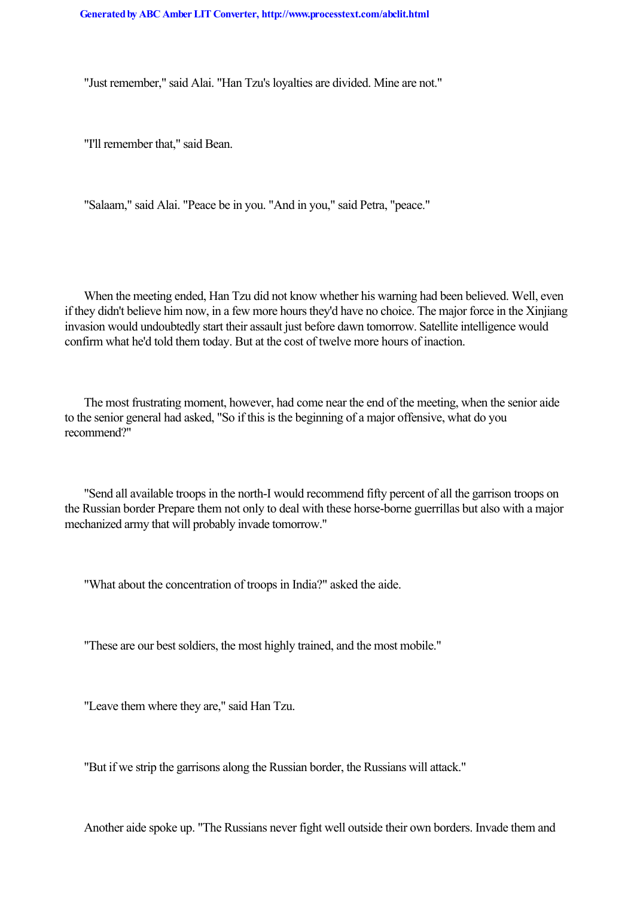"Just remember," said Alai. "Han Tzu's loyalties are divided. Mine are not."

"I'll remember that," said Bean.

"Salaam," said Alai. "Peace be in you. "And in you," said Petra, "peace."

When the meeting ended, Han Tzu did not know whether his warning had been believed. Well, even if they didn't believe him now, in a few more hours they'd have no choice. The major force in the Xinjiang invasion would undoubtedly start their assault just before dawn tomorrow. Satellite intelligence would confirm what he'd told them today. But at the cost of twelve more hours of inaction.

The most frustrating moment, however, had come near the end of the meeting, when the senior aide to the senior general had asked, "So if this is the beginning of a major offensive, what do you recommend?"

"Send all available troops in the north-I would recommend fifty percent of all the garrison troops on the Russian border Prepare them not only to deal with these horse-borne guerrillas but also with a major mechanized army that will probably invade tomorrow."

"What about the concentration of troops in India?" asked the aide.

"These are our best soldiers, the most highly trained, and the most mobile."

"Leave them where they are," said Han Tzu.

"But if we strip the garrisons along the Russian border, the Russians will attack."

Another aide spoke up. "The Russians never fight well outside their own borders. Invade them and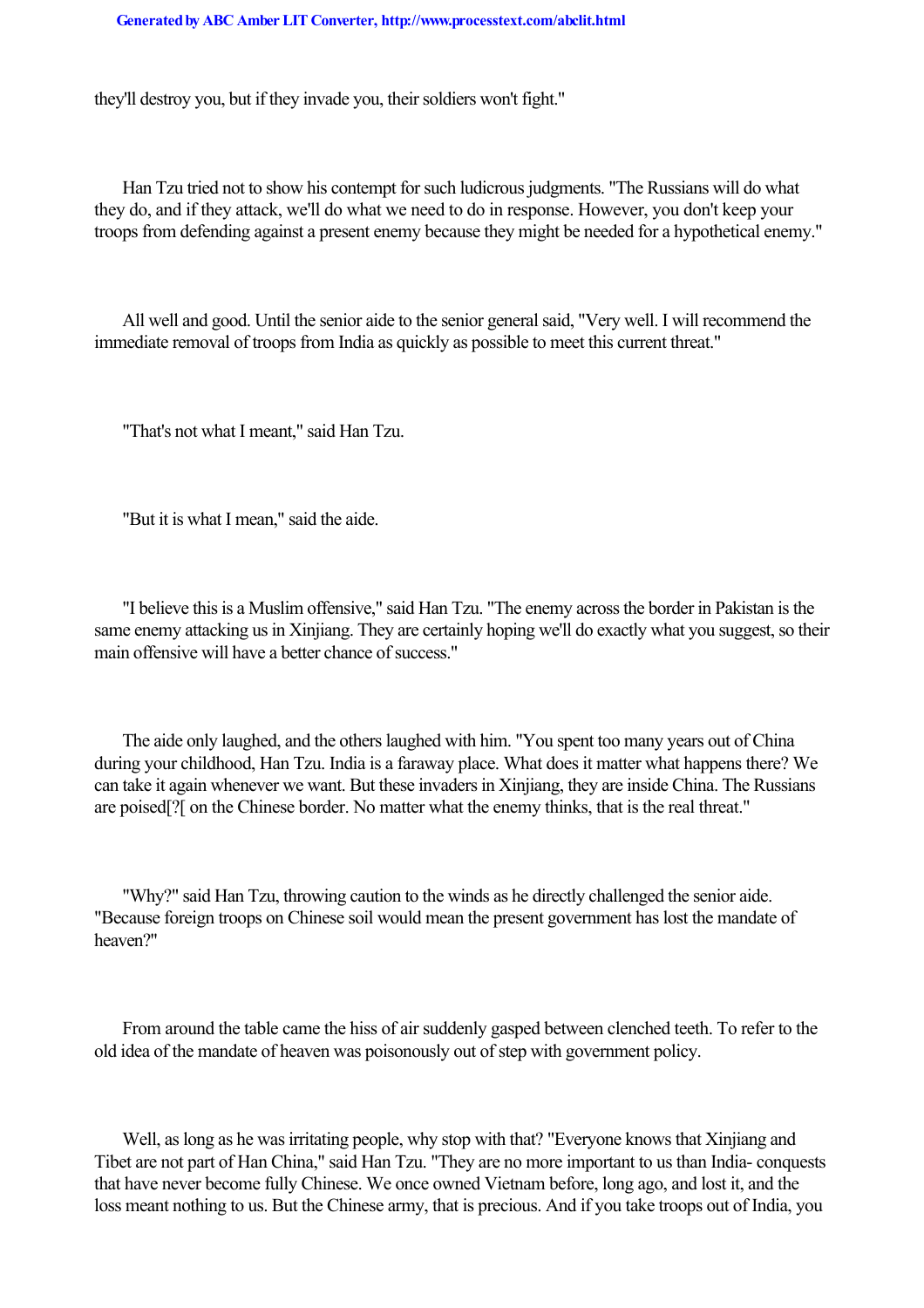they'll destroy you, but if they invade you, their soldiers won't fight."

Han Tzu tried not to show his contempt for such ludicrous judgments. "The Russians will do what they do, and if they attack, we'll do what we need to do in response. However, you don't keep your troops from defending against a present enemy because they might be needed for a hypothetical enemy."

All well and good. Until the senior aide to the senior general said, "Very well. I will recommend the immediate removal of troops from India as quickly as possible to meet this current threat."

"That's not what I meant," said Han Tzu.

"But it is what I mean," said the aide.

"I believe this is a Muslim offensive," said Han Tzu. "The enemy across the border in Pakistan is the same enemy attacking us in Xinjiang. They are certainly hoping we'll do exactly what you suggest, so their main offensive will have a better chance of success."

The aide only laughed, and the others laughed with him. "You spent too many years out of China during your childhood, Han Tzu. India is a faraway place. What does it matter what happens there? We can take it again whenever we want. But these invaders in Xinjiang, they are inside China. The Russians are poised[?[ on the Chinese border. No matter what the enemy thinks, that is the real threat."

"Why?" said Han Tzu, throwing caution to the winds as he directly challenged the senior aide. "Because foreign troops on Chinese soil would mean the present government has lost the mandate of heaven?"

From around the table came the hiss of air suddenly gasped between clenched teeth. To refer to the old idea of the mandate of heaven was poisonously out of step with government policy.

Well, as long as he was irritating people, why stop with that? "Everyone knows that Xinjiang and Tibet are not part of Han China," said Han Tzu. "They are no more important to us than India- conquests that have never become fully Chinese. We once owned Vietnam before, long ago, and lost it, and the loss meant nothing to us. But the Chinese army, that is precious. And if you take troops out of India, you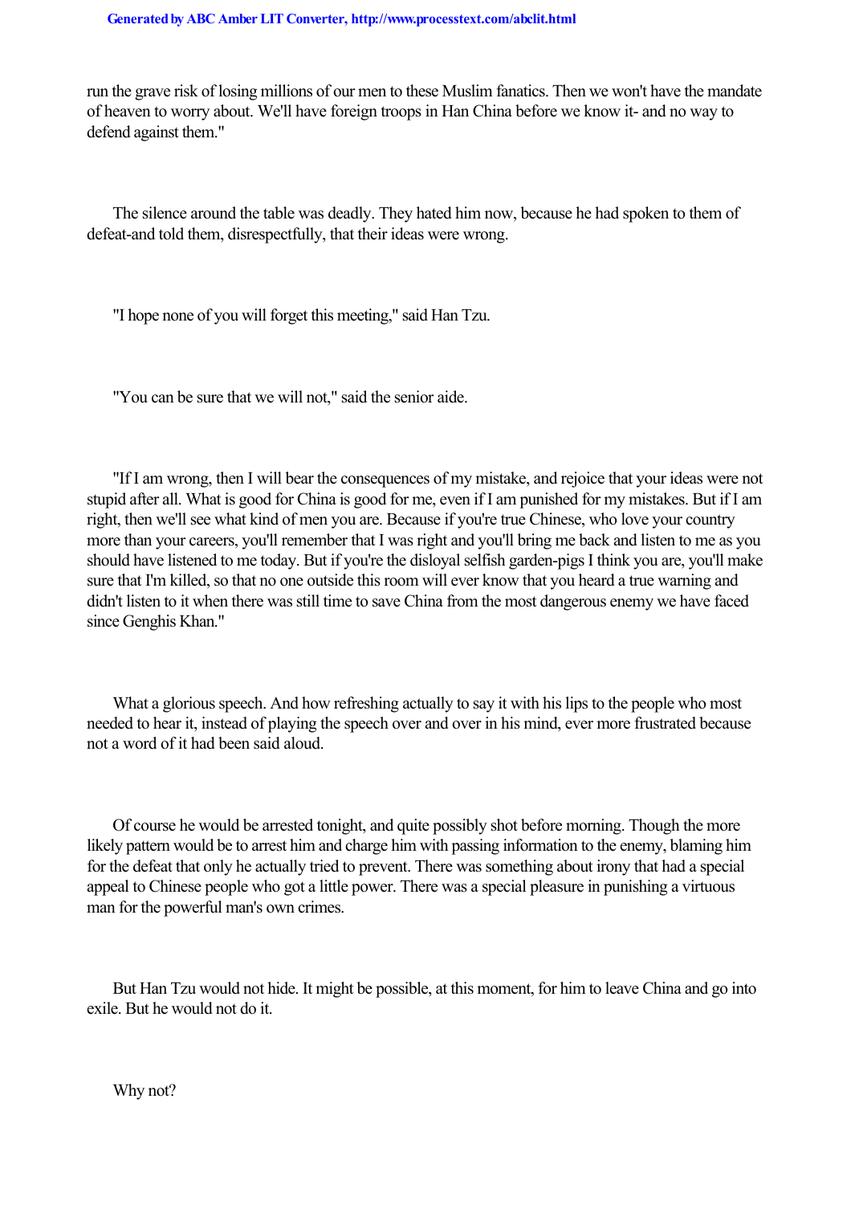run the grave risk of losing millions of our men to these Muslim fanatics. Then we won't have the mandate of heaven to worry about. We'll have foreign troops in Han China before we know it- and no way to defend against them."

The silence around the table was deadly. They hated him now, because he had spoken to them of defeat-and told them, disrespectfully, that their ideas were wrong.

"I hope none of you will forget this meeting," said Han Tzu.

"You can be sure that we will not," said the senior aide.

"If I am wrong, then I will bear the consequences of my mistake, and rejoice that your ideas were not stupid after all. What is good for China is good for me, even if I am punished for my mistakes. But if I am right, then we'll see what kind of men you are. Because if you're true Chinese, who love your country more than your careers, you'll remember that I was right and you'll bring me back and listen to me as you should have listened to me today. But if you're the disloyal selfish garden-pigs I think you are, you'll make sure that I'm killed, so that no one outside this room will ever know that you heard a true warning and didn't listen to it when there was still time to save China from the most dangerous enemy we have faced since Genghis Khan."

What a glorious speech. And how refreshing actually to say it with his lips to the people who most needed to hear it, instead of playing the speech over and over in his mind, ever more frustrated because not a word of it had been said aloud.

Of course he would be arrested tonight, and quite possibly shot before morning. Though the more likely pattern would be to arrest him and charge him with passing information to the enemy, blaming him for the defeat that only he actually tried to prevent. There was something about irony that had a special appeal to Chinese people who got a little power. There was a special pleasure in punishing a virtuous man for the powerful man's own crimes.

But Han Tzu would not hide. It might be possible, at this moment, for him to leave China and go into exile. But he would not do it.

Why not?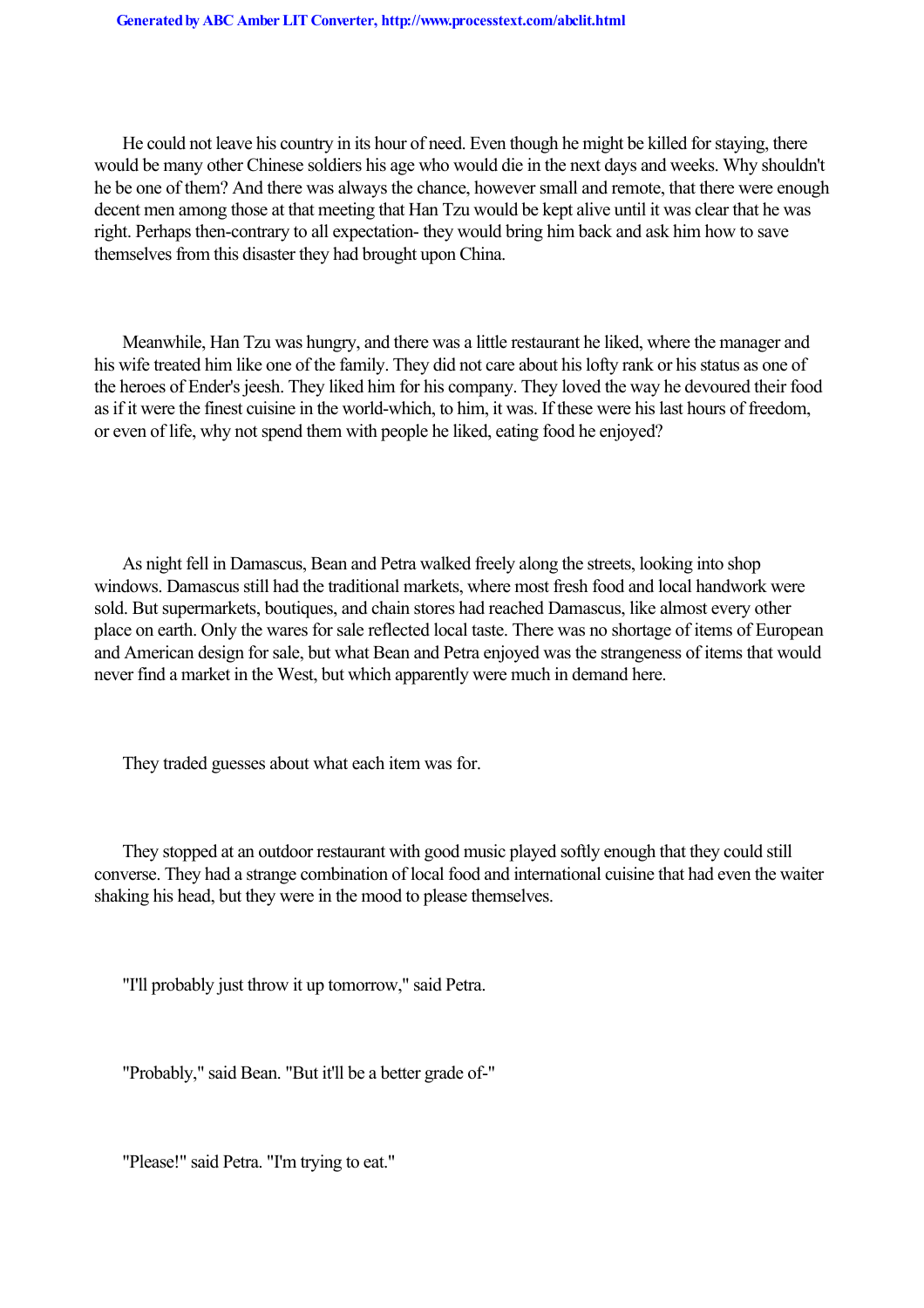He could not leave his country in its hour of need. Even though he might be killed for staying, there would be many other Chinese soldiers his age who would die in the next days and weeks. Why shouldn't he be one of them? And there was always the chance, however small and remote, that there were enough decent men among those at that meeting that Han Tzu would be kept alive until it was clear that he was right. Perhaps then-contrary to all expectation- they would bring him back and ask him how to save themselves from this disaster they had brought upon China.

Meanwhile, Han Tzu was hungry, and there was a little restaurant he liked, where the manager and his wife treated him like one of the family. They did not care about his lofty rank or his status as one of the heroes of Ender's jeesh. They liked him for his company. They loved the way he devoured their food as if it were the finest cuisine in the world-which, to him, it was. If these were his last hours of freedom, or even of life, why not spend them with people he liked, eating food he enjoyed?

As night fell in Damascus, Bean and Petra walked freely along the streets, looking into shop windows. Damascus still had the traditional markets, where most fresh food and local handwork were sold. But supermarkets, boutiques, and chain stores had reached Damascus, like almost every other place on earth. Only the wares for sale reflected local taste. There was no shortage of items of European and American design for sale, but what Bean and Petra enjoyed was the strangeness of items that would never find a market in the West, but which apparently were much in demand here.

They traded guesses about what each item was for.

They stopped at an outdoor restaurant with good music played softly enough that they could still converse. They had a strange combination of local food and international cuisine that had even the waiter shaking his head, but they were in the mood to please themselves.

"I'll probably just throw it up tomorrow," said Petra.

"Probably," said Bean. "But it'll be a better grade of-"

"Please!" said Petra. "I'm trying to eat."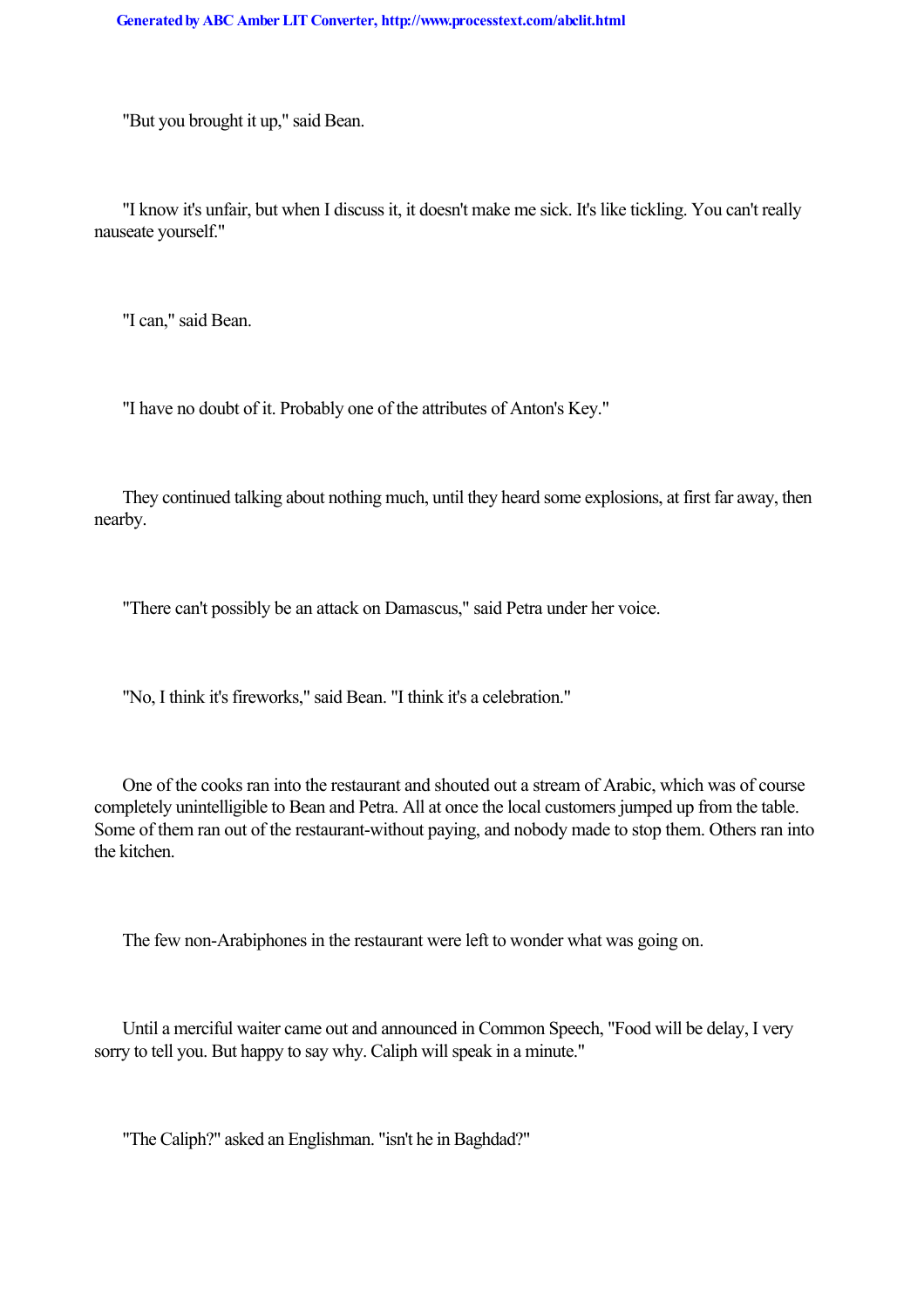"But you brought it up," said Bean.

"I know it's unfair, but when I discuss it, it doesn't make me sick. It's like tickling. You can't really nauseate yourself."

"I can," said Bean.

"I have no doubt of it. Probably one of the attributes of Anton's Key."

They continued talking about nothing much, until they heard some explosions, at first far away, then nearby.

"There can't possibly be an attack on Damascus," said Petra under her voice.

"No, I think it's fireworks," said Bean. "I think it's a celebration."

One of the cooks ran into the restaurant and shouted out a stream of Arabic, which was of course completely unintelligible to Bean and Petra. All at once the local customers jumped up from the table. Some of them ran out of the restaurant-without paying, and nobody made to stop them. Others ran into the kitchen.

The few non-Arabiphones in the restaurant were left to wonder what was going on.

Until a merciful waiter came out and announced in Common Speech, "Food will be delay, I very sorry to tell you. But happy to say why. Caliph will speak in a minute."

"The Caliph?" asked an Englishman. "isn't he in Baghdad?"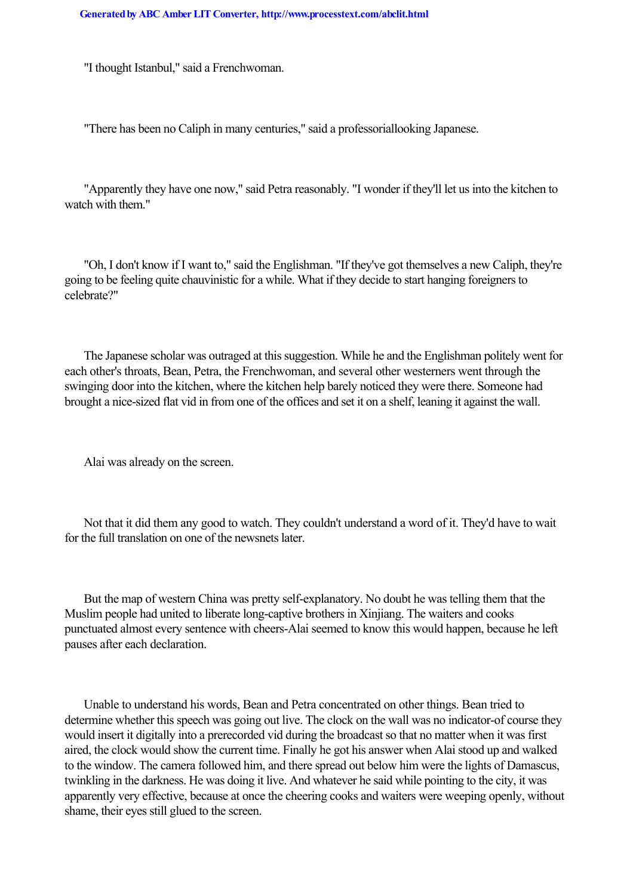"I thought Istanbul," said a Frenchwoman.

"There has been no Caliph in many centuries," said a professoriallooking Japanese.

"Apparently they have one now," said Petra reasonably. "I wonder if they'll let us into the kitchen to watch with them."

"Oh, I don't know if I want to," said the Englishman. "If they've got themselves a new Caliph, they're going to be feeling quite chauvinistic for a while. What if they decide to start hanging foreigners to celebrate?"

The Japanese scholar was outraged at this suggestion. While he and the Englishman politely went for each other's throats, Bean, Petra, the Frenchwoman, and several other westerners went through the swinging door into the kitchen, where the kitchen help barely noticed they were there. Someone had brought a nice-sized flat vid in from one of the offices and set it on a shelf, leaning it against the wall.

Alai was already on the screen.

Not that it did them any good to watch. They couldn't understand a word of it. They'd have to wait for the full translation on one of the newsnets later.

But the map of western China was pretty self-explanatory. No doubt he was telling them that the Muslim people had united to liberate long-captive brothers in Xinjiang. The waiters and cooks punctuated almost every sentence with cheers-Alai seemed to know this would happen, because he left pauses after each declaration.

Unable to understand his words, Bean and Petra concentrated on other things. Bean tried to determine whether this speech was going out live. The clock on the wall was no indicator-of course they would insert it digitally into a prerecorded vid during the broadcast so that no matter when it was first aired, the clock would show the current time. Finally he got his answer when Alai stood up and walked to the window. The camera followed him, and there spread out below him were the lights of Damascus, twinkling in the darkness. He was doing it live. And whatever he said while pointing to the city, it was apparently very effective, because at once the cheering cooks and waiters were weeping openly, without shame, their eyes still glued to the screen.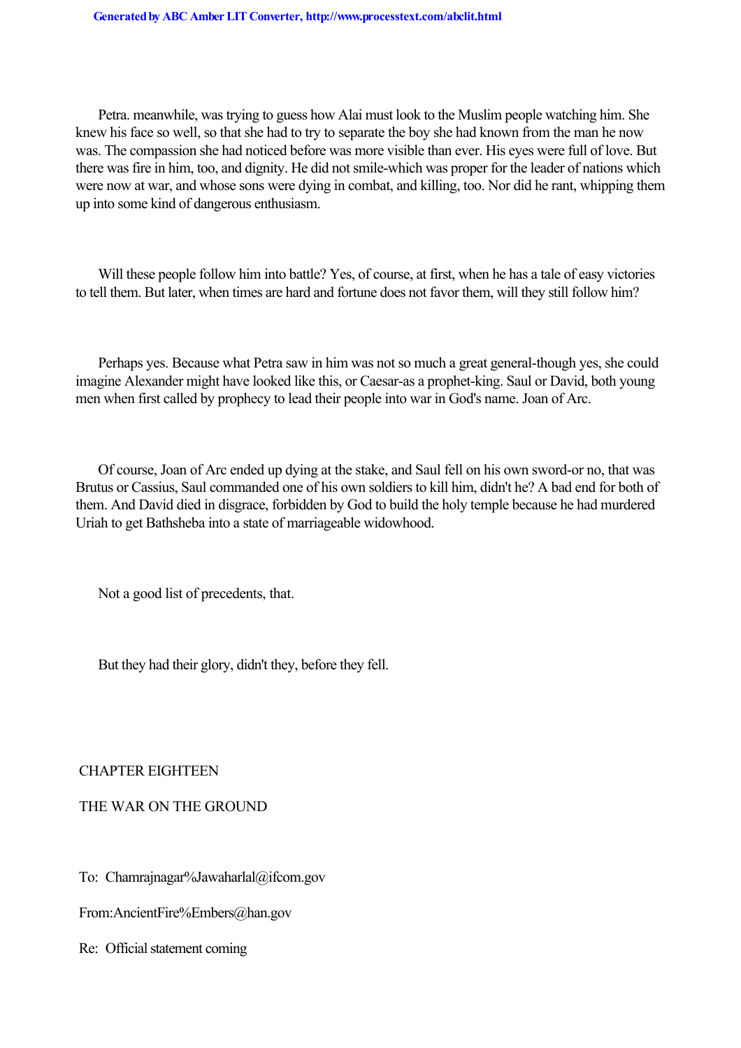Petra. meanwhile, was trying to guess how Alai must look to the Muslim people watching him. She knew his face so well, so that she had to try to separate the boy she had known from the man he now was. The compassion she had noticed before was more visible than ever. His eyes were full of love. But there was fire in him, too, and dignity. He did not smile-which was proper for the leader of nations which were now at war, and whose sons were dying in combat, and killing, too. Nor did he rant, whipping them up into some kind of dangerous enthusiasm.

Will these people follow him into battle? Yes, of course, at first, when he has a tale of easy victories to tell them. But later, when times are hard and fortune does not favor them, will they still follow him?

Perhaps yes. Because what Petra saw in him was not so much a great general-though yes, she could imagine Alexander might have looked like this, or Caesar-as a prophet-king. Saul or David, both young men when first called by prophecy to lead their people into war in God's name. Joan of Arc.

Of course, Joan of Arc ended up dying at the stake, and Saul fell on his own sword-or no, that was Brutus or Cassius, Saul commanded one of his own soldiers to kill him, didn't he? A bad end for both of them. And David died in disgrace, forbidden by God to build the holy temple because he had murdered Uriah to get Bathsheba into a state of marriageable widowhood.

Not a good list of precedents, that.

But they had their glory, didn't they, before they fell.

## CHAPTER EIGHTEEN

## THE WAR ON THE GROUND

To: Chamrajnagar%Jawaharlal@ifcom.gov

From:AncientFire%Embers@han.gov

Re: Official statement coming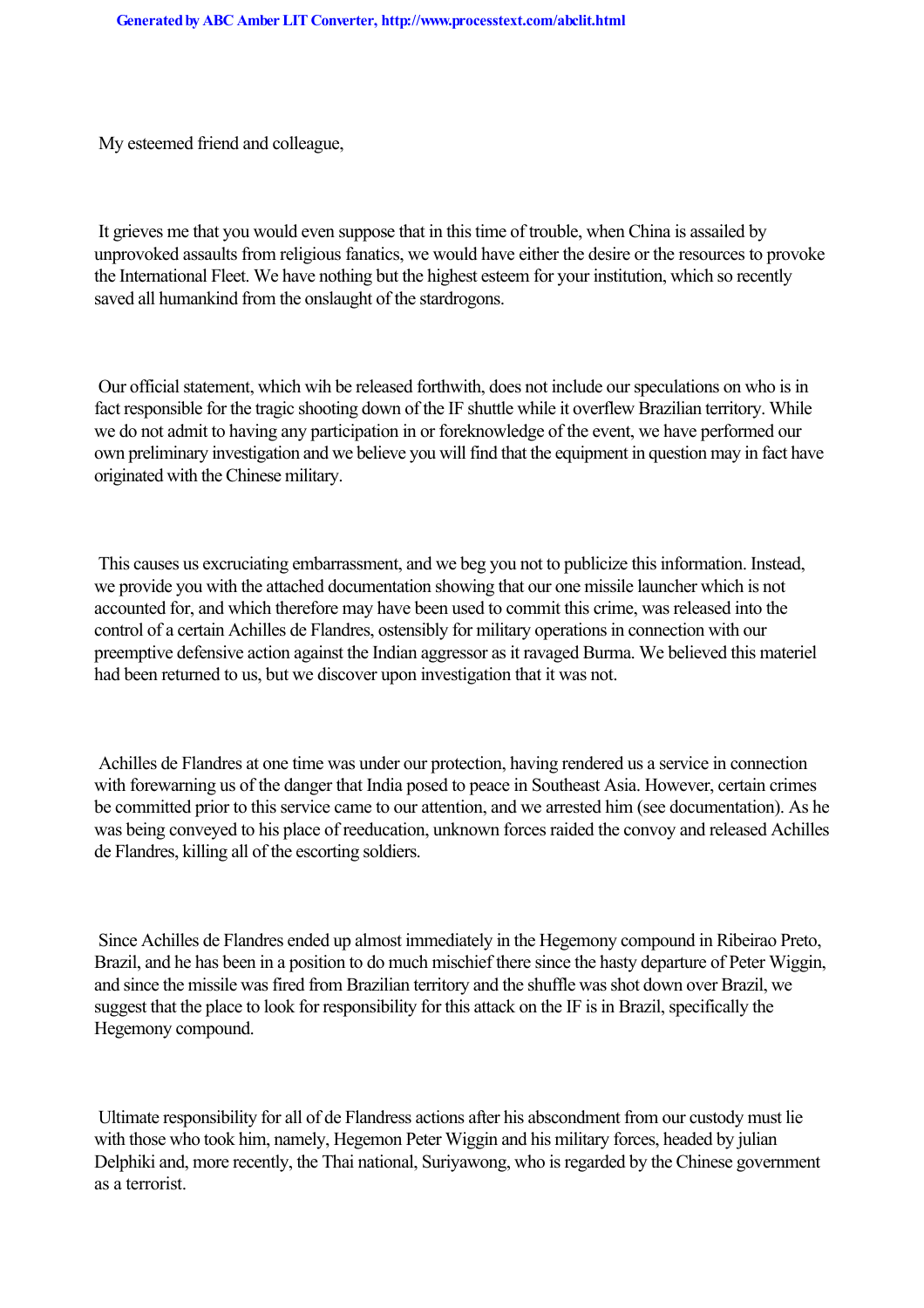My esteemed friend and colleague,

It grieves me that you would even suppose that in this time of trouble, when China is assailed by unprovoked assaults from religious fanatics, we would have either the desire or the resources to provoke the International Fleet. We have nothing but the highest esteem for your institution, which so recently saved all humankind from the onslaught of the stardrogons.

Our official statement, which wih be released forthwith, does not include our speculations on who is in fact responsible for the tragic shooting down of the IF shuttle while it overflew Brazilian territory. While we do not admit to having any participation in or foreknowledge of the event, we have performed our own preliminary investigation and we believe you will find that the equipment in question may in fact have originated with the Chinese military.

This causes us excruciating embarrassment, and we beg you not to publicize this information. Instead, we provide you with the attached documentation showing that our one missile launcher which is not accounted for, and which therefore may have been used to commit this crime, was released into the control of a certain Achilles de Flandres, ostensibly for military operations in connection with our preemptive defensive action against the Indian aggressor as it ravaged Burma. We believed this materiel had been returned to us, but we discover upon investigation that it was not.

Achilles de Flandres at one time was under our protection, having rendered us a service in connection with forewarning us of the danger that India posed to peace in Southeast Asia. However, certain crimes be committed prior to this service came to our attention, and we arrested him (see documentation). As he was being conveyed to his place of reeducation, unknown forces raided the convoy and released Achilles de Flandres, killing all of the escorting soldiers.

Since Achilles de Flandres ended up almost immediately in the Hegemony compound in Ribeirao Preto, Brazil, and he has been in a position to do much mischief there since the hasty departure of Peter Wiggin, and since the missile was fired from Brazilian territory and the shuffle was shot down over Brazil, we suggest that the place to look for responsibility for this attack on the IF is in Brazil, specifically the Hegemony compound.

Ultimate responsibility for all of de Flandress actions after his abscondment from our custody must lie with those who took him, namely, Hegemon Peter Wiggin and his military forces, headed by julian Delphiki and, more recently, the Thai national, Suriyawong, who is regarded by the Chinese government as a terrorist.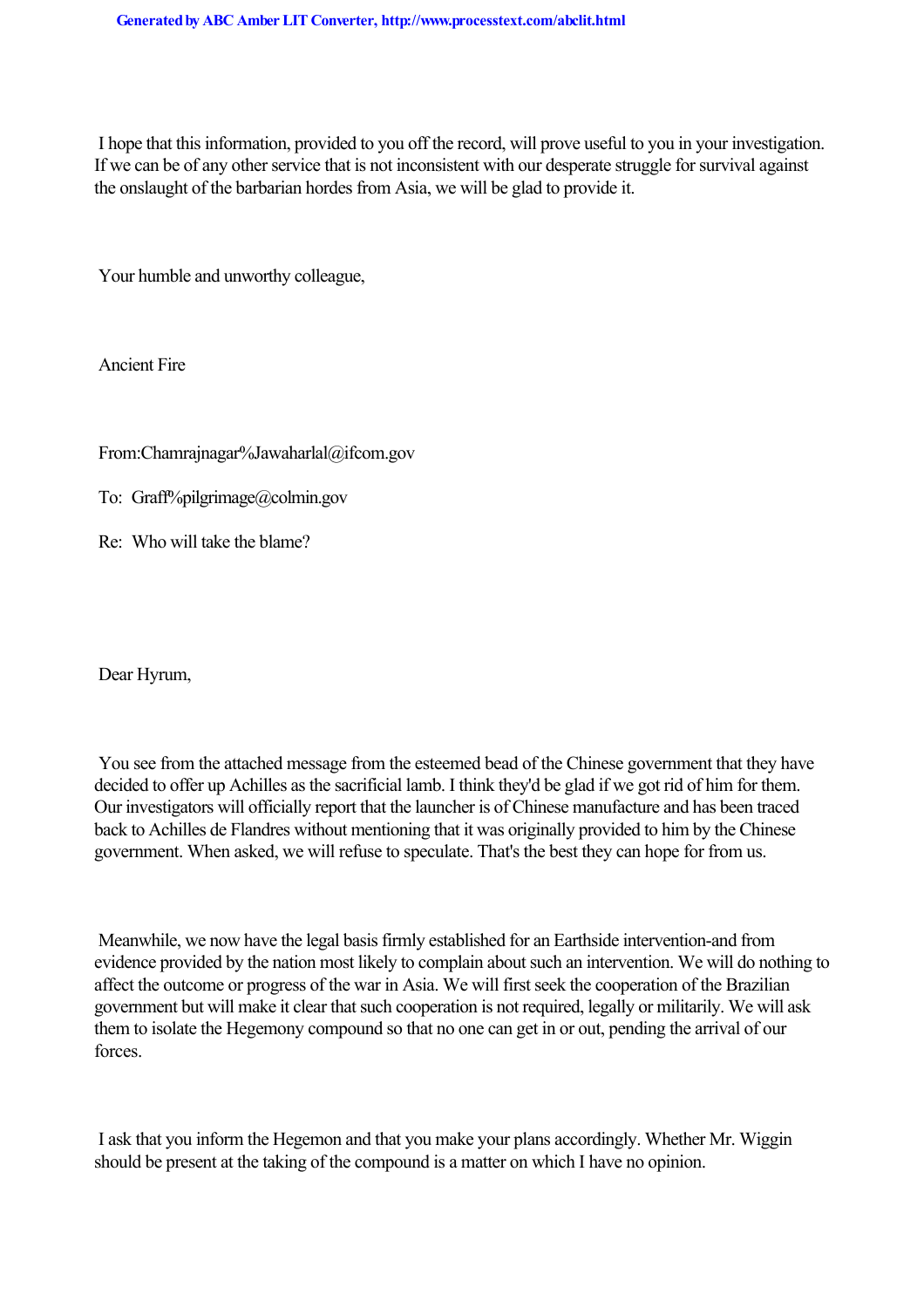I hope that this information, provided to you off the record, will prove useful to you in your investigation. If we can be of any other service that is not inconsistent with our desperate struggle for survival against the onslaught of the barbarian hordes from Asia, we will be glad to provide it.

Your humble and unworthy colleague,

Ancient Fire

From:Chamrajnagar%Jawaharlal@ifcom.gov

To: Graff%pilgrimage@colmin.gov

Re: Who will take the blame?

Dear Hyrum,

You see from the attached message from the esteemed bead of the Chinese government that they have decided to offer up Achilles as the sacrificial lamb. I think they'd be glad if we got rid of him for them. Our investigators will officially report that the launcher is of Chinese manufacture and has been traced back to Achilles de Flandres without mentioning that it was originally provided to him by the Chinese government. When asked, we will refuse to speculate. That's the best they can hope for from us.

Meanwhile, we now have the legal basis firmly established for an Earthside intervention-and from evidence provided by the nation most likely to complain about such an intervention. We will do nothing to affect the outcome or progress of the war in Asia. We will first seek the cooperation of the Brazilian government but will make it clear that such cooperation is not required, legally or militarily. We will ask them to isolate the Hegemony compound so that no one can get in or out, pending the arrival of our forces.

I ask that you inform the Hegemon and that you make your plans accordingly. Whether Mr. Wiggin should be present at the taking of the compound is a matter on which I have no opinion.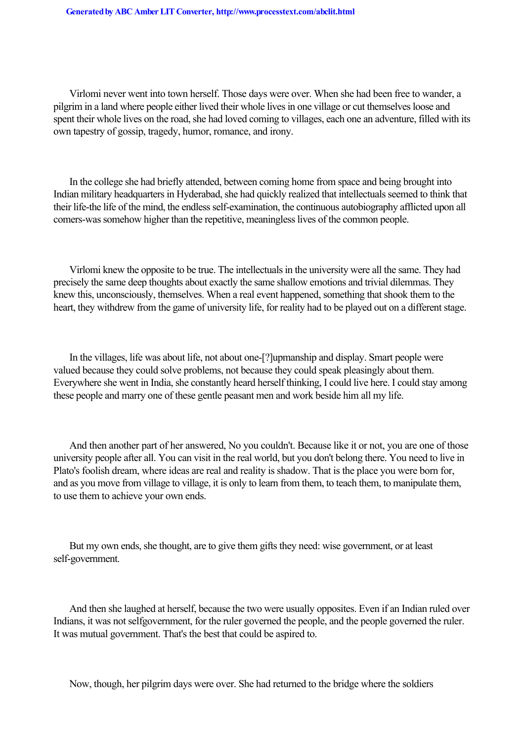Virlomi never went into town herself. Those days were over. When she had been free to wander, a pilgrim in a land where people either lived their whole lives in one village or cut themselves loose and spent their whole lives on the road, she had loved coming to villages, each one an adventure, filled with its own tapestry of gossip, tragedy, humor, romance, and irony.

In the college she had briefly attended, between coming home from space and being brought into Indian military headquarters in Hyderabad, she had quickly realized that intellectuals seemed to think that their life-the life of the mind, the endless self-examination, the continuous autobiography afflicted upon all comers-was somehow higher than the repetitive, meaningless lives of the common people.

Virlomi knew the opposite to be true. The intellectuals in the university were all the same. They had precisely the same deep thoughts about exactly the same shallow emotions and trivial dilemmas. They knew this, unconsciously, themselves. When a real event happened, something that shook them to the heart, they withdrew from the game of university life, for reality had to be played out on a different stage.

In the villages, life was about life, not about one-[?]upmanship and display. Smart people were valued because they could solve problems, not because they could speak pleasingly about them. Everywhere she went in India, she constantly heard herself thinking, I could live here. I could stay among these people and marry one of these gentle peasant men and work beside him all my life.

And then another part of her answered, No you couldn't. Because like it or not, you are one of those university people after all. You can visit in the real world, but you don't belong there. You need to live in Plato's foolish dream, where ideas are real and reality is shadow. That is the place you were born for, and as you move from village to village, it is only to learn from them, to teach them, to manipulate them, to use them to achieve your own ends.

But my own ends, she thought, are to give them gifts they need: wise government, or at least self-government.

And then she laughed at herself, because the two were usually opposites. Even if an Indian ruled over Indians, it was not selfgovernment, for the ruler governed the people, and the people governed the ruler. It was mutual government. That's the best that could be aspired to.

Now, though, her pilgrim days were over. She had returned to the bridge where the soldiers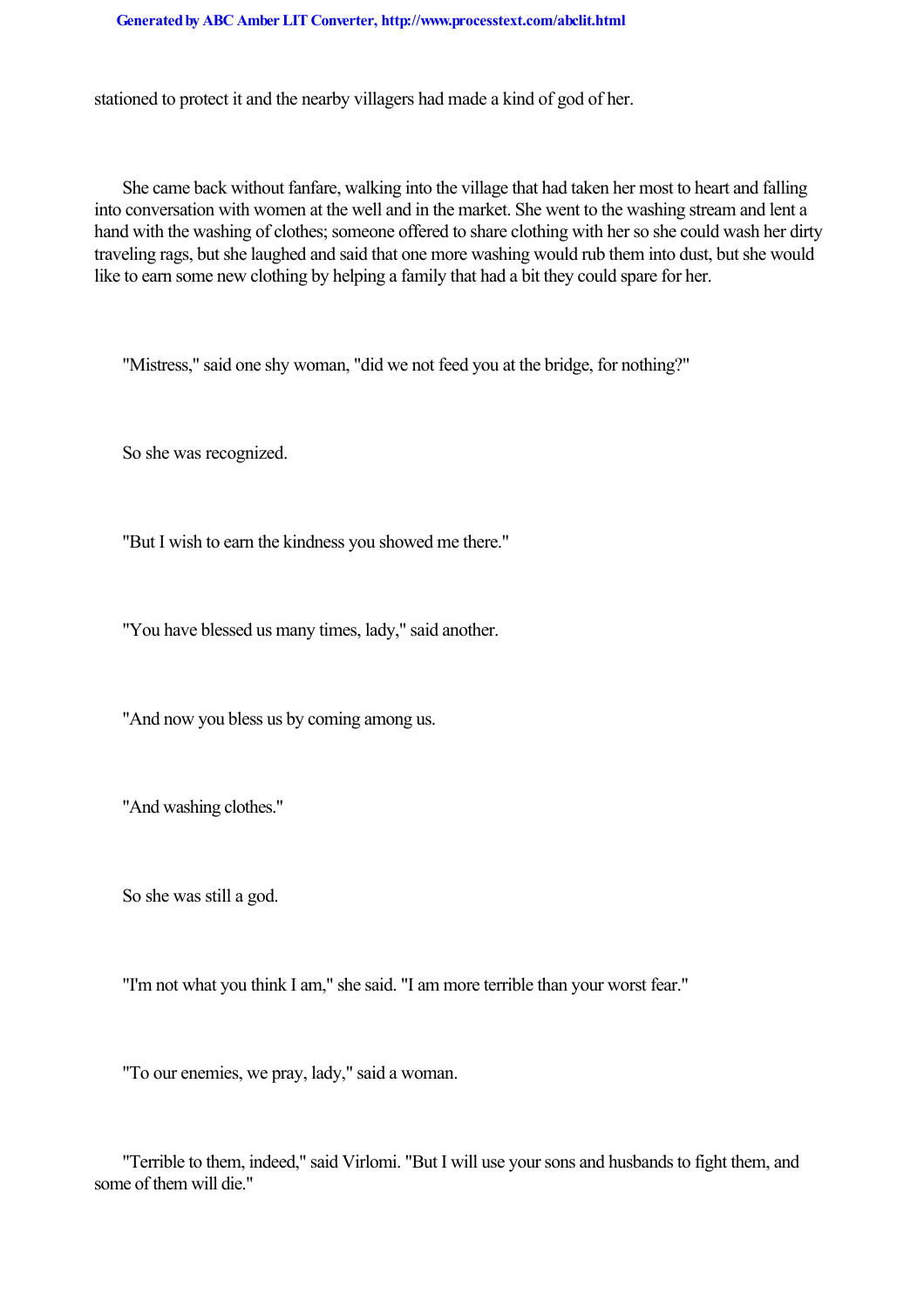stationed to protect it and the nearby villagers had made a kind of god of her.

She came back without fanfare, walking into the village that had taken her most to heart and falling into conversation with women at the well and in the market. She went to the washing stream and lent a hand with the washing of clothes; someone offered to share clothing with her so she could wash her dirty traveling rags, but she laughed and said that one more washing would rub them into dust, but she would like to earn some new clothing by helping a family that had a bit they could spare for her.

"Mistress," said one shy woman, "did we not feed you at the bridge, for nothing?"

So she was recognized.

"But I wish to earn the kindness you showed me there."

"You have blessed us many times, lady," said another.

"And now you bless us by coming among us.

"And washing clothes."

So she was still a god.

"I'm not what you think I am," she said. "I am more terrible than your worst fear."

"To our enemies, we pray, lady," said a woman.

"Terrible to them, indeed," said Virlomi. "But I will use your sons and husbands to fight them, and some of them will die."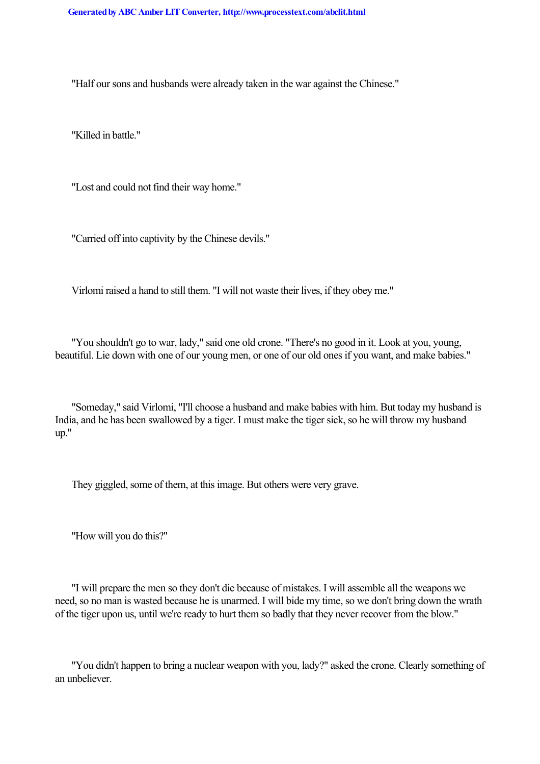"Half our sons and husbands were already taken in the war against the Chinese."

"Killed in battle."

"Lost and could not find their way home."

"Carried off into captivity by the Chinese devils."

Virlomi raised a hand to still them. "I will not waste their lives, if they obey me."

"You shouldn't go to war, lady," said one old crone. "There's no good in it. Look at you, young, beautiful. Lie down with one of our young men, or one of our old ones if you want, and make babies."

"Someday," said Virlomi, "I'll choose a husband and make babies with him. But today my husband is India, and he has been swallowed by a tiger. I must make the tiger sick, so he will throw my husband up."

They giggled, some of them, at this image. But others were very grave.

"How will you do this?"

"I will prepare the men so they don't die because of mistakes. I will assemble all the weapons we need, so no man is wasted because he is unarmed. I will bide my time, so we don't bring down the wrath of the tiger upon us, until we're ready to hurt them so badly that they never recover from the blow."

"You didn't happen to bring a nuclear weapon with you, lady?" asked the crone. Clearly something of an unbeliever.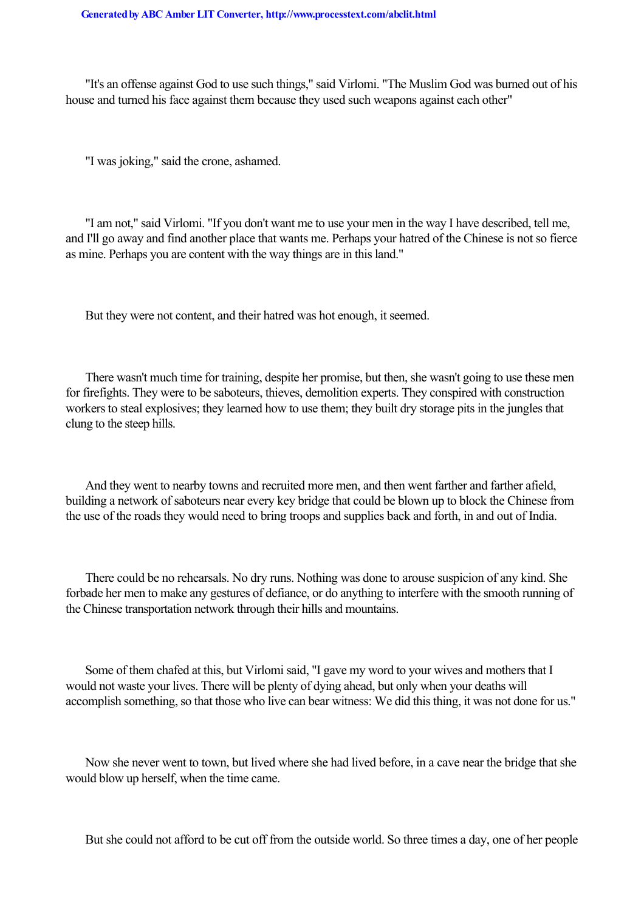"It's an offense against God to use such things," said Virlomi. "The Muslim God was burned out of his house and turned his face against them because they used such weapons against each other"

"I was joking," said the crone, ashamed.

"I am not," said Virlomi. "If you don't want me to use your men in the way I have described, tell me, and I'll go away and find another place that wants me. Perhaps your hatred of the Chinese is not so fierce as mine. Perhaps you are content with the way things are in this land."

But they were not content, and their hatred was hot enough, it seemed.

There wasn't much time for training, despite her promise, but then, she wasn't going to use these men for firefights. They were to be saboteurs, thieves, demolition experts. They conspired with construction workers to steal explosives; they learned how to use them; they built dry storage pits in the jungles that clung to the steep hills.

And they went to nearby towns and recruited more men, and then went farther and farther afield, building a network of saboteurs near every key bridge that could be blown up to block the Chinese from the use of the roads they would need to bring troops and supplies back and forth, in and out of India.

There could be no rehearsals. No dry runs. Nothing was done to arouse suspicion of any kind. She forbade her men to make any gestures of defiance, or do anything to interfere with the smooth running of the Chinese transportation network through their hills and mountains.

Some of them chafed at this, but Virlomi said, "I gave my word to your wives and mothers that I would not waste your lives. There will be plenty of dying ahead, but only when your deaths will accomplish something, so that those who live can bear witness: We did this thing, it was not done for us."

Now she never went to town, but lived where she had lived before, in a cave near the bridge that she would blow up herself, when the time came.

But she could not afford to be cut off from the outside world. So three times a day, one of her people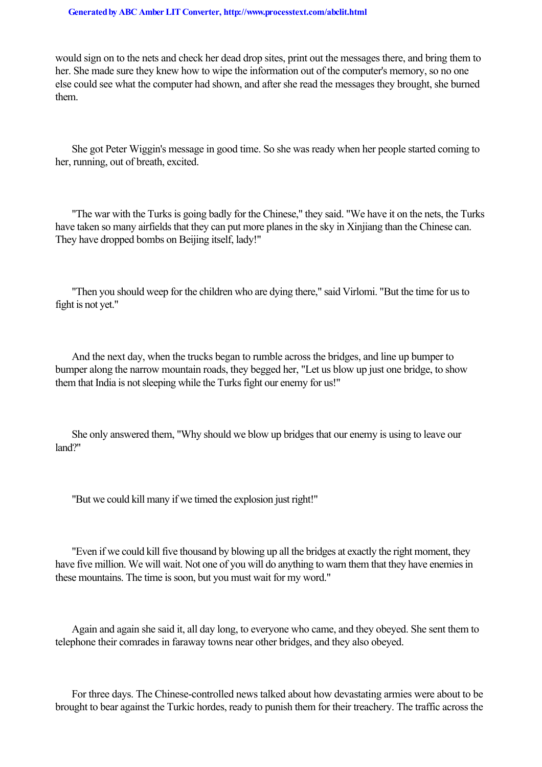would sign on to the nets and check her dead drop sites, print out the messages there, and bring them to her. She made sure they knew how to wipe the information out of the computer's memory, so no one else could see what the computer had shown, and after she read the messages they brought, she burned them.

She got Peter Wiggin's message in good time. So she was ready when her people started coming to her, running, out of breath, excited.

"The war with the Turks is going badly for the Chinese," they said. "We have it on the nets, the Turks have taken so many airfields that they can put more planes in the sky in Xinjiang than the Chinese can. They have dropped bombs on Beijing itself, lady!"

"Then you should weep for the children who are dying there," said Virlomi. "But the time for us to fight is not yet."

And the next day, when the trucks began to rumble across the bridges, and line up bumper to bumper along the narrow mountain roads, they begged her, "Let us blow up just one bridge, to show them that India is not sleeping while the Turks fight our enemy for us!"

She only answered them, "Why should we blow up bridges that our enemy is using to leave our land?"

"But we could kill many if we timed the explosion just right!"

"Even if we could kill five thousand by blowing up all the bridges at exactly the right moment, they have five million. We will wait. Not one of you will do anything to warn them that they have enemies in these mountains. The time is soon, but you must wait for my word."

Again and again she said it, all day long, to everyone who came, and they obeyed. She sent them to telephone their comrades in faraway towns near other bridges, and they also obeyed.

For three days. The Chinese-controlled news talked about how devastating armies were about to be brought to bear against the Turkic hordes, ready to punish them for their treachery. The traffic across the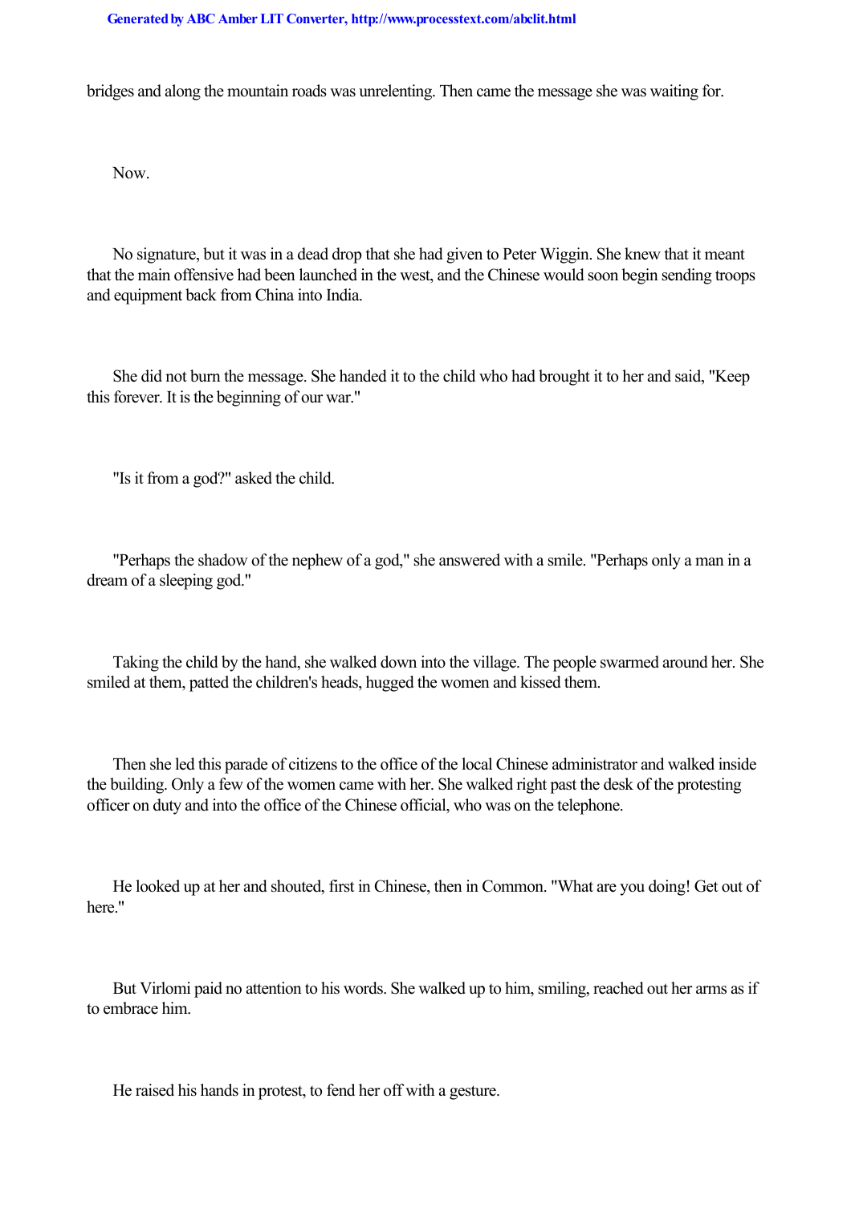bridges and along the mountain roads was unrelenting. Then came the message she was waiting for.

Now.

No signature, but it was in a dead drop that she had given to Peter Wiggin. She knew that it meant that the main offensive had been launched in the west, and the Chinese would soon begin sending troops and equipment back from China into India.

She did not burn the message. She handed it to the child who had brought it to her and said, "Keep this forever. It is the beginning of our war."

"Is it from a god?" asked the child.

"Perhaps the shadow of the nephew of a god," she answered with a smile. "Perhaps only a man in a dream of a sleeping god."

Taking the child by the hand, she walked down into the village. The people swarmed around her. She smiled at them, patted the children's heads, hugged the women and kissed them.

Then she led this parade of citizens to the office of the local Chinese administrator and walked inside the building. Only a few of the women came with her. She walked right past the desk of the protesting officer on duty and into the office of the Chinese official, who was on the telephone.

He looked up at her and shouted, first in Chinese, then in Common. "What are you doing! Get out of here."

But Virlomi paid no attention to his words. She walked up to him, smiling, reached out her arms as if to embrace him.

He raised his hands in protest, to fend her off with a gesture.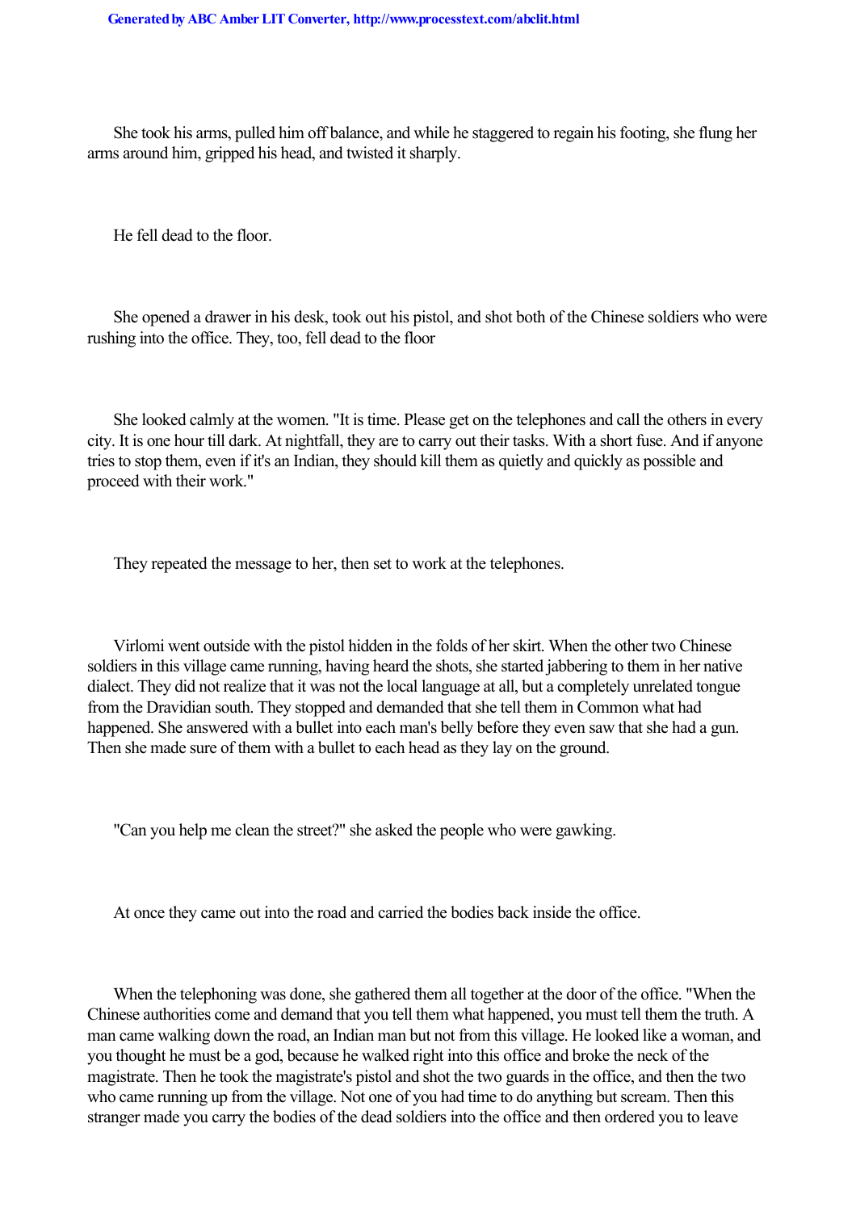She took his arms, pulled him off balance, and while he staggered to regain his footing, she flung her arms around him, gripped his head, and twisted it sharply.

He fell dead to the floor.

She opened a drawer in his desk, took out his pistol, and shot both of the Chinese soldiers who were rushing into the office. They, too, fell dead to the floor

She looked calmly at the women. "It is time. Please get on the telephones and call the others in every city. It is one hour till dark. At nightfall, they are to carry out their tasks. With a short fuse. And if anyone tries to stop them, even if it's an Indian, they should kill them as quietly and quickly as possible and proceed with their work."

They repeated the message to her, then set to work at the telephones.

Virlomi went outside with the pistol hidden in the folds of her skirt. When the other two Chinese soldiers in this village came running, having heard the shots, she started jabbering to them in her native dialect. They did not realize that it was not the local language at all, but a completely unrelated tongue from the Dravidian south. They stopped and demanded that she tell them in Common what had happened. She answered with a bullet into each man's belly before they even saw that she had a gun. Then she made sure of them with a bullet to each head as they lay on the ground.

"Can you help me clean the street?" she asked the people who were gawking.

At once they came out into the road and carried the bodies back inside the office.

When the telephoning was done, she gathered them all together at the door of the office. "When the Chinese authorities come and demand that you tell them what happened, you must tell them the truth. A man came walking down the road, an Indian man but not from this village. He looked like a woman, and you thought he must be a god, because he walked right into this office and broke the neck of the magistrate. Then he took the magistrate's pistol and shot the two guards in the office, and then the two who came running up from the village. Not one of you had time to do anything but scream. Then this stranger made you carry the bodies of the dead soldiers into the office and then ordered you to leave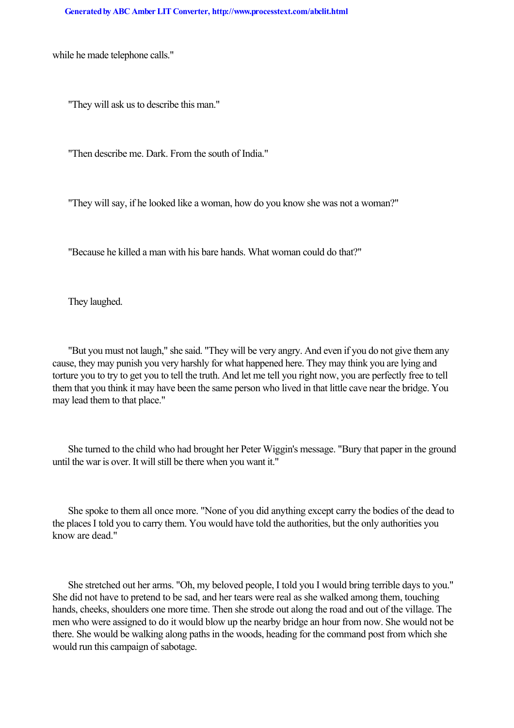while he made telephone calls."

"They will ask us to describe this man."

"Then describe me. Dark. From the south of India."

"They will say, if he looked like a woman, how do you know she was not a woman?"

"Because he killed a man with his bare hands. What woman could do that?"

They laughed.

"But you must not laugh," she said. "They will be very angry. And even if you do not give them any cause, they may punish you very harshly for what happened here. They may think you are lying and torture you to try to get you to tell the truth. And let me tell you right now, you are perfectly free to tell them that you think it may have been the same person who lived in that little cave near the bridge. You may lead them to that place."

She turned to the child who had brought her Peter Wiggin's message. "Bury that paper in the ground until the war is over. It will still be there when you want it."

She spoke to them all once more. "None of you did anything except carry the bodies of the dead to the places I told you to carry them. You would have told the authorities, but the only authorities you know are dead."

She stretched out her arms. "Oh, my beloved people, I told you I would bring terrible days to you." She did not have to pretend to be sad, and her tears were real as she walked among them, touching hands, cheeks, shoulders one more time. Then she strode out along the road and out of the village. The men who were assigned to do it would blow up the nearby bridge an hour from now. She would not be there. She would be walking along paths in the woods, heading for the command post from which she would run this campaign of sabotage.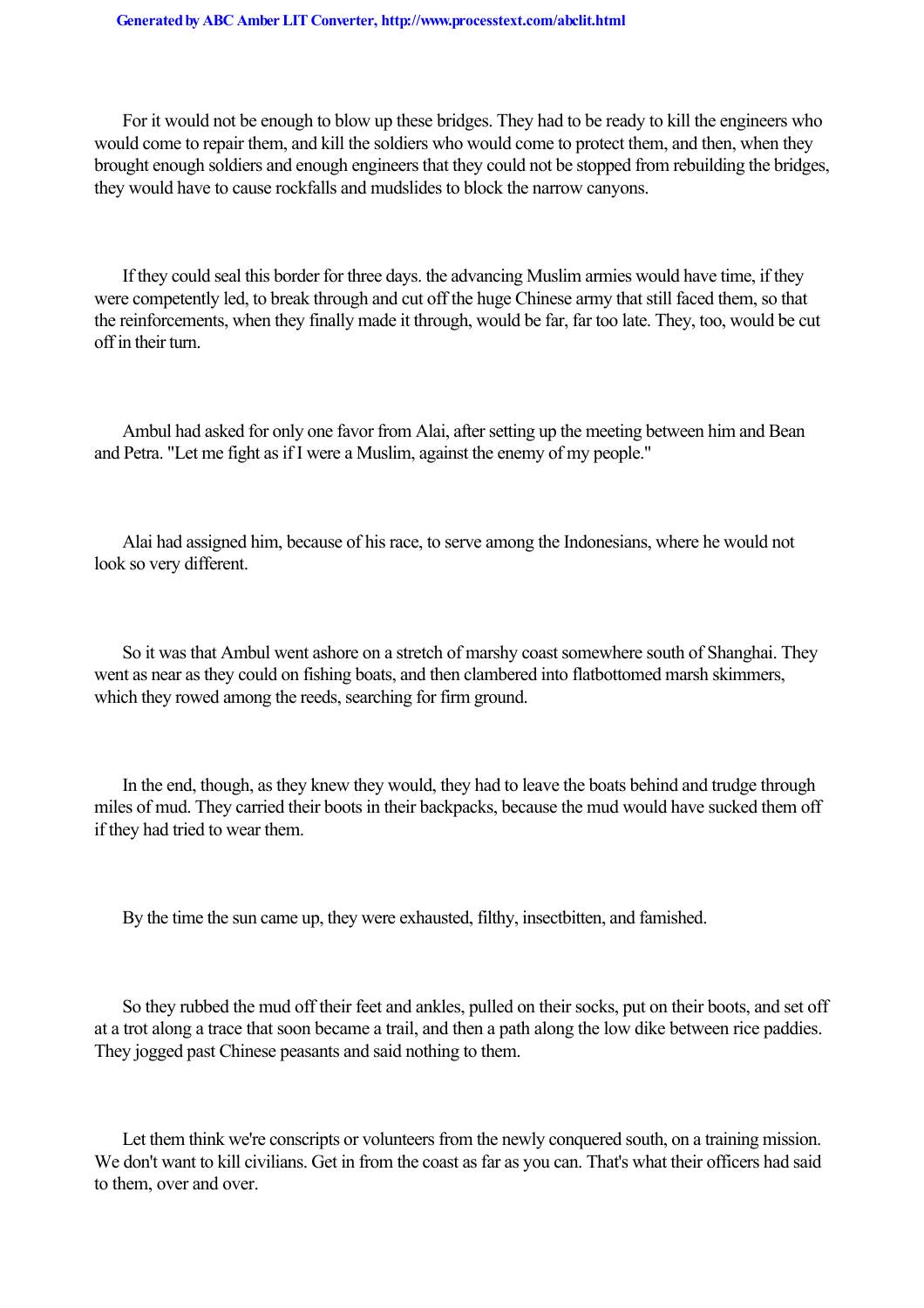For it would not be enough to blow up these bridges. They had to be ready to kill the engineers who would come to repair them, and kill the soldiers who would come to protect them, and then, when they brought enough soldiers and enough engineers that they could not be stopped from rebuilding the bridges, they would have to cause rockfalls and mudslides to block the narrow canyons.

If they could seal this border for three days. the advancing Muslim armies would have time, if they were competently led, to break through and cut off the huge Chinese army that still faced them, so that the reinforcements, when they finally made it through, would be far, far too late. They, too, would be cut off in their turn.

Ambul had asked for only one favor from Alai, after setting up the meeting between him and Bean and Petra. "Let me fight as if I were a Muslim, against the enemy of my people."

Alai had assigned him, because of his race, to serve among the Indonesians, where he would not look so very different.

So it was that Ambul went ashore on a stretch of marshy coast somewhere south of Shanghai. They went as near as they could on fishing boats, and then clambered into flatbottomed marsh skimmers, which they rowed among the reeds, searching for firm ground.

In the end, though, as they knew they would, they had to leave the boats behind and trudge through miles of mud. They carried their boots in their backpacks, because the mud would have sucked them off if they had tried to wear them.

By the time the sun came up, they were exhausted, filthy, insectbitten, and famished.

So they rubbed the mud off their feet and ankles, pulled on their socks, put on their boots, and set off at a trot along a trace that soon became a trail, and then a path along the low dike between rice paddies. They jogged past Chinese peasants and said nothing to them.

Let them think we're conscripts or volunteers from the newly conquered south, on a training mission. We don't want to kill civilians. Get in from the coast as far as you can. That's what their officers had said to them, over and over.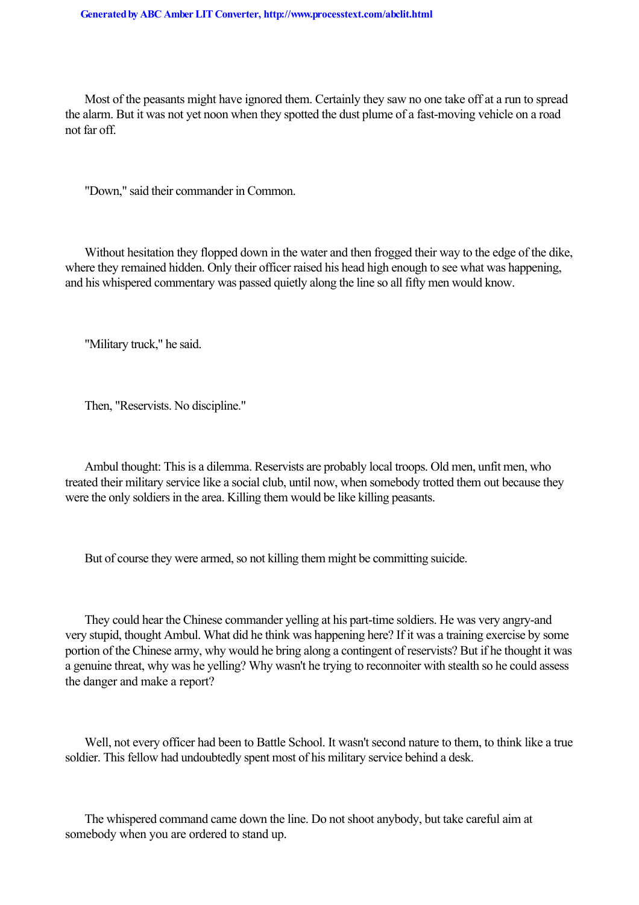Most of the peasants might have ignored them. Certainly they saw no one take off at a run to spread the alarm. But it was not yet noon when they spotted the dust plume of a fast-moving vehicle on a road not far off.

"Down," said their commander in Common.

Without hesitation they flopped down in the water and then frogged their way to the edge of the dike, where they remained hidden. Only their officer raised his head high enough to see what was happening, and his whispered commentary was passed quietly along the line so all fifty men would know.

"Military truck," he said.

Then, "Reservists. No discipline."

Ambul thought: This is a dilemma. Reservists are probably local troops. Old men, unfit men, who treated their military service like a social club, until now, when somebody trotted them out because they were the only soldiers in the area. Killing them would be like killing peasants.

But of course they were armed, so not killing them might be committing suicide.

They could hear the Chinese commander yelling at his part-time soldiers. He was very angry-and very stupid, thought Ambul. What did he think was happening here? If it was a training exercise by some portion of the Chinese army, why would he bring along a contingent of reservists? But if he thought it was a genuine threat, why was he yelling? Why wasn't he trying to reconnoiter with stealth so he could assess the danger and make a report?

Well, not every officer had been to Battle School. It wasn't second nature to them, to think like a true soldier. This fellow had undoubtedly spent most of his military service behind a desk.

The whispered command came down the line. Do not shoot anybody, but take careful aim at somebody when you are ordered to stand up.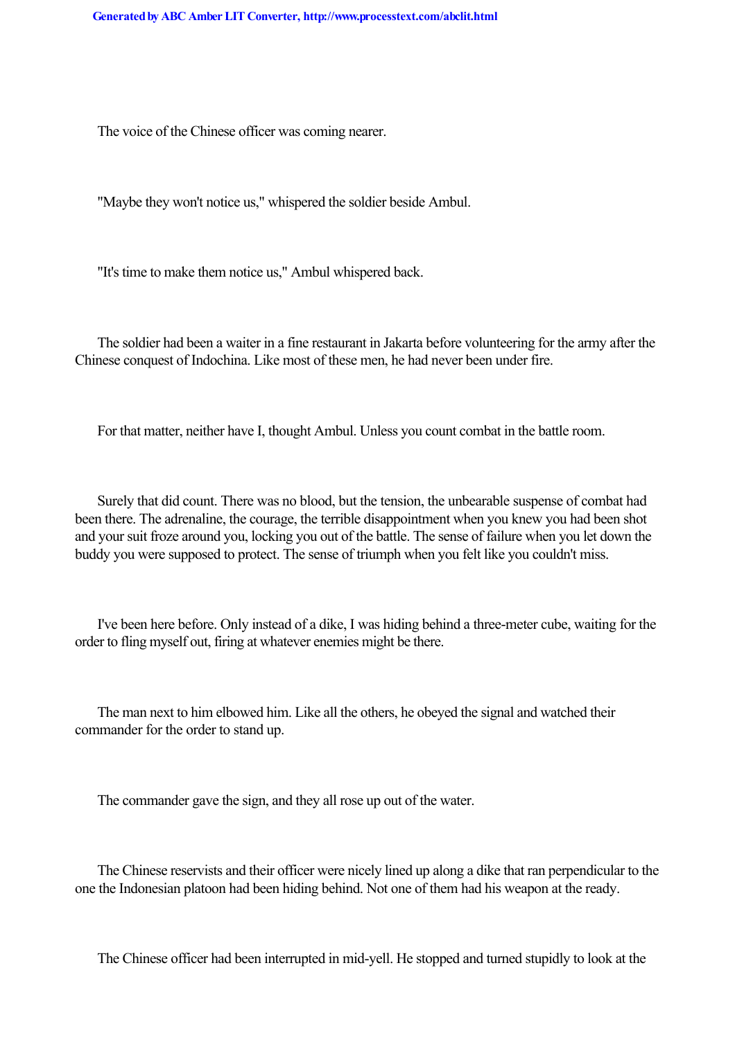The voice of the Chinese officer was coming nearer.

"Maybe they won't notice us," whispered the soldier beside Ambul.

"It's time to make them notice us," Ambul whispered back.

The soldier had been a waiter in a fine restaurant in Jakarta before volunteering for the army after the Chinese conquest of Indochina. Like most of these men, he had never been under fire.

For that matter, neither have I, thought Ambul. Unless you count combat in the battle room.

Surely that did count. There was no blood, but the tension, the unbearable suspense of combat had been there. The adrenaline, the courage, the terrible disappointment when you knew you had been shot and your suit froze around you, locking you out of the battle. The sense of failure when you let down the buddy you were supposed to protect. The sense of triumph when you felt like you couldn't miss.

I've been here before. Only instead of a dike, I was hiding behind a three-meter cube, waiting for the order to fling myself out, firing at whatever enemies might be there.

The man next to him elbowed him. Like all the others, he obeyed the signal and watched their commander for the order to stand up.

The commander gave the sign, and they all rose up out of the water.

The Chinese reservists and their officer were nicely lined up along a dike that ran perpendicular to the one the Indonesian platoon had been hiding behind. Not one of them had his weapon at the ready.

The Chinese officer had been interrupted in mid-yell. He stopped and turned stupidly to look at the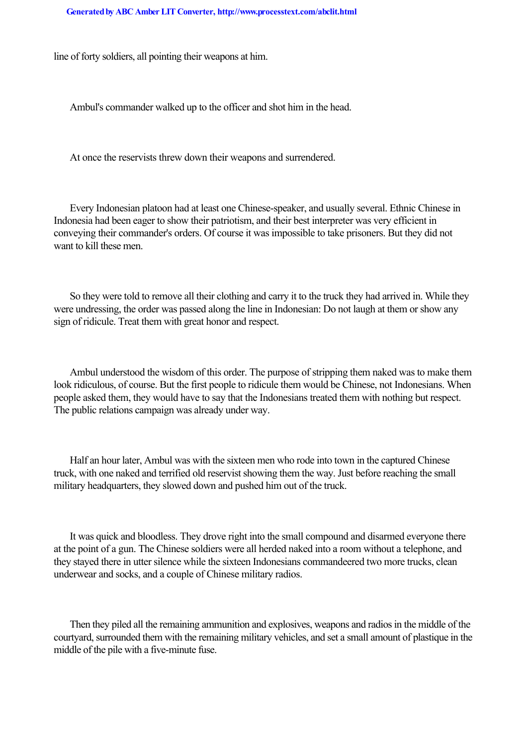line of forty soldiers, all pointing their weapons at him.

Ambul's commander walked up to the officer and shot him in the head.

At once the reservists threw down their weapons and surrendered.

Every Indonesian platoon had at least one Chinese-speaker, and usually several. Ethnic Chinese in Indonesia had been eager to show their patriotism, and their best interpreter was very efficient in conveying their commander's orders. Of course it was impossible to take prisoners. But they did not want to kill these men.

So they were told to remove all their clothing and carry it to the truck they had arrived in. While they were undressing, the order was passed along the line in Indonesian: Do not laugh at them or show any sign of ridicule. Treat them with great honor and respect.

Ambul understood the wisdom of this order. The purpose of stripping them naked was to make them look ridiculous, of course. But the first people to ridicule them would be Chinese, not Indonesians. When people asked them, they would have to say that the Indonesians treated them with nothing but respect. The public relations campaign was already under way.

Half an hour later, Ambul was with the sixteen men who rode into town in the captured Chinese truck, with one naked and terrified old reservist showing them the way. Just before reaching the small military headquarters, they slowed down and pushed him out of the truck.

It was quick and bloodless. They drove right into the small compound and disarmed everyone there at the point of a gun. The Chinese soldiers were all herded naked into a room without a telephone, and they stayed there in utter silence while the sixteen Indonesians commandeered two more trucks, clean underwear and socks, and a couple of Chinese military radios.

Then they piled all the remaining ammunition and explosives, weapons and radios in the middle of the courtyard, surrounded them with the remaining military vehicles, and set a small amount of plastique in the middle of the pile with a five-minute fuse.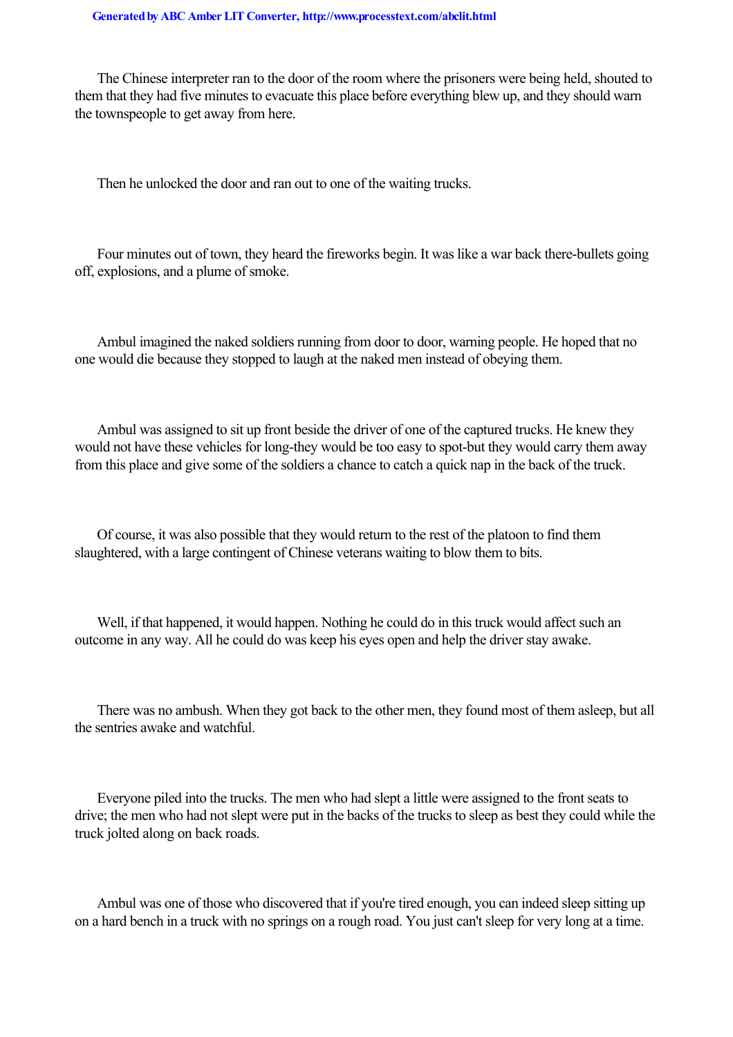The Chinese interpreter ran to the door of the room where the prisoners were being held, shouted to them that they had five minutes to evacuate this place before everything blew up, and they should warn the townspeople to get away from here.

Then he unlocked the door and ran out to one of the waiting trucks.

Four minutes out of town, they heard the fireworks begin. It was like a war back there-bullets going off, explosions, and a plume of smoke.

Ambul imagined the naked soldiers running from door to door, warning people. He hoped that no one would die because they stopped to laugh at the naked men instead of obeying them.

Ambul was assigned to sit up front beside the driver of one of the captured trucks. He knew they would not have these vehicles for long-they would be too easy to spot-but they would carry them away from this place and give some of the soldiers a chance to catch a quick nap in the back of the truck.

Of course, it was also possible that they would return to the rest of the platoon to find them slaughtered, with a large contingent of Chinese veterans waiting to blow them to bits.

Well, if that happened, it would happen. Nothing he could do in this truck would affect such an outcome in any way. All he could do was keep his eyes open and help the driver stay awake.

There was no ambush. When they got back to the other men, they found most of them asleep, but all the sentries awake and watchful.

Everyone piled into the trucks. The men who had slept a little were assigned to the front seats to drive; the men who had not slept were put in the backs of the trucks to sleep as best they could while the truck jolted along on back roads.

Ambul was one of those who discovered that if you're tired enough, you can indeed sleep sitting up on a hard bench in a truck with no springs on a rough road. You just can't sleep for very long at a time.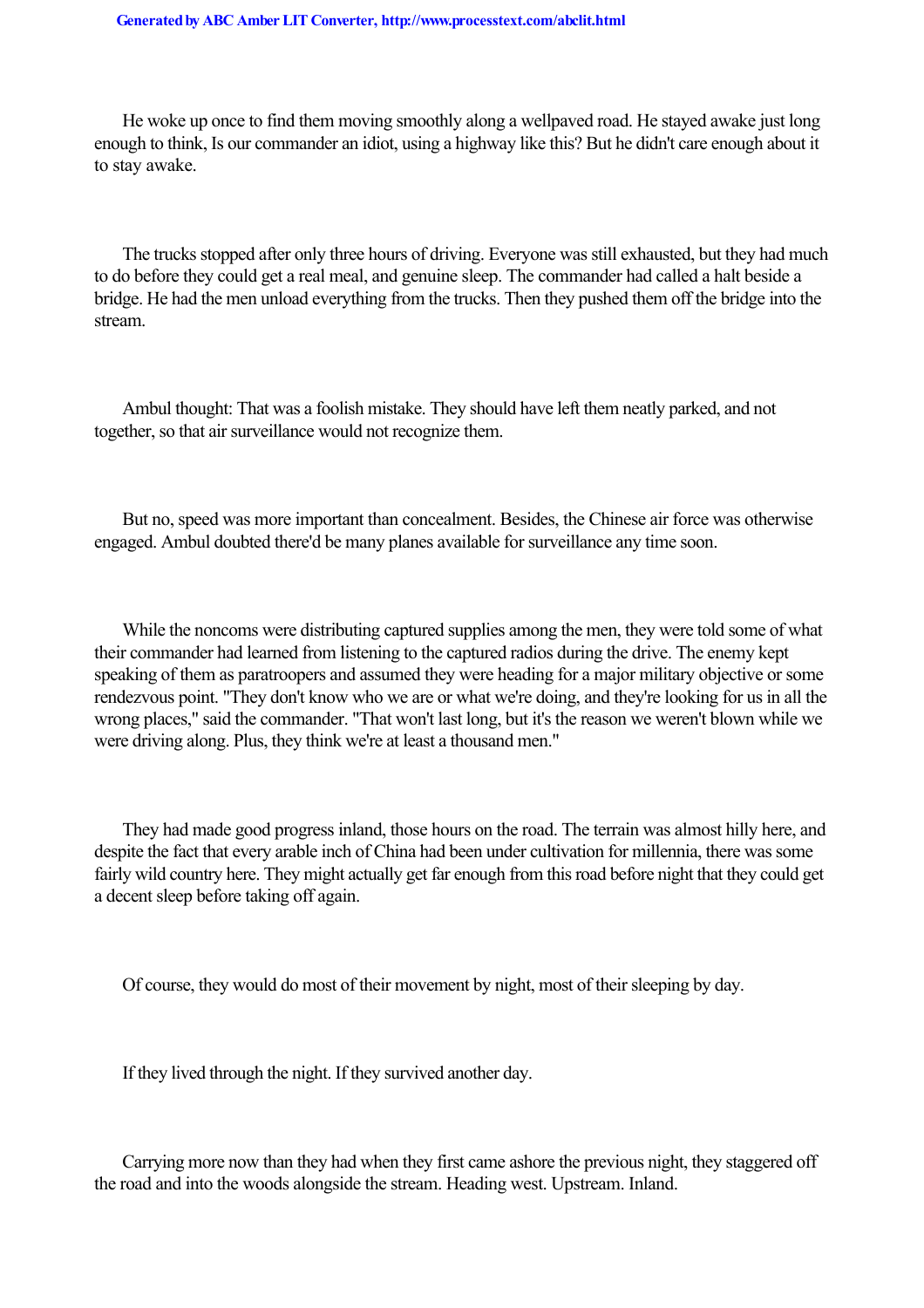He woke up once to find them moving smoothly along a wellpaved road. He stayed awake just long enough to think, Is our commander an idiot, using a highway like this? But he didn't care enough about it to stay awake.

The trucks stopped after only three hours of driving. Everyone was still exhausted, but they had much to do before they could get a real meal, and genuine sleep. The commander had called a halt beside a bridge. He had the men unload everything from the trucks. Then they pushed them off the bridge into the stream.

Ambul thought: That was a foolish mistake. They should have left them neatly parked, and not together, so that air surveillance would not recognize them.

But no, speed was more important than concealment. Besides, the Chinese air force was otherwise engaged. Ambul doubted there'd be many planes available for surveillance any time soon.

While the noncoms were distributing captured supplies among the men, they were told some of what their commander had learned from listening to the captured radios during the drive. The enemy kept speaking of them as paratroopers and assumed they were heading for a major military objective or some rendezvous point. "They don't know who we are or what we're doing, and they're looking for us in all the wrong places," said the commander. "That won't last long, but it's the reason we weren't blown while we were driving along. Plus, they think we're at least a thousand men."

They had made good progress inland, those hours on the road. The terrain was almost hilly here, and despite the fact that every arable inch of China had been under cultivation for millennia, there was some fairly wild country here. They might actually get far enough from this road before night that they could get a decent sleep before taking off again.

Of course, they would do most of their movement by night, most of their sleeping by day.

If they lived through the night. If they survived another day.

Carrying more now than they had when they first came ashore the previous night, they staggered off the road and into the woods alongside the stream. Heading west. Upstream. Inland.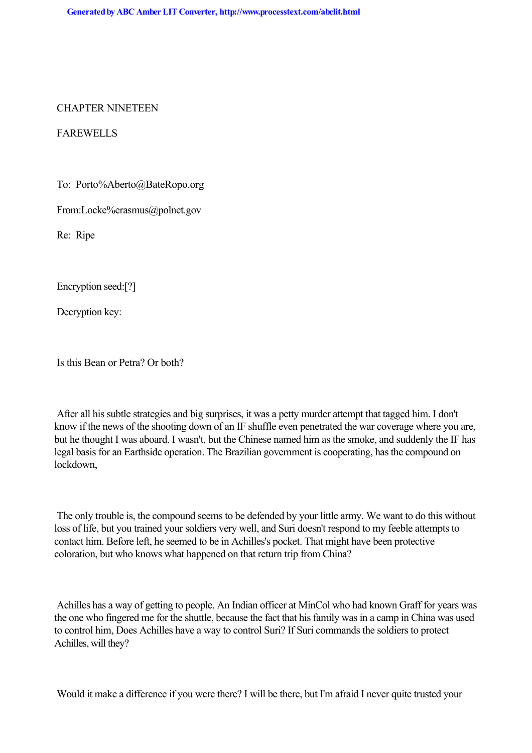CHAPTER NINETEEN

FAREWELLS

To: Porto%Aberto@BateRopo.org

From:Locke%erasmus@polnet.gov

Re: Ripe

Encryption seed:[?]

Decryption key:

Is this Bean or Petra? Or both?

After all his subtle strategies and big surprises, it was a petty murder attempt that tagged him. I don't know if the news of the shooting down of an IF shuffle even penetrated the war coverage where you are, but he thought I was aboard. I wasn't, but the Chinese named him as the smoke, and suddenly the IF has legal basis for an Earthside operation. The Brazilian government is cooperating, has the compound on lockdown,

The only trouble is, the compound seems to be defended by your little army. We want to do this without loss of life, but you trained your soldiers very well, and Suri doesn't respond to my feeble attempts to contact him. Before left, he seemed to be in Achilles's pocket. That might have been protective coloration, but who knows what happened on that return trip from China?

Achilles has a way of getting to people. An Indian officer at MinCol who had known Graff for years was the one who fingered me for the shuttle, because the fact that his family was in a camp in China was used to control him, Does Achilles have a way to control Suri? If Suri commands the soldiers to protect Achilles, will they?

Would it make a difference if you were there? I will be there, but I'm afraid I never quite trusted your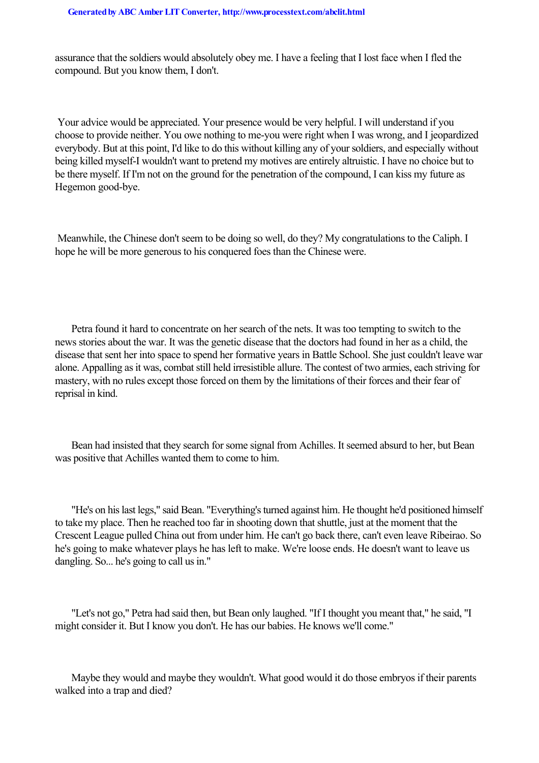assurance that the soldiers would absolutely obey me. I have a feeling that I lost face when I fled the compound. But you know them, I don't.

Your advice would be appreciated. Your presence would be very helpful. I will understand if you choose to provide neither. You owe nothing to me-you were right when I was wrong, and I jeopardized everybody. But at this point, I'd like to do this without killing any of your soldiers, and especially without being killed myself-I wouldn't want to pretend my motives are entirely altruistic. I have no choice but to be there myself. If I'm not on the ground for the penetration of the compound, I can kiss my future as Hegemon good-bye.

Meanwhile, the Chinese don't seem to be doing so well, do they? My congratulations to the Caliph. I hope he will be more generous to his conquered foes than the Chinese were.

Petra found it hard to concentrate on her search of the nets. It was too tempting to switch to the news stories about the war. It was the genetic disease that the doctors had found in her as a child, the disease that sent her into space to spend her formative years in Battle School. She just couldn't leave war alone. Appalling as it was, combat still held irresistible allure. The contest of two armies, each striving for mastery, with no rules except those forced on them by the limitations of their forces and their fear of reprisal in kind.

Bean had insisted that they search for some signal from Achilles. It seemed absurd to her, but Bean was positive that Achilles wanted them to come to him.

"He's on his last legs," said Bean. "Everything's turned against him. He thought he'd positioned himself to take my place. Then he reached too far in shooting down that shuttle, just at the moment that the Crescent League pulled China out from under him. He can't go back there, can't even leave Ribeirao. So he's going to make whatever plays he has left to make. We're loose ends. He doesn't want to leave us dangling. So... he's going to call us in."

"Let's not go," Petra had said then, but Bean only laughed. "If I thought you meant that," he said, "I might consider it. But I know you don't. He has our babies. He knows we'll come."

Maybe they would and maybe they wouldn't. What good would it do those embryos if their parents walked into a trap and died?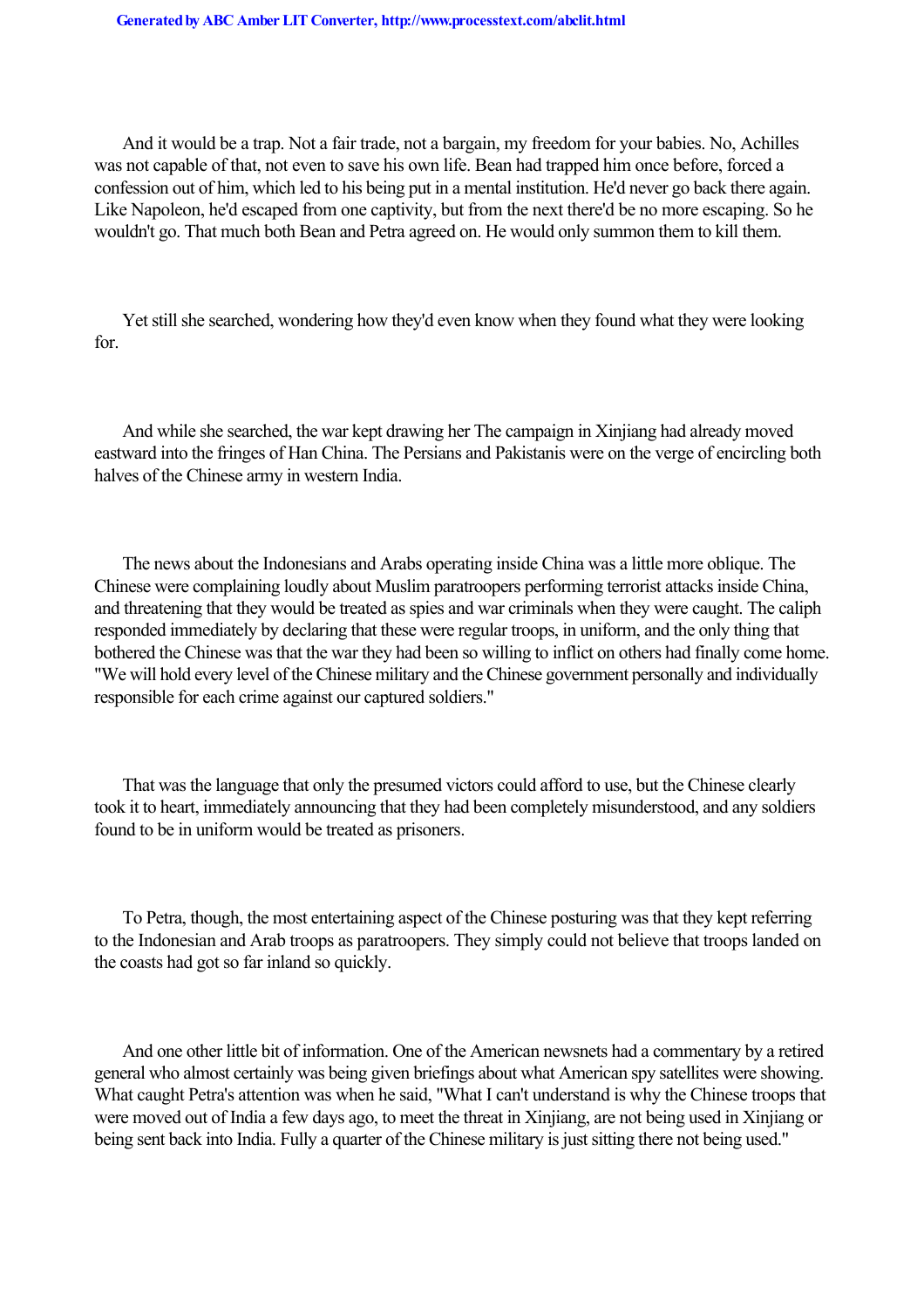And it would be a trap. Not a fair trade, not a bargain, my freedom for your babies. No, Achilles was not capable of that, not even to save his own life. Bean had trapped him once before, forced a confession out of him, which led to his being put in a mental institution. He'd never go back there again. Like Napoleon, he'd escaped from one captivity, but from the next there'd be no more escaping. So he wouldn't go. That much both Bean and Petra agreed on. He would only summon them to kill them.

Yet still she searched, wondering how they'd even know when they found what they were looking for.

And while she searched, the war kept drawing her The campaign in Xinjiang had already moved eastward into the fringes of Han China. The Persians and Pakistanis were on the verge of encircling both halves of the Chinese army in western India.

The news about the Indonesians and Arabs operating inside China was a little more oblique. The Chinese were complaining loudly about Muslim paratroopers performing terrorist attacks inside China, and threatening that they would be treated as spies and war criminals when they were caught. The caliph responded immediately by declaring that these were regular troops, in uniform, and the only thing that bothered the Chinese was that the war they had been so willing to inflict on others had finally come home. "We will hold every level of the Chinese military and the Chinese government personally and individually responsible for each crime against our captured soldiers."

That was the language that only the presumed victors could afford to use, but the Chinese clearly took it to heart, immediately announcing that they had been completely misunderstood, and any soldiers found to be in uniform would be treated as prisoners.

To Petra, though, the most entertaining aspect of the Chinese posturing was that they kept referring to the Indonesian and Arab troops as paratroopers. They simply could not believe that troops landed on the coasts had got so far inland so quickly.

And one other little bit of information. One of the American newsnets had a commentary by a retired general who almost certainly was being given briefings about what American spy satellites were showing. What caught Petra's attention was when he said, "What I can't understand is why the Chinese troops that were moved out of India a few days ago, to meet the threat in Xinjiang, are not being used in Xinjiang or being sent back into India. Fully a quarter of the Chinese military is just sitting there not being used."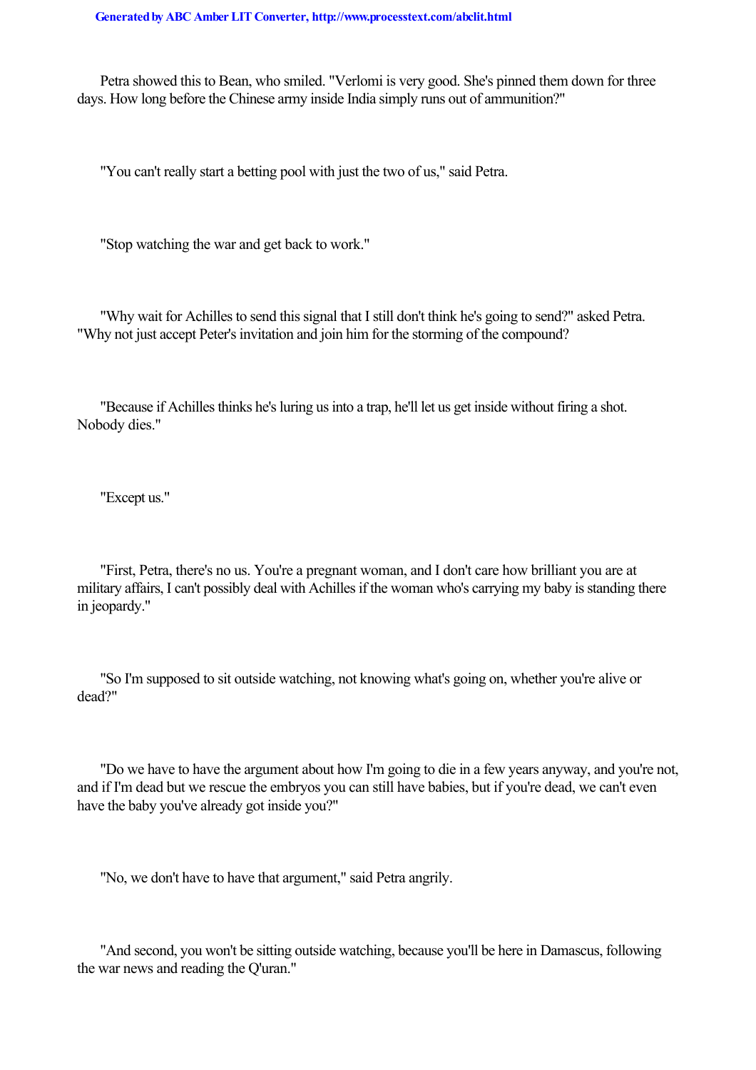Petra showed this to Bean, who smiled. "Verlomi is very good. She's pinned them down for three days. How long before the Chinese army inside India simply runs out of ammunition?"

"You can't really start a betting pool with just the two of us," said Petra.

"Stop watching the war and get back to work."

"Why wait for Achilles to send this signal that I still don't think he's going to send?" asked Petra. "Why not just accept Peter's invitation and join him for the storming of the compound?

"Because if Achilles thinks he's luring us into a trap, he'll let us get inside without firing a shot. Nobody dies."

"Except us."

"First, Petra, there's no us. You're a pregnant woman, and I don't care how brilliant you are at military affairs, I can't possibly deal with Achilles if the woman who's carrying my baby is standing there in jeopardy."

"So I'm supposed to sit outside watching, not knowing what's going on, whether you're alive or dead?"

"Do we have to have the argument about how I'm going to die in a few years anyway, and you're not, and if I'm dead but we rescue the embryos you can still have babies, but if you're dead, we can't even have the baby you've already got inside you?"

"No, we don't have to have that argument," said Petra angrily.

"And second, you won't be sitting outside watching, because you'll be here in Damascus, following the war news and reading the Q'uran."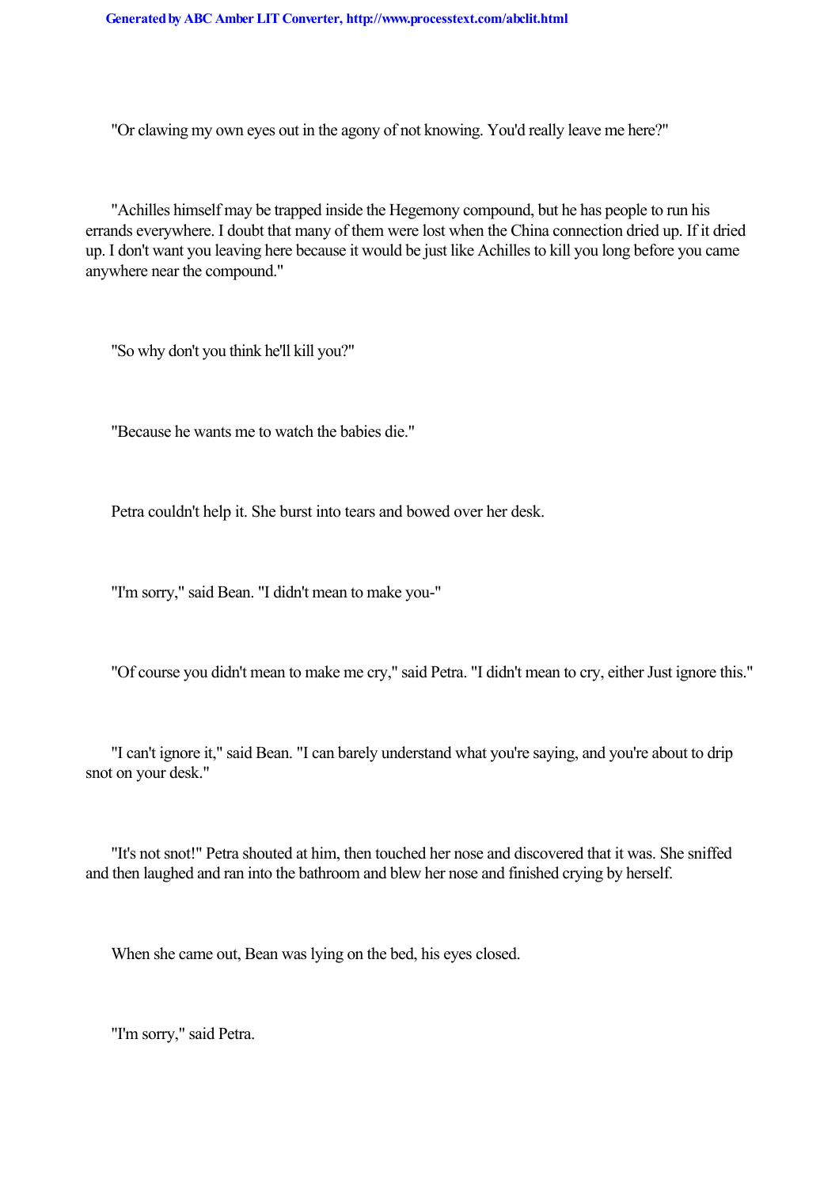"Or clawing my own eyes out in the agony of not knowing. You'd really leave me here?"

"Achilles himself may be trapped inside the Hegemony compound, but he has people to run his errands everywhere. I doubt that many of them were lost when the China connection dried up. If it dried up. I don't want you leaving here because it would be just like Achilles to kill you long before you came anywhere near the compound."

"So why don't you think he'll kill you?"

"Because he wants me to watch the babies die."

Petra couldn't help it. She burst into tears and bowed over her desk.

"I'm sorry," said Bean. "I didn't mean to make you-"

"Of course you didn't mean to make me cry," said Petra. "I didn't mean to cry, either Just ignore this."

"I can't ignore it," said Bean. "I can barely understand what you're saying, and you're about to drip snot on your desk."

"It's not snot!" Petra shouted at him, then touched her nose and discovered that it was. She sniffed and then laughed and ran into the bathroom and blew her nose and finished crying by herself.

When she came out, Bean was lying on the bed, his eyes closed.

"I'm sorry," said Petra.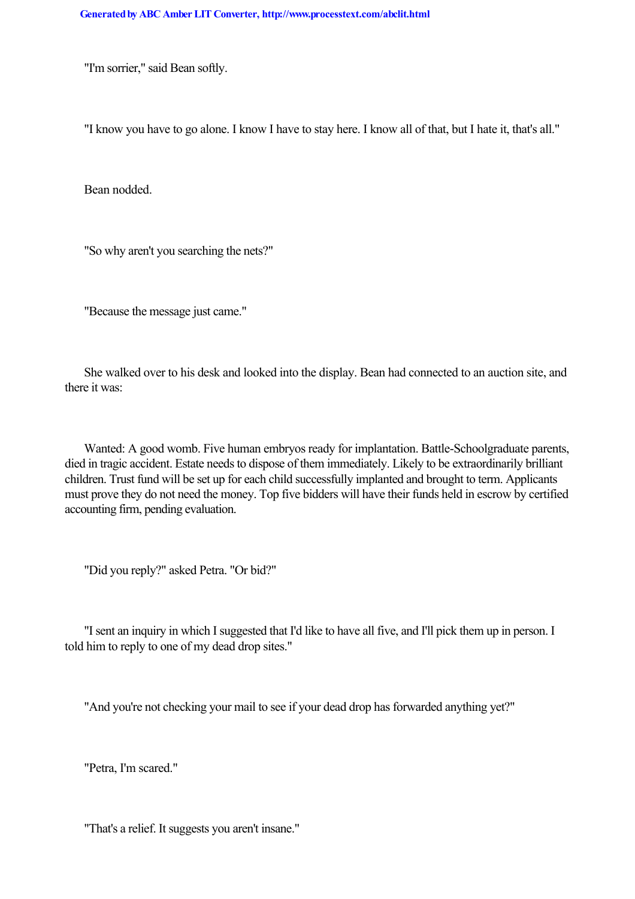"I'm sorrier," said Bean softly.

"I know you have to go alone. I know I have to stay here. I know all of that, but I hate it, that's all."

Bean nodded.

"So why aren't you searching the nets?"

"Because the message just came."

She walked over to his desk and looked into the display. Bean had connected to an auction site, and there it was:

Wanted: A good womb. Five human embryos ready for implantation. Battle-Schoolgraduate parents, died in tragic accident. Estate needs to dispose of them immediately. Likely to be extraordinarily brilliant children. Trust fund will be set up for each child successfully implanted and brought to term. Applicants must prove they do not need the money. Top five bidders will have their funds held in escrow by certified accounting firm, pending evaluation.

"Did you reply?" asked Petra. "Or bid?"

"I sent an inquiry in which I suggested that I'd like to have all five, and I'll pick them up in person. I told him to reply to one of my dead drop sites."

"And you're not checking your mail to see if your dead drop has forwarded anything yet?"

"Petra, I'm scared."

"That's a relief. It suggests you aren't insane."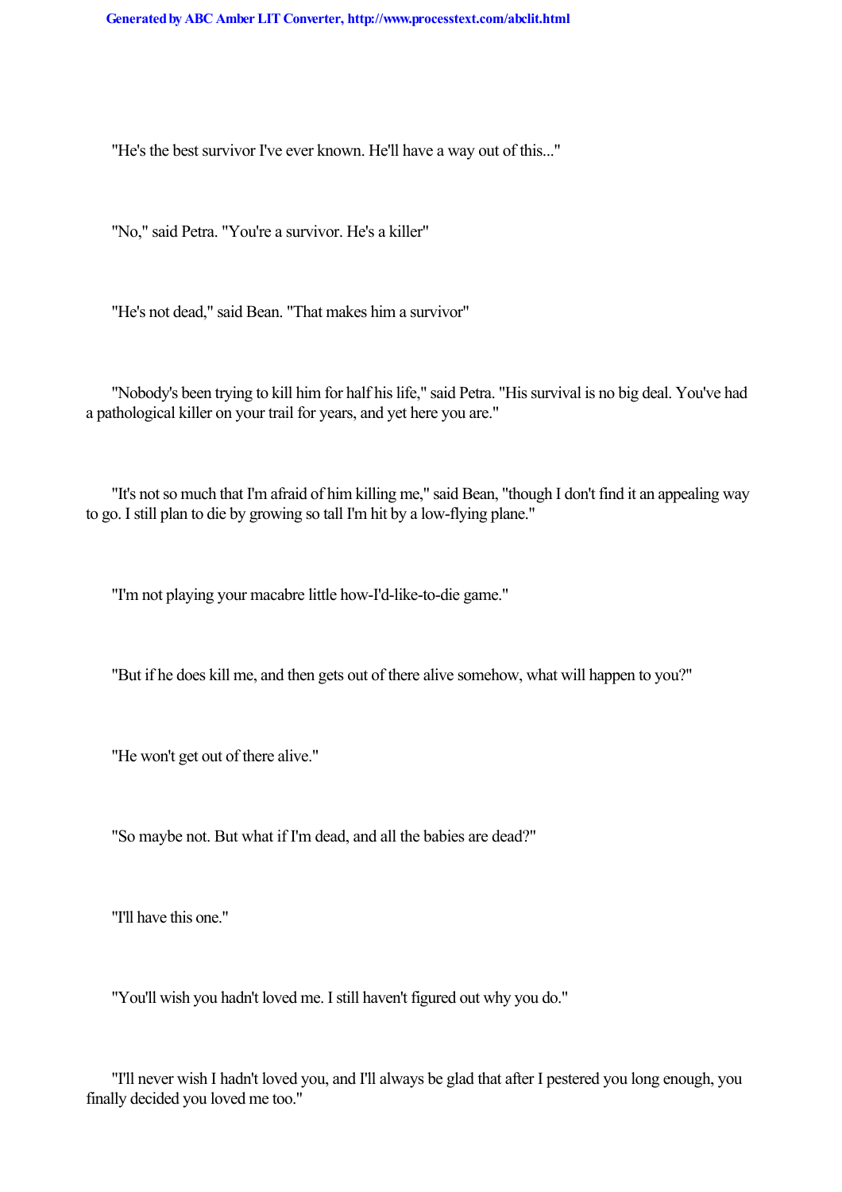"He's the best survivor I've ever known. He'll have a way out of this..."

"No," said Petra. "You're a survivor. He's a killer"

"He's not dead," said Bean. "That makes him a survivor"

"Nobody's been trying to kill him for half his life," said Petra. "His survival is no big deal. You've had a pathological killer on your trail for years, and yet here you are."

"It's not so much that I'm afraid of him killing me," said Bean, "though I don't find it an appealing way to go. I still plan to die by growing so tall I'm hit by a low-flying plane."

"I'm not playing your macabre little how-I'd-like-to-die game."

"But if he does kill me, and then gets out of there alive somehow, what will happen to you?"

"He won't get out of there alive."

"So maybe not. But what if I'm dead, and all the babies are dead?"

"I'll have this one."

"You'll wish you hadn't loved me. I still haven't figured out why you do."

"I'll never wish I hadn't loved you, and I'll always be glad that after I pestered you long enough, you finally decided you loved me too."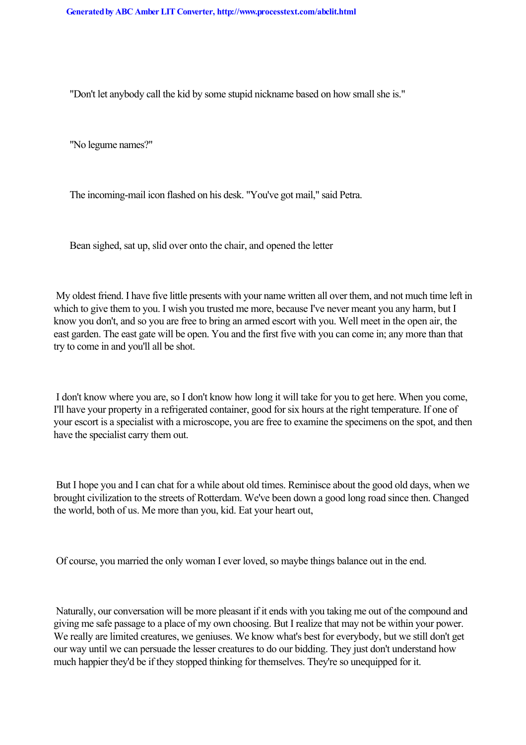"Don't let anybody call the kid by some stupid nickname based on how small she is."

"No legume names?"

The incoming-mail icon flashed on his desk. "You've got mail," said Petra.

Bean sighed, sat up, slid over onto the chair, and opened the letter

My oldest friend. I have five little presents with your name written all over them, and not much time left in which to give them to you. I wish you trusted me more, because I've never meant you any harm, but I know you don't, and so you are free to bring an armed escort with you. Well meet in the open air, the east garden. The east gate will be open. You and the first five with you can come in; any more than that try to come in and you'll all be shot.

I don't know where you are, so I don't know how long it will take for you to get here. When you come, I'll have your property in a refrigerated container, good for six hours at the right temperature. If one of your escort is a specialist with a microscope, you are free to examine the specimens on the spot, and then have the specialist carry them out.

But I hope you and I can chat for a while about old times. Reminisce about the good old days, when we brought civilization to the streets of Rotterdam. We've been down a good long road since then. Changed the world, both of us. Me more than you, kid. Eat your heart out,

Of course, you married the only woman I ever loved, so maybe things balance out in the end.

Naturally, our conversation will be more pleasant if it ends with you taking me out of the compound and giving me safe passage to a place of my own choosing. But I realize that may not be within your power. We really are limited creatures, we geniuses. We know what's best for everybody, but we still don't get our way until we can persuade the lesser creatures to do our bidding. They just don't understand how much happier they'd be if they stopped thinking for themselves. They're so unequipped for it.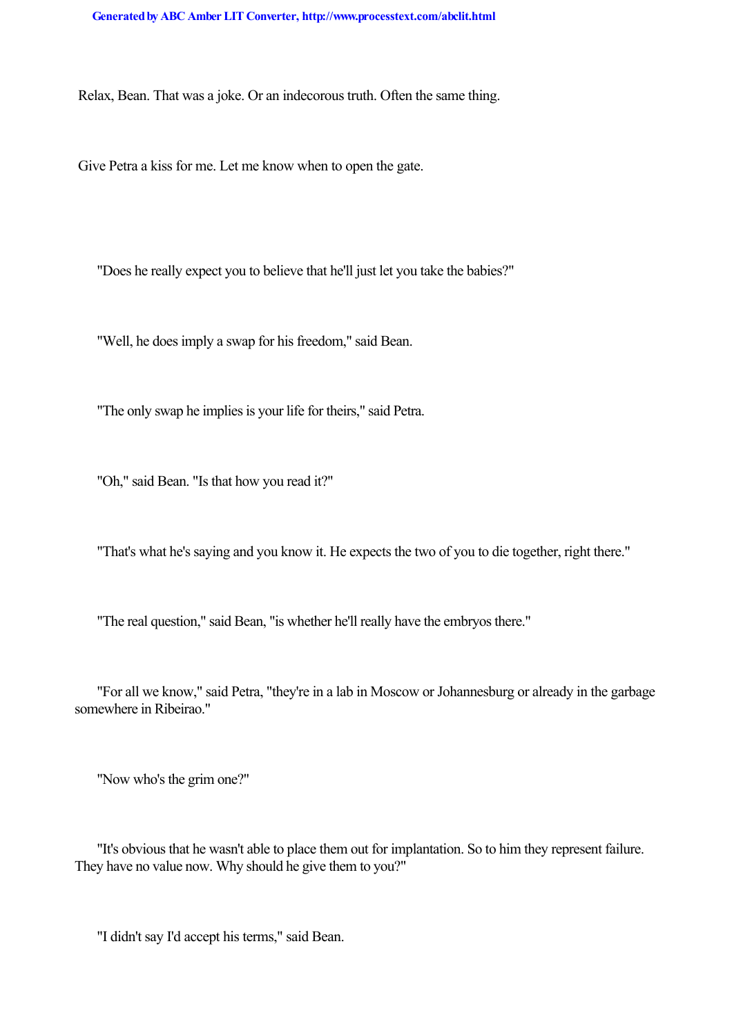Relax, Bean. That was a joke. Or an indecorous truth. Often the same thing.

Give Petra a kiss for me. Let me know when to open the gate.

"Does he really expect you to believe that he'll just let you take the babies?"

"Well, he does imply a swap for his freedom," said Bean.

"The only swap he implies is your life for theirs," said Petra.

"Oh," said Bean. "Is that how you read it?"

"That's what he's saying and you know it. He expects the two of you to die together, right there."

"The real question," said Bean, "is whether he'll really have the embryos there."

"For all we know," said Petra, "they're in a lab in Moscow or Johannesburg or already in the garbage somewhere in Ribeirao."

"Now who's the grim one?"

"It's obvious that he wasn't able to place them out for implantation. So to him they represent failure. They have no value now. Why should he give them to you?"

"I didn't say I'd accept his terms," said Bean.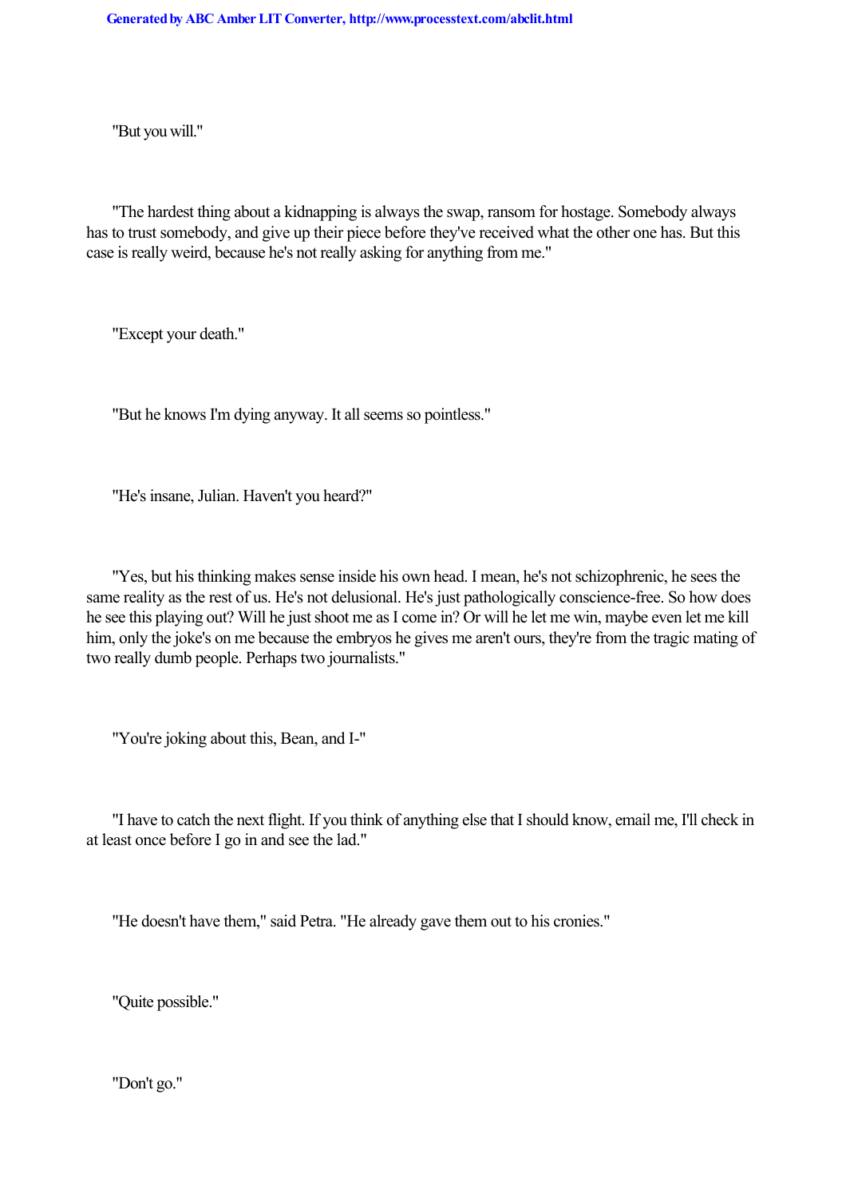"But you will."

"The hardest thing about a kidnapping is always the swap, ransom for hostage. Somebody always has to trust somebody, and give up their piece before they've received what the other one has. But this case is really weird, because he's not really asking for anything from me."

"Except your death."

"But he knows I'm dying anyway. It all seems so pointless."

"He's insane, Julian. Haven't you heard?"

"Yes, but his thinking makes sense inside his own head. I mean, he's not schizophrenic, he sees the same reality as the rest of us. He's not delusional. He's just pathologically conscience-free. So how does he see this playing out? Will he just shoot me as I come in? Or will he let me win, maybe even let me kill him, only the joke's on me because the embryos he gives me aren't ours, they're from the tragic mating of two really dumb people. Perhaps two journalists."

"You're joking about this, Bean, and I-"

"I have to catch the next flight. If you think of anything else that I should know, email me, I'll check in at least once before I go in and see the lad."

"He doesn't have them," said Petra. "He already gave them out to his cronies."

"Quite possible."

"Don't go."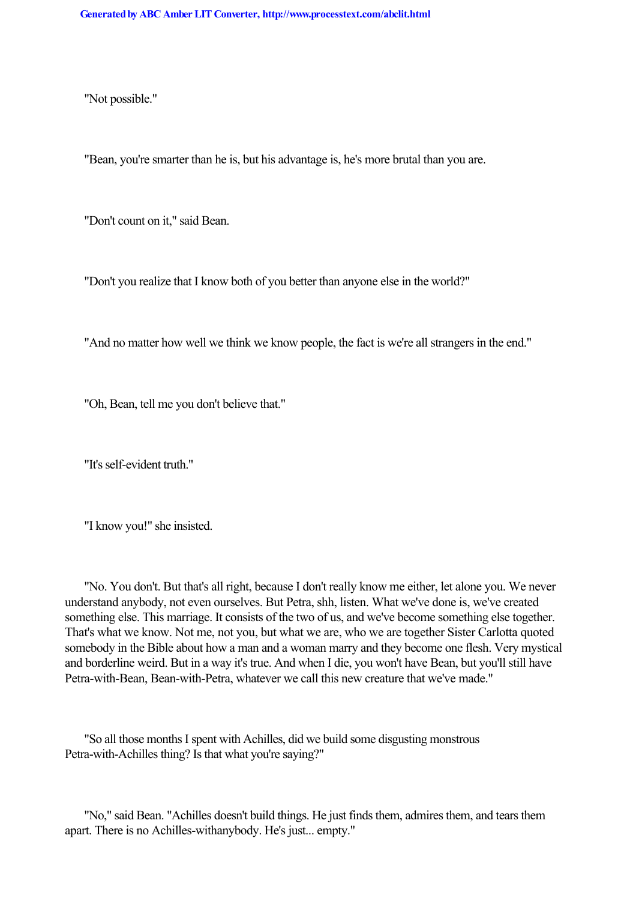"Not possible."

"Bean, you're smarter than he is, but his advantage is, he's more brutal than you are.

"Don't count on it," said Bean.

"Don't you realize that I know both of you better than anyone else in the world?"

"And no matter how well we think we know people, the fact is we're all strangers in the end."

"Oh, Bean, tell me you don't believe that."

"It's self-evident truth."

"I know you!" she insisted.

"No. You don't. But that's all right, because I don't really know me either, let alone you. We never understand anybody, not even ourselves. But Petra, shh, listen. What we've done is, we've created something else. This marriage. It consists of the two of us, and we've become something else together. That's what we know. Not me, not you, but what we are, who we are together Sister Carlotta quoted somebody in the Bible about how a man and a woman marry and they become one flesh. Very mystical and borderline weird. But in a way it's true. And when I die, you won't have Bean, but you'll still have Petra-with-Bean, Bean-with-Petra, whatever we call this new creature that we've made."

"So all those months I spent with Achilles, did we build some disgusting monstrous Petra-with-Achilles thing? Is that what you're saying?"

"No," said Bean. "Achilles doesn't build things. He just finds them, admires them, and tears them apart. There is no Achilles-withanybody. He's just... empty."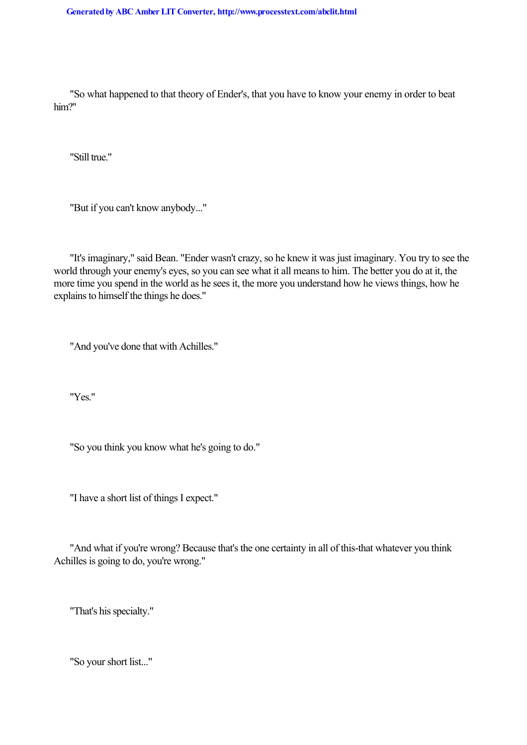"So what happened to that theory of Ender's, that you have to know your enemy in order to beat him?"

"Still true."

"But if you can't know anybody..."

"It's imaginary," said Bean. "Ender wasn't crazy, so he knew it was just imaginary. You try to see the world through your enemy's eyes, so you can see what it all means to him. The better you do at it, the more time you spend in the world as he sees it, the more you understand how he views things, how he explains to himself the things he does."

"And you've done that with Achilles."

"Yes."

"So you think you know what he's going to do."

"I have a short list of things I expect."

"And what if you're wrong? Because that's the one certainty in all of this-that whatever you think Achilles is going to do, you're wrong."

"That's his specialty."

"So your short list..."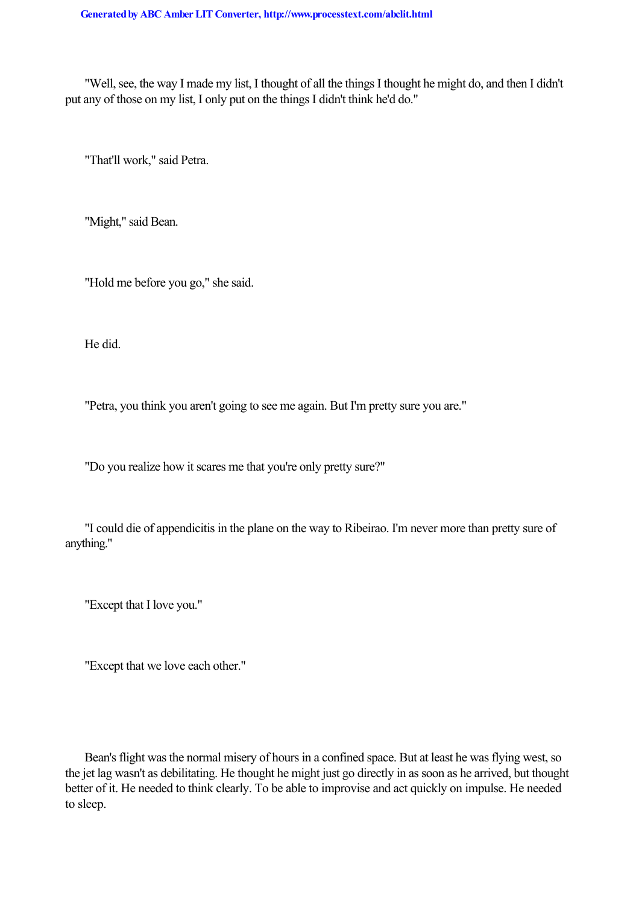"Well, see, the way I made my list, I thought of all the things I thought he might do, and then I didn't put any of those on my list, I only put on the things I didn't think he'd do."

"That'll work," said Petra.

"Might," said Bean.

"Hold me before you go," she said.

He did.

"Petra, you think you aren't going to see me again. But I'm pretty sure you are."

"Do you realize how it scares me that you're only pretty sure?"

"I could die of appendicitis in the plane on the way to Ribeirao. I'm never more than pretty sure of anything."

"Except that I love you."

"Except that we love each other."

Bean's flight was the normal misery of hours in a confined space. But at least he was flying west, so the jet lag wasn't as debilitating. He thought he might just go directly in as soon as he arrived, but thought better of it. He needed to think clearly. To be able to improvise and act quickly on impulse. He needed to sleep.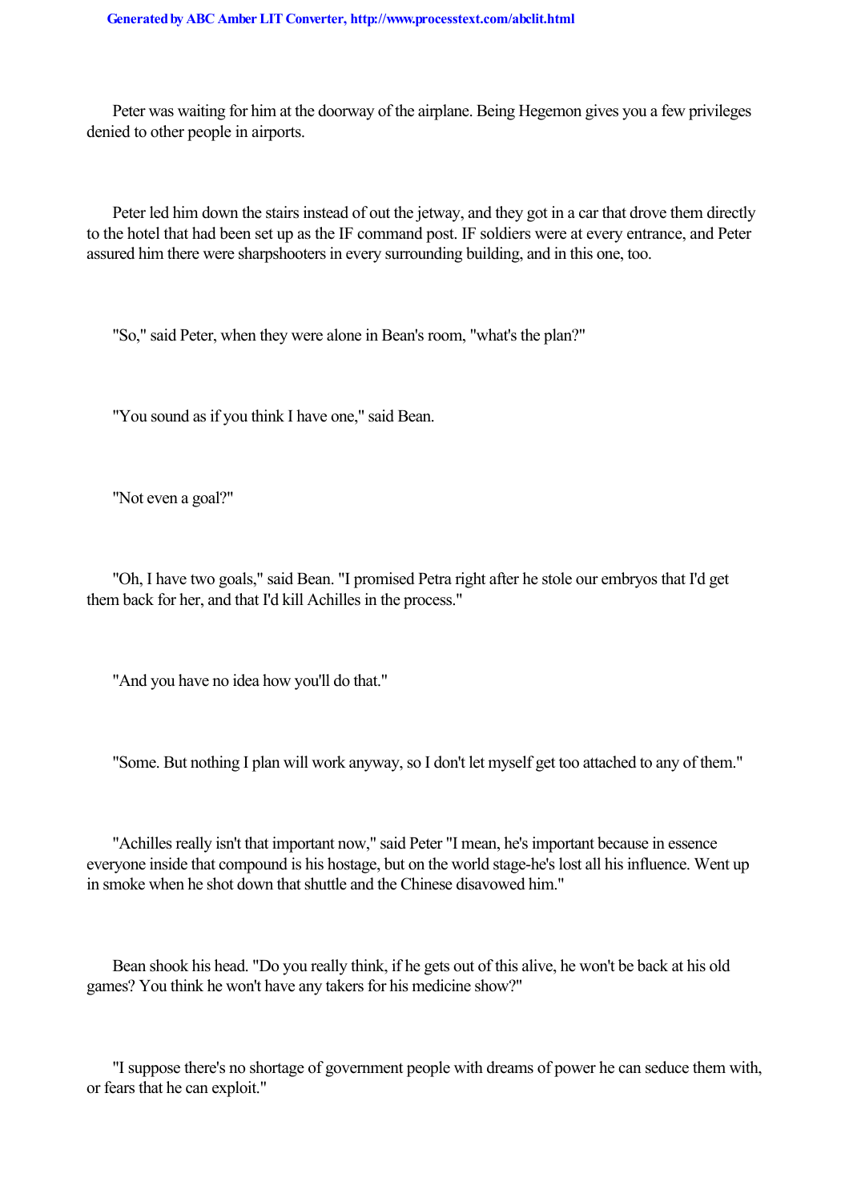Peter was waiting for him at the doorway of the airplane. Being Hegemon gives you a few privileges denied to other people in airports.

Peter led him down the stairs instead of out the jetway, and they got in a car that drove them directly to the hotel that had been set up as the IF command post. IF soldiers were at every entrance, and Peter assured him there were sharpshooters in every surrounding building, and in this one, too.

"So," said Peter, when they were alone in Bean's room, "what's the plan?"

"You sound as if you think I have one," said Bean.

"Not even a goal?"

"Oh, I have two goals," said Bean. "I promised Petra right after he stole our embryos that I'd get them back for her, and that I'd kill Achilles in the process."

"And you have no idea how you'll do that."

"Some. But nothing I plan will work anyway, so I don't let myself get too attached to any of them."

"Achilles really isn't that important now," said Peter "I mean, he's important because in essence everyone inside that compound is his hostage, but on the world stage-he's lost all his influence. Went up in smoke when he shot down that shuttle and the Chinese disavowed him."

Bean shook his head. "Do you really think, if he gets out of this alive, he won't be back at his old games? You think he won't have any takers for his medicine show?"

"I suppose there's no shortage of government people with dreams of power he can seduce them with, or fears that he can exploit."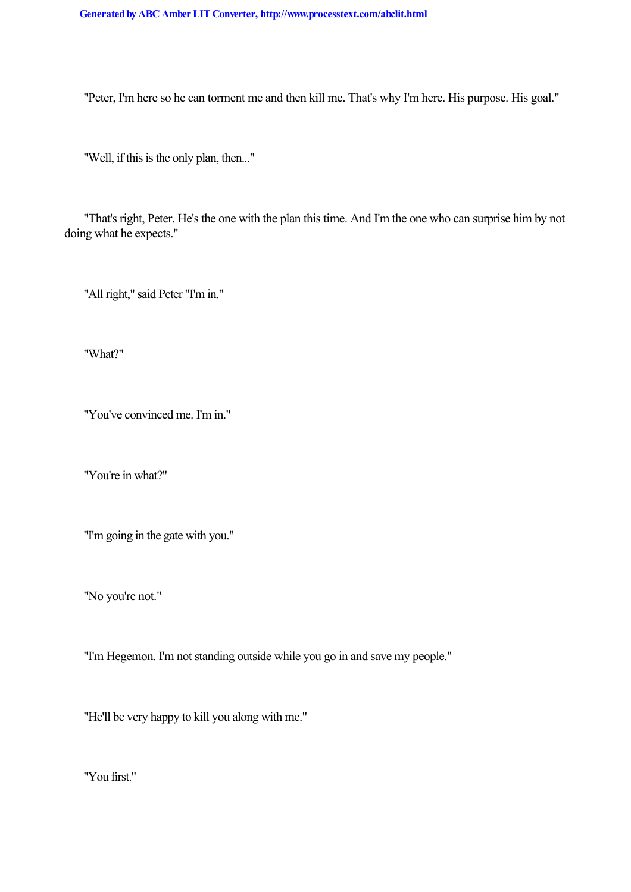"Peter, I'm here so he can torment me and then kill me. That's why I'm here. His purpose. His goal."

"Well, if this is the only plan, then..."

"That's right, Peter. He's the one with the plan this time. And I'm the one who can surprise him by not doing what he expects."

"All right," said Peter "I'm in."

"What?"

"You've convinced me. I'm in."

"You're in what?"

"I'm going in the gate with you."

"No you're not."

"I'm Hegemon. I'm not standing outside while you go in and save my people."

"He'll be very happy to kill you along with me."

"You first."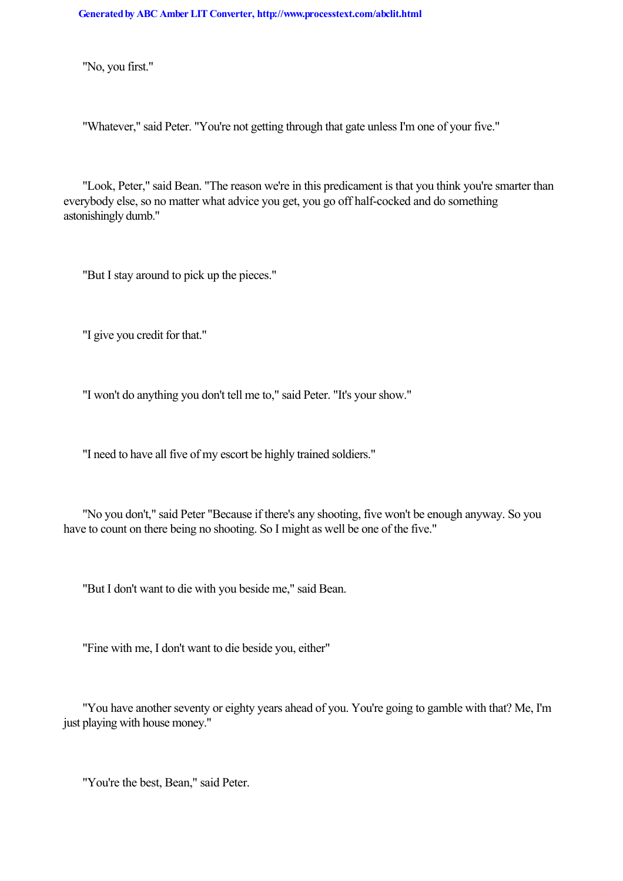"No, you first."

"Whatever," said Peter. "You're not getting through that gate unless I'm one of your five."

"Look, Peter," said Bean. "The reason we're in this predicament is that you think you're smarter than everybody else, so no matter what advice you get, you go off half-cocked and do something astonishingly dumb."

"But I stay around to pick up the pieces."

"I give you credit for that."

"I won't do anything you don't tell me to," said Peter. "It's your show."

"I need to have all five of my escort be highly trained soldiers."

"No you don't," said Peter "Because if there's any shooting, five won't be enough anyway. So you have to count on there being no shooting. So I might as well be one of the five."

"But I don't want to die with you beside me," said Bean.

"Fine with me, I don't want to die beside you, either"

"You have another seventy or eighty years ahead of you. You're going to gamble with that? Me, I'm just playing with house money."

"You're the best, Bean," said Peter.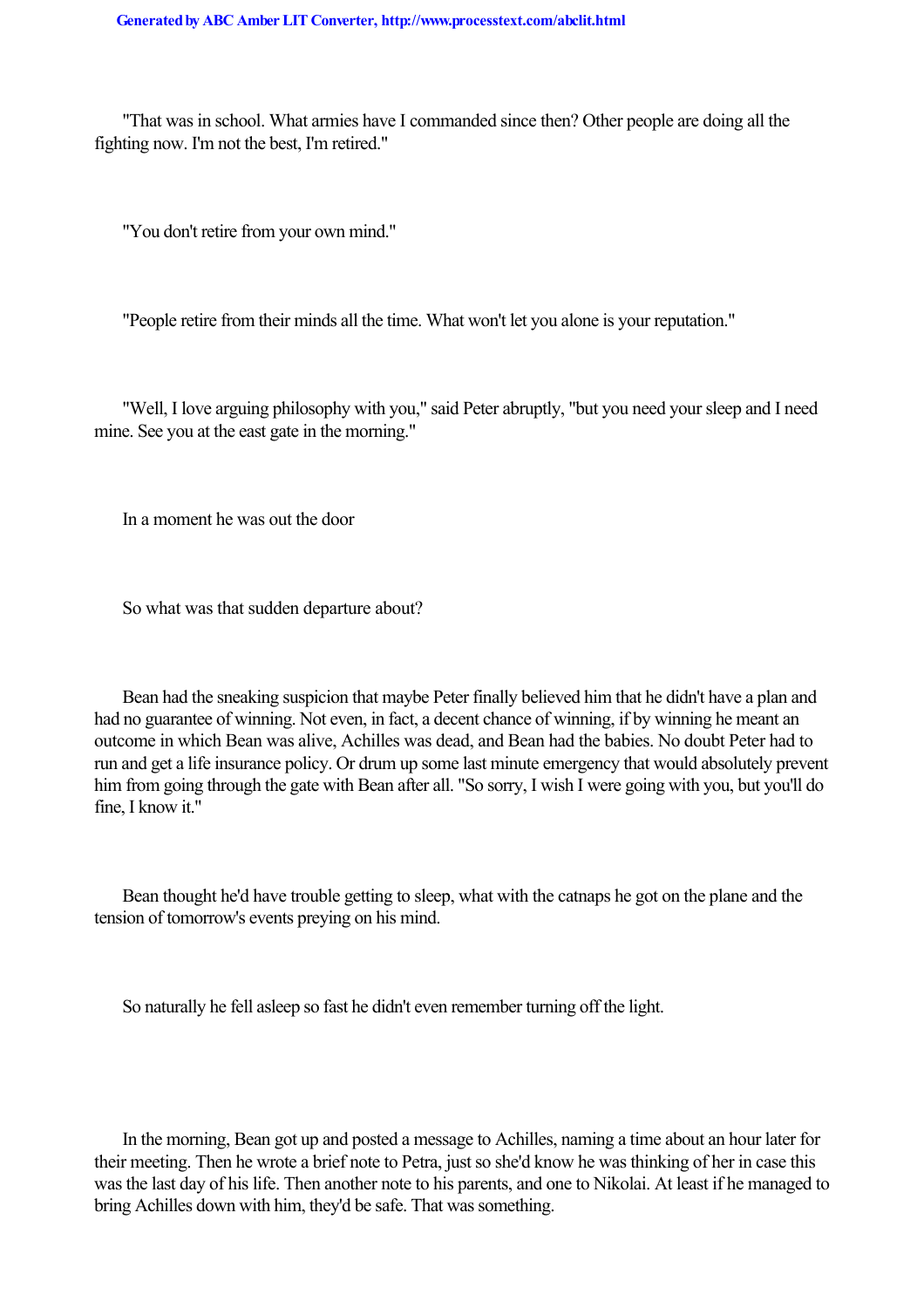"That was in school. What armies have I commanded since then? Other people are doing all the fighting now. I'm not the best, I'm retired."

"You don't retire from your own mind."

"People retire from their minds all the time. What won't let you alone is your reputation."

"Well, I love arguing philosophy with you," said Peter abruptly, "but you need your sleep and I need mine. See you at the east gate in the morning."

In a moment he was out the door

So what was that sudden departure about?

Bean had the sneaking suspicion that maybe Peter finally believed him that he didn't have a plan and had no guarantee of winning. Not even, in fact, a decent chance of winning, if by winning he meant an outcome in which Bean was alive, Achilles was dead, and Bean had the babies. No doubt Peter had to run and get a life insurance policy. Or drum up some last minute emergency that would absolutely prevent him from going through the gate with Bean after all. "So sorry, I wish I were going with you, but you'll do fine, I know it."

Bean thought he'd have trouble getting to sleep, what with the catnaps he got on the plane and the tension of tomorrow's events preying on his mind.

So naturally he fell asleep so fast he didn't even remember turning off the light.

In the morning, Bean got up and posted a message to Achilles, naming a time about an hour later for their meeting. Then he wrote a brief note to Petra, just so she'd know he was thinking of her in case this was the last day of his life. Then another note to his parents, and one to Nikolai. At least if he managed to bring Achilles down with him, they'd be safe. That was something.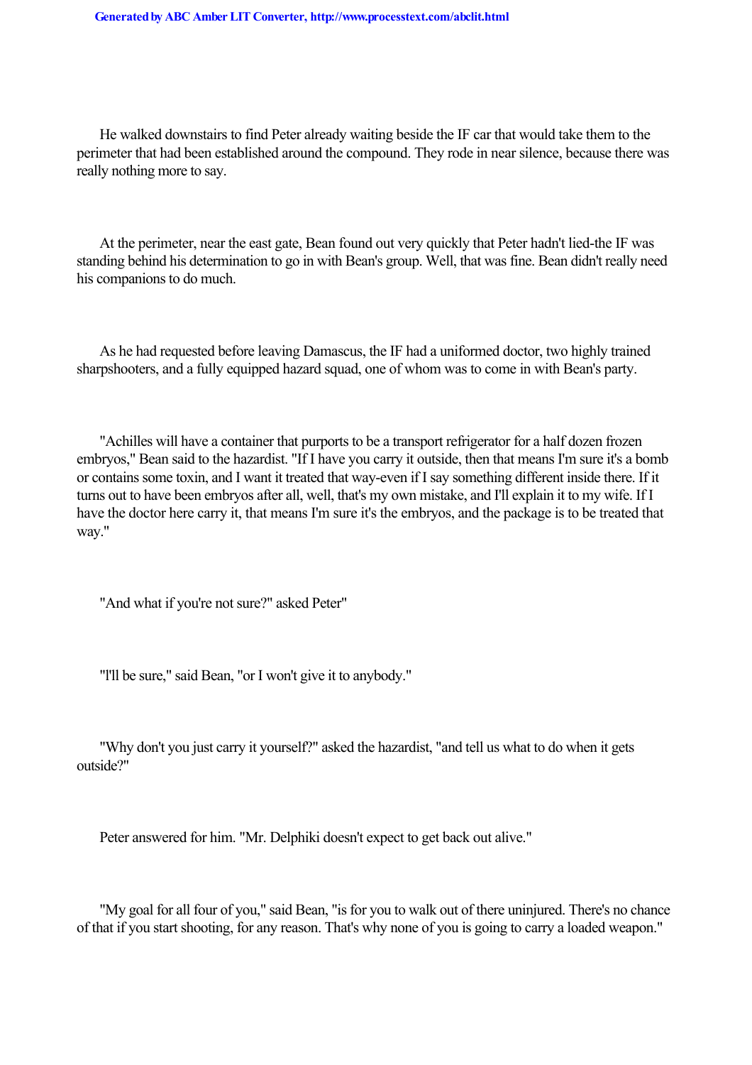He walked downstairs to find Peter already waiting beside the IF car that would take them to the perimeter that had been established around the compound. They rode in near silence, because there was really nothing more to say.

At the perimeter, near the east gate, Bean found out very quickly that Peter hadn't lied-the IF was standing behind his determination to go in with Bean's group. Well, that was fine. Bean didn't really need his companions to do much.

As he had requested before leaving Damascus, the IF had a uniformed doctor, two highly trained sharpshooters, and a fully equipped hazard squad, one of whom was to come in with Bean's party.

"Achilles will have a container that purports to be a transport refrigerator for a half dozen frozen embryos," Bean said to the hazardist. "If I have you carry it outside, then that means I'm sure it's a bomb or contains some toxin, and I want it treated that way-even if I say something different inside there. If it turns out to have been embryos after all, well, that's my own mistake, and I'll explain it to my wife. If I have the doctor here carry it, that means I'm sure it's the embryos, and the package is to be treated that way."

"And what if you're not sure?" asked Peter"

"I'll be sure," said Bean, "or I won't give it to anybody."

"Why don't you just carry it yourself?" asked the hazardist, "and tell us what to do when it gets outside?"

Peter answered for him. "Mr. Delphiki doesn't expect to get back out alive."

"My goal for all four of you," said Bean, "is for you to walk out of there uninjured. There's no chance of that if you start shooting, for any reason. That's why none of you is going to carry a loaded weapon."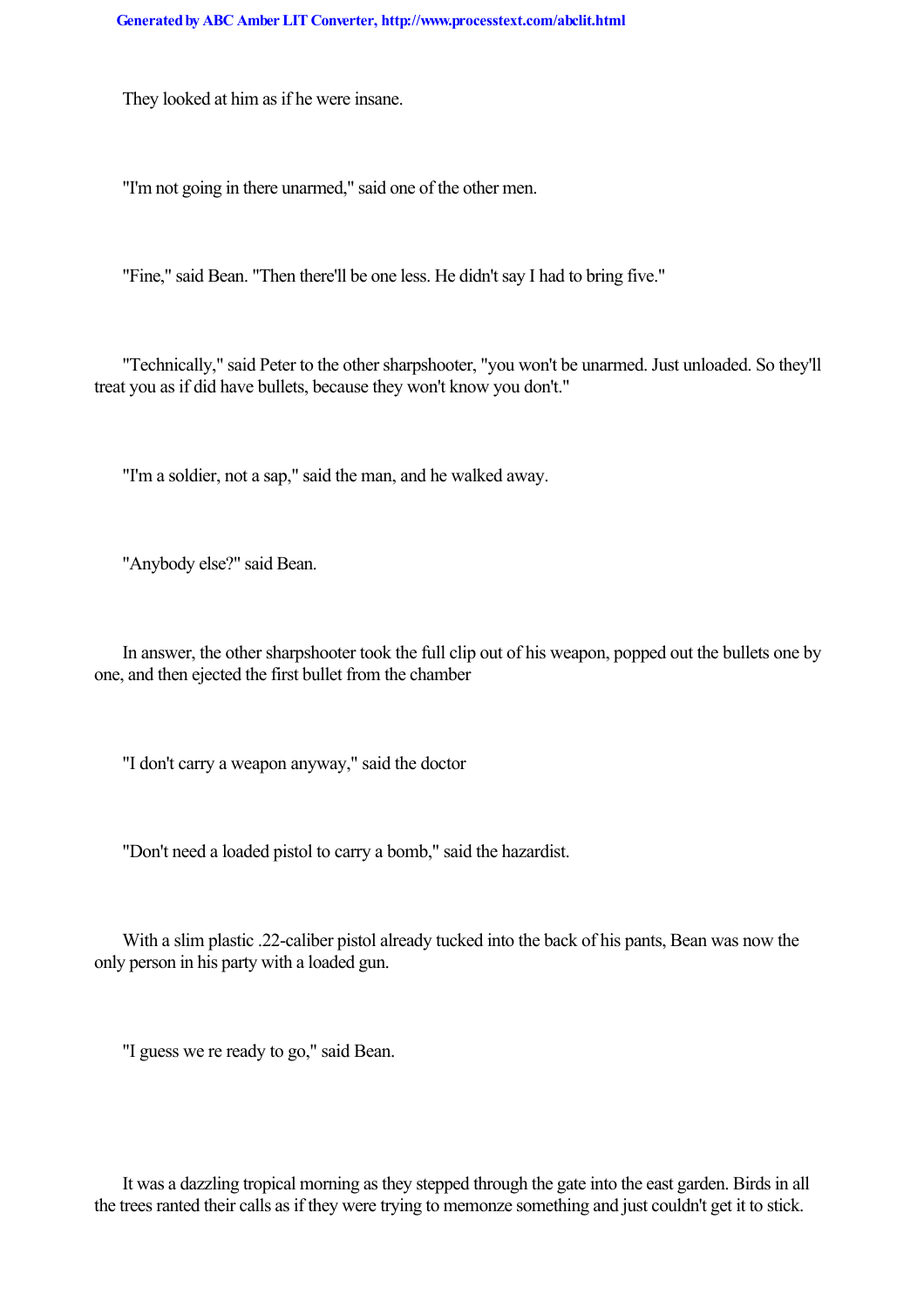They looked at him as if he were insane.

"I'm not going in there unarmed," said one of the other men.

"Fine," said Bean. "Then there'll be one less. He didn't say I had to bring five."

"Technically," said Peter to the other sharpshooter, "you won't be unarmed. Just unloaded. So they'll treat you as if did have bullets, because they won't know you don't."

"I'm a soldier, not a sap," said the man, and he walked away.

"Anybody else?" said Bean.

In answer, the other sharpshooter took the full clip out of his weapon, popped out the bullets one by one, and then ejected the first bullet from the chamber

"I don't carry a weapon anyway," said the doctor

"Don't need a loaded pistol to carry a bomb," said the hazardist.

With a slim plastic .22-caliber pistol already tucked into the back of his pants, Bean was now the only person in his party with a loaded gun.

"I guess we re ready to go," said Bean.

It was a dazzling tropical morning as they stepped through the gate into the east garden. Birds in all the trees ranted their calls as if they were trying to memonze something and just couldn't get it to stick.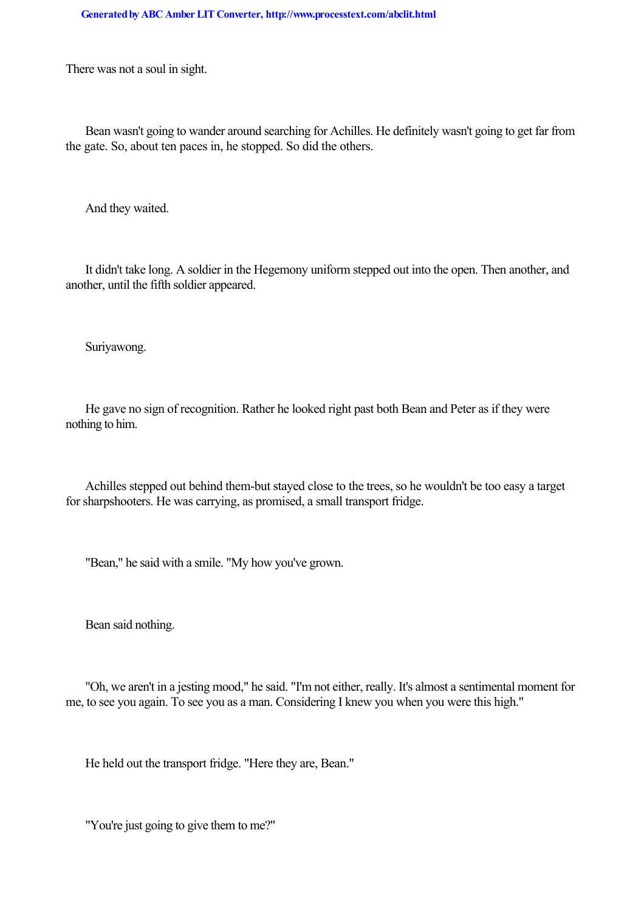There was not a soul in sight.

Bean wasn't going to wander around searching for Achilles. He definitely wasn't going to get far from the gate. So, about ten paces in, he stopped. So did the others.

And they waited.

It didn't take long. A soldier in the Hegemony uniform stepped out into the open. Then another, and another, until the fifth soldier appeared.

Suriyawong.

He gave no sign of recognition. Rather he looked right past both Bean and Peter as if they were nothing to him.

Achilles stepped out behind them-but stayed close to the trees, so he wouldn't be too easy a target for sharpshooters. He was carrying, as promised, a small transport fridge.

"Bean," he said with a smile. "My how you've grown.

Bean said nothing.

"Oh, we aren't in a jesting mood," he said. "I'm not either, really. It's almost a sentimental moment for me, to see you again. To see you as a man. Considering I knew you when you were this high."

He held out the transport fridge. "Here they are, Bean."

"You're just going to give them to me?"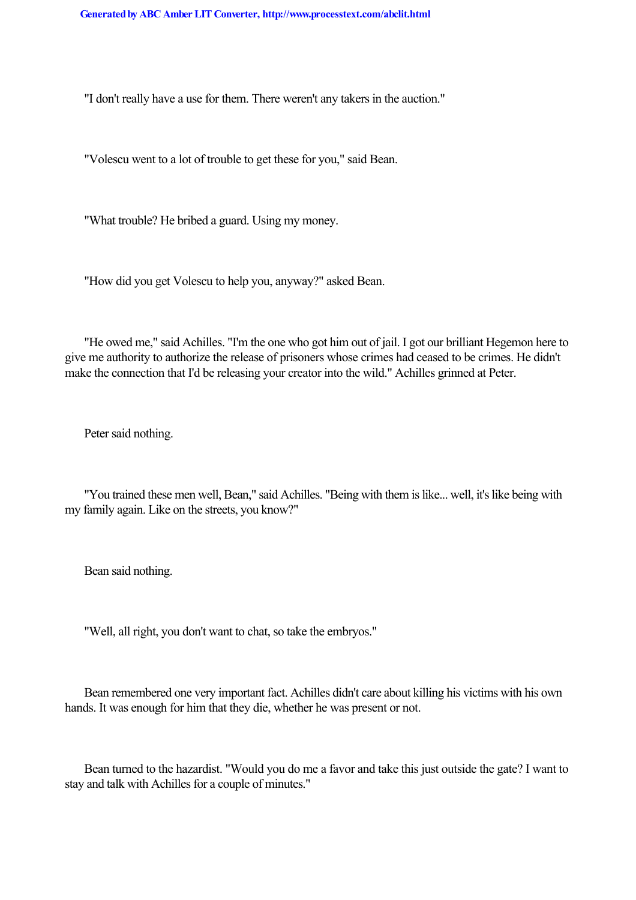"I don't really have a use for them. There weren't any takers in the auction."

"Volescu went to a lot of trouble to get these for you," said Bean.

"What trouble? He bribed a guard. Using my money.

"How did you get Volescu to help you, anyway?" asked Bean.

"He owed me," said Achilles. "I'm the one who got him out of jail. I got our brilliant Hegemon here to give me authority to authorize the release of prisoners whose crimes had ceased to be crimes. He didn't make the connection that I'd be releasing your creator into the wild." Achilles grinned at Peter.

Peter said nothing.

"You trained these men well, Bean," said Achilles. "Being with them is like... well, it's like being with my family again. Like on the streets, you know?"

Bean said nothing.

"Well, all right, you don't want to chat, so take the embryos."

Bean remembered one very important fact. Achilles didn't care about killing his victims with his own hands. It was enough for him that they die, whether he was present or not.

Bean turned to the hazardist. "Would you do me a favor and take this just outside the gate? I want to stay and talk with Achilles for a couple of minutes."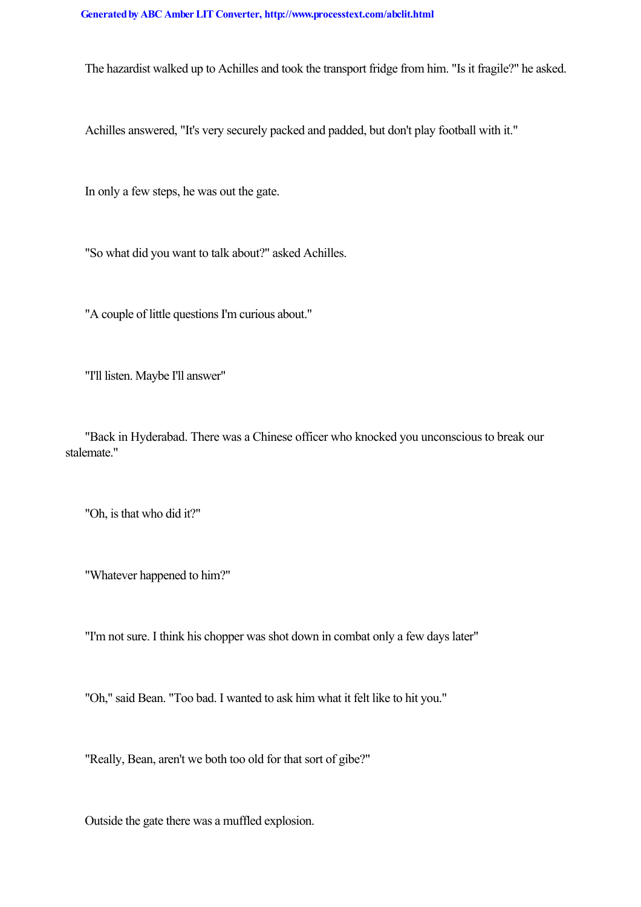The hazardist walked up to Achilles and took the transport fridge from him. "Is it fragile?" he asked.

Achilles answered, "It's very securely packed and padded, but don't play football with it."

In only a few steps, he was out the gate.

"So what did you want to talk about?" asked Achilles.

"A couple of little questions I'm curious about."

"I'll listen. Maybe I'll answer"

"Back in Hyderabad. There was a Chinese officer who knocked you unconscious to break our stalemate."

"Oh, is that who did it?"

"Whatever happened to him?"

"I'm not sure. I think his chopper was shot down in combat only a few days later"

"Oh," said Bean. "Too bad. I wanted to ask him what it felt like to hit you."

"Really, Bean, aren't we both too old for that sort of gibe?"

Outside the gate there was a muffled explosion.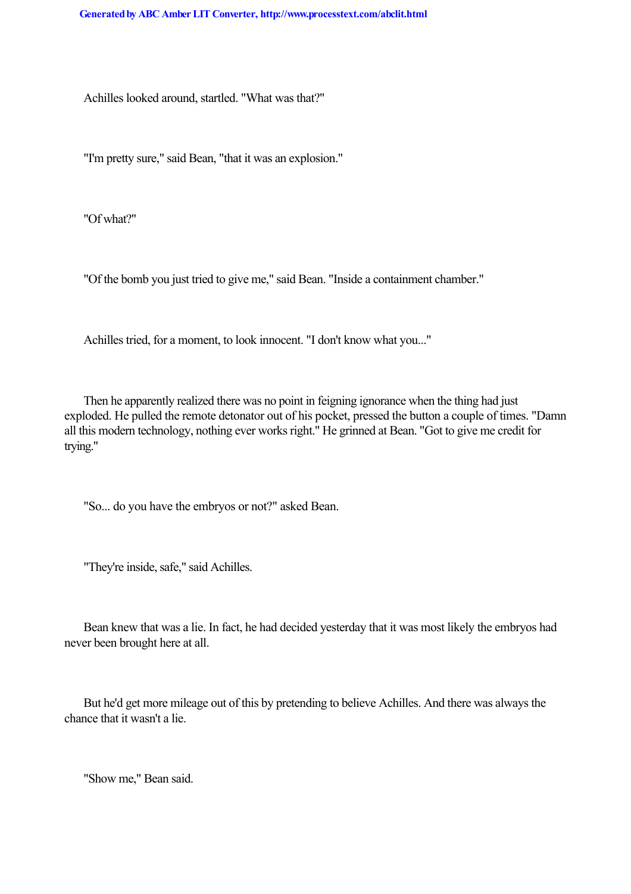Achilles looked around, startled. "What was that?"

"I'm pretty sure," said Bean, "that it was an explosion."

"Of what?"

"Of the bomb you just tried to give me," said Bean. "Inside a containment chamber."

Achilles tried, for a moment, to look innocent. "I don't know what you..."

Then he apparently realized there was no point in feigning ignorance when the thing had just exploded. He pulled the remote detonator out of his pocket, pressed the button a couple of times. "Damn all this modern technology, nothing ever works right." He grinned at Bean. "Got to give me credit for trying."

"So... do you have the embryos or not?" asked Bean.

"They're inside, safe," said Achilles.

Bean knew that was a lie. In fact, he had decided yesterday that it was most likely the embryos had never been brought here at all.

But he'd get more mileage out of this by pretending to believe Achilles. And there was always the chance that it wasn't a lie.

"Show me," Bean said.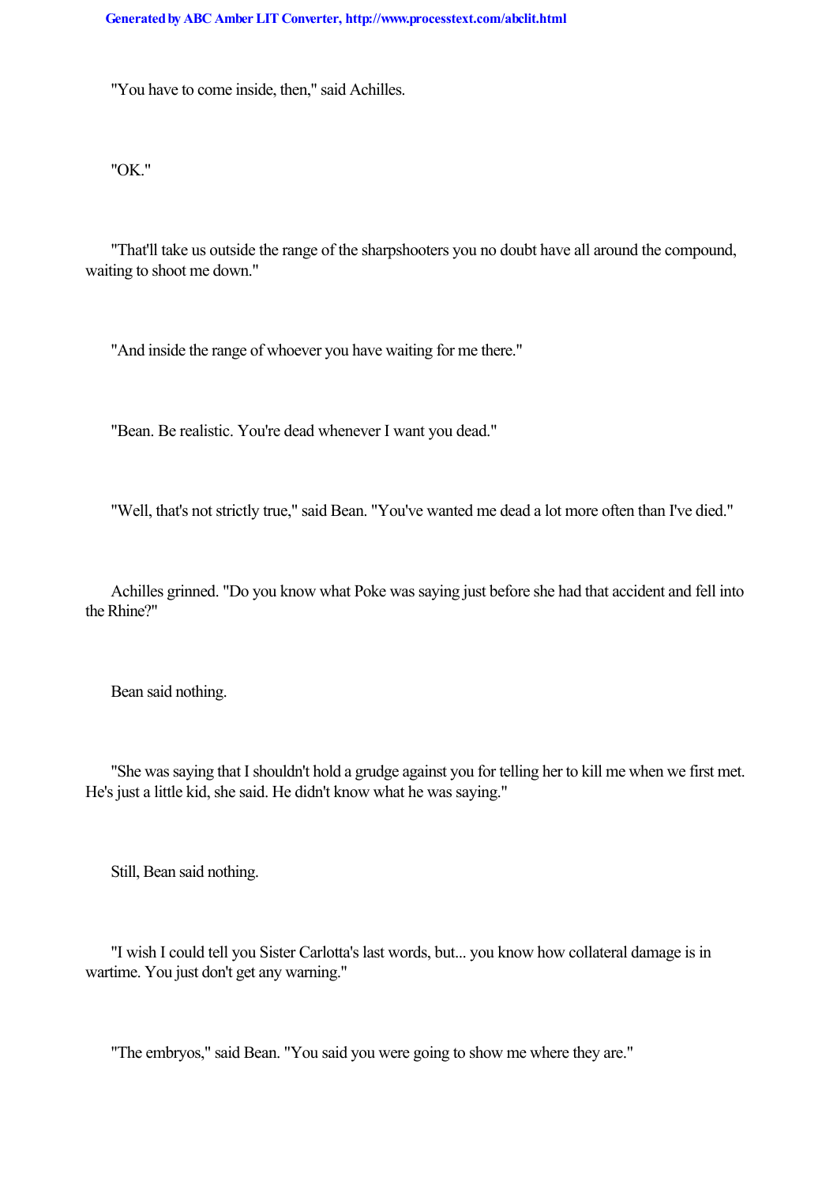"You have to come inside, then," said Achilles.

"OK."

"That'll take us outside the range of the sharpshooters you no doubt have all around the compound, waiting to shoot me down."

"And inside the range of whoever you have waiting for me there."

"Bean. Be realistic. You're dead whenever I want you dead."

"Well, that's not strictly true," said Bean. "You've wanted me dead a lot more often than I've died."

Achilles grinned. "Do you know what Poke was saying just before she had that accident and fell into the Rhine?"

Bean said nothing.

"She was saying that I shouldn't hold a grudge against you for telling her to kill me when we first met. He's just a little kid, she said. He didn't know what he was saying."

Still, Bean said nothing.

"I wish I could tell you Sister Carlotta's last words, but... you know how collateral damage is in wartime. You just don't get any warning."

"The embryos," said Bean. "You said you were going to show me where they are."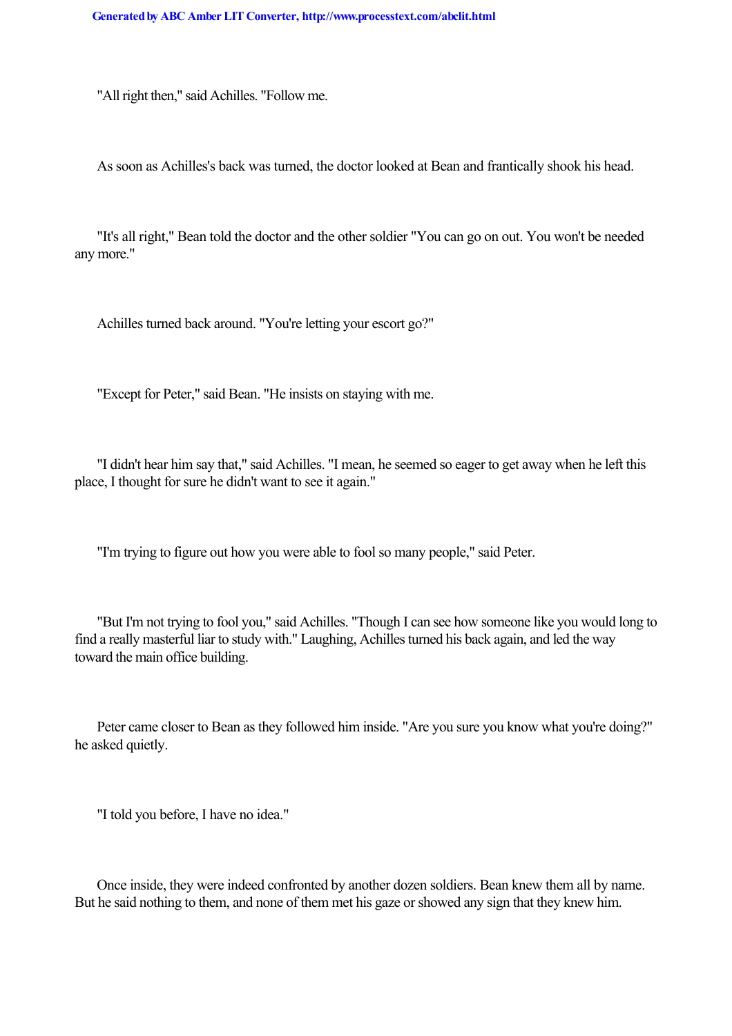"All right then," said Achilles. "Follow me.

As soon as Achilles's back was turned, the doctor looked at Bean and frantically shook his head.

"It's all right," Bean told the doctor and the other soldier "You can go on out. You won't be needed any more."

Achilles turned back around. "You're letting your escort go?"

"Except for Peter," said Bean. "He insists on staying with me.

"I didn't hear him say that," said Achilles. "I mean, he seemed so eager to get away when he left this place, I thought for sure he didn't want to see it again."

"I'm trying to figure out how you were able to fool so many people," said Peter.

"But I'm not trying to fool you," said Achilles. "Though I can see how someone like you would long to find a really masterful liar to study with." Laughing, Achilles turned his back again, and led the way toward the main office building.

Peter came closer to Bean as they followed him inside. "Are you sure you know what you're doing?" he asked quietly.

"I told you before, I have no idea."

Once inside, they were indeed confronted by another dozen soldiers. Bean knew them all by name. But he said nothing to them, and none of them met his gaze or showed any sign that they knew him.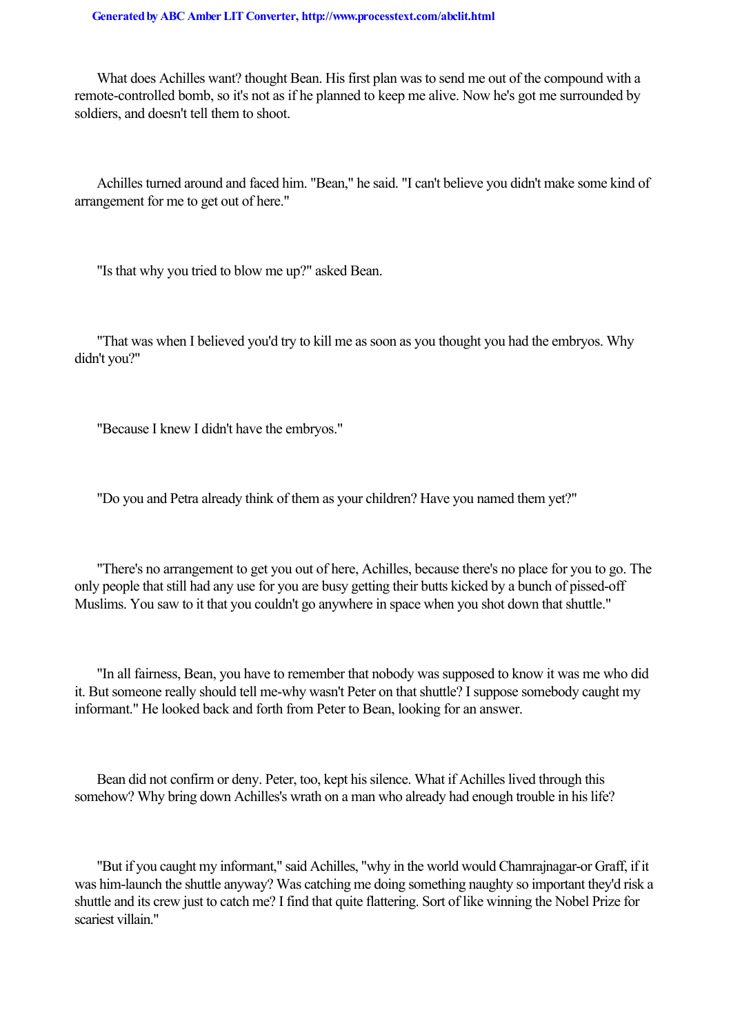What does Achilles want? thought Bean. His first plan was to send me out of the compound with a remote-controlled bomb, so it's not as if he planned to keep me alive. Now he's got me surrounded by soldiers, and doesn't tell them to shoot.

Achilles turned around and faced him. "Bean," he said. "I can't believe you didn't make some kind of arrangement for me to get out of here."

"Is that why you tried to blow me up?" asked Bean.

"That was when I believed you'd try to kill me as soon as you thought you had the embryos. Why didn't you?"

"Because I knew I didn't have the embryos."

"Do you and Petra already think of them as your children? Have you named them yet?"

"There's no arrangement to get you out of here, Achilles, because there's no place for you to go. The only people that still had any use for you are busy getting their butts kicked by a bunch of pissed-off Muslims. You saw to it that you couldn't go anywhere in space when you shot down that shuttle."

"In all fairness, Bean, you have to remember that nobody was supposed to know it was me who did it. But someone really should tell me-why wasn't Peter on that shuttle? I suppose somebody caught my informant." He looked back and forth from Peter to Bean, looking for an answer.

Bean did not confirm or deny. Peter, too, kept his silence. What if Achilles lived through this somehow? Why bring down Achilles's wrath on a man who already had enough trouble in his life?

"But if you caught my informant," said Achilles, "why in the world would Chamrajnagar-or Graff, if it was him-launch the shuttle anyway? Was catching me doing something naughty so important they'd risk a shuttle and its crew just to catch me? I find that quite flattering. Sort of like winning the Nobel Prize for scariest villain."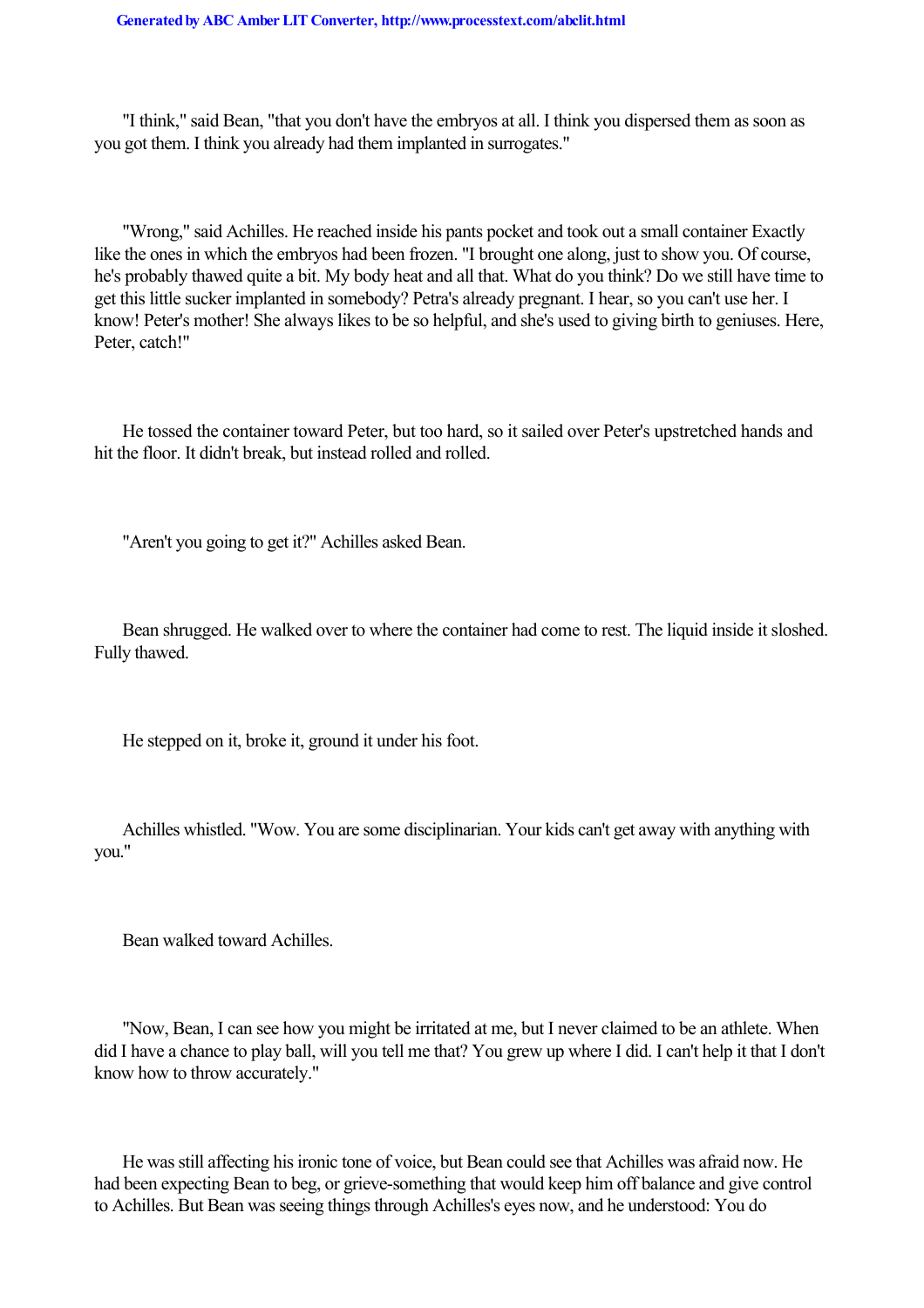"I think," said Bean, "that you don't have the embryos at all. I think you dispersed them as soon as you got them. I think you already had them implanted in surrogates."

"Wrong," said Achilles. He reached inside his pants pocket and took out a small container Exactly like the ones in which the embryos had been frozen. "I brought one along, just to show you. Of course, he's probably thawed quite a bit. My body heat and all that. What do you think? Do we still have time to get this little sucker implanted in somebody? Petra's already pregnant. I hear, so you can't use her. I know! Peter's mother! She always likes to be so helpful, and she's used to giving birth to geniuses. Here, Peter, catch!"

He tossed the container toward Peter, but too hard, so it sailed over Peter's upstretched hands and hit the floor. It didn't break, but instead rolled and rolled.

"Aren't you going to get it?" Achilles asked Bean.

Bean shrugged. He walked over to where the container had come to rest. The liquid inside it sloshed. Fully thawed.

He stepped on it, broke it, ground it under his foot.

Achilles whistled. "Wow. You are some disciplinarian. Your kids can't get away with anything with you."

Bean walked toward Achilles.

"Now, Bean, I can see how you might be irritated at me, but I never claimed to be an athlete. When did I have a chance to play ball, will you tell me that? You grew up where I did. I can't help it that I don't know how to throw accurately."

He was still affecting his ironic tone of voice, but Bean could see that Achilles was afraid now. He had been expecting Bean to beg, or grieve-something that would keep him off balance and give control to Achilles. But Bean was seeing things through Achilles's eyes now, and he understood: You do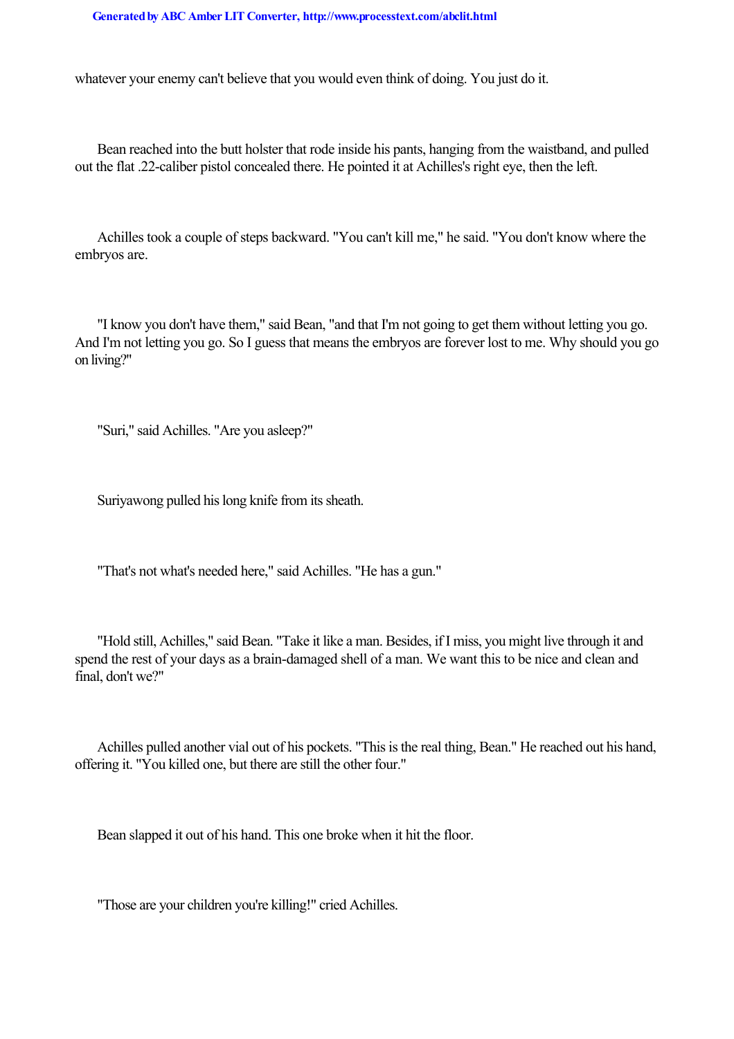whatever your enemy can't believe that you would even think of doing. You just do it.

Bean reached into the butt holster that rode inside his pants, hanging from the waistband, and pulled out the flat .22-caliber pistol concealed there. He pointed it at Achilles's right eye, then the left.

Achilles took a couple of steps backward. "You can't kill me," he said. "You don't know where the embryos are.

"I know you don't have them," said Bean, "and that I'm not going to get them without letting you go. And I'm not letting you go. So I guess that means the embryos are forever lost to me. Why should you go on living?"

"Suri," said Achilles. "Are you asleep?"

Suriyawong pulled his long knife from its sheath.

"That's not what's needed here," said Achilles. "He has a gun."

"Hold still, Achilles," said Bean. "Take it like a man. Besides, if I miss, you might live through it and spend the rest of your days as a brain-damaged shell of a man. We want this to be nice and clean and final, don't we?"

Achilles pulled another vial out of his pockets. "This is the real thing, Bean." He reached out his hand, offering it. "You killed one, but there are still the other four."

Bean slapped it out of his hand. This one broke when it hit the floor.

"Those are your children you're killing!" cried Achilles.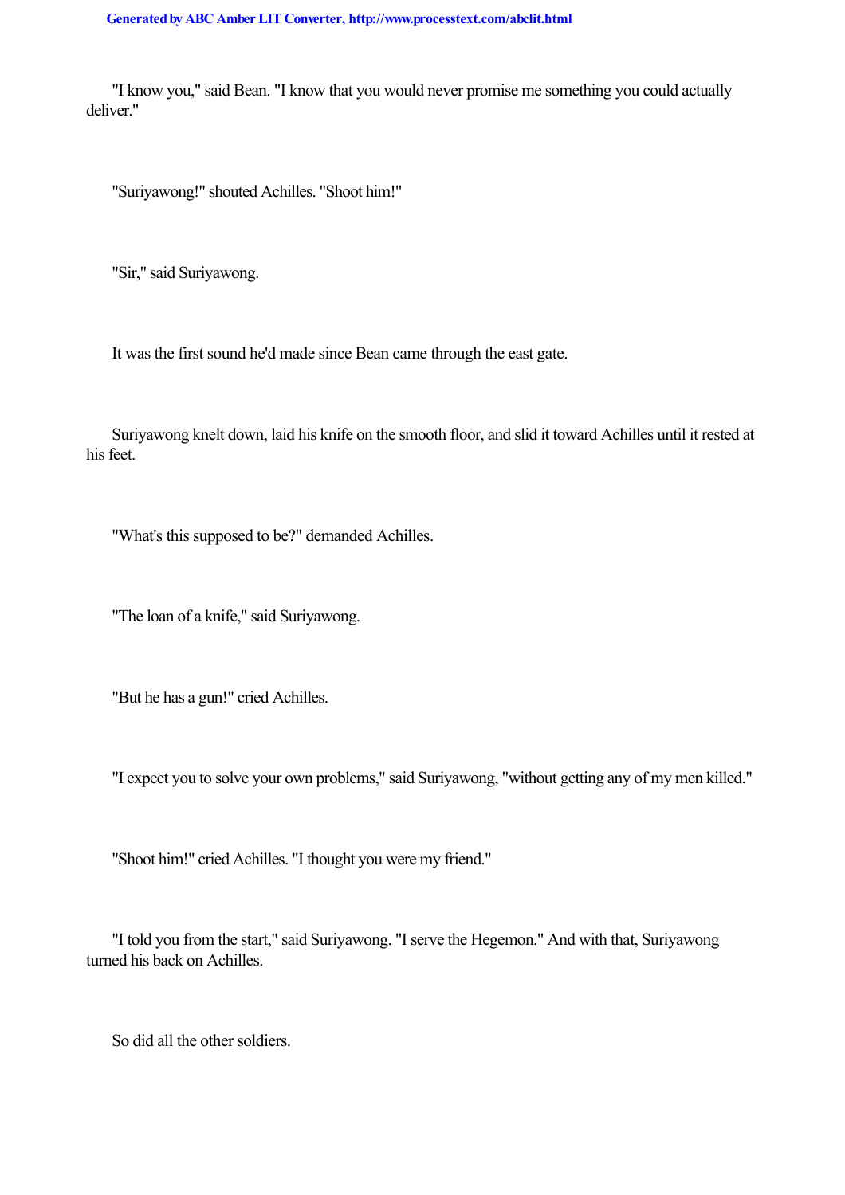"I know you," said Bean. "I know that you would never promise me something you could actually deliver."

"Suriyawong!" shouted Achilles. "Shoot him!"

"Sir," said Suriyawong.

It was the first sound he'd made since Bean came through the east gate.

Suriyawong knelt down, laid his knife on the smooth floor, and slid it toward Achilles until it rested at his feet.

"What's this supposed to be?" demanded Achilles.

"The loan of a knife," said Suriyawong.

"But he has a gun!" cried Achilles.

"I expect you to solve your own problems," said Suriyawong, "without getting any of my men killed."

"Shoot him!" cried Achilles. "I thought you were my friend."

"I told you from the start," said Suriyawong. "I serve the Hegemon." And with that, Suriyawong turned his back on Achilles.

So did all the other soldiers.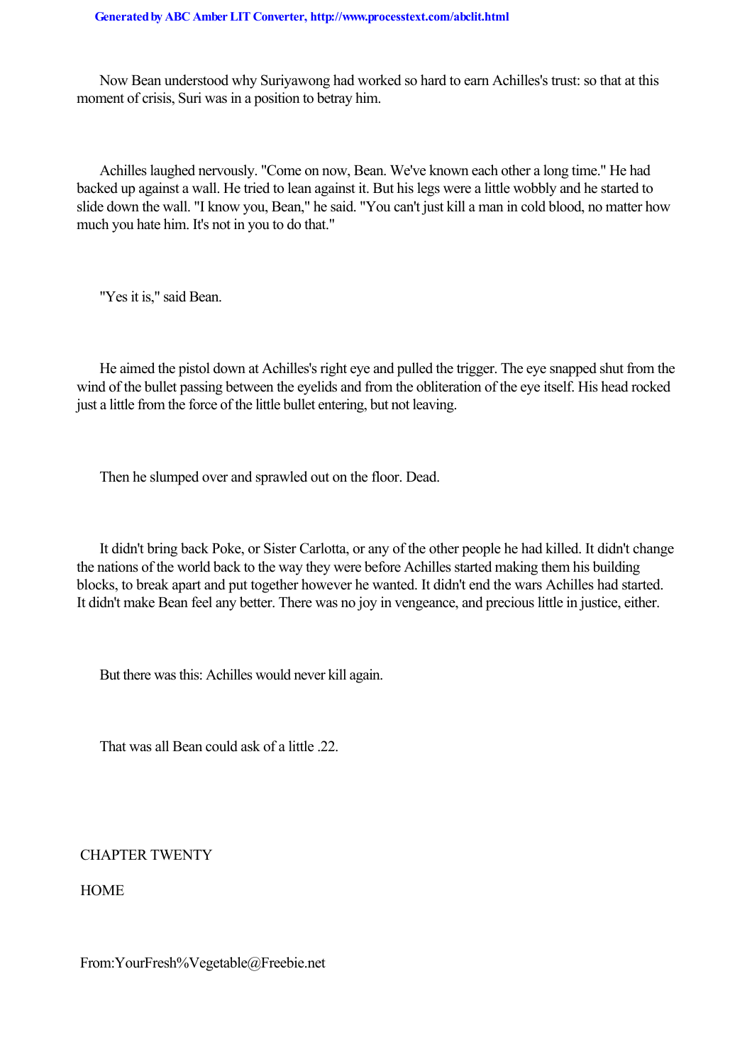Now Bean understood why Suriyawong had worked so hard to earn Achilles's trust: so that at this moment of crisis, Suri was in a position to betray him.

Achilles laughed nervously. "Come on now, Bean. We've known each other a long time." He had backed up against a wall. He tried to lean against it. But his legs were a little wobbly and he started to slide down the wall. "I know you, Bean," he said. "You can't just kill a man in cold blood, no matter how much you hate him. It's not in you to do that."

"Yes it is," said Bean.

He aimed the pistol down at Achilles's right eye and pulled the trigger. The eye snapped shut from the wind of the bullet passing between the eyelids and from the obliteration of the eye itself. His head rocked just a little from the force of the little bullet entering, but not leaving.

Then he slumped over and sprawled out on the floor. Dead.

It didn't bring back Poke, or Sister Carlotta, or any of the other people he had killed. It didn't change the nations of the world back to the way they were before Achilles started making them his building blocks, to break apart and put together however he wanted. It didn't end the wars Achilles had started. It didn't make Bean feel any better. There was no joy in vengeance, and precious little in justice, either.

But there was this: Achilles would never kill again.

That was all Bean could ask of a little .22.

## CHAPTER TWENTY

## HOME

From:YourFresh%Vegetable@Freebie.net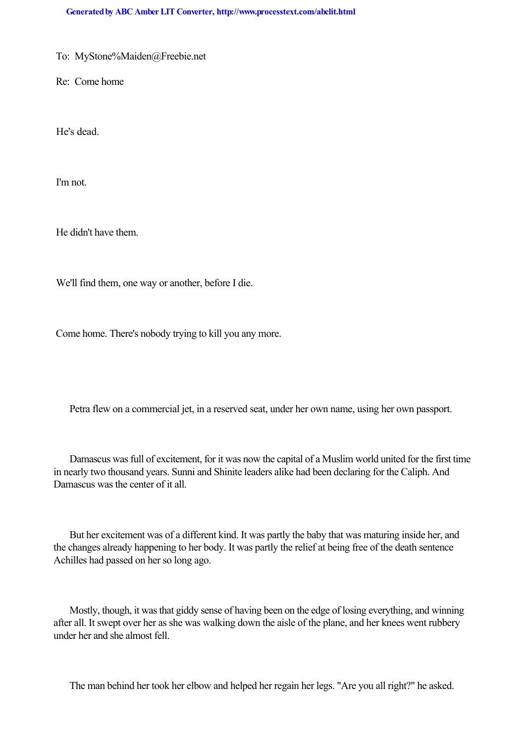To: MyStone%Maiden@Freebie.net

Re: Come home

He's dead.

I'm not.

He didn't have them.

We'll find them, one way or another, before I die.

Come home. There's nobody trying to kill you any more.

Petra flew on a commercial jet, in a reserved seat, under her own name, using her own passport.

Damascus was full of excitement, for it was now the capital of a Muslim world united for the first time in nearly two thousand years. Sunni and Shinite leaders alike had been declaring for the Caliph. And Damascus was the center of it all.

But her excitement was of a different kind. It was partly the baby that was maturing inside her, and the changes already happening to her body. It was partly the relief at being free of the death sentence Achilles had passed on her so long ago.

Mostly, though, it was that giddy sense of having been on the edge of losing everything, and winning after all. It swept over her as she was walking down the aisle of the plane, and her knees went rubbery under her and she almost fell.

The man behind her took her elbow and helped her regain her legs. "Are you all right?" he asked.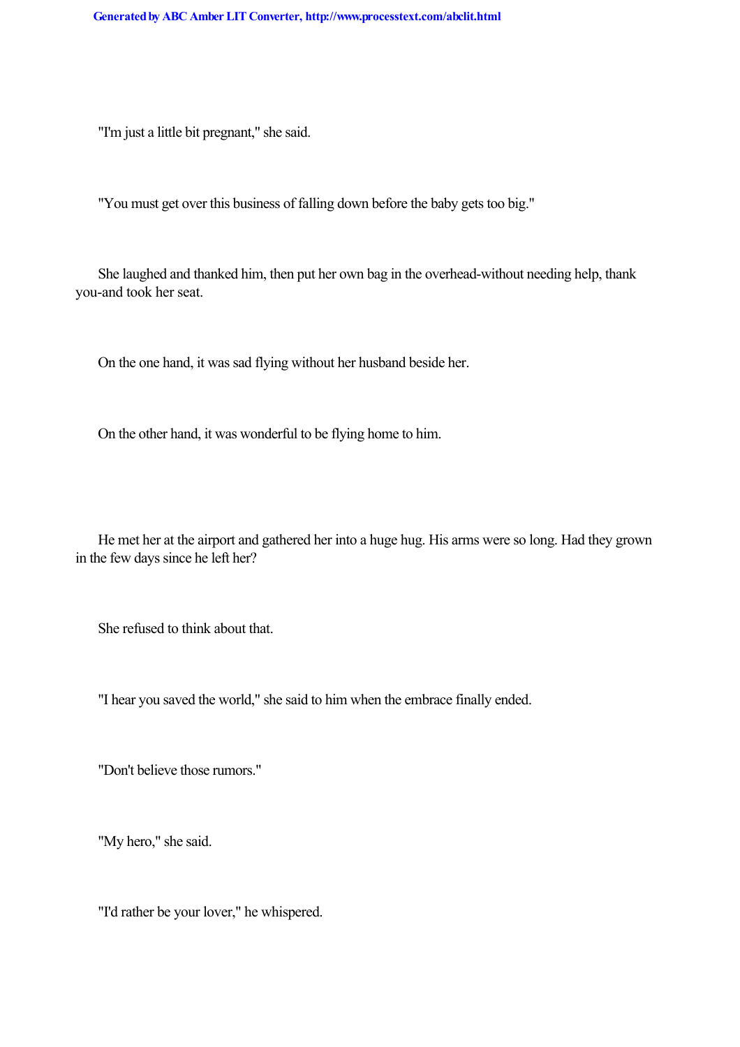"I'm just a little bit pregnant," she said.

"You must get over this business of falling down before the baby gets too big."

She laughed and thanked him, then put her own bag in the overhead-without needing help, thank you-and took her seat.

On the one hand, it was sad flying without her husband beside her.

On the other hand, it was wonderful to be flying home to him.

He met her at the airport and gathered her into a huge hug. His arms were so long. Had they grown in the few days since he left her?

She refused to think about that.

"I hear you saved the world," she said to him when the embrace finally ended.

"Don't believe those rumors."

"My hero," she said.

"I'd rather be your lover," he whispered.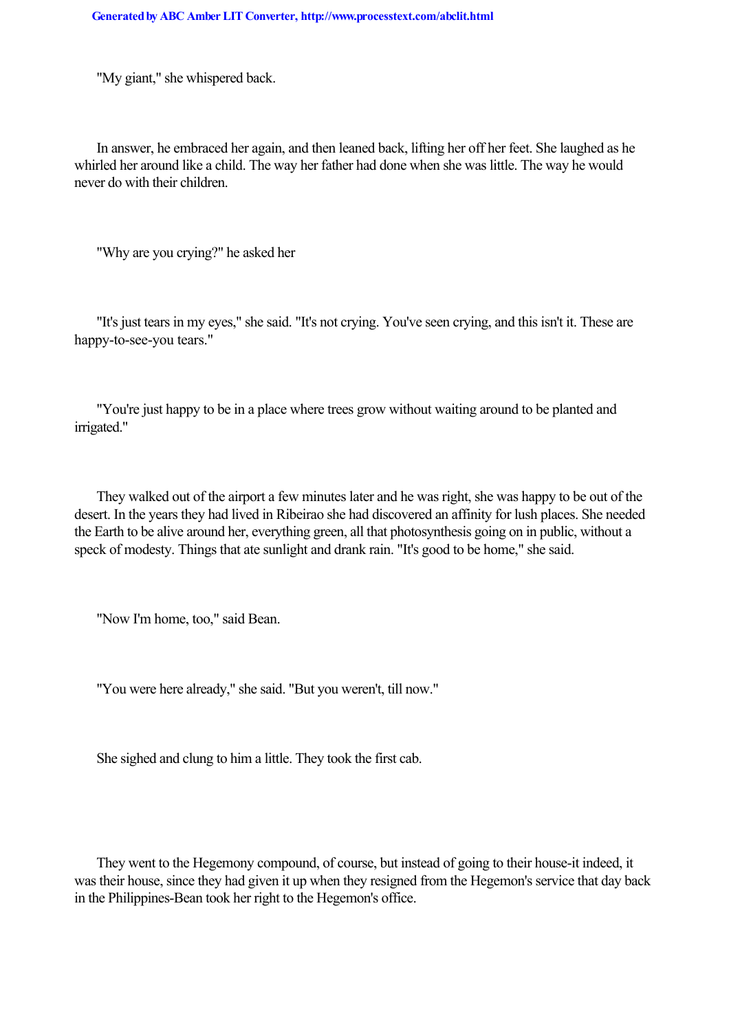"My giant," she whispered back.

In answer, he embraced her again, and then leaned back, lifting her off her feet. She laughed as he whirled her around like a child. The way her father had done when she was little. The way he would never do with their children.

"Why are you crying?" he asked her

"It's just tears in my eyes," she said. "It's not crying. You've seen crying, and this isn't it. These are happy-to-see-you tears."

"You're just happy to be in a place where trees grow without waiting around to be planted and irrigated."

They walked out of the airport a few minutes later and he was right, she was happy to be out of the desert. In the years they had lived in Ribeirao she had discovered an affinity for lush places. She needed the Earth to be alive around her, everything green, all that photosynthesis going on in public, without a speck of modesty. Things that ate sunlight and drank rain. "It's good to be home," she said.

"Now I'm home, too," said Bean.

"You were here already," she said. "But you weren't, till now."

She sighed and clung to him a little. They took the first cab.

They went to the Hegemony compound, of course, but instead of going to their house-it indeed, it was their house, since they had given it up when they resigned from the Hegemon's service that day back in the Philippines-Bean took her right to the Hegemon's office.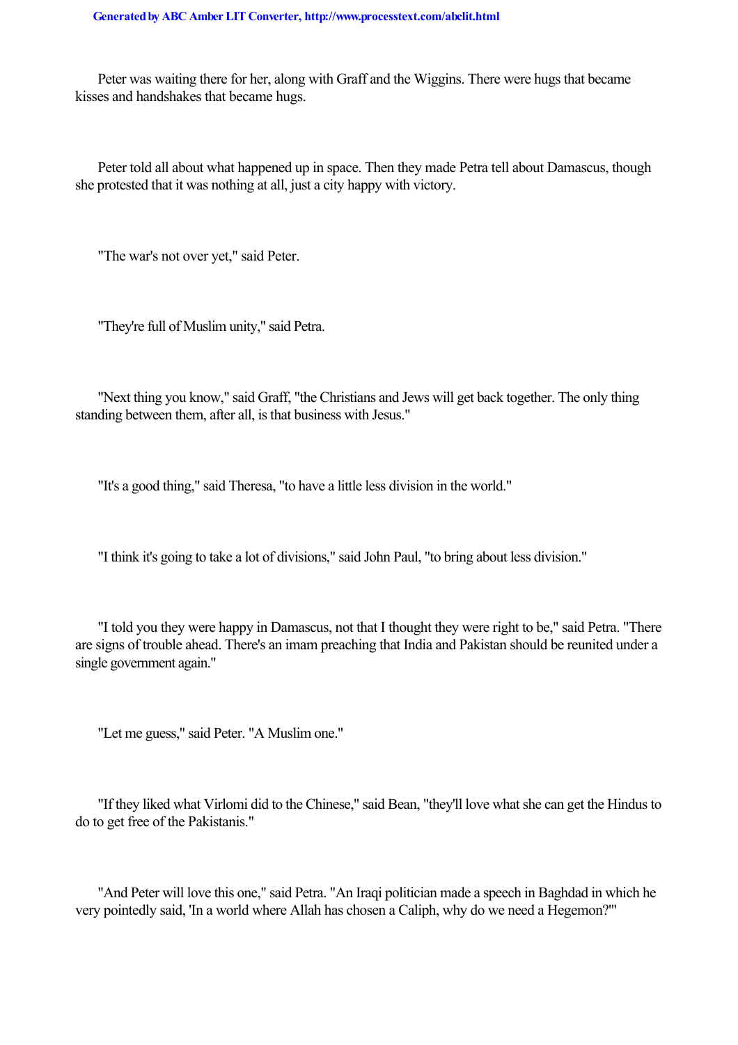Peter was waiting there for her, along with Graff and the Wiggins. There were hugs that became kisses and handshakes that became hugs.

Peter told all about what happened up in space. Then they made Petra tell about Damascus, though she protested that it was nothing at all, just a city happy with victory.

"The war's not over yet," said Peter.

"They're full of Muslim unity," said Petra.

"Next thing you know," said Graff, "the Christians and Jews will get back together. The only thing standing between them, after all, is that business with Jesus."

"It's a good thing," said Theresa, "to have a little less division in the world."

"I think it's going to take a lot of divisions," said John Paul, "to bring about less division."

"I told you they were happy in Damascus, not that I thought they were right to be," said Petra. "There are signs of trouble ahead. There's an imam preaching that India and Pakistan should be reunited under a single government again."

"Let me guess," said Peter. "A Muslim one."

"If they liked what Virlomi did to the Chinese," said Bean, "they'll love what she can get the Hindus to do to get free of the Pakistanis."

"And Peter will love this one," said Petra. "An Iraqi politician made a speech in Baghdad in which he very pointedly said, 'In a world where Allah has chosen a Caliph, why do we need a Hegemon?'"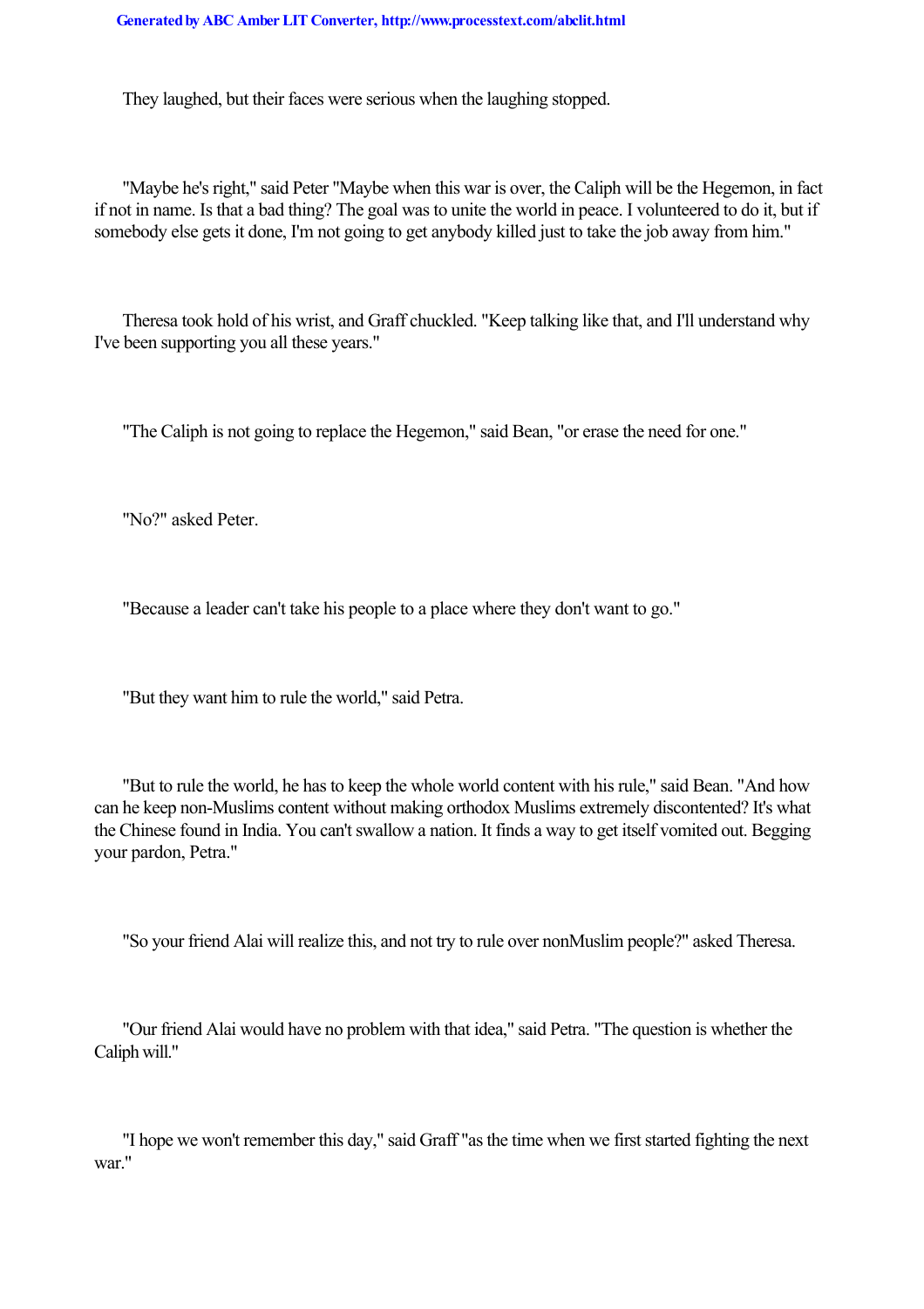They laughed, but their faces were serious when the laughing stopped.

"Maybe he's right," said Peter "Maybe when this war is over, the Caliph will be the Hegemon, in fact if not in name. Is that a bad thing? The goal was to unite the world in peace. I volunteered to do it, but if somebody else gets it done, I'm not going to get anybody killed just to take the job away from him."

Theresa took hold of his wrist, and Graff chuckled. "Keep talking like that, and I'll understand why I've been supporting you all these years."

"The Caliph is not going to replace the Hegemon," said Bean, "or erase the need for one."

"No?" asked Peter.

"Because a leader can't take his people to a place where they don't want to go."

"But they want him to rule the world," said Petra.

"But to rule the world, he has to keep the whole world content with his rule," said Bean. "And how can he keep non-Muslims content without making orthodox Muslims extremely discontented? It's what the Chinese found in India. You can't swallow a nation. It finds a way to get itself vomited out. Begging your pardon, Petra."

"So your friend Alai will realize this, and not try to rule over nonMuslim people?" asked Theresa.

"Our friend Alai would have no problem with that idea," said Petra. "The question is whether the Caliph will."

"I hope we won't remember this day," said Graff "as the time when we first started fighting the next war."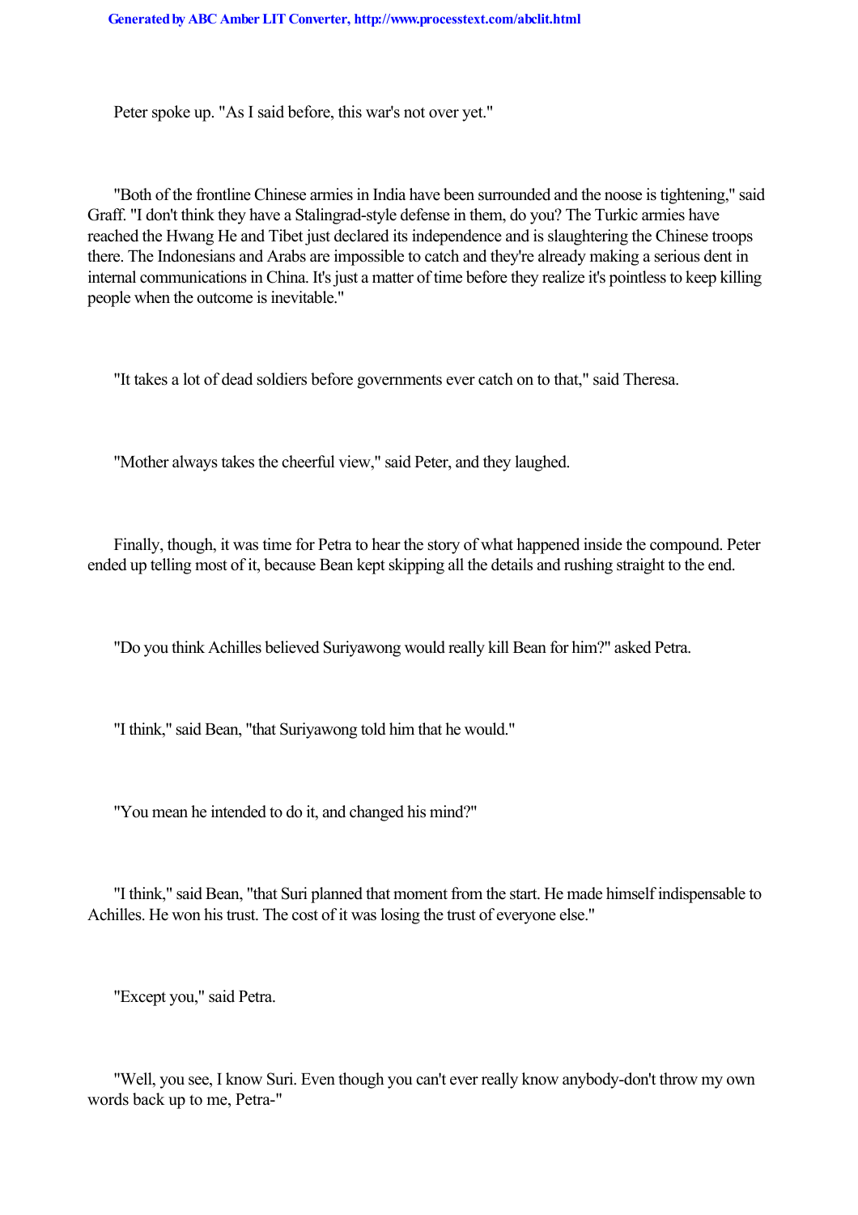Peter spoke up. "As I said before, this war's not over yet."

"Both of the frontline Chinese armies in India have been surrounded and the noose is tightening," said Graff. "I don't think they have a Stalingrad-style defense in them, do you? The Turkic armies have reached the Hwang He and Tibet just declared its independence and is slaughtering the Chinese troops there. The Indonesians and Arabs are impossible to catch and they're already making a serious dent in internal communications in China. It's just a matter of time before they realize it's pointless to keep killing people when the outcome is inevitable."

"It takes a lot of dead soldiers before governments ever catch on to that," said Theresa.

"Mother always takes the cheerful view," said Peter, and they laughed.

Finally, though, it was time for Petra to hear the story of what happened inside the compound. Peter ended up telling most of it, because Bean kept skipping all the details and rushing straight to the end.

"Do you think Achilles believed Suriyawong would really kill Bean for him?" asked Petra.

"I think," said Bean, "that Suriyawong told him that he would."

"You mean he intended to do it, and changed his mind?"

"I think," said Bean, "that Suri planned that moment from the start. He made himself indispensable to Achilles. He won his trust. The cost of it was losing the trust of everyone else."

"Except you," said Petra.

"Well, you see, I know Suri. Even though you can't ever really know anybody-don't throw my own words back up to me, Petra-"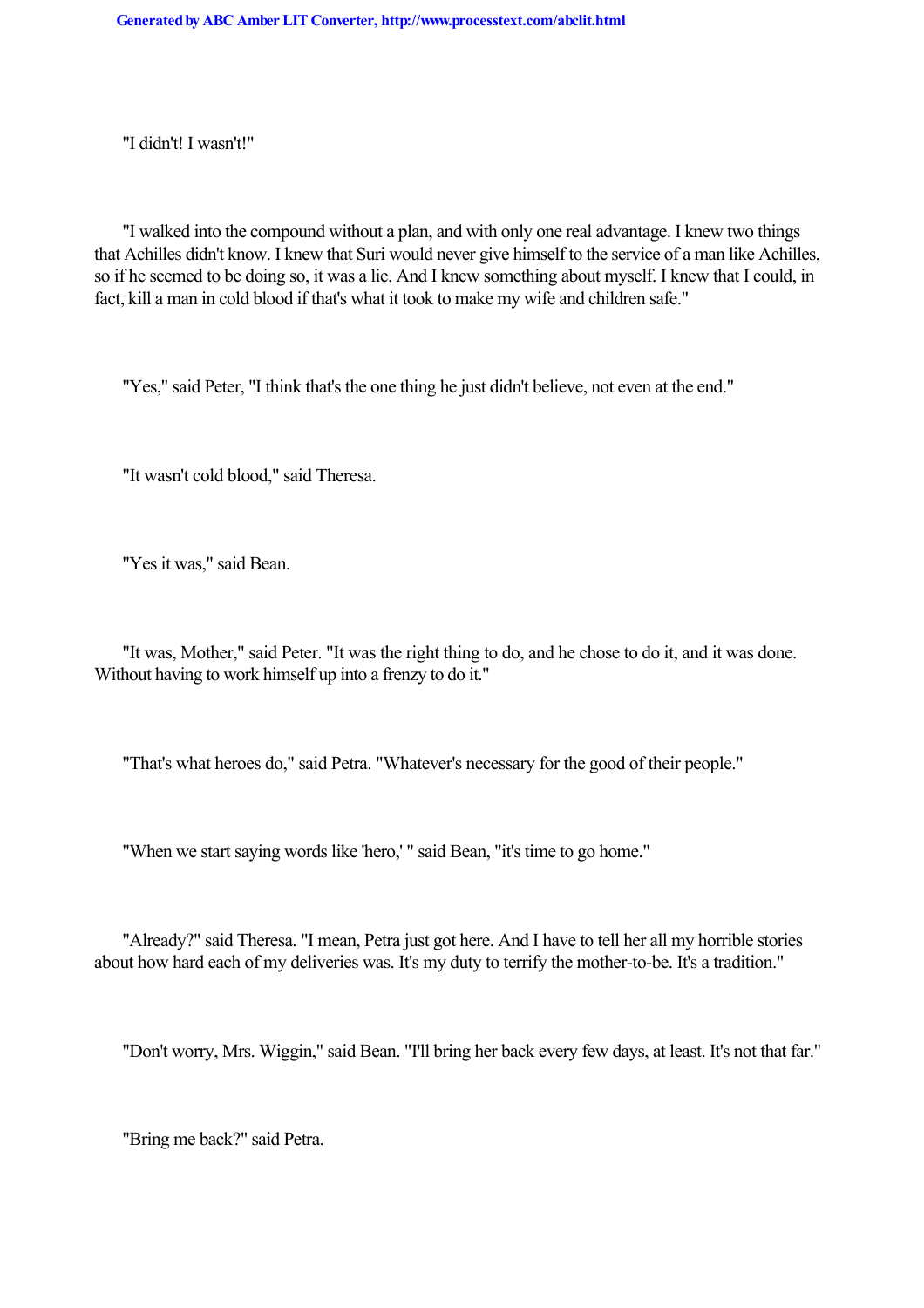"I didn't! I wasn't!"

"I walked into the compound without a plan, and with only one real advantage. I knew two things that Achilles didn't know. I knew that Suri would never give himself to the service of a man like Achilles, so if he seemed to be doing so, it was a lie. And I knew something about myself. I knew that I could, in fact, kill a man in cold blood if that's what it took to make my wife and children safe."

"Yes," said Peter, "I think that's the one thing he just didn't believe, not even at the end."

"It wasn't cold blood," said Theresa.

"Yes it was," said Bean.

"It was, Mother," said Peter. "It was the right thing to do, and he chose to do it, and it was done. Without having to work himself up into a frenzy to do it."

"That's what heroes do," said Petra. "Whatever's necessary for the good of their people."

"When we start saying words like 'hero,' " said Bean, "it's time to go home."

"Already?" said Theresa. "I mean, Petra just got here. And I have to tell her all my horrible stories about how hard each of my deliveries was. It's my duty to terrify the mother-to-be. It's a tradition."

"Don't worry, Mrs. Wiggin," said Bean. "I'll bring her back every few days, at least. It's not that far."

"Bring me back?" said Petra.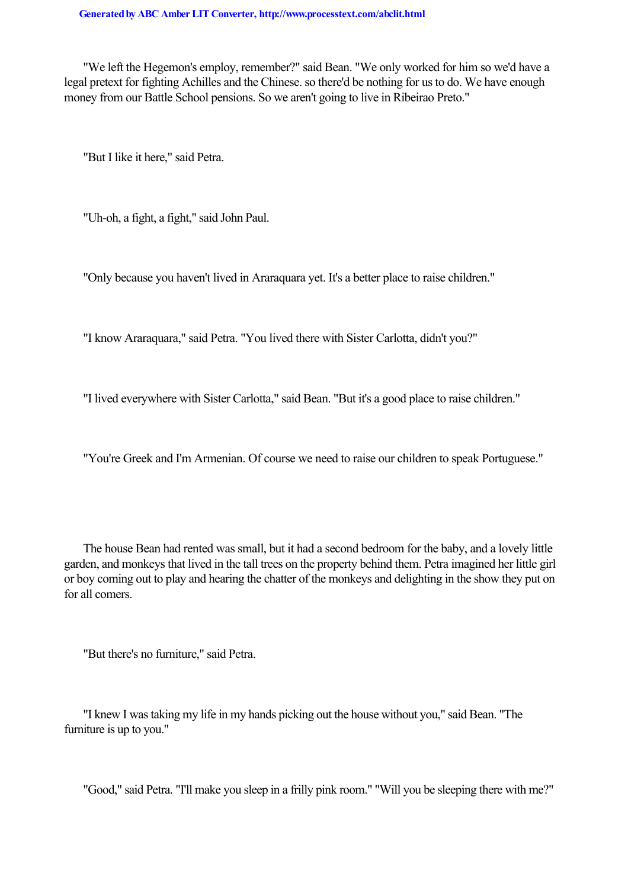"We left the Hegemon's employ, remember?" said Bean. "We only worked for him so we'd have a legal pretext for fighting Achilles and the Chinese. so there'd be nothing for us to do. We have enough money from our Battle School pensions. So we aren't going to live in Ribeirao Preto."

"But I like it here," said Petra.

"Uh-oh, a fight, a fight," said John Paul.

"Only because you haven't lived in Araraquara yet. It's a better place to raise children."

"I know Araraquara," said Petra. "You lived there with Sister Carlotta, didn't you?"

"I lived everywhere with Sister Carlotta," said Bean. "But it's a good place to raise children."

"You're Greek and I'm Armenian. Of course we need to raise our children to speak Portuguese."

The house Bean had rented was small, but it had a second bedroom for the baby, and a lovely little garden, and monkeys that lived in the tall trees on the property behind them. Petra imagined her little girl or boy coming out to play and hearing the chatter of the monkeys and delighting in the show they put on for all comers.

"But there's no furniture," said Petra.

"I knew I was taking my life in my hands picking out the house without you," said Bean. "The furniture is up to you."

"Good," said Petra. "I'll make you sleep in a frilly pink room." "Will you be sleeping there with me?"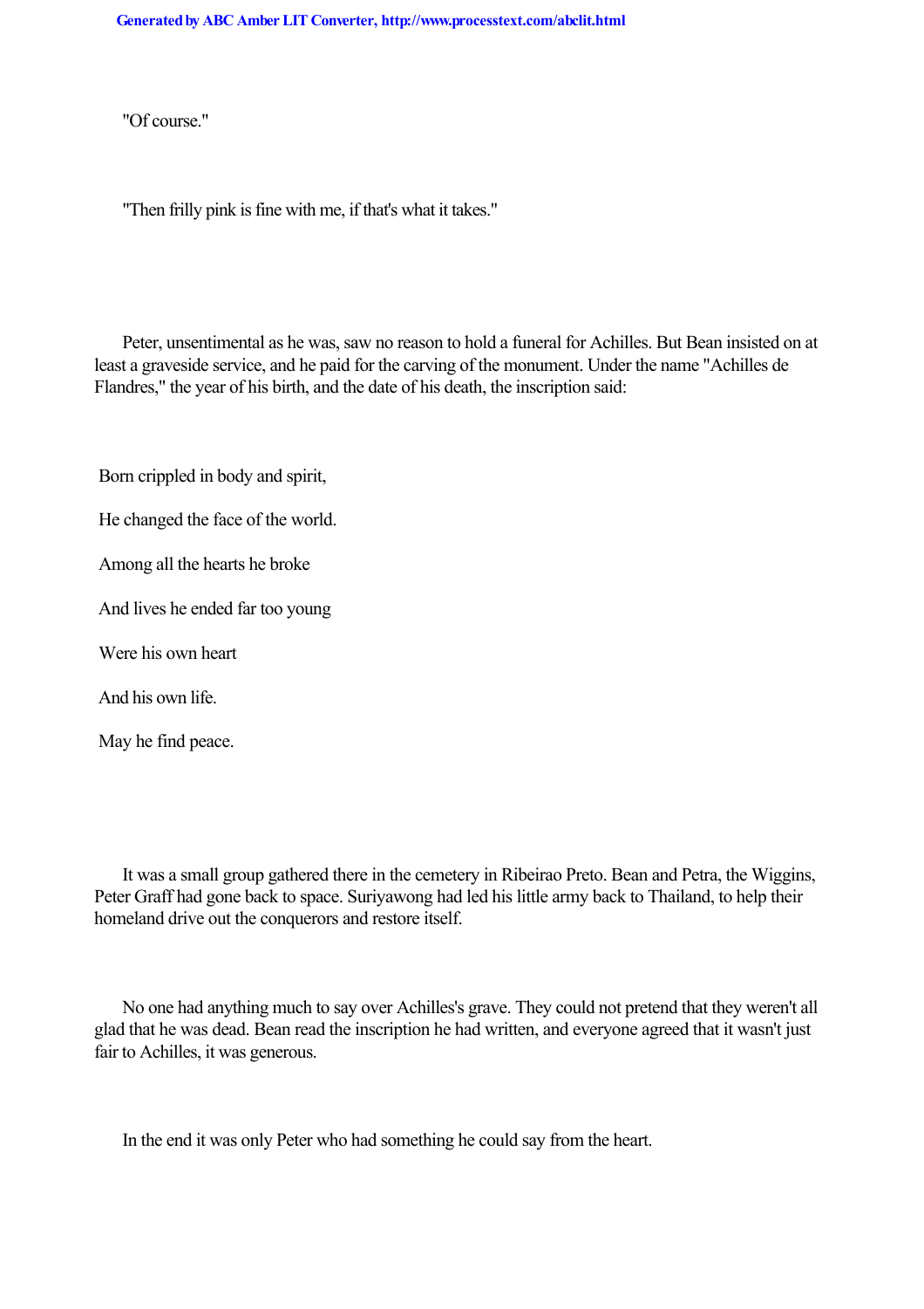"Of course."

"Then frilly pink is fine with me, if that's what it takes."

Peter, unsentimental as he was, saw no reason to hold a funeral for Achilles. But Bean insisted on at least a graveside service, and he paid for the carving of the monument. Under the name "Achilles de Flandres," the year of his birth, and the date of his death, the inscription said:

Born crippled in body and spirit,

He changed the face of the world.

Among all the hearts he broke

And lives he ended far too young

Were his own heart

And his own life.

May he find peace.

It was a small group gathered there in the cemetery in Ribeirao Preto. Bean and Petra, the Wiggins, Peter Graff had gone back to space. Suriyawong had led his little army back to Thailand, to help their homeland drive out the conquerors and restore itself.

No one had anything much to say over Achilles's grave. They could not pretend that they weren't all glad that he was dead. Bean read the inscription he had written, and everyone agreed that it wasn't just fair to Achilles, it was generous.

In the end it was only Peter who had something he could say from the heart.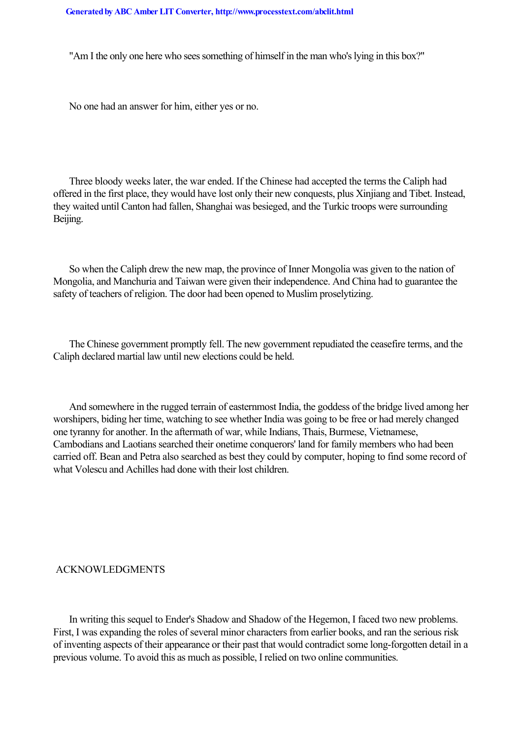"Am I the only one here who sees something of himself in the man who's lying in this box?"

No one had an answer for him, either yes or no.

Three bloody weeks later, the war ended. If the Chinese had accepted the terms the Caliph had offered in the first place, they would have lost only their new conquests, plus Xinjiang and Tibet. Instead, they waited until Canton had fallen, Shanghai was besieged, and the Turkic troops were surrounding Beijing.

So when the Caliph drew the new map, the province of Inner Mongolia was given to the nation of Mongolia, and Manchuria and Taiwan were given their independence. And China had to guarantee the safety of teachers of religion. The door had been opened to Muslim proselytizing.

The Chinese government promptly fell. The new government repudiated the ceasefire terms, and the Caliph declared martial law until new elections could be held.

And somewhere in the rugged terrain of easternmost India, the goddess of the bridge lived among her worshipers, biding her time, watching to see whether India was going to be free or had merely changed one tyranny for another. In the aftermath of war, while Indians, Thais, Burmese, Vietnamese, Cambodians and Laotians searched their onetime conquerors' land for family members who had been carried off. Bean and Petra also searched as best they could by computer, hoping to find some record of what Volescu and Achilles had done with their lost children.

## ACKNOWLEDGMENTS

In writing this sequel to Ender's Shadow and Shadow of the Hegemon, I faced two new problems. First, I was expanding the roles of several minor characters from earlier books, and ran the serious risk of inventing aspects of their appearance or their past that would contradict some long-forgotten detail in a previous volume. To avoid this as much as possible, I relied on two online communities.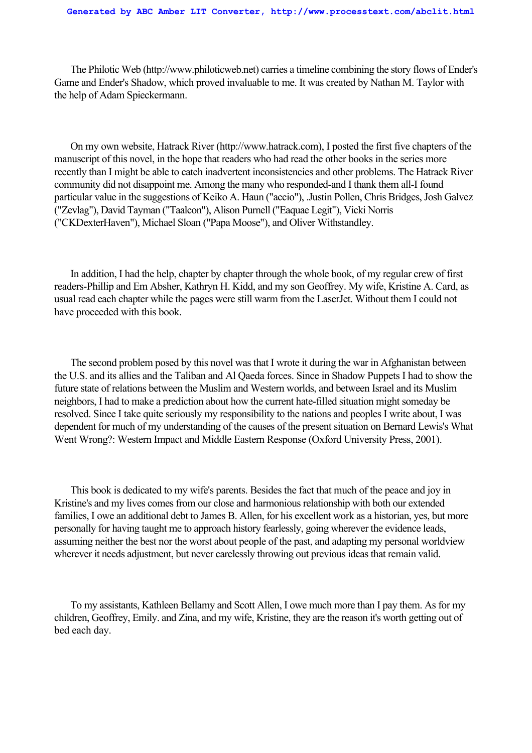The Philotic Web (http://www.philoticweb.net) carries a timeline combining the story flows of Ender's Game and Ender's Shadow, which proved invaluable to me. It was created by Nathan M. Taylor with the help of Adam Spieckermann.

On my own website, Hatrack River (http://www.hatrack.com), I posted the first five chapters of the manuscript of this novel, in the hope that readers who had read the other books in the series more recently than I might be able to catch inadvertent inconsistencies and other problems. The Hatrack River community did not disappoint me. Among the many who responded-and I thank them all-I found particular value in the suggestions of Keiko A. Haun ("accio"), .Justin Pollen, Chris Bridges, Josh Galvez ("Zevlag"), David Tayman ("Taalcon"), Alison Purnell ("Eaquae Legit"), Vicki Norris ("CKDexterHaven"), Michael Sloan ("Papa Moose"), and Oliver Withstandley.

In addition, I had the help, chapter by chapter through the whole book, of my regular crew of first readers-Phillip and Em Absher, Kathryn H. Kidd, and my son Geoffrey. My wife, Kristine A. Card, as usual read each chapter while the pages were still warm from the LaserJet. Without them I could not have proceeded with this book.

The second problem posed by this novel was that I wrote it during the war in Afghanistan between the U.S. and its allies and the Taliban and Al Qaeda forces. Since in Shadow Puppets I had to show the future state of relations between the Muslim and Western worlds, and between Israel and its Muslim neighbors, I had to make a prediction about how the current hate-filled situation might someday be resolved. Since I take quite seriously my responsibility to the nations and peoples I write about, I was dependent for much of my understanding of the causes of the present situation on Bernard Lewis's What Went Wrong?: Western Impact and Middle Eastern Response (Oxford University Press, 2001).

This book is dedicated to my wife's parents. Besides the fact that much of the peace and joy in Kristine's and my lives comes from our close and harmonious relationship with both our extended families, I owe an additional debt to James B. Allen, for his excellent work as a historian, yes, but more personally for having taught me to approach history fearlessly, going wherever the evidence leads, assuming neither the best nor the worst about people of the past, and adapting my personal worldview wherever it needs adjustment, but never carelessly throwing out previous ideas that remain valid.

To my assistants, Kathleen Bellamy and Scott Allen, I owe much more than I pay them. As for my children, Geoffrey, Emily. and Zina, and my wife, Kristine, they are the reason it's worth getting out of bed each day.